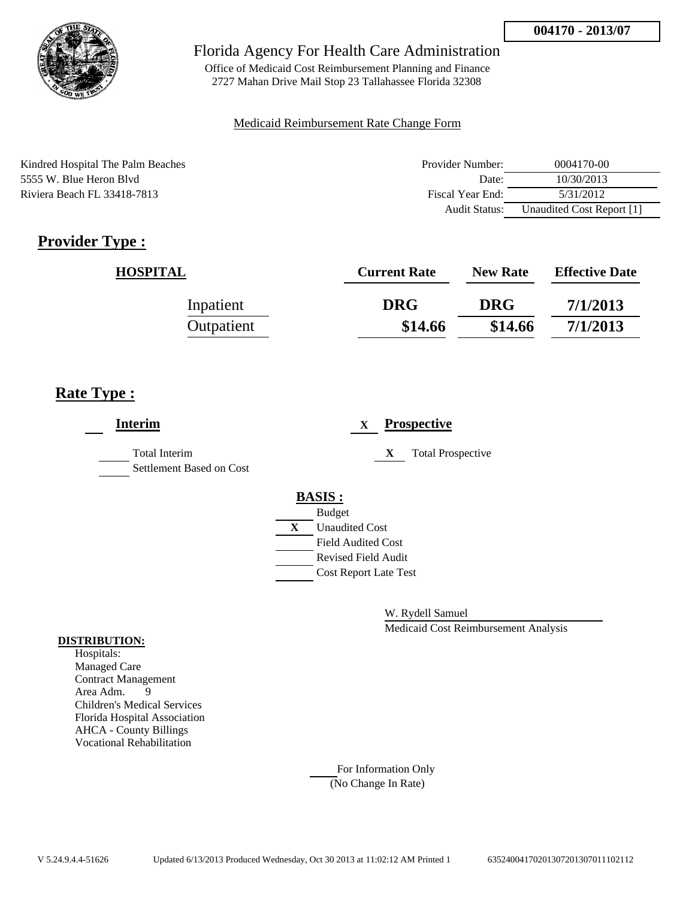**004170 - 2013/07**

Florida Agency For Health Care Administration

Office of Medicaid Cost Reimbursement Planning and Finance
2727 Mahan Drive Mail Stop 23 Tallahassee Florida 32308

Medicaid Reimbursement Rate Change Form

Kindred Hospital The Palm Beaches
5555 W. Blue Heron Blvd
Riviera Beach FL 33418-7813

| | |
|---|---|
| Provider Number: | 0004170-00 |
| Date: | 10/30/2013 |
| Fiscal Year End: | 5/31/2012 |
| Audit Status: | Unaudited Cost Report [1] |

# Provider Type :

| HOSPITAL | Current Rate | New Rate | Effective Date |
|---|---|---|---|
| Inpatient | DRG | DRG | 7/1/2013 |
| Outpatient | $14.66 | $14.66 | 7/1/2013 |

## Rate Type :

**Interim**

___ Total Interim

___ Settlement Based on Cost

X **Prospective**

X Total Prospective

**BASIS :**

___ Budget

X Unaudited Cost

___ Field Audited Cost

___ Revised Field Audit

___ Cost Report Late Test

W. Rydell Samuel

Medicaid Cost Reimbursement Analysis

**DISTRIBUTION:**

Hospitals:
Managed Care
Contract Management
Area Adm. 9
Children's Medical Services
Florida Hospital Association
AHCA - County Billings
Vocational Rehabilitation

___ For Information Only
(No Change In Rate)

V 5.24.9.4.4-51626 Updated 6/13/2013 Produced Wednesday, Oct 30 2013 at 11:02:12 AM Printed 1 635240041702013072013070111102112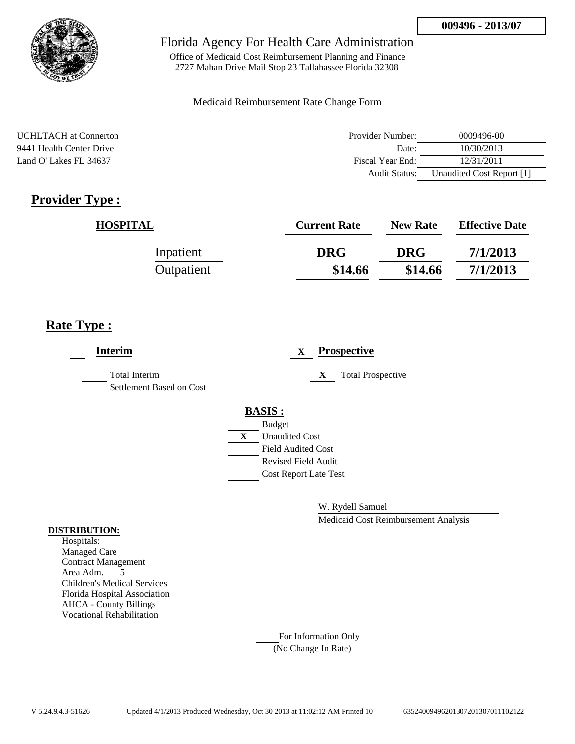**009496 - 2013/07**

Florida Agency For Health Care Administration

Office of Medicaid Cost Reimbursement Planning and Finance
2727 Mahan Drive Mail Stop 23 Tallahassee Florida 32308

Medicaid Reimbursement Rate Change Form

UCHLTACH at Connerton
9441 Health Center Drive
Land O' Lakes FL 34637

| | |
|---|---|
| Provider Number: | 0009496-00 |
| Date: | 10/30/2013 |
| Fiscal Year End: | 12/31/2011 |
| Audit Status: | Unaudited Cost Report [1] |

## Provider Type :

| HOSPITAL | Current Rate | New Rate | Effective Date |
|---|---|---|---|
| Inpatient | DRG | DRG | 7/1/2013 |
| Outpatient | $14.66 | $14.66 | 7/1/2013 |

## Rate Type :

**Interim**

- ___ Total Interim
- ___ Settlement Based on Cost

X **Prospective**

- X Total Prospective

**BASIS :**

- ___ Budget
- X Unaudited Cost
- ___ Field Audited Cost
- ___ Revised Field Audit
- ___ Cost Report Late Test

W. Rydell Samuel
Medicaid Cost Reimbursement Analysis

**DISTRIBUTION:**

Hospitals:
Managed Care
Contract Management
Area Adm. 5
Children's Medical Services
Florida Hospital Association
AHCA - County Billings
Vocational Rehabilitation

___ For Information Only
(No Change In Rate)

V 5.24.9.4.3-51626 Updated 4/1/2013 Produced Wednesday, Oct 30 2013 at 11:02:12 AM Printed 10 635240094962013072013070111102122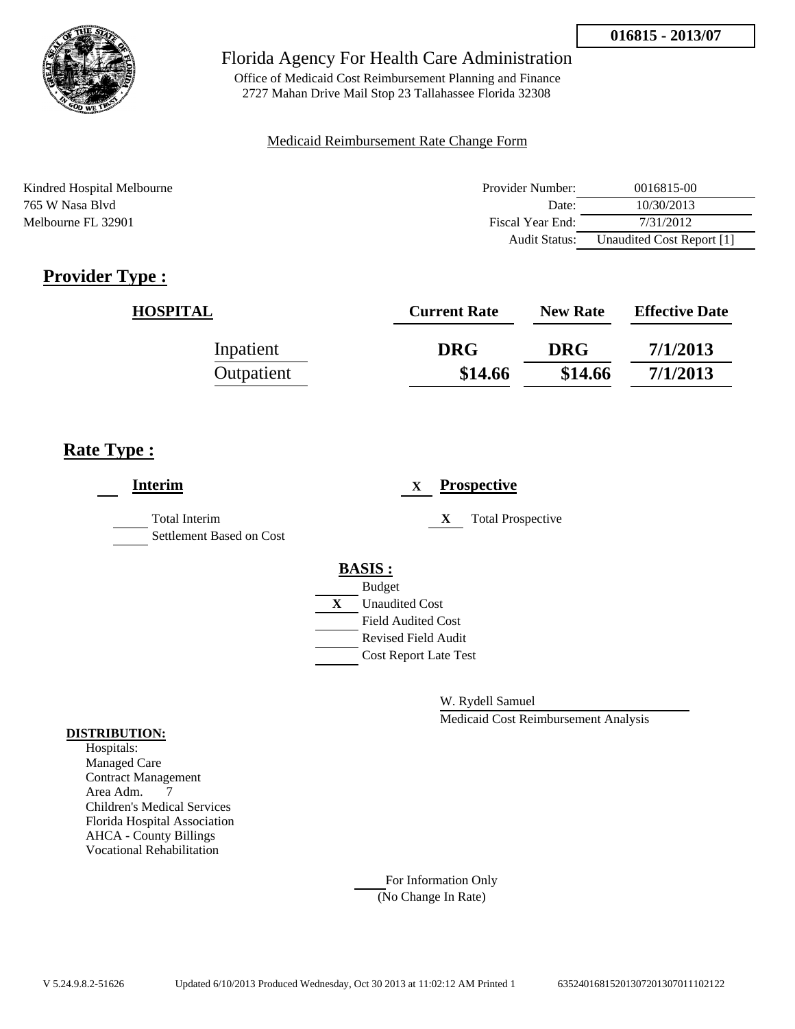**016815 - 2013/07**

Florida Agency For Health Care Administration

Office of Medicaid Cost Reimbursement Planning and Finance
2727 Mahan Drive Mail Stop 23 Tallahassee Florida 32308

Medicaid Reimbursement Rate Change Form

Kindred Hospital Melbourne
765 W Nasa Blvd
Melbourne FL 32901

| | |
|---|---|
| Provider Number: | 0016815-00 |
| Date: | 10/30/2013 |
| Fiscal Year End: | 7/31/2012 |
| Audit Status: | Unaudited Cost Report [1] |

## Provider Type :

| HOSPITAL | Current Rate | New Rate | Effective Date |
|---|---|---|---|
| Inpatient | **DRG** | **DRG** | **7/1/2013** |
| Outpatient | **\$14.66** | **\$14.66** | **7/1/2013** |

## Rate Type :

**Interim**

- ___ Total Interim
- ___ Settlement Based on Cost

X **Prospective**

- X Total Prospective

**BASIS :**

- ___ Budget
- X Unaudited Cost
- ___ Field Audited Cost
- ___ Revised Field Audit
- ___ Cost Report Late Test

W. Rydell Samuel

Medicaid Cost Reimbursement Analysis

**DISTRIBUTION:**

Hospitals:
Managed Care
Contract Management
Area Adm. 7
Children's Medical Services
Florida Hospital Association
AHCA - County Billings
Vocational Rehabilitation

___ For Information Only
(No Change In Rate)

V 5.24.9.8.2-51626 Updated 6/10/2013 Produced Wednesday, Oct 30 2013 at 11:02:12 AM Printed 1 635240168152013072013070111O2122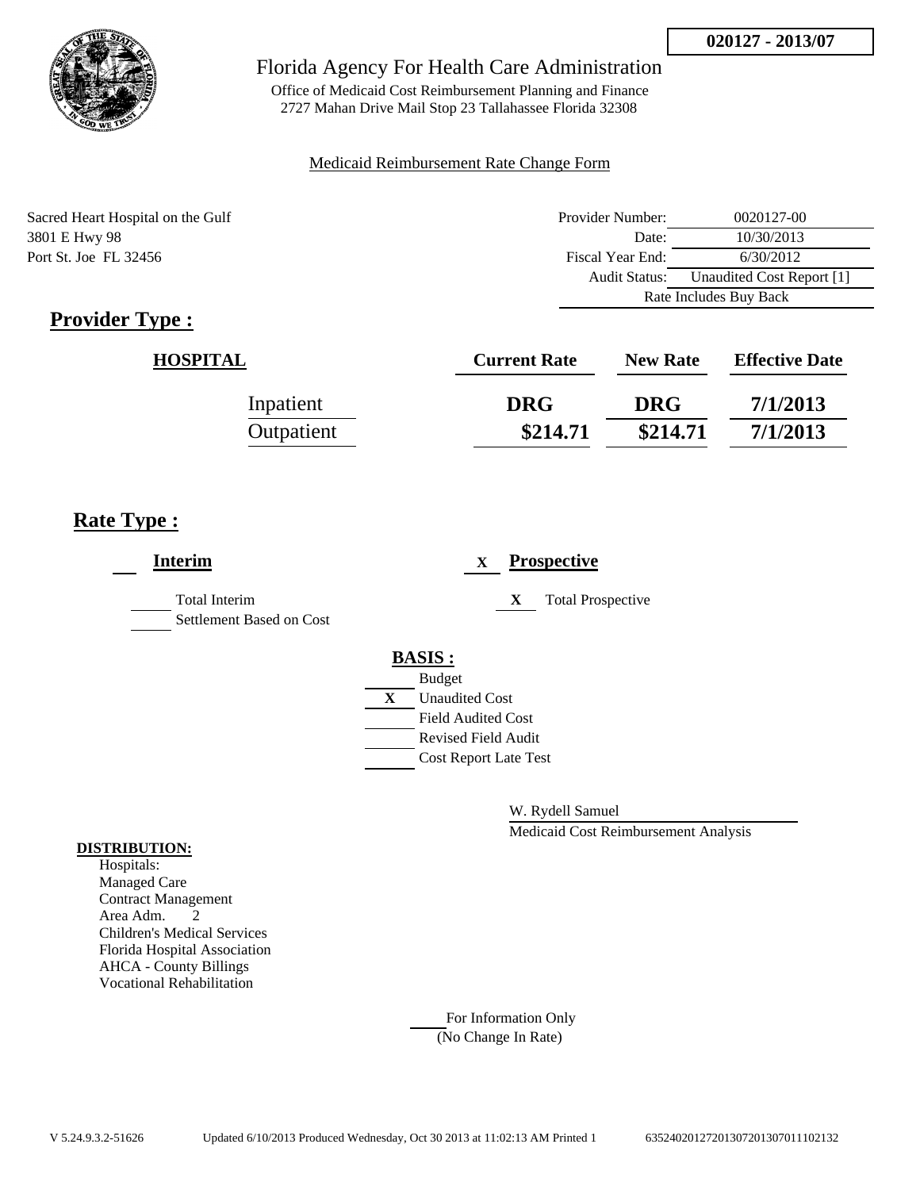**020127 - 2013/07**

Florida Agency For Health Care Administration

Office of Medicaid Cost Reimbursement Planning and Finance
2727 Mahan Drive Mail Stop 23 Tallahassee Florida 32308

Medicaid Reimbursement Rate Change Form

Sacred Heart Hospital on the Gulf
3801 E Hwy 98
Port St. Joe FL 32456

| | |
|---|---|
| Provider Number: | 0020127-00 |
| Date: | 10/30/2013 |
| Fiscal Year End: | 6/30/2012 |
| Audit Status: | Unaudited Cost Report [1] |
| Rate Includes Buy Back | |

## Provider Type :

| HOSPITAL | Current Rate | New Rate | Effective Date |
|---|---|---|---|
| Inpatient | DRG | DRG | 7/1/2013 |
| Outpatient | $214.71 | $214.71 | 7/1/2013 |

## Rate Type :

**Interim**

- ___ Total Interim
- ___ Settlement Based on Cost

**X Prospective**

- X Total Prospective

**BASIS :**

- ___ Budget
- X Unaudited Cost
- ___ Field Audited Cost
- ___ Revised Field Audit
- ___ Cost Report Late Test

W. Rydell Samuel
Medicaid Cost Reimbursement Analysis

**DISTRIBUTION:**

Hospitals:
Managed Care
Contract Management
Area Adm. 2
Children's Medical Services
Florida Hospital Association
AHCA - County Billings
Vocational Rehabilitation

___ For Information Only
(No Change In Rate)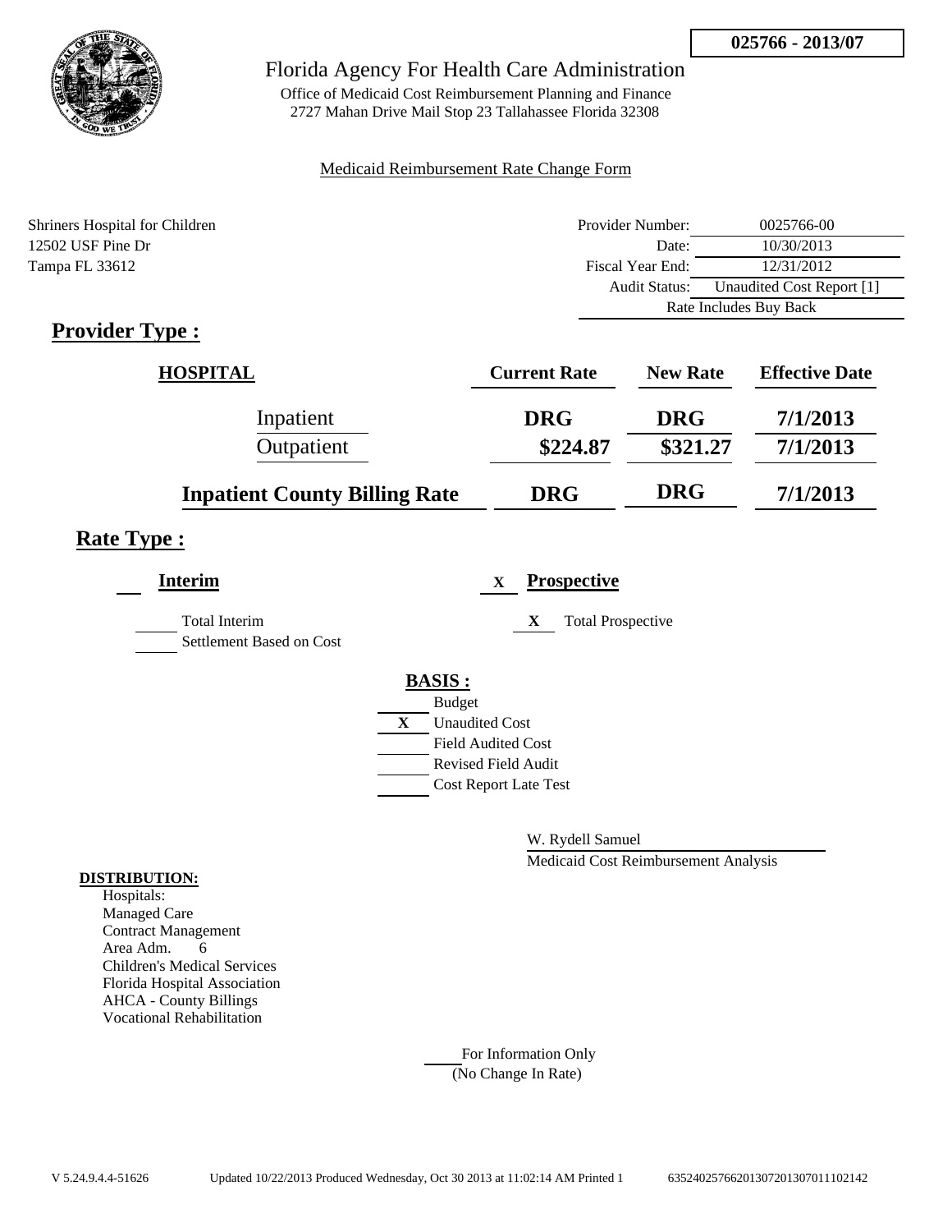**025766 - 2013/07**

# Florida Agency For Health Care Administration

Office of Medicaid Cost Reimbursement Planning and Finance
2727 Mahan Drive Mail Stop 23 Tallahassee Florida 32308

Medicaid Reimbursement Rate Change Form

Shriners Hospital for Children
12502 USF Pine Dr
Tampa FL 33612

| | |
|---|---|
| Provider Number: | 0025766-00 |
| Date: | 10/30/2013 |
| Fiscal Year End: | 12/31/2012 |
| Audit Status: | Unaudited Cost Report [1] |
| | Rate Includes Buy Back |

## Provider Type :

| HOSPITAL | Current Rate | New Rate | Effective Date |
|---|---|---|---|
| Inpatient | DRG | DRG | 7/1/2013 |
| Outpatient | \$224.87 | \$321.27 | 7/1/2013 |
| **Inpatient County Billing Rate** | **DRG** | **DRG** | **7/1/2013** |

## Rate Type :

**Interim**

- Total Interim
- Settlement Based on Cost

X **Prospective**

- X Total Prospective

**BASIS :**

- Budget
- X Unaudited Cost
- Field Audited Cost
- Revised Field Audit
- Cost Report Late Test

W. Rydell Samuel
Medicaid Cost Reimbursement Analysis

**DISTRIBUTION:**

Hospitals:
Managed Care
Contract Management
Area Adm. 6
Children's Medical Services
Florida Hospital Association
AHCA - County Billings
Vocational Rehabilitation

For Information Only
(No Change In Rate)

V 5.24.9.4.4-51626 Updated 10/22/2013 Produced Wednesday, Oct 30 2013 at 11:02:14 AM Printed 1 635240257662013072013070111102142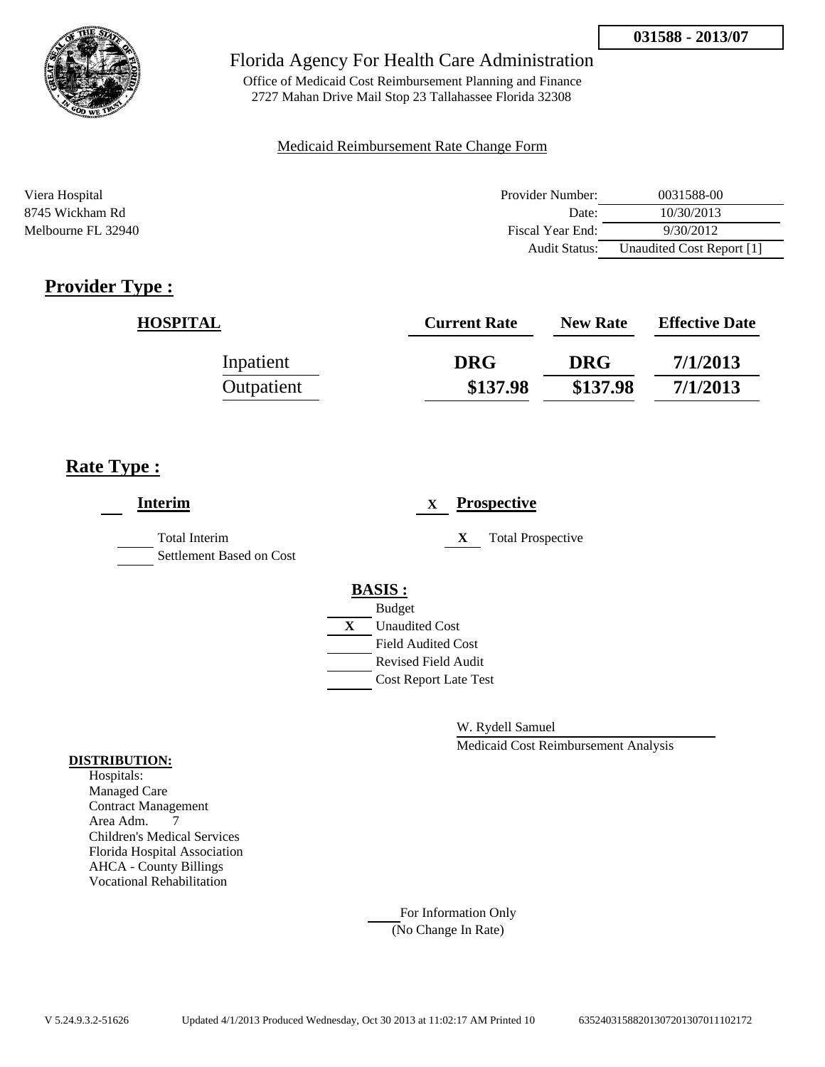**031588 - 2013/07**

Florida Agency For Health Care Administration

Office of Medicaid Cost Reimbursement Planning and Finance
2727 Mahan Drive Mail Stop 23 Tallahassee Florida 32308

Medicaid Reimbursement Rate Change Form

Viera Hospital
8745 Wickham Rd
Melbourne FL 32940

| | |
|---|---|
| Provider Number: | 0031588-00 |
| Date: | 10/30/2013 |
| Fiscal Year End: | 9/30/2012 |
| Audit Status: | Unaudited Cost Report [1] |

## Provider Type :

| HOSPITAL | Current Rate | New Rate | Effective Date |
|---|---|---|---|
| Inpatient | DRG | DRG | 7/1/2013 |
| Outpatient | \$137.98 | \$137.98 | 7/1/2013 |

## Rate Type :

**Interim**

- [ ] Total Interim
- [ ] Settlement Based on Cost

X **Prospective**

- X Total Prospective

**BASIS :**

- [ ] Budget
- X Unaudited Cost
- [ ] Field Audited Cost
- [ ] Revised Field Audit
- [ ] Cost Report Late Test

W. Rydell Samuel

Medicaid Cost Reimbursement Analysis

**DISTRIBUTION:**

Hospitals:
Managed Care
Contract Management
Area Adm. 7
Children's Medical Services
Florida Hospital Association
AHCA - County Billings
Vocational Rehabilitation

For Information Only
(No Change In Rate)

V 5.24.9.3.2-51626 Updated 4/1/2013 Produced Wednesday, Oct 30 2013 at 11:02:17 AM Printed 10 635240315882013072013070111102172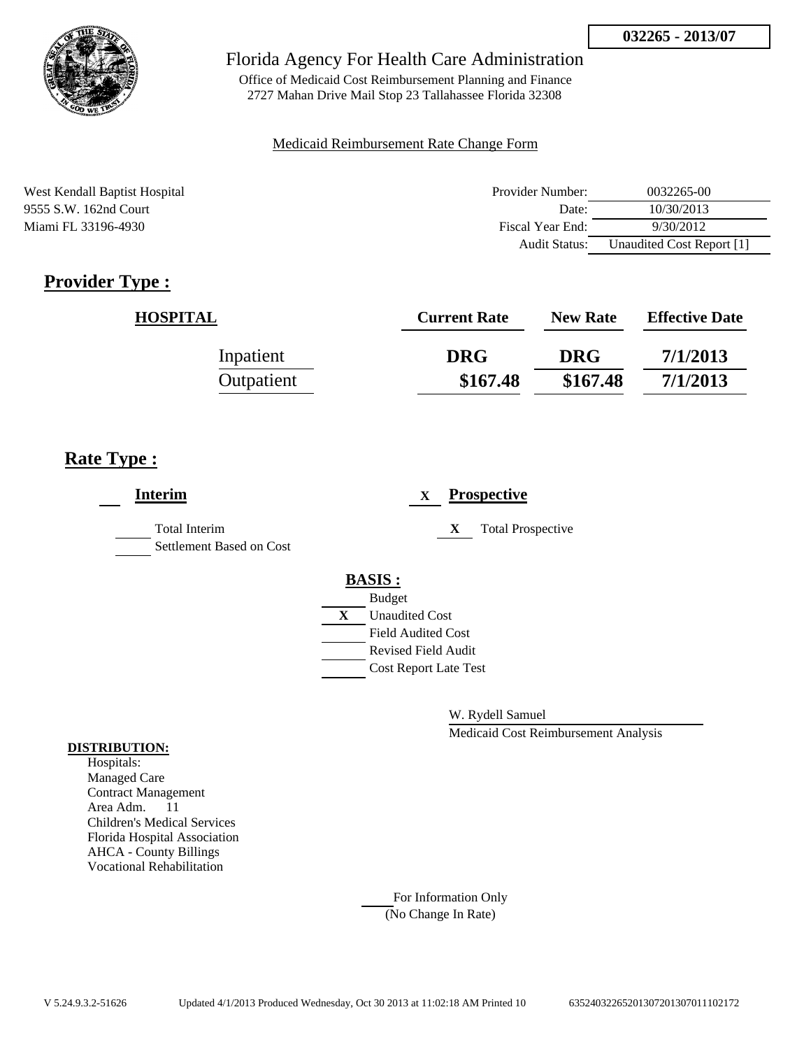**032265 - 2013/07**

Florida Agency For Health Care Administration

Office of Medicaid Cost Reimbursement Planning and Finance
2727 Mahan Drive Mail Stop 23 Tallahassee Florida 32308

Medicaid Reimbursement Rate Change Form

West Kendall Baptist Hospital
9555 S.W. 162nd Court
Miami FL 33196-4930

| | |
|---|---|
| Provider Number: | 0032265-00 |
| Date: | 10/30/2013 |
| Fiscal Year End: | 9/30/2012 |
| Audit Status: | Unaudited Cost Report [1] |

## Provider Type :

| HOSPITAL | Current Rate | New Rate | Effective Date |
|---|---|---|---|
| Inpatient | DRG | DRG | 7/1/2013 |
| Outpatient | $167.48 | $167.48 | 7/1/2013 |

## Rate Type :

___ **Interim**

___ Total Interim
___ Settlement Based on Cost

X **Prospective**

X Total Prospective

**BASIS :**

___ Budget
X Unaudited Cost
___ Field Audited Cost
___ Revised Field Audit
___ Cost Report Late Test

W. Rydell Samuel
Medicaid Cost Reimbursement Analysis

**DISTRIBUTION:**
Hospitals:
Managed Care
Contract Management
Area Adm. 11
Children's Medical Services
Florida Hospital Association
AHCA - County Billings
Vocational Rehabilitation

___ For Information Only
(No Change In Rate)

V 5.24.9.3.2-51626 Updated 4/1/2013 Produced Wednesday, Oct 30 2013 at 11:02:18 AM Printed 10 635240322652013072013070111021 72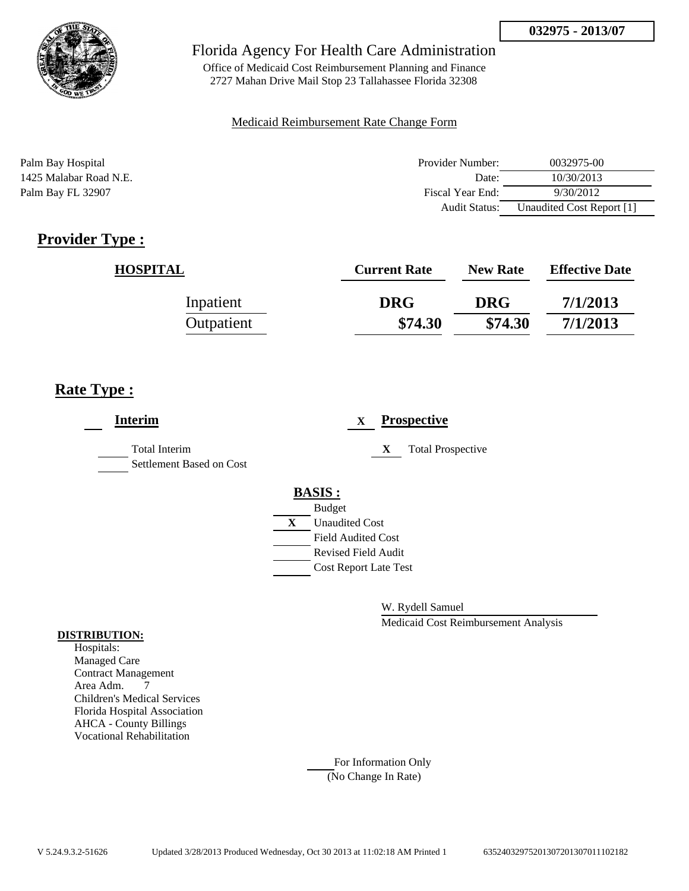**032975 - 2013/07**

Florida Agency For Health Care Administration

Office of Medicaid Cost Reimbursement Planning and Finance
2727 Mahan Drive Mail Stop 23 Tallahassee Florida 32308

Medicaid Reimbursement Rate Change Form

Palm Bay Hospital
1425 Malabar Road N.E.
Palm Bay FL 32907

| | |
|---|---|
| Provider Number: | 0032975-00 |
| Date: | 10/30/2013 |
| Fiscal Year End: | 9/30/2012 |
| Audit Status: | Unaudited Cost Report [1] |

## Provider Type :

| HOSPITAL | Current Rate | New Rate | Effective Date |
|---|---|---|---|
| Inpatient | DRG | DRG | 7/1/2013 |
| Outpatient | $74.30 | $74.30 | 7/1/2013 |

## Rate Type :

**Interim**

___ Total Interim
___ Settlement Based on Cost

X **Prospective**

X Total Prospective

**BASIS :**

___ Budget
X Unaudited Cost
___ Field Audited Cost
___ Revised Field Audit
___ Cost Report Late Test

W. Rydell Samuel
Medicaid Cost Reimbursement Analysis

**DISTRIBUTION:**

Hospitals:
Managed Care
Contract Management
Area Adm. 7
Children's Medical Services
Florida Hospital Association
AHCA - County Billings
Vocational Rehabilitation

___ For Information Only
(No Change In Rate)

V 5.24.9.3.2-51626 Updated 3/28/2013 Produced Wednesday, Oct 30 2013 at 11:02:18 AM Printed 1 63524032975201307201307011102182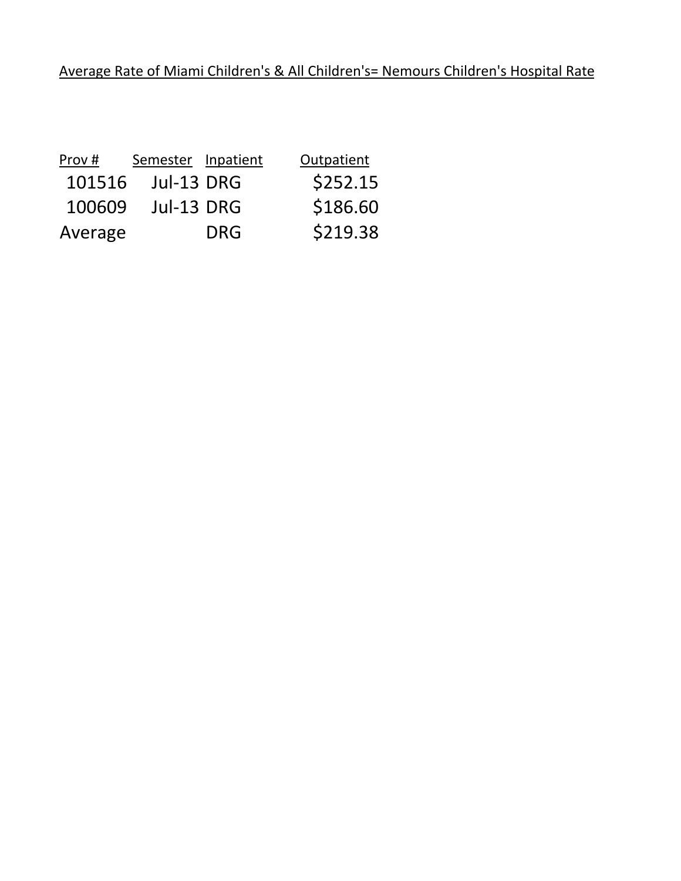Average Rate of Miami Children's & All Children's= Nemours Children's Hospital Rate

| Prov # | Semester | Inpatient | Outpatient |
|---|---|---|---|
| 101516 | Jul-13 | DRG | $252.15 |
| 100609 | Jul-13 | DRG | $186.60 |
| Average | | DRG | $219.38 |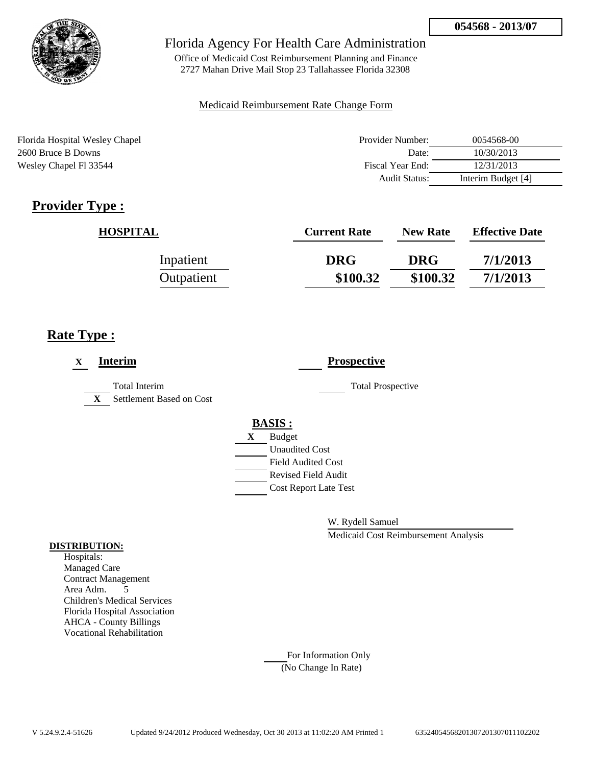**054568 - 2013/07**

Florida Agency For Health Care Administration

Office of Medicaid Cost Reimbursement Planning and Finance
2727 Mahan Drive Mail Stop 23 Tallahassee Florida 32308

Medicaid Reimbursement Rate Change Form

Florida Hospital Wesley Chapel
2600 Bruce B Downs
Wesley Chapel Fl 33544

| | |
|---|---|
| Provider Number: | 0054568-00 |
| Date: | 10/30/2013 |
| Fiscal Year End: | 12/31/2013 |
| Audit Status: | Interim Budget [4] |

## Provider Type :

| HOSPITAL | Current Rate | New Rate | Effective Date |
|---|---|---|---|
| Inpatient | DRG | DRG | 7/1/2013 |
| Outpatient | $100.32 | $100.32 | 7/1/2013 |

## Rate Type :

X **Interim**

___ Total Interim

X Settlement Based on Cost

___ **Prospective**

___ Total Prospective

**BASIS :**

X Budget

___ Unaudited Cost

___ Field Audited Cost

___ Revised Field Audit

___ Cost Report Late Test

W. Rydell Samuel

Medicaid Cost Reimbursement Analysis

**DISTRIBUTION:**

Hospitals:
Managed Care
Contract Management
Area Adm. 5
Children's Medical Services
Florida Hospital Association
AHCA - County Billings
Vocational Rehabilitation

___ For Information Only
(No Change In Rate)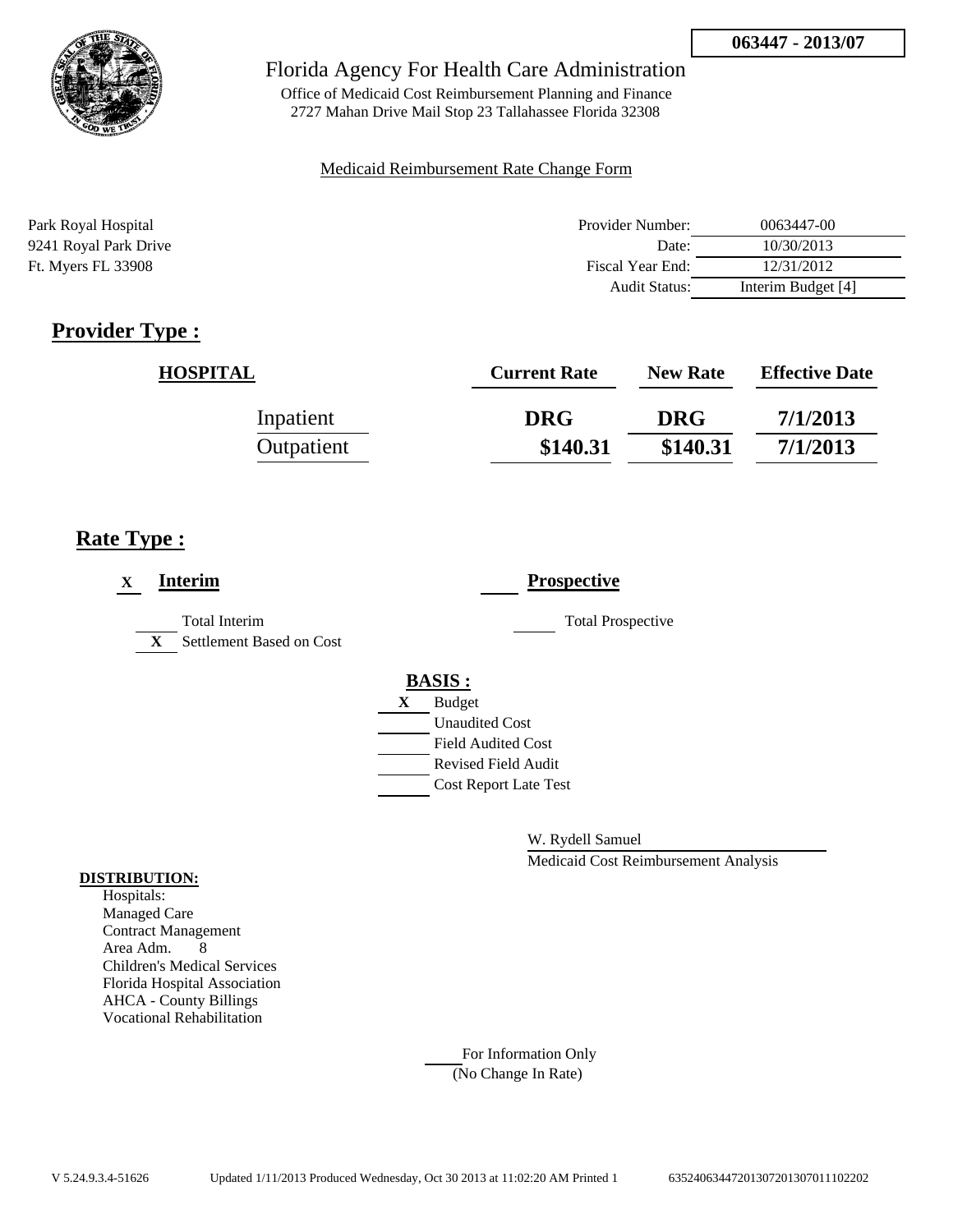063447 - 2013/07

Florida Agency For Health Care Administration

Office of Medicaid Cost Reimbursement Planning and Finance
2727 Mahan Drive Mail Stop 23 Tallahassee Florida 32308

Medicaid Reimbursement Rate Change Form

Park Royal Hospital
9241 Royal Park Drive
Ft. Myers FL 33908

| | |
|---|---|
| Provider Number: | 0063447-00 |
| Date: | 10/30/2013 |
| Fiscal Year End: | 12/31/2012 |
| Audit Status: | Interim Budget [4] |

## Provider Type :

| HOSPITAL | Current Rate | New Rate | Effective Date |
|---|---|---|---|
| Inpatient | DRG | DRG | 7/1/2013 |
| Outpatient | $140.31 | $140.31 | 7/1/2013 |

## Rate Type :

X **Interim**

___ Total Interim

X Settlement Based on Cost

___ **Prospective**

___ Total Prospective

**BASIS :**

X Budget

___ Unaudited Cost

___ Field Audited Cost

___ Revised Field Audit

___ Cost Report Late Test

W. Rydell Samuel

Medicaid Cost Reimbursement Analysis

**DISTRIBUTION:**

Hospitals:
Managed Care
Contract Management
Area Adm. 8
Children's Medical Services
Florida Hospital Association
AHCA - County Billings
Vocational Rehabilitation

___ For Information Only
(No Change In Rate)

V 5.24.9.3.4-51626 Updated 1/11/2013 Produced Wednesday, Oct 30 2013 at 11:02:20 AM Printed 1 63524063447201307201307011102202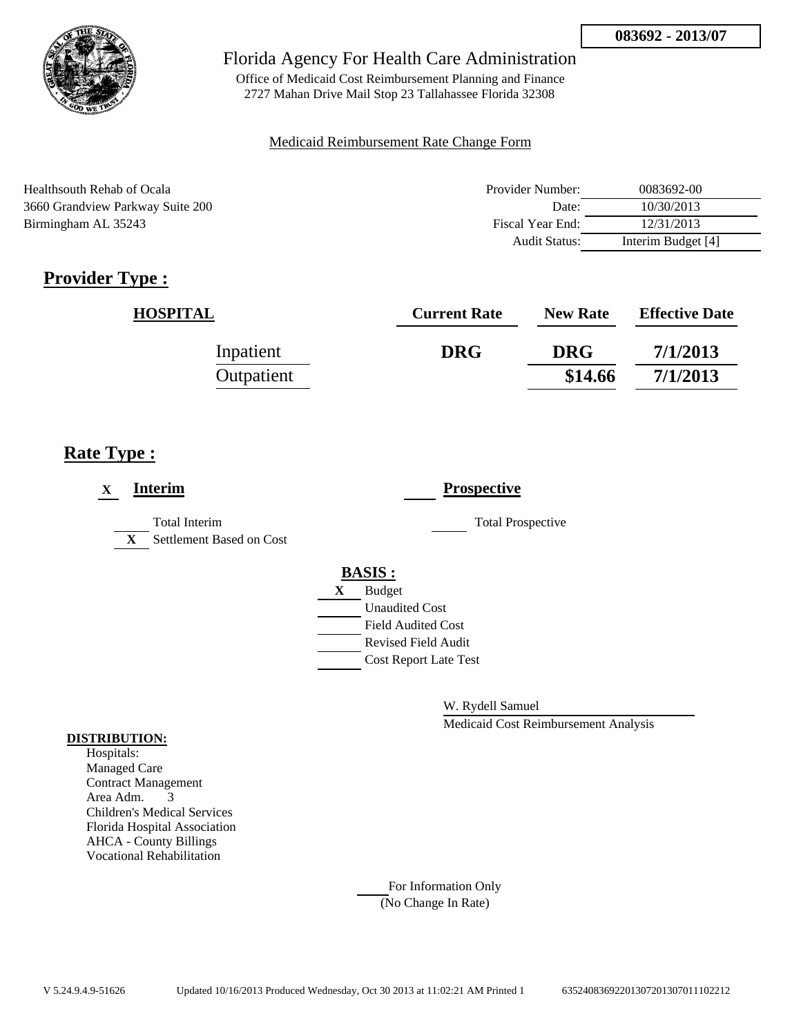**083692 - 2013/07**

Florida Agency For Health Care Administration

Office of Medicaid Cost Reimbursement Planning and Finance
2727 Mahan Drive Mail Stop 23 Tallahassee Florida 32308

Medicaid Reimbursement Rate Change Form

Healthsouth Rehab of Ocala
3660 Grandview Parkway Suite 200
Birmingham AL 35243

| | |
|---|---|
| Provider Number: | 0083692-00 |
| Date: | 10/30/2013 |
| Fiscal Year End: | 12/31/2013 |
| Audit Status: | Interim Budget [4] |

## Provider Type :

| HOSPITAL | Current Rate | New Rate | Effective Date |
|---|---|---|---|
| Inpatient | DRG | DRG | 7/1/2013 |
| Outpatient | | $14.66 | 7/1/2013 |

## Rate Type :

X **Interim**

___ Total Interim
X Settlement Based on Cost

___ **Prospective**

___ Total Prospective

**BASIS :**

X Budget
___ Unaudited Cost
___ Field Audited Cost
___ Revised Field Audit
___ Cost Report Late Test

W. Rydell Samuel
Medicaid Cost Reimbursement Analysis

**DISTRIBUTION:**
Hospitals:
Managed Care
Contract Management
Area Adm. 3
Children's Medical Services
Florida Hospital Association
AHCA - County Billings
Vocational Rehabilitation

___ For Information Only
(No Change In Rate)

V 5.24.9.4.9-51626 Updated 10/16/2013 Produced Wednesday, Oct 30 2013 at 11:02:21 AM Printed 1 63524083692201307201307011102212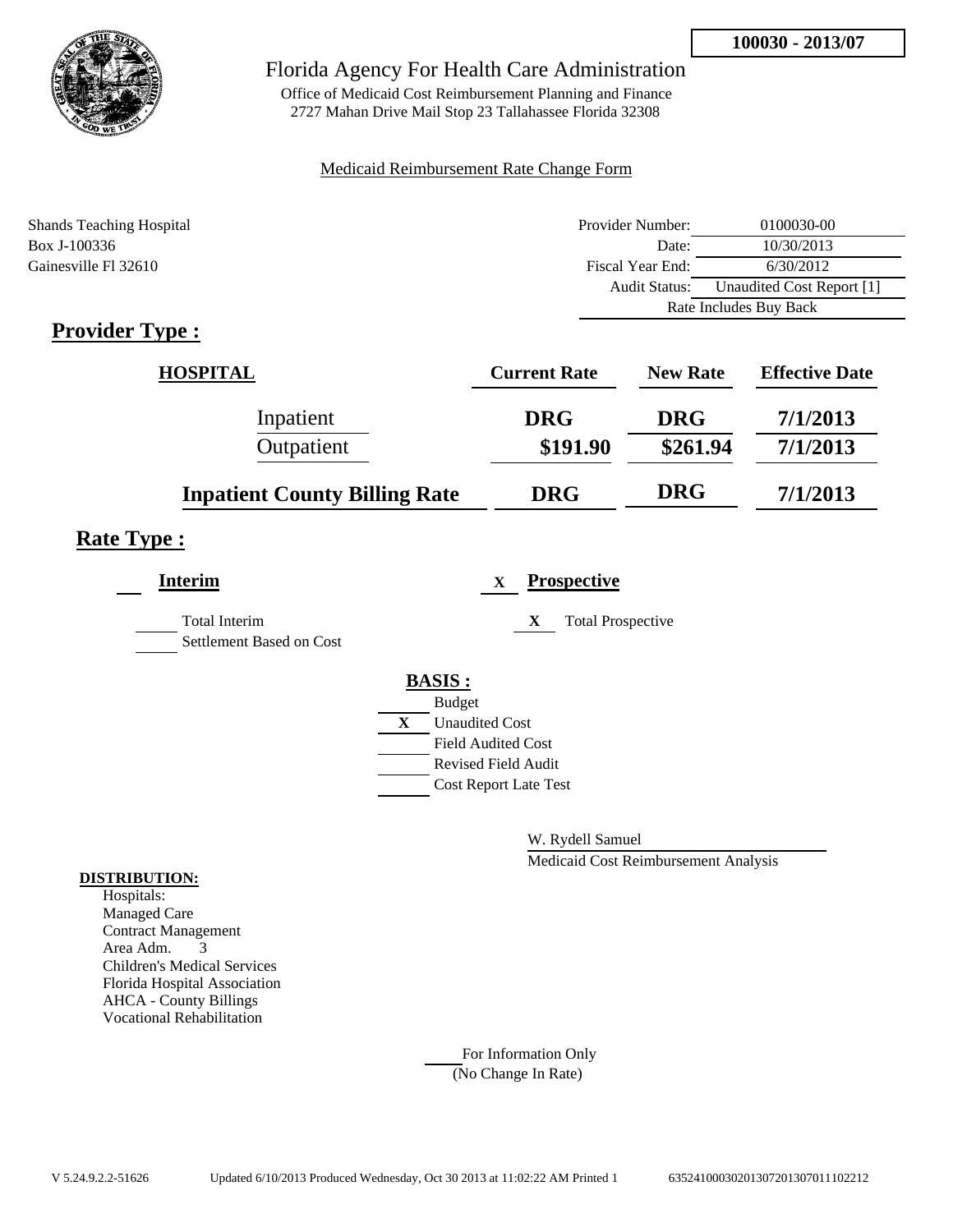**100030 - 2013/07**

# Florida Agency For Health Care Administration

Office of Medicaid Cost Reimbursement Planning and Finance
2727 Mahan Drive Mail Stop 23 Tallahassee Florida 32308

Medicaid Reimbursement Rate Change Form

Shands Teaching Hospital
Box J-100336
Gainesville Fl 32610

| | |
|---|---|
| Provider Number: | 0100030-00 |
| Date: | 10/30/2013 |
| Fiscal Year End: | 6/30/2012 |
| Audit Status: | Unaudited Cost Report [1] |
| | Rate Includes Buy Back |

## Provider Type :

| HOSPITAL | Current Rate | New Rate | Effective Date |
|---|---|---|---|
| Inpatient | DRG | DRG | 7/1/2013 |
| Outpatient | $191.90 | $261.94 | 7/1/2013 |
| Inpatient County Billing Rate | DRG | DRG | 7/1/2013 |

## Rate Type :

**Interim**

- ___ Total Interim
- ___ Settlement Based on Cost

X **Prospective**

- X Total Prospective

**BASIS :**

- ___ Budget
- X Unaudited Cost
- ___ Field Audited Cost
- ___ Revised Field Audit
- ___ Cost Report Late Test

W. Rydell Samuel
Medicaid Cost Reimbursement Analysis

**DISTRIBUTION:**

Hospitals:
Managed Care
Contract Management
Area Adm. 3
Children's Medical Services
Florida Hospital Association
AHCA - County Billings
Vocational Rehabilitation

___ For Information Only
(No Change In Rate)

V 5.24.9.2.2-51626 Updated 6/10/2013 Produced Wednesday, Oct 30 2013 at 11:02:22 AM Printed 1 635241000302013072013070111022212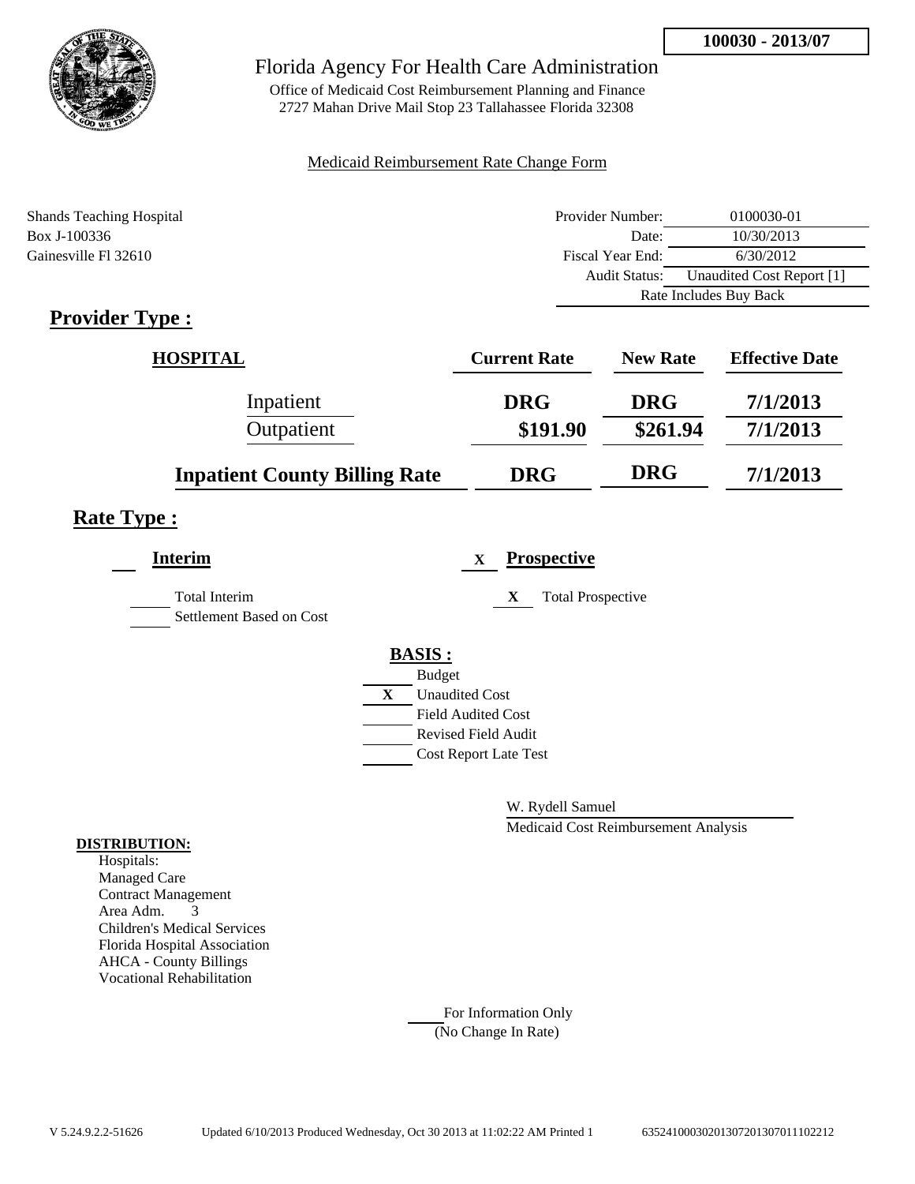**100030 - 2013/07**

# Florida Agency For Health Care Administration

Office of Medicaid Cost Reimbursement Planning and Finance
2727 Mahan Drive Mail Stop 23 Tallahassee Florida 32308

Medicaid Reimbursement Rate Change Form

Shands Teaching Hospital
Box J-100336
Gainesville Fl 32610

| | |
|---|---|
| Provider Number: | 0100030-01 |
| Date: | 10/30/2013 |
| Fiscal Year End: | 6/30/2012 |
| Audit Status: | Unaudited Cost Report [1] |
| | Rate Includes Buy Back |

## Provider Type :

| HOSPITAL | Current Rate | New Rate | Effective Date |
|---|---|---|---|
| Inpatient | DRG | DRG | 7/1/2013 |
| Outpatient | $191.90 | $261.94 | 7/1/2013 |
| Inpatient County Billing Rate | DRG | DRG | 7/1/2013 |

## Rate Type :

___ **Interim**

___ Total Interim
___ Settlement Based on Cost

X **Prospective**

X Total Prospective

**BASIS :**

___ Budget
X Unaudited Cost
___ Field Audited Cost
___ Revised Field Audit
___ Cost Report Late Test

W. Rydell Samuel
Medicaid Cost Reimbursement Analysis

**DISTRIBUTION:**

Hospitals:
Managed Care
Contract Management
Area Adm. 3
Children's Medical Services
Florida Hospital Association
AHCA - County Billings
Vocational Rehabilitation

___ For Information Only
(No Change In Rate)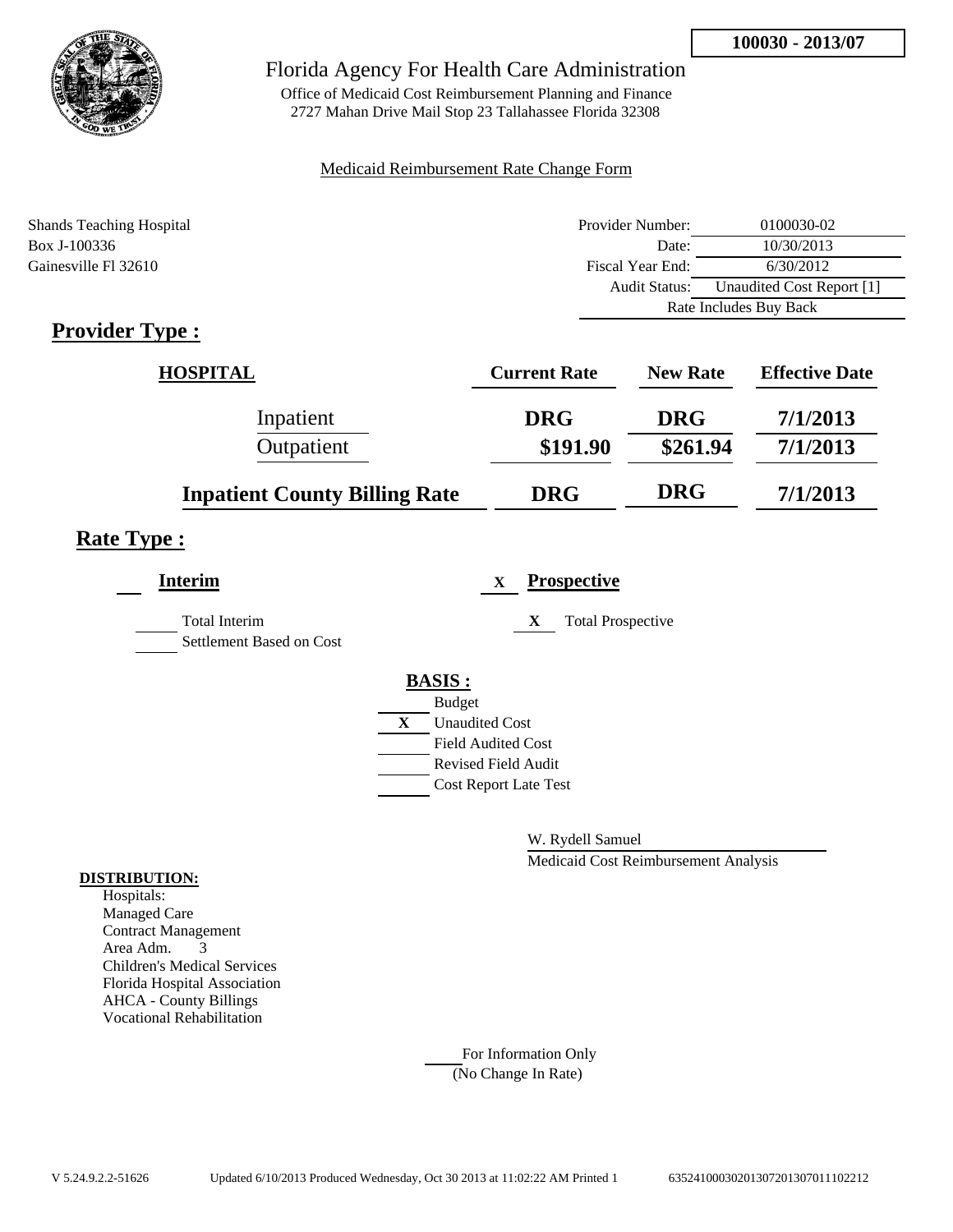**100030 - 2013/07**

# Florida Agency For Health Care Administration

Office of Medicaid Cost Reimbursement Planning and Finance
2727 Mahan Drive Mail Stop 23 Tallahassee Florida 32308

Medicaid Reimbursement Rate Change Form

Shands Teaching Hospital
Box J-100336
Gainesville Fl 32610

| | |
|---|---|
| Provider Number: | 0100030-02 |
| Date: | 10/30/2013 |
| Fiscal Year End: | 6/30/2012 |
| Audit Status: | Unaudited Cost Report [1] |
| | Rate Includes Buy Back |

## Provider Type :

| HOSPITAL | Current Rate | New Rate | Effective Date |
|---|---|---|---|
| Inpatient | DRG | DRG | 7/1/2013 |
| Outpatient | $191.90 | $261.94 | 7/1/2013 |
| **Inpatient County Billing Rate** | DRG | DRG | 7/1/2013 |

## Rate Type :

**Interim**

- [ ] Total Interim
- [ ] Settlement Based on Cost

X **Prospective**

- [X] Total Prospective

**BASIS :**

- [ ] Budget
- [X] Unaudited Cost
- [ ] Field Audited Cost
- [ ] Revised Field Audit
- [ ] Cost Report Late Test

W. Rydell Samuel
Medicaid Cost Reimbursement Analysis

**DISTRIBUTION:**

Hospitals:
Managed Care
Contract Management
Area Adm. 3
Children's Medical Services
Florida Hospital Association
AHCA - County Billings
Vocational Rehabilitation

For Information Only
(No Change In Rate)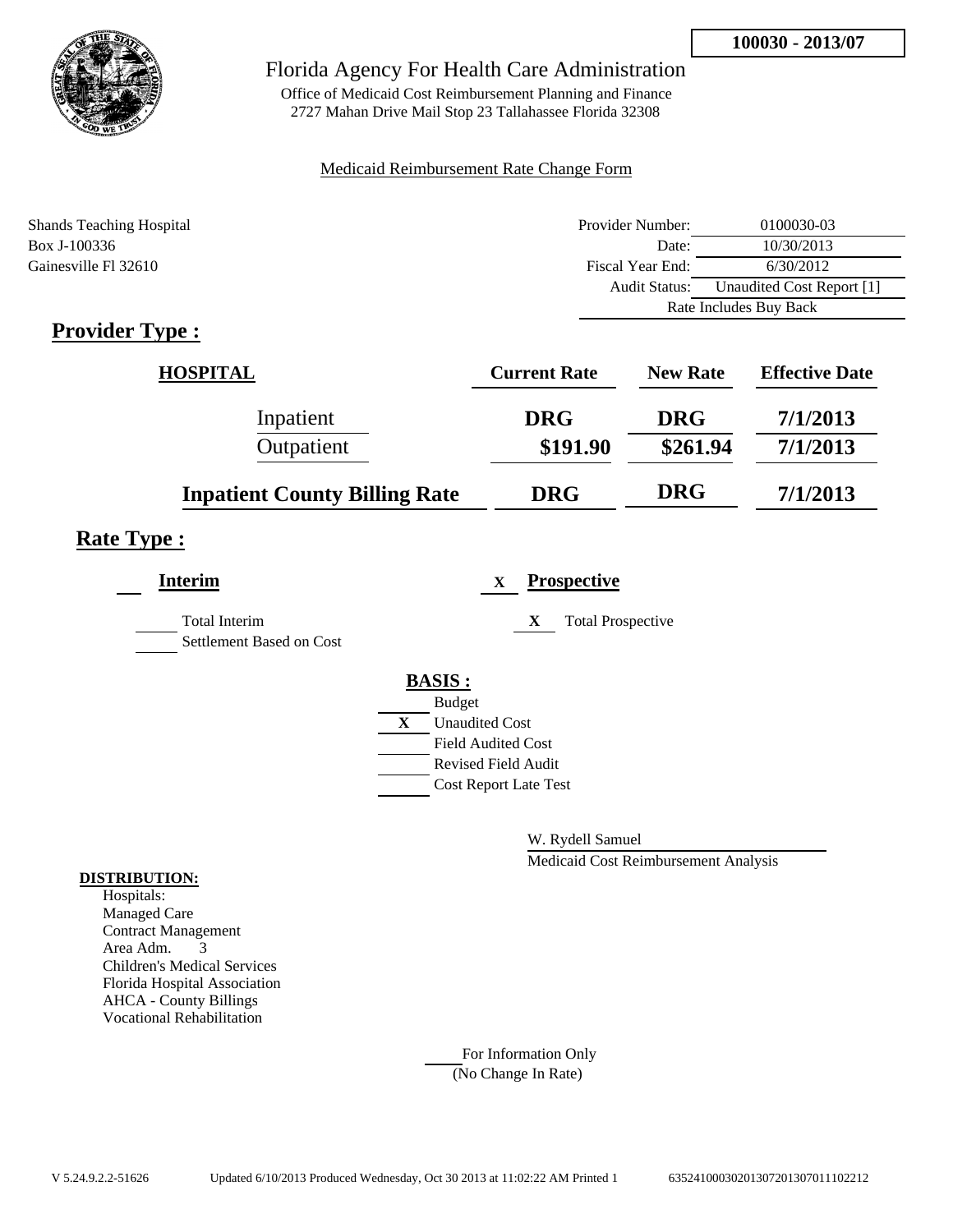**100030 - 2013/07**

# Florida Agency For Health Care Administration

Office of Medicaid Cost Reimbursement Planning and Finance
2727 Mahan Drive Mail Stop 23 Tallahassee Florida 32308

Medicaid Reimbursement Rate Change Form

Shands Teaching Hospital
Box J-100336
Gainesville Fl 32610

| | |
|---|---|
| Provider Number: | 0100030-03 |
| Date: | 10/30/2013 |
| Fiscal Year End: | 6/30/2012 |
| Audit Status: | Unaudited Cost Report [1] |
| Rate Includes Buy Back | |

## Provider Type :

| HOSPITAL | Current Rate | New Rate | Effective Date |
|---|---|---|---|
| Inpatient | DRG | DRG | 7/1/2013 |
| Outpatient | \$191.90 | \$261.94 | 7/1/2013 |
| **Inpatient County Billing Rate** | DRG | DRG | 7/1/2013 |

## Rate Type :

**Interim**

- [ ] Total Interim
- [ ] Settlement Based on Cost

**X Prospective**

- [x] Total Prospective

**BASIS :**

- [ ] Budget
- [x] Unaudited Cost
- [ ] Field Audited Cost
- [ ] Revised Field Audit
- [ ] Cost Report Late Test

W. Rydell Samuel
Medicaid Cost Reimbursement Analysis

**DISTRIBUTION:**
Hospitals:
Managed Care
Contract Management
Area Adm. 3
Children's Medical Services
Florida Hospital Association
AHCA - County Billings
Vocational Rehabilitation

For Information Only
(No Change In Rate)

V 5.24.9.2.2-51626 Updated 6/10/2013 Produced Wednesday, Oct 30 2013 at 11:02:22 AM Printed 1 635241000302013072013070111102212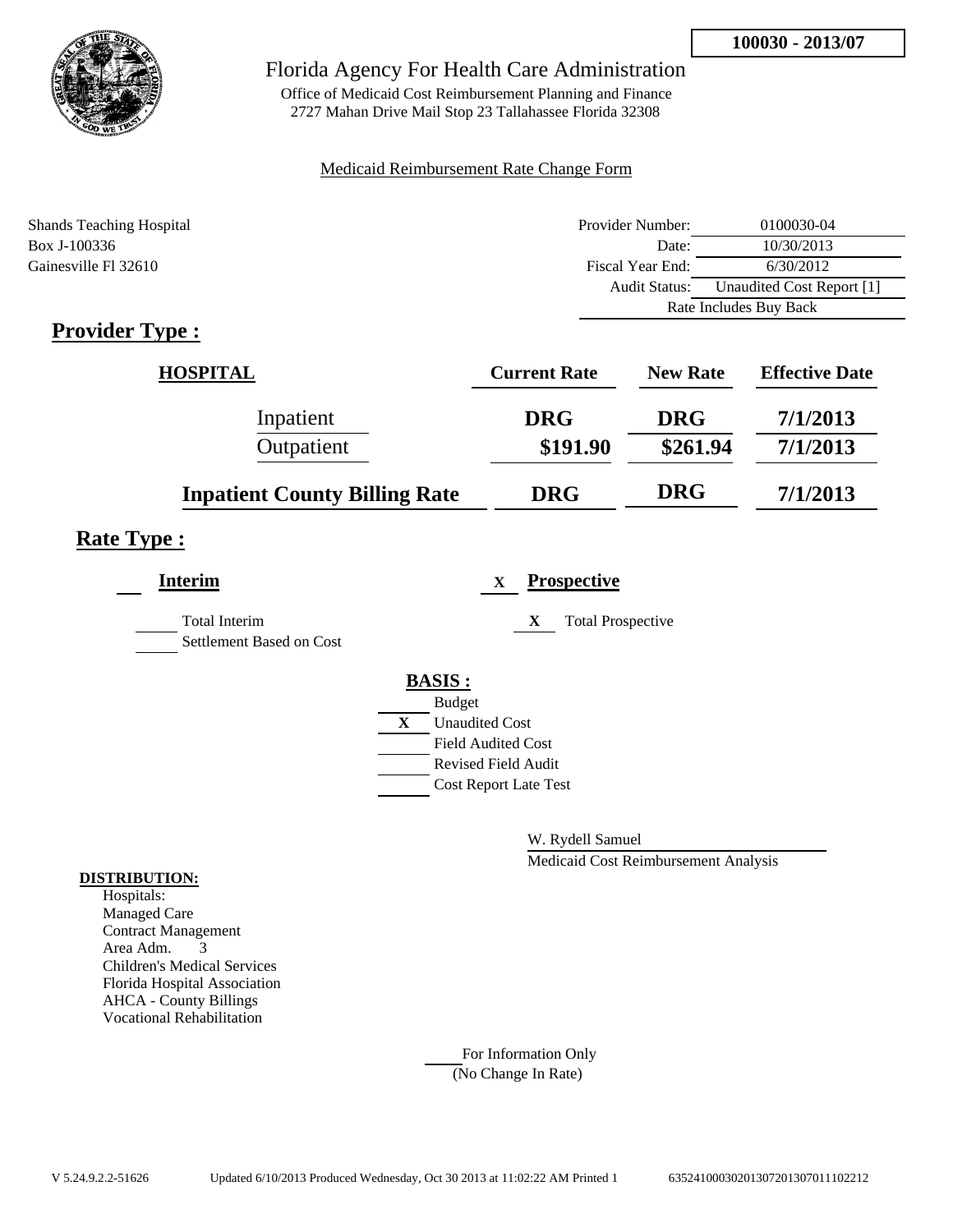**100030 - 2013/07**

# Florida Agency For Health Care Administration

Office of Medicaid Cost Reimbursement Planning and Finance
2727 Mahan Drive Mail Stop 23 Tallahassee Florida 32308

Medicaid Reimbursement Rate Change Form

Shands Teaching Hospital
Box J-100336
Gainesville Fl 32610

| | |
|---|---|
| Provider Number: | 0100030-04 |
| Date: | 10/30/2013 |
| Fiscal Year End: | 6/30/2012 |
| Audit Status: | Unaudited Cost Report [1] |
| Rate Includes Buy Back | |

## Provider Type :

| HOSPITAL | Current Rate | New Rate | Effective Date |
|---|---|---|---|
| Inpatient | DRG | DRG | 7/1/2013 |
| Outpatient | $191.90 | $261.94 | 7/1/2013 |
| **Inpatient County Billing Rate** | DRG | DRG | 7/1/2013 |

## Rate Type :

**Interim**

___ Total Interim
___ Settlement Based on Cost

X **Prospective**

X Total Prospective

**BASIS :**

___ Budget
X Unaudited Cost
___ Field Audited Cost
___ Revised Field Audit
___ Cost Report Late Test

W. Rydell Samuel
Medicaid Cost Reimbursement Analysis

**DISTRIBUTION:**

Hospitals:
Managed Care
Contract Management
Area Adm. 3
Children's Medical Services
Florida Hospital Association
AHCA - County Billings
Vocational Rehabilitation

___ For Information Only
(No Change In Rate)

V 5.24.9.2.2-51626 Updated 6/10/2013 Produced Wednesday, Oct 30 2013 at 11:02:22 AM Printed 1 635241000302013072013070111022212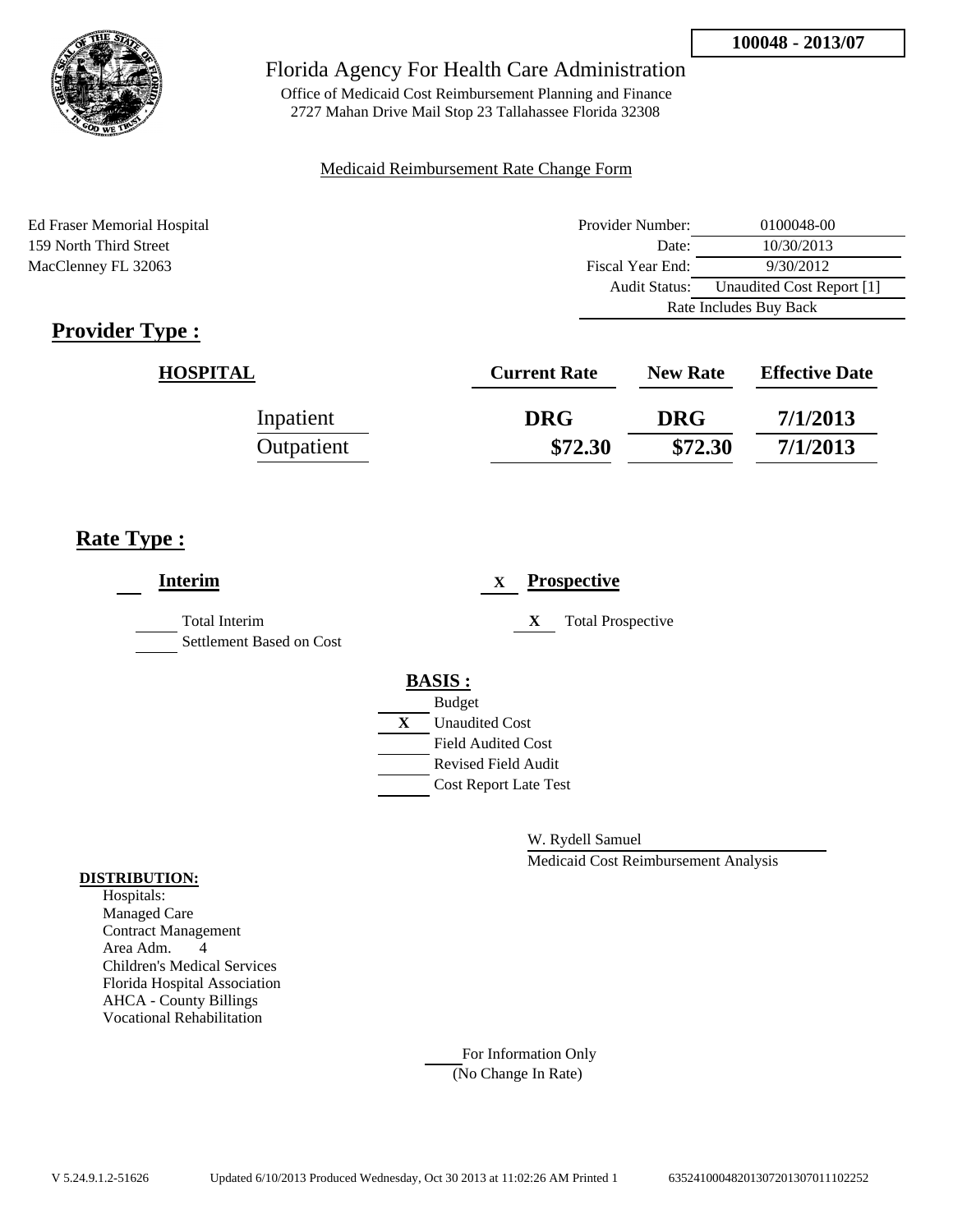**100048 - 2013/07**

# Florida Agency For Health Care Administration

Office of Medicaid Cost Reimbursement Planning and Finance
2727 Mahan Drive Mail Stop 23 Tallahassee Florida 32308

Medicaid Reimbursement Rate Change Form

Ed Fraser Memorial Hospital
159 North Third Street
MacClenney FL 32063

| | |
|---|---|
| Provider Number: | 0100048-00 |
| Date: | 10/30/2013 |
| Fiscal Year End: | 9/30/2012 |
| Audit Status: | Unaudited Cost Report [1] |
| Rate Includes Buy Back | |

## Provider Type :

| HOSPITAL | Current Rate | New Rate | Effective Date |
|---|---|---|---|
| Inpatient | DRG | DRG | 7/1/2013 |
| Outpatient | $72.30 | $72.30 | 7/1/2013 |

## Rate Type :

___ **Interim**

___ Total Interim
___ Settlement Based on Cost

X **Prospective**

X Total Prospective

**BASIS :**

___ Budget
X Unaudited Cost
___ Field Audited Cost
___ Revised Field Audit
___ Cost Report Late Test

W. Rydell Samuel
Medicaid Cost Reimbursement Analysis

**DISTRIBUTION:**

Hospitals:
Managed Care
Contract Management
Area Adm. 4
Children's Medical Services
Florida Hospital Association
AHCA - County Billings
Vocational Rehabilitation

___ For Information Only
(No Change In Rate)

V 5.24.9.1.2-51626 Updated 6/10/2013 Produced Wednesday, Oct 30 2013 at 11:02:26 AM Printed 1 635241000482013072013070110225​2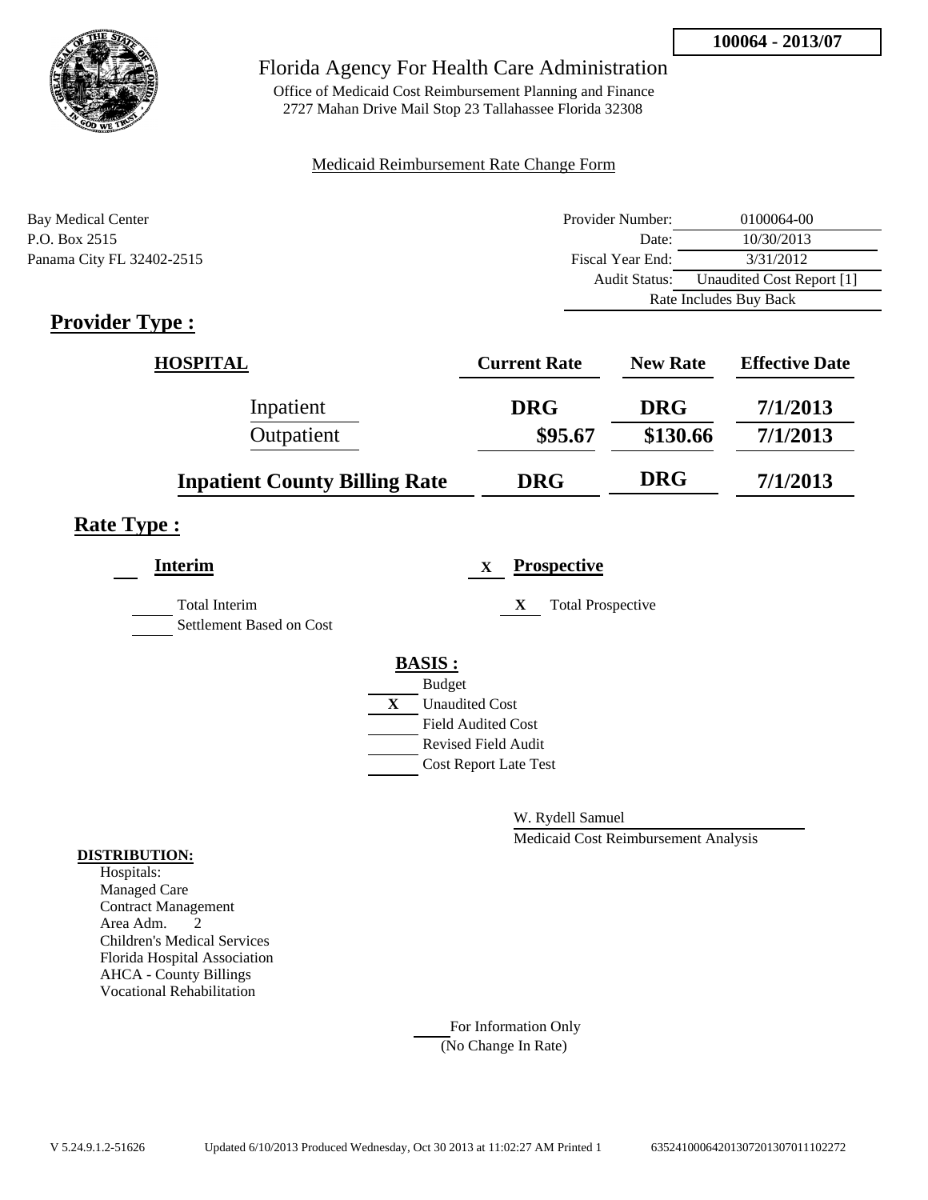**100064 - 2013/07**

# Florida Agency For Health Care Administration

Office of Medicaid Cost Reimbursement Planning and Finance
2727 Mahan Drive Mail Stop 23 Tallahassee Florida 32308

Medicaid Reimbursement Rate Change Form

Bay Medical Center
P.O. Box 2515
Panama City FL 32402-2515

| | |
|---|---|
| Provider Number: | 0100064-00 |
| Date: | 10/30/2013 |
| Fiscal Year End: | 3/31/2012 |
| Audit Status: | Unaudited Cost Report [1] |
| Rate Includes Buy Back | |

## Provider Type :

| HOSPITAL | Current Rate | New Rate | Effective Date |
|---|---|---|---|
| Inpatient | DRG | DRG | 7/1/2013 |
| Outpatient | $95.67 | $130.66 | 7/1/2013 |
| **Inpatient County Billing Rate** | DRG | DRG | 7/1/2013 |

## Rate Type :

**Interim**

- [ ] Total Interim
- [ ] Settlement Based on Cost

**X Prospective**

- [X] Total Prospective

**BASIS :**

- [ ] Budget
- [X] Unaudited Cost
- [ ] Field Audited Cost
- [ ] Revised Field Audit
- [ ] Cost Report Late Test

W. Rydell Samuel
Medicaid Cost Reimbursement Analysis

**DISTRIBUTION:**

Hospitals:
Managed Care
Contract Management
Area Adm. 2
Children's Medical Services
Florida Hospital Association
AHCA - County Billings
Vocational Rehabilitation

For Information Only
(No Change In Rate)

V 5.24.9.1.2-51626 Updated 6/10/2013 Produced Wednesday, Oct 30 2013 at 11:02:27 AM Printed 1 635241000642013072013070111022272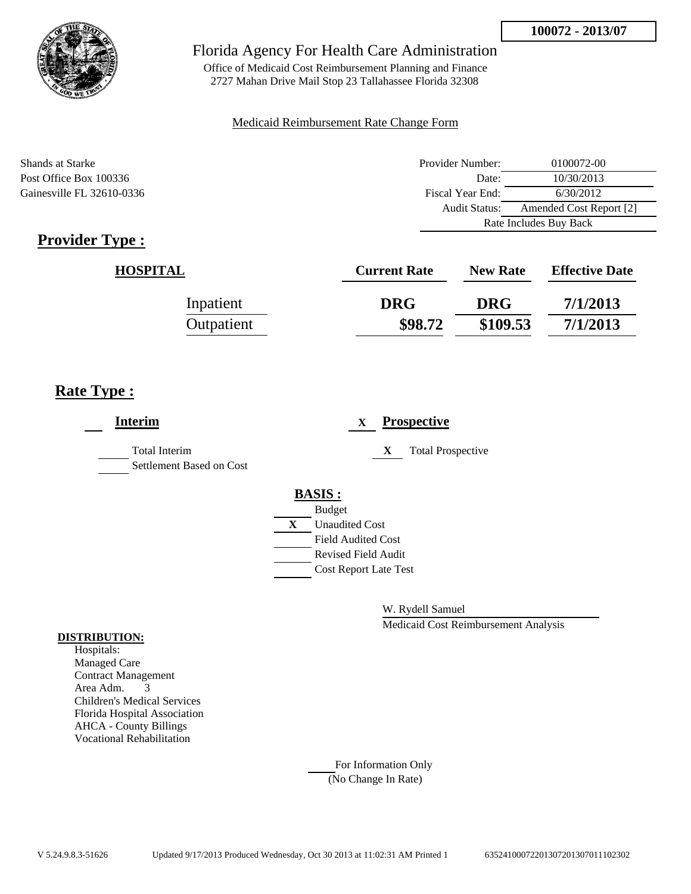**100072 - 2013/07**

# Florida Agency For Health Care Administration

Office of Medicaid Cost Reimbursement Planning and Finance
2727 Mahan Drive Mail Stop 23 Tallahassee Florida 32308

Medicaid Reimbursement Rate Change Form

Shands at Starke
Post Office Box 100336
Gainesville FL 32610-0336

| | |
|---|---|
| Provider Number: | 0100072-00 |
| Date: | 10/30/2013 |
| Fiscal Year End: | 6/30/2012 |
| Audit Status: | Amended Cost Report [2] |
| | Rate Includes Buy Back |

## Provider Type :

| HOSPITAL | Current Rate | New Rate | Effective Date |
|---|---|---|---|
| Inpatient | **DRG** | **DRG** | **7/1/2013** |
| Outpatient | **$98.72** | **$109.53** | **7/1/2013** |

## Rate Type :

**Interim**

- ___ Total Interim
- ___ Settlement Based on Cost

X **Prospective**

- X Total Prospective

**BASIS :**

- ___ Budget
- X Unaudited Cost
- ___ Field Audited Cost
- ___ Revised Field Audit
- ___ Cost Report Late Test

W. Rydell Samuel
Medicaid Cost Reimbursement Analysis

**DISTRIBUTION:**
Hospitals:
Managed Care
Contract Management
Area Adm. 3
Children's Medical Services
Florida Hospital Association
AHCA - County Billings
Vocational Rehabilitation

___ For Information Only
(No Change In Rate)

V 5.24.9.8.3-51626 Updated 9/17/2013 Produced Wednesday, Oct 30 2013 at 11:02:31 AM Printed 1 635241000722013072013070111102302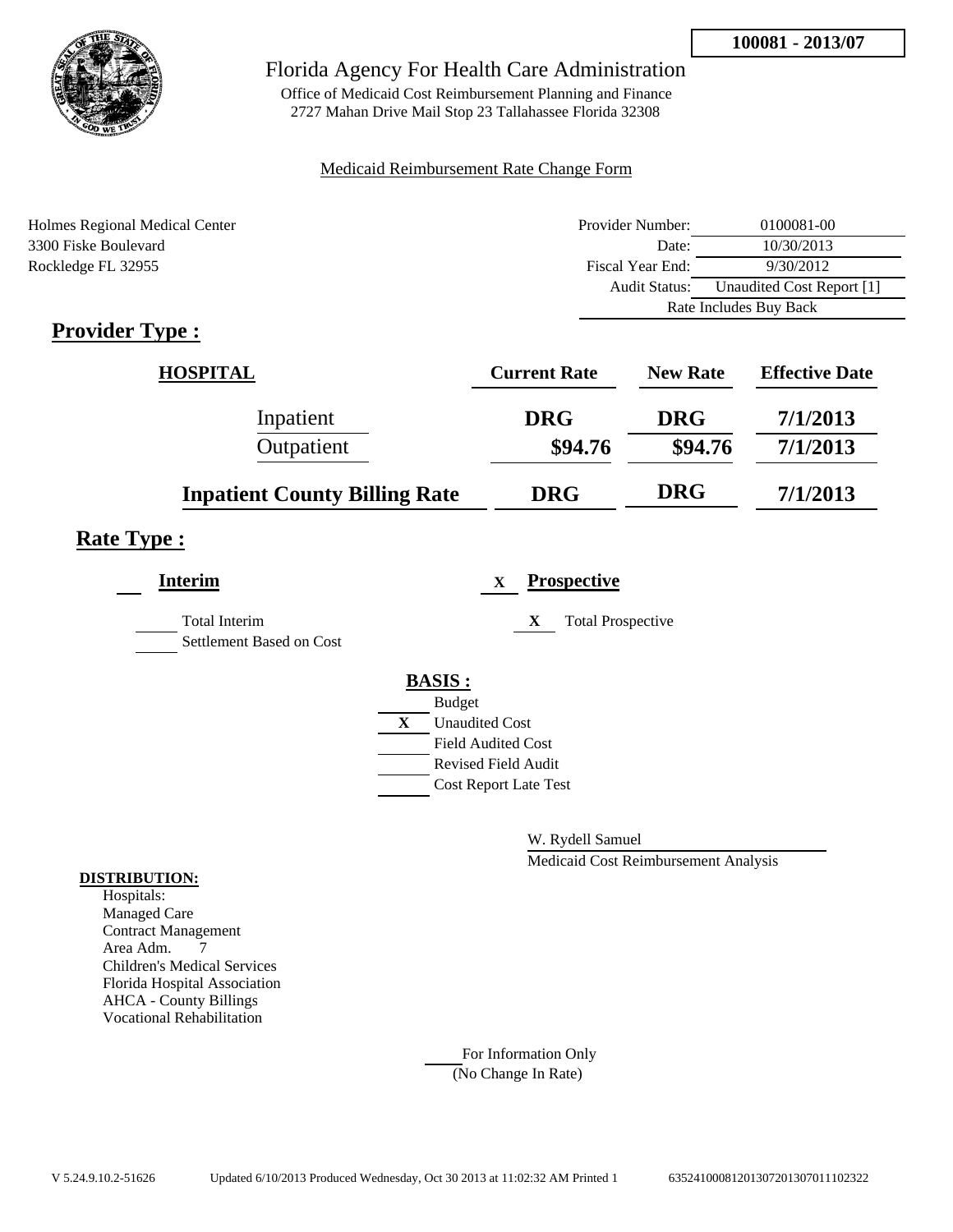**100081 - 2013/07**

# Florida Agency For Health Care Administration

Office of Medicaid Cost Reimbursement Planning and Finance
2727 Mahan Drive Mail Stop 23 Tallahassee Florida 32308

Medicaid Reimbursement Rate Change Form

Holmes Regional Medical Center
3300 Fiske Boulevard
Rockledge FL 32955

| | |
|---|---|
| Provider Number: | 0100081-00 |
| Date: | 10/30/2013 |
| Fiscal Year End: | 9/30/2012 |
| Audit Status: | Unaudited Cost Report [1] |
| Rate Includes Buy Back | |

## Provider Type :

| HOSPITAL | Current Rate | New Rate | Effective Date |
|---|---|---|---|
| Inpatient | DRG | DRG | 7/1/2013 |
| Outpatient | $94.76 | $94.76 | 7/1/2013 |
| **Inpatient County Billing Rate** | **DRG** | **DRG** | **7/1/2013** |

## Rate Type :

**Interim**

- [ ] Total Interim
- [ ] Settlement Based on Cost

X **Prospective**

- X Total Prospective

**BASIS :**

- [ ] Budget
- X Unaudited Cost
- [ ] Field Audited Cost
- [ ] Revised Field Audit
- [ ] Cost Report Late Test

W. Rydell Samuel
Medicaid Cost Reimbursement Analysis

**DISTRIBUTION:**
Hospitals:
Managed Care
Contract Management
Area Adm. 7
Children's Medical Services
Florida Hospital Association
AHCA - County Billings
Vocational Rehabilitation

For Information Only
(No Change In Rate)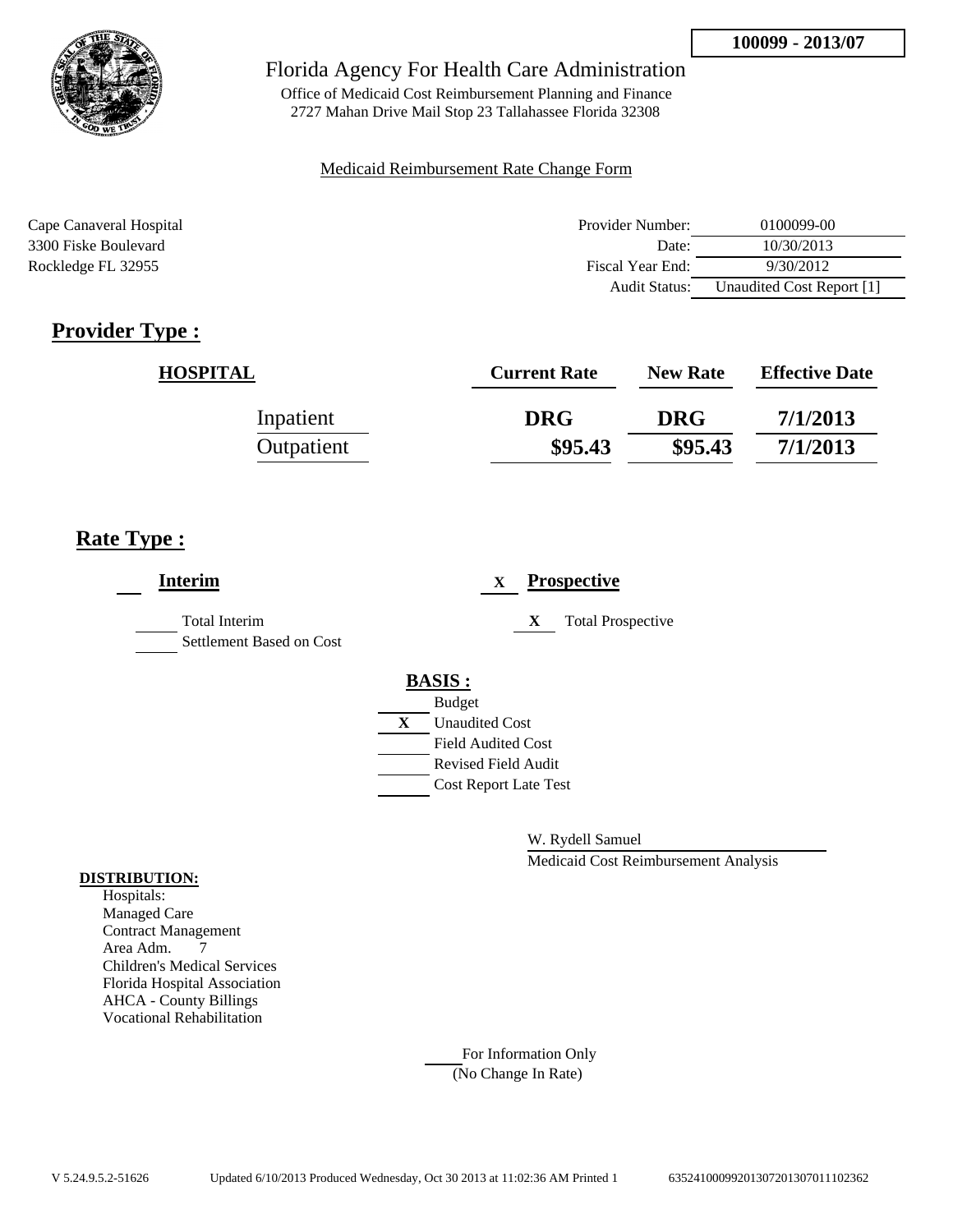**100099 - 2013/07**

Florida Agency For Health Care Administration

Office of Medicaid Cost Reimbursement Planning and Finance
2727 Mahan Drive Mail Stop 23 Tallahassee Florida 32308

Medicaid Reimbursement Rate Change Form

Cape Canaveral Hospital
3300 Fiske Boulevard
Rockledge FL 32955

| | |
|---|---|
| Provider Number: | 0100099-00 |
| Date: | 10/30/2013 |
| Fiscal Year End: | 9/30/2012 |
| Audit Status: | Unaudited Cost Report [1] |

## Provider Type :

| HOSPITAL | Current Rate | New Rate | Effective Date |
|---|---|---|---|
| Inpatient | DRG | DRG | 7/1/2013 |
| Outpatient | $95.43 | $95.43 | 7/1/2013 |

## Rate Type :

**Interim**

- Total Interim
- Settlement Based on Cost

X **Prospective**

- X Total Prospective

**BASIS :**

- Budget
- X Unaudited Cost
- Field Audited Cost
- Revised Field Audit
- Cost Report Late Test

W. Rydell Samuel
Medicaid Cost Reimbursement Analysis

**DISTRIBUTION:**

Hospitals:
Managed Care
Contract Management
Area Adm. 7
Children's Medical Services
Florida Hospital Association
AHCA - County Billings
Vocational Rehabilitation

For Information Only
(No Change In Rate)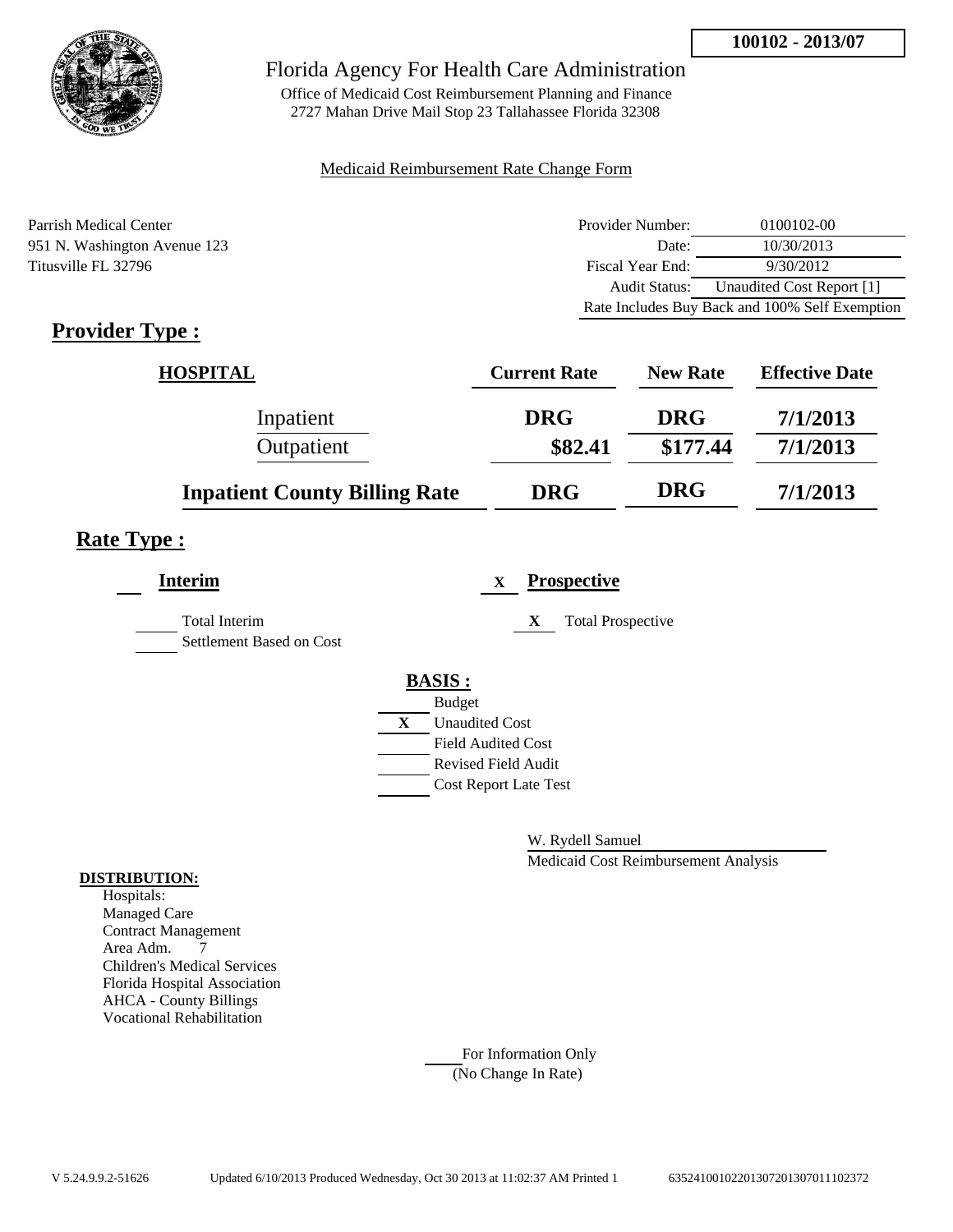**100102 - 2013/07**

# Florida Agency For Health Care Administration

Office of Medicaid Cost Reimbursement Planning and Finance
2727 Mahan Drive Mail Stop 23 Tallahassee Florida 32308

Medicaid Reimbursement Rate Change Form

Parrish Medical Center
951 N. Washington Avenue 123
Titusville FL 32796

| | |
|---|---|
| Provider Number: | 0100102-00 |
| Date: | 10/30/2013 |
| Fiscal Year End: | 9/30/2012 |
| Audit Status: | Unaudited Cost Report [1] |

Rate Includes Buy Back and 100% Self Exemption

## Provider Type :

| HOSPITAL | Current Rate | New Rate | Effective Date |
|---|---|---|---|
| Inpatient | DRG | DRG | 7/1/2013 |
| Outpatient | $82.41 | $177.44 | 7/1/2013 |
| **Inpatient County Billing Rate** | DRG | DRG | 7/1/2013 |

## Rate Type :

**Interim**

___ Total Interim
___ Settlement Based on Cost

X **Prospective**

X Total Prospective

**BASIS :**

___ Budget
X Unaudited Cost
___ Field Audited Cost
___ Revised Field Audit
___ Cost Report Late Test

W. Rydell Samuel
Medicaid Cost Reimbursement Analysis

**DISTRIBUTION:**

Hospitals:
Managed Care
Contract Management
Area Adm. 7
Children's Medical Services
Florida Hospital Association
AHCA - County Billings
Vocational Rehabilitation

___ For Information Only
(No Change In Rate)

V 5.24.9.9.2-51626 Updated 6/10/2013 Produced Wednesday, Oct 30 2013 at 11:02:37 AM Printed 1 635241001022013072013070110 2372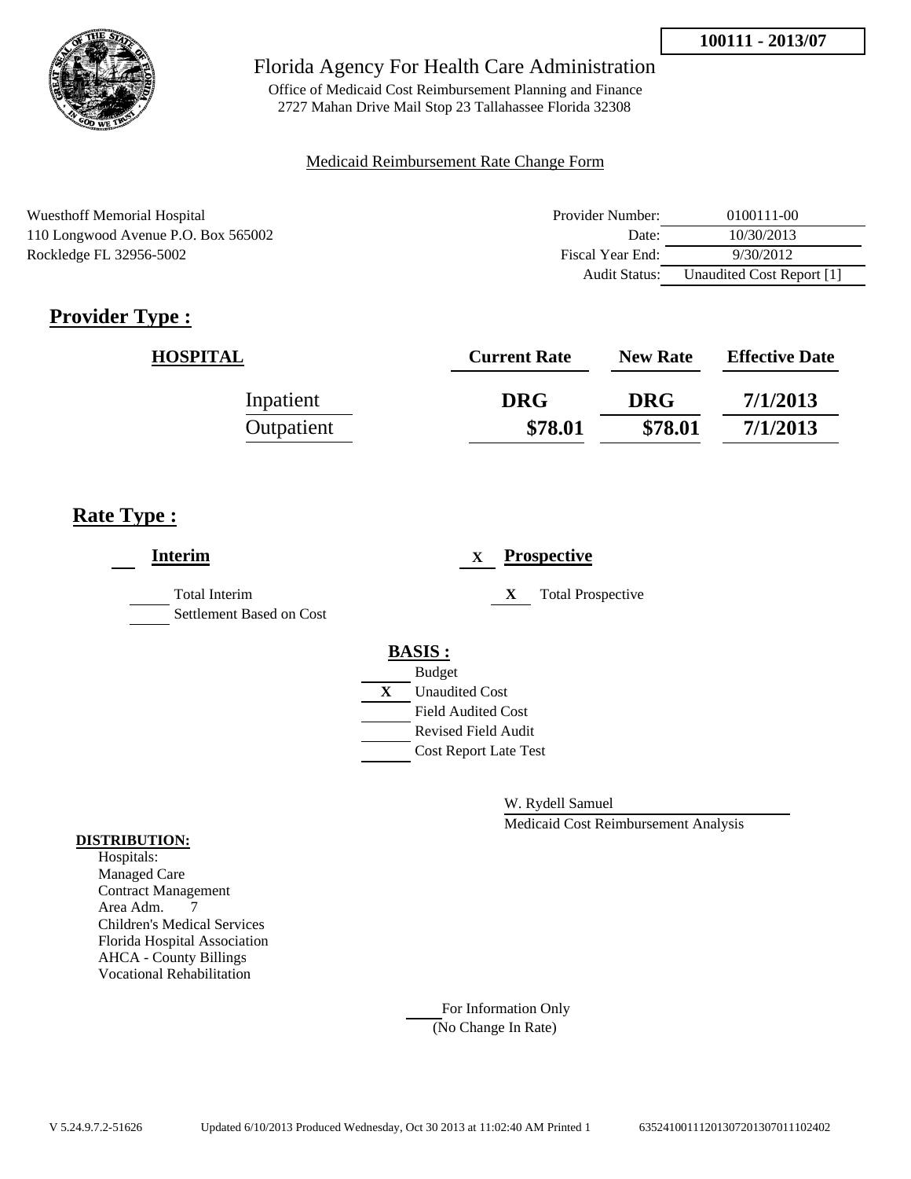**100111 - 2013/07**

Florida Agency For Health Care Administration

Office of Medicaid Cost Reimbursement Planning and Finance
2727 Mahan Drive Mail Stop 23 Tallahassee Florida 32308

Medicaid Reimbursement Rate Change Form

Wuesthoff Memorial Hospital
110 Longwood Avenue P.O. Box 565002
Rockledge FL 32956-5002

| | |
|---|---|
| Provider Number: | 0100111-00 |
| Date: | 10/30/2013 |
| Fiscal Year End: | 9/30/2012 |
| Audit Status: | Unaudited Cost Report [1] |

## Provider Type :

| HOSPITAL | Current Rate | New Rate | Effective Date |
|---|---|---|---|
| Inpatient | DRG | DRG | 7/1/2013 |
| Outpatient | $78.01 | $78.01 | 7/1/2013 |

## Rate Type :

**Interim**

- ___ Total Interim
- ___ Settlement Based on Cost

X **Prospective**

- X Total Prospective

**BASIS :**

- ___ Budget
- X Unaudited Cost
- ___ Field Audited Cost
- ___ Revised Field Audit
- ___ Cost Report Late Test

W. Rydell Samuel

Medicaid Cost Reimbursement Analysis

**DISTRIBUTION:**

Hospitals:
Managed Care
Contract Management
Area Adm. 7
Children's Medical Services
Florida Hospital Association
AHCA - County Billings
Vocational Rehabilitation

___ For Information Only
(No Change In Rate)

V 5.24.9.7.2-51626 Updated 6/10/2013 Produced Wednesday, Oct 30 2013 at 11:02:40 AM Printed 1 635241001112013072013070111102402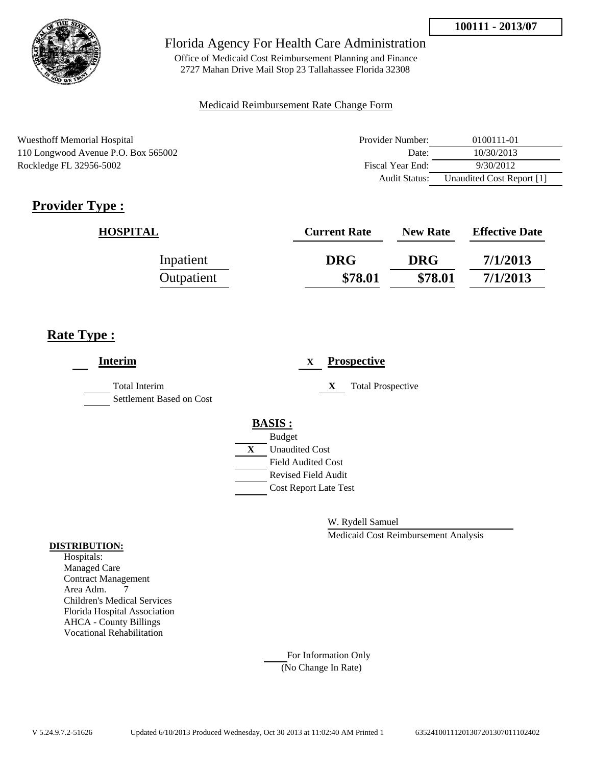**100111 - 2013/07**

Florida Agency For Health Care Administration

Office of Medicaid Cost Reimbursement Planning and Finance
2727 Mahan Drive Mail Stop 23 Tallahassee Florida 32308

Medicaid Reimbursement Rate Change Form

Wuesthoff Memorial Hospital
110 Longwood Avenue P.O. Box 565002
Rockledge FL 32956-5002

| | |
|---|---|
| Provider Number: | 0100111-01 |
| Date: | 10/30/2013 |
| Fiscal Year End: | 9/30/2012 |
| Audit Status: | Unaudited Cost Report [1] |

## Provider Type :

| HOSPITAL | Current Rate | New Rate | Effective Date |
|---|---|---|---|
| Inpatient | DRG | DRG | 7/1/2013 |
| Outpatient | $78.01 | $78.01 | 7/1/2013 |

## Rate Type :

___ **Interim**

___ Total Interim

___ Settlement Based on Cost

X **Prospective**

X Total Prospective

**BASIS :**

___ Budget

X Unaudited Cost

___ Field Audited Cost

___ Revised Field Audit

___ Cost Report Late Test

W. Rydell Samuel

Medicaid Cost Reimbursement Analysis

**DISTRIBUTION:**

Hospitals:
Managed Care
Contract Management
Area Adm. 7
Children's Medical Services
Florida Hospital Association
AHCA - County Billings
Vocational Rehabilitation

___ For Information Only
(No Change In Rate)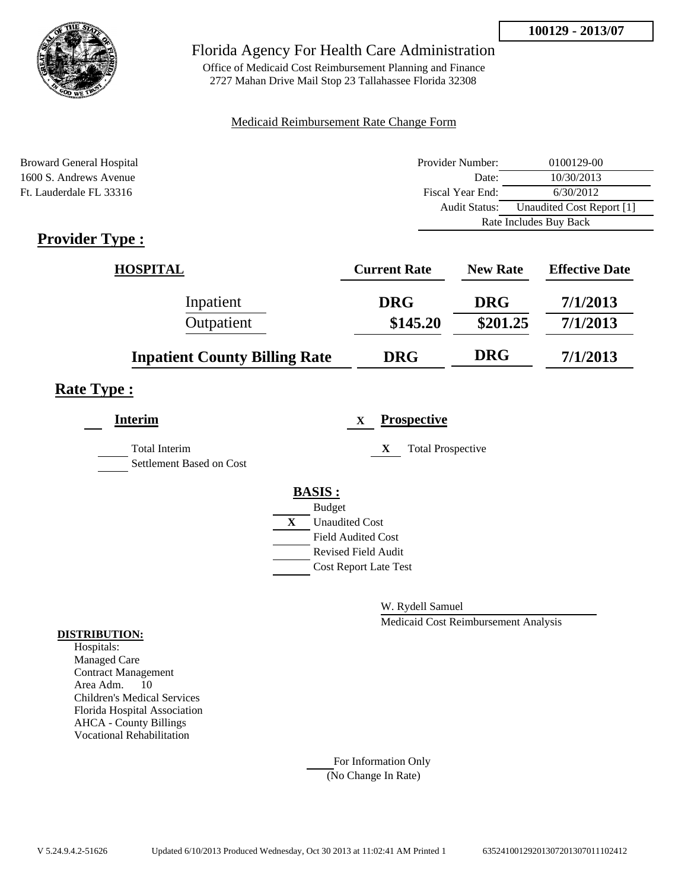**100129 - 2013/07**

# Florida Agency For Health Care Administration

Office of Medicaid Cost Reimbursement Planning and Finance
2727 Mahan Drive Mail Stop 23 Tallahassee Florida 32308

Medicaid Reimbursement Rate Change Form

Broward General Hospital
1600 S. Andrews Avenue
Ft. Lauderdale FL 33316

| | |
|---|---|
| Provider Number: | 0100129-00 |
| Date: | 10/30/2013 |
| Fiscal Year End: | 6/30/2012 |
| Audit Status: | Unaudited Cost Report [1] |
| Rate Includes Buy Back | |

## Provider Type :

| HOSPITAL | Current Rate | New Rate | Effective Date |
|---|---|---|---|
| Inpatient | DRG | DRG | 7/1/2013 |
| Outpatient | \$145.20 | \$201.25 | 7/1/2013 |
| **Inpatient County Billing Rate** | **DRG** | **DRG** | **7/1/2013** |

## Rate Type :

**Interim**

___ Total Interim
___ Settlement Based on Cost

X **Prospective**

X Total Prospective

**BASIS :**

___ Budget
X Unaudited Cost
___ Field Audited Cost
___ Revised Field Audit
___ Cost Report Late Test

W. Rydell Samuel
Medicaid Cost Reimbursement Analysis

**DISTRIBUTION:**

Hospitals:
Managed Care
Contract Management
Area Adm. 10
Children's Medical Services
Florida Hospital Association
AHCA - County Billings
Vocational Rehabilitation

___ For Information Only
(No Change In Rate)

V 5.24.9.4.2-51626 Updated 6/10/2013 Produced Wednesday, Oct 30 2013 at 11:02:41 AM Printed 1 63524100129201307201307011102412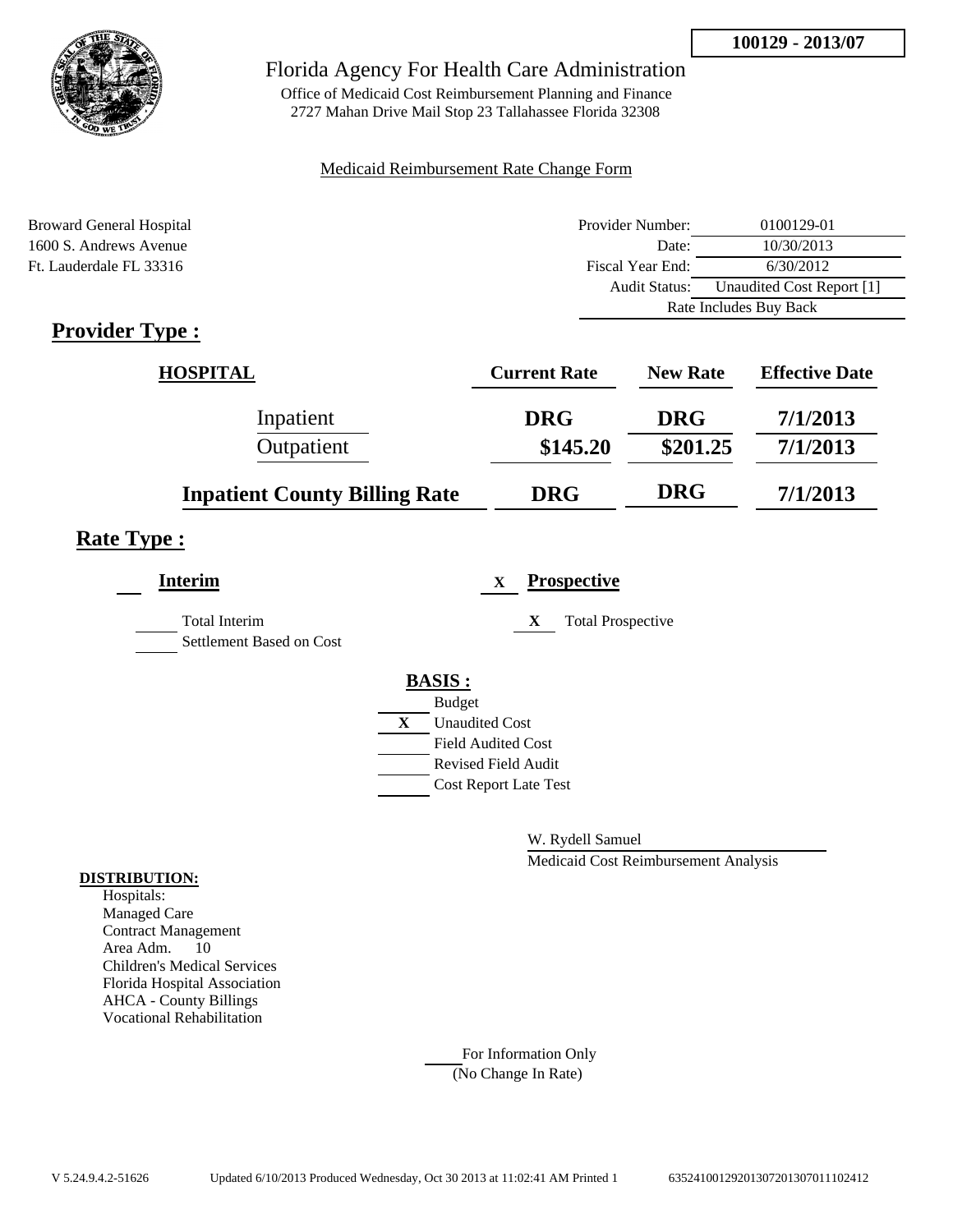**100129 - 2013/07**

# Florida Agency For Health Care Administration

Office of Medicaid Cost Reimbursement Planning and Finance
2727 Mahan Drive Mail Stop 23 Tallahassee Florida 32308

Medicaid Reimbursement Rate Change Form

Broward General Hospital
1600 S. Andrews Avenue
Ft. Lauderdale FL 33316

| | |
|---|---|
| Provider Number: | 0100129-01 |
| Date: | 10/30/2013 |
| Fiscal Year End: | 6/30/2012 |
| Audit Status: | Unaudited Cost Report [1] |
| Rate Includes Buy Back | |

## Provider Type :

| HOSPITAL | Current Rate | New Rate | Effective Date |
|---|---|---|---|
| Inpatient | DRG | DRG | 7/1/2013 |
| Outpatient | $145.20 | $201.25 | 7/1/2013 |
| **Inpatient County Billing Rate** | DRG | DRG | 7/1/2013 |

## Rate Type :

**Interim**

- Total Interim
- Settlement Based on Cost

X **Prospective**

- X Total Prospective

**BASIS :**

- Budget
- X Unaudited Cost
- Field Audited Cost
- Revised Field Audit
- Cost Report Late Test

W. Rydell Samuel
Medicaid Cost Reimbursement Analysis

**DISTRIBUTION:**

Hospitals:
Managed Care
Contract Management
Area Adm. 10
Children's Medical Services
Florida Hospital Association
AHCA - County Billings
Vocational Rehabilitation

For Information Only
(No Change In Rate)

V 5.24.9.4.2-51626 Updated 6/10/2013 Produced Wednesday, Oct 30 2013 at 11:02:41 AM Printed 1 63524100129201307201307011102412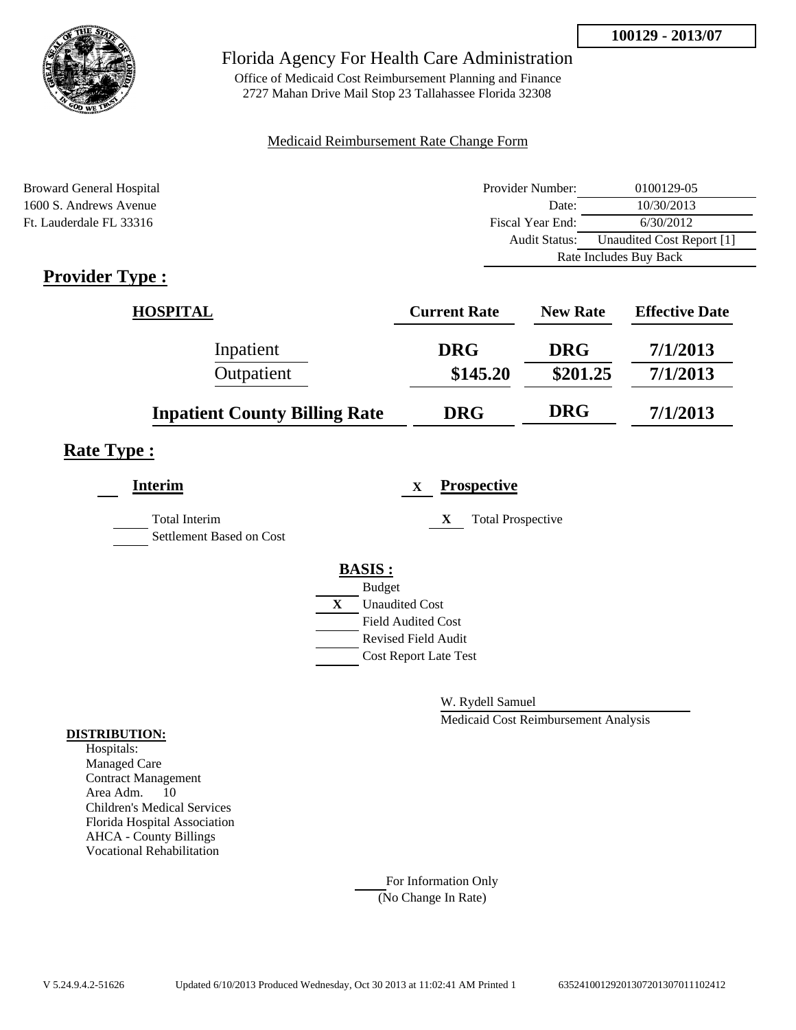**100129 - 2013/07**

# Florida Agency For Health Care Administration

Office of Medicaid Cost Reimbursement Planning and Finance
2727 Mahan Drive Mail Stop 23 Tallahassee Florida 32308

Medicaid Reimbursement Rate Change Form

Broward General Hospital
1600 S. Andrews Avenue
Ft. Lauderdale FL 33316

| | |
|---|---|
| Provider Number: | 0100129-05 |
| Date: | 10/30/2013 |
| Fiscal Year End: | 6/30/2012 |
| Audit Status: | Unaudited Cost Report [1] |
| Rate Includes Buy Back | |

## Provider Type :

| HOSPITAL | Current Rate | New Rate | Effective Date |
|---|---|---|---|
| Inpatient | DRG | DRG | 7/1/2013 |
| Outpatient | $145.20 | $201.25 | 7/1/2013 |
| **Inpatient County Billing Rate** | **DRG** | **DRG** | **7/1/2013** |

## Rate Type :

**Interim**

- [ ] Total Interim
- [ ] Settlement Based on Cost

X **Prospective**

- X Total Prospective

**BASIS :**

- [ ] Budget
- X Unaudited Cost
- [ ] Field Audited Cost
- [ ] Revised Field Audit
- [ ] Cost Report Late Test

W. Rydell Samuel
Medicaid Cost Reimbursement Analysis

**DISTRIBUTION:**

Hospitals:
Managed Care
Contract Management
Area Adm. 10
Children's Medical Services
Florida Hospital Association
AHCA - County Billings
Vocational Rehabilitation

For Information Only
(No Change In Rate)

V 5.24.9.4.2-51626 Updated 6/10/2013 Produced Wednesday, Oct 30 2013 at 11:02:41 AM Printed 1 635241001292013072013070111102412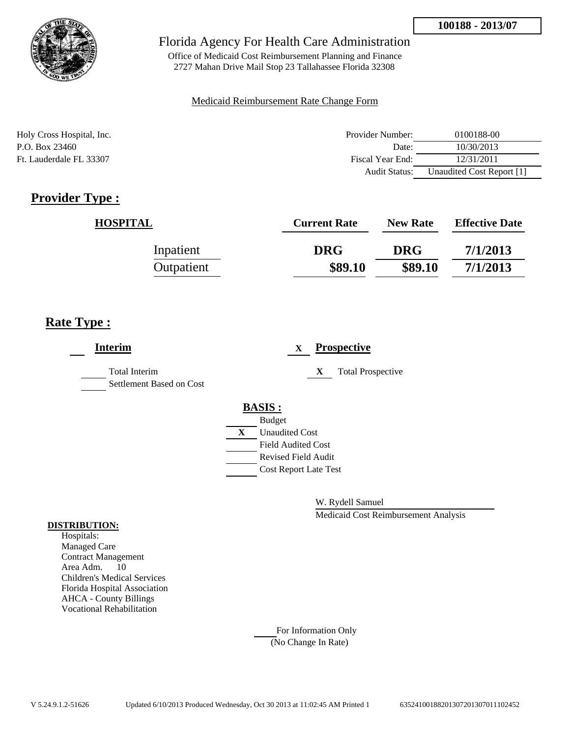**100188 - 2013/07**

Florida Agency For Health Care Administration

Office of Medicaid Cost Reimbursement Planning and Finance
2727 Mahan Drive Mail Stop 23 Tallahassee Florida 32308

Medicaid Reimbursement Rate Change Form

Holy Cross Hospital, Inc.
P.O. Box 23460
Ft. Lauderdale FL 33307

| | |
|---|---|
| Provider Number: | 0100188-00 |
| Date: | 10/30/2013 |
| Fiscal Year End: | 12/31/2011 |
| Audit Status: | Unaudited Cost Report [1] |

## Provider Type :

| HOSPITAL | Current Rate | New Rate | Effective Date |
|---|---|---|---|
| Inpatient | DRG | DRG | 7/1/2013 |
| Outpatient | $89.10 | $89.10 | 7/1/2013 |

## Rate Type :

**Interim**

- Total Interim
- Settlement Based on Cost

X **Prospective**

- X Total Prospective

**BASIS :**

- Budget
- X Unaudited Cost
- Field Audited Cost
- Revised Field Audit
- Cost Report Late Test

W. Rydell Samuel
Medicaid Cost Reimbursement Analysis

**DISTRIBUTION:**

Hospitals:
Managed Care
Contract Management
Area Adm. 10
Children's Medical Services
Florida Hospital Association
AHCA - County Billings
Vocational Rehabilitation

For Information Only
(No Change In Rate)

V 5.24.9.1.2-51626 Updated 6/10/2013 Produced Wednesday, Oct 30 2013 at 11:02:45 AM Printed 1 635241001882013072013070111102452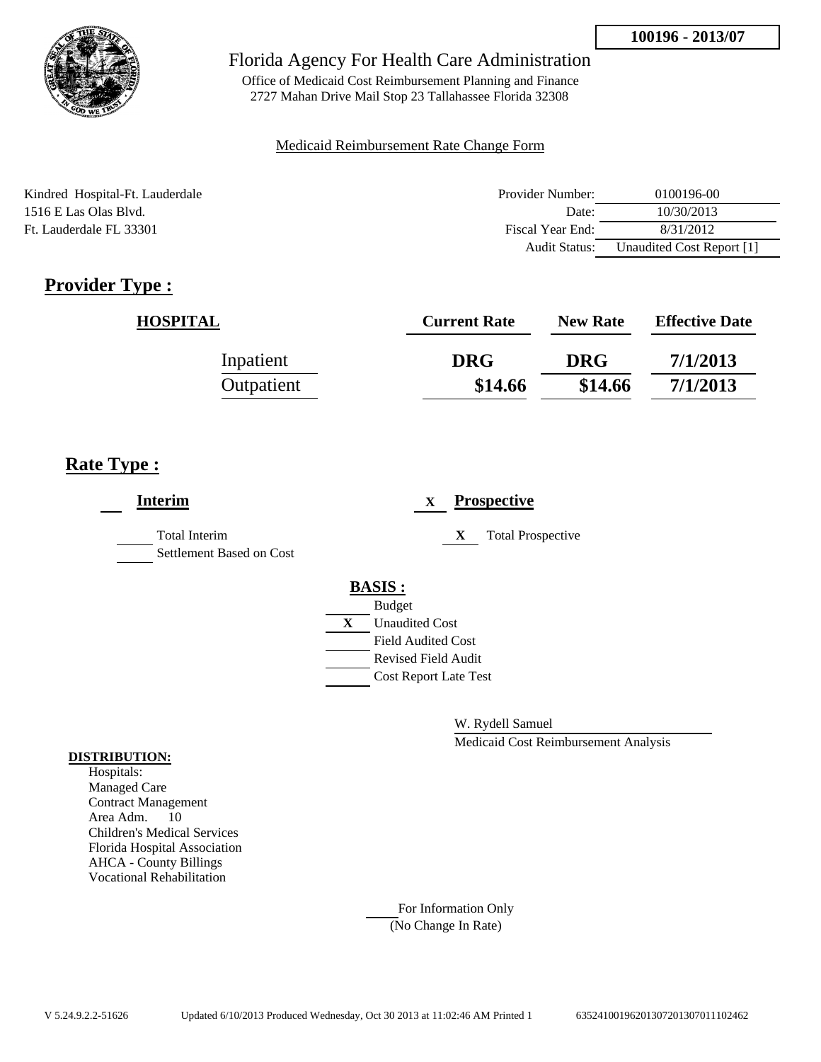**100196 - 2013/07**

Florida Agency For Health Care Administration

Office of Medicaid Cost Reimbursement Planning and Finance
2727 Mahan Drive Mail Stop 23 Tallahassee Florida 32308

Medicaid Reimbursement Rate Change Form

Kindred Hospital-Ft. Lauderdale
1516 E Las Olas Blvd.
Ft. Lauderdale FL 33301

| | |
|---|---|
| Provider Number: | 0100196-00 |
| Date: | 10/30/2013 |
| Fiscal Year End: | 8/31/2012 |
| Audit Status: | Unaudited Cost Report [1] |

## Provider Type :

| HOSPITAL | Current Rate | New Rate | Effective Date |
|---|---|---|---|
| Inpatient | DRG | DRG | 7/1/2013 |
| Outpatient | $14.66 | $14.66 | 7/1/2013 |

## Rate Type :

**Interim**

____ Total Interim
____ Settlement Based on Cost

X **Prospective**

X Total Prospective

**BASIS :**

____ Budget
X Unaudited Cost
____ Field Audited Cost
____ Revised Field Audit
____ Cost Report Late Test

W. Rydell Samuel
Medicaid Cost Reimbursement Analysis

**DISTRIBUTION:**
Hospitals:
Managed Care
Contract Management
Area Adm. 10
Children's Medical Services
Florida Hospital Association
AHCA - County Billings
Vocational Rehabilitation

____ For Information Only
(No Change In Rate)

V 5.24.9.2.2-51626 Updated 6/10/2013 Produced Wednesday, Oct 30 2013 at 11:02:46 AM Printed 1 635241001962013072013070111102462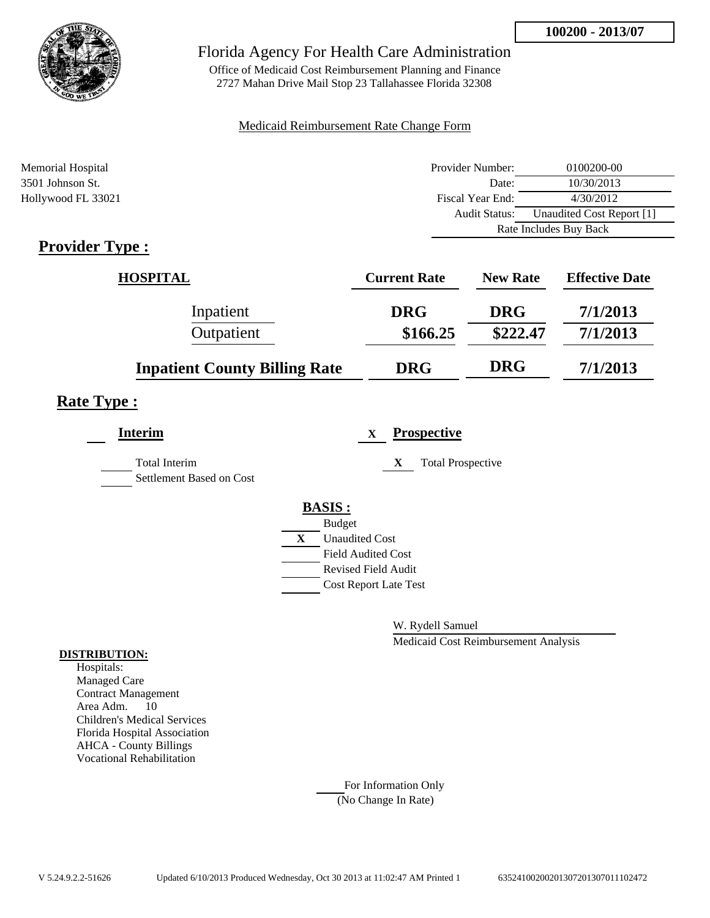100200 - 2013/07

# Florida Agency For Health Care Administration

Office of Medicaid Cost Reimbursement Planning and Finance
2727 Mahan Drive Mail Stop 23 Tallahassee Florida 32308

Medicaid Reimbursement Rate Change Form

Memorial Hospital
3501 Johnson St.
Hollywood FL 33021

| | |
|---|---|
| Provider Number: | 0100200-00 |
| Date: | 10/30/2013 |
| Fiscal Year End: | 4/30/2012 |
| Audit Status: | Unaudited Cost Report [1] |
| | Rate Includes Buy Back |

## Provider Type :

| HOSPITAL | Current Rate | New Rate | Effective Date |
|---|---|---|---|
| Inpatient | DRG | DRG | 7/1/2013 |
| Outpatient | $166.25 | $222.47 | 7/1/2013 |
| **Inpatient County Billing Rate** | DRG | DRG | 7/1/2013 |

## Rate Type :

**Interim**

- ___ Total Interim
- ___ Settlement Based on Cost

X **Prospective**

- X Total Prospective

**BASIS :**

- ___ Budget
- X Unaudited Cost
- ___ Field Audited Cost
- ___ Revised Field Audit
- ___ Cost Report Late Test

W. Rydell Samuel
Medicaid Cost Reimbursement Analysis

**DISTRIBUTION:**

Hospitals:
Managed Care
Contract Management
Area Adm. 10
Children's Medical Services
Florida Hospital Association
AHCA - County Billings
Vocational Rehabilitation

___ For Information Only
(No Change In Rate)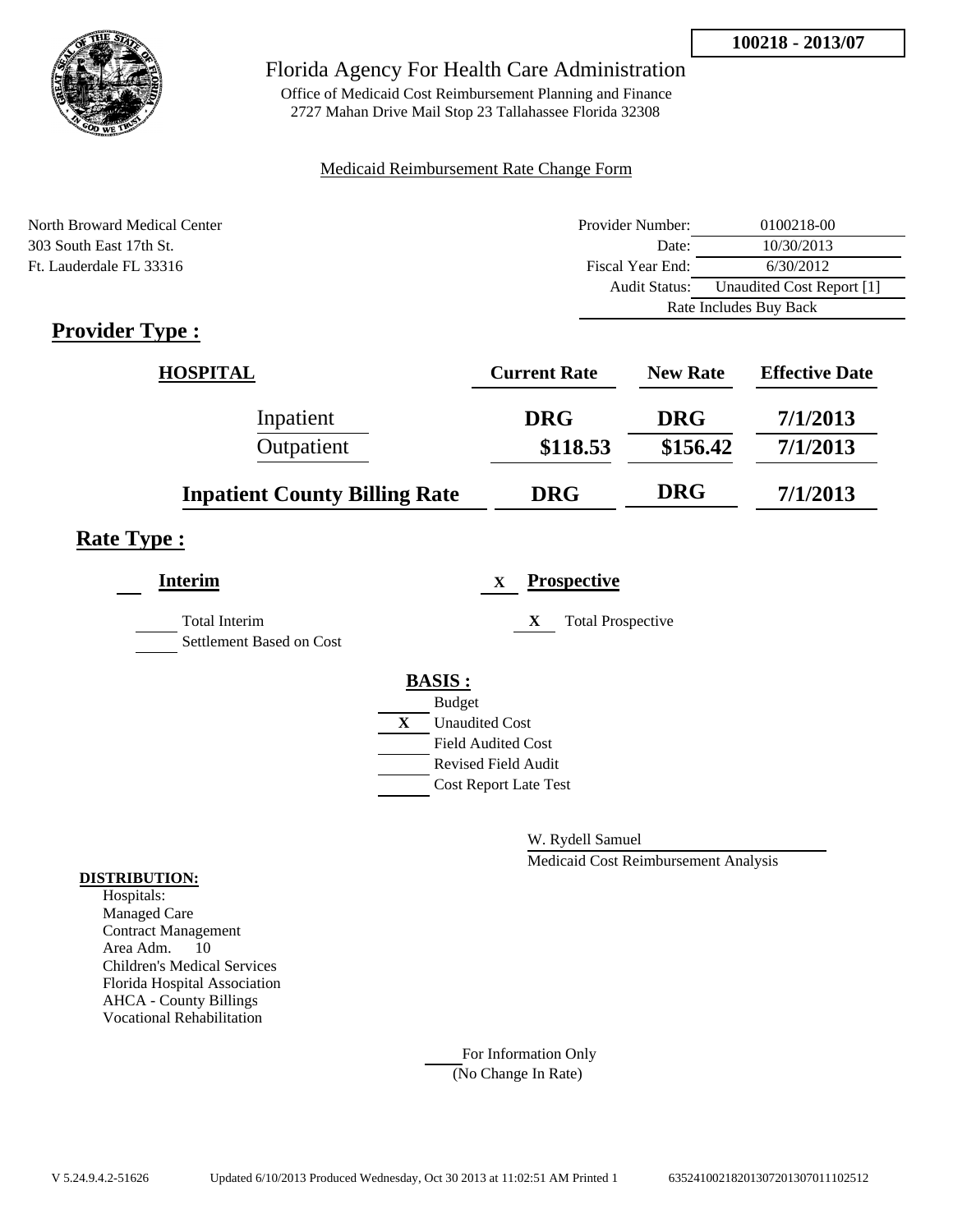**100218 - 2013/07**

Florida Agency For Health Care Administration

Office of Medicaid Cost Reimbursement Planning and Finance
2727 Mahan Drive Mail Stop 23 Tallahassee Florida 32308

Medicaid Reimbursement Rate Change Form

North Broward Medical Center
303 South East 17th St.
Ft. Lauderdale FL 33316

| | |
|---|---|
| Provider Number: | 0100218-00 |
| Date: | 10/30/2013 |
| Fiscal Year End: | 6/30/2012 |
| Audit Status: | Unaudited Cost Report [1] |
| Rate Includes Buy Back | |

## Provider Type :

| HOSPITAL | Current Rate | New Rate | Effective Date |
|---|---|---|---|
| Inpatient | DRG | DRG | 7/1/2013 |
| Outpatient | \$118.53 | \$156.42 | 7/1/2013 |
| **Inpatient County Billing Rate** | DRG | DRG | 7/1/2013 |

## Rate Type :

**Interim**

- [ ] Total Interim
- [ ] Settlement Based on Cost

X **Prospective**

- X Total Prospective

**BASIS :**

- [ ] Budget
- X Unaudited Cost
- [ ] Field Audited Cost
- [ ] Revised Field Audit
- [ ] Cost Report Late Test

W. Rydell Samuel
Medicaid Cost Reimbursement Analysis

**DISTRIBUTION:**

Hospitals:
Managed Care
Contract Management
Area Adm. 10
Children's Medical Services
Florida Hospital Association
AHCA - County Billings
Vocational Rehabilitation

For Information Only
(No Change In Rate)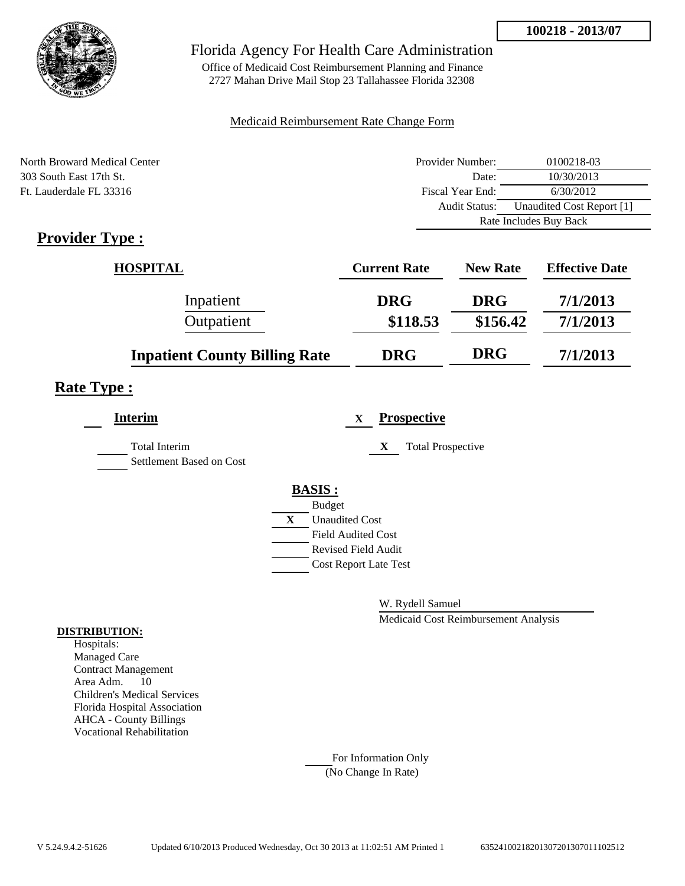**100218 - 2013/07**

# Florida Agency For Health Care Administration

Office of Medicaid Cost Reimbursement Planning and Finance
2727 Mahan Drive Mail Stop 23 Tallahassee Florida 32308

Medicaid Reimbursement Rate Change Form

North Broward Medical Center
303 South East 17th St.
Ft. Lauderdale FL 33316

| | |
|---|---|
| Provider Number: | 0100218-03 |
| Date: | 10/30/2013 |
| Fiscal Year End: | 6/30/2012 |
| Audit Status: | Unaudited Cost Report [1] |
| Rate Includes Buy Back | |

## Provider Type :

| HOSPITAL | Current Rate | New Rate | Effective Date |
|---|---|---|---|
| Inpatient | DRG | DRG | 7/1/2013 |
| Outpatient | $118.53 | $156.42 | 7/1/2013 |
| **Inpatient County Billing Rate** | DRG | DRG | 7/1/2013 |

## Rate Type :

**Interim**

___ Total Interim
___ Settlement Based on Cost

X **Prospective**

X Total Prospective

**BASIS :**

___ Budget
X Unaudited Cost
___ Field Audited Cost
___ Revised Field Audit
___ Cost Report Late Test

W. Rydell Samuel
Medicaid Cost Reimbursement Analysis

**DISTRIBUTION:**

Hospitals:
Managed Care
Contract Management
Area Adm. 10
Children's Medical Services
Florida Hospital Association
AHCA - County Billings
Vocational Rehabilitation

___ For Information Only
(No Change In Rate)

V 5.24.9.4.2-51626 Updated 6/10/2013 Produced Wednesday, Oct 30 2013 at 11:02:51 AM Printed 1 635241002182013072013070111 02512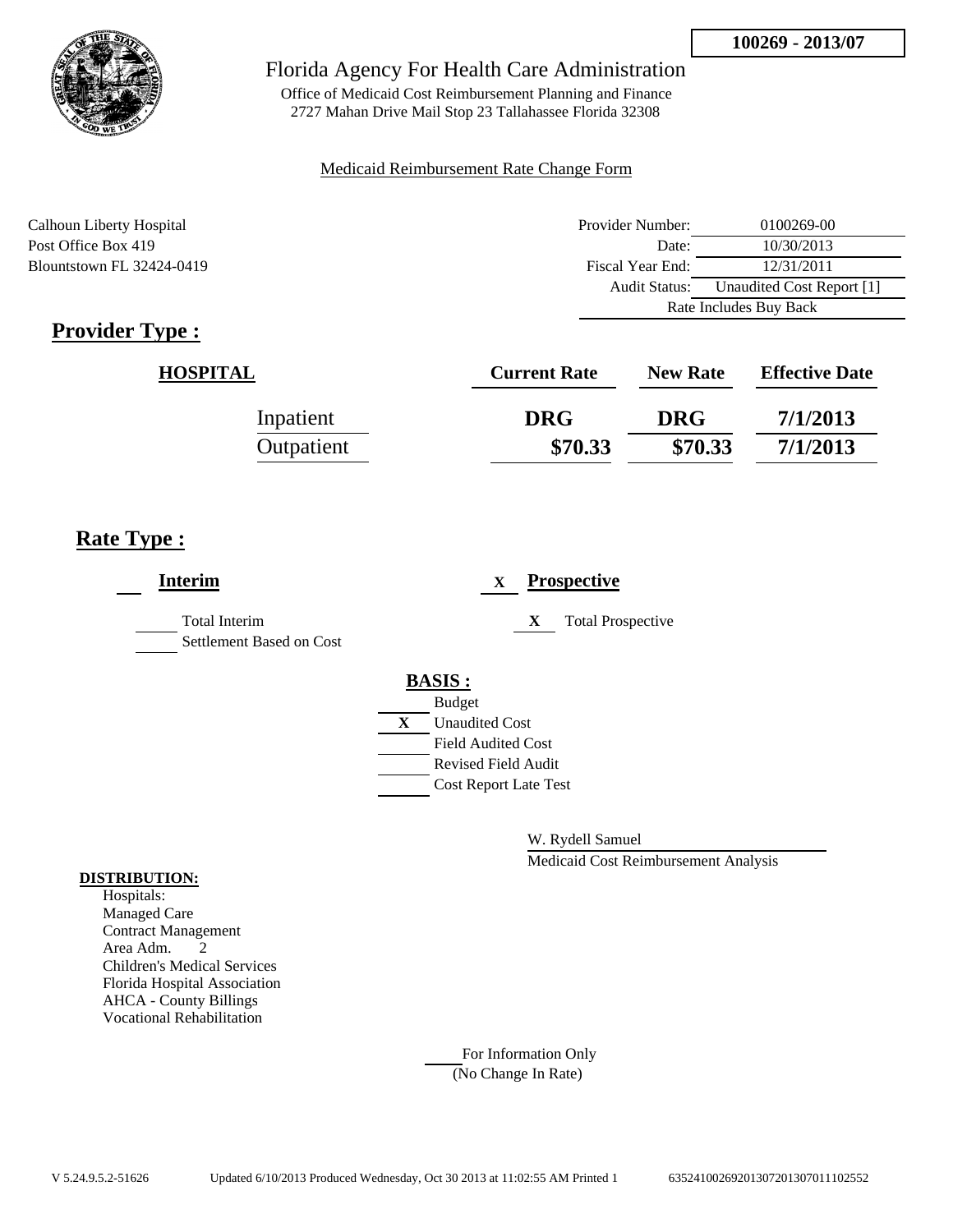**100269 - 2013/07**

# Florida Agency For Health Care Administration

Office of Medicaid Cost Reimbursement Planning and Finance
2727 Mahan Drive Mail Stop 23 Tallahassee Florida 32308

Medicaid Reimbursement Rate Change Form

Calhoun Liberty Hospital
Post Office Box 419
Blountstown FL 32424-0419

| | |
|---|---|
| Provider Number: | 0100269-00 |
| Date: | 10/30/2013 |
| Fiscal Year End: | 12/31/2011 |
| Audit Status: | Unaudited Cost Report [1] |
| Rate Includes Buy Back | |

## Provider Type :

| HOSPITAL | Current Rate | New Rate | Effective Date |
|---|---|---|---|
| Inpatient | DRG | DRG | 7/1/2013 |
| Outpatient | $70.33 | $70.33 | 7/1/2013 |

## Rate Type :

___ **Interim**

___ Total Interim

___ Settlement Based on Cost

X **Prospective**

X Total Prospective

**BASIS :**

___ Budget

X Unaudited Cost

___ Field Audited Cost

___ Revised Field Audit

___ Cost Report Late Test

W. Rydell Samuel

Medicaid Cost Reimbursement Analysis

**DISTRIBUTION:**

Hospitals:
Managed Care
Contract Management
Area Adm. 2
Children's Medical Services
Florida Hospital Association
AHCA - County Billings
Vocational Rehabilitation

___ For Information Only
(No Change In Rate)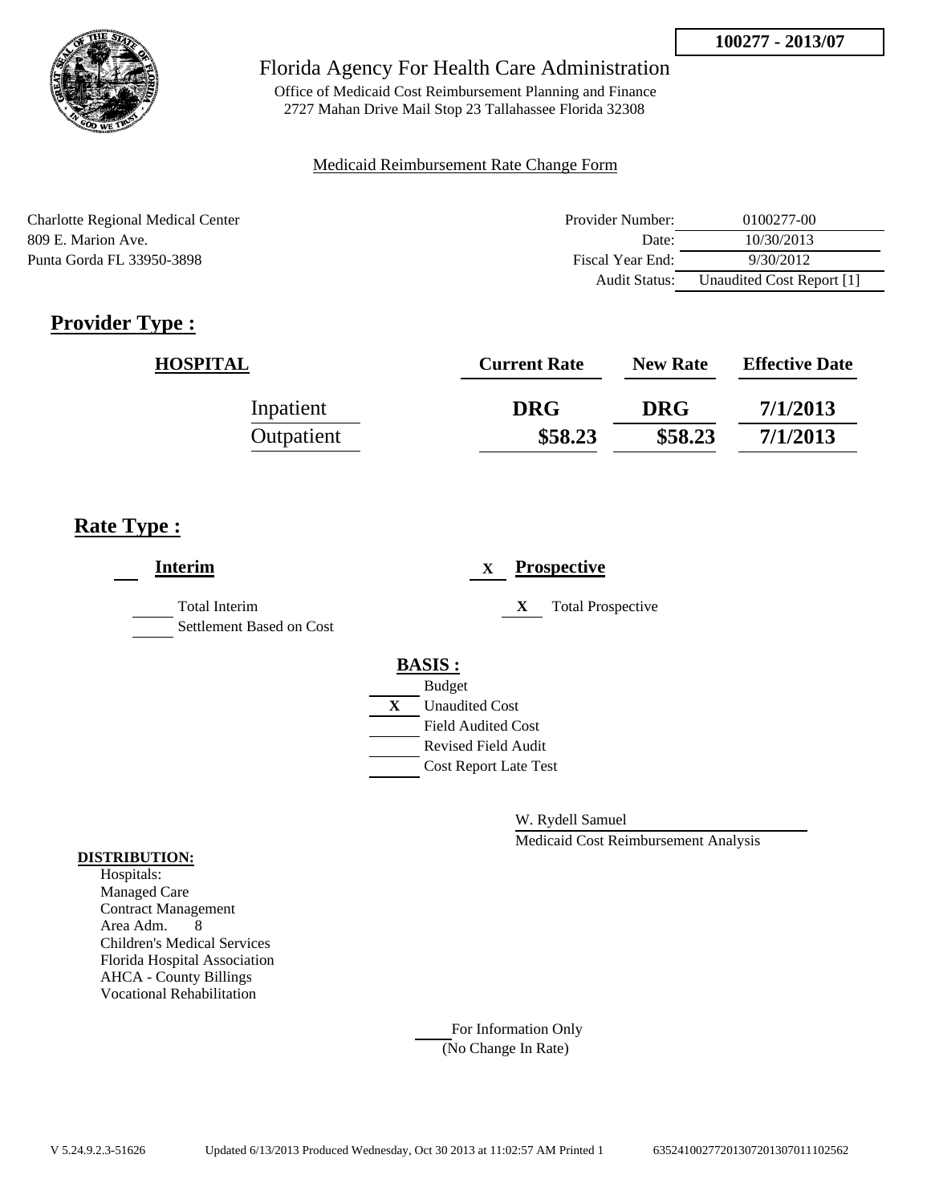100277 - 2013/07

Florida Agency For Health Care Administration

Office of Medicaid Cost Reimbursement Planning and Finance
2727 Mahan Drive Mail Stop 23 Tallahassee Florida 32308

Medicaid Reimbursement Rate Change Form

Charlotte Regional Medical Center
809 E. Marion Ave.
Punta Gorda FL 33950-3898

| | |
|---|---|
| Provider Number: | 0100277-00 |
| Date: | 10/30/2013 |
| Fiscal Year End: | 9/30/2012 |
| Audit Status: | Unaudited Cost Report [1] |

## Provider Type :

| HOSPITAL | Current Rate | New Rate | Effective Date |
|---|---|---|---|
| Inpatient | DRG | DRG | 7/1/2013 |
| Outpatient | $58.23 | $58.23 | 7/1/2013 |

## Rate Type :

**Interim**

- ___ Total Interim
- ___ Settlement Based on Cost

X **Prospective**

- X Total Prospective

**BASIS :**

- ___ Budget
- X Unaudited Cost
- ___ Field Audited Cost
- ___ Revised Field Audit
- ___ Cost Report Late Test

W. Rydell Samuel
Medicaid Cost Reimbursement Analysis

**DISTRIBUTION:**

Hospitals:
Managed Care
Contract Management
Area Adm. 8
Children's Medical Services
Florida Hospital Association
AHCA - County Billings
Vocational Rehabilitation

___ For Information Only
(No Change In Rate)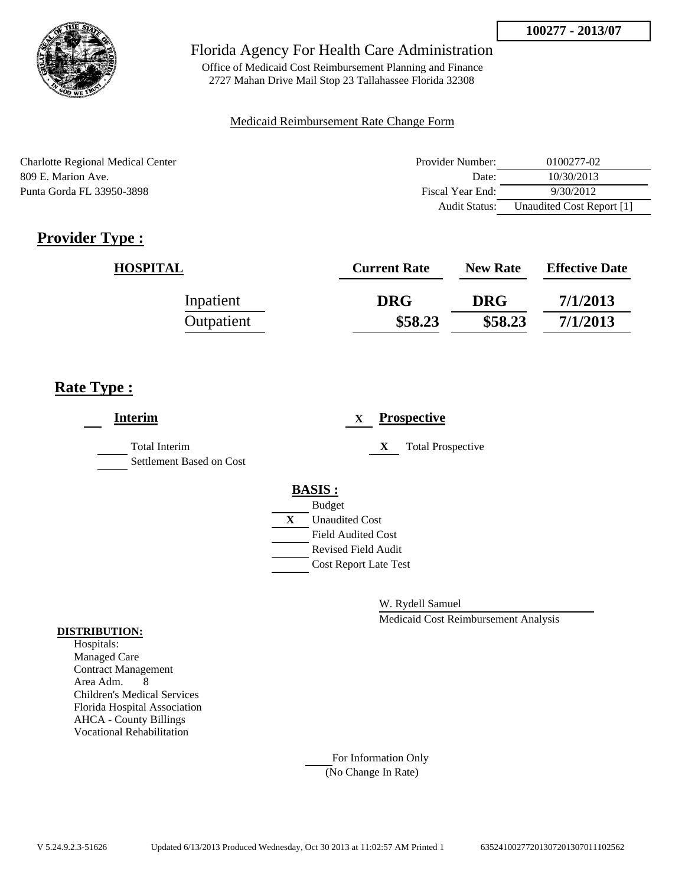100277 - 2013/07

Florida Agency For Health Care Administration

Office of Medicaid Cost Reimbursement Planning and Finance
2727 Mahan Drive Mail Stop 23 Tallahassee Florida 32308

Medicaid Reimbursement Rate Change Form

Charlotte Regional Medical Center
809 E. Marion Ave.
Punta Gorda FL 33950-3898

| | |
|---|---|
| Provider Number: | 0100277-02 |
| Date: | 10/30/2013 |
| Fiscal Year End: | 9/30/2012 |
| Audit Status: | Unaudited Cost Report [1] |

## Provider Type :

| HOSPITAL | Current Rate | New Rate | Effective Date |
|---|---|---|---|
| Inpatient | DRG | DRG | 7/1/2013 |
| Outpatient | $58.23 | $58.23 | 7/1/2013 |

## Rate Type :

___ **Interim**

___ Total Interim
___ Settlement Based on Cost

X **Prospective**

X Total Prospective

**BASIS :**

___ Budget
X Unaudited Cost
___ Field Audited Cost
___ Revised Field Audit
___ Cost Report Late Test

W. Rydell Samuel
Medicaid Cost Reimbursement Analysis

**DISTRIBUTION:**

Hospitals:
Managed Care
Contract Management
Area Adm. 8
Children's Medical Services
Florida Hospital Association
AHCA - County Billings
Vocational Rehabilitation

___ For Information Only
(No Change In Rate)

V 5.24.9.2.3-51626 Updated 6/13/2013 Produced Wednesday, Oct 30 2013 at 11:02:57 AM Printed 1 635241002772013072013070111025 62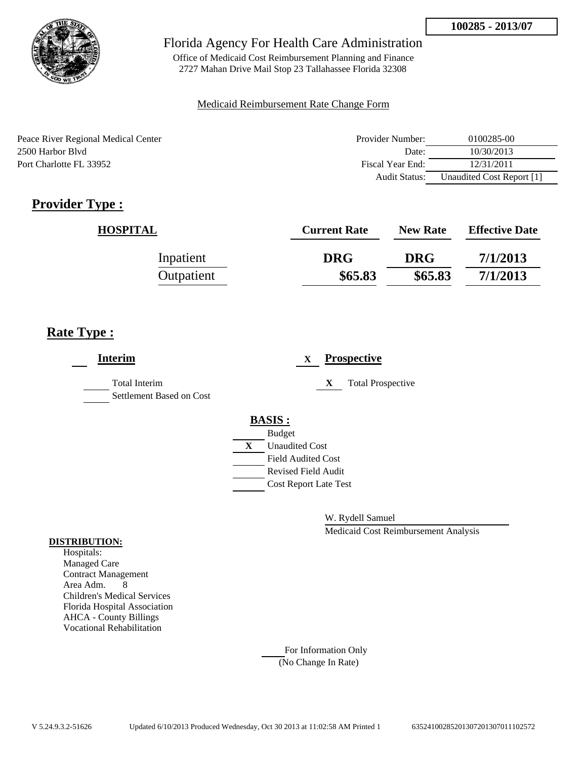100285 - 2013/07

Florida Agency For Health Care Administration

Office of Medicaid Cost Reimbursement Planning and Finance
2727 Mahan Drive Mail Stop 23 Tallahassee Florida 32308

Medicaid Reimbursement Rate Change Form

Peace River Regional Medical Center
2500 Harbor Blvd
Port Charlotte FL 33952

| | |
|---|---|
| Provider Number: | 0100285-00 |
| Date: | 10/30/2013 |
| Fiscal Year End: | 12/31/2011 |
| Audit Status: | Unaudited Cost Report [1] |

## Provider Type :

| HOSPITAL | Current Rate | New Rate | Effective Date |
|---|---|---|---|
| Inpatient | DRG | DRG | 7/1/2013 |
| Outpatient | $65.83 | $65.83 | 7/1/2013 |

## Rate Type :

**Interim**

- ___ Total Interim
- ___ Settlement Based on Cost

X **Prospective**

- X Total Prospective

**BASIS :**

- ___ Budget
- X Unaudited Cost
- ___ Field Audited Cost
- ___ Revised Field Audit
- ___ Cost Report Late Test

W. Rydell Samuel
Medicaid Cost Reimbursement Analysis

**DISTRIBUTION:**

Hospitals:
Managed Care
Contract Management
Area Adm. 8
Children's Medical Services
Florida Hospital Association
AHCA - County Billings
Vocational Rehabilitation

___ For Information Only
(No Change In Rate)

V 5.24.9.3.2-51626    Updated 6/10/2013 Produced Wednesday, Oct 30 2013 at 11:02:58 AM Printed 1    635241002852013072013070111102572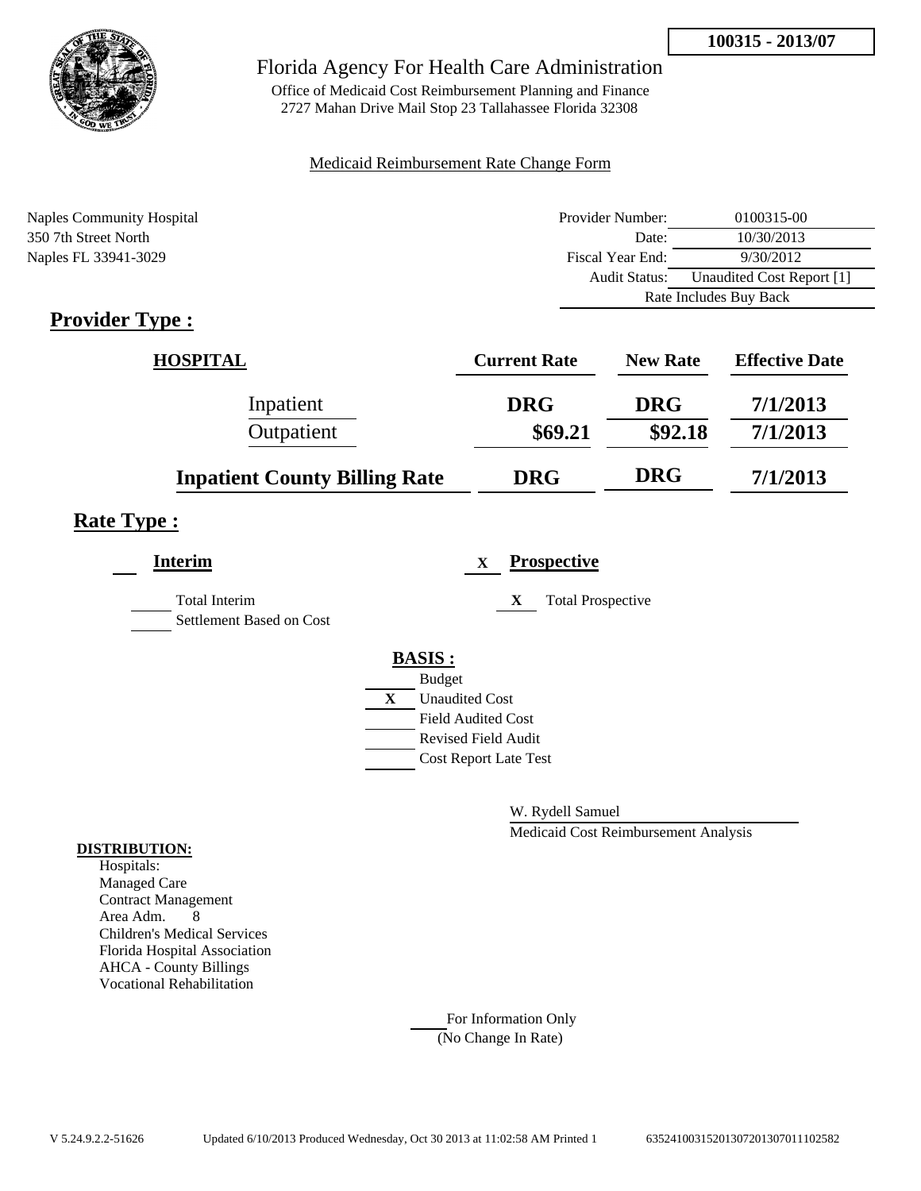**100315 - 2013/07**

# Florida Agency For Health Care Administration

Office of Medicaid Cost Reimbursement Planning and Finance
2727 Mahan Drive Mail Stop 23 Tallahassee Florida 32308

Medicaid Reimbursement Rate Change Form

Naples Community Hospital
350 7th Street North
Naples FL 33941-3029

| | |
|---|---|
| Provider Number: | 0100315-00 |
| Date: | 10/30/2013 |
| Fiscal Year End: | 9/30/2012 |
| Audit Status: | Unaudited Cost Report [1] |
| | Rate Includes Buy Back |

## Provider Type :

| HOSPITAL | Current Rate | New Rate | Effective Date |
|---|---|---|---|
| Inpatient | DRG | DRG | 7/1/2013 |
| Outpatient | $69.21 | $92.18 | 7/1/2013 |
| **Inpatient County Billing Rate** | DRG | DRG | 7/1/2013 |

## Rate Type :

**Interim**

___ Total Interim
___ Settlement Based on Cost

X **Prospective**

X Total Prospective

**BASIS :**

___ Budget
X Unaudited Cost
___ Field Audited Cost
___ Revised Field Audit
___ Cost Report Late Test

W. Rydell Samuel
Medicaid Cost Reimbursement Analysis

**DISTRIBUTION:**
Hospitals:
Managed Care
Contract Management
Area Adm. 8
Children's Medical Services
Florida Hospital Association
AHCA - County Billings
Vocational Rehabilitation

___ For Information Only
(No Change In Rate)

V 5.24.9.2.2-51626 Updated 6/10/2013 Produced Wednesday, Oct 30 2013 at 11:02:58 AM Printed 1 635241003152013072013070111102582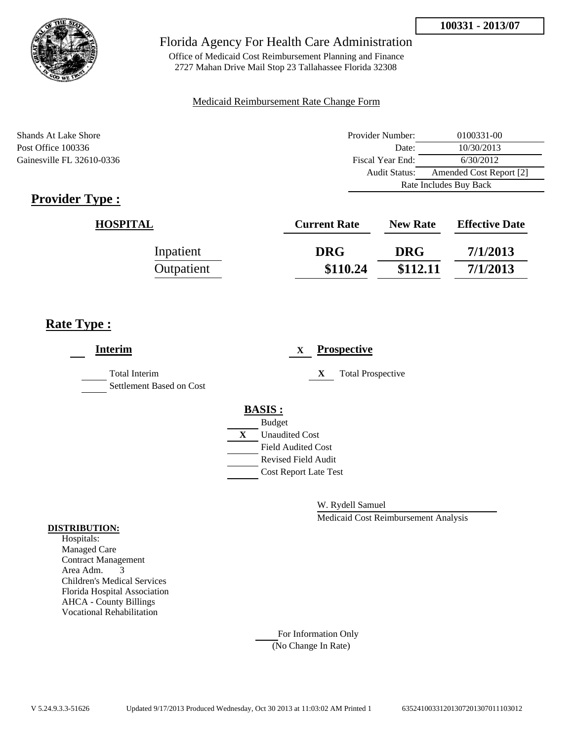**100331 - 2013/07**

# Florida Agency For Health Care Administration

Office of Medicaid Cost Reimbursement Planning and Finance
2727 Mahan Drive Mail Stop 23 Tallahassee Florida 32308

Medicaid Reimbursement Rate Change Form

Shands At Lake Shore
Post Office 100336
Gainesville FL 32610-0336

| | |
|---|---|
| Provider Number: | 0100331-00 |
| Date: | 10/30/2013 |
| Fiscal Year End: | 6/30/2012 |
| Audit Status: | Amended Cost Report [2] |
| Rate Includes Buy Back | |

## Provider Type :

| HOSPITAL | Current Rate | New Rate | Effective Date |
|---|---|---|---|
| Inpatient | DRG | DRG | 7/1/2013 |
| Outpatient | $110.24 | $112.11 | 7/1/2013 |

## Rate Type :

**Interim**

- ___ Total Interim
- ___ Settlement Based on Cost

X **Prospective**

- X Total Prospective

**BASIS :**

- ___ Budget
- X Unaudited Cost
- ___ Field Audited Cost
- ___ Revised Field Audit
- ___ Cost Report Late Test

W. Rydell Samuel
Medicaid Cost Reimbursement Analysis

**DISTRIBUTION:**

Hospitals:
Managed Care
Contract Management
Area Adm. 3
Children's Medical Services
Florida Hospital Association
AHCA - County Billings
Vocational Rehabilitation

___ For Information Only
(No Change In Rate)

V 5.24.9.3.3-51626 Updated 9/17/2013 Produced Wednesday, Oct 30 2013 at 11:03:02 AM Printed 1 635241003312013072013070111030​12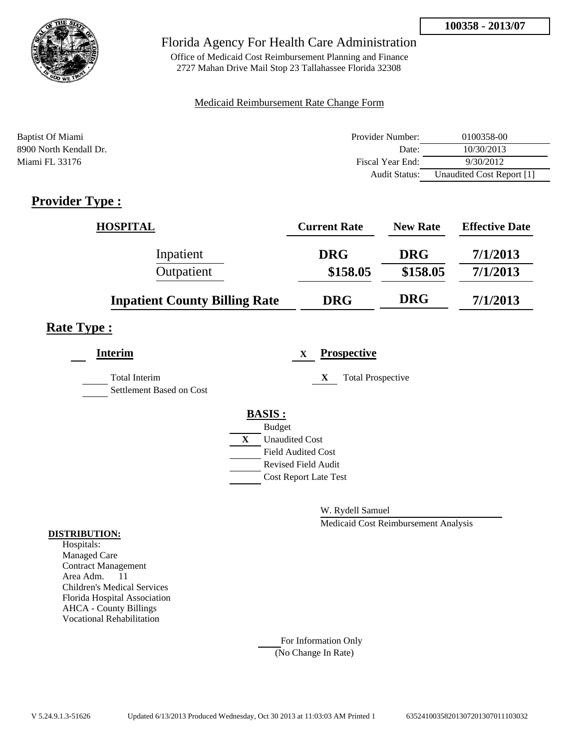**100358 - 2013/07**

# Florida Agency For Health Care Administration

Office of Medicaid Cost Reimbursement Planning and Finance
2727 Mahan Drive Mail Stop 23 Tallahassee Florida 32308

Medicaid Reimbursement Rate Change Form

Baptist Of Miami
8900 North Kendall Dr.
Miami FL 33176

| | |
|---|---|
| Provider Number: | 0100358-00 |
| Date: | 10/30/2013 |
| Fiscal Year End: | 9/30/2012 |
| Audit Status: | Unaudited Cost Report [1] |

## Provider Type :

| HOSPITAL | Current Rate | New Rate | Effective Date |
|---|---|---|---|
| Inpatient | DRG | DRG | 7/1/2013 |
| Outpatient | $158.05 | $158.05 | 7/1/2013 |
| **Inpatient County Billing Rate** | **DRG** | **DRG** | **7/1/2013** |

## Rate Type :

**Interim**

- Total Interim
- Settlement Based on Cost

X **Prospective**

- X Total Prospective

**BASIS :**

- Budget
- X Unaudited Cost
- Field Audited Cost
- Revised Field Audit
- Cost Report Late Test

W. Rydell Samuel
Medicaid Cost Reimbursement Analysis

**DISTRIBUTION:**

Hospitals:
Managed Care
Contract Management
Area Adm. 11
Children's Medical Services
Florida Hospital Association
AHCA - County Billings
Vocational Rehabilitation

For Information Only
(No Change In Rate)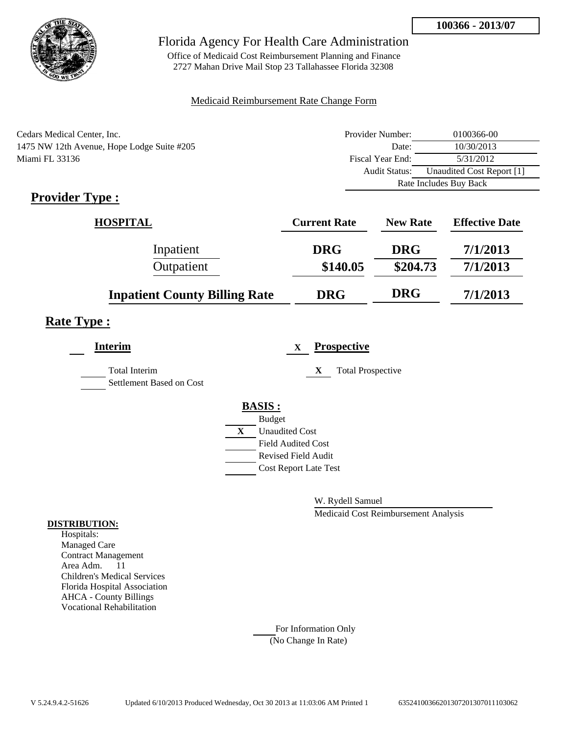**100366 - 2013/07**

# Florida Agency For Health Care Administration

Office of Medicaid Cost Reimbursement Planning and Finance
2727 Mahan Drive Mail Stop 23 Tallahassee Florida 32308

Medicaid Reimbursement Rate Change Form

Cedars Medical Center, Inc.
1475 NW 12th Avenue, Hope Lodge Suite #205
Miami FL 33136

| | |
|---|---|
| Provider Number: | 0100366-00 |
| Date: | 10/30/2013 |
| Fiscal Year End: | 5/31/2012 |
| Audit Status: | Unaudited Cost Report [1] |
| Rate Includes Buy Back | |

## Provider Type :

| HOSPITAL | Current Rate | New Rate | Effective Date |
|---|---|---|---|
| Inpatient | DRG | DRG | 7/1/2013 |
| Outpatient | $140.05 | $204.73 | 7/1/2013 |
| **Inpatient County Billing Rate** | **DRG** | **DRG** | **7/1/2013** |

## Rate Type :

**Interim**

___ Total Interim
___ Settlement Based on Cost

X **Prospective**

X Total Prospective

**BASIS :**

___ Budget
X Unaudited Cost
___ Field Audited Cost
___ Revised Field Audit
___ Cost Report Late Test

W. Rydell Samuel
Medicaid Cost Reimbursement Analysis

**DISTRIBUTION:**

Hospitals:
Managed Care
Contract Management
Area Adm. 11
Children's Medical Services
Florida Hospital Association
AHCA - County Billings
Vocational Rehabilitation

___ For Information Only
(No Change In Rate)

V 5.24.9.4.2-51626 Updated 6/10/2013 Produced Wednesday, Oct 30 2013 at 11:03:06 AM Printed 1 635241003662013072013070111030​62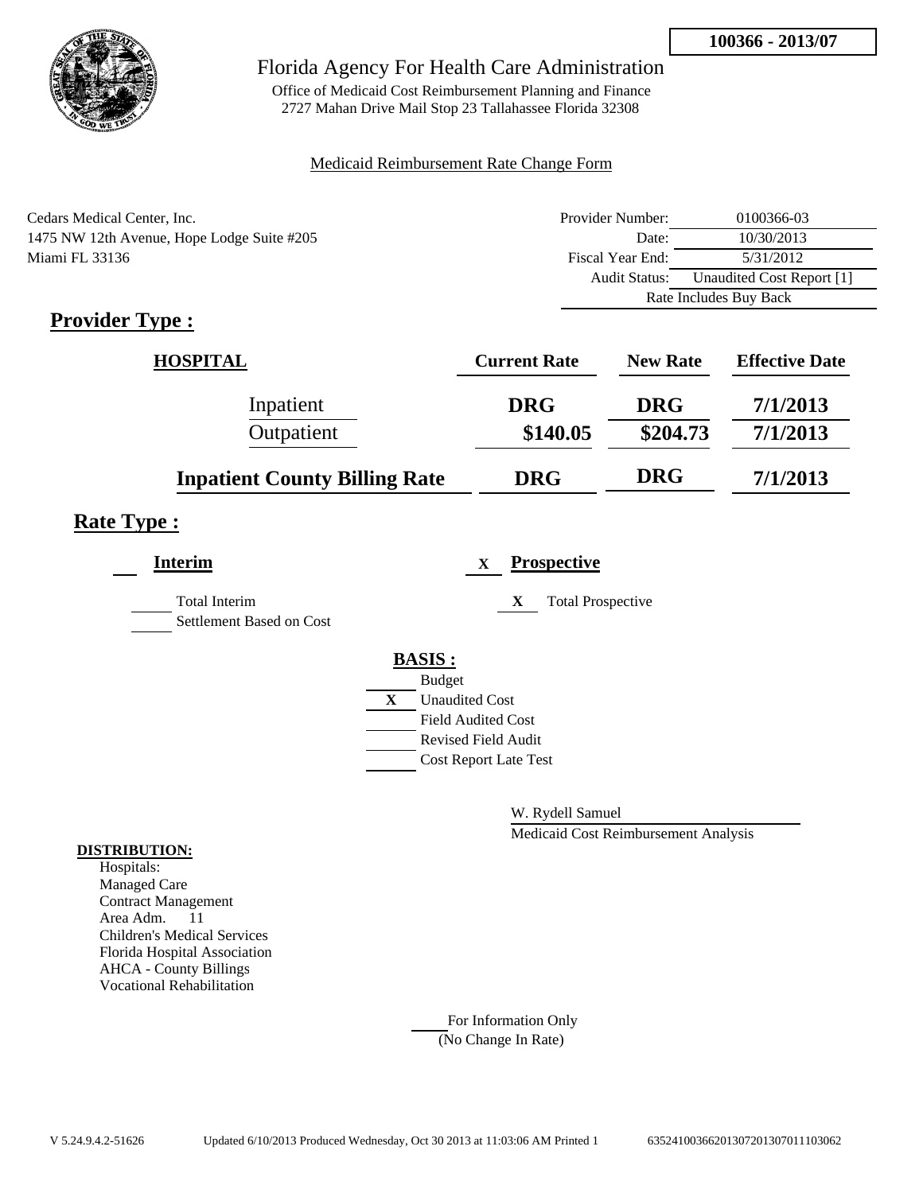**100366 - 2013/07**

Florida Agency For Health Care Administration

Office of Medicaid Cost Reimbursement Planning and Finance
2727 Mahan Drive Mail Stop 23 Tallahassee Florida 32308

Medicaid Reimbursement Rate Change Form

Cedars Medical Center, Inc.
1475 NW 12th Avenue, Hope Lodge Suite #205
Miami FL 33136

| | |
|---|---|
| Provider Number: | 0100366-03 |
| Date: | 10/30/2013 |
| Fiscal Year End: | 5/31/2012 |
| Audit Status: | Unaudited Cost Report [1] |
| Rate Includes Buy Back | |

## Provider Type :

| HOSPITAL | Current Rate | New Rate | Effective Date |
|---|---|---|---|
| Inpatient | DRG | DRG | 7/1/2013 |
| Outpatient | $140.05 | $204.73 | 7/1/2013 |
| Inpatient County Billing Rate | DRG | DRG | 7/1/2013 |

## Rate Type :

**Interim**

___ Total Interim
___ Settlement Based on Cost

X **Prospective**

X Total Prospective

**BASIS :**

___ Budget
X Unaudited Cost
___ Field Audited Cost
___ Revised Field Audit
___ Cost Report Late Test

W. Rydell Samuel
Medicaid Cost Reimbursement Analysis

**DISTRIBUTION:**
Hospitals:
Managed Care
Contract Management
Area Adm. 11
Children's Medical Services
Florida Hospital Association
AHCA - County Billings
Vocational Rehabilitation

___ For Information Only
(No Change In Rate)

V 5.24.9.4.2-51626 Updated 6/10/2013 Produced Wednesday, Oct 30 2013 at 11:03:06 AM Printed 1 635241003662013072013070111030 62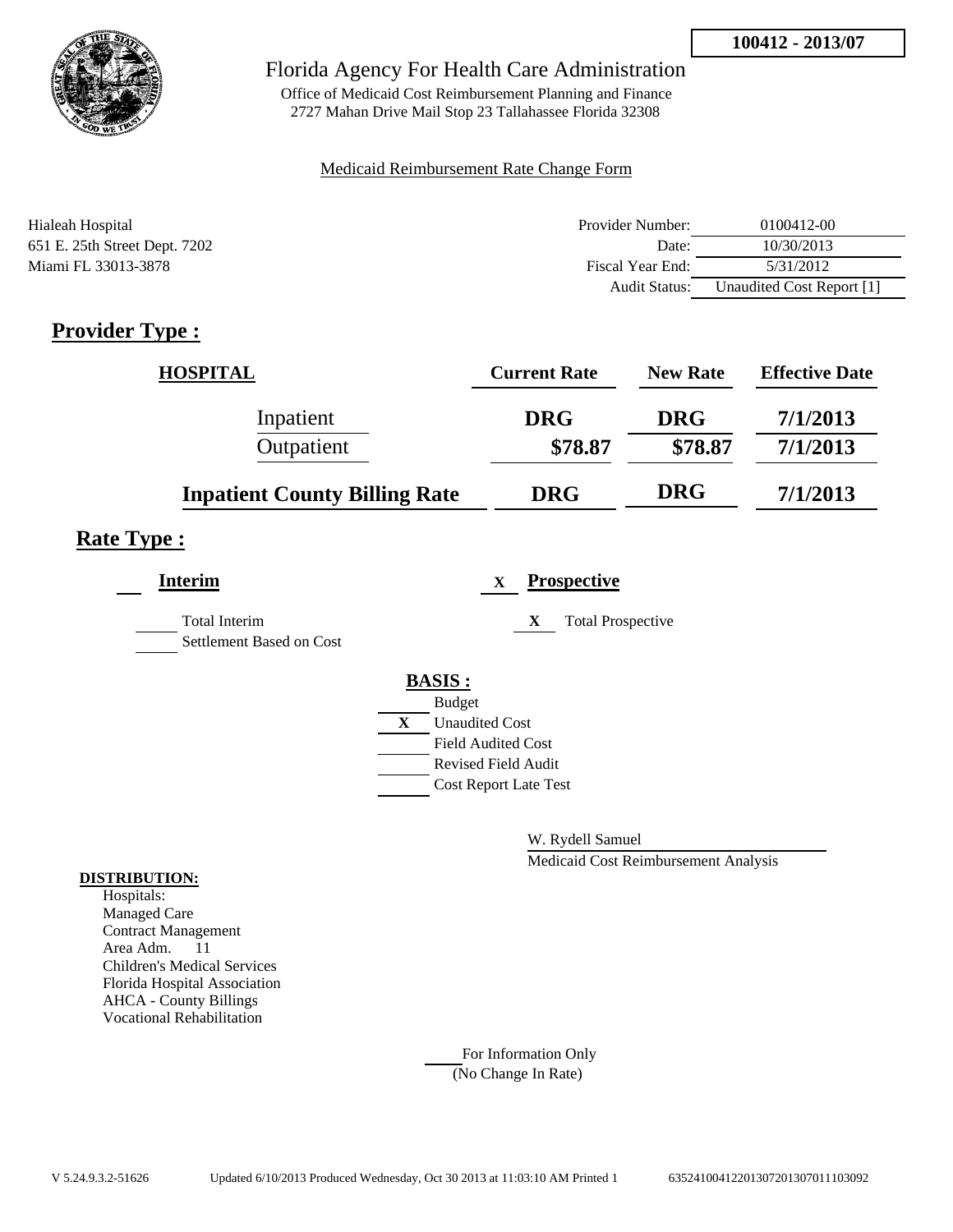**100412 - 2013/07**

# Florida Agency For Health Care Administration

Office of Medicaid Cost Reimbursement Planning and Finance
2727 Mahan Drive Mail Stop 23 Tallahassee Florida 32308

Medicaid Reimbursement Rate Change Form

Hialeah Hospital
651 E. 25th Street Dept. 7202
Miami FL 33013-3878

| | |
|---|---|
| Provider Number: | 0100412-00 |
| Date: | 10/30/2013 |
| Fiscal Year End: | 5/31/2012 |
| Audit Status: | Unaudited Cost Report [1] |

## Provider Type :

| HOSPITAL | Current Rate | New Rate | Effective Date |
|---|---|---|---|
| Inpatient | DRG | DRG | 7/1/2013 |
| Outpatient | $78.87 | $78.87 | 7/1/2013 |
| **Inpatient County Billing Rate** | **DRG** | **DRG** | **7/1/2013** |

## Rate Type :

**Interim**

- [ ] Total Interim
- [ ] Settlement Based on Cost

X **Prospective**

- [X] Total Prospective

**BASIS :**

- [ ] Budget
- [X] Unaudited Cost
- [ ] Field Audited Cost
- [ ] Revised Field Audit
- [ ] Cost Report Late Test

W. Rydell Samuel
Medicaid Cost Reimbursement Analysis

**DISTRIBUTION:**
Hospitals:
Managed Care
Contract Management
Area Adm. 11
Children's Medical Services
Florida Hospital Association
AHCA - County Billings
Vocational Rehabilitation

For Information Only
(No Change In Rate)

V 5.24.9.3.2-51626 Updated 6/10/2013 Produced Wednesday, Oct 30 2013 at 11:03:10 AM Printed 1 635241004122013072013070111030​92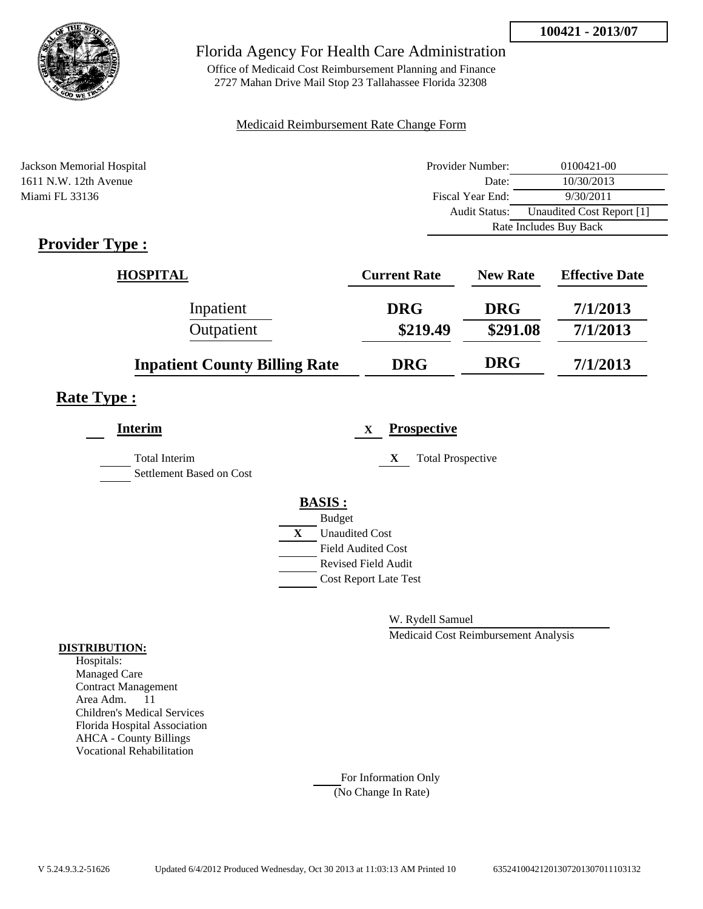**100421 - 2013/07**

# Florida Agency For Health Care Administration

Office of Medicaid Cost Reimbursement Planning and Finance
2727 Mahan Drive Mail Stop 23 Tallahassee Florida 32308

Medicaid Reimbursement Rate Change Form

Jackson Memorial Hospital
1611 N.W. 12th Avenue
Miami FL 33136

| | |
|---|---|
| Provider Number: | 0100421-00 |
| Date: | 10/30/2013 |
| Fiscal Year End: | 9/30/2011 |
| Audit Status: | Unaudited Cost Report [1] |
| Rate Includes Buy Back | |

## Provider Type :

| HOSPITAL | Current Rate | New Rate | Effective Date |
|---|---|---|---|
| Inpatient | DRG | DRG | 7/1/2013 |
| Outpatient | $219.49 | $291.08 | 7/1/2013 |
| **Inpatient County Billing Rate** | DRG | DRG | 7/1/2013 |

## Rate Type :

___ **Interim**

___ Total Interim
___ Settlement Based on Cost

X **Prospective**

X Total Prospective

**BASIS :**

___ Budget
X Unaudited Cost
___ Field Audited Cost
___ Revised Field Audit
___ Cost Report Late Test

W. Rydell Samuel
Medicaid Cost Reimbursement Analysis

**DISTRIBUTION:**
Hospitals:
Managed Care
Contract Management
Area Adm. 11
Children's Medical Services
Florida Hospital Association
AHCA - County Billings
Vocational Rehabilitation

___ For Information Only
(No Change In Rate)

V 5.24.9.3.2-51626 Updated 6/4/2012 Produced Wednesday, Oct 30 2013 at 11:03:13 AM Printed 10 635241004212013072013070111031 32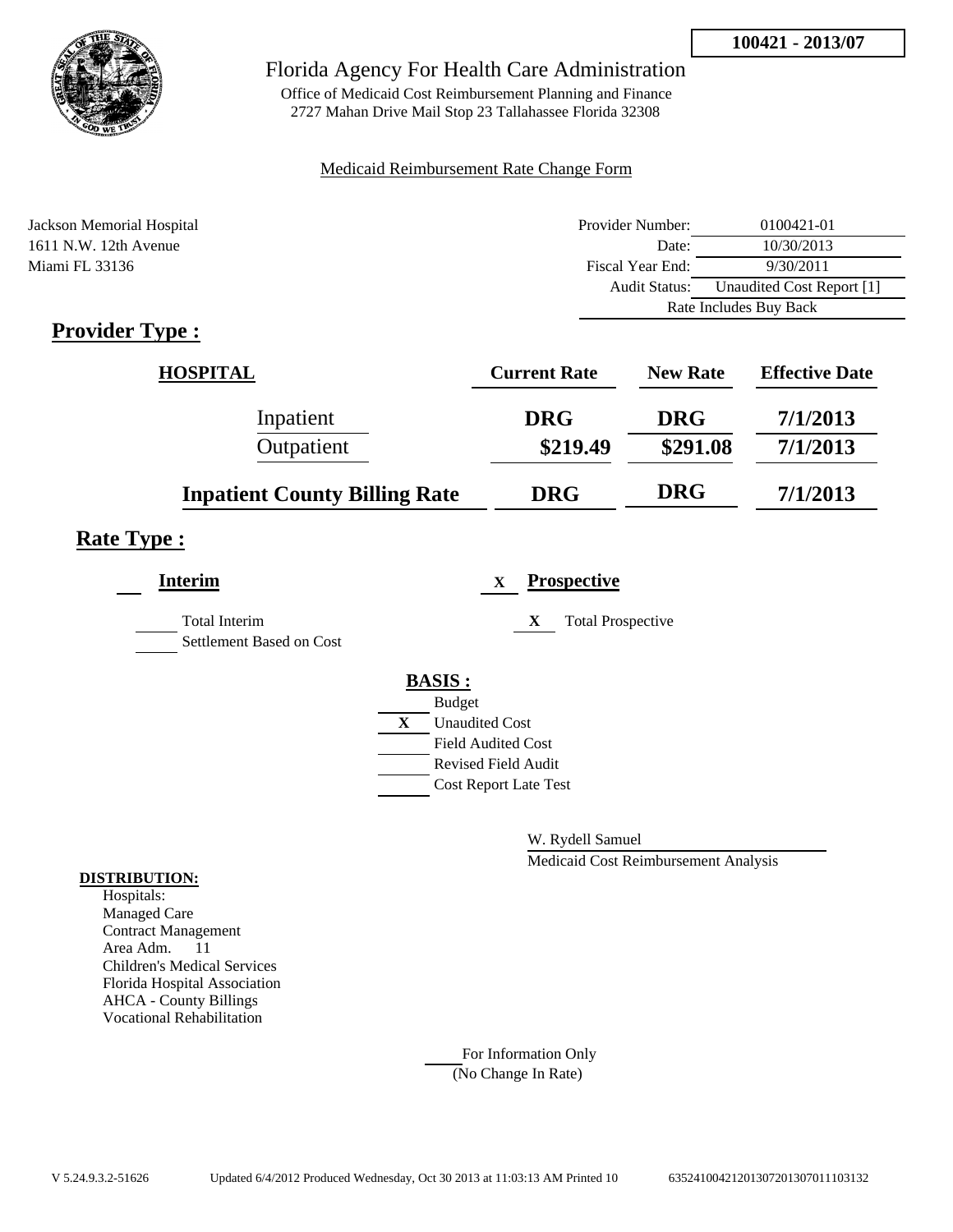**100421 - 2013/07**

Florida Agency For Health Care Administration

Office of Medicaid Cost Reimbursement Planning and Finance
2727 Mahan Drive Mail Stop 23 Tallahassee Florida 32308

Medicaid Reimbursement Rate Change Form

Jackson Memorial Hospital
1611 N.W. 12th Avenue
Miami FL 33136

| | |
|---|---|
| Provider Number: | 0100421-01 |
| Date: | 10/30/2013 |
| Fiscal Year End: | 9/30/2011 |
| Audit Status: | Unaudited Cost Report [1] |
| | Rate Includes Buy Back |

## Provider Type :

| HOSPITAL | Current Rate | New Rate | Effective Date |
|---|---|---|---|
| Inpatient | DRG | DRG | 7/1/2013 |
| Outpatient | $219.49 | $291.08 | 7/1/2013 |
| **Inpatient County Billing Rate** | DRG | DRG | 7/1/2013 |

## Rate Type :

**Interim**

- Total Interim
- Settlement Based on Cost

X **Prospective**

- X Total Prospective

**BASIS :**

- Budget
- X Unaudited Cost
- Field Audited Cost
- Revised Field Audit
- Cost Report Late Test

W. Rydell Samuel
Medicaid Cost Reimbursement Analysis

**DISTRIBUTION:**

Hospitals:
Managed Care
Contract Management
Area Adm. 11
Children's Medical Services
Florida Hospital Association
AHCA - County Billings
Vocational Rehabilitation

For Information Only
(No Change In Rate)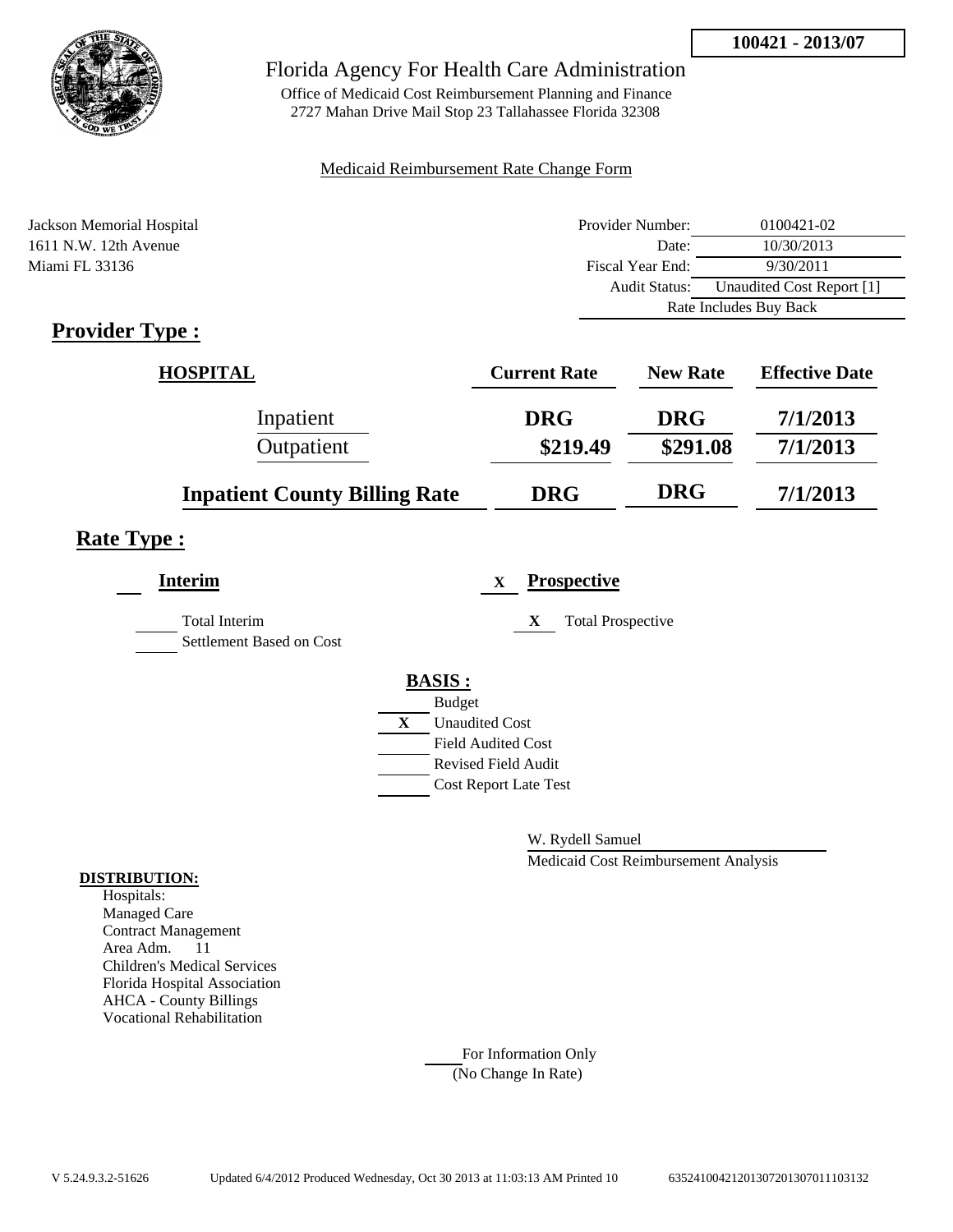**100421 - 2013/07**

Florida Agency For Health Care Administration

Office of Medicaid Cost Reimbursement Planning and Finance
2727 Mahan Drive Mail Stop 23 Tallahassee Florida 32308

Medicaid Reimbursement Rate Change Form

Jackson Memorial Hospital
1611 N.W. 12th Avenue
Miami FL 33136

| | |
|---|---|
| Provider Number: | 0100421-02 |
| Date: | 10/30/2013 |
| Fiscal Year End: | 9/30/2011 |
| Audit Status: | Unaudited Cost Report [1] |
| Rate Includes Buy Back | |

## Provider Type :

| HOSPITAL | Current Rate | New Rate | Effective Date |
|---|---|---|---|
| Inpatient | DRG | DRG | 7/1/2013 |
| Outpatient | $219.49 | $291.08 | 7/1/2013 |
| **Inpatient County Billing Rate** | DRG | DRG | 7/1/2013 |

## Rate Type :

**Interim**

____ Total Interim
____ Settlement Based on Cost

X **Prospective**

X Total Prospective

**BASIS :**

____ Budget
X Unaudited Cost
____ Field Audited Cost
____ Revised Field Audit
____ Cost Report Late Test

W. Rydell Samuel
Medicaid Cost Reimbursement Analysis

**DISTRIBUTION:**

Hospitals:
Managed Care
Contract Management
Area Adm. 11
Children's Medical Services
Florida Hospital Association
AHCA - County Billings
Vocational Rehabilitation

____ For Information Only
(No Change In Rate)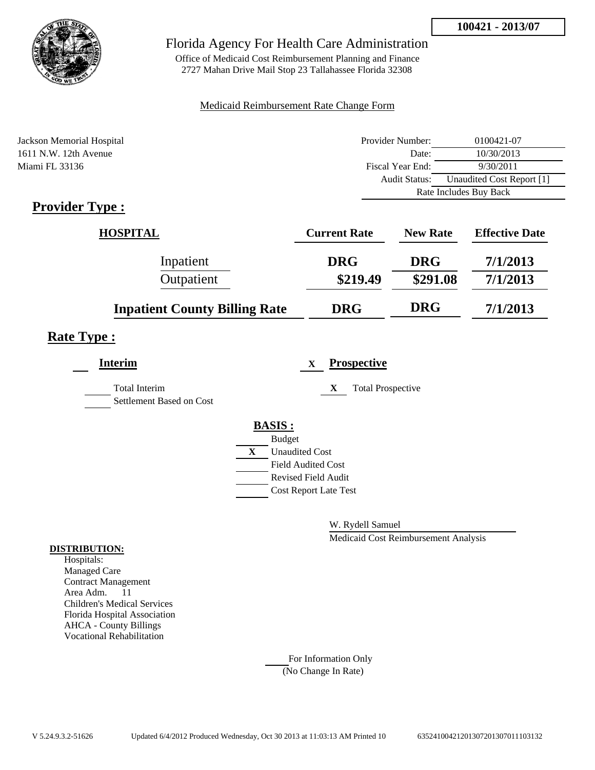**100421 - 2013/07**

# Florida Agency For Health Care Administration

Office of Medicaid Cost Reimbursement Planning and Finance
2727 Mahan Drive Mail Stop 23 Tallahassee Florida 32308

Medicaid Reimbursement Rate Change Form

Jackson Memorial Hospital
1611 N.W. 12th Avenue
Miami FL 33136

| | |
|---|---|
| Provider Number: | 0100421-07 |
| Date: | 10/30/2013 |
| Fiscal Year End: | 9/30/2011 |
| Audit Status: | Unaudited Cost Report [1] |
| | Rate Includes Buy Back |

## Provider Type :

| HOSPITAL | Current Rate | New Rate | Effective Date |
|---|---|---|---|
| Inpatient | DRG | DRG | 7/1/2013 |
| Outpatient | $219.49 | $291.08 | 7/1/2013 |
| **Inpatient County Billing Rate** | DRG | DRG | 7/1/2013 |

## Rate Type :

**Interim**

Total Interim
Settlement Based on Cost

X **Prospective**

X Total Prospective

**BASIS :**

- Budget
- X Unaudited Cost
- Field Audited Cost
- Revised Field Audit
- Cost Report Late Test

W. Rydell Samuel
Medicaid Cost Reimbursement Analysis

**DISTRIBUTION:**
Hospitals:
Managed Care
Contract Management
Area Adm. 11
Children's Medical Services
Florida Hospital Association
AHCA - County Billings
Vocational Rehabilitation

For Information Only
(No Change In Rate)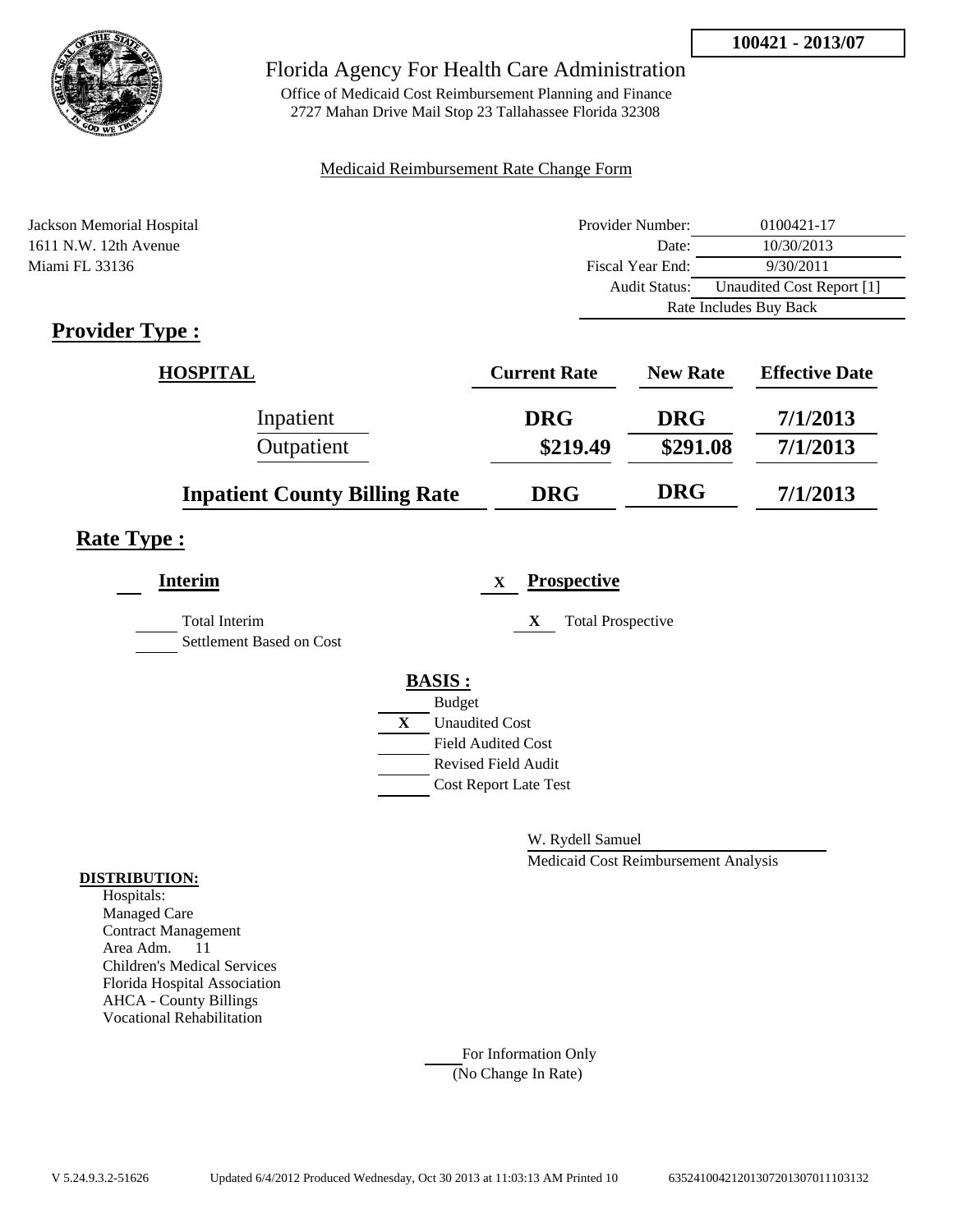**100421 - 2013/07**

# Florida Agency For Health Care Administration

Office of Medicaid Cost Reimbursement Planning and Finance
2727 Mahan Drive Mail Stop 23 Tallahassee Florida 32308

Medicaid Reimbursement Rate Change Form

Jackson Memorial Hospital
1611 N.W. 12th Avenue
Miami FL 33136

| | |
|---|---|
| Provider Number: | 0100421-17 |
| Date: | 10/30/2013 |
| Fiscal Year End: | 9/30/2011 |
| Audit Status: | Unaudited Cost Report [1] |
| Rate Includes Buy Back | |

## Provider Type :

| HOSPITAL | Current Rate | New Rate | Effective Date |
|---|---|---|---|
| Inpatient | DRG | DRG | 7/1/2013 |
| Outpatient | $219.49 | $291.08 | 7/1/2013 |
| **Inpatient County Billing Rate** | **DRG** | **DRG** | **7/1/2013** |

## Rate Type :

**Interim**

___ Total Interim

___ Settlement Based on Cost

X **Prospective**

X Total Prospective

**BASIS :**

___ Budget

X Unaudited Cost

___ Field Audited Cost

___ Revised Field Audit

___ Cost Report Late Test

W. Rydell Samuel

Medicaid Cost Reimbursement Analysis

**DISTRIBUTION:**

Hospitals:
Managed Care
Contract Management
Area Adm. 11
Children's Medical Services
Florida Hospital Association
AHCA - County Billings
Vocational Rehabilitation

___ For Information Only
(No Change In Rate)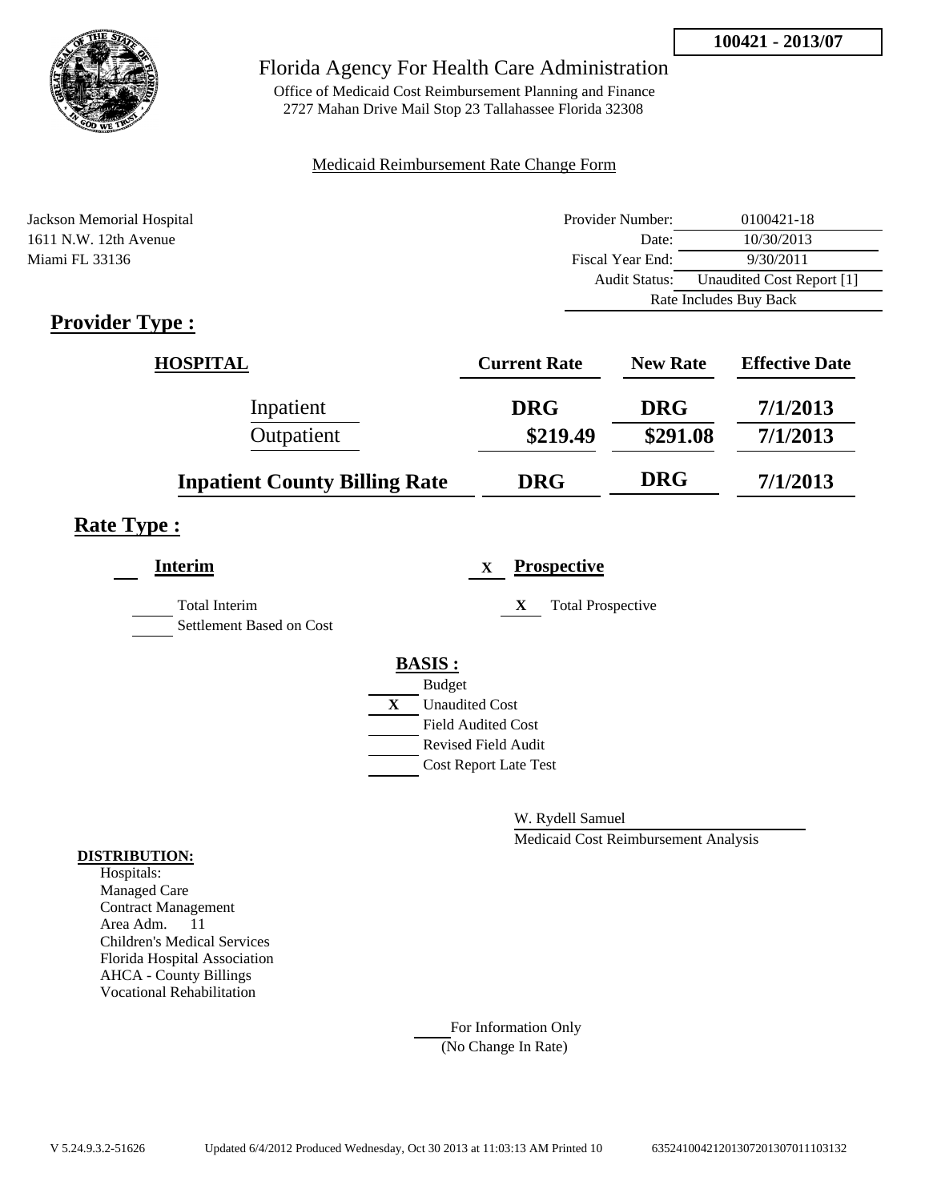**100421 - 2013/07**

# Florida Agency For Health Care Administration

Office of Medicaid Cost Reimbursement Planning and Finance
2727 Mahan Drive Mail Stop 23 Tallahassee Florida 32308

Medicaid Reimbursement Rate Change Form

Jackson Memorial Hospital
1611 N.W. 12th Avenue
Miami FL 33136

| | |
|---|---|
| Provider Number: | 0100421-18 |
| Date: | 10/30/2013 |
| Fiscal Year End: | 9/30/2011 |
| Audit Status: | Unaudited Cost Report [1] |
| Rate Includes Buy Back | |

## Provider Type :

| HOSPITAL | Current Rate | New Rate | Effective Date |
|---|---|---|---|
| Inpatient | DRG | DRG | 7/1/2013 |
| Outpatient | \$219.49 | \$291.08 | 7/1/2013 |
| **Inpatient County Billing Rate** | DRG | DRG | 7/1/2013 |

## Rate Type :

**Interim**

- [ ] Total Interim
- [ ] Settlement Based on Cost

X **Prospective**

- X Total Prospective

**BASIS :**

- [ ] Budget
- X Unaudited Cost
- [ ] Field Audited Cost
- [ ] Revised Field Audit
- [ ] Cost Report Late Test

W. Rydell Samuel
Medicaid Cost Reimbursement Analysis

**DISTRIBUTION:**
Hospitals:
Managed Care
Contract Management
Area Adm. 11
Children's Medical Services
Florida Hospital Association
AHCA - County Billings
Vocational Rehabilitation

For Information Only
(No Change In Rate)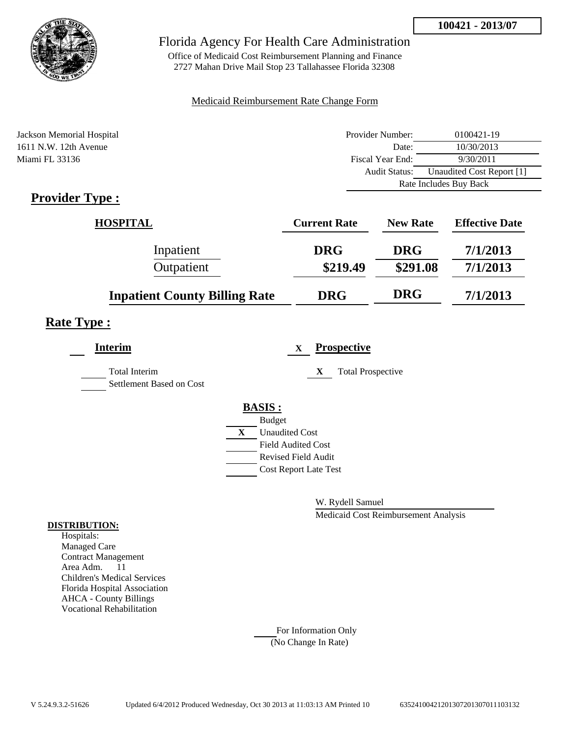**100421 - 2013/07**

# Florida Agency For Health Care Administration

Office of Medicaid Cost Reimbursement Planning and Finance
2727 Mahan Drive Mail Stop 23 Tallahassee Florida 32308

Medicaid Reimbursement Rate Change Form

Jackson Memorial Hospital
1611 N.W. 12th Avenue
Miami FL 33136

| | |
|---|---|
| Provider Number: | 0100421-19 |
| Date: | 10/30/2013 |
| Fiscal Year End: | 9/30/2011 |
| Audit Status: | Unaudited Cost Report [1] |
| | Rate Includes Buy Back |

## Provider Type :

| HOSPITAL | Current Rate | New Rate | Effective Date |
|---|---|---|---|
| Inpatient | DRG | DRG | 7/1/2013 |
| Outpatient | $219.49 | $291.08 | 7/1/2013 |
| **Inpatient County Billing Rate** | DRG | DRG | 7/1/2013 |

## Rate Type :

**Interim**

- [ ] Total Interim
- [ ] Settlement Based on Cost

X **Prospective**

- X Total Prospective

**BASIS :**

- [ ] Budget
- X Unaudited Cost
- [ ] Field Audited Cost
- [ ] Revised Field Audit
- [ ] Cost Report Late Test

W. Rydell Samuel
Medicaid Cost Reimbursement Analysis

**DISTRIBUTION:**
Hospitals:
Managed Care
Contract Management
Area Adm. 11
Children's Medical Services
Florida Hospital Association
AHCA - County Billings
Vocational Rehabilitation

For Information Only
(No Change In Rate)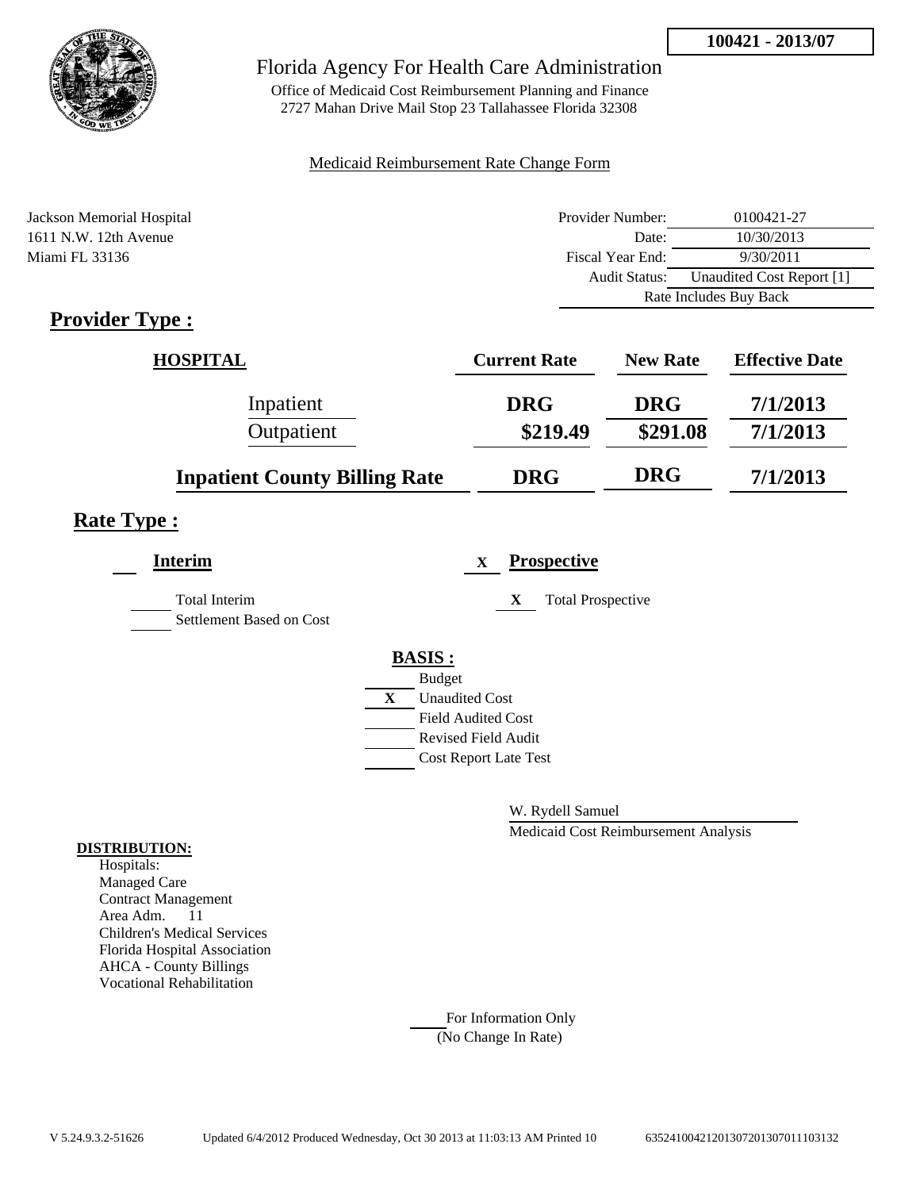**100421 - 2013/07**

Florida Agency For Health Care Administration

Office of Medicaid Cost Reimbursement Planning and Finance
2727 Mahan Drive Mail Stop 23 Tallahassee Florida 32308

Medicaid Reimbursement Rate Change Form

Jackson Memorial Hospital
1611 N.W. 12th Avenue
Miami FL 33136

| | |
|---|---|
| Provider Number: | 0100421-27 |
| Date: | 10/30/2013 |
| Fiscal Year End: | 9/30/2011 |
| Audit Status: | Unaudited Cost Report [1] |
| | Rate Includes Buy Back |

## Provider Type :

| HOSPITAL | Current Rate | New Rate | Effective Date |
|---|---|---|---|
| Inpatient | DRG | DRG | 7/1/2013 |
| Outpatient | $219.49 | $291.08 | 7/1/2013 |
| **Inpatient County Billing Rate** | DRG | DRG | 7/1/2013 |

## Rate Type :

**Interim**

Total Interim
Settlement Based on Cost

X **Prospective**

X Total Prospective

**BASIS :**

Budget
X Unaudited Cost
Field Audited Cost
Revised Field Audit
Cost Report Late Test

W. Rydell Samuel
Medicaid Cost Reimbursement Analysis

**DISTRIBUTION:**

Hospitals:
Managed Care
Contract Management
Area Adm. 11
Children's Medical Services
Florida Hospital Association
AHCA - County Billings
Vocational Rehabilitation

For Information Only
(No Change In Rate)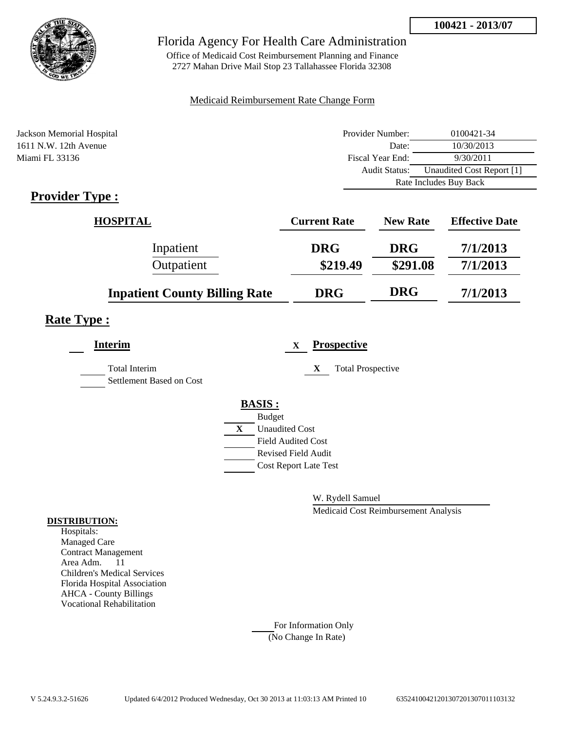**100421 - 2013/07**

# Florida Agency For Health Care Administration

Office of Medicaid Cost Reimbursement Planning and Finance
2727 Mahan Drive Mail Stop 23 Tallahassee Florida 32308

Medicaid Reimbursement Rate Change Form

Jackson Memorial Hospital
1611 N.W. 12th Avenue
Miami FL 33136

| | |
|---|---|
| Provider Number: | 0100421-34 |
| Date: | 10/30/2013 |
| Fiscal Year End: | 9/30/2011 |
| Audit Status: | Unaudited Cost Report [1] |
| | Rate Includes Buy Back |

## Provider Type :

| HOSPITAL | Current Rate | New Rate | Effective Date |
|---|---|---|---|
| Inpatient | DRG | DRG | 7/1/2013 |
| Outpatient | $219.49 | $291.08 | 7/1/2013 |
| **Inpatient County Billing Rate** | DRG | DRG | 7/1/2013 |

## Rate Type :

**Interim** &nbsp;&nbsp; X **Prospective**

Total Interim &nbsp;&nbsp; X Total Prospective

Settlement Based on Cost

**BASIS :**

- Budget
- X Unaudited Cost
- Field Audited Cost
- Revised Field Audit
- Cost Report Late Test

W. Rydell Samuel
Medicaid Cost Reimbursement Analysis

**DISTRIBUTION:**
Hospitals:
Managed Care
Contract Management
Area Adm. 11
Children's Medical Services
Florida Hospital Association
AHCA - County Billings
Vocational Rehabilitation

For Information Only
(No Change In Rate)

V 5.24.9.3.2-51626 Updated 6/4/2012 Produced Wednesday, Oct 30 2013 at 11:03:13 AM Printed 10 635241004212013072013070111031322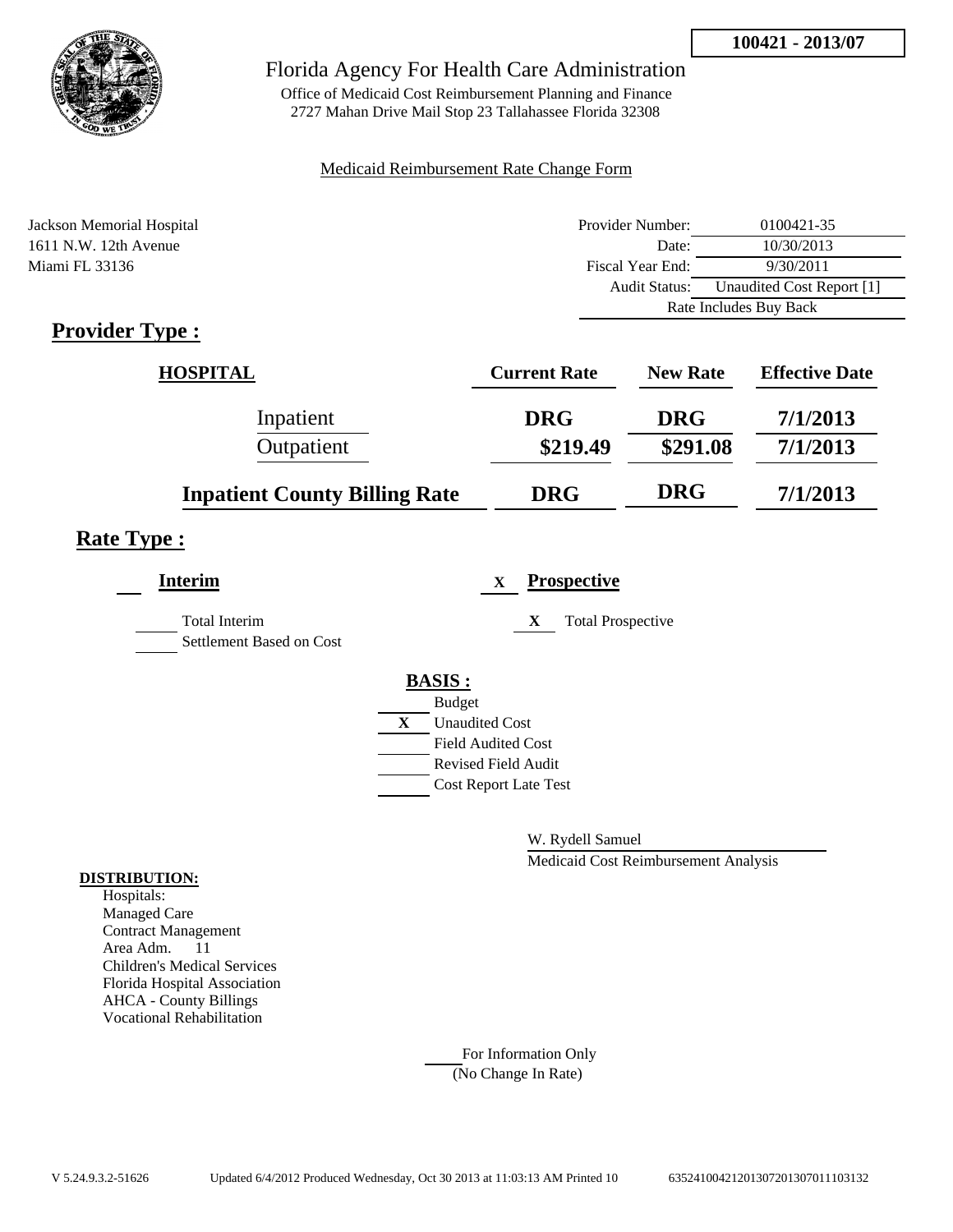**100421 - 2013/07**

Florida Agency For Health Care Administration

Office of Medicaid Cost Reimbursement Planning and Finance
2727 Mahan Drive Mail Stop 23 Tallahassee Florida 32308

Medicaid Reimbursement Rate Change Form

Jackson Memorial Hospital
1611 N.W. 12th Avenue
Miami FL 33136

| | |
|---|---|
| Provider Number: | 0100421-35 |
| Date: | 10/30/2013 |
| Fiscal Year End: | 9/30/2011 |
| Audit Status: | Unaudited Cost Report [1] |
| | Rate Includes Buy Back |

## Provider Type :

| HOSPITAL | Current Rate | New Rate | Effective Date |
|---|---|---|---|
| Inpatient | DRG | DRG | 7/1/2013 |
| Outpatient | $219.49 | $291.08 | 7/1/2013 |
| **Inpatient County Billing Rate** | **DRG** | **DRG** | **7/1/2013** |

## Rate Type :

**Interim**

- ___ Total Interim
- ___ Settlement Based on Cost

X **Prospective**

- X Total Prospective

**BASIS :**

- ___ Budget
- X Unaudited Cost
- ___ Field Audited Cost
- ___ Revised Field Audit
- ___ Cost Report Late Test

W. Rydell Samuel
Medicaid Cost Reimbursement Analysis

**DISTRIBUTION:**

Hospitals:
Managed Care
Contract Management
Area Adm. 11
Children's Medical Services
Florida Hospital Association
AHCA - County Billings
Vocational Rehabilitation

___ For Information Only
(No Change In Rate)

V 5.24.9.3.2-51626 Updated 6/4/2012 Produced Wednesday, Oct 30 2013 at 11:03:13 AM Printed 10 635241004212013072013070111103132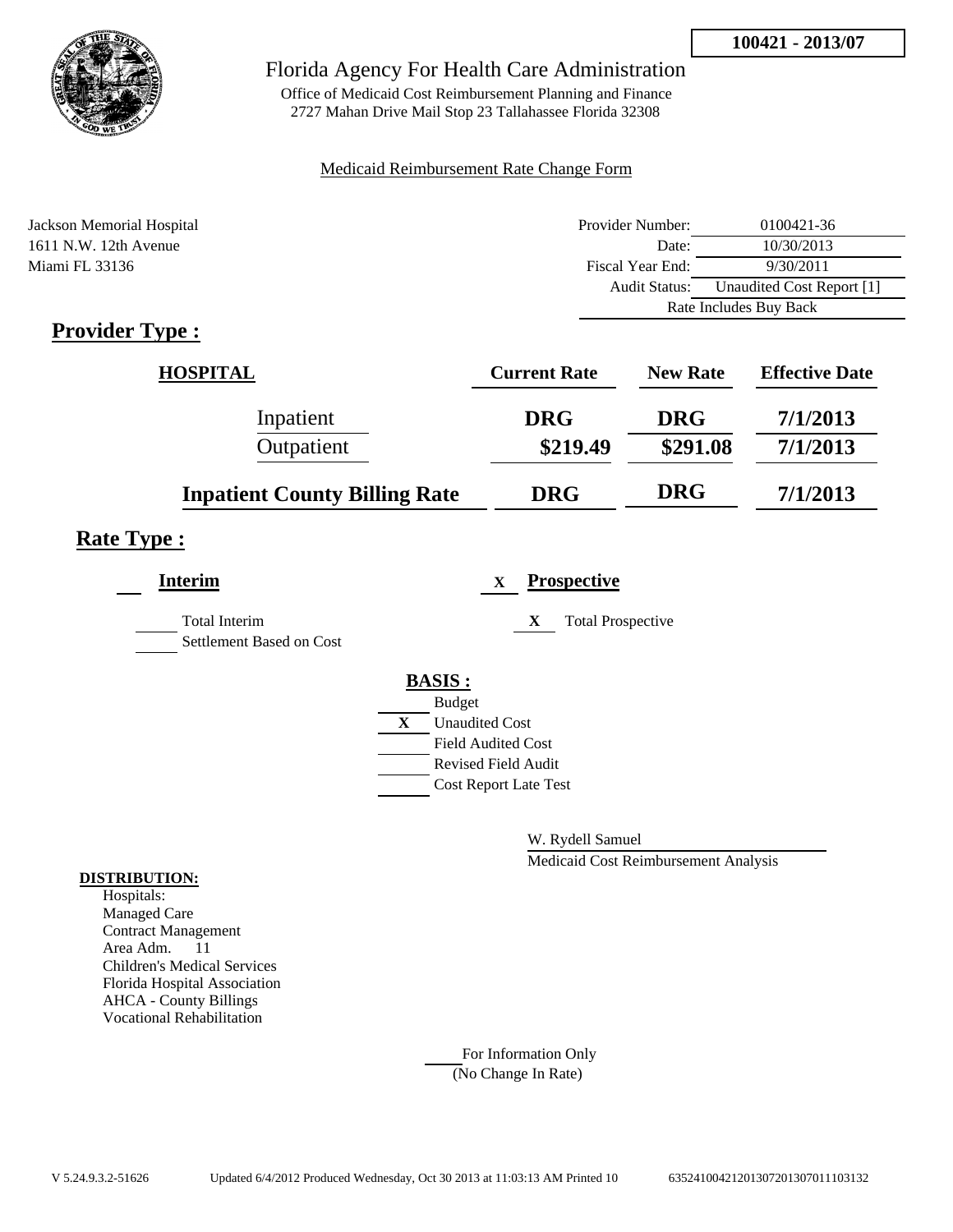**100421 - 2013/07**

# Florida Agency For Health Care Administration

Office of Medicaid Cost Reimbursement Planning and Finance
2727 Mahan Drive Mail Stop 23 Tallahassee Florida 32308

Medicaid Reimbursement Rate Change Form

Jackson Memorial Hospital
1611 N.W. 12th Avenue
Miami FL 33136

| | |
|---|---|
| Provider Number: | 0100421-36 |
| Date: | 10/30/2013 |
| Fiscal Year End: | 9/30/2011 |
| Audit Status: | Unaudited Cost Report [1] |
| Rate Includes Buy Back | |

## Provider Type :

| HOSPITAL | Current Rate | New Rate | Effective Date |
|---|---|---|---|
| Inpatient | DRG | DRG | 7/1/2013 |
| Outpatient | \$219.49 | \$291.08 | 7/1/2013 |
| **Inpatient County Billing Rate** | DRG | DRG | 7/1/2013 |

## Rate Type :

**Interim**

- Total Interim
- Settlement Based on Cost

X **Prospective**

- X Total Prospective

**BASIS :**

- Budget
- X Unaudited Cost
- Field Audited Cost
- Revised Field Audit
- Cost Report Late Test

W. Rydell Samuel
Medicaid Cost Reimbursement Analysis

**DISTRIBUTION:**
Hospitals:
Managed Care
Contract Management
Area Adm. 11
Children's Medical Services
Florida Hospital Association
AHCA - County Billings
Vocational Rehabilitation

For Information Only
(No Change In Rate)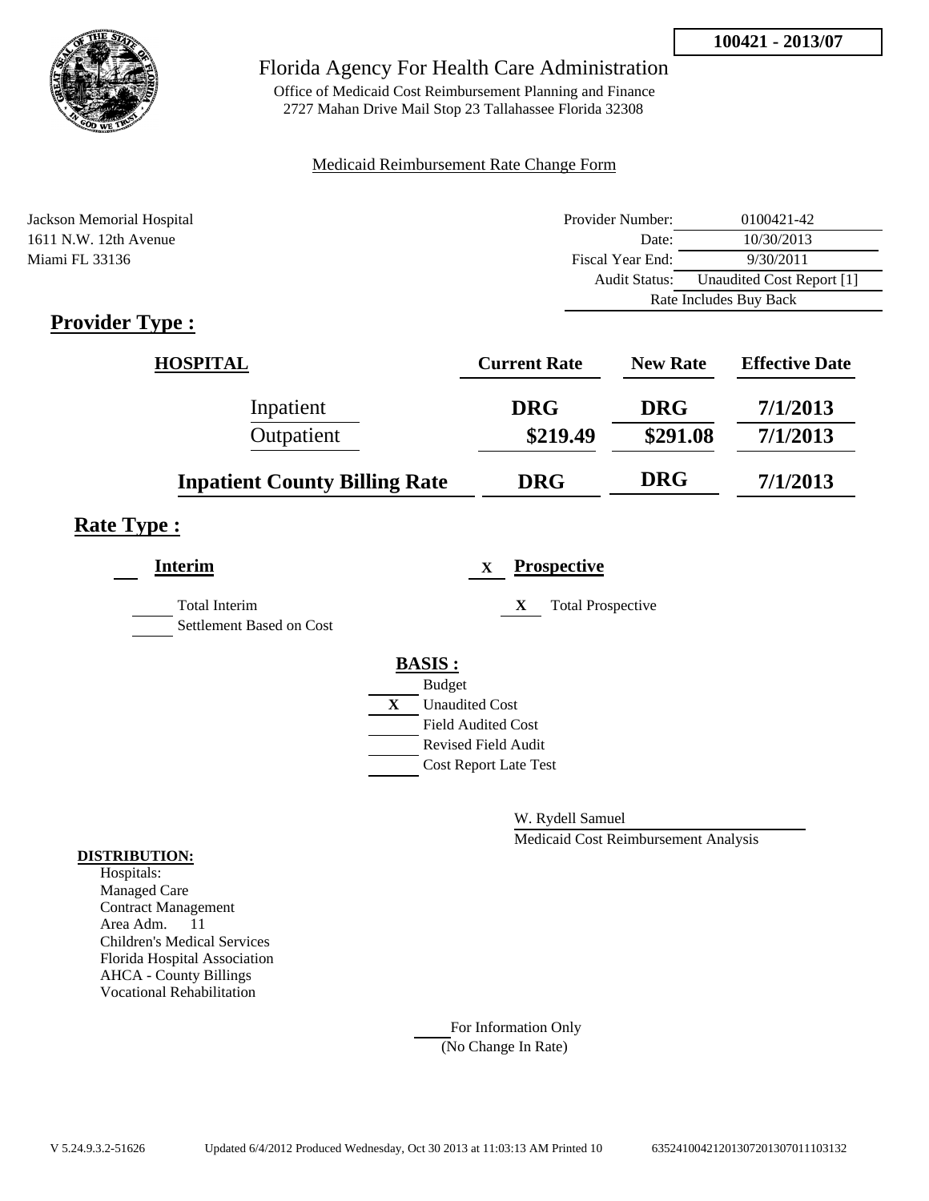**100421 - 2013/07**

# Florida Agency For Health Care Administration

Office of Medicaid Cost Reimbursement Planning and Finance
2727 Mahan Drive Mail Stop 23 Tallahassee Florida 32308

Medicaid Reimbursement Rate Change Form

Jackson Memorial Hospital
1611 N.W. 12th Avenue
Miami FL 33136

| | |
|---|---|
| Provider Number: | 0100421-42 |
| Date: | 10/30/2013 |
| Fiscal Year End: | 9/30/2011 |
| Audit Status: | Unaudited Cost Report [1] |
| | Rate Includes Buy Back |

## Provider Type :

| HOSPITAL | Current Rate | New Rate | Effective Date |
|---|---|---|---|
| Inpatient | DRG | DRG | 7/1/2013 |
| Outpatient | $219.49 | $291.08 | 7/1/2013 |
| **Inpatient County Billing Rate** | DRG | DRG | 7/1/2013 |

## Rate Type :

**Interim**

- Total Interim
- Settlement Based on Cost

X **Prospective**

- X Total Prospective

**BASIS :**

- Budget
- X Unaudited Cost
- Field Audited Cost
- Revised Field Audit
- Cost Report Late Test

W. Rydell Samuel
Medicaid Cost Reimbursement Analysis

**DISTRIBUTION:**

Hospitals:
Managed Care
Contract Management
Area Adm. 11
Children's Medical Services
Florida Hospital Association
AHCA - County Billings
Vocational Rehabilitation

For Information Only
(No Change In Rate)

V 5.24.9.3.2-51626 Updated 6/4/2012 Produced Wednesday, Oct 30 2013 at 11:03:13 AM Printed 10 63524100421201307201307011103132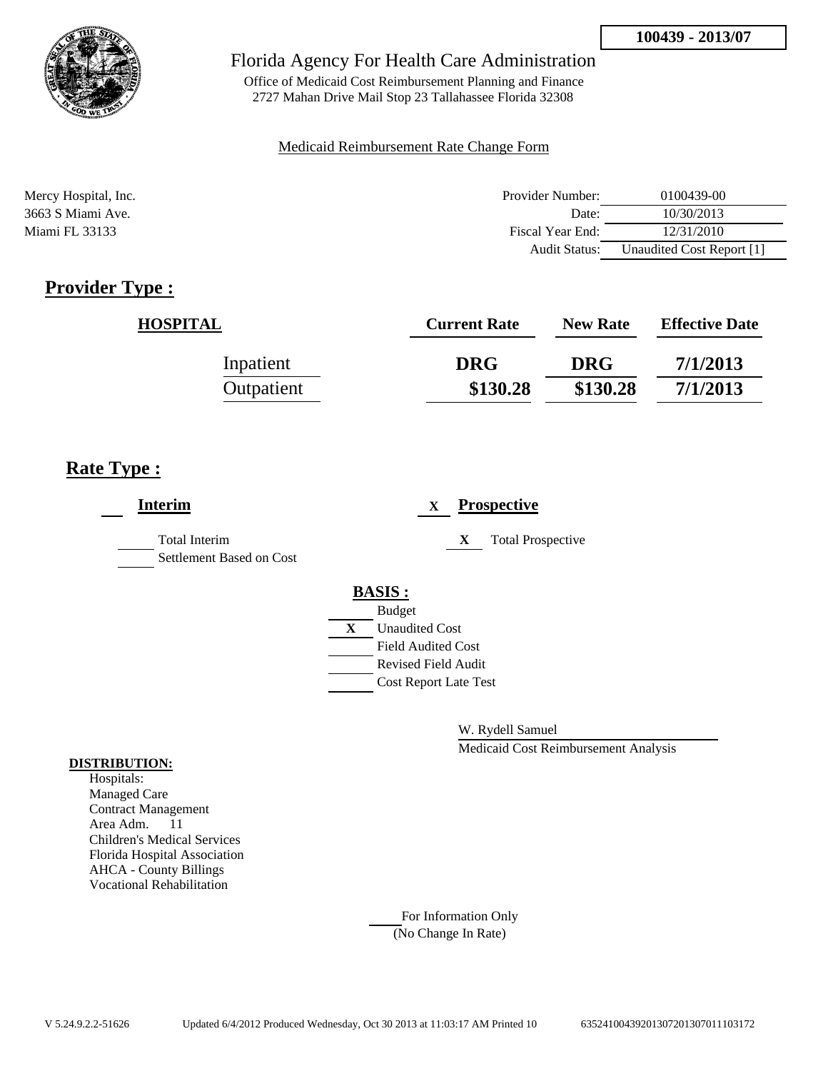**100439 - 2013/07**

# Florida Agency For Health Care Administration

Office of Medicaid Cost Reimbursement Planning and Finance
2727 Mahan Drive Mail Stop 23 Tallahassee Florida 32308

Medicaid Reimbursement Rate Change Form

Mercy Hospital, Inc.
3663 S Miami Ave.
Miami FL 33133

| | |
|---|---|
| Provider Number: | 0100439-00 |
| Date: | 10/30/2013 |
| Fiscal Year End: | 12/31/2010 |
| Audit Status: | Unaudited Cost Report [1] |

## Provider Type :

| HOSPITAL | Current Rate | New Rate | Effective Date |
|---|---|---|---|
| Inpatient | DRG | DRG | 7/1/2013 |
| Outpatient | \$130.28 | \$130.28 | 7/1/2013 |

## Rate Type :

**Interim**

- ___ Total Interim
- ___ Settlement Based on Cost

X **Prospective**

- X Total Prospective

**BASIS :**

- ___ Budget
- X Unaudited Cost
- ___ Field Audited Cost
- ___ Revised Field Audit
- ___ Cost Report Late Test

W. Rydell Samuel
Medicaid Cost Reimbursement Analysis

**DISTRIBUTION:**

Hospitals:
Managed Care
Contract Management
Area Adm. 11
Children's Medical Services
Florida Hospital Association
AHCA - County Billings
Vocational Rehabilitation

___ For Information Only
(No Change In Rate)

V 5.24.9.2.2-51626 Updated 6/4/2012 Produced Wednesday, Oct 30 2013 at 11:03:17 AM Printed 10 6352410043920130720130701 1103172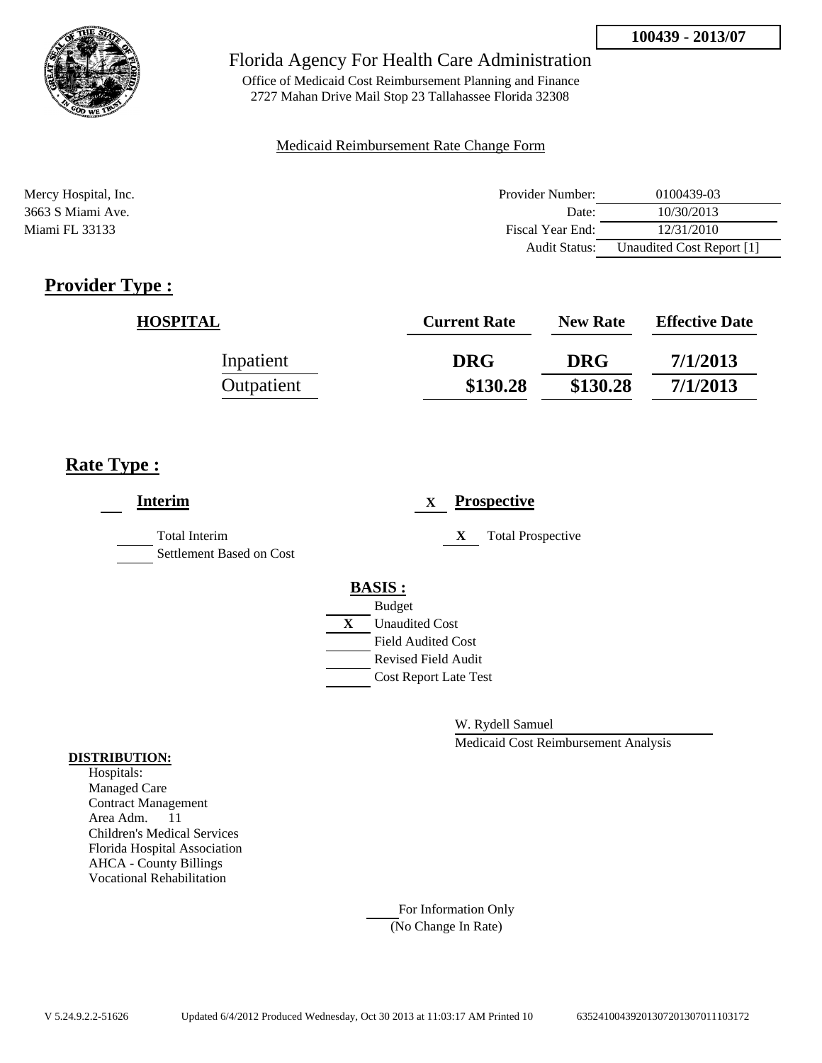**100439 - 2013/07**

Florida Agency For Health Care Administration

Office of Medicaid Cost Reimbursement Planning and Finance
2727 Mahan Drive Mail Stop 23 Tallahassee Florida 32308

Medicaid Reimbursement Rate Change Form

Mercy Hospital, Inc.
3663 S Miami Ave.
Miami FL 33133

| | |
|---|---|
| Provider Number: | 0100439-03 |
| Date: | 10/30/2013 |
| Fiscal Year End: | 12/31/2010 |
| Audit Status: | Unaudited Cost Report [1] |

## Provider Type :

| HOSPITAL | Current Rate | New Rate | Effective Date |
|---|---|---|---|
| Inpatient | **DRG** | **DRG** | **7/1/2013** |
| Outpatient | **$130.28** | **$130.28** | **7/1/2013** |

## Rate Type :

**Interim**

- ___ Total Interim
- ___ Settlement Based on Cost

X **Prospective**

- X Total Prospective

**BASIS :**

- ___ Budget
- X Unaudited Cost
- ___ Field Audited Cost
- ___ Revised Field Audit
- ___ Cost Report Late Test

W. Rydell Samuel
Medicaid Cost Reimbursement Analysis

**DISTRIBUTION:**

Hospitals:
Managed Care
Contract Management
Area Adm. 11
Children's Medical Services
Florida Hospital Association
AHCA - County Billings
Vocational Rehabilitation

___ For Information Only
(No Change In Rate)

V 5.24.9.2.2-51626 Updated 6/4/2012 Produced Wednesday, Oct 30 2013 at 11:03:17 AM Printed 10 635241004392013072013070111103172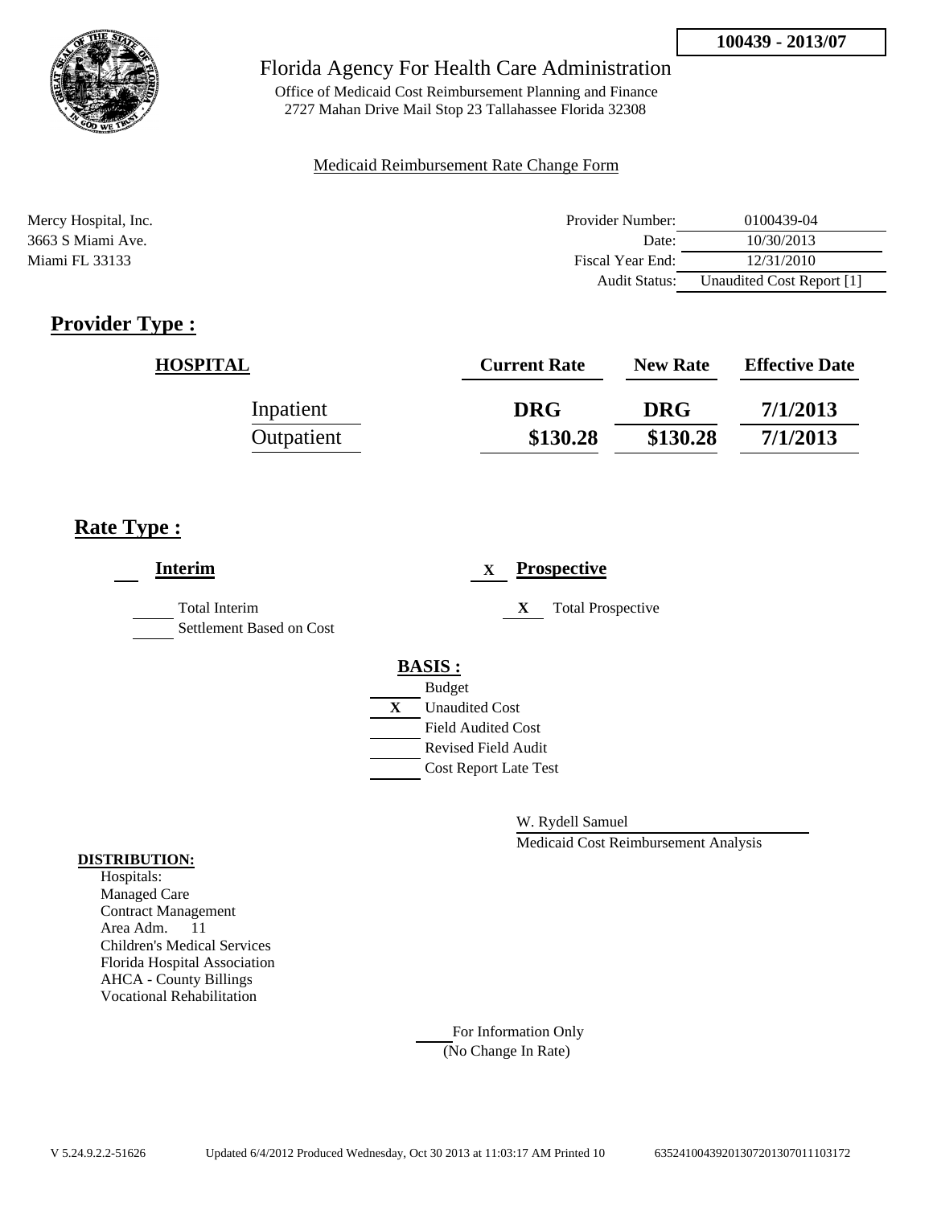**100439 - 2013/07**

Florida Agency For Health Care Administration

Office of Medicaid Cost Reimbursement Planning and Finance
2727 Mahan Drive Mail Stop 23 Tallahassee Florida 32308

Medicaid Reimbursement Rate Change Form

Mercy Hospital, Inc.
3663 S Miami Ave.
Miami FL 33133

| | |
|---|---|
| Provider Number: | 0100439-04 |
| Date: | 10/30/2013 |
| Fiscal Year End: | 12/31/2010 |
| Audit Status: | Unaudited Cost Report [1] |

## Provider Type :

| HOSPITAL | Current Rate | New Rate | Effective Date |
|---|---|---|---|
| Inpatient | DRG | DRG | 7/1/2013 |
| Outpatient | $130.28 | $130.28 | 7/1/2013 |

## Rate Type :

**Interim**

- [ ] Total Interim
- [ ] Settlement Based on Cost

X **Prospective**

- X Total Prospective

**BASIS :**

- [ ] Budget
- X Unaudited Cost
- [ ] Field Audited Cost
- [ ] Revised Field Audit
- [ ] Cost Report Late Test

W. Rydell Samuel
Medicaid Cost Reimbursement Analysis

**DISTRIBUTION:**
Hospitals:
Managed Care
Contract Management
Area Adm. 11
Children's Medical Services
Florida Hospital Association
AHCA - County Billings
Vocational Rehabilitation

For Information Only
(No Change In Rate)

V 5.24.9.2.2-51626 Updated 6/4/2012 Produced Wednesday, Oct 30 2013 at 11:03:17 AM Printed 10 63524100439201307201307011103172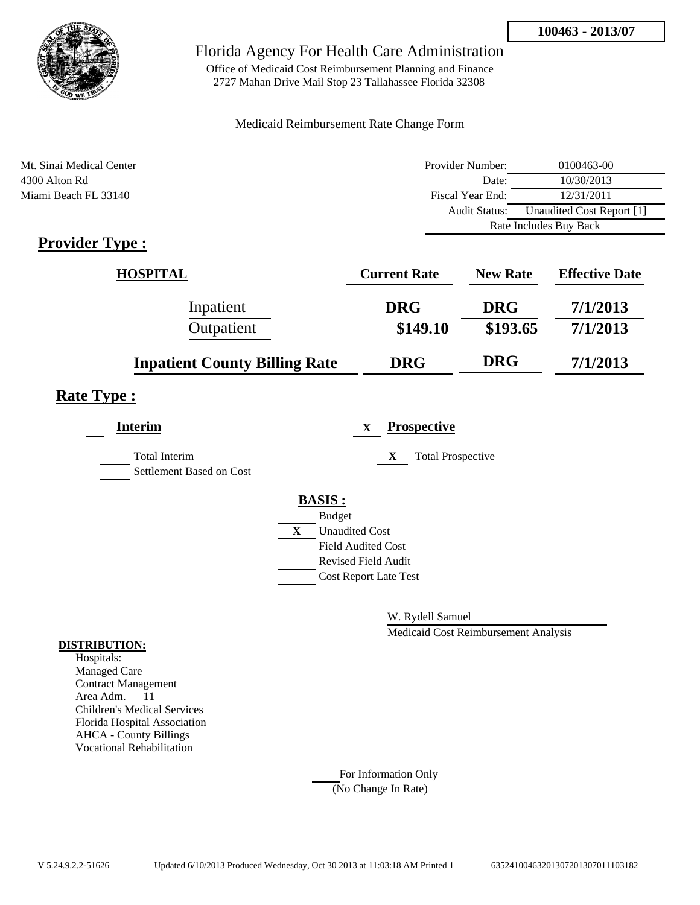100463 - 2013/07

# Florida Agency For Health Care Administration

Office of Medicaid Cost Reimbursement Planning and Finance
2727 Mahan Drive Mail Stop 23 Tallahassee Florida 32308

Medicaid Reimbursement Rate Change Form

Mt. Sinai Medical Center
4300 Alton Rd
Miami Beach FL 33140

| | |
|---|---|
| Provider Number: | 0100463-00 |
| Date: | 10/30/2013 |
| Fiscal Year End: | 12/31/2011 |
| Audit Status: | Unaudited Cost Report [1] |
| Rate Includes Buy Back | |

## Provider Type :

| HOSPITAL | Current Rate | New Rate | Effective Date |
|---|---|---|---|
| Inpatient | DRG | DRG | 7/1/2013 |
| Outpatient | $149.10 | $193.65 | 7/1/2013 |
| **Inpatient County Billing Rate** | DRG | DRG | 7/1/2013 |

## Rate Type :

**Interim**

Total Interim

Settlement Based on Cost

X **Prospective**

X Total Prospective

**BASIS :**

Budget

X Unaudited Cost

Field Audited Cost

Revised Field Audit

Cost Report Late Test

W. Rydell Samuel

Medicaid Cost Reimbursement Analysis

**DISTRIBUTION:**

Hospitals:
Managed Care
Contract Management
Area Adm. 11
Children's Medical Services
Florida Hospital Association
AHCA - County Billings
Vocational Rehabilitation

For Information Only
(No Change In Rate)

V 5.24.9.2.2-51626 Updated 6/10/2013 Produced Wednesday, Oct 30 2013 at 11:03:18 AM Printed 1 635241004632013072013070111031​82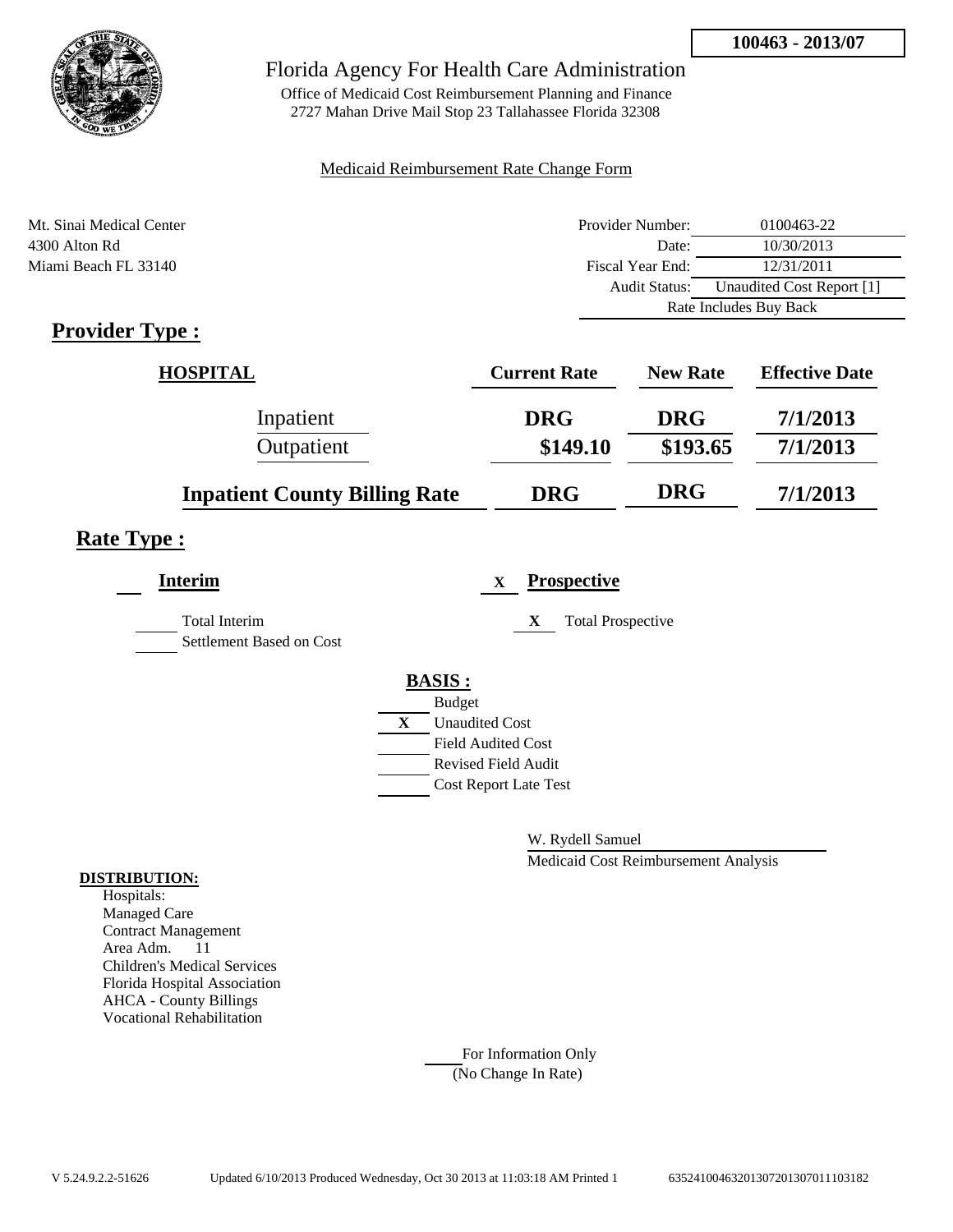**100463 - 2013/07**

# Florida Agency For Health Care Administration

Office of Medicaid Cost Reimbursement Planning and Finance
2727 Mahan Drive Mail Stop 23 Tallahassee Florida 32308

Medicaid Reimbursement Rate Change Form

Mt. Sinai Medical Center
4300 Alton Rd
Miami Beach FL 33140

| | |
|---|---|
| Provider Number: | 0100463-22 |
| Date: | 10/30/2013 |
| Fiscal Year End: | 12/31/2011 |
| Audit Status: | Unaudited Cost Report [1] |
| | Rate Includes Buy Back |

## Provider Type :

| HOSPITAL | Current Rate | New Rate | Effective Date |
|---|---|---|---|
| Inpatient | DRG | DRG | 7/1/2013 |
| Outpatient | $149.10 | $193.65 | 7/1/2013 |
| **Inpatient County Billing Rate** | DRG | DRG | 7/1/2013 |

## Rate Type :

**Interim**

___ Total Interim

___ Settlement Based on Cost

X **Prospective**

X Total Prospective

**BASIS :**

___ Budget
X Unaudited Cost
___ Field Audited Cost
___ Revised Field Audit
___ Cost Report Late Test

W. Rydell Samuel
Medicaid Cost Reimbursement Analysis

**DISTRIBUTION:**

Hospitals:
Managed Care
Contract Management
Area Adm. 11
Children's Medical Services
Florida Hospital Association
AHCA - County Billings
Vocational Rehabilitation

___ For Information Only
(No Change In Rate)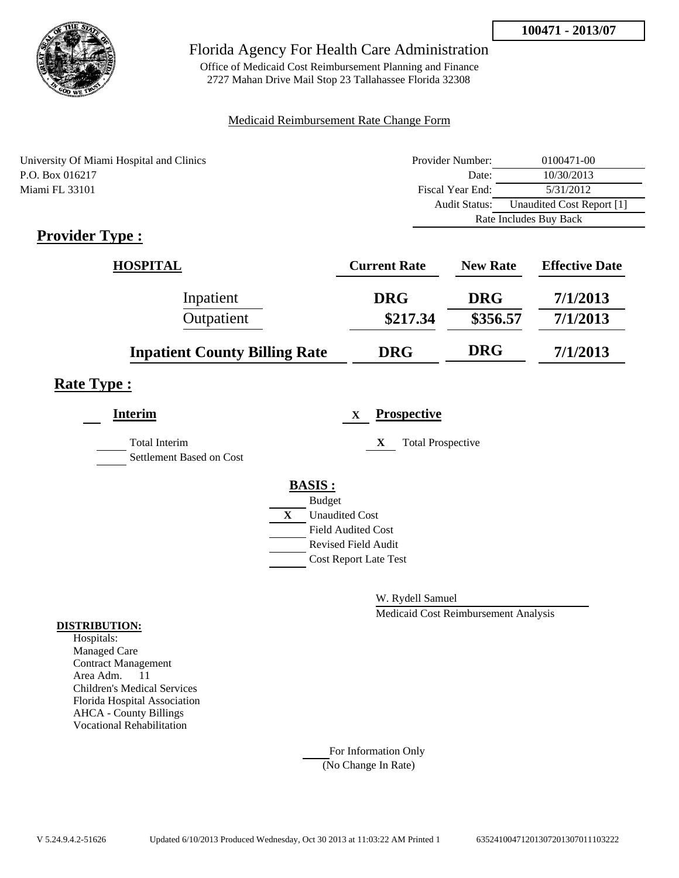**100471 - 2013/07**

Florida Agency For Health Care Administration

Office of Medicaid Cost Reimbursement Planning and Finance
2727 Mahan Drive Mail Stop 23 Tallahassee Florida 32308

Medicaid Reimbursement Rate Change Form

University Of Miami Hospital and Clinics
P.O. Box 016217
Miami FL 33101

| | |
|---|---|
| Provider Number: | 0100471-00 |
| Date: | 10/30/2013 |
| Fiscal Year End: | 5/31/2012 |
| Audit Status: | Unaudited Cost Report [1] |
| Rate Includes Buy Back | |

## Provider Type :

| HOSPITAL | Current Rate | New Rate | Effective Date |
|---|---|---|---|
| Inpatient | DRG | DRG | 7/1/2013 |
| Outpatient | \$217.34 | \$356.57 | 7/1/2013 |
| **Inpatient County Billing Rate** | **DRG** | **DRG** | **7/1/2013** |

## Rate Type :

**Interim**

- Total Interim
- Settlement Based on Cost

X **Prospective**

- X Total Prospective

**BASIS :**

- Budget
- X Unaudited Cost
- Field Audited Cost
- Revised Field Audit
- Cost Report Late Test

W. Rydell Samuel
Medicaid Cost Reimbursement Analysis

**DISTRIBUTION:**
Hospitals:
Managed Care
Contract Management
Area Adm. 11
Children's Medical Services
Florida Hospital Association
AHCA - County Billings
Vocational Rehabilitation

For Information Only
(No Change In Rate)

V 5.24.9.4.2-51626 Updated 6/10/2013 Produced Wednesday, Oct 30 2013 at 11:03:22 AM Printed 1 635241004712013072013070111032 22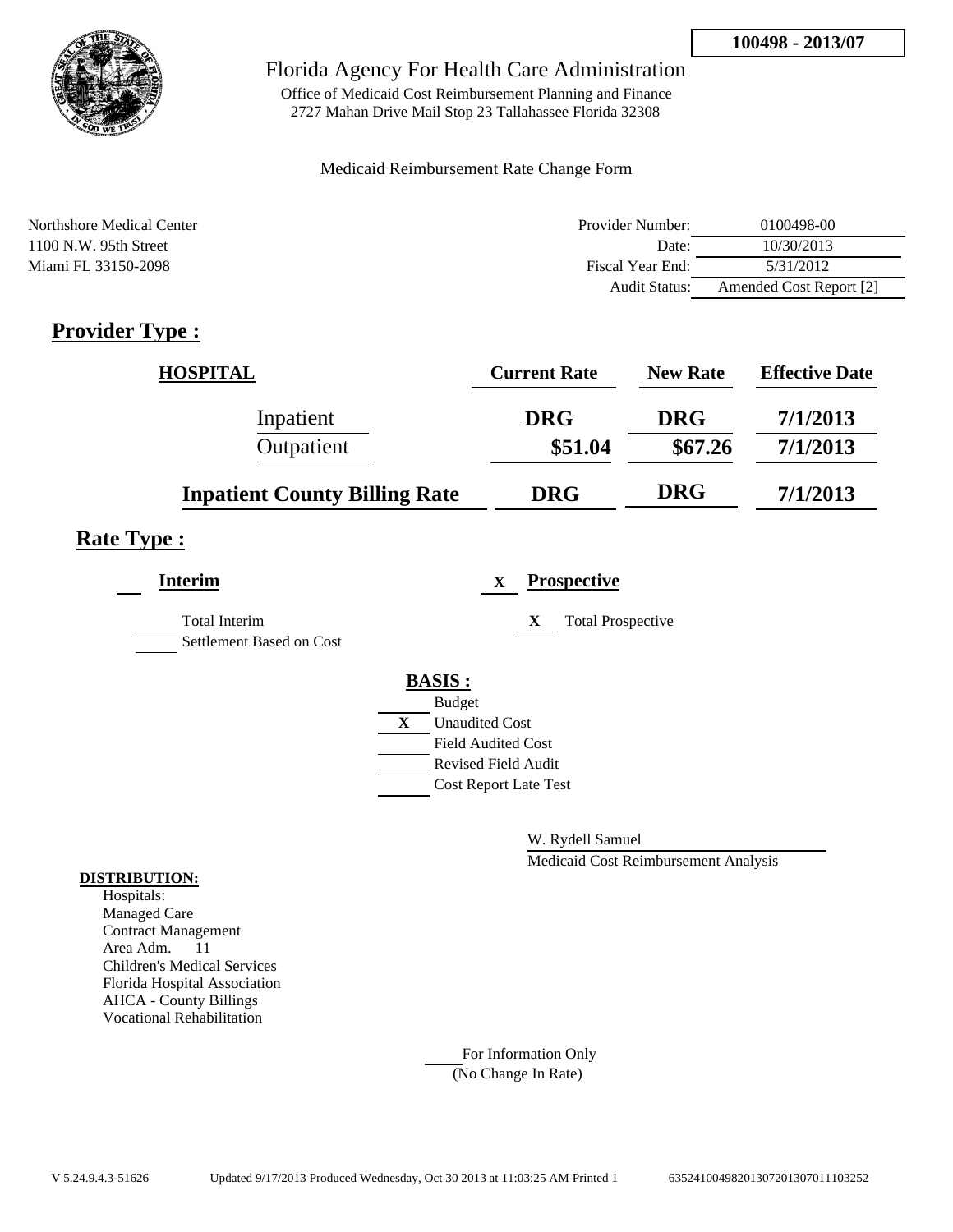100498 - 2013/07

# Florida Agency For Health Care Administration

Office of Medicaid Cost Reimbursement Planning and Finance
2727 Mahan Drive Mail Stop 23 Tallahassee Florida 32308

Medicaid Reimbursement Rate Change Form

Northshore Medical Center
1100 N.W. 95th Street
Miami FL 33150-2098

| | |
|---|---|
| Provider Number: | 0100498-00 |
| Date: | 10/30/2013 |
| Fiscal Year End: | 5/31/2012 |
| Audit Status: | Amended Cost Report [2] |

## Provider Type :

| HOSPITAL | Current Rate | New Rate | Effective Date |
|---|---|---|---|
| Inpatient | DRG | DRG | 7/1/2013 |
| Outpatient | $51.04 | $67.26 | 7/1/2013 |
| **Inpatient County Billing Rate** | DRG | DRG | 7/1/2013 |

## Rate Type :

**Interim**

- Total Interim
- Settlement Based on Cost

X **Prospective**

- X Total Prospective

**BASIS :**

- Budget
- X Unaudited Cost
- Field Audited Cost
- Revised Field Audit
- Cost Report Late Test

W. Rydell Samuel
Medicaid Cost Reimbursement Analysis

**DISTRIBUTION:**

Hospitals:
Managed Care
Contract Management
Area Adm. 11
Children's Medical Services
Florida Hospital Association
AHCA - County Billings
Vocational Rehabilitation

For Information Only
(No Change In Rate)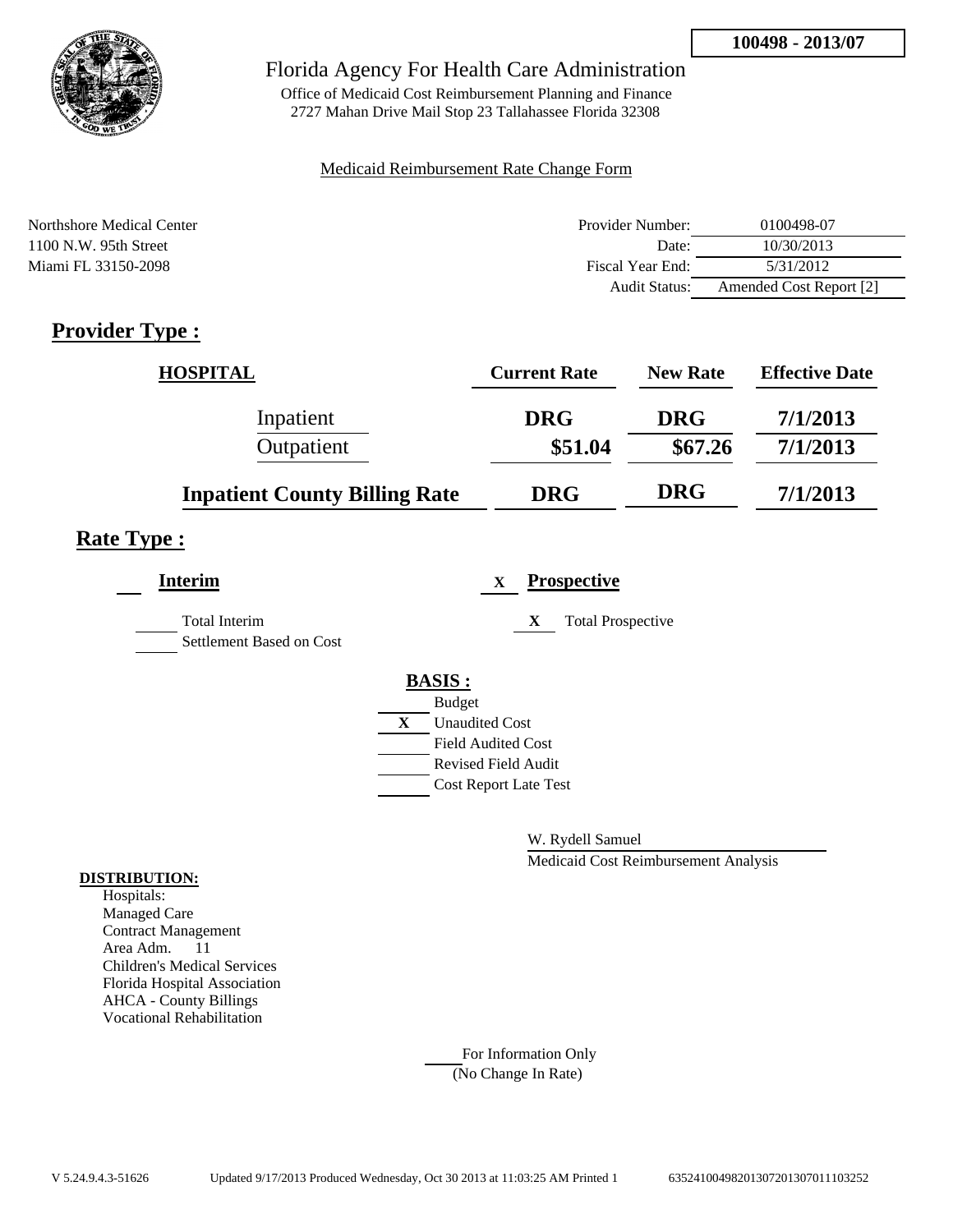**100498 - 2013/07**

# Florida Agency For Health Care Administration

Office of Medicaid Cost Reimbursement Planning and Finance
2727 Mahan Drive Mail Stop 23 Tallahassee Florida 32308

Medicaid Reimbursement Rate Change Form

Northshore Medical Center
1100 N.W. 95th Street
Miami FL 33150-2098

| | |
|---|---|
| Provider Number: | 0100498-07 |
| Date: | 10/30/2013 |
| Fiscal Year End: | 5/31/2012 |
| Audit Status: | Amended Cost Report [2] |

## Provider Type :

| HOSPITAL | Current Rate | New Rate | Effective Date |
|---|---|---|---|
| Inpatient | DRG | DRG | 7/1/2013 |
| Outpatient | $51.04 | $67.26 | 7/1/2013 |
| **Inpatient County Billing Rate** | DRG | DRG | 7/1/2013 |

## Rate Type :

**Interim**

- ___ Total Interim
- ___ Settlement Based on Cost

X **Prospective**

- X Total Prospective

**BASIS :**

- ___ Budget
- X Unaudited Cost
- ___ Field Audited Cost
- ___ Revised Field Audit
- ___ Cost Report Late Test

W. Rydell Samuel
Medicaid Cost Reimbursement Analysis

**DISTRIBUTION:**

Hospitals:
Managed Care
Contract Management
Area Adm. 11
Children's Medical Services
Florida Hospital Association
AHCA - County Billings
Vocational Rehabilitation

___ For Information Only
(No Change In Rate)

V 5.24.9.4.3-51626 Updated 9/17/2013 Produced Wednesday, Oct 30 2013 at 11:03:25 AM Printed 1 635241004982013072013070111032​52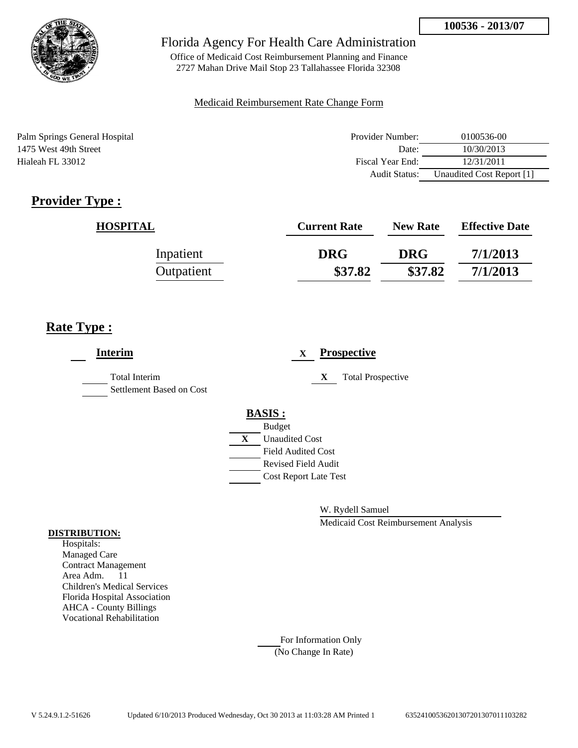**100536 - 2013/07**

Florida Agency For Health Care Administration

Office of Medicaid Cost Reimbursement Planning and Finance
2727 Mahan Drive Mail Stop 23 Tallahassee Florida 32308

Medicaid Reimbursement Rate Change Form

Palm Springs General Hospital
1475 West 49th Street
Hialeah FL 33012

| | |
|---|---|
| Provider Number: | 0100536-00 |
| Date: | 10/30/2013 |
| Fiscal Year End: | 12/31/2011 |
| Audit Status: | Unaudited Cost Report [1] |

## Provider Type :

| HOSPITAL | Current Rate | New Rate | Effective Date |
|---|---|---|---|
| Inpatient | DRG | DRG | 7/1/2013 |
| Outpatient | $37.82 | $37.82 | 7/1/2013 |

## Rate Type :

___ **Interim**

_____ Total Interim
_____ Settlement Based on Cost

X **Prospective**

X Total Prospective

**BASIS :**

_____ Budget
X Unaudited Cost
_____ Field Audited Cost
_____ Revised Field Audit
_____ Cost Report Late Test

W. Rydell Samuel
Medicaid Cost Reimbursement Analysis

**DISTRIBUTION:**

Hospitals:
Managed Care
Contract Management
Area Adm. 11
Children's Medical Services
Florida Hospital Association
AHCA - County Billings
Vocational Rehabilitation

_____ For Information Only
(No Change In Rate)

V 5.24.9.1.2-51626 Updated 6/10/2013 Produced Wednesday, Oct 30 2013 at 11:03:28 AM Printed 1 63524100536201307201307011103282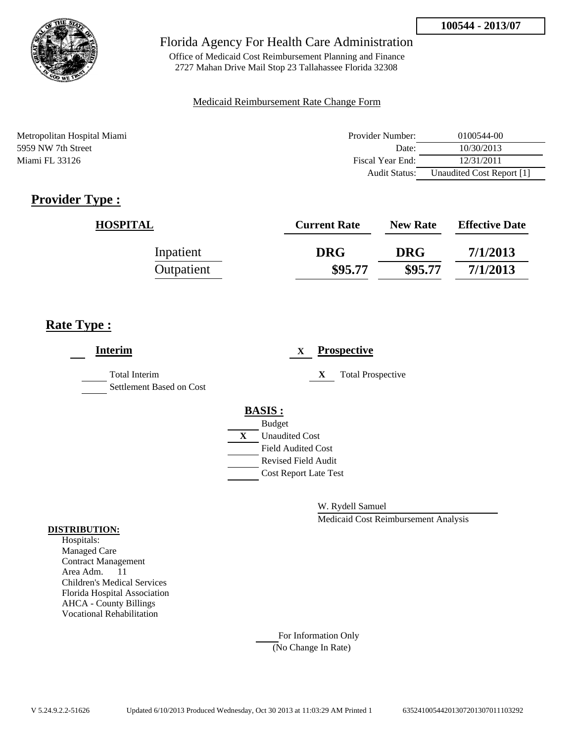**100544 - 2013/07**

Florida Agency For Health Care Administration

Office of Medicaid Cost Reimbursement Planning and Finance
2727 Mahan Drive Mail Stop 23 Tallahassee Florida 32308

Medicaid Reimbursement Rate Change Form

Metropolitan Hospital Miami
5959 NW 7th Street
Miami FL 33126

| | |
|---|---|
| Provider Number: | 0100544-00 |
| Date: | 10/30/2013 |
| Fiscal Year End: | 12/31/2011 |
| Audit Status: | Unaudited Cost Report [1] |

## Provider Type :

| HOSPITAL | Current Rate | New Rate | Effective Date |
|---|---|---|---|
| Inpatient | DRG | DRG | 7/1/2013 |
| Outpatient | $95.77 | $95.77 | 7/1/2013 |

## Rate Type :

**Interim**

- Total Interim
- Settlement Based on Cost

X **Prospective**

- X Total Prospective

**BASIS :**

- Budget
- X Unaudited Cost
- Field Audited Cost
- Revised Field Audit
- Cost Report Late Test

W. Rydell Samuel

Medicaid Cost Reimbursement Analysis

**DISTRIBUTION:**

Hospitals:
Managed Care
Contract Management
Area Adm. 11
Children's Medical Services
Florida Hospital Association
AHCA - County Billings
Vocational Rehabilitation

For Information Only
(No Change In Rate)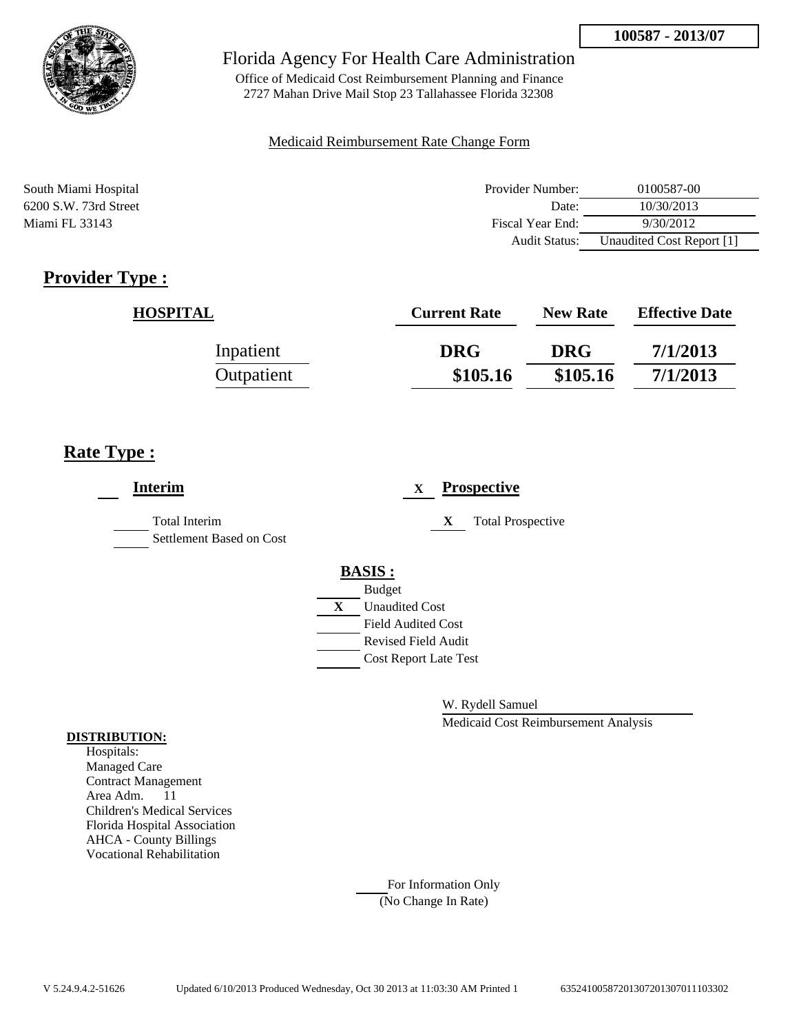**100587 - 2013/07**

# Florida Agency For Health Care Administration

Office of Medicaid Cost Reimbursement Planning and Finance
2727 Mahan Drive Mail Stop 23 Tallahassee Florida 32308

Medicaid Reimbursement Rate Change Form

South Miami Hospital
6200 S.W. 73rd Street
Miami FL 33143

| | |
|---|---|
| Provider Number: | 0100587-00 |
| Date: | 10/30/2013 |
| Fiscal Year End: | 9/30/2012 |
| Audit Status: | Unaudited Cost Report [1] |

## Provider Type :

| HOSPITAL | Current Rate | New Rate | Effective Date |
|---|---|---|---|
| Inpatient | DRG | DRG | 7/1/2013 |
| Outpatient | $105.16 | $105.16 | 7/1/2013 |

## Rate Type :

**Interim**

- ___ Total Interim
- ___ Settlement Based on Cost

**X Prospective**

- X Total Prospective

**BASIS :**

- ___ Budget
- X Unaudited Cost
- ___ Field Audited Cost
- ___ Revised Field Audit
- ___ Cost Report Late Test

W. Rydell Samuel
Medicaid Cost Reimbursement Analysis

**DISTRIBUTION:**

Hospitals:
Managed Care
Contract Management
Area Adm. 11
Children's Medical Services
Florida Hospital Association
AHCA - County Billings
Vocational Rehabilitation

___ For Information Only
(No Change In Rate)

V 5.24.9.4.2-51626 Updated 6/10/2013 Produced Wednesday, Oct 30 2013 at 11:03:30 AM Printed 1 6352410058720130720130701110330​2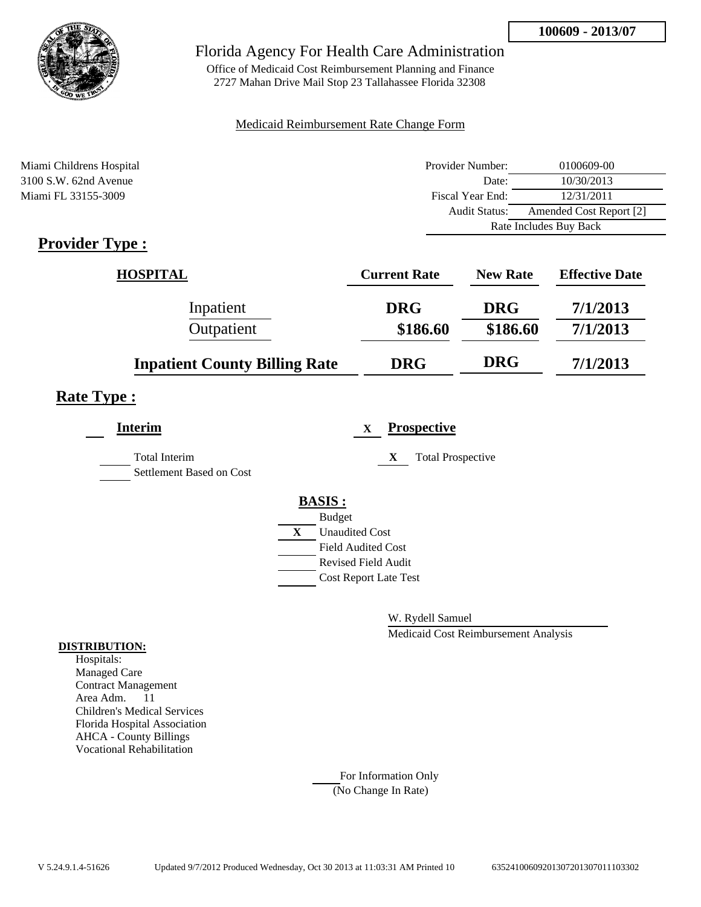**100609 - 2013/07**

# Florida Agency For Health Care Administration

Office of Medicaid Cost Reimbursement Planning and Finance
2727 Mahan Drive Mail Stop 23 Tallahassee Florida 32308

Medicaid Reimbursement Rate Change Form

Miami Childrens Hospital
3100 S.W. 62nd Avenue
Miami FL 33155-3009

| | |
|---|---|
| Provider Number: | 0100609-00 |
| Date: | 10/30/2013 |
| Fiscal Year End: | 12/31/2011 |
| Audit Status: | Amended Cost Report [2] |
| | Rate Includes Buy Back |

## Provider Type :

| HOSPITAL | Current Rate | New Rate | Effective Date |
|---|---|---|---|
| Inpatient | DRG | DRG | 7/1/2013 |
| Outpatient | $186.60 | $186.60 | 7/1/2013 |
| **Inpatient County Billing Rate** | DRG | DRG | 7/1/2013 |

## Rate Type :

**Interim**

- [ ] Total Interim
- [ ] Settlement Based on Cost

X **Prospective**

- X Total Prospective

**BASIS :**

- [ ] Budget
- X Unaudited Cost
- [ ] Field Audited Cost
- [ ] Revised Field Audit
- [ ] Cost Report Late Test

W. Rydell Samuel
Medicaid Cost Reimbursement Analysis

**DISTRIBUTION:**
Hospitals:
Managed Care
Contract Management
Area Adm. 11
Children's Medical Services
Florida Hospital Association
AHCA - County Billings
Vocational Rehabilitation

For Information Only
(No Change In Rate)

V 5.24.9.1.4-51626 Updated 9/7/2012 Produced Wednesday, Oct 30 2013 at 11:03:31 AM Printed 10 635241006092013072013070111103302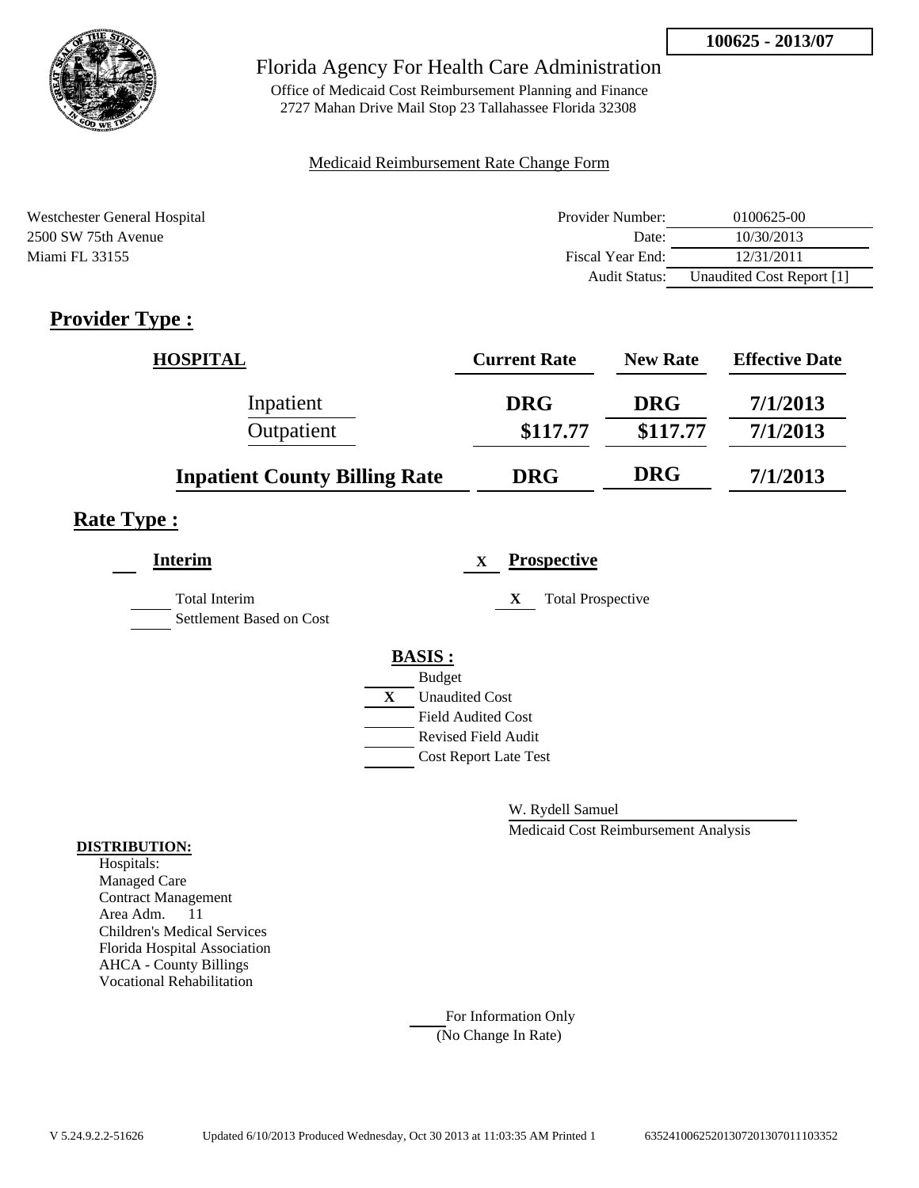**100625 - 2013/07**

Florida Agency For Health Care Administration

Office of Medicaid Cost Reimbursement Planning and Finance
2727 Mahan Drive Mail Stop 23 Tallahassee Florida 32308

Medicaid Reimbursement Rate Change Form

Westchester General Hospital
2500 SW 75th Avenue
Miami FL 33155

| | |
|---|---|
| Provider Number: | 0100625-00 |
| Date: | 10/30/2013 |
| Fiscal Year End: | 12/31/2011 |
| Audit Status: | Unaudited Cost Report [1] |

# Provider Type :

| HOSPITAL | Current Rate | New Rate | Effective Date |
|---|---|---|---|
| Inpatient | DRG | DRG | 7/1/2013 |
| Outpatient | $117.77 | $117.77 | 7/1/2013 |
| **Inpatient County Billing Rate** | **DRG** | **DRG** | **7/1/2013** |

## Rate Type :

**Interim**

___ Total Interim
___ Settlement Based on Cost

X **Prospective**

X Total Prospective

**BASIS :**

___ Budget
X Unaudited Cost
___ Field Audited Cost
___ Revised Field Audit
___ Cost Report Late Test

W. Rydell Samuel
Medicaid Cost Reimbursement Analysis

**DISTRIBUTION:**
Hospitals:
Managed Care
Contract Management
Area Adm. 11
Children's Medical Services
Florida Hospital Association
AHCA - County Billings
Vocational Rehabilitation

___ For Information Only
(No Change In Rate)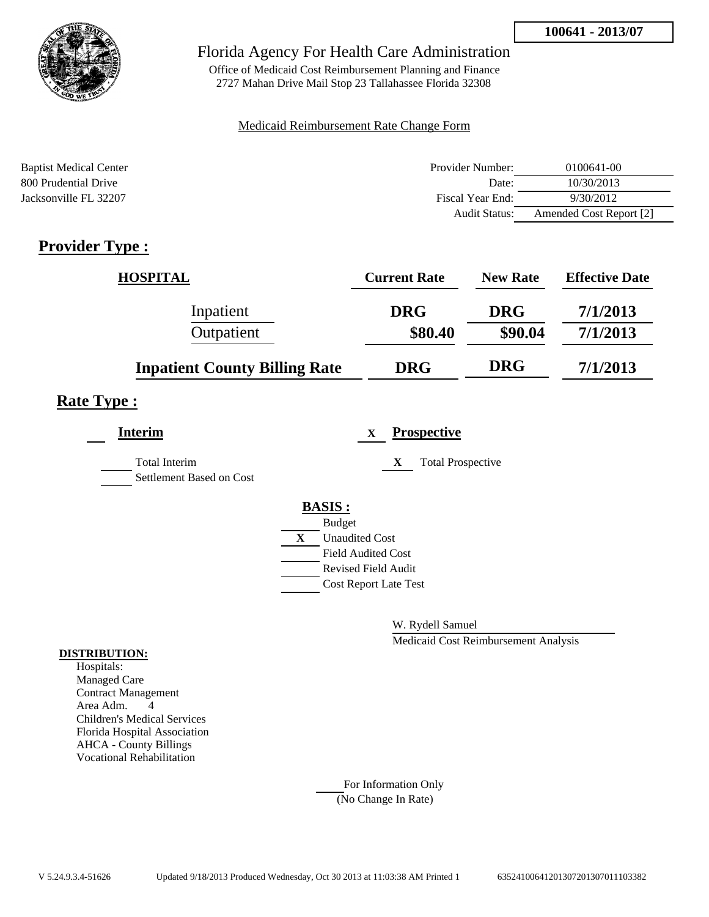100641 - 2013/07

# Florida Agency For Health Care Administration

Office of Medicaid Cost Reimbursement Planning and Finance
2727 Mahan Drive Mail Stop 23 Tallahassee Florida 32308

Medicaid Reimbursement Rate Change Form

Baptist Medical Center
800 Prudential Drive
Jacksonville FL 32207

| | |
|---|---|
| Provider Number: | 0100641-00 |
| Date: | 10/30/2013 |
| Fiscal Year End: | 9/30/2012 |
| Audit Status: | Amended Cost Report [2] |

## Provider Type :

| HOSPITAL | Current Rate | New Rate | Effective Date |
|---|---|---|---|
| Inpatient | DRG | DRG | 7/1/2013 |
| Outpatient | $80.40 | $90.04 | 7/1/2013 |
| **Inpatient County Billing Rate** | DRG | DRG | 7/1/2013 |

## Rate Type :

**Interim**

Total Interim
Settlement Based on Cost

X **Prospective**

X Total Prospective

**BASIS :**

- Budget
- X Unaudited Cost
- Field Audited Cost
- Revised Field Audit
- Cost Report Late Test

W. Rydell Samuel
Medicaid Cost Reimbursement Analysis

**DISTRIBUTION:**

Hospitals:
Managed Care
Contract Management
Area Adm. 4
Children's Medical Services
Florida Hospital Association
AHCA - County Billings
Vocational Rehabilitation

For Information Only
(No Change In Rate)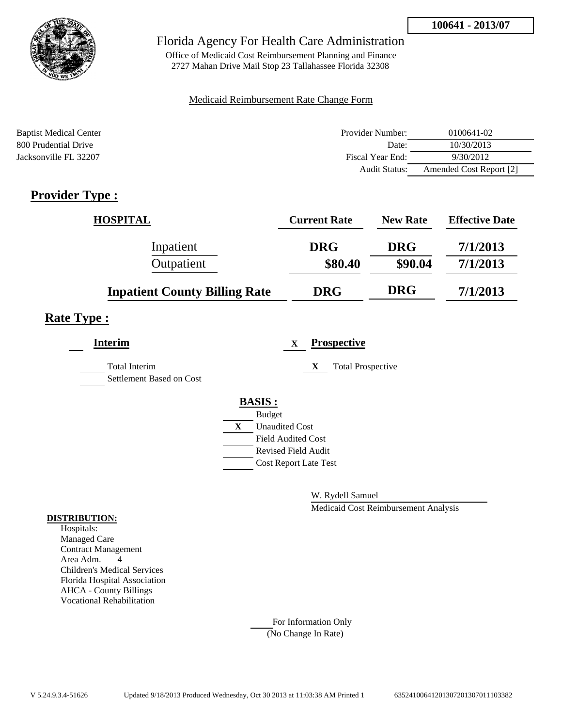**100641 - 2013/07**

# Florida Agency For Health Care Administration

Office of Medicaid Cost Reimbursement Planning and Finance
2727 Mahan Drive Mail Stop 23 Tallahassee Florida 32308

Medicaid Reimbursement Rate Change Form

Baptist Medical Center
800 Prudential Drive
Jacksonville FL 32207

| | |
|---|---|
| Provider Number: | 0100641-02 |
| Date: | 10/30/2013 |
| Fiscal Year End: | 9/30/2012 |
| Audit Status: | Amended Cost Report [2] |

## Provider Type :

| HOSPITAL | Current Rate | New Rate | Effective Date |
|---|---|---|---|
| Inpatient | DRG | DRG | 7/1/2013 |
| Outpatient | $80.40 | $90.04 | 7/1/2013 |
| **Inpatient County Billing Rate** | **DRG** | **DRG** | **7/1/2013** |

## Rate Type :

**Interim**

- Total Interim
- Settlement Based on Cost

X **Prospective**

- X Total Prospective

**BASIS :**

- Budget
- X Unaudited Cost
- Field Audited Cost
- Revised Field Audit
- Cost Report Late Test

W. Rydell Samuel
Medicaid Cost Reimbursement Analysis

**DISTRIBUTION:**
Hospitals:
Managed Care
Contract Management
Area Adm. 4
Children's Medical Services
Florida Hospital Association
AHCA - County Billings
Vocational Rehabilitation

For Information Only
(No Change In Rate)

V 5.24.9.3.4-51626 Updated 9/18/2013 Produced Wednesday, Oct 30 2013 at 11:03:38 AM Printed 1 635241006412013072013070111033382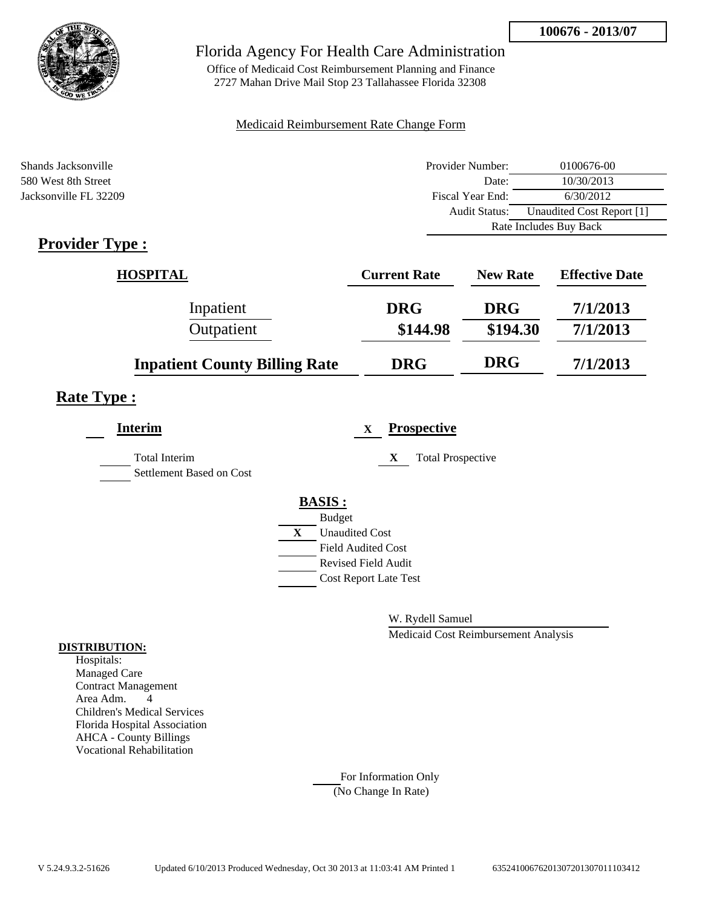**100676 - 2013/07**

# Florida Agency For Health Care Administration

Office of Medicaid Cost Reimbursement Planning and Finance
2727 Mahan Drive Mail Stop 23 Tallahassee Florida 32308

Medicaid Reimbursement Rate Change Form

Shands Jacksonville
580 West 8th Street
Jacksonville FL 32209

| | |
|---|---|
| Provider Number: | 0100676-00 |
| Date: | 10/30/2013 |
| Fiscal Year End: | 6/30/2012 |
| Audit Status: | Unaudited Cost Report [1] |
| | Rate Includes Buy Back |

## Provider Type :

| HOSPITAL | Current Rate | New Rate | Effective Date |
|---|---|---|---|
| Inpatient | DRG | DRG | 7/1/2013 |
| Outpatient | $144.98 | $194.30 | 7/1/2013 |
| **Inpatient County Billing Rate** | DRG | DRG | 7/1/2013 |

## Rate Type :

**Interim**

- ___ Total Interim
- ___ Settlement Based on Cost

X **Prospective**

- X Total Prospective

**BASIS :**

- ___ Budget
- X Unaudited Cost
- ___ Field Audited Cost
- ___ Revised Field Audit
- ___ Cost Report Late Test

W. Rydell Samuel
Medicaid Cost Reimbursement Analysis

**DISTRIBUTION:**

Hospitals:
Managed Care
Contract Management
Area Adm. 4
Children's Medical Services
Florida Hospital Association
AHCA - County Billings
Vocational Rehabilitation

___ For Information Only
(No Change In Rate)

V 5.24.9.3.2-51626 Updated 6/10/2013 Produced Wednesday, Oct 30 2013 at 11:03:41 AM Printed 1 635241006762013072013070111034l2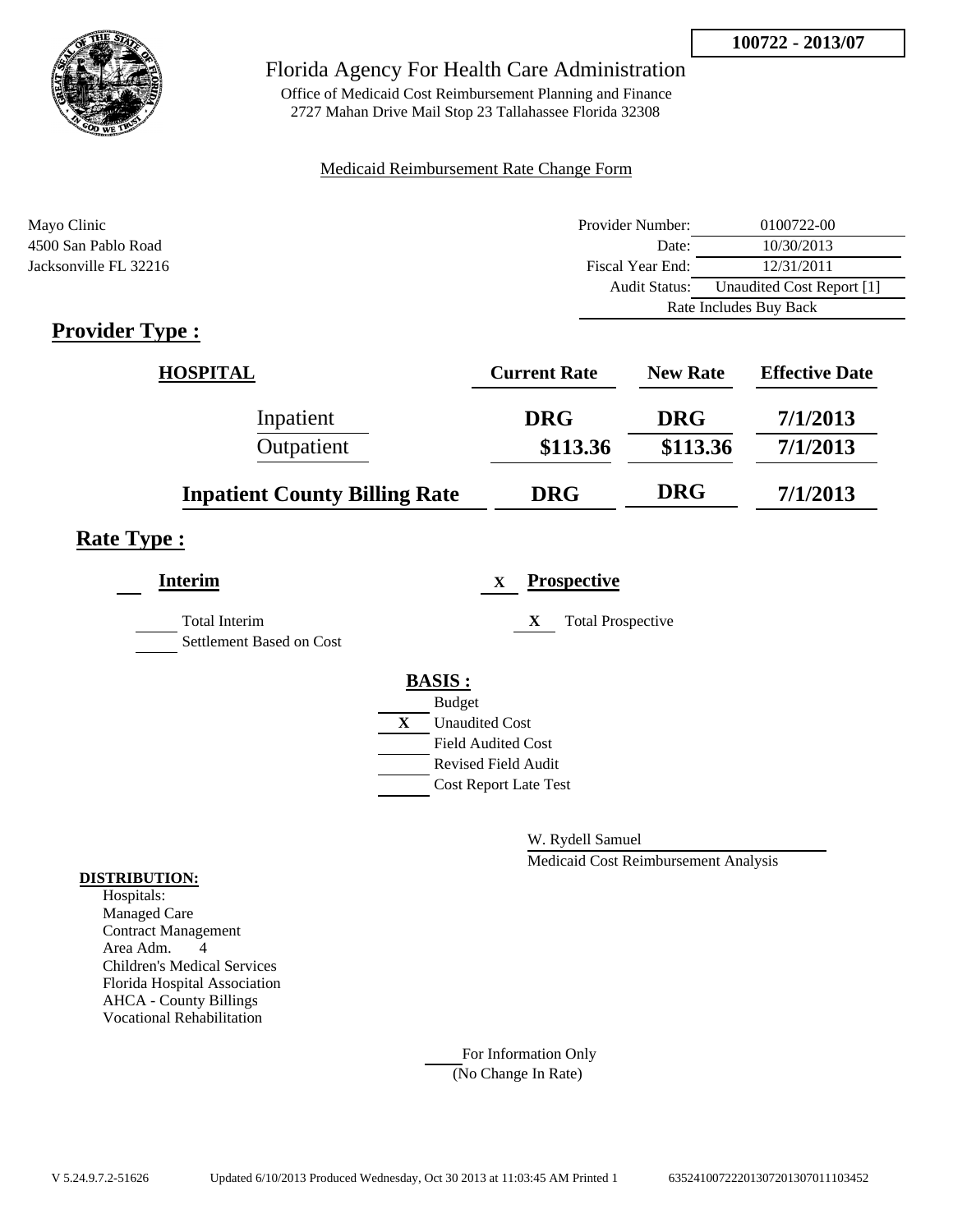**100722 - 2013/07**

# Florida Agency For Health Care Administration

Office of Medicaid Cost Reimbursement Planning and Finance
2727 Mahan Drive Mail Stop 23 Tallahassee Florida 32308

Medicaid Reimbursement Rate Change Form

Mayo Clinic
4500 San Pablo Road
Jacksonville FL 32216

| | |
|---|---|
| Provider Number: | 0100722-00 |
| Date: | 10/30/2013 |
| Fiscal Year End: | 12/31/2011 |
| Audit Status: | Unaudited Cost Report [1] |
| Rate Includes Buy Back | |

## Provider Type :

| HOSPITAL | Current Rate | New Rate | Effective Date |
|---|---|---|---|
| Inpatient | DRG | DRG | 7/1/2013 |
| Outpatient | $113.36 | $113.36 | 7/1/2013 |
| **Inpatient County Billing Rate** | DRG | DRG | 7/1/2013 |

## Rate Type :

**Interim**

- [ ] Total Interim Settlement Based on Cost

**X Prospective**

- [X] Total Prospective

**BASIS :**

- [ ] Budget
- [X] Unaudited Cost
- [ ] Field Audited Cost
- [ ] Revised Field Audit
- [ ] Cost Report Late Test

W. Rydell Samuel
Medicaid Cost Reimbursement Analysis

**DISTRIBUTION:**
Hospitals:
Managed Care
Contract Management
Area Adm. 4
Children's Medical Services
Florida Hospital Association
AHCA - County Billings
Vocational Rehabilitation

For Information Only
(No Change In Rate)

V 5.24.9.7.2-51626 Updated 6/10/2013 Produced Wednesday, Oct 30 2013 at 11:03:45 AM Printed 1 635241007222013072013070111103452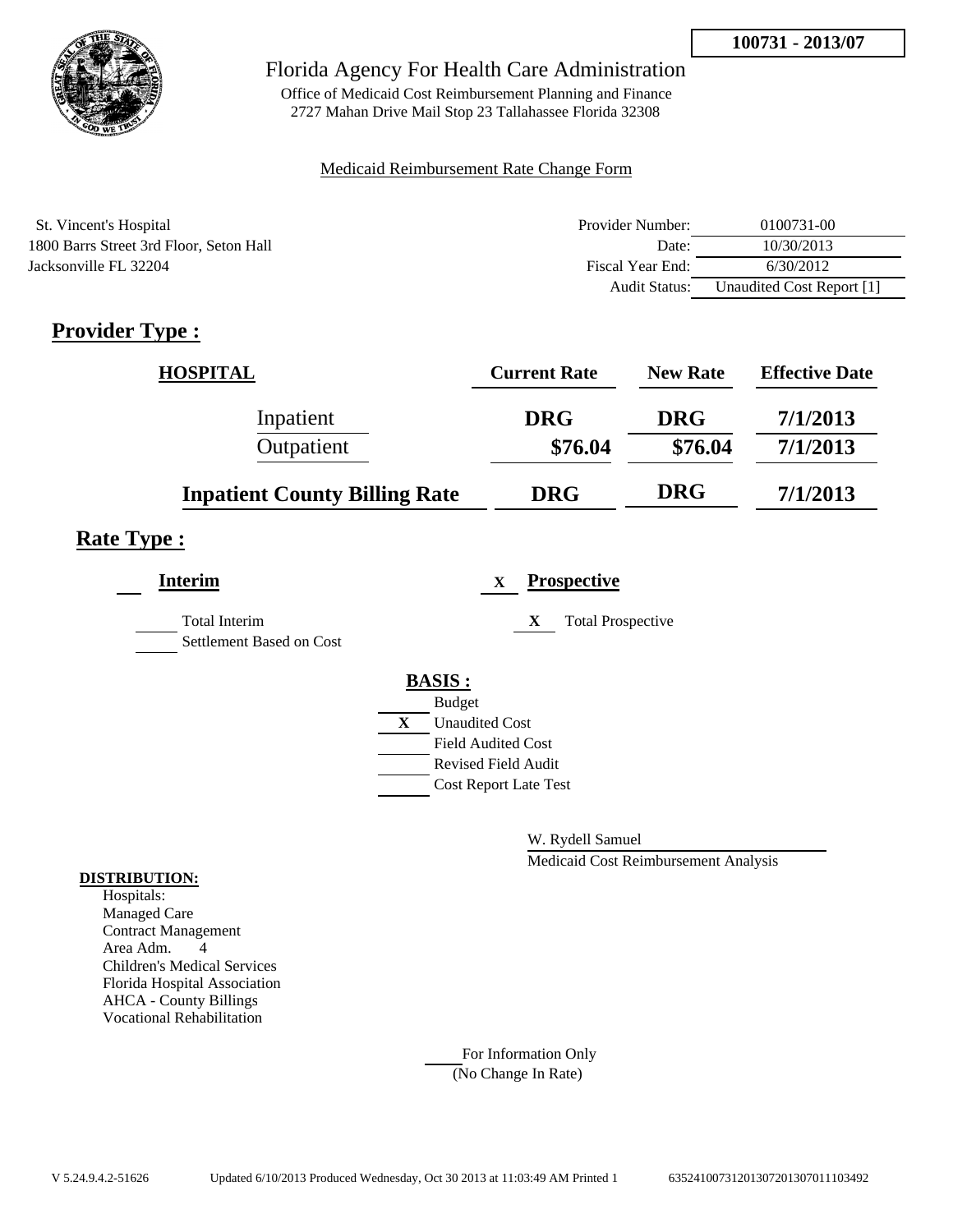**100731 - 2013/07**

Florida Agency For Health Care Administration

Office of Medicaid Cost Reimbursement Planning and Finance
2727 Mahan Drive Mail Stop 23 Tallahassee Florida 32308

Medicaid Reimbursement Rate Change Form

St. Vincent's Hospital
1800 Barrs Street 3rd Floor, Seton Hall
Jacksonville FL 32204

| | |
|---|---|
| Provider Number: | 0100731-00 |
| Date: | 10/30/2013 |
| Fiscal Year End: | 6/30/2012 |
| Audit Status: | Unaudited Cost Report [1] |

## Provider Type :

| HOSPITAL | Current Rate | New Rate | Effective Date |
|---|---|---|---|
| Inpatient | DRG | DRG | 7/1/2013 |
| Outpatient | $76.04 | $76.04 | 7/1/2013 |
| **Inpatient County Billing Rate** | **DRG** | **DRG** | **7/1/2013** |

## Rate Type :

**Interim**

___ Total Interim

___ Settlement Based on Cost

X **Prospective**

X Total Prospective

**BASIS :**

___ Budget

X Unaudited Cost

___ Field Audited Cost

___ Revised Field Audit

___ Cost Report Late Test

W. Rydell Samuel

Medicaid Cost Reimbursement Analysis

**DISTRIBUTION:**

Hospitals:
Managed Care
Contract Management
Area Adm. 4
Children's Medical Services
Florida Hospital Association
AHCA - County Billings
Vocational Rehabilitation

___ For Information Only
(No Change In Rate)

V 5.24.9.4.2-51626 Updated 6/10/2013 Produced Wednesday, Oct 30 2013 at 11:03:49 AM Printed 1 635241007312013072013070111103492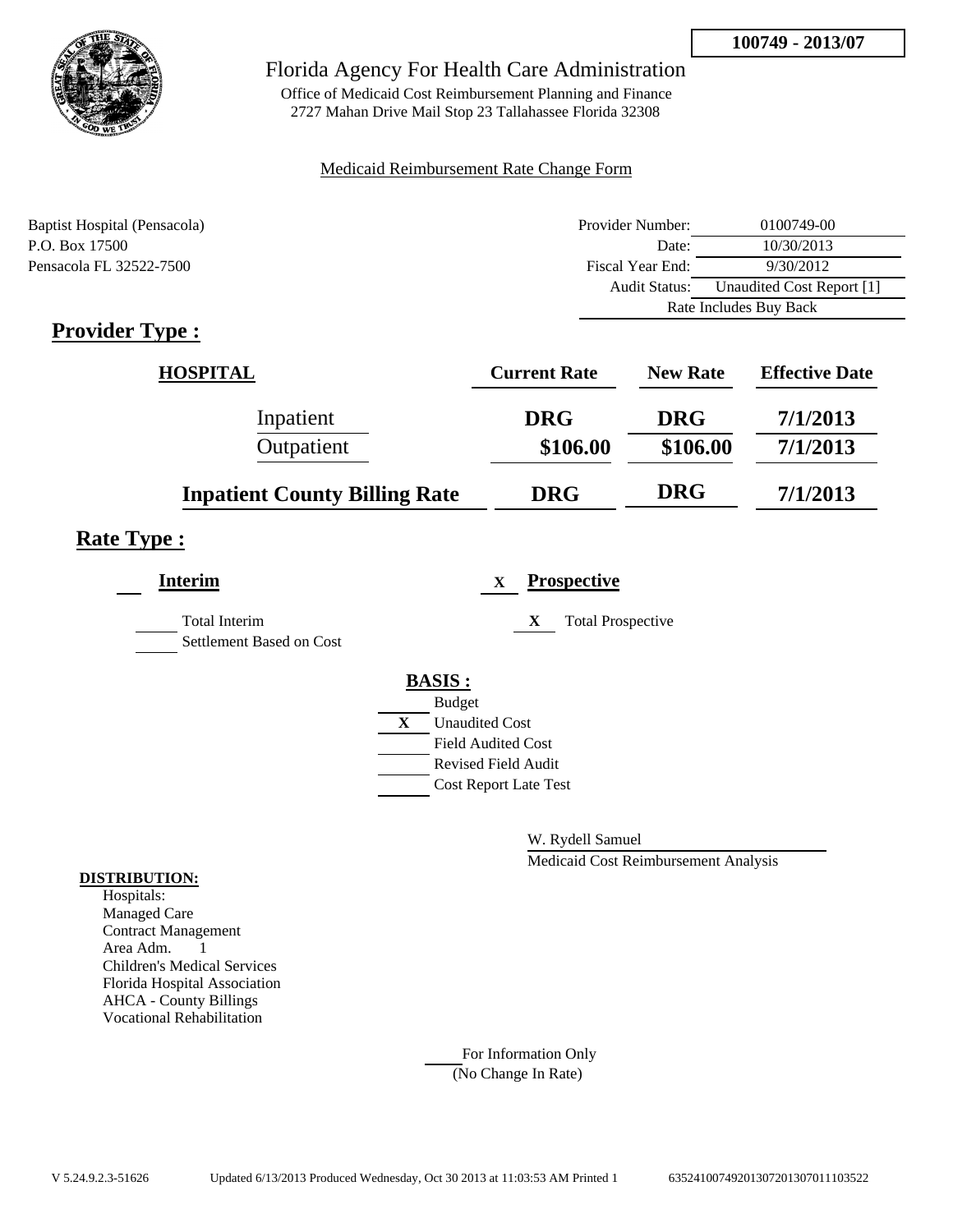**100749 - 2013/07**

# Florida Agency For Health Care Administration

Office of Medicaid Cost Reimbursement Planning and Finance
2727 Mahan Drive Mail Stop 23 Tallahassee Florida 32308

Medicaid Reimbursement Rate Change Form

Baptist Hospital (Pensacola)
P.O. Box 17500
Pensacola FL 32522-7500

| | |
|---|---|
| Provider Number: | 0100749-00 |
| Date: | 10/30/2013 |
| Fiscal Year End: | 9/30/2012 |
| Audit Status: | Unaudited Cost Report [1] |
| Rate Includes Buy Back | |

## Provider Type :

| HOSPITAL | Current Rate | New Rate | Effective Date |
|---|---|---|---|
| Inpatient | DRG | DRG | 7/1/2013 |
| Outpatient | $106.00 | $106.00 | 7/1/2013 |
| **Inpatient County Billing Rate** | DRG | DRG | 7/1/2013 |

## Rate Type :

**Interim**

___ Total Interim
___ Settlement Based on Cost

X **Prospective**

X Total Prospective

**BASIS :**

___ Budget
X Unaudited Cost
___ Field Audited Cost
___ Revised Field Audit
___ Cost Report Late Test

W. Rydell Samuel
Medicaid Cost Reimbursement Analysis

**DISTRIBUTION:**

Hospitals:
Managed Care
Contract Management
Area Adm. 1
Children's Medical Services
Florida Hospital Association
AHCA - County Billings
Vocational Rehabilitation

___ For Information Only
(No Change In Rate)

V 5.24.9.2.3-51626 Updated 6/13/2013 Produced Wednesday, Oct 30 2013 at 11:03:53 AM Printed 1 635241007492013072013070111035 22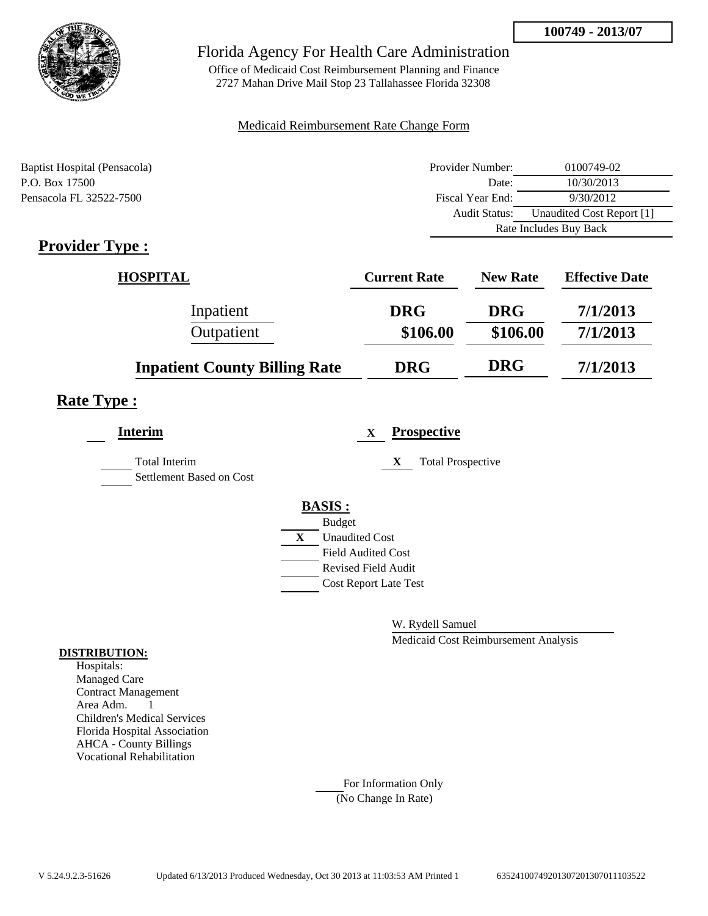**100749 - 2013/07**

# Florida Agency For Health Care Administration

Office of Medicaid Cost Reimbursement Planning and Finance
2727 Mahan Drive Mail Stop 23 Tallahassee Florida 32308

Medicaid Reimbursement Rate Change Form

Baptist Hospital (Pensacola)
P.O. Box 17500
Pensacola FL 32522-7500

| | |
|---|---|
| Provider Number: | 0100749-02 |
| Date: | 10/30/2013 |
| Fiscal Year End: | 9/30/2012 |
| Audit Status: | Unaudited Cost Report [1] |
| Rate Includes Buy Back | |

## Provider Type :

| HOSPITAL | Current Rate | New Rate | Effective Date |
|---|---|---|---|
| Inpatient | DRG | DRG | 7/1/2013 |
| Outpatient | $106.00 | $106.00 | 7/1/2013 |
| **Inpatient County Billing Rate** | **DRG** | **DRG** | **7/1/2013** |

## Rate Type :

**Interim**

___ Total Interim
___ Settlement Based on Cost

X **Prospective**

X Total Prospective

**BASIS :**

___ Budget
X Unaudited Cost
___ Field Audited Cost
___ Revised Field Audit
___ Cost Report Late Test

W. Rydell Samuel
Medicaid Cost Reimbursement Analysis

**DISTRIBUTION:**

Hospitals:
Managed Care
Contract Management
Area Adm. 1
Children's Medical Services
Florida Hospital Association
AHCA - County Billings
Vocational Rehabilitation

___ For Information Only
(No Change In Rate)

V 5.24.9.2.3-51626 Updated 6/13/2013 Produced Wednesday, Oct 30 2013 at 11:03:53 AM Printed 1 6352410074920130720130701110352​2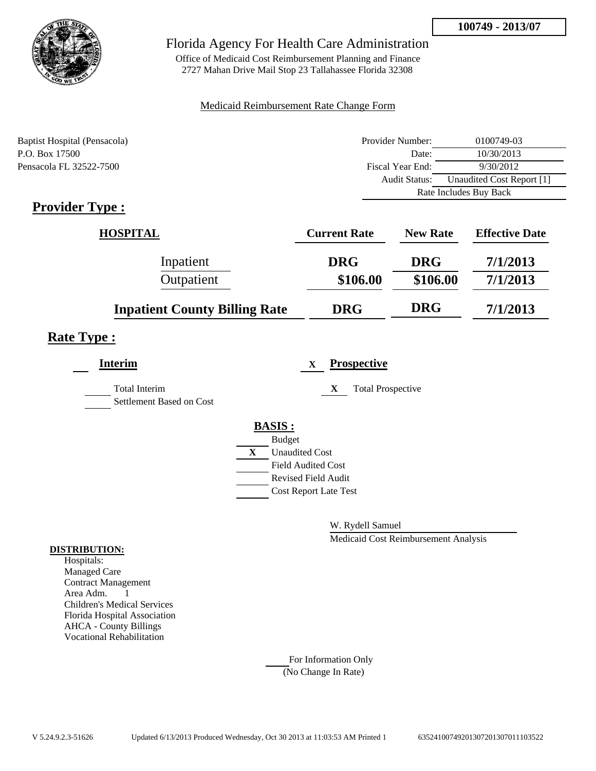**100749 - 2013/07**

# Florida Agency For Health Care Administration

Office of Medicaid Cost Reimbursement Planning and Finance
2727 Mahan Drive Mail Stop 23 Tallahassee Florida 32308

Medicaid Reimbursement Rate Change Form

Baptist Hospital (Pensacola)
P.O. Box 17500
Pensacola FL 32522-7500

| | |
|---|---|
| Provider Number: | 0100749-03 |
| Date: | 10/30/2013 |
| Fiscal Year End: | 9/30/2012 |
| Audit Status: | Unaudited Cost Report [1] |
| Rate Includes Buy Back | |

## Provider Type :

| HOSPITAL | Current Rate | New Rate | Effective Date |
|---|---|---|---|
| Inpatient | DRG | DRG | 7/1/2013 |
| Outpatient | $106.00 | $106.00 | 7/1/2013 |
| **Inpatient County Billing Rate** | **DRG** | **DRG** | **7/1/2013** |

## Rate Type :

**Interim**

- [ ] Total Interim
- [ ] Settlement Based on Cost

X **Prospective**

- X Total Prospective

**BASIS :**

- [ ] Budget
- X Unaudited Cost
- [ ] Field Audited Cost
- [ ] Revised Field Audit
- [ ] Cost Report Late Test

W. Rydell Samuel
Medicaid Cost Reimbursement Analysis

**DISTRIBUTION:**

Hospitals:
Managed Care
Contract Management
Area Adm. 1
Children's Medical Services
Florida Hospital Association
AHCA - County Billings
Vocational Rehabilitation

____ For Information Only
(No Change In Rate)

V 5.24.9.2.3-51626 Updated 6/13/2013 Produced Wednesday, Oct 30 2013 at 11:03:53 AM Printed 1 635241007492013072013070111035​22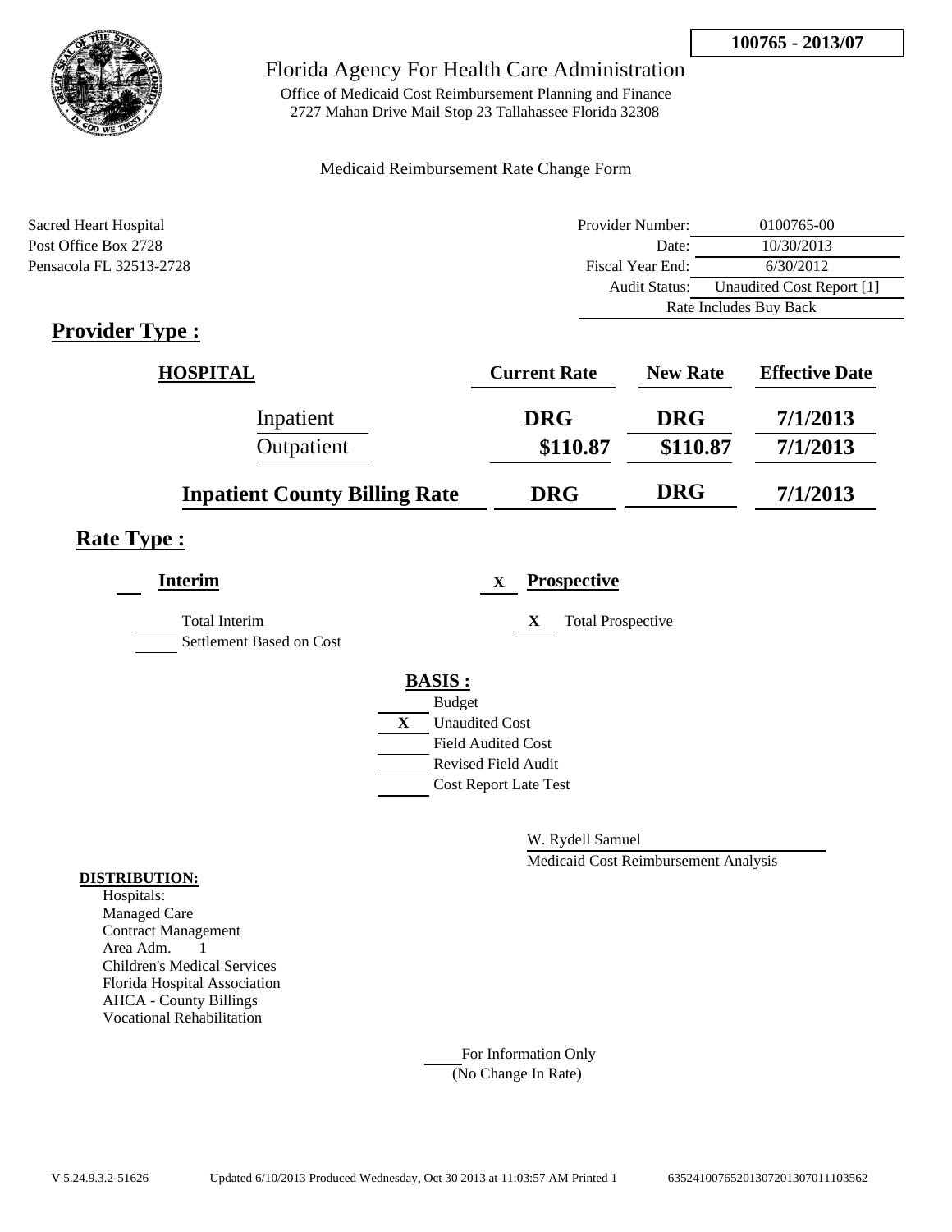**100765 - 2013/07**

# Florida Agency For Health Care Administration

Office of Medicaid Cost Reimbursement Planning and Finance
2727 Mahan Drive Mail Stop 23 Tallahassee Florida 32308

Medicaid Reimbursement Rate Change Form

Sacred Heart Hospital
Post Office Box 2728
Pensacola FL 32513-2728

| | |
|---|---|
| Provider Number: | 0100765-00 |
| Date: | 10/30/2013 |
| Fiscal Year End: | 6/30/2012 |
| Audit Status: | Unaudited Cost Report [1] |
| | Rate Includes Buy Back |

## Provider Type :

| HOSPITAL | Current Rate | New Rate | Effective Date |
|---|---|---|---|
| Inpatient | DRG | DRG | 7/1/2013 |
| Outpatient | $110.87 | $110.87 | 7/1/2013 |
| **Inpatient County Billing Rate** | DRG | DRG | 7/1/2013 |

## Rate Type :

**Interim**

\_\_\_ Total Interim
\_\_\_ Settlement Based on Cost

X **Prospective**

X Total Prospective

**BASIS :**

\_\_\_ Budget
X Unaudited Cost
\_\_\_ Field Audited Cost
\_\_\_ Revised Field Audit
\_\_\_ Cost Report Late Test

W. Rydell Samuel
Medicaid Cost Reimbursement Analysis

**DISTRIBUTION:**

Hospitals:
Managed Care
Contract Management
Area Adm. 1
Children's Medical Services
Florida Hospital Association
AHCA - County Billings
Vocational Rehabilitation

\_\_\_ For Information Only
(No Change In Rate)

V 5.24.9.3.2-51626 Updated 6/10/2013 Produced Wednesday, Oct 30 2013 at 11:03:57 AM Printed 1 635241007652013072013070111035
62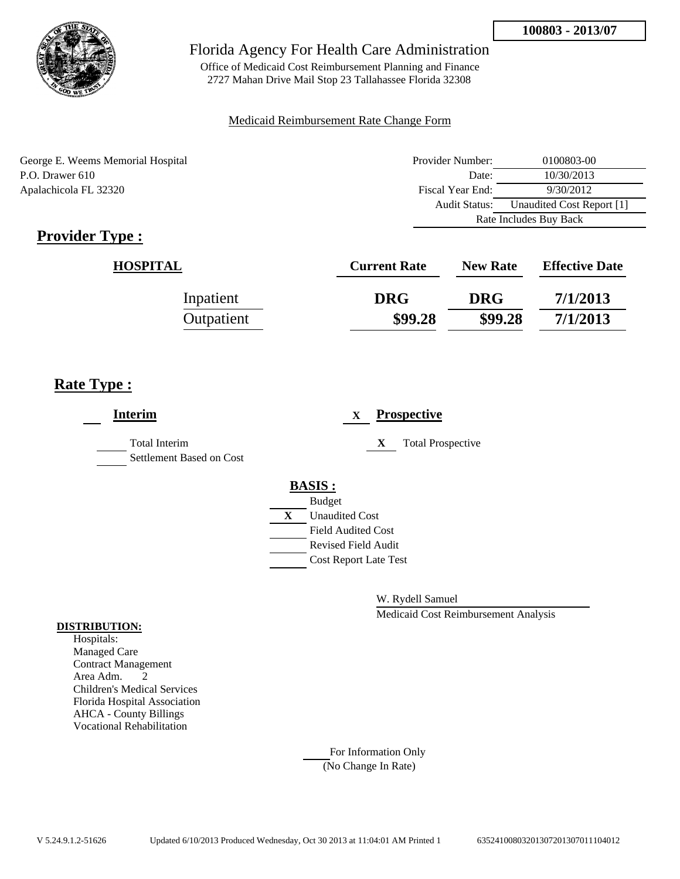**100803 - 2013/07**

# Florida Agency For Health Care Administration

Office of Medicaid Cost Reimbursement Planning and Finance
2727 Mahan Drive Mail Stop 23 Tallahassee Florida 32308

Medicaid Reimbursement Rate Change Form

George E. Weems Memorial Hospital
P.O. Drawer 610
Apalachicola FL 32320

| | |
|---|---|
| Provider Number: | 0100803-00 |
| Date: | 10/30/2013 |
| Fiscal Year End: | 9/30/2012 |
| Audit Status: | Unaudited Cost Report [1] |
| Rate Includes Buy Back | |

## Provider Type :

| HOSPITAL | Current Rate | New Rate | Effective Date |
|---|---|---|---|
| Inpatient | DRG | DRG | 7/1/2013 |
| Outpatient | $99.28 | $99.28 | 7/1/2013 |

## Rate Type :

___ **Interim**

_____ Total Interim
_____ Settlement Based on Cost

X **Prospective**

X Total Prospective

**BASIS :**

_____ Budget
X Unaudited Cost
_____ Field Audited Cost
_____ Revised Field Audit
_____ Cost Report Late Test

W. Rydell Samuel
Medicaid Cost Reimbursement Analysis

**DISTRIBUTION:**
Hospitals:
Managed Care
Contract Management
Area Adm. 2
Children's Medical Services
Florida Hospital Association
AHCA - County Billings
Vocational Rehabilitation

_____ For Information Only
(No Change In Rate)

V 5.24.9.1.2-51626 Updated 6/10/2013 Produced Wednesday, Oct 30 2013 at 11:04:01 AM Printed 1 635241008032013072013070111040012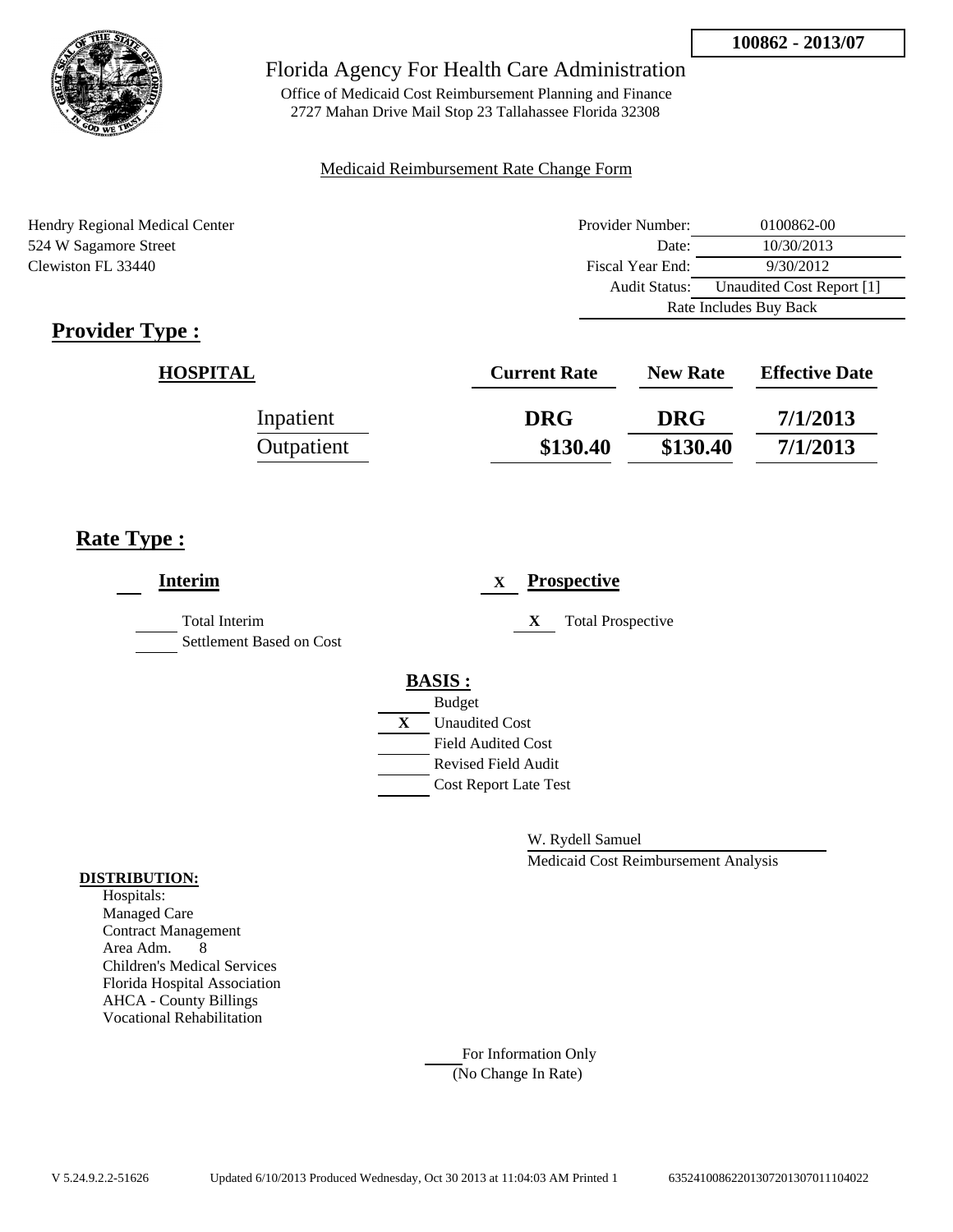**100862 - 2013/07**

# Florida Agency For Health Care Administration

Office of Medicaid Cost Reimbursement Planning and Finance
2727 Mahan Drive Mail Stop 23 Tallahassee Florida 32308

Medicaid Reimbursement Rate Change Form

Hendry Regional Medical Center
524 W Sagamore Street
Clewiston FL 33440

| | |
|---|---|
| Provider Number: | 0100862-00 |
| Date: | 10/30/2013 |
| Fiscal Year End: | 9/30/2012 |
| Audit Status: | Unaudited Cost Report [1] |
| Rate Includes Buy Back | |

## Provider Type :

| HOSPITAL | Current Rate | New Rate | Effective Date |
|---|---|---|---|
| Inpatient | DRG | DRG | 7/1/2013 |
| Outpatient | $130.40 | $130.40 | 7/1/2013 |

## Rate Type :

**Interim**

- ___ Total Interim
- ___ Settlement Based on Cost

X **Prospective**

- X Total Prospective

**BASIS :**

- ___ Budget
- X Unaudited Cost
- ___ Field Audited Cost
- ___ Revised Field Audit
- ___ Cost Report Late Test

W. Rydell Samuel
Medicaid Cost Reimbursement Analysis

**DISTRIBUTION:**

Hospitals:
Managed Care
Contract Management
Area Adm. 8
Children's Medical Services
Florida Hospital Association
AHCA - County Billings
Vocational Rehabilitation

___ For Information Only
(No Change In Rate)

V 5.24.9.2.2-51626 Updated 6/10/2013 Produced Wednesday, Oct 30 2013 at 11:04:03 AM Printed 1 6352410086220130720130701110402​2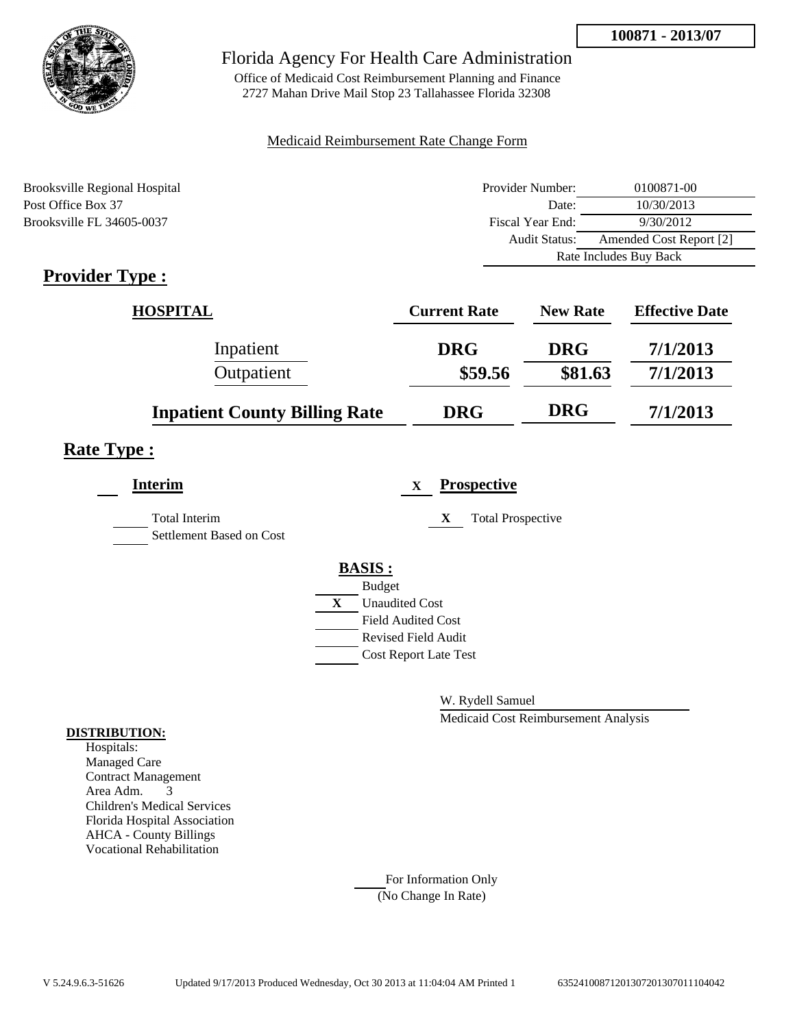**100871 - 2013/07**

# Florida Agency For Health Care Administration

Office of Medicaid Cost Reimbursement Planning and Finance
2727 Mahan Drive Mail Stop 23 Tallahassee Florida 32308

Medicaid Reimbursement Rate Change Form

Brooksville Regional Hospital
Post Office Box 37
Brooksville FL 34605-0037

| | |
|---|---|
| Provider Number: | 0100871-00 |
| Date: | 10/30/2013 |
| Fiscal Year End: | 9/30/2012 |
| Audit Status: | Amended Cost Report [2] |
| | Rate Includes Buy Back |

## Provider Type :

| HOSPITAL | Current Rate | New Rate | Effective Date |
|---|---|---|---|
| Inpatient | DRG | DRG | 7/1/2013 |
| Outpatient | $59.56 | $81.63 | 7/1/2013 |
| **Inpatient County Billing Rate** | DRG | DRG | 7/1/2013 |

## Rate Type :

**Interim**

- ___ Total Interim
- ___ Settlement Based on Cost

**Prospective** X

- X Total Prospective

**BASIS :**

- ___ Budget
- X Unaudited Cost
- ___ Field Audited Cost
- ___ Revised Field Audit
- ___ Cost Report Late Test

W. Rydell Samuel
Medicaid Cost Reimbursement Analysis

**DISTRIBUTION:**

Hospitals:
Managed Care
Contract Management
Area Adm. 3
Children's Medical Services
Florida Hospital Association
AHCA - County Billings
Vocational Rehabilitation

___ For Information Only
(No Change In Rate)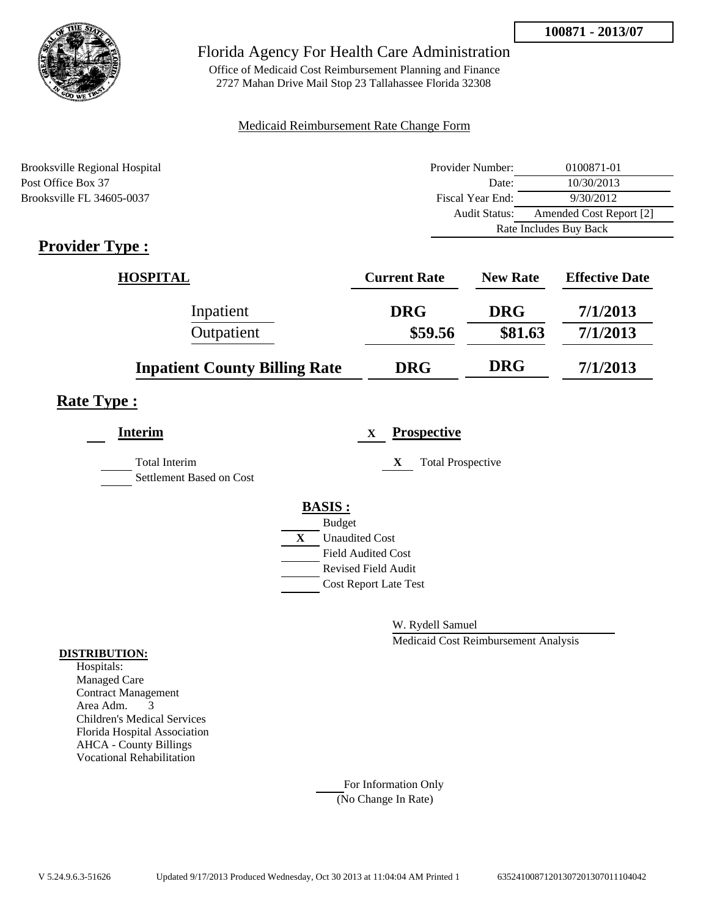**100871 - 2013/07**

Florida Agency For Health Care Administration

Office of Medicaid Cost Reimbursement Planning and Finance
2727 Mahan Drive Mail Stop 23 Tallahassee Florida 32308

Medicaid Reimbursement Rate Change Form

Brooksville Regional Hospital
Post Office Box 37
Brooksville FL 34605-0037

| | |
|---|---|
| Provider Number: | 0100871-01 |
| Date: | 10/30/2013 |
| Fiscal Year End: | 9/30/2012 |
| Audit Status: | Amended Cost Report [2] |
| Rate Includes Buy Back | |

## Provider Type :

| HOSPITAL | Current Rate | New Rate | Effective Date |
|---|---|---|---|
| Inpatient | DRG | DRG | 7/1/2013 |
| Outpatient | $59.56 | $81.63 | 7/1/2013 |
| **Inpatient County Billing Rate** | DRG | DRG | 7/1/2013 |

## Rate Type :

**Interim**

Total Interim
Settlement Based on Cost

X **Prospective**

X Total Prospective

**BASIS :**

Budget
X Unaudited Cost
Field Audited Cost
Revised Field Audit
Cost Report Late Test

W. Rydell Samuel
Medicaid Cost Reimbursement Analysis

**DISTRIBUTION:**

Hospitals:
Managed Care
Contract Management
Area Adm. 3
Children's Medical Services
Florida Hospital Association
AHCA - County Billings
Vocational Rehabilitation

For Information Only
(No Change In Rate)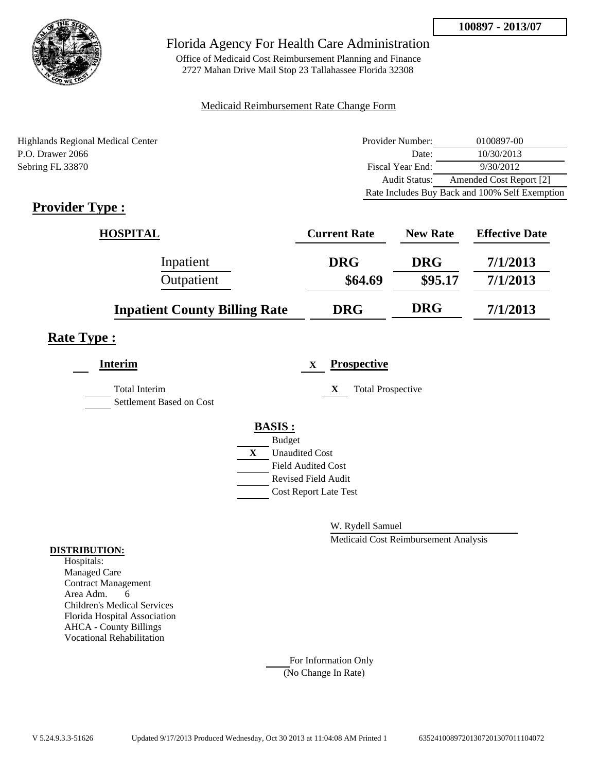**100897 - 2013/07**

Florida Agency For Health Care Administration

Office of Medicaid Cost Reimbursement Planning and Finance
2727 Mahan Drive Mail Stop 23 Tallahassee Florida 32308

Medicaid Reimbursement Rate Change Form

Highlands Regional Medical Center
P.O. Drawer 2066
Sebring FL 33870

| | |
|---|---|
| Provider Number: | 0100897-00 |
| Date: | 10/30/2013 |
| Fiscal Year End: | 9/30/2012 |
| Audit Status: | Amended Cost Report [2] |
| Rate Includes Buy Back and 100% Self Exemption | |

## Provider Type :

| HOSPITAL | Current Rate | New Rate | Effective Date |
|---|---|---|---|
| Inpatient | DRG | DRG | 7/1/2013 |
| Outpatient | $64.69 | $95.17 | 7/1/2013 |
| **Inpatient County Billing Rate** | DRG | DRG | 7/1/2013 |

## Rate Type :

**Interim**

- ___ Total Interim
- ___ Settlement Based on Cost

X **Prospective**

- X Total Prospective

**BASIS :**

- ___ Budget
- X Unaudited Cost
- ___ Field Audited Cost
- ___ Revised Field Audit
- ___ Cost Report Late Test

W. Rydell Samuel
Medicaid Cost Reimbursement Analysis

**DISTRIBUTION:**

Hospitals:
Managed Care
Contract Management
Area Adm. 6
Children's Medical Services
Florida Hospital Association
AHCA - County Billings
Vocational Rehabilitation

___ For Information Only
(No Change In Rate)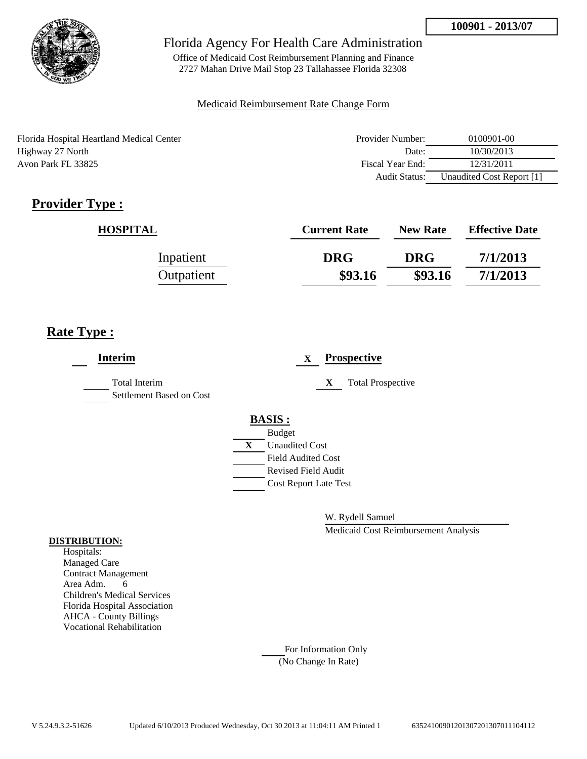**100901 - 2013/07**

Florida Agency For Health Care Administration

Office of Medicaid Cost Reimbursement Planning and Finance
2727 Mahan Drive Mail Stop 23 Tallahassee Florida 32308

Medicaid Reimbursement Rate Change Form

Florida Hospital Heartland Medical Center
Highway 27 North
Avon Park FL 33825

| | |
|---|---|
| Provider Number: | 0100901-00 |
| Date: | 10/30/2013 |
| Fiscal Year End: | 12/31/2011 |
| Audit Status: | Unaudited Cost Report [1] |

## Provider Type :

| HOSPITAL | Current Rate | New Rate | Effective Date |
|---|---|---|---|
| Inpatient | DRG | DRG | 7/1/2013 |
| Outpatient | $93.16 | $93.16 | 7/1/2013 |

## Rate Type :

___ **Interim**

___ Total Interim

___ Settlement Based on Cost

X **Prospective**

X Total Prospective

**BASIS :**

___ Budget
X Unaudited Cost
___ Field Audited Cost
___ Revised Field Audit
___ Cost Report Late Test

W. Rydell Samuel

Medicaid Cost Reimbursement Analysis

**DISTRIBUTION:**

Hospitals:
Managed Care
Contract Management
Area Adm. 6
Children's Medical Services
Florida Hospital Association
AHCA - County Billings
Vocational Rehabilitation

___ For Information Only
(No Change In Rate)

V 5.24.9.3.2-51626 Updated 6/10/2013 Produced Wednesday, Oct 30 2013 at 11:04:11 AM Printed 1 635241009012013072013070111 04112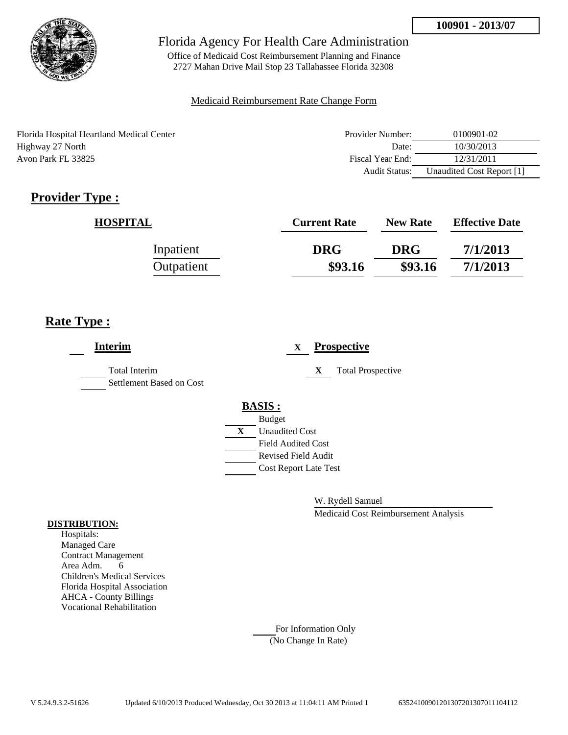**100901 - 2013/07**

Florida Agency For Health Care Administration

Office of Medicaid Cost Reimbursement Planning and Finance
2727 Mahan Drive Mail Stop 23 Tallahassee Florida 32308

Medicaid Reimbursement Rate Change Form

Florida Hospital Heartland Medical Center
Highway 27 North
Avon Park FL 33825

| | |
|---|---|
| Provider Number: | 0100901-02 |
| Date: | 10/30/2013 |
| Fiscal Year End: | 12/31/2011 |
| Audit Status: | Unaudited Cost Report [1] |

## Provider Type :

| HOSPITAL | Current Rate | New Rate | Effective Date |
|---|---|---|---|
| Inpatient | DRG | DRG | 7/1/2013 |
| Outpatient | $93.16 | $93.16 | 7/1/2013 |

## Rate Type :

**Interim**

___ Total Interim

___ Settlement Based on Cost

X **Prospective**

X Total Prospective

**BASIS :**

___ Budget

X Unaudited Cost

___ Field Audited Cost

___ Revised Field Audit

___ Cost Report Late Test

W. Rydell Samuel

Medicaid Cost Reimbursement Analysis

**DISTRIBUTION:**

Hospitals:
Managed Care
Contract Management
Area Adm. 6
Children's Medical Services
Florida Hospital Association
AHCA - County Billings
Vocational Rehabilitation

___ For Information Only
(No Change In Rate)

V 5.24.9.3.2-51626 Updated 6/10/2013 Produced Wednesday, Oct 30 2013 at 11:04:11 AM Printed 1 635241009012013072013070111104112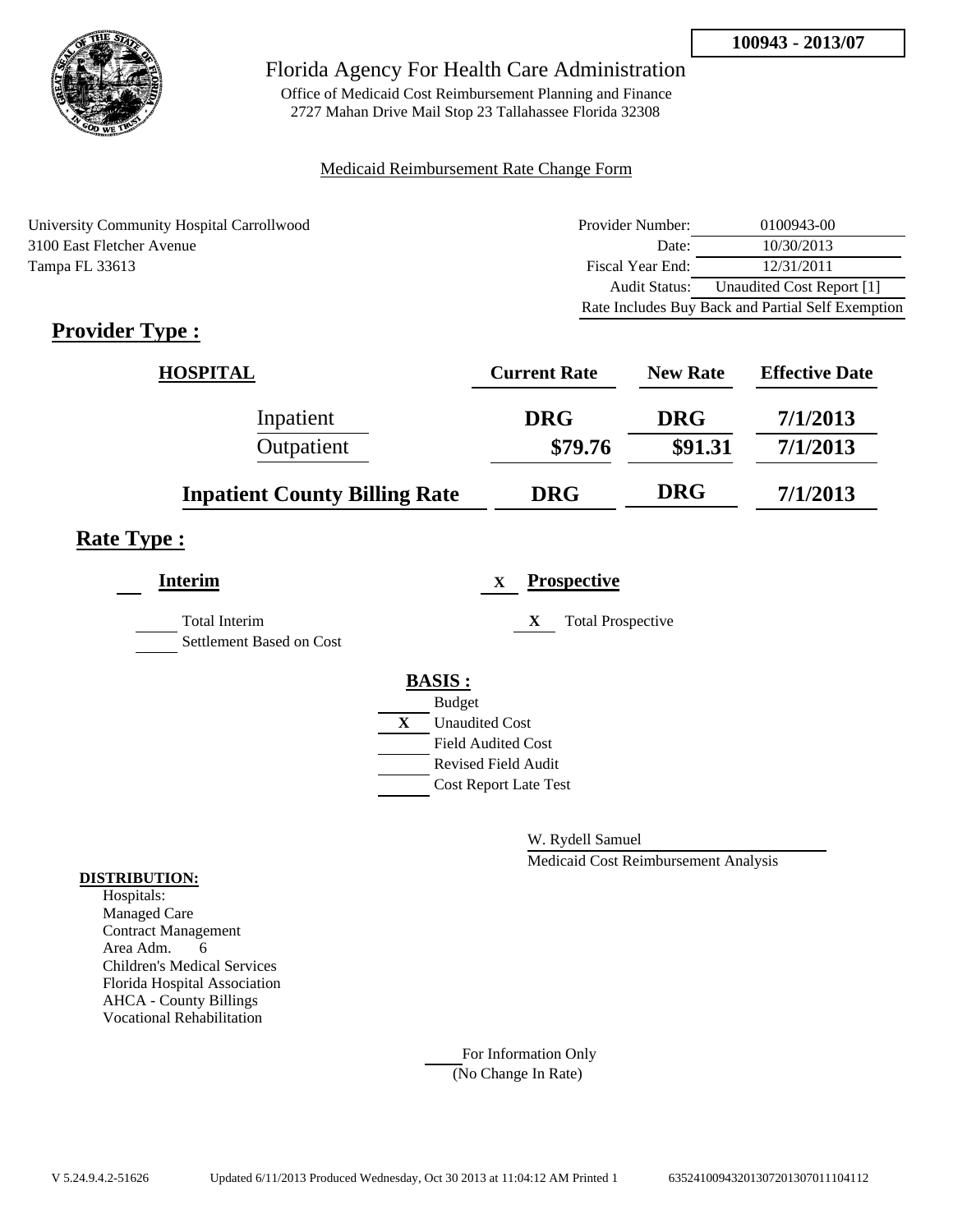**100943 - 2013/07**

Florida Agency For Health Care Administration

Office of Medicaid Cost Reimbursement Planning and Finance
2727 Mahan Drive Mail Stop 23 Tallahassee Florida 32308

Medicaid Reimbursement Rate Change Form

University Community Hospital Carrollwood
3100 East Fletcher Avenue
Tampa FL 33613

| | |
|---|---|
| Provider Number: | 0100943-00 |
| Date: | 10/30/2013 |
| Fiscal Year End: | 12/31/2011 |
| Audit Status: | Unaudited Cost Report [1] |
| Rate Includes Buy Back and Partial Self Exemption | |

## Provider Type :

| HOSPITAL | Current Rate | New Rate | Effective Date |
|---|---|---|---|
| Inpatient | DRG | DRG | 7/1/2013 |
| Outpatient | $79.76 | $91.31 | 7/1/2013 |
| **Inpatient County Billing Rate** | DRG | DRG | 7/1/2013 |

## Rate Type :

**Interim**

___ Total Interim
___ Settlement Based on Cost

X **Prospective**

X Total Prospective

**BASIS :**

___ Budget
X Unaudited Cost
___ Field Audited Cost
___ Revised Field Audit
___ Cost Report Late Test

W. Rydell Samuel
Medicaid Cost Reimbursement Analysis

**DISTRIBUTION:**

Hospitals:
Managed Care
Contract Management
Area Adm. 6
Children's Medical Services
Florida Hospital Association
AHCA - County Billings
Vocational Rehabilitation

___ For Information Only
(No Change In Rate)

V 5.24.9.4.2-51626 Updated 6/11/2013 Produced Wednesday, Oct 30 2013 at 11:04:12 AM Printed 1 635241009432013072013070111104112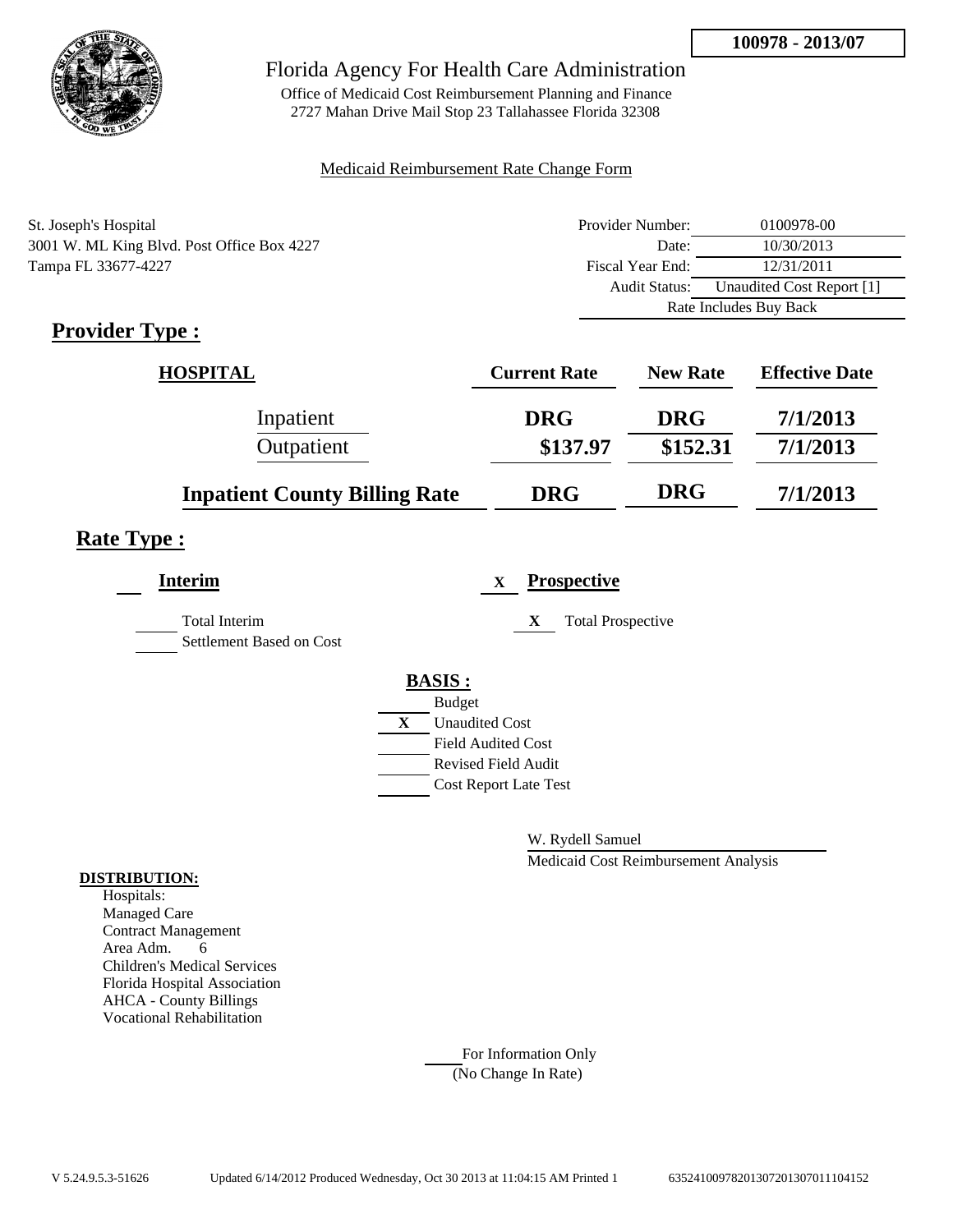100978 - 2013/07

# Florida Agency For Health Care Administration

Office of Medicaid Cost Reimbursement Planning and Finance
2727 Mahan Drive Mail Stop 23 Tallahassee Florida 32308

Medicaid Reimbursement Rate Change Form

St. Joseph's Hospital
3001 W. ML King Blvd. Post Office Box 4227
Tampa FL 33677-4227

| | |
|---|---|
| Provider Number: | 0100978-00 |
| Date: | 10/30/2013 |
| Fiscal Year End: | 12/31/2011 |
| Audit Status: | Unaudited Cost Report [1] |
| Rate Includes Buy Back | |

## Provider Type :

| HOSPITAL | Current Rate | New Rate | Effective Date |
|---|---|---|---|
| Inpatient | DRG | DRG | 7/1/2013 |
| Outpatient | $137.97 | $152.31 | 7/1/2013 |
| **Inpatient County Billing Rate** | DRG | DRG | 7/1/2013 |

## Rate Type :

**Interim**

___ Total Interim
___ Settlement Based on Cost

X **Prospective**

X Total Prospective

**BASIS :**

___ Budget
X Unaudited Cost
___ Field Audited Cost
___ Revised Field Audit
___ Cost Report Late Test

W. Rydell Samuel
Medicaid Cost Reimbursement Analysis

**DISTRIBUTION:**

Hospitals:
Managed Care
Contract Management
Area Adm. 6
Children's Medical Services
Florida Hospital Association
AHCA - County Billings
Vocational Rehabilitation

___ For Information Only
(No Change In Rate)

V 5.24.9.5.3-51626 Updated 6/14/2012 Produced Wednesday, Oct 30 2013 at 11:04:15 AM Printed 1 635241009782013072013070111041​52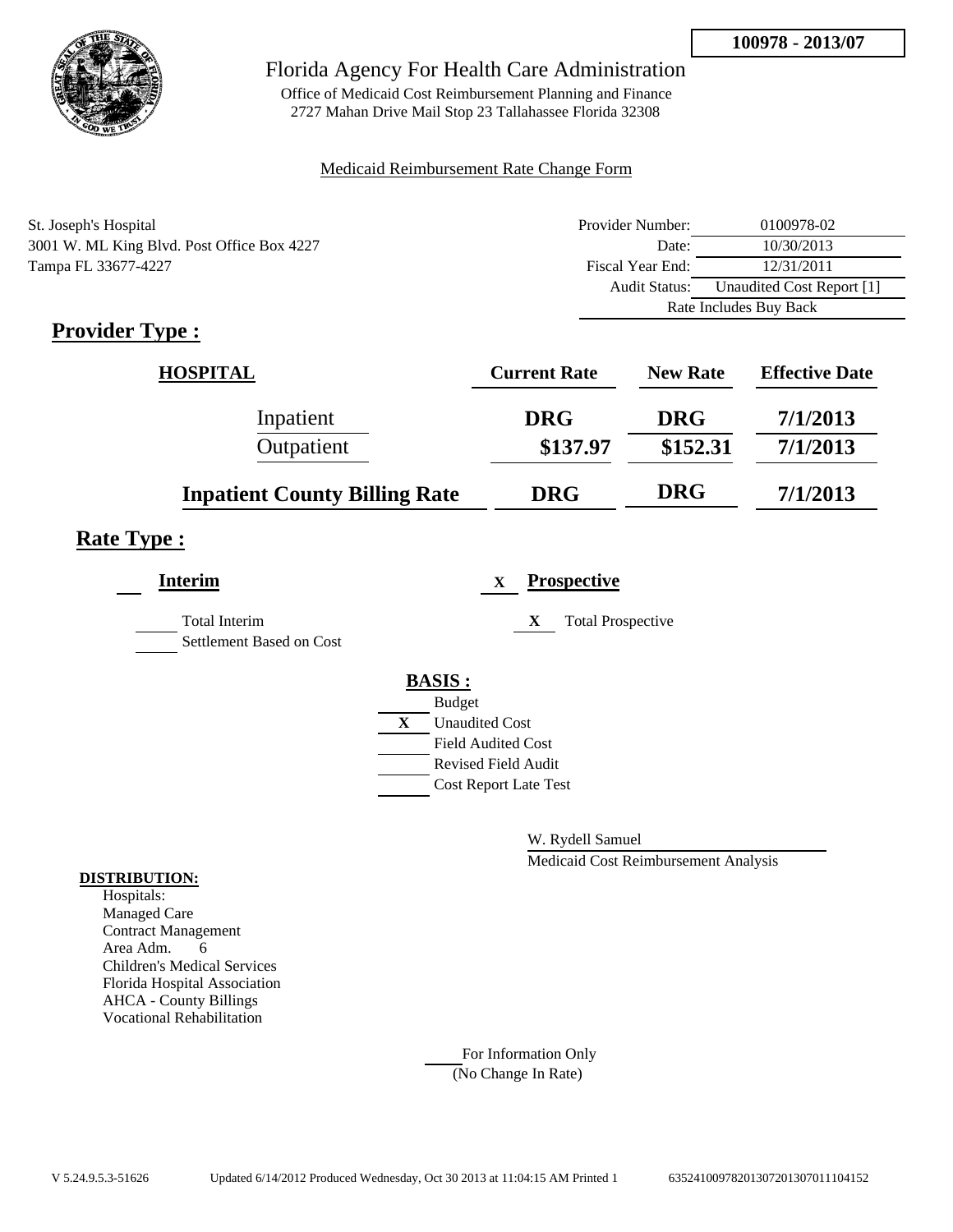**100978 - 2013/07**

Florida Agency For Health Care Administration

Office of Medicaid Cost Reimbursement Planning and Finance
2727 Mahan Drive Mail Stop 23 Tallahassee Florida 32308

Medicaid Reimbursement Rate Change Form

St. Joseph's Hospital
3001 W. ML King Blvd. Post Office Box 4227
Tampa FL 33677-4227

| | |
|---|---|
| Provider Number: | 0100978-02 |
| Date: | 10/30/2013 |
| Fiscal Year End: | 12/31/2011 |
| Audit Status: | Unaudited Cost Report [1] |
| Rate Includes Buy Back | |

## Provider Type :

| HOSPITAL | Current Rate | New Rate | Effective Date |
|---|---|---|---|
| Inpatient | DRG | DRG | 7/1/2013 |
| Outpatient | \$137.97 | \$152.31 | 7/1/2013 |
| **Inpatient County Billing Rate** | **DRG** | **DRG** | **7/1/2013** |

## Rate Type :

**Interim**

___ Total Interim
___ Settlement Based on Cost

X **Prospective**

X Total Prospective

**BASIS :**

___ Budget
X Unaudited Cost
___ Field Audited Cost
___ Revised Field Audit
___ Cost Report Late Test

W. Rydell Samuel
Medicaid Cost Reimbursement Analysis

**DISTRIBUTION:**

Hospitals:
Managed Care
Contract Management
Area Adm. 6
Children's Medical Services
Florida Hospital Association
AHCA - County Billings
Vocational Rehabilitation

___ For Information Only
(No Change In Rate)

V 5.24.9.5.3-51626 Updated 6/14/2012 Produced Wednesday, Oct 30 2013 at 11:04:15 AM Printed 1 635241009782013072013070111104152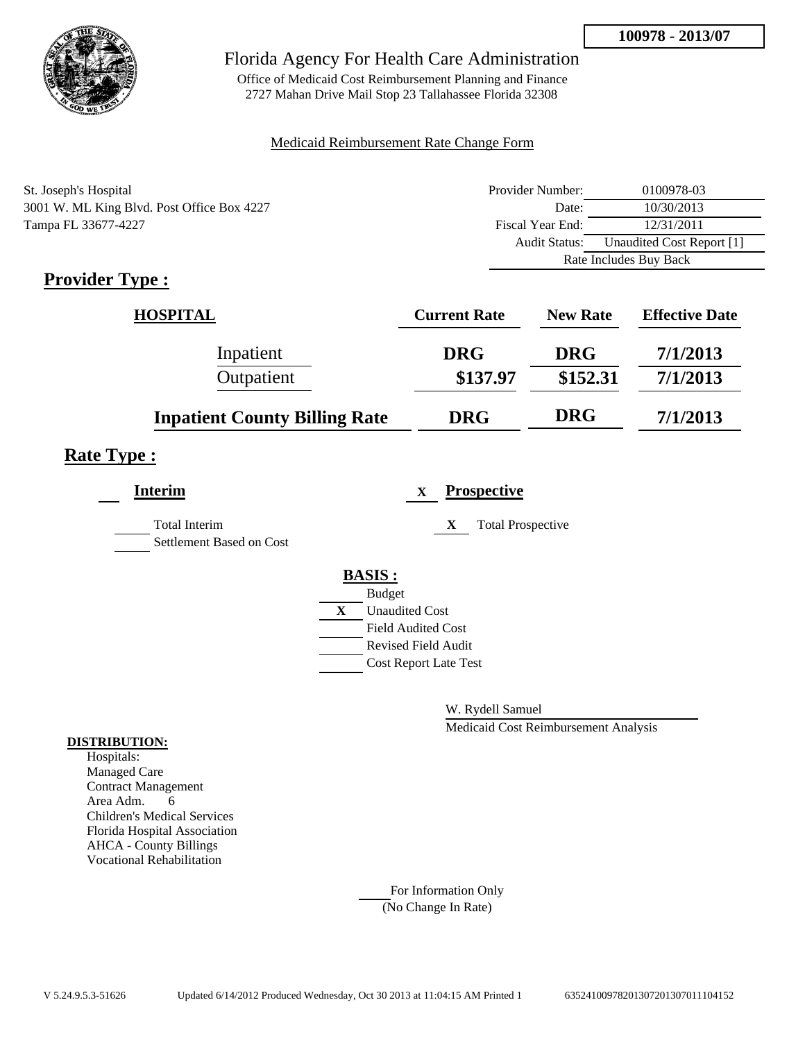**100978 - 2013/07**

# Florida Agency For Health Care Administration

Office of Medicaid Cost Reimbursement Planning and Finance
2727 Mahan Drive Mail Stop 23 Tallahassee Florida 32308

Medicaid Reimbursement Rate Change Form

St. Joseph's Hospital
3001 W. ML King Blvd. Post Office Box 4227
Tampa FL 33677-4227

| | |
|---|---|
| Provider Number: | 0100978-03 |
| Date: | 10/30/2013 |
| Fiscal Year End: | 12/31/2011 |
| Audit Status: | Unaudited Cost Report [1] |
| | Rate Includes Buy Back |

## Provider Type :

| HOSPITAL | Current Rate | New Rate | Effective Date |
|---|---|---|---|
| Inpatient | DRG | DRG | 7/1/2013 |
| Outpatient | $137.97 | $152.31 | 7/1/2013 |
| **Inpatient County Billing Rate** | DRG | DRG | 7/1/2013 |

## Rate Type :

**Interim**

___ Total Interim
___ Settlement Based on Cost

X **Prospective**

X Total Prospective

**BASIS :**

___ Budget
X Unaudited Cost
___ Field Audited Cost
___ Revised Field Audit
___ Cost Report Late Test

W. Rydell Samuel
Medicaid Cost Reimbursement Analysis

**DISTRIBUTION:**

Hospitals:
Managed Care
Contract Management
Area Adm. 6
Children's Medical Services
Florida Hospital Association
AHCA - County Billings
Vocational Rehabilitation

___ For Information Only
(No Change In Rate)

V 5.24.9.5.3-51626 Updated 6/14/2012 Produced Wednesday, Oct 30 2013 at 11:04:15 AM Printed 1 635241009782013072013070111104152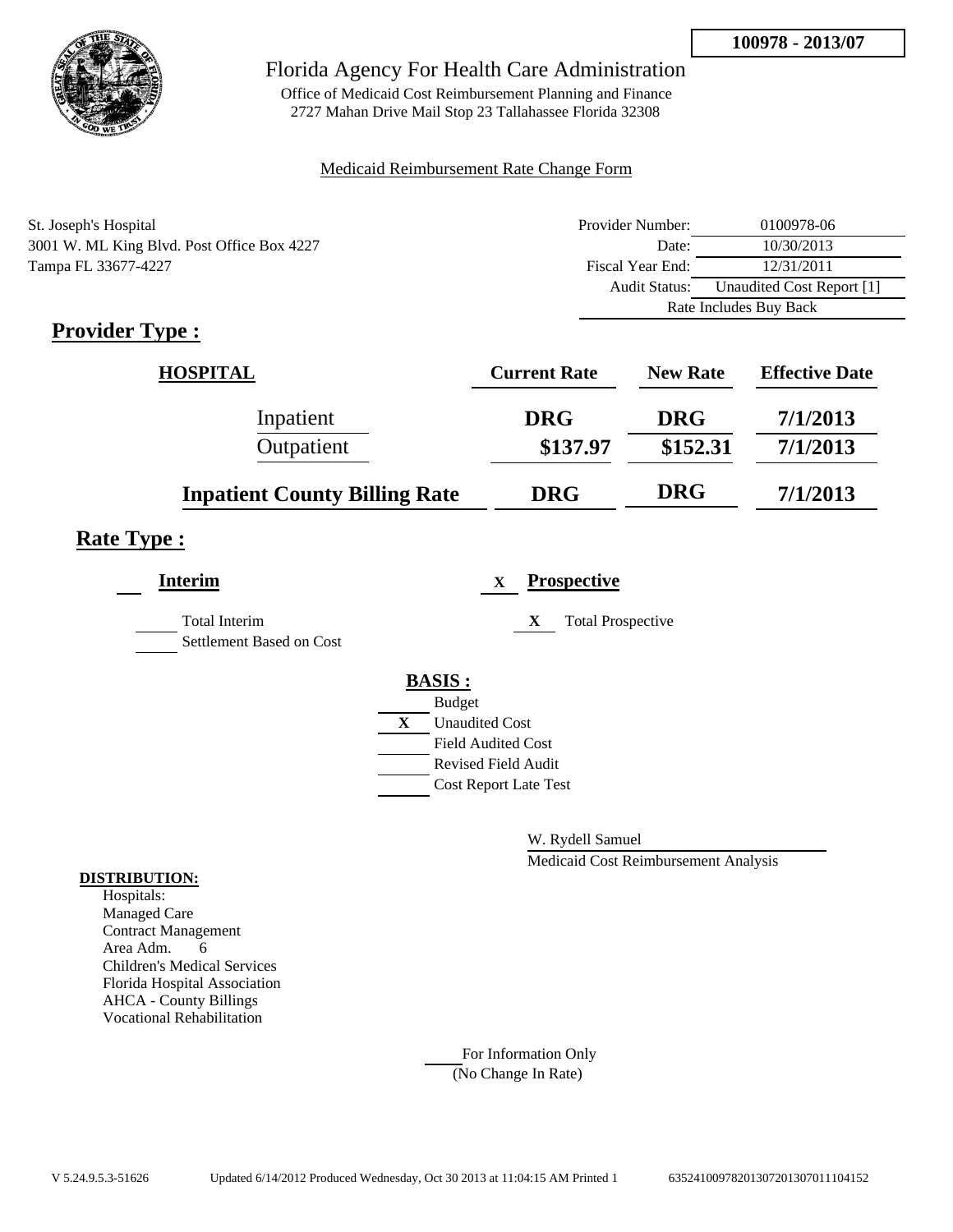**100978 - 2013/07**

# Florida Agency For Health Care Administration

Office of Medicaid Cost Reimbursement Planning and Finance
2727 Mahan Drive Mail Stop 23 Tallahassee Florida 32308

Medicaid Reimbursement Rate Change Form

St. Joseph's Hospital
3001 W. ML King Blvd. Post Office Box 4227
Tampa FL 33677-4227

| | |
|---|---|
| Provider Number: | 0100978-06 |
| Date: | 10/30/2013 |
| Fiscal Year End: | 12/31/2011 |
| Audit Status: | Unaudited Cost Report [1] |
| Rate Includes Buy Back | |

## Provider Type :

| HOSPITAL | Current Rate | New Rate | Effective Date |
|---|---|---|---|
| Inpatient | DRG | DRG | 7/1/2013 |
| Outpatient | \$137.97 | \$152.31 | 7/1/2013 |
| **Inpatient County Billing Rate** | DRG | DRG | 7/1/2013 |

## Rate Type :

___ **Interim**

___ Total Interim

___ Settlement Based on Cost

X **Prospective**

X Total Prospective

**BASIS :**

___ Budget

X Unaudited Cost

___ Field Audited Cost

___ Revised Field Audit

___ Cost Report Late Test

W. Rydell Samuel

Medicaid Cost Reimbursement Analysis

**DISTRIBUTION:**

Hospitals:
Managed Care
Contract Management
Area Adm. 6
Children's Medical Services
Florida Hospital Association
AHCA - County Billings
Vocational Rehabilitation

___ For Information Only
(No Change In Rate)

V 5.24.9.5.3-51626 Updated 6/14/2012 Produced Wednesday, Oct 30 2013 at 11:04:15 AM Printed 1 635241009782013072013070111104152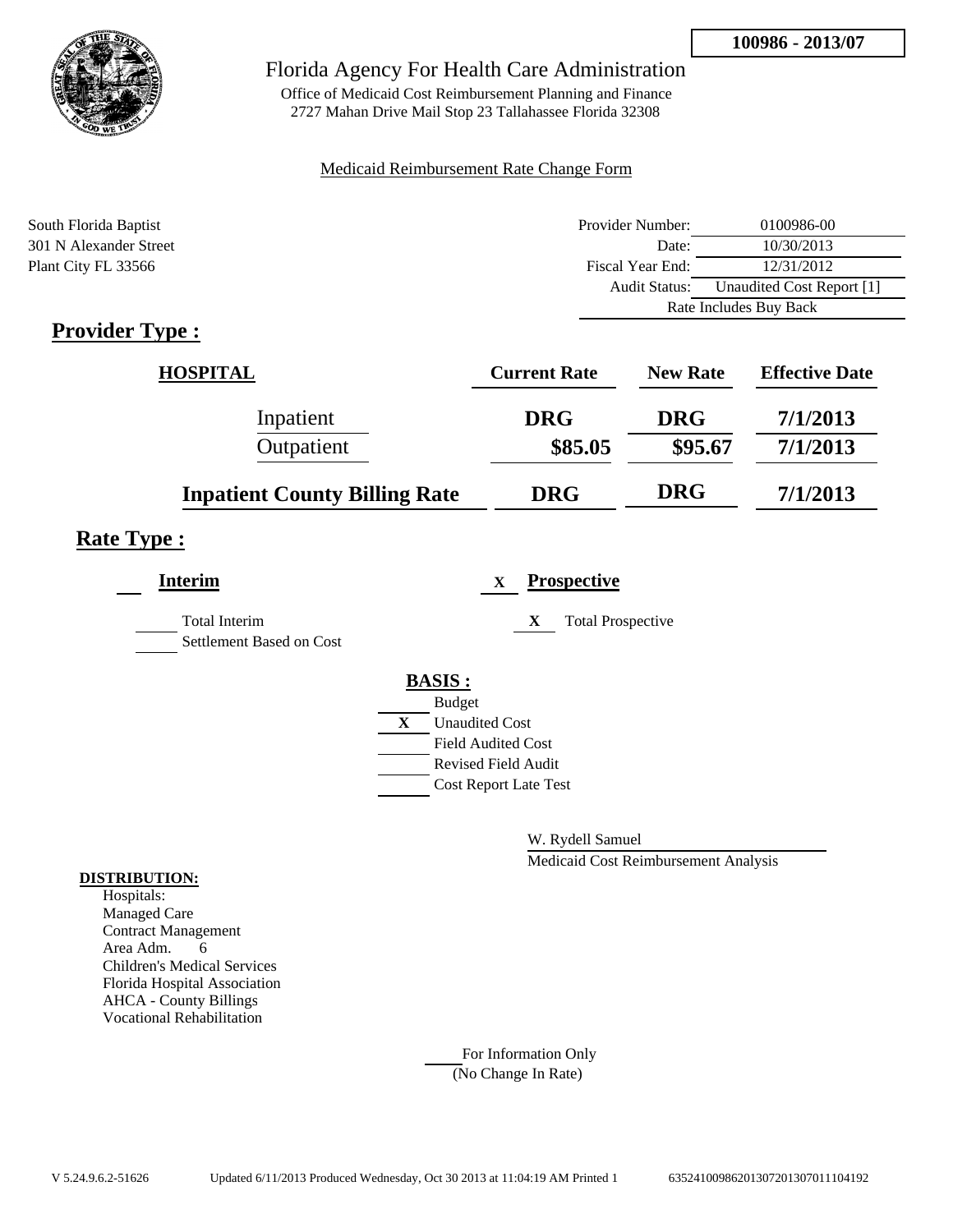**100986 - 2013/07**

# Florida Agency For Health Care Administration

Office of Medicaid Cost Reimbursement Planning and Finance
2727 Mahan Drive Mail Stop 23 Tallahassee Florida 32308

Medicaid Reimbursement Rate Change Form

South Florida Baptist
301 N Alexander Street
Plant City FL 33566

| | |
|---|---|
| Provider Number: | 0100986-00 |
| Date: | 10/30/2013 |
| Fiscal Year End: | 12/31/2012 |
| Audit Status: | Unaudited Cost Report [1] |
| | Rate Includes Buy Back |

## Provider Type :

| HOSPITAL | Current Rate | New Rate | Effective Date |
|---|---|---|---|
| Inpatient | DRG | DRG | 7/1/2013 |
| Outpatient | $85.05 | $95.67 | 7/1/2013 |
| **Inpatient County Billing Rate** | **DRG** | **DRG** | **7/1/2013** |

## Rate Type :

**Interim**

- [ ] Total Interim
- [ ] Settlement Based on Cost

X **Prospective**

- [x] Total Prospective

**BASIS :**

- [ ] Budget
- [x] Unaudited Cost
- [ ] Field Audited Cost
- [ ] Revised Field Audit
- [ ] Cost Report Late Test

W. Rydell Samuel
Medicaid Cost Reimbursement Analysis

**DISTRIBUTION:**

Hospitals:
Managed Care
Contract Management
Area Adm. 6
Children's Medical Services
Florida Hospital Association
AHCA - County Billings
Vocational Rehabilitation

___ For Information Only
(No Change In Rate)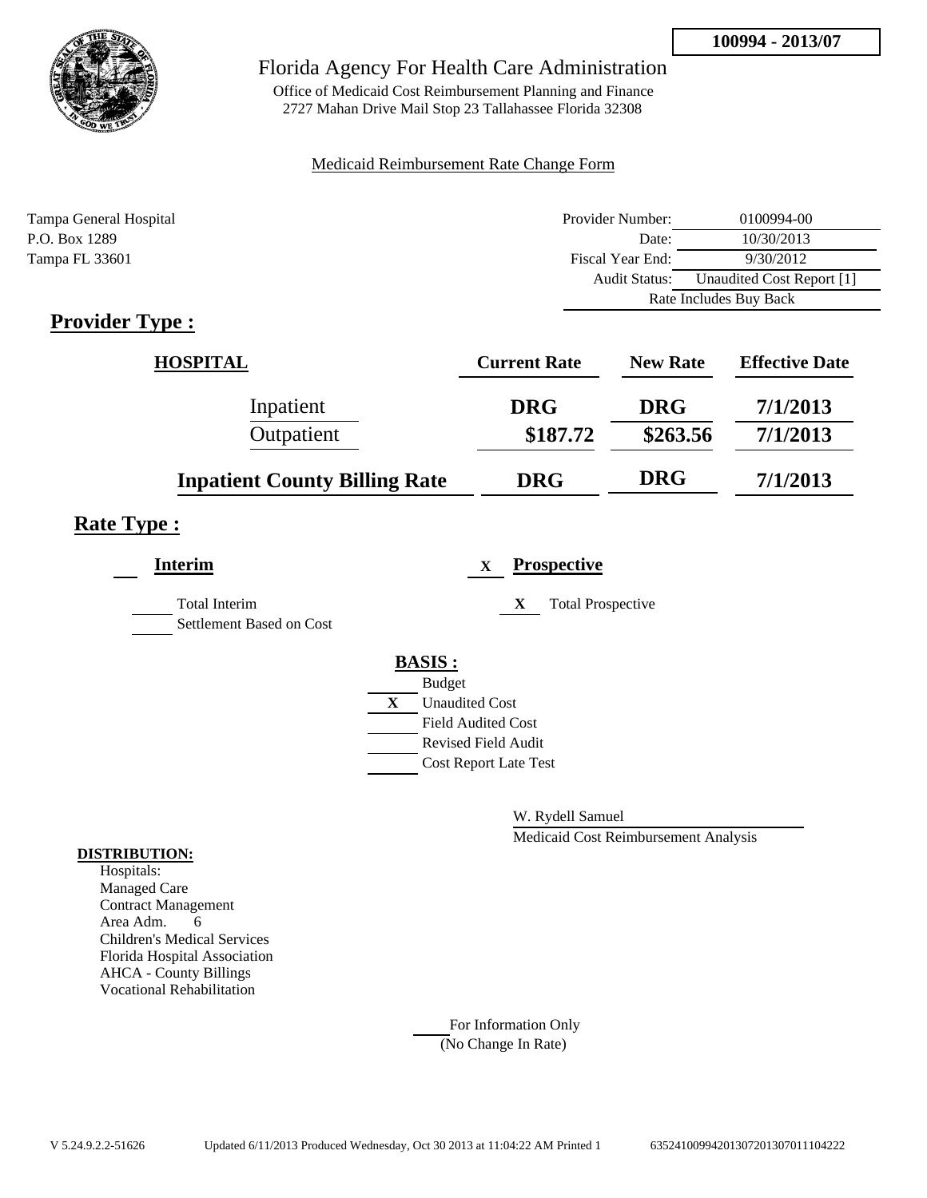100994 - 2013/07

# Florida Agency For Health Care Administration

Office of Medicaid Cost Reimbursement Planning and Finance
2727 Mahan Drive Mail Stop 23 Tallahassee Florida 32308

Medicaid Reimbursement Rate Change Form

Tampa General Hospital
P.O. Box 1289
Tampa FL 33601

| | |
|---|---|
| Provider Number: | 0100994-00 |
| Date: | 10/30/2013 |
| Fiscal Year End: | 9/30/2012 |
| Audit Status: | Unaudited Cost Report [1] |
| Rate Includes Buy Back | |

## Provider Type :

| HOSPITAL | Current Rate | New Rate | Effective Date |
|---|---|---|---|
| Inpatient | DRG | DRG | 7/1/2013 |
| Outpatient | $187.72 | $263.56 | 7/1/2013 |
| **Inpatient County Billing Rate** | DRG | DRG | 7/1/2013 |

## Rate Type :

**Interim**

___ Total Interim
___ Settlement Based on Cost

X **Prospective**

X Total Prospective

**BASIS :**

___ Budget
X Unaudited Cost
___ Field Audited Cost
___ Revised Field Audit
___ Cost Report Late Test

W. Rydell Samuel
Medicaid Cost Reimbursement Analysis

**DISTRIBUTION:**

Hospitals:
Managed Care
Contract Management
Area Adm. 6
Children's Medical Services
Florida Hospital Association
AHCA - County Billings
Vocational Rehabilitation

___ For Information Only
(No Change In Rate)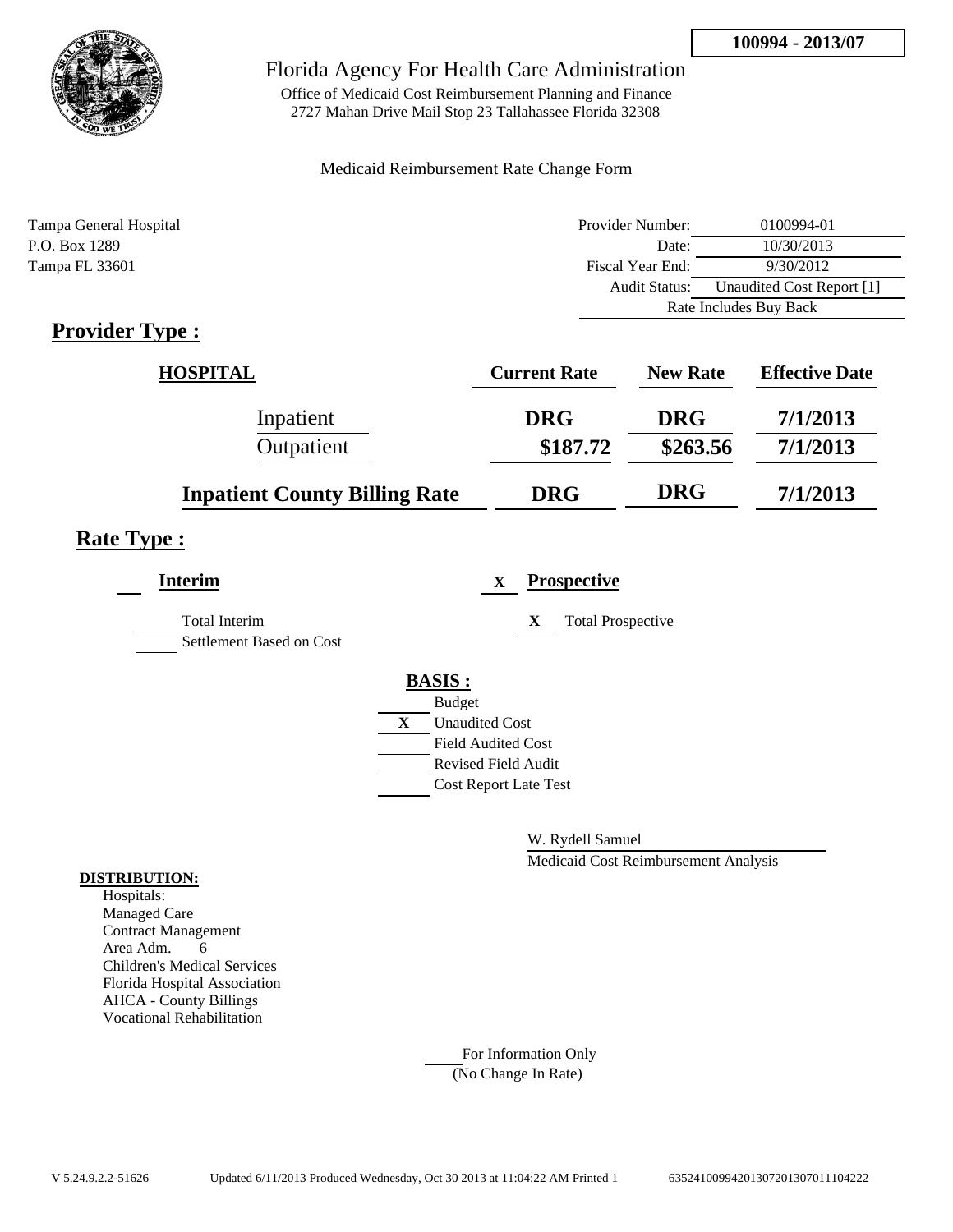**100994 - 2013/07**

Florida Agency For Health Care Administration

Office of Medicaid Cost Reimbursement Planning and Finance
2727 Mahan Drive Mail Stop 23 Tallahassee Florida 32308

Medicaid Reimbursement Rate Change Form

Tampa General Hospital
P.O. Box 1289
Tampa FL 33601

| | |
|---|---|
| Provider Number: | 0100994-01 |
| Date: | 10/30/2013 |
| Fiscal Year End: | 9/30/2012 |
| Audit Status: | Unaudited Cost Report [1] |
| Rate Includes Buy Back | |

## Provider Type :

| HOSPITAL | Current Rate | New Rate | Effective Date |
|---|---|---|---|
| Inpatient | DRG | DRG | 7/1/2013 |
| Outpatient | $187.72 | $263.56 | 7/1/2013 |
| **Inpatient County Billing Rate** | DRG | DRG | 7/1/2013 |

## Rate Type :

**Interim**

Total Interim

Settlement Based on Cost

X **Prospective**

X Total Prospective

**BASIS :**

Budget

X Unaudited Cost

Field Audited Cost

Revised Field Audit

Cost Report Late Test

W. Rydell Samuel

Medicaid Cost Reimbursement Analysis

**DISTRIBUTION:**

Hospitals:
Managed Care
Contract Management
Area Adm. 6
Children's Medical Services
Florida Hospital Association
AHCA - County Billings
Vocational Rehabilitation

For Information Only
(No Change In Rate)

V 5.24.9.2.2-51626 Updated 6/11/2013 Produced Wednesday, Oct 30 2013 at 11:04:22 AM Printed 1 635241009942013072013070111O4222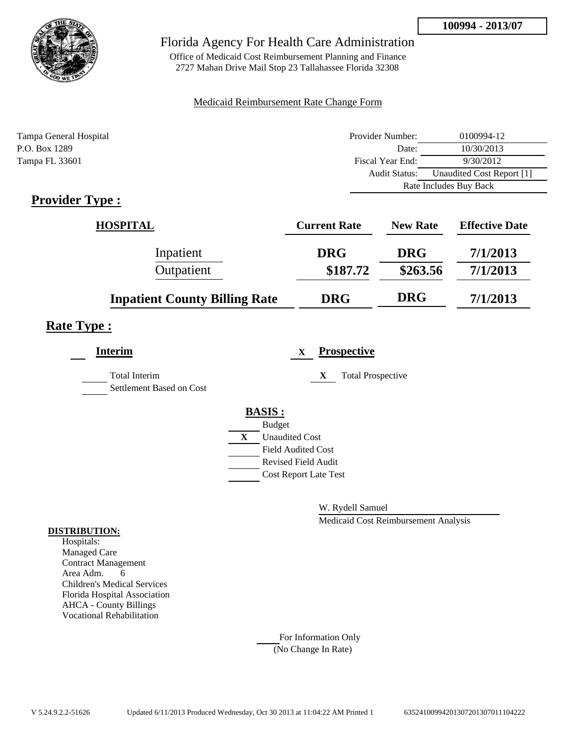**100994 - 2013/07**

# Florida Agency For Health Care Administration

Office of Medicaid Cost Reimbursement Planning and Finance
2727 Mahan Drive Mail Stop 23 Tallahassee Florida 32308

Medicaid Reimbursement Rate Change Form

Tampa General Hospital
P.O. Box 1289
Tampa FL 33601

| | |
|---|---|
| Provider Number: | 0100994-12 |
| Date: | 10/30/2013 |
| Fiscal Year End: | 9/30/2012 |
| Audit Status: | Unaudited Cost Report [1] |
| Rate Includes Buy Back | |

## Provider Type :

| HOSPITAL | Current Rate | New Rate | Effective Date |
|---|---|---|---|
| Inpatient | DRG | DRG | 7/1/2013 |
| Outpatient | $187.72 | $263.56 | 7/1/2013 |
| Inpatient County Billing Rate | DRG | DRG | 7/1/2013 |

## Rate Type :

**Interim**

___ Total Interim
___ Settlement Based on Cost

X **Prospective**

X Total Prospective

**BASIS :**

___ Budget
X Unaudited Cost
___ Field Audited Cost
___ Revised Field Audit
___ Cost Report Late Test

W. Rydell Samuel
Medicaid Cost Reimbursement Analysis

**DISTRIBUTION:**
Hospitals:
Managed Care
Contract Management
Area Adm. 6
Children's Medical Services
Florida Hospital Association
AHCA - County Billings
Vocational Rehabilitation

___ For Information Only
(No Change In Rate)

V 5.24.9.2.2-51626 Updated 6/11/2013 Produced Wednesday, Oct 30 2013 at 11:04:22 AM Printed 1 6352410099420130720130701110422​2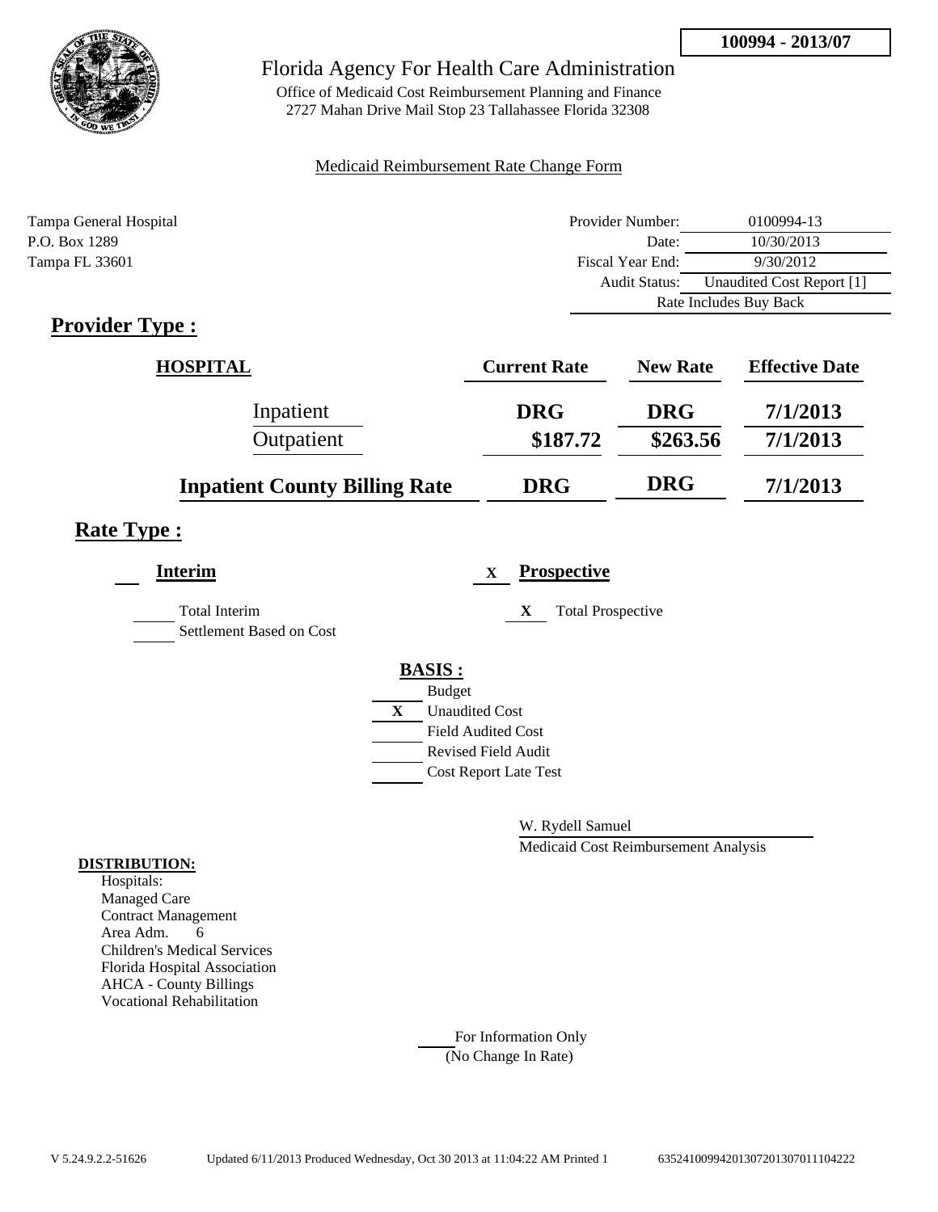100994 - 2013/07

# Florida Agency For Health Care Administration

Office of Medicaid Cost Reimbursement Planning and Finance
2727 Mahan Drive Mail Stop 23 Tallahassee Florida 32308

Medicaid Reimbursement Rate Change Form

Tampa General Hospital
P.O. Box 1289
Tampa FL 33601

| | |
|---|---|
| Provider Number: | 0100994-13 |
| Date: | 10/30/2013 |
| Fiscal Year End: | 9/30/2012 |
| Audit Status: | Unaudited Cost Report [1] |
| | Rate Includes Buy Back |

## Provider Type :

| HOSPITAL | Current Rate | New Rate | Effective Date |
|---|---|---|---|
| Inpatient | DRG | DRG | 7/1/2013 |
| Outpatient | $187.72 | $263.56 | 7/1/2013 |
| **Inpatient County Billing Rate** | DRG | DRG | 7/1/2013 |

## Rate Type :

**Interim**

___ Total Interim
___ Settlement Based on Cost

X **Prospective**

X Total Prospective

**BASIS :**

___ Budget
X Unaudited Cost
___ Field Audited Cost
___ Revised Field Audit
___ Cost Report Late Test

W. Rydell Samuel
Medicaid Cost Reimbursement Analysis

**DISTRIBUTION:**
Hospitals:
Managed Care
Contract Management
Area Adm. 6
Children's Medical Services
Florida Hospital Association
AHCA - County Billings
Vocational Rehabilitation

___ For Information Only
(No Change In Rate)

V 5.24.9.2.2-51626 Updated 6/11/2013 Produced Wednesday, Oct 30 2013 at 11:04:22 AM Printed 1 635241009942013072013070111042222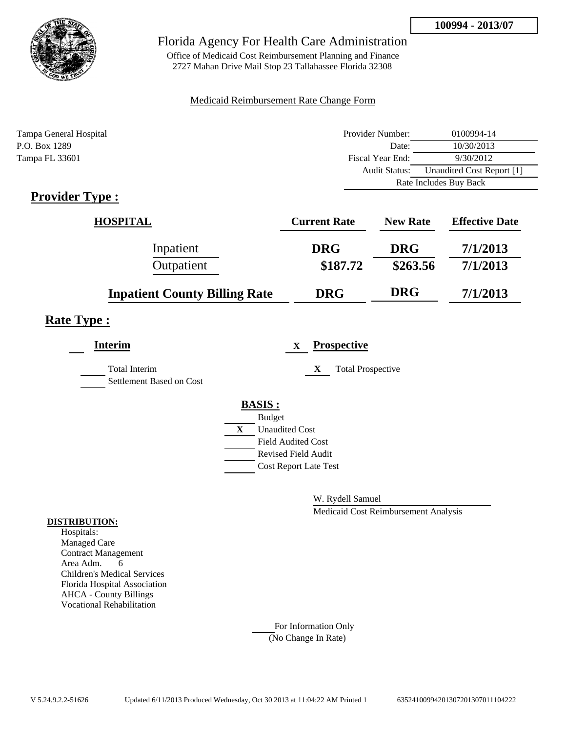**100994 - 2013/07**

# Florida Agency For Health Care Administration

Office of Medicaid Cost Reimbursement Planning and Finance
2727 Mahan Drive Mail Stop 23 Tallahassee Florida 32308

Medicaid Reimbursement Rate Change Form

Tampa General Hospital
P.O. Box 1289
Tampa FL 33601

| | |
|---|---|
| Provider Number: | 0100994-14 |
| Date: | 10/30/2013 |
| Fiscal Year End: | 9/30/2012 |
| Audit Status: | Unaudited Cost Report [1] |
| | Rate Includes Buy Back |

## Provider Type :

| HOSPITAL | Current Rate | New Rate | Effective Date |
|---|---|---|---|
| Inpatient | DRG | DRG | 7/1/2013 |
| Outpatient | $187.72 | $263.56 | 7/1/2013 |
| **Inpatient County Billing Rate** | DRG | DRG | 7/1/2013 |

## Rate Type :

**Interim**

___ Total Interim
___ Settlement Based on Cost

X **Prospective**

X Total Prospective

**BASIS :**

___ Budget
X Unaudited Cost
___ Field Audited Cost
___ Revised Field Audit
___ Cost Report Late Test

W. Rydell Samuel
Medicaid Cost Reimbursement Analysis

**DISTRIBUTION:**
Hospitals:
Managed Care
Contract Management
Area Adm. 6
Children's Medical Services
Florida Hospital Association
AHCA - County Billings
Vocational Rehabilitation

___ For Information Only
(No Change In Rate)

V 5.24.9.2.2-51626 Updated 6/11/2013 Produced Wednesday, Oct 30 2013 at 11:04:22 AM Printed 1 635241009942013072013070111O4222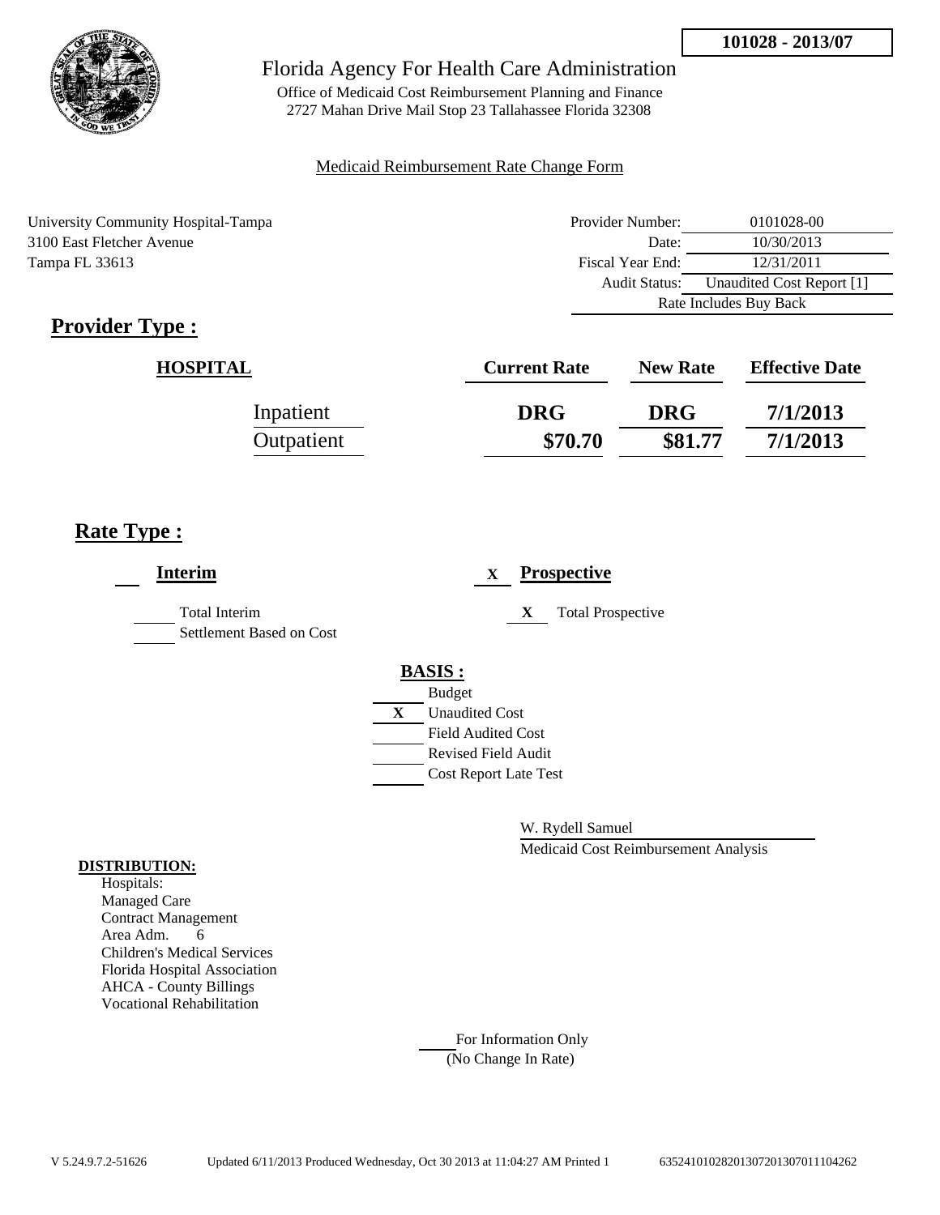101028 - 2013/07

Florida Agency For Health Care Administration

Office of Medicaid Cost Reimbursement Planning and Finance
2727 Mahan Drive Mail Stop 23 Tallahassee Florida 32308

Medicaid Reimbursement Rate Change Form

University Community Hospital-Tampa
3100 East Fletcher Avenue
Tampa FL 33613

| | |
|---|---|
| Provider Number: | 0101028-00 |
| Date: | 10/30/2013 |
| Fiscal Year End: | 12/31/2011 |
| Audit Status: | Unaudited Cost Report [1] |
| Rate Includes Buy Back | |

## Provider Type :

| HOSPITAL | Current Rate | New Rate | Effective Date |
|---|---|---|---|
| Inpatient | DRG | DRG | 7/1/2013 |
| Outpatient | $70.70 | $81.77 | 7/1/2013 |

## Rate Type :

___ **Interim**

_____ Total Interim
_____ Settlement Based on Cost

X **Prospective**

X Total Prospective

**BASIS :**

_____ Budget
X Unaudited Cost
_____ Field Audited Cost
_____ Revised Field Audit
_____ Cost Report Late Test

W. Rydell Samuel
Medicaid Cost Reimbursement Analysis

**DISTRIBUTION:**
Hospitals:
Managed Care
Contract Management
Area Adm. 6
Children's Medical Services
Florida Hospital Association
AHCA - County Billings
Vocational Rehabilitation

_____ For Information Only
(No Change In Rate)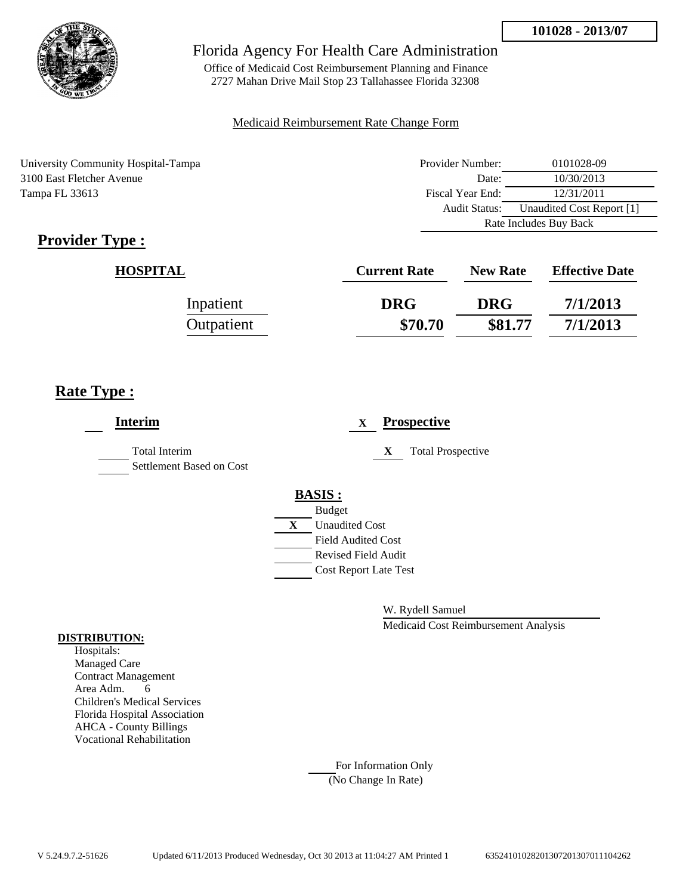**101028 - 2013/07**

Florida Agency For Health Care Administration

Office of Medicaid Cost Reimbursement Planning and Finance
2727 Mahan Drive Mail Stop 23 Tallahassee Florida 32308

Medicaid Reimbursement Rate Change Form

University Community Hospital-Tampa
3100 East Fletcher Avenue
Tampa FL 33613

| | |
|---|---|
| Provider Number: | 0101028-09 |
| Date: | 10/30/2013 |
| Fiscal Year End: | 12/31/2011 |
| Audit Status: | Unaudited Cost Report [1] |
| Rate Includes Buy Back | |

# Provider Type :

| HOSPITAL | Current Rate | New Rate | Effective Date |
|---|---|---|---|
| Inpatient | DRG | DRG | 7/1/2013 |
| Outpatient | $70.70 | $81.77 | 7/1/2013 |

# Rate Type :

**Interim**

- ___ Total Interim
- ___ Settlement Based on Cost

X **Prospective**

- X Total Prospective

**BASIS :**

- ___ Budget
- X Unaudited Cost
- ___ Field Audited Cost
- ___ Revised Field Audit
- ___ Cost Report Late Test

W. Rydell Samuel
Medicaid Cost Reimbursement Analysis

**DISTRIBUTION:**

Hospitals:
Managed Care
Contract Management
Area Adm. 6
Children's Medical Services
Florida Hospital Association
AHCA - County Billings
Vocational Rehabilitation

___ For Information Only
(No Change In Rate)

V 5.24.9.7.2-51626 Updated 6/11/2013 Produced Wednesday, Oct 30 2013 at 11:04:27 AM Printed 1 63524101028201307201307011104262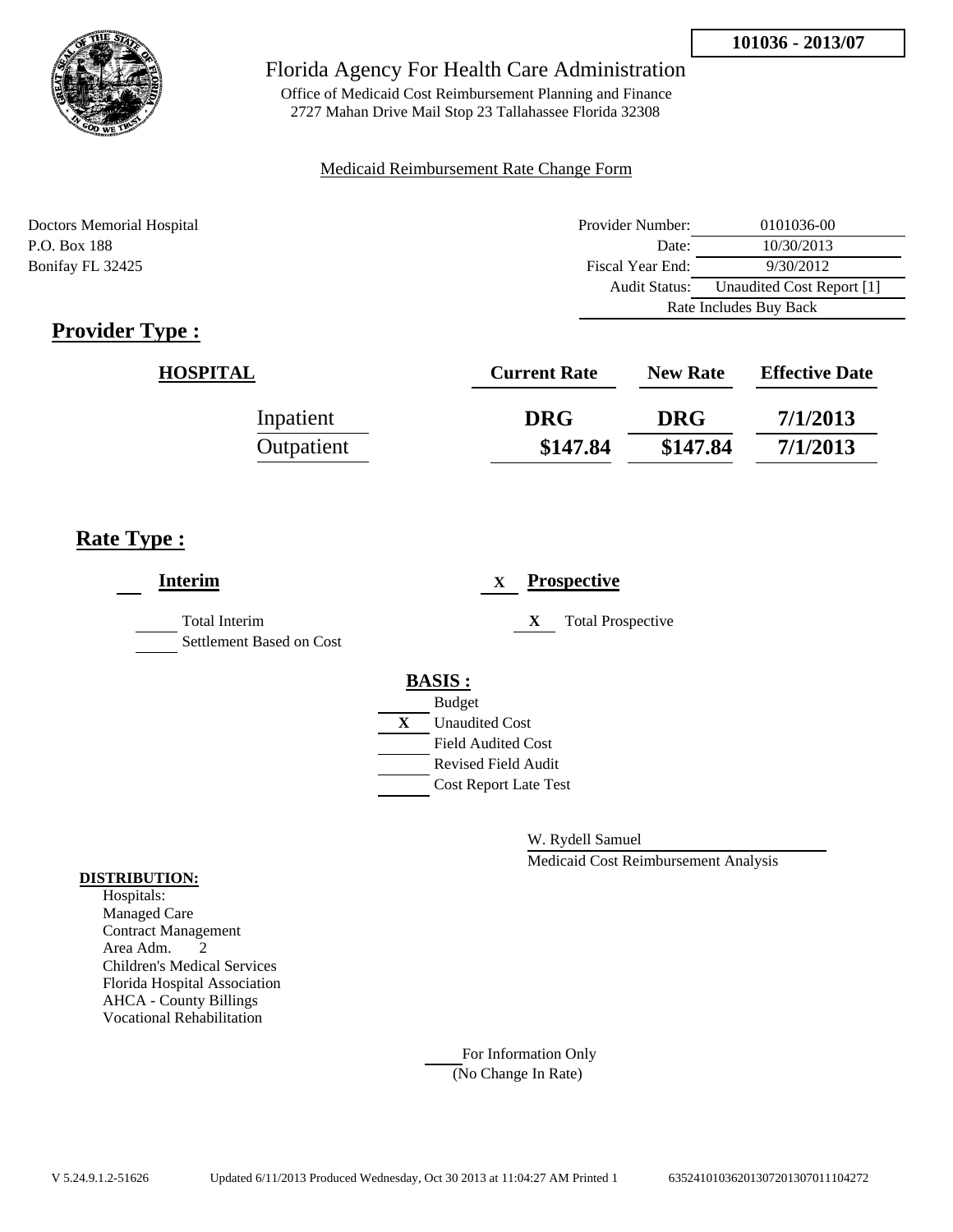**101036 - 2013/07**

# Florida Agency For Health Care Administration

Office of Medicaid Cost Reimbursement Planning and Finance
2727 Mahan Drive Mail Stop 23 Tallahassee Florida 32308

Medicaid Reimbursement Rate Change Form

Doctors Memorial Hospital
P.O. Box 188
Bonifay FL 32425

| | |
|---|---|
| Provider Number: | 0101036-00 |
| Date: | 10/30/2013 |
| Fiscal Year End: | 9/30/2012 |
| Audit Status: | Unaudited Cost Report [1] |
| Rate Includes Buy Back | |

## Provider Type :

| HOSPITAL | Current Rate | New Rate | Effective Date |
|---|---|---|---|
| Inpatient | DRG | DRG | 7/1/2013 |
| Outpatient | $147.84 | $147.84 | 7/1/2013 |

## Rate Type :

**Interim**

___ Total Interim
___ Settlement Based on Cost

X **Prospective**

X Total Prospective

**BASIS :**

___ Budget
X Unaudited Cost
___ Field Audited Cost
___ Revised Field Audit
___ Cost Report Late Test

W. Rydell Samuel
Medicaid Cost Reimbursement Analysis

**DISTRIBUTION:**

Hospitals:
Managed Care
Contract Management
Area Adm. 2
Children's Medical Services
Florida Hospital Association
AHCA - County Billings
Vocational Rehabilitation

___ For Information Only
(No Change In Rate)

V 5.24.9.1.2-51626 Updated 6/11/2013 Produced Wednesday, Oct 30 2013 at 11:04:27 AM Printed 1 63524101036201307201307011104272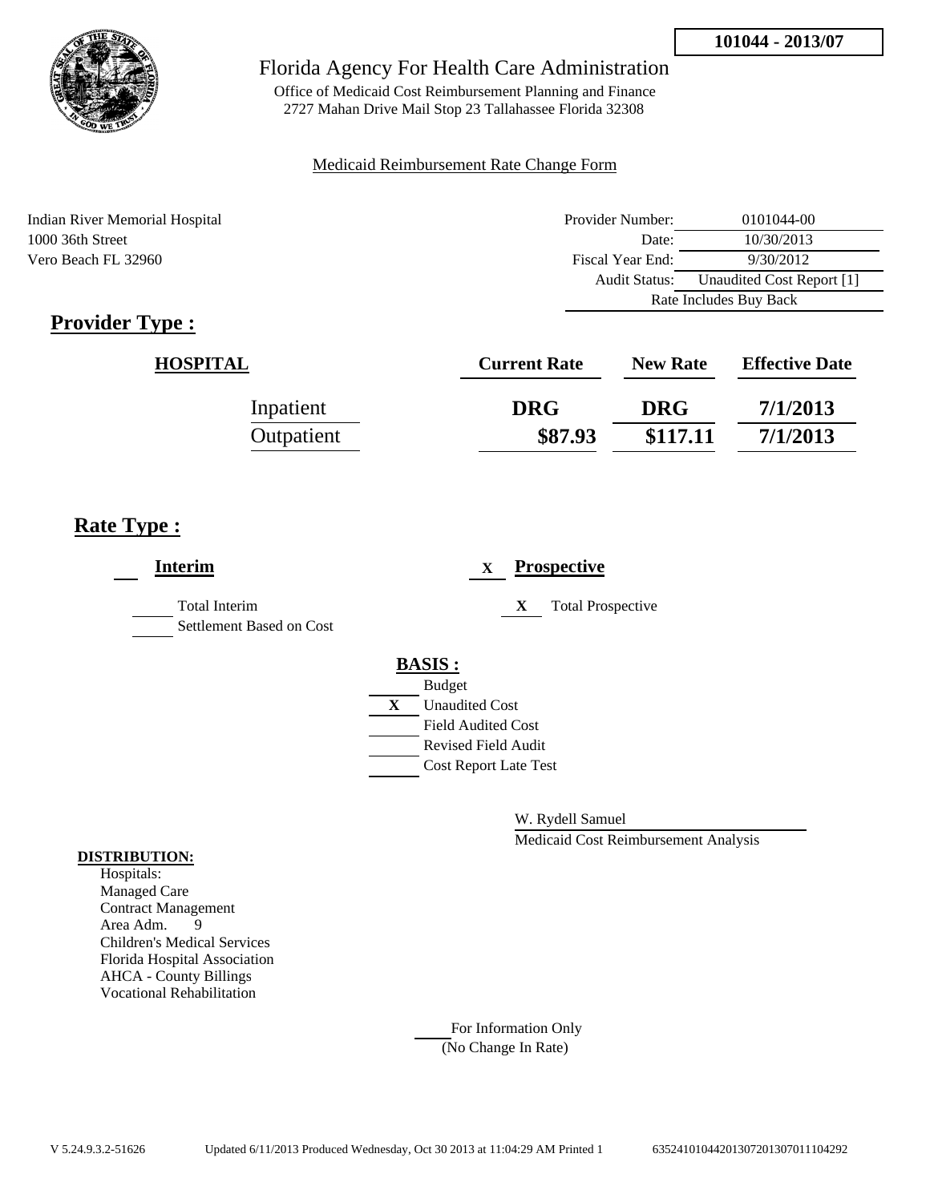**101044 - 2013/07**

# Florida Agency For Health Care Administration

Office of Medicaid Cost Reimbursement Planning and Finance
2727 Mahan Drive Mail Stop 23 Tallahassee Florida 32308

Medicaid Reimbursement Rate Change Form

Indian River Memorial Hospital
1000 36th Street
Vero Beach FL 32960

| | |
|---|---|
| Provider Number: | 0101044-00 |
| Date: | 10/30/2013 |
| Fiscal Year End: | 9/30/2012 |
| Audit Status: | Unaudited Cost Report [1] |
| Rate Includes Buy Back | |

## Provider Type :

| HOSPITAL | Current Rate | New Rate | Effective Date |
|---|---|---|---|
| Inpatient | DRG | DRG | 7/1/2013 |
| Outpatient | $87.93 | $117.11 | 7/1/2013 |

## Rate Type :

**Interim**

- ___ Total Interim
- ___ Settlement Based on Cost

X **Prospective**

- X Total Prospective

**BASIS :**

- ___ Budget
- X Unaudited Cost
- ___ Field Audited Cost
- ___ Revised Field Audit
- ___ Cost Report Late Test

W. Rydell Samuel
Medicaid Cost Reimbursement Analysis

**DISTRIBUTION:**

Hospitals:
Managed Care
Contract Management
Area Adm. 9
Children's Medical Services
Florida Hospital Association
AHCA - County Billings
Vocational Rehabilitation

___ For Information Only
(No Change In Rate)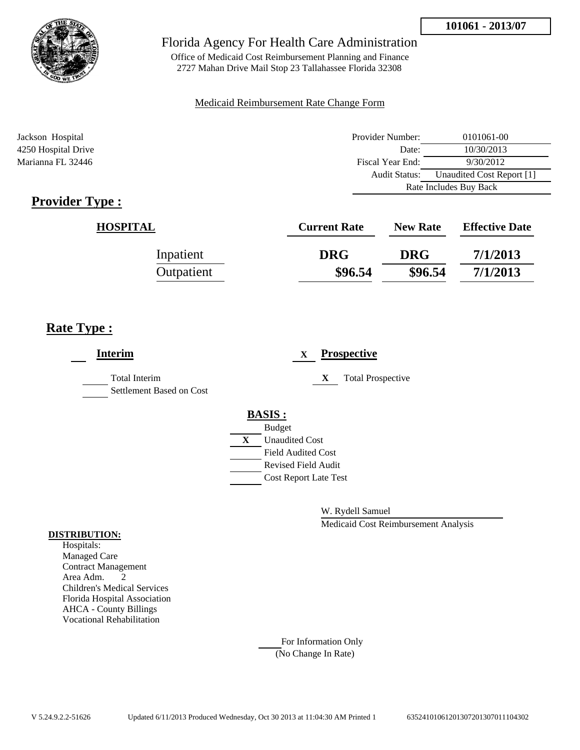**101061 - 2013/07**

# Florida Agency For Health Care Administration

Office of Medicaid Cost Reimbursement Planning and Finance
2727 Mahan Drive Mail Stop 23 Tallahassee Florida 32308

Medicaid Reimbursement Rate Change Form

Jackson Hospital
4250 Hospital Drive
Marianna FL 32446

| | |
|---|---|
| Provider Number: | 0101061-00 |
| Date: | 10/30/2013 |
| Fiscal Year End: | 9/30/2012 |
| Audit Status: | Unaudited Cost Report [1] |
| | Rate Includes Buy Back |

## Provider Type :

| HOSPITAL | Current Rate | New Rate | Effective Date |
|---|---|---|---|
| Inpatient | DRG | DRG | 7/1/2013 |
| Outpatient | \$96.54 | \$96.54 | 7/1/2013 |

## Rate Type :

**Interim**

___ Total Interim
___ Settlement Based on Cost

X **Prospective**

X Total Prospective

**BASIS :**

___ Budget
X Unaudited Cost
___ Field Audited Cost
___ Revised Field Audit
___ Cost Report Late Test

W. Rydell Samuel
Medicaid Cost Reimbursement Analysis

**DISTRIBUTION:**
Hospitals:
Managed Care
Contract Management
Area Adm. 2
Children's Medical Services
Florida Hospital Association
AHCA - County Billings
Vocational Rehabilitation

___ For Information Only
(No Change In Rate)

V 5.24.9.2.2-51626 Updated 6/11/2013 Produced Wednesday, Oct 30 2013 at 11:04:30 AM Printed 1 635241010612013072013070111043002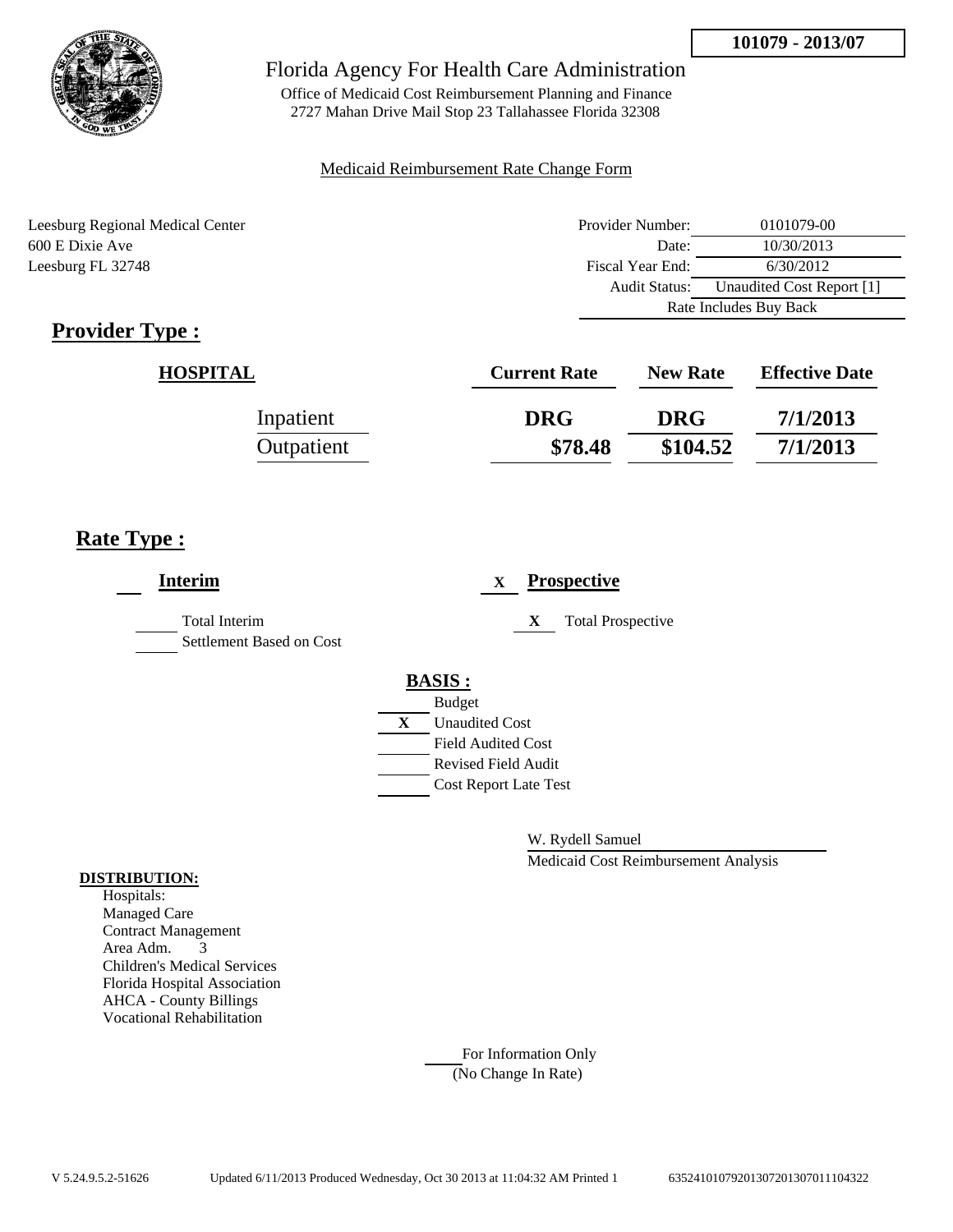**101079 - 2013/07**

Florida Agency For Health Care Administration

Office of Medicaid Cost Reimbursement Planning and Finance
2727 Mahan Drive Mail Stop 23 Tallahassee Florida 32308

Medicaid Reimbursement Rate Change Form

Leesburg Regional Medical Center
600 E Dixie Ave
Leesburg FL 32748

| | |
|---|---|
| Provider Number: | 0101079-00 |
| Date: | 10/30/2013 |
| Fiscal Year End: | 6/30/2012 |
| Audit Status: | Unaudited Cost Report [1] |
| | Rate Includes Buy Back |

## Provider Type :

| HOSPITAL | Current Rate | New Rate | Effective Date |
|---|---|---|---|
| Inpatient | DRG | DRG | 7/1/2013 |
| Outpatient | $78.48 | $104.52 | 7/1/2013 |

## Rate Type :

**Interim**

___ Total Interim

___ Settlement Based on Cost

X **Prospective**

X Total Prospective

**BASIS :**

___ Budget

X Unaudited Cost

___ Field Audited Cost

___ Revised Field Audit

___ Cost Report Late Test

W. Rydell Samuel

Medicaid Cost Reimbursement Analysis

**DISTRIBUTION:**

Hospitals:
Managed Care
Contract Management
Area Adm. 3
Children's Medical Services
Florida Hospital Association
AHCA - County Billings
Vocational Rehabilitation

___ For Information Only
(No Change In Rate)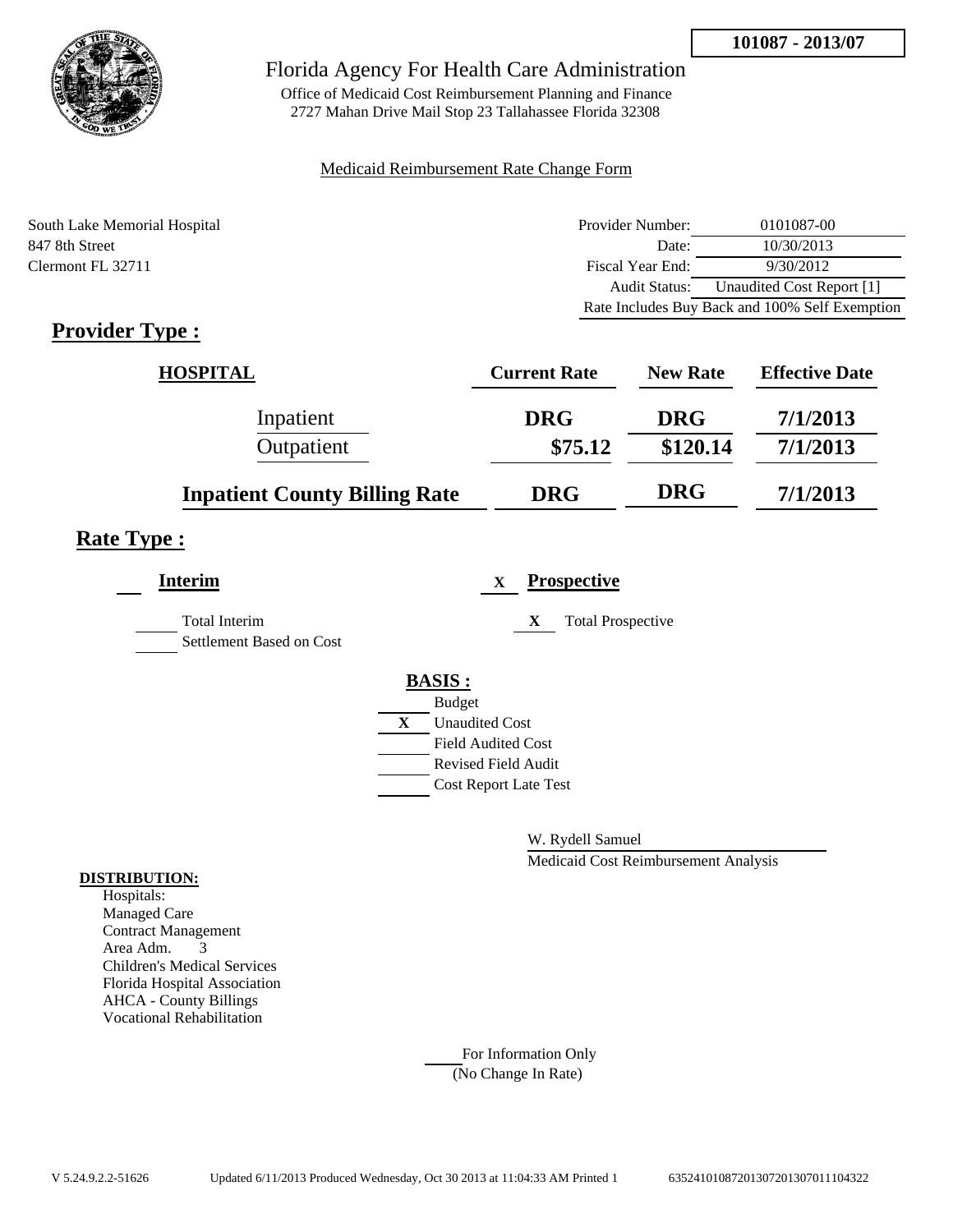**101087 - 2013/07**

# Florida Agency For Health Care Administration

Office of Medicaid Cost Reimbursement Planning and Finance
2727 Mahan Drive Mail Stop 23 Tallahassee Florida 32308

Medicaid Reimbursement Rate Change Form

South Lake Memorial Hospital
847 8th Street
Clermont FL 32711

| | |
|---|---|
| Provider Number: | 0101087-00 |
| Date: | 10/30/2013 |
| Fiscal Year End: | 9/30/2012 |
| Audit Status: | Unaudited Cost Report [1] |
| Rate Includes Buy Back and 100% Self Exemption | |

## Provider Type :

| HOSPITAL | Current Rate | New Rate | Effective Date |
|---|---|---|---|
| Inpatient | DRG | DRG | 7/1/2013 |
| Outpatient | $75.12 | $120.14 | 7/1/2013 |
| **Inpatient County Billing Rate** | **DRG** | **DRG** | **7/1/2013** |

## Rate Type :

**Interim**

___ Total Interim
___ Settlement Based on Cost

X **Prospective**

X Total Prospective

**BASIS :**

___ Budget
X Unaudited Cost
___ Field Audited Cost
___ Revised Field Audit
___ Cost Report Late Test

W. Rydell Samuel
Medicaid Cost Reimbursement Analysis

**DISTRIBUTION:**

Hospitals:
Managed Care
Contract Management
Area Adm. 3
Children's Medical Services
Florida Hospital Association
AHCA - County Billings
Vocational Rehabilitation

___ For Information Only
(No Change In Rate)

V 5.24.9.2.2-51626 Updated 6/11/2013 Produced Wednesday, Oct 30 2013 at 11:04:33 AM Printed 1 635241010872013072013070111104322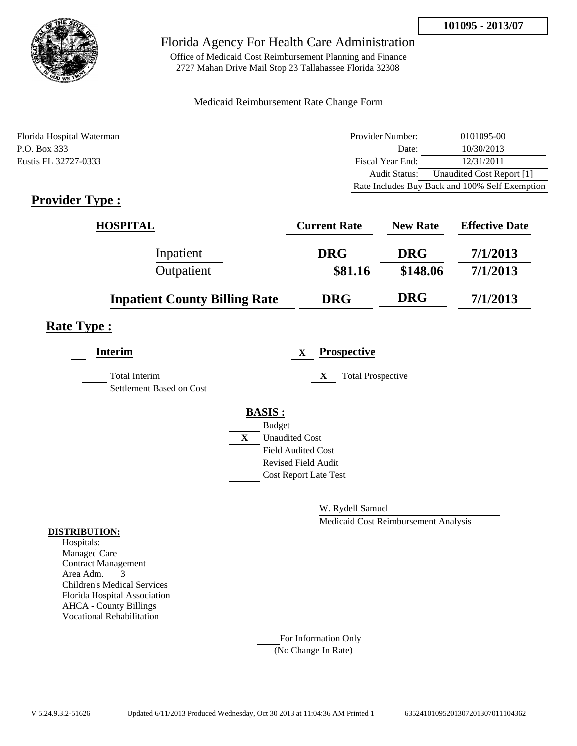**101095 - 2013/07**

Florida Agency For Health Care Administration

Office of Medicaid Cost Reimbursement Planning and Finance
2727 Mahan Drive Mail Stop 23 Tallahassee Florida 32308

Medicaid Reimbursement Rate Change Form

Florida Hospital Waterman
P.O. Box 333
Eustis FL 32727-0333

| | |
|---|---|
| Provider Number: | 0101095-00 |
| Date: | 10/30/2013 |
| Fiscal Year End: | 12/31/2011 |
| Audit Status: | Unaudited Cost Report [1] |
| | Rate Includes Buy Back and 100% Self Exemption |

## Provider Type :

| HOSPITAL | Current Rate | New Rate | Effective Date |
|---|---|---|---|
| Inpatient | DRG | DRG | 7/1/2013 |
| Outpatient | $81.16 | $148.06 | 7/1/2013 |
| **Inpatient County Billing Rate** | DRG | DRG | 7/1/2013 |

## Rate Type :

**Interim**

- [ ] Total Interim
- [ ] Settlement Based on Cost

X **Prospective**

- X Total Prospective

**BASIS :**

- [ ] Budget
- X Unaudited Cost
- [ ] Field Audited Cost
- [ ] Revised Field Audit
- [ ] Cost Report Late Test

W. Rydell Samuel
Medicaid Cost Reimbursement Analysis

**DISTRIBUTION:**

Hospitals:
Managed Care
Contract Management
Area Adm. 3
Children's Medical Services
Florida Hospital Association
AHCA - County Billings
Vocational Rehabilitation

For Information Only
(No Change In Rate)

V 5.24.9.3.2-51626 Updated 6/11/2013 Produced Wednesday, Oct 30 2013 at 11:04:36 AM Printed 1 635241010952013072013070111 04362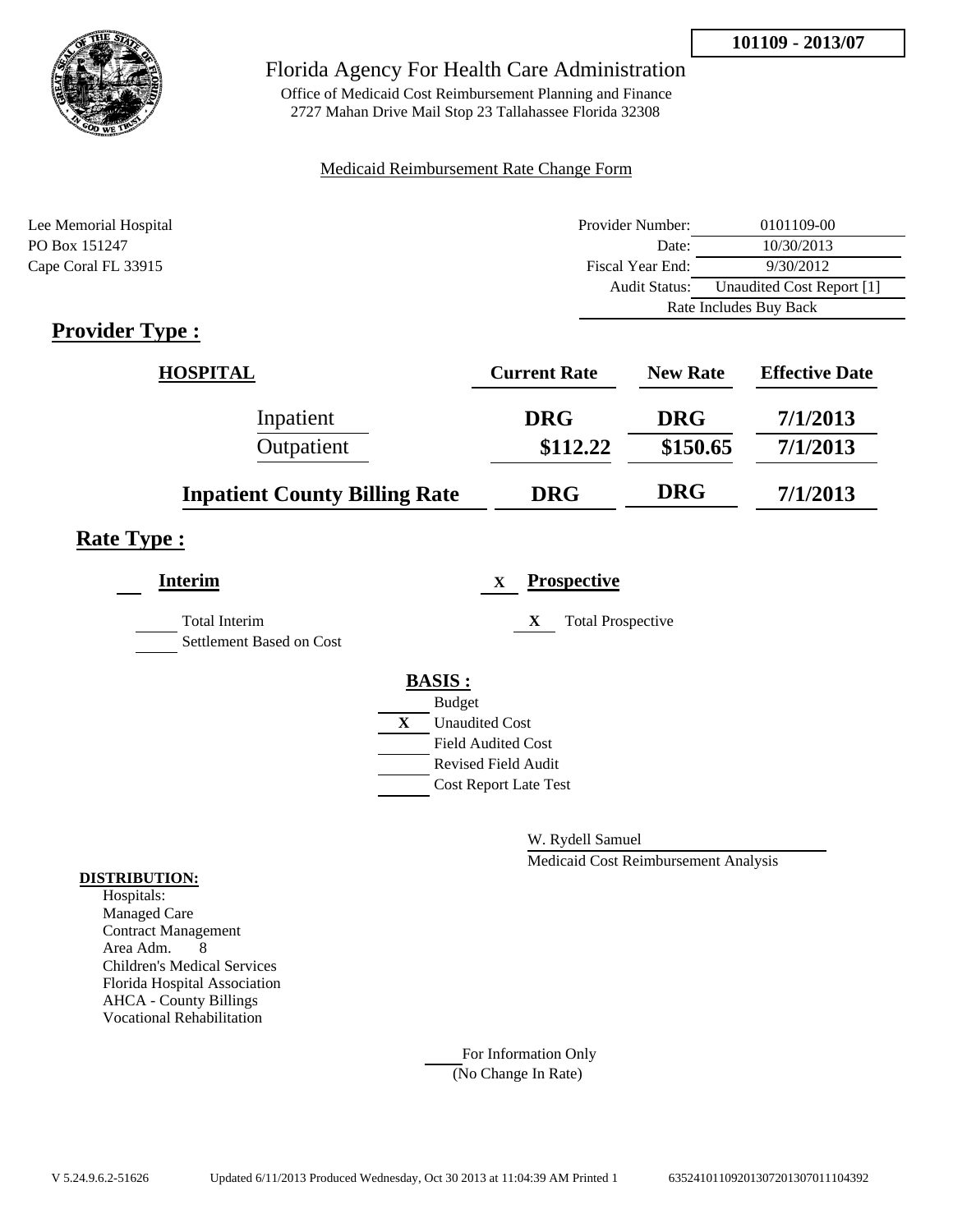**101109 - 2013/07**

# Florida Agency For Health Care Administration

Office of Medicaid Cost Reimbursement Planning and Finance
2727 Mahan Drive Mail Stop 23 Tallahassee Florida 32308

Medicaid Reimbursement Rate Change Form

Lee Memorial Hospital
PO Box 151247
Cape Coral FL 33915

| | |
|---|---|
| Provider Number: | 0101109-00 |
| Date: | 10/30/2013 |
| Fiscal Year End: | 9/30/2012 |
| Audit Status: | Unaudited Cost Report [1] |
| Rate Includes Buy Back | |

## Provider Type :

| HOSPITAL | Current Rate | New Rate | Effective Date |
|---|---|---|---|
| Inpatient | DRG | DRG | 7/1/2013 |
| Outpatient | $112.22 | $150.65 | 7/1/2013 |
| Inpatient County Billing Rate | DRG | DRG | 7/1/2013 |

## Rate Type :

**Interim**

___ Total Interim
___ Settlement Based on Cost

X **Prospective**

X Total Prospective

**BASIS :**

___ Budget
X Unaudited Cost
___ Field Audited Cost
___ Revised Field Audit
___ Cost Report Late Test

W. Rydell Samuel
Medicaid Cost Reimbursement Analysis

**DISTRIBUTION:**
Hospitals:
Managed Care
Contract Management
Area Adm. 8
Children's Medical Services
Florida Hospital Association
AHCA - County Billings
Vocational Rehabilitation

___ For Information Only
(No Change In Rate)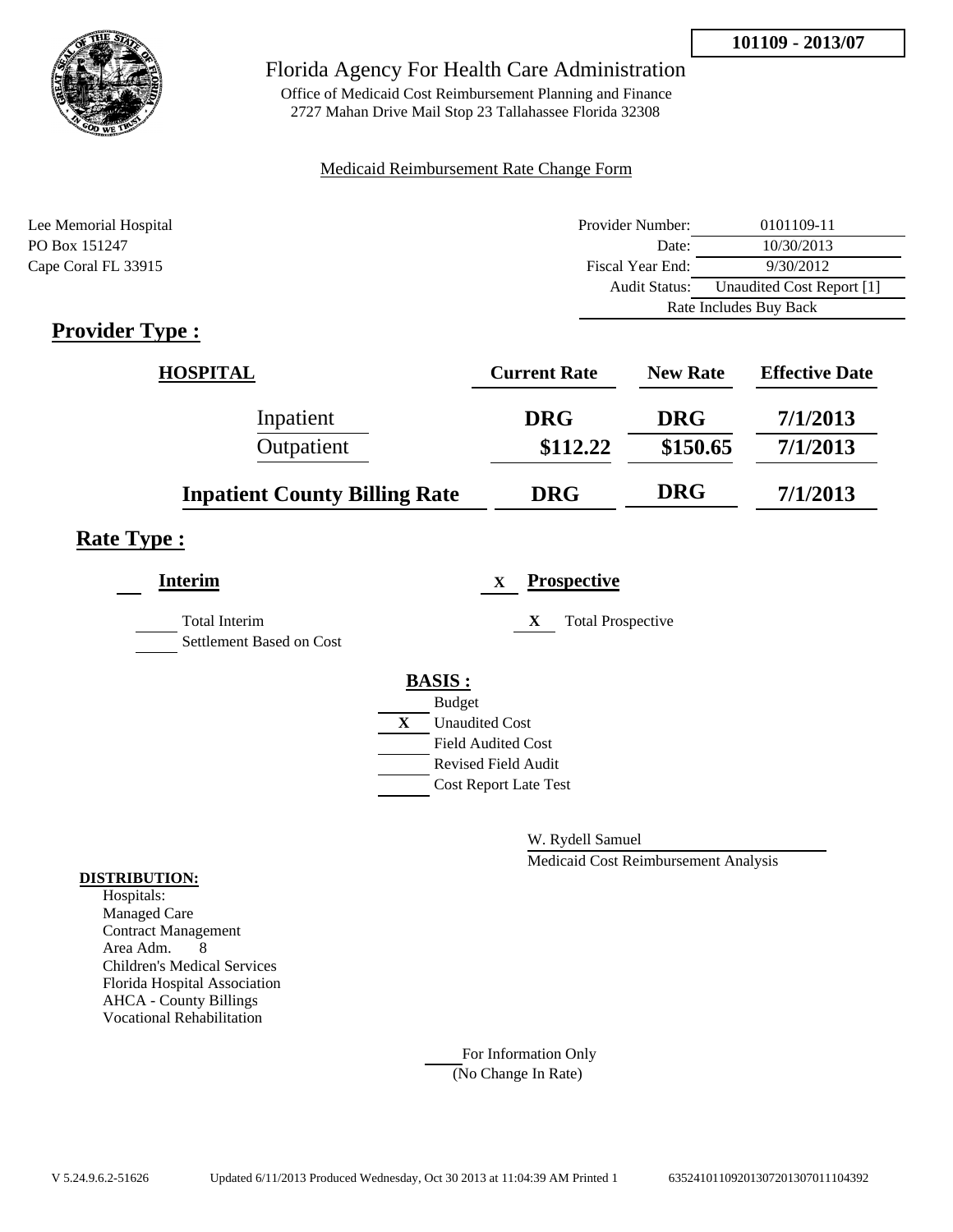**101109 - 2013/07**

# Florida Agency For Health Care Administration

Office of Medicaid Cost Reimbursement Planning and Finance
2727 Mahan Drive Mail Stop 23 Tallahassee Florida 32308

Medicaid Reimbursement Rate Change Form

Lee Memorial Hospital
PO Box 151247
Cape Coral FL 33915

| | |
|---|---|
| Provider Number: | 0101109-11 |
| Date: | 10/30/2013 |
| Fiscal Year End: | 9/30/2012 |
| Audit Status: | Unaudited Cost Report [1] |
| Rate Includes Buy Back | |

## Provider Type :

| HOSPITAL | Current Rate | New Rate | Effective Date |
|---|---|---|---|
| Inpatient | DRG | DRG | 7/1/2013 |
| Outpatient | $112.22 | $150.65 | 7/1/2013 |
| **Inpatient County Billing Rate** | DRG | DRG | 7/1/2013 |

## Rate Type :

**Interim**

- ___ Total Interim
- ___ Settlement Based on Cost

X **Prospective**

- X Total Prospective

**BASIS :**

- ___ Budget
- X Unaudited Cost
- ___ Field Audited Cost
- ___ Revised Field Audit
- ___ Cost Report Late Test

W. Rydell Samuel
Medicaid Cost Reimbursement Analysis

**DISTRIBUTION:**

Hospitals:
Managed Care
Contract Management
Area Adm. 8
Children's Medical Services
Florida Hospital Association
AHCA - County Billings
Vocational Rehabilitation

___ For Information Only
(No Change In Rate)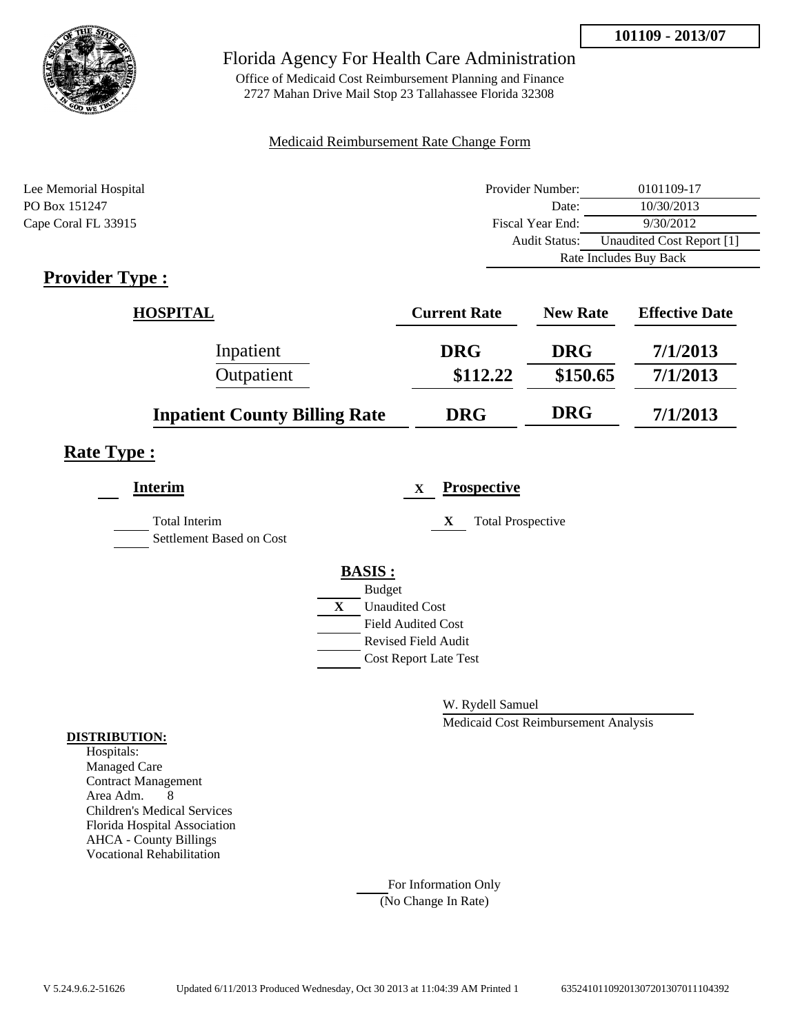**101109 - 2013/07**

Florida Agency For Health Care Administration

Office of Medicaid Cost Reimbursement Planning and Finance
2727 Mahan Drive Mail Stop 23 Tallahassee Florida 32308

Medicaid Reimbursement Rate Change Form

Lee Memorial Hospital
PO Box 151247
Cape Coral FL 33915

| | |
|---|---|
| Provider Number: | 0101109-17 |
| Date: | 10/30/2013 |
| Fiscal Year End: | 9/30/2012 |
| Audit Status: | Unaudited Cost Report [1] |
| Rate Includes Buy Back | |

## Provider Type :

| HOSPITAL | Current Rate | New Rate | Effective Date |
|---|---|---|---|
| Inpatient | DRG | DRG | 7/1/2013 |
| Outpatient | \$112.22 | \$150.65 | 7/1/2013 |
| **Inpatient County Billing Rate** | **DRG** | **DRG** | **7/1/2013** |

## Rate Type :

**Interim**

Total Interim

Settlement Based on Cost

X **Prospective**

X Total Prospective

**BASIS :**

Budget

X Unaudited Cost

Field Audited Cost

Revised Field Audit

Cost Report Late Test

W. Rydell Samuel

Medicaid Cost Reimbursement Analysis

**DISTRIBUTION:**

Hospitals:
Managed Care
Contract Management
Area Adm. 8
Children's Medical Services
Florida Hospital Association
AHCA - County Billings
Vocational Rehabilitation

For Information Only
(No Change In Rate)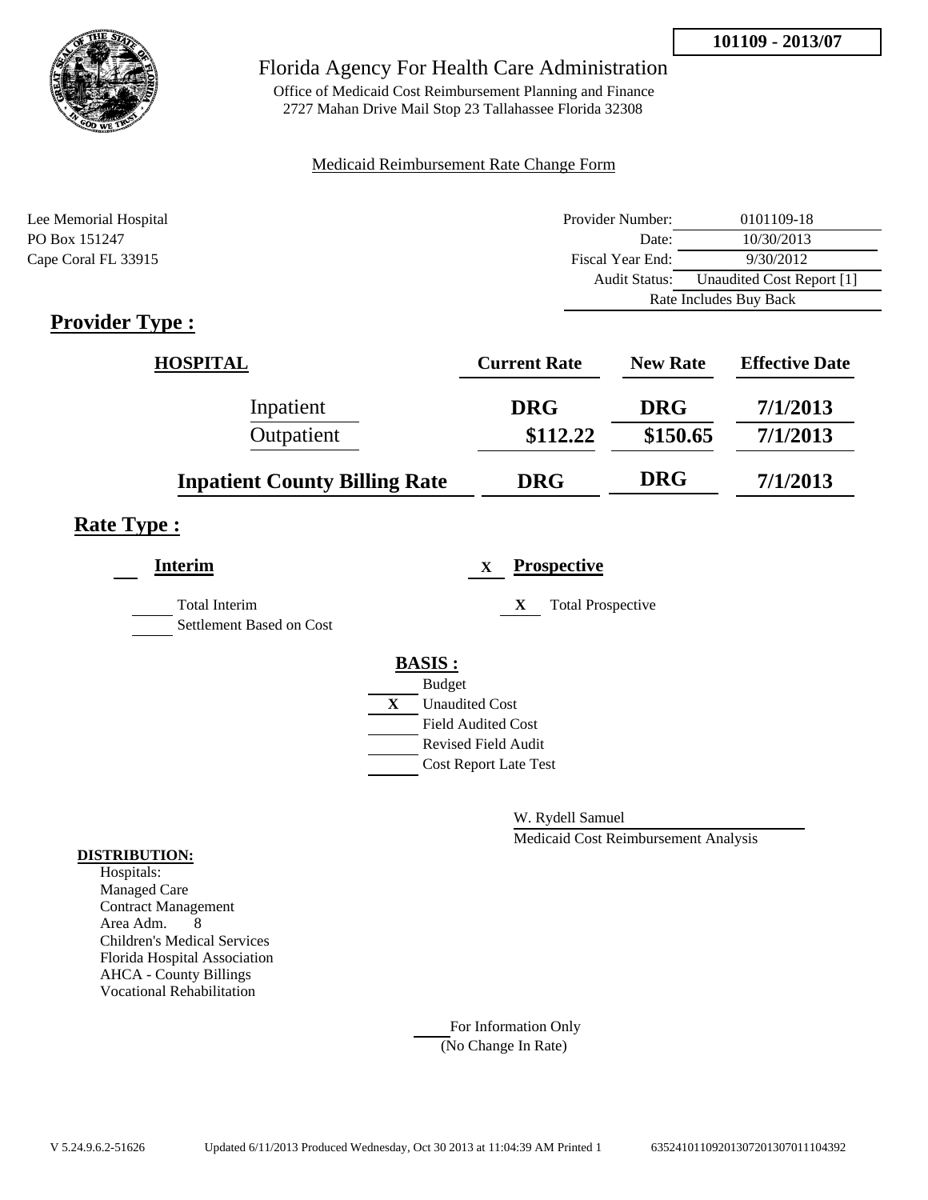**101109 - 2013/07**

# Florida Agency For Health Care Administration

Office of Medicaid Cost Reimbursement Planning and Finance
2727 Mahan Drive Mail Stop 23 Tallahassee Florida 32308

Medicaid Reimbursement Rate Change Form

Lee Memorial Hospital
PO Box 151247
Cape Coral FL 33915

| | |
|---|---|
| Provider Number: | 0101109-18 |
| Date: | 10/30/2013 |
| Fiscal Year End: | 9/30/2012 |
| Audit Status: | Unaudited Cost Report [1] |
| Rate Includes Buy Back | |

## Provider Type :

| HOSPITAL | Current Rate | New Rate | Effective Date |
|---|---|---|---|
| Inpatient | DRG | DRG | 7/1/2013 |
| Outpatient | $112.22 | $150.65 | 7/1/2013 |
| **Inpatient County Billing Rate** | **DRG** | **DRG** | **7/1/2013** |

## Rate Type :

**Interim**

___ Total Interim
___ Settlement Based on Cost

X **Prospective**

X Total Prospective

**BASIS :**

___ Budget
X Unaudited Cost
___ Field Audited Cost
___ Revised Field Audit
___ Cost Report Late Test

W. Rydell Samuel
Medicaid Cost Reimbursement Analysis

**DISTRIBUTION:**
Hospitals:
Managed Care
Contract Management
Area Adm. 8
Children's Medical Services
Florida Hospital Association
AHCA - County Billings
Vocational Rehabilitation

___ For Information Only
(No Change In Rate)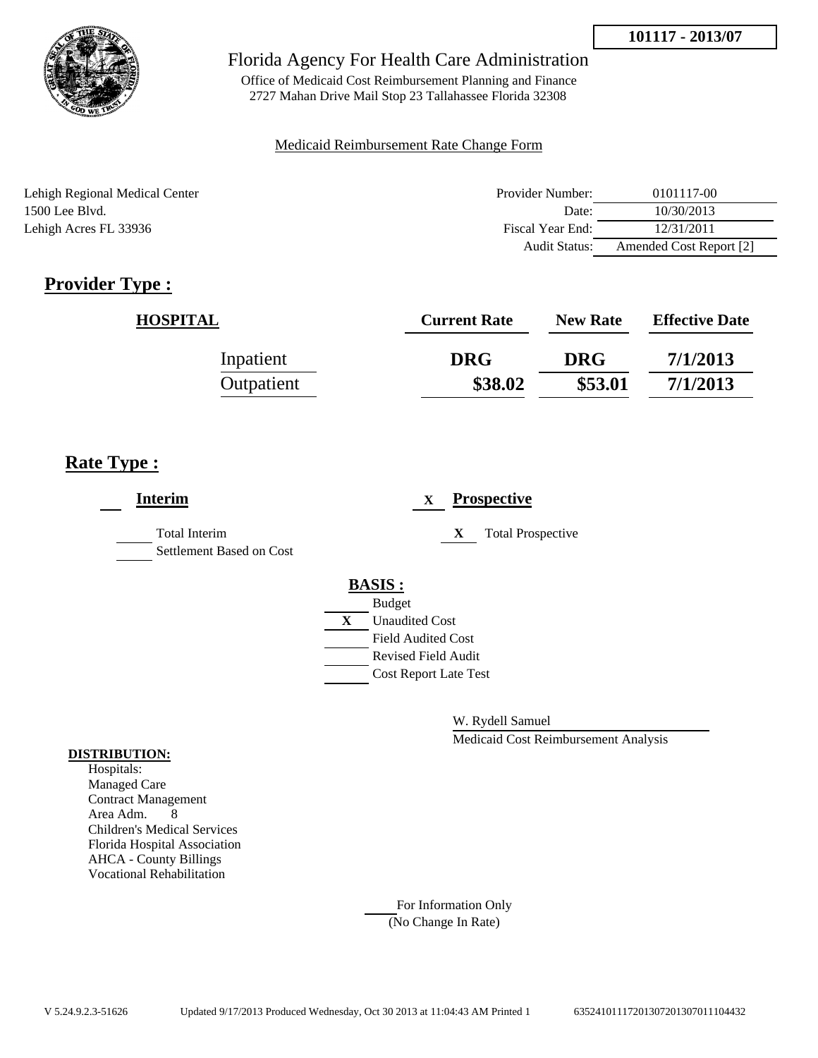101117 - 2013/07

Florida Agency For Health Care Administration

Office of Medicaid Cost Reimbursement Planning and Finance
2727 Mahan Drive Mail Stop 23 Tallahassee Florida 32308

Medicaid Reimbursement Rate Change Form

Lehigh Regional Medical Center
1500 Lee Blvd.
Lehigh Acres FL 33936

| | |
|---|---|
| Provider Number: | 0101117-00 |
| Date: | 10/30/2013 |
| Fiscal Year End: | 12/31/2011 |
| Audit Status: | Amended Cost Report [2] |

## Provider Type :

| HOSPITAL | Current Rate | New Rate | Effective Date |
|---|---|---|---|
| Inpatient | DRG | DRG | 7/1/2013 |
| Outpatient | $38.02 | $53.01 | 7/1/2013 |

## Rate Type :

___ **Interim**

___ Total Interim
___ Settlement Based on Cost

X **Prospective**

X Total Prospective

**BASIS :**

___ Budget
X Unaudited Cost
___ Field Audited Cost
___ Revised Field Audit
___ Cost Report Late Test

W. Rydell Samuel
Medicaid Cost Reimbursement Analysis

**DISTRIBUTION:**
Hospitals:
Managed Care
Contract Management
Area Adm. 8
Children's Medical Services
Florida Hospital Association
AHCA - County Billings
Vocational Rehabilitation

___ For Information Only
(No Change In Rate)

V 5.24.9.2.3-51626 Updated 9/17/2013 Produced Wednesday, Oct 30 2013 at 11:04:43 AM Printed 1 635241011172013072013070111044432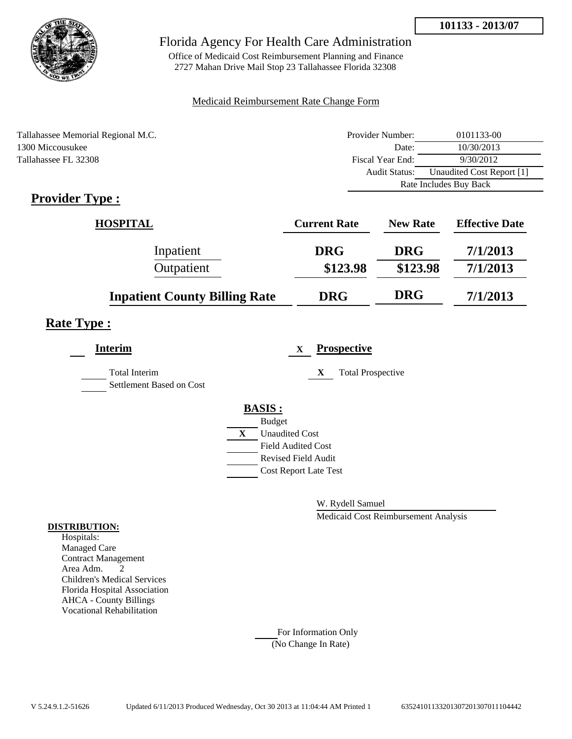**101133 - 2013/07**

# Florida Agency For Health Care Administration

Office of Medicaid Cost Reimbursement Planning and Finance
2727 Mahan Drive Mail Stop 23 Tallahassee Florida 32308

Medicaid Reimbursement Rate Change Form

Tallahassee Memorial Regional M.C.
1300 Miccousukee
Tallahassee FL 32308

| | |
|---|---|
| Provider Number: | 0101133-00 |
| Date: | 10/30/2013 |
| Fiscal Year End: | 9/30/2012 |
| Audit Status: | Unaudited Cost Report [1] |
| | Rate Includes Buy Back |

## Provider Type :

| HOSPITAL | Current Rate | New Rate | Effective Date |
|---|---|---|---|
| Inpatient | DRG | DRG | 7/1/2013 |
| Outpatient | $123.98 | $123.98 | 7/1/2013 |
| **Inpatient County Billing Rate** | DRG | DRG | 7/1/2013 |

## Rate Type :

**Interim**

- [ ] Total Interim
- [ ] Settlement Based on Cost

X **Prospective**

- X Total Prospective

**BASIS :**

- [ ] Budget
- X Unaudited Cost
- [ ] Field Audited Cost
- [ ] Revised Field Audit
- [ ] Cost Report Late Test

W. Rydell Samuel
Medicaid Cost Reimbursement Analysis

**DISTRIBUTION:**
Hospitals:
Managed Care
Contract Management
Area Adm. 2
Children's Medical Services
Florida Hospital Association
AHCA - County Billings
Vocational Rehabilitation

For Information Only
(No Change In Rate)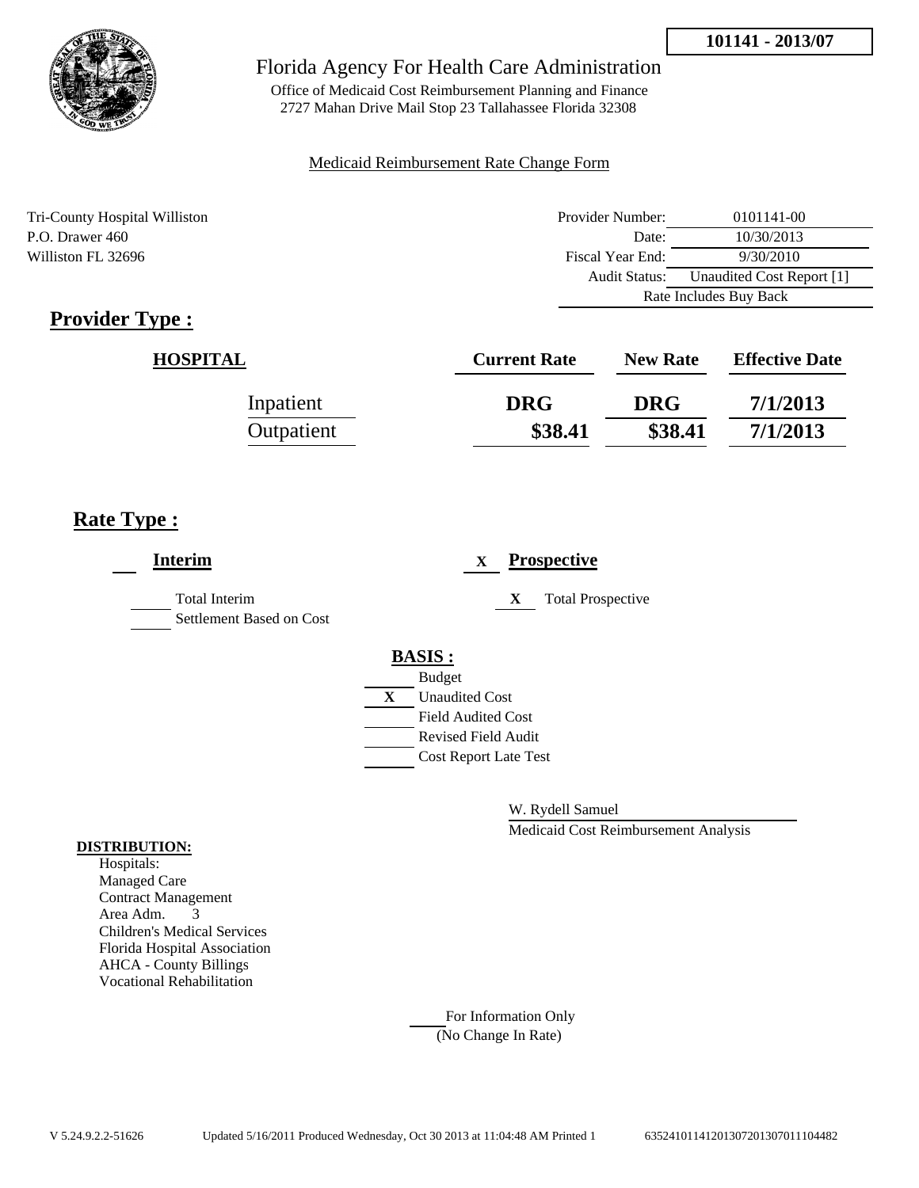**101141 - 2013/07**

# Florida Agency For Health Care Administration

Office of Medicaid Cost Reimbursement Planning and Finance
2727 Mahan Drive Mail Stop 23 Tallahassee Florida 32308

Medicaid Reimbursement Rate Change Form

Tri-County Hospital Williston
P.O. Drawer 460
Williston FL 32696

| | |
|---|---|
| Provider Number: | 0101141-00 |
| Date: | 10/30/2013 |
| Fiscal Year End: | 9/30/2010 |
| Audit Status: | Unaudited Cost Report [1] |
| Rate Includes Buy Back | |

## Provider Type :

| HOSPITAL | Current Rate | New Rate | Effective Date |
|---|---|---|---|
| Inpatient | DRG | DRG | 7/1/2013 |
| Outpatient | $38.41 | $38.41 | 7/1/2013 |

## Rate Type :

**Interim**

___ Total Interim
___ Settlement Based on Cost

X **Prospective**

X Total Prospective

**BASIS :**

___ Budget
X Unaudited Cost
___ Field Audited Cost
___ Revised Field Audit
___ Cost Report Late Test

W. Rydell Samuel
Medicaid Cost Reimbursement Analysis

**DISTRIBUTION:**

Hospitals:
Managed Care
Contract Management
Area Adm. 3
Children's Medical Services
Florida Hospital Association
AHCA - County Billings
Vocational Rehabilitation

___ For Information Only
(No Change In Rate)

V 5.24.9.2.2-51626 Updated 5/16/2011 Produced Wednesday, Oct 30 2013 at 11:04:48 AM Printed 1 63524101141201307201307011104482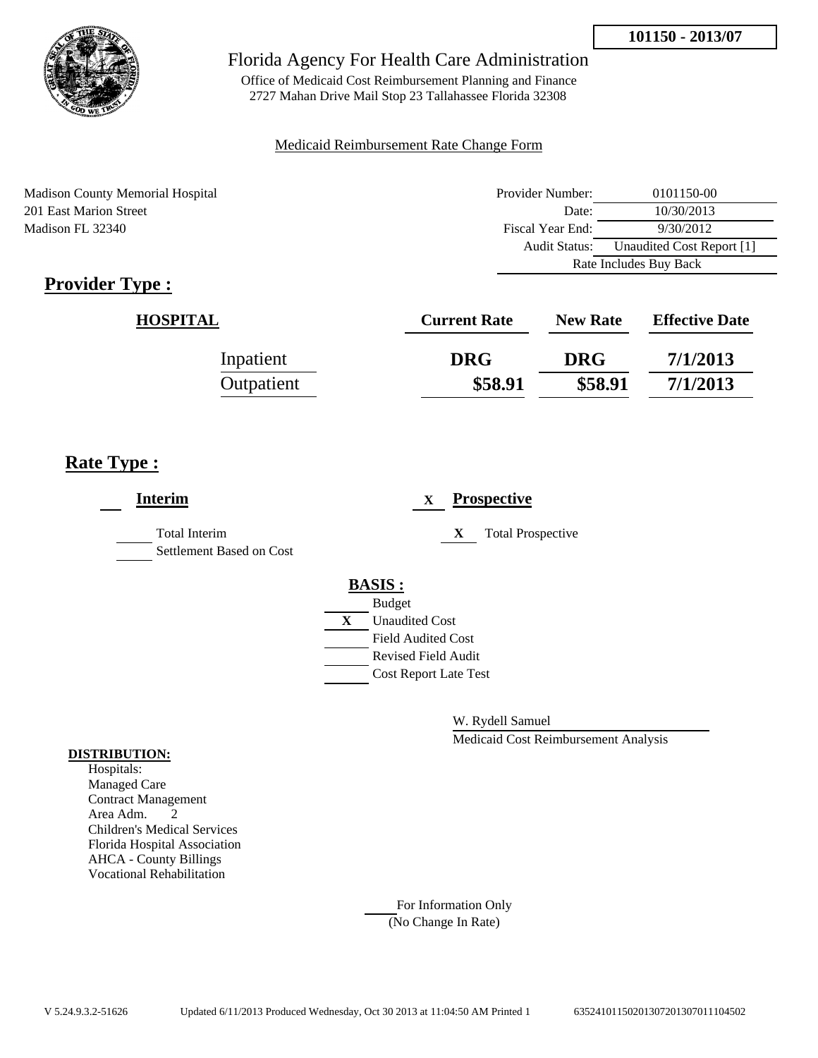**101150 - 2013/07**

# Florida Agency For Health Care Administration

Office of Medicaid Cost Reimbursement Planning and Finance
2727 Mahan Drive Mail Stop 23 Tallahassee Florida 32308

Medicaid Reimbursement Rate Change Form

Madison County Memorial Hospital
201 East Marion Street
Madison FL 32340

| | |
|---|---|
| Provider Number: | 0101150-00 |
| Date: | 10/30/2013 |
| Fiscal Year End: | 9/30/2012 |
| Audit Status: | Unaudited Cost Report [1] |
| Rate Includes Buy Back | |

## Provider Type :

| HOSPITAL | Current Rate | New Rate | Effective Date |
|---|---|---|---|
| Inpatient | DRG | DRG | 7/1/2013 |
| Outpatient | $58.91 | $58.91 | 7/1/2013 |

## Rate Type :

**Interim**

- ___ Total Interim
- ___ Settlement Based on Cost

X **Prospective**

- X Total Prospective

**BASIS :**

- ___ Budget
- X Unaudited Cost
- ___ Field Audited Cost
- ___ Revised Field Audit
- ___ Cost Report Late Test

W. Rydell Samuel
Medicaid Cost Reimbursement Analysis

**DISTRIBUTION:**

Hospitals:
Managed Care
Contract Management
Area Adm. 2
Children's Medical Services
Florida Hospital Association
AHCA - County Billings
Vocational Rehabilitation

___ For Information Only
(No Change In Rate)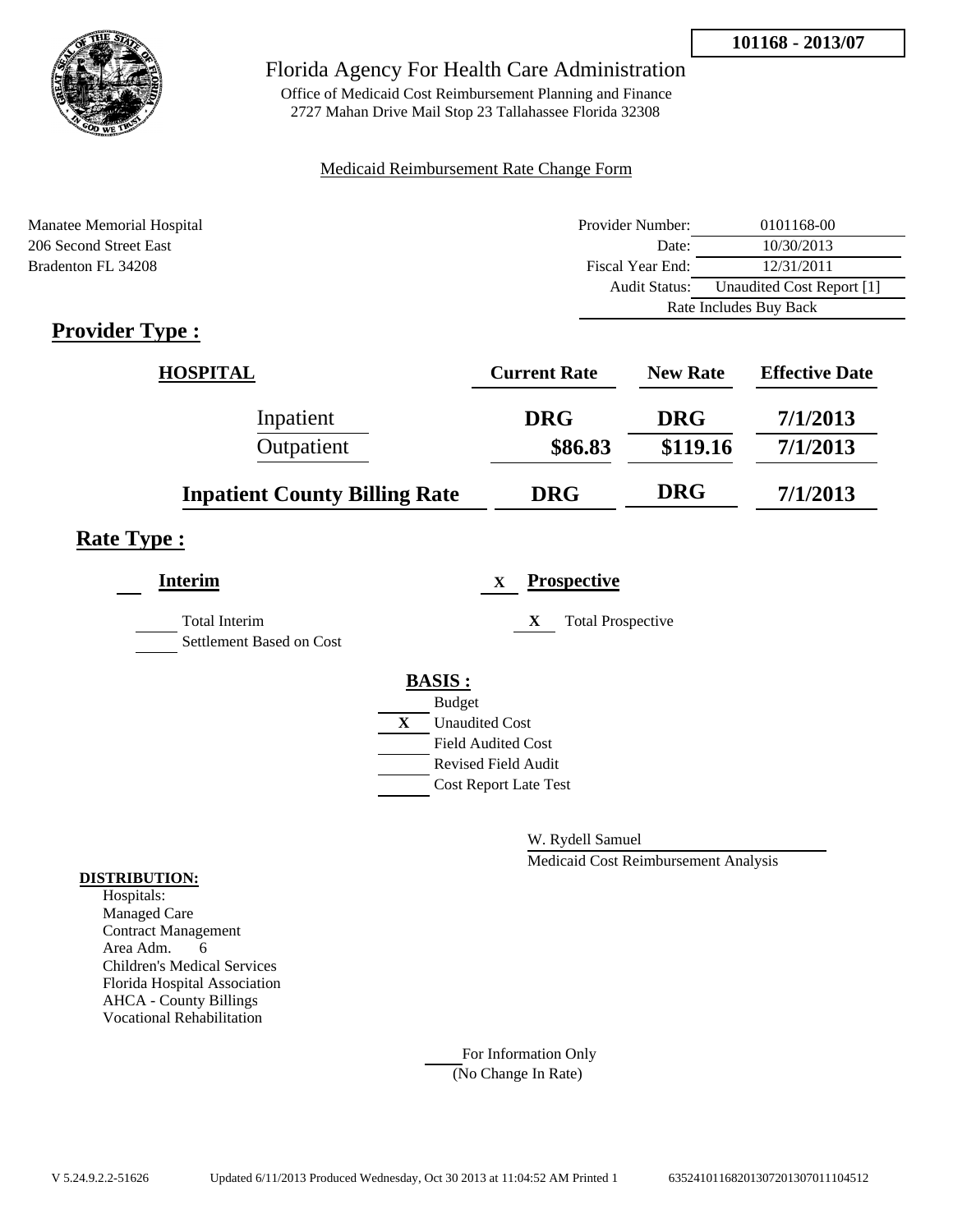**101168 - 2013/07**

# Florida Agency For Health Care Administration

Office of Medicaid Cost Reimbursement Planning and Finance
2727 Mahan Drive Mail Stop 23 Tallahassee Florida 32308

Medicaid Reimbursement Rate Change Form

Manatee Memorial Hospital
206 Second Street East
Bradenton FL 34208

| | |
|---|---|
| Provider Number: | 0101168-00 |
| Date: | 10/30/2013 |
| Fiscal Year End: | 12/31/2011 |
| Audit Status: | Unaudited Cost Report [1] |
| Rate Includes Buy Back | |

## Provider Type :

| HOSPITAL | Current Rate | New Rate | Effective Date |
|---|---|---|---|
| Inpatient | DRG | DRG | 7/1/2013 |
| Outpatient | $86.83 | $119.16 | 7/1/2013 |
| **Inpatient County Billing Rate** | DRG | DRG | 7/1/2013 |

## Rate Type :

**Interim**

Total Interim
Settlement Based on Cost

X **Prospective**

X Total Prospective

**BASIS :**

- Budget
- X Unaudited Cost
- Field Audited Cost
- Revised Field Audit
- Cost Report Late Test

W. Rydell Samuel
Medicaid Cost Reimbursement Analysis

**DISTRIBUTION:**
Hospitals:
Managed Care
Contract Management
Area Adm. 6
Children's Medical Services
Florida Hospital Association
AHCA - County Billings
Vocational Rehabilitation

For Information Only
(No Change In Rate)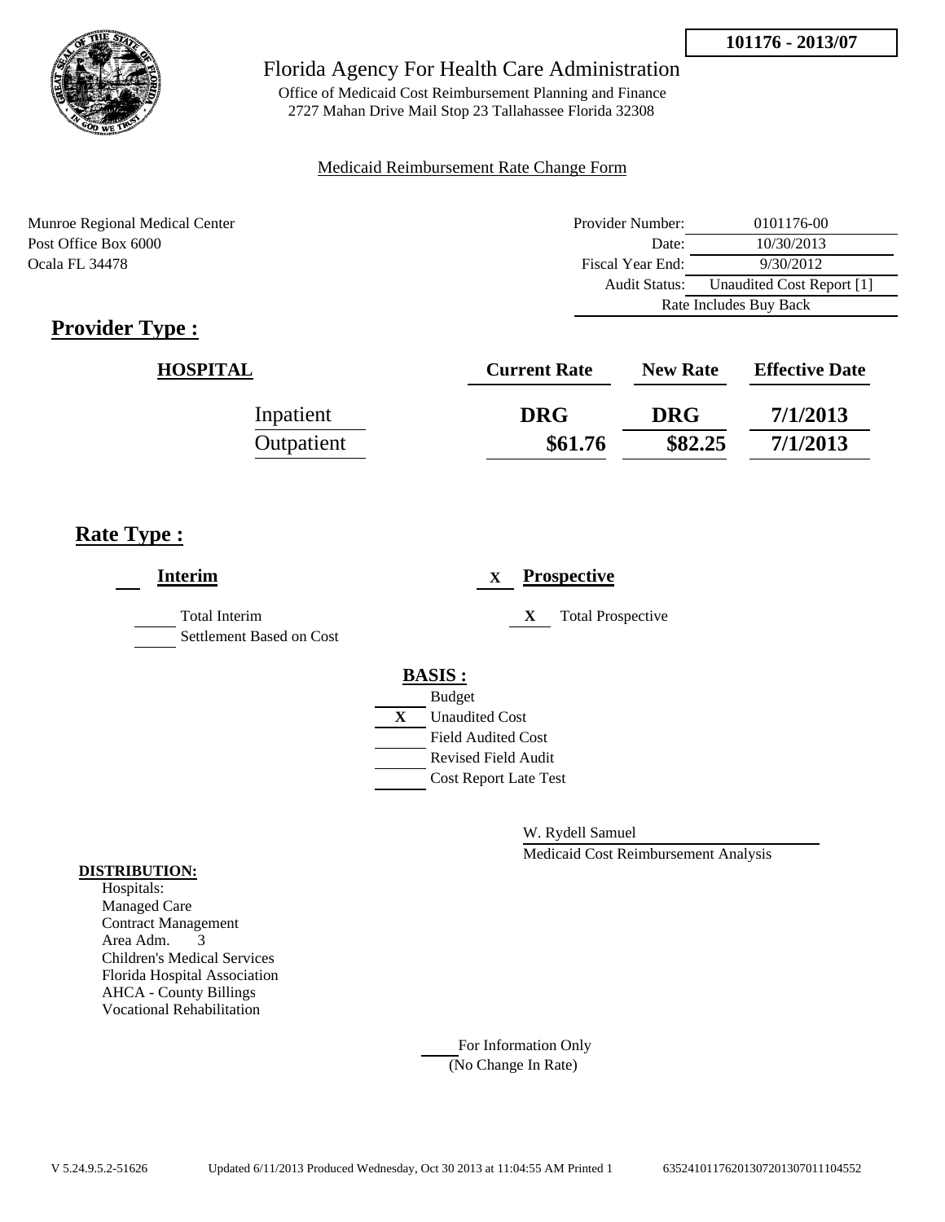**101176 - 2013/07**

# Florida Agency For Health Care Administration

Office of Medicaid Cost Reimbursement Planning and Finance
2727 Mahan Drive Mail Stop 23 Tallahassee Florida 32308

Medicaid Reimbursement Rate Change Form

Munroe Regional Medical Center
Post Office Box 6000
Ocala FL 34478

| | |
|---|---|
| Provider Number: | 0101176-00 |
| Date: | 10/30/2013 |
| Fiscal Year End: | 9/30/2012 |
| Audit Status: | Unaudited Cost Report [1] |
| Rate Includes Buy Back | |

## Provider Type :

| HOSPITAL | Current Rate | New Rate | Effective Date |
|---|---|---|---|
| Inpatient | DRG | DRG | 7/1/2013 |
| Outpatient | $61.76 | $82.25 | 7/1/2013 |

## Rate Type :

**Interim**

- [ ] Total Interim
- [ ] Settlement Based on Cost

X **Prospective**

- X Total Prospective

**BASIS :**

- [ ] Budget
- X Unaudited Cost
- [ ] Field Audited Cost
- [ ] Revised Field Audit
- [ ] Cost Report Late Test

W. Rydell Samuel
Medicaid Cost Reimbursement Analysis

**DISTRIBUTION:**

Hospitals:
Managed Care
Contract Management
Area Adm. 3
Children's Medical Services
Florida Hospital Association
AHCA - County Billings
Vocational Rehabilitation

For Information Only
(No Change In Rate)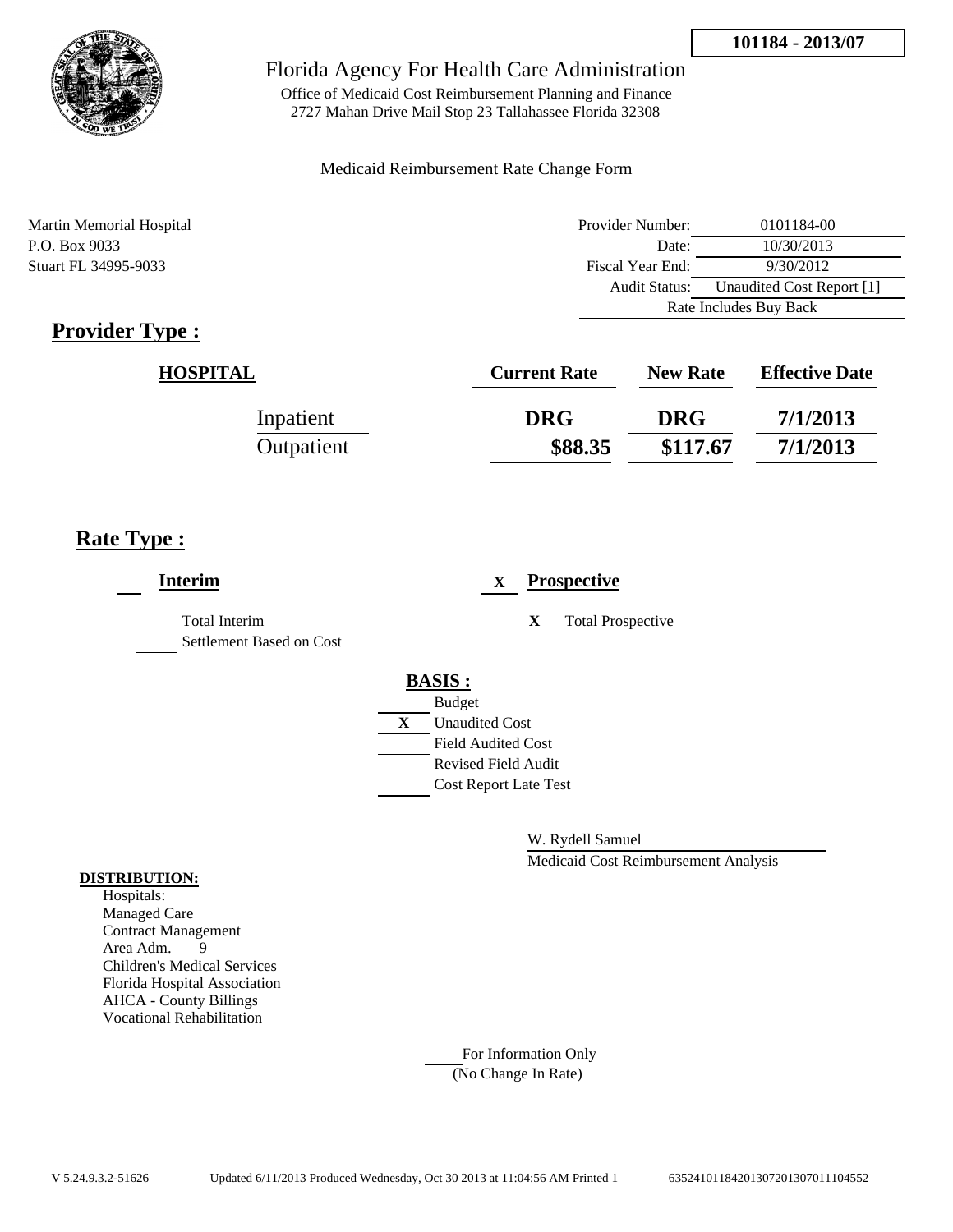101184 - 2013/07

Florida Agency For Health Care Administration

Office of Medicaid Cost Reimbursement Planning and Finance
2727 Mahan Drive Mail Stop 23 Tallahassee Florida 32308

Medicaid Reimbursement Rate Change Form

Martin Memorial Hospital
P.O. Box 9033
Stuart FL 34995-9033

| | |
|---|---|
| Provider Number: | 0101184-00 |
| Date: | 10/30/2013 |
| Fiscal Year End: | 9/30/2012 |
| Audit Status: | Unaudited Cost Report [1] |
| Rate Includes Buy Back | |

## Provider Type :

| HOSPITAL | Current Rate | New Rate | Effective Date |
|---|---|---|---|
| Inpatient | DRG | DRG | 7/1/2013 |
| Outpatient | $88.35 | $117.67 | 7/1/2013 |

## Rate Type :

**Interim**

___ Total Interim
___ Settlement Based on Cost

X **Prospective**

X Total Prospective

**BASIS :**

___ Budget
X Unaudited Cost
___ Field Audited Cost
___ Revised Field Audit
___ Cost Report Late Test

W. Rydell Samuel
Medicaid Cost Reimbursement Analysis

**DISTRIBUTION:**

Hospitals:
Managed Care
Contract Management
Area Adm. 9
Children's Medical Services
Florida Hospital Association
AHCA - County Billings
Vocational Rehabilitation

___ For Information Only
(No Change In Rate)

V 5.24.9.3.2-51626 Updated 6/11/2013 Produced Wednesday, Oct 30 2013 at 11:04:56 AM Printed 1 63524101184201307201307011104552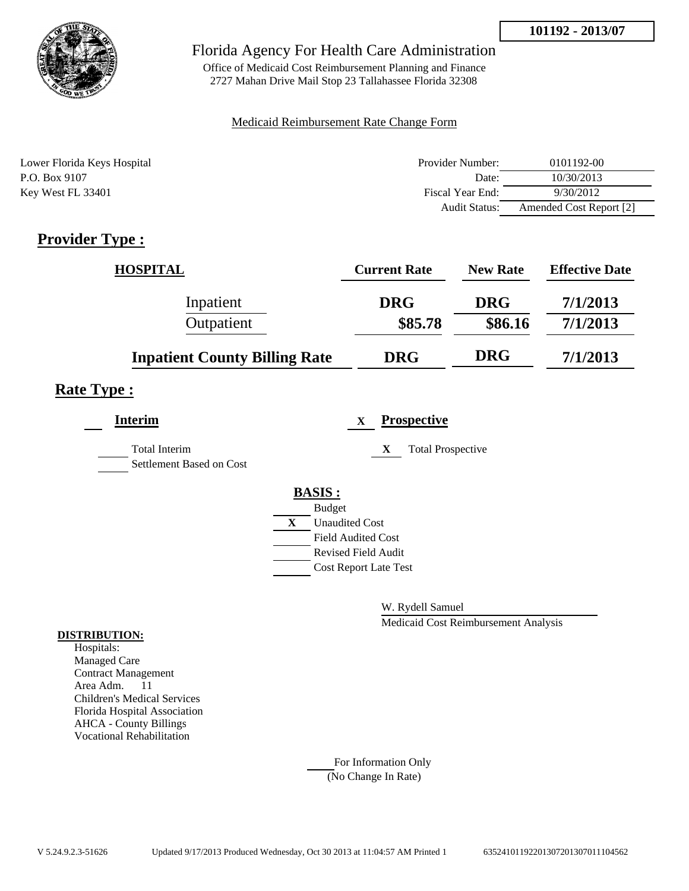101192 - 2013/07

# Florida Agency For Health Care Administration

Office of Medicaid Cost Reimbursement Planning and Finance
2727 Mahan Drive Mail Stop 23 Tallahassee Florida 32308

Medicaid Reimbursement Rate Change Form

Lower Florida Keys Hospital
P.O. Box 9107
Key West FL 33401

| | |
|---|---|
| Provider Number: | 0101192-00 |
| Date: | 10/30/2013 |
| Fiscal Year End: | 9/30/2012 |
| Audit Status: | Amended Cost Report [2] |

## Provider Type :

| HOSPITAL | Current Rate | New Rate | Effective Date |
|---|---|---|---|
| Inpatient | DRG | DRG | 7/1/2013 |
| Outpatient | $85.78 | $86.16 | 7/1/2013 |
| **Inpatient County Billing Rate** | DRG | DRG | 7/1/2013 |

## Rate Type :

**Interim**

___ Total Interim
___ Settlement Based on Cost

X **Prospective**

X Total Prospective

**BASIS :**

___ Budget
X Unaudited Cost
___ Field Audited Cost
___ Revised Field Audit
___ Cost Report Late Test

W. Rydell Samuel
Medicaid Cost Reimbursement Analysis

**DISTRIBUTION:**

Hospitals:
Managed Care
Contract Management
Area Adm. 11
Children's Medical Services
Florida Hospital Association
AHCA - County Billings
Vocational Rehabilitation

___ For Information Only
(No Change In Rate)

V 5.24.9.2.3-51626 Updated 9/17/2013 Produced Wednesday, Oct 30 2013 at 11:04:57 AM Printed 1 635241011922013072013070111104562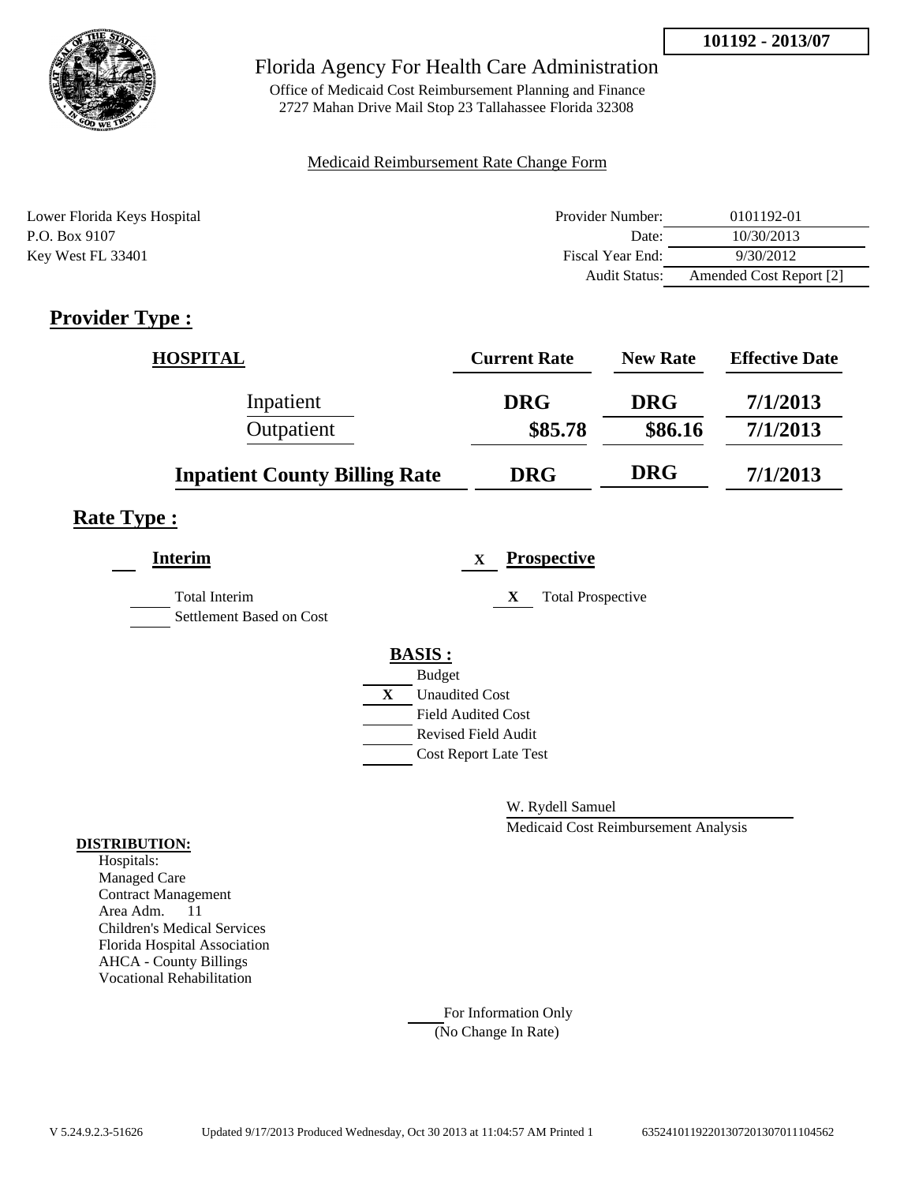**101192 - 2013/07**

# Florida Agency For Health Care Administration

Office of Medicaid Cost Reimbursement Planning and Finance
2727 Mahan Drive Mail Stop 23 Tallahassee Florida 32308

Medicaid Reimbursement Rate Change Form

Lower Florida Keys Hospital
P.O. Box 9107
Key West FL 33401

| | |
|---|---|
| Provider Number: | 0101192-01 |
| Date: | 10/30/2013 |
| Fiscal Year End: | 9/30/2012 |
| Audit Status: | Amended Cost Report [2] |

## Provider Type :

| HOSPITAL | Current Rate | New Rate | Effective Date |
|---|---|---|---|
| Inpatient | DRG | DRG | 7/1/2013 |
| Outpatient | $85.78 | $86.16 | 7/1/2013 |
| **Inpatient County Billing Rate** | **DRG** | **DRG** | **7/1/2013** |

## Rate Type :

**Interim**

- ___ Total Interim
- ___ Settlement Based on Cost

X **Prospective**

- X Total Prospective

**BASIS :**

- ___ Budget
- X Unaudited Cost
- ___ Field Audited Cost
- ___ Revised Field Audit
- ___ Cost Report Late Test

W. Rydell Samuel
Medicaid Cost Reimbursement Analysis

**DISTRIBUTION:**

Hospitals:
Managed Care
Contract Management
Area Adm. 11
Children's Medical Services
Florida Hospital Association
AHCA - County Billings
Vocational Rehabilitation

___ For Information Only
(No Change In Rate)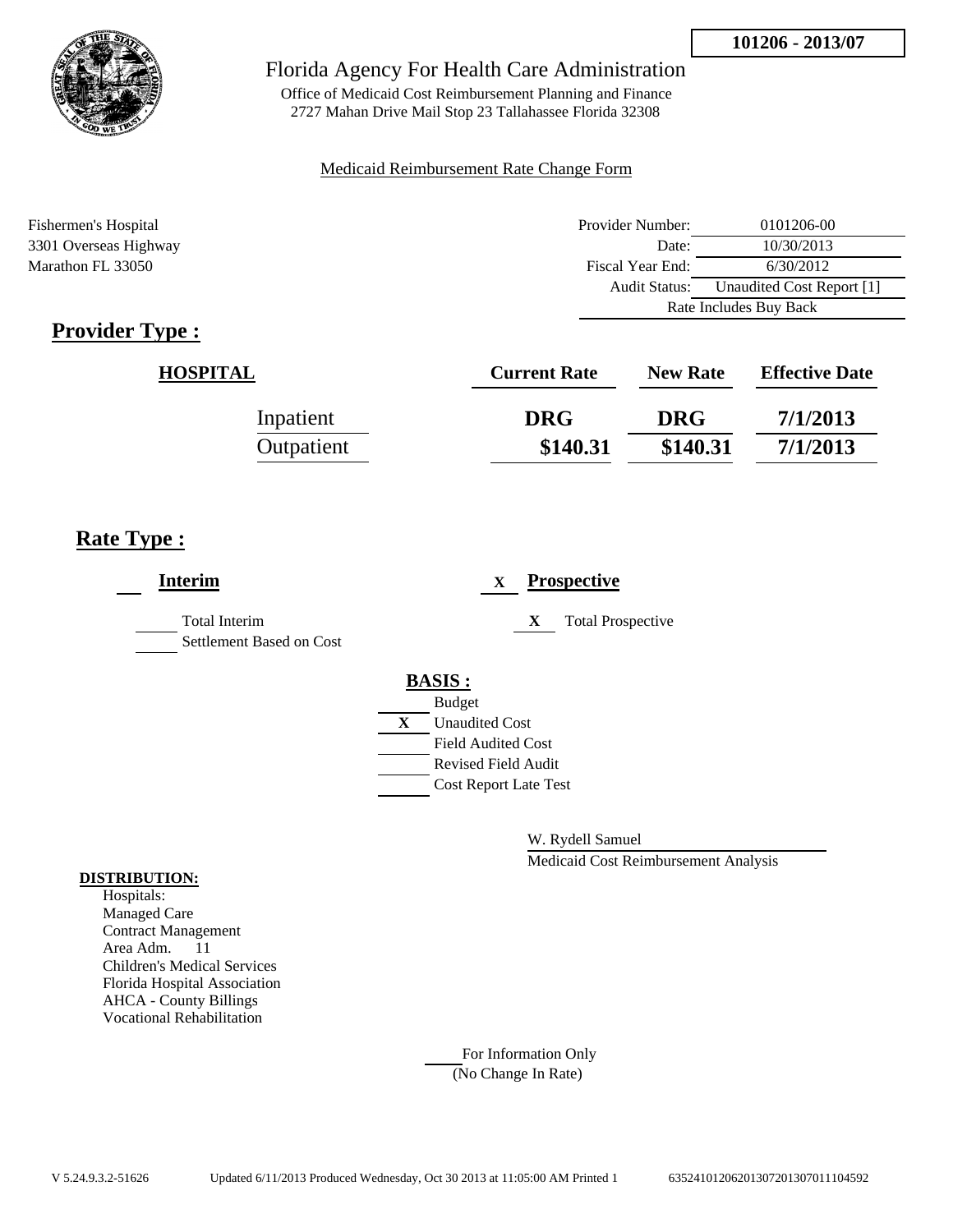**101206 - 2013/07**

Florida Agency For Health Care Administration

Office of Medicaid Cost Reimbursement Planning and Finance
2727 Mahan Drive Mail Stop 23 Tallahassee Florida 32308

Medicaid Reimbursement Rate Change Form

Fishermen's Hospital
3301 Overseas Highway
Marathon FL 33050

| | |
|---|---|
| Provider Number: | 0101206-00 |
| Date: | 10/30/2013 |
| Fiscal Year End: | 6/30/2012 |
| Audit Status: | Unaudited Cost Report [1] |
| Rate Includes Buy Back | |

## Provider Type :

| HOSPITAL | Current Rate | New Rate | Effective Date |
|---|---|---|---|
| Inpatient | DRG | DRG | 7/1/2013 |
| Outpatient | $140.31 | $140.31 | 7/1/2013 |

## Rate Type :

**Interim**

- ___ Total Interim
- ___ Settlement Based on Cost

X **Prospective**

- X Total Prospective

**BASIS :**

- ___ Budget
- X Unaudited Cost
- ___ Field Audited Cost
- ___ Revised Field Audit
- ___ Cost Report Late Test

W. Rydell Samuel
Medicaid Cost Reimbursement Analysis

**DISTRIBUTION:**
Hospitals:
Managed Care
Contract Management
Area Adm. 11
Children's Medical Services
Florida Hospital Association
AHCA - County Billings
Vocational Rehabilitation

___ For Information Only
(No Change In Rate)

V 5.24.9.3.2-51626 Updated 6/11/2013 Produced Wednesday, Oct 30 2013 at 11:05:00 AM Printed 1 635241012062013072013070111104592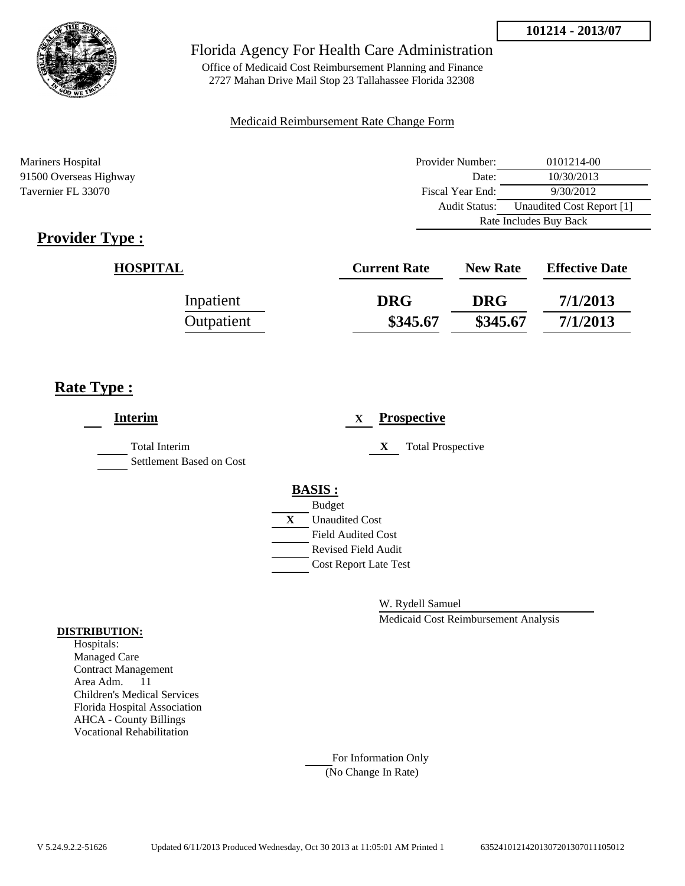101214 - 2013/07

# Florida Agency For Health Care Administration

Office of Medicaid Cost Reimbursement Planning and Finance
2727 Mahan Drive Mail Stop 23 Tallahassee Florida 32308

Medicaid Reimbursement Rate Change Form

Mariners Hospital
91500 Overseas Highway
Tavernier FL 33070

| | |
|---|---|
| Provider Number: | 0101214-00 |
| Date: | 10/30/2013 |
| Fiscal Year End: | 9/30/2012 |
| Audit Status: | Unaudited Cost Report [1] |
| Rate Includes Buy Back | |

## Provider Type :

| HOSPITAL | Current Rate | New Rate | Effective Date |
|---|---|---|---|
| Inpatient | DRG | DRG | 7/1/2013 |
| Outpatient | $345.67 | $345.67 | 7/1/2013 |

## Rate Type :

**Interim**

- ___ Total Interim
- ___ Settlement Based on Cost

X **Prospective**

- X Total Prospective

**BASIS :**

- ___ Budget
- X Unaudited Cost
- ___ Field Audited Cost
- ___ Revised Field Audit
- ___ Cost Report Late Test

W. Rydell Samuel
Medicaid Cost Reimbursement Analysis

**DISTRIBUTION:**
Hospitals:
Managed Care
Contract Management
Area Adm. 11
Children's Medical Services
Florida Hospital Association
AHCA - County Billings
Vocational Rehabilitation

___ For Information Only
(No Change In Rate)

V 5.24.9.2.2-51626 Updated 6/11/2013 Produced Wednesday, Oct 30 2013 at 11:05:01 AM Printed 1 635241012142013072013070111105012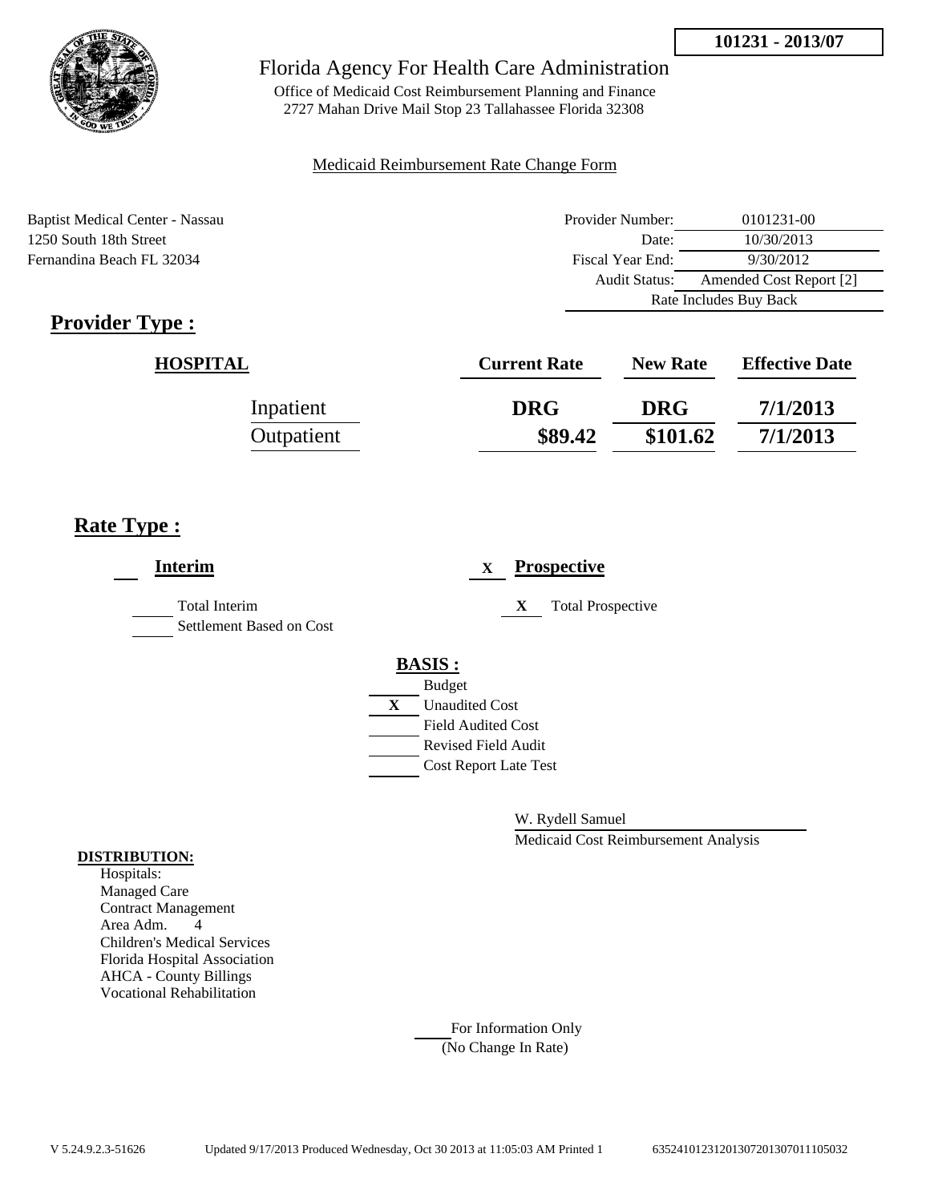101231 - 2013/07

Florida Agency For Health Care Administration

Office of Medicaid Cost Reimbursement Planning and Finance
2727 Mahan Drive Mail Stop 23 Tallahassee Florida 32308

Medicaid Reimbursement Rate Change Form

Baptist Medical Center - Nassau
1250 South 18th Street
Fernandina Beach FL 32034

| | |
|---|---|
| Provider Number: | 0101231-00 |
| Date: | 10/30/2013 |
| Fiscal Year End: | 9/30/2012 |
| Audit Status: | Amended Cost Report [2] |
| Rate Includes Buy Back | |

## Provider Type :

| HOSPITAL | Current Rate | New Rate | Effective Date |
|---|---|---|---|
| Inpatient | DRG | DRG | 7/1/2013 |
| Outpatient | $89.42 | $101.62 | 7/1/2013 |

## Rate Type :

**Interim**

- ___ Total Interim
- ___ Settlement Based on Cost

X **Prospective**

- X Total Prospective

**BASIS :**

- ___ Budget
- X Unaudited Cost
- ___ Field Audited Cost
- ___ Revised Field Audit
- ___ Cost Report Late Test

W. Rydell Samuel
Medicaid Cost Reimbursement Analysis

**DISTRIBUTION:**

Hospitals:
Managed Care
Contract Management
Area Adm. 4
Children's Medical Services
Florida Hospital Association
AHCA - County Billings
Vocational Rehabilitation

___ For Information Only
(No Change In Rate)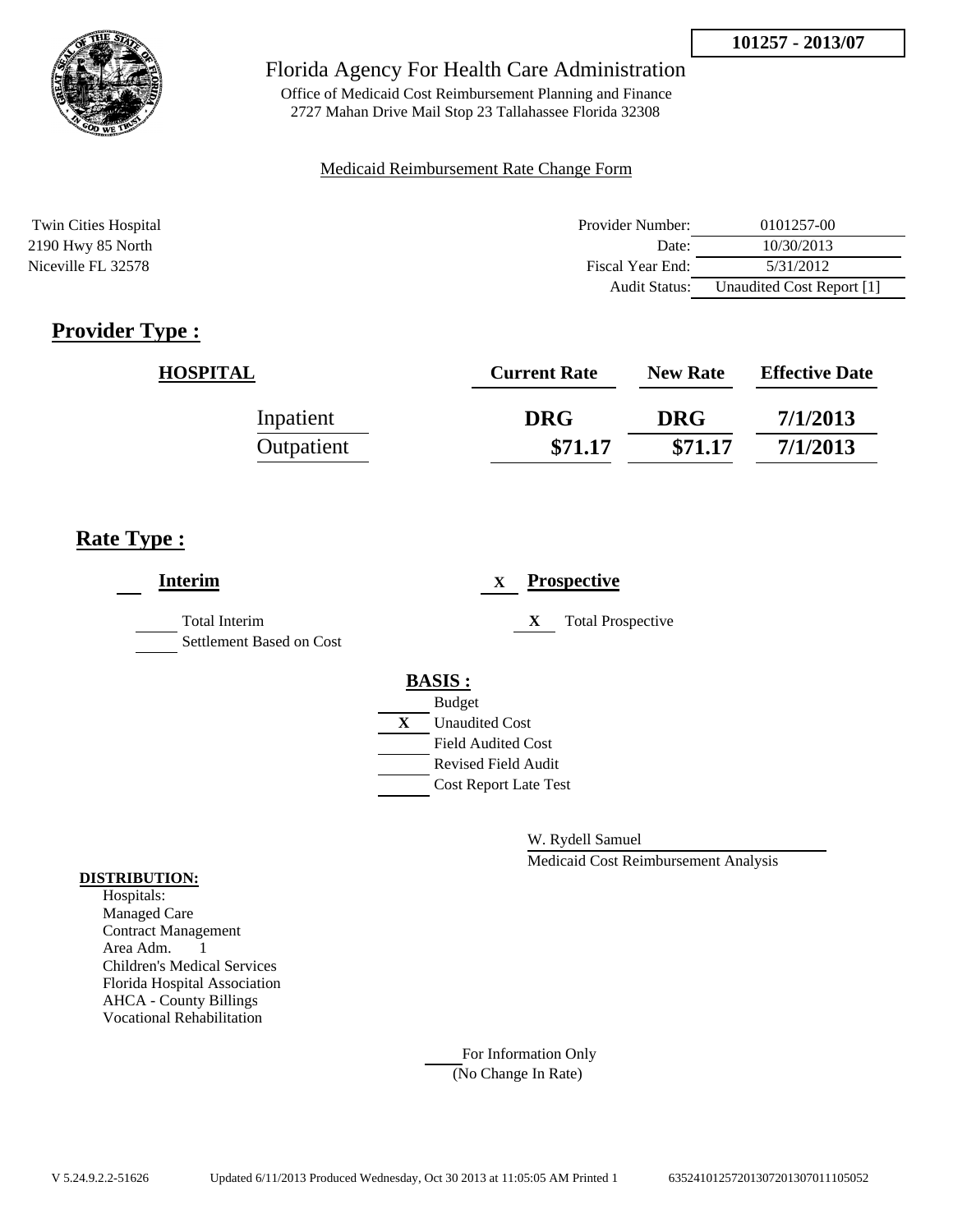**101257 - 2013/07**

Florida Agency For Health Care Administration

Office of Medicaid Cost Reimbursement Planning and Finance
2727 Mahan Drive Mail Stop 23 Tallahassee Florida 32308

Medicaid Reimbursement Rate Change Form

Twin Cities Hospital
2190 Hwy 85 North
Niceville FL 32578

| | |
|---|---|
| Provider Number: | 0101257-00 |
| Date: | 10/30/2013 |
| Fiscal Year End: | 5/31/2012 |
| Audit Status: | Unaudited Cost Report [1] |

## Provider Type :

| HOSPITAL | Current Rate | New Rate | Effective Date |
|---|---|---|---|
| Inpatient | DRG | DRG | 7/1/2013 |
| Outpatient | $71.17 | $71.17 | 7/1/2013 |

## Rate Type :

**Interim**

- ___ Total Interim
- ___ Settlement Based on Cost

X **Prospective**

- X Total Prospective

**BASIS :**

- ___ Budget
- X Unaudited Cost
- ___ Field Audited Cost
- ___ Revised Field Audit
- ___ Cost Report Late Test

W. Rydell Samuel
Medicaid Cost Reimbursement Analysis

**DISTRIBUTION:**
Hospitals:
Managed Care
Contract Management
Area Adm. 1
Children's Medical Services
Florida Hospital Association
AHCA - County Billings
Vocational Rehabilitation

___ For Information Only
(No Change In Rate)

V 5.24.9.2.2-51626 Updated 6/11/2013 Produced Wednesday, Oct 30 2013 at 11:05:05 AM Printed 1 635241012572013072013070111105052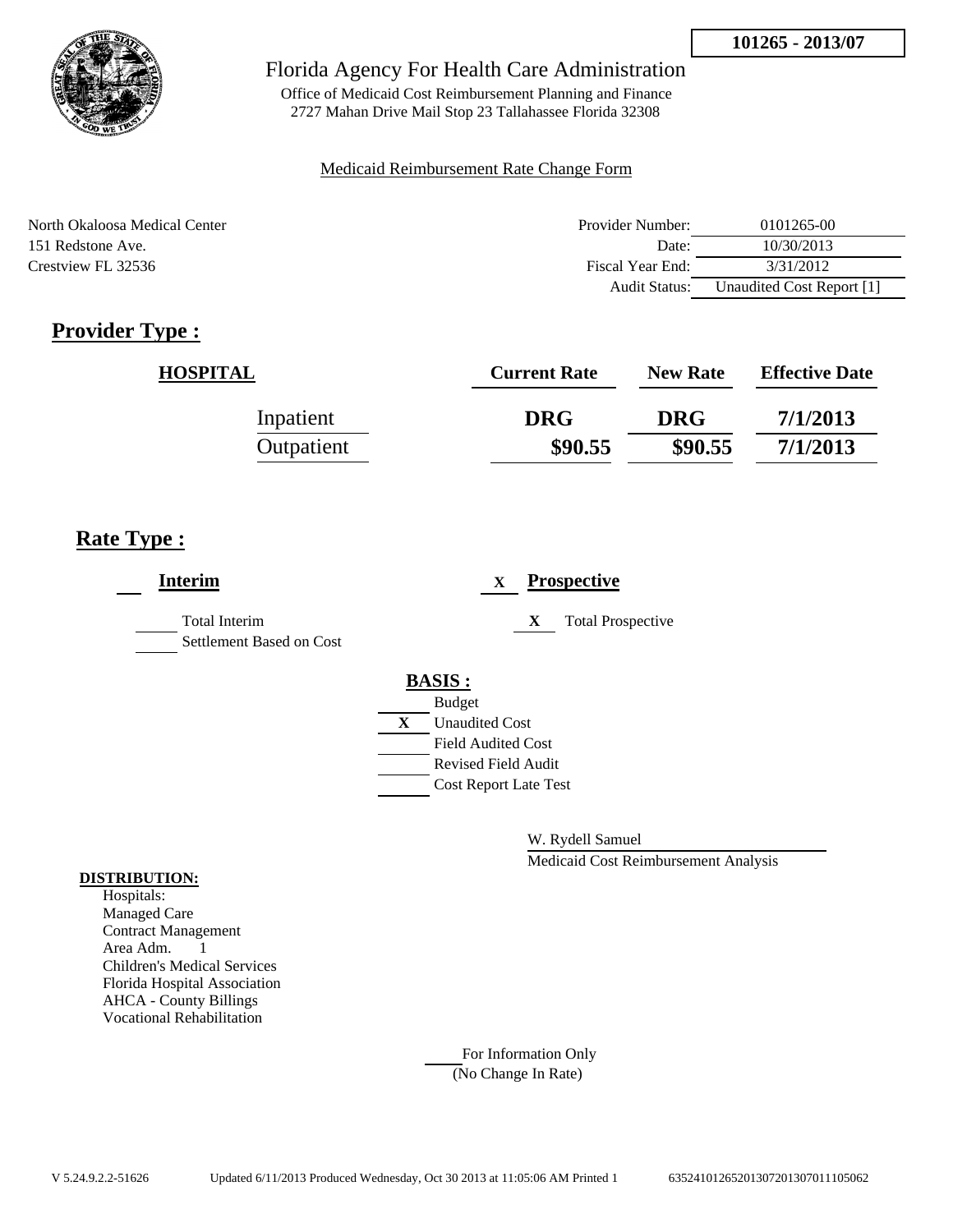**101265 - 2013/07**

Florida Agency For Health Care Administration

Office of Medicaid Cost Reimbursement Planning and Finance
2727 Mahan Drive Mail Stop 23 Tallahassee Florida 32308

Medicaid Reimbursement Rate Change Form

North Okaloosa Medical Center
151 Redstone Ave.
Crestview FL 32536

| | |
|---|---|
| Provider Number: | 0101265-00 |
| Date: | 10/30/2013 |
| Fiscal Year End: | 3/31/2012 |
| Audit Status: | Unaudited Cost Report [1] |

## Provider Type :

| HOSPITAL | Current Rate | New Rate | Effective Date |
|---|---|---|---|
| Inpatient | DRG | DRG | 7/1/2013 |
| Outpatient | $90.55 | $90.55 | 7/1/2013 |

## Rate Type :

**Interim**

- ___ Total Interim
- ___ Settlement Based on Cost

X **Prospective**

- X Total Prospective

**BASIS :**

- ___ Budget
- X Unaudited Cost
- ___ Field Audited Cost
- ___ Revised Field Audit
- ___ Cost Report Late Test

W. Rydell Samuel
Medicaid Cost Reimbursement Analysis

**DISTRIBUTION:**

Hospitals:
Managed Care
Contract Management
Area Adm. 1
Children's Medical Services
Florida Hospital Association
AHCA - County Billings
Vocational Rehabilitation

___ For Information Only
(No Change In Rate)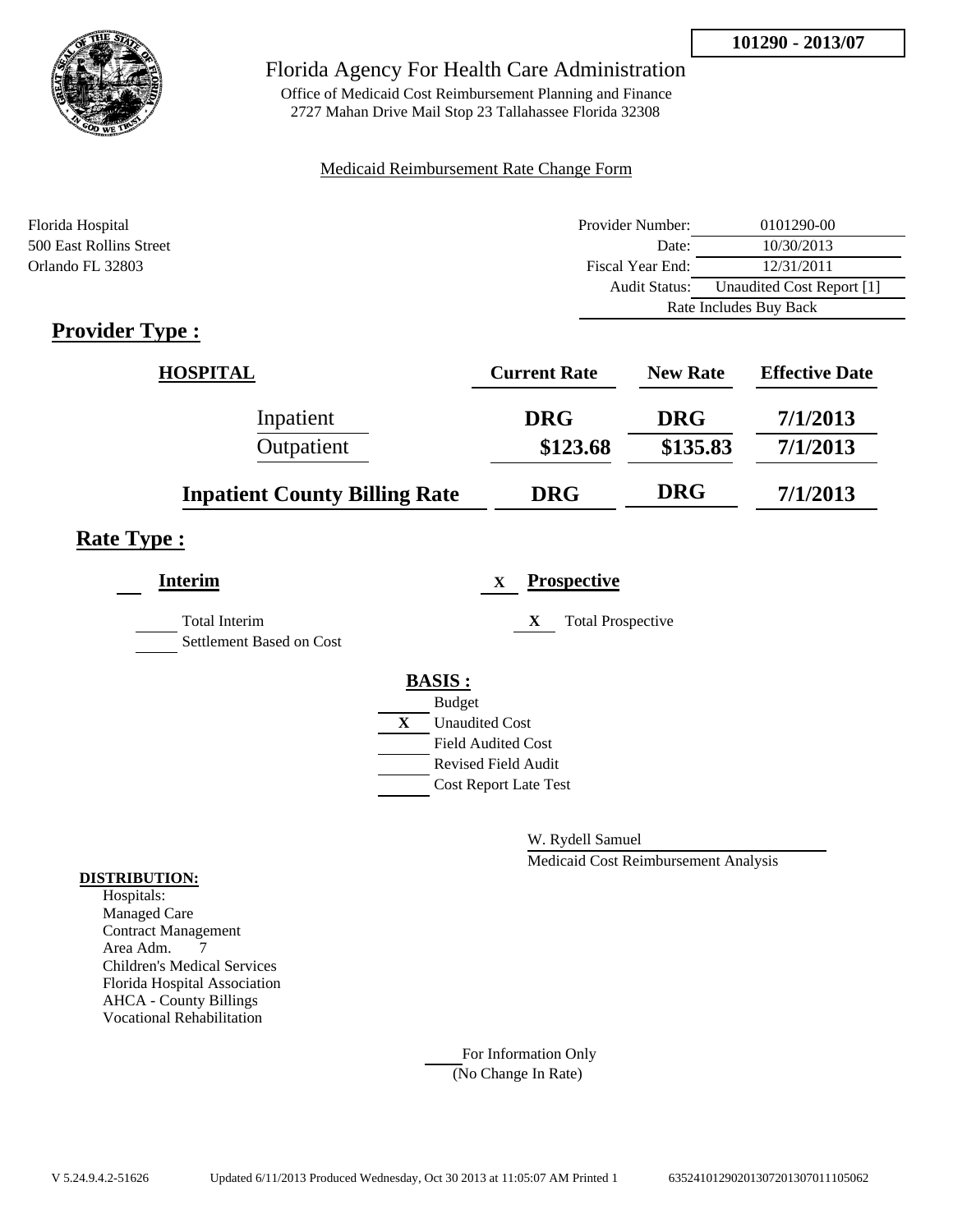**101290 - 2013/07**

Florida Agency For Health Care Administration

Office of Medicaid Cost Reimbursement Planning and Finance
2727 Mahan Drive Mail Stop 23 Tallahassee Florida 32308

Medicaid Reimbursement Rate Change Form

Florida Hospital
500 East Rollins Street
Orlando FL 32803

| | |
|---|---|
| Provider Number: | 0101290-00 |
| Date: | 10/30/2013 |
| Fiscal Year End: | 12/31/2011 |
| Audit Status: | Unaudited Cost Report [1] |
| Rate Includes Buy Back | |

## Provider Type :

| HOSPITAL | Current Rate | New Rate | Effective Date |
|---|---|---|---|
| Inpatient | DRG | DRG | 7/1/2013 |
| Outpatient | $123.68 | $135.83 | 7/1/2013 |
| **Inpatient County Billing Rate** | **DRG** | **DRG** | **7/1/2013** |

## Rate Type :

**Interim**

- ___ Total Interim
- ___ Settlement Based on Cost

X **Prospective**

- X Total Prospective

**BASIS :**

- ___ Budget
- X Unaudited Cost
- ___ Field Audited Cost
- ___ Revised Field Audit
- ___ Cost Report Late Test

W. Rydell Samuel
Medicaid Cost Reimbursement Analysis

**DISTRIBUTION:**

Hospitals:
Managed Care
Contract Management
Area Adm. 7
Children's Medical Services
Florida Hospital Association
AHCA - County Billings
Vocational Rehabilitation

___ For Information Only
(No Change In Rate)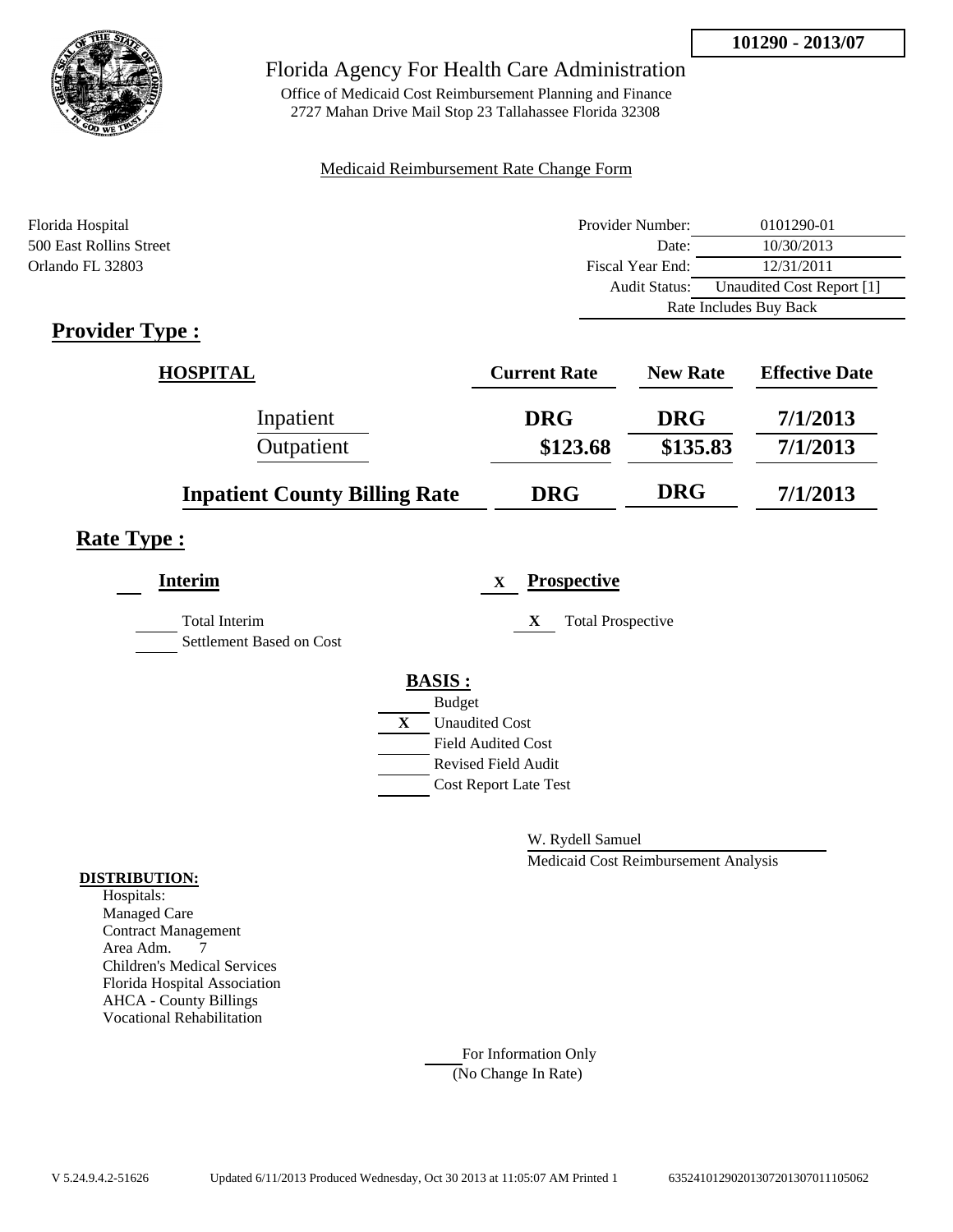**101290 - 2013/07**

# Florida Agency For Health Care Administration

Office of Medicaid Cost Reimbursement Planning and Finance
2727 Mahan Drive Mail Stop 23 Tallahassee Florida 32308

Medicaid Reimbursement Rate Change Form

Florida Hospital
500 East Rollins Street
Orlando FL 32803

| | |
|---|---|
| Provider Number: | 0101290-01 |
| Date: | 10/30/2013 |
| Fiscal Year End: | 12/31/2011 |
| Audit Status: | Unaudited Cost Report [1] |
| | Rate Includes Buy Back |

## Provider Type :

| HOSPITAL | Current Rate | New Rate | Effective Date |
|---|---|---|---|
| Inpatient | DRG | DRG | 7/1/2013 |
| Outpatient | \$123.68 | \$135.83 | 7/1/2013 |
| **Inpatient County Billing Rate** | **DRG** | **DRG** | **7/1/2013** |

## Rate Type :

**Interim**

- ___ Total Interim
- ___ Settlement Based on Cost

X **Prospective**

- X Total Prospective

**BASIS :**

- ___ Budget
- X Unaudited Cost
- ___ Field Audited Cost
- ___ Revised Field Audit
- ___ Cost Report Late Test

W. Rydell Samuel
Medicaid Cost Reimbursement Analysis

**DISTRIBUTION:**

Hospitals:
Managed Care
Contract Management
Area Adm. 7
Children's Medical Services
Florida Hospital Association
AHCA - County Billings
Vocational Rehabilitation

___ For Information Only
(No Change In Rate)

V 5.24.9.4.2-51626 Updated 6/11/2013 Produced Wednesday, Oct 30 2013 at 11:05:07 AM Printed 1 635241012902013072013070111105062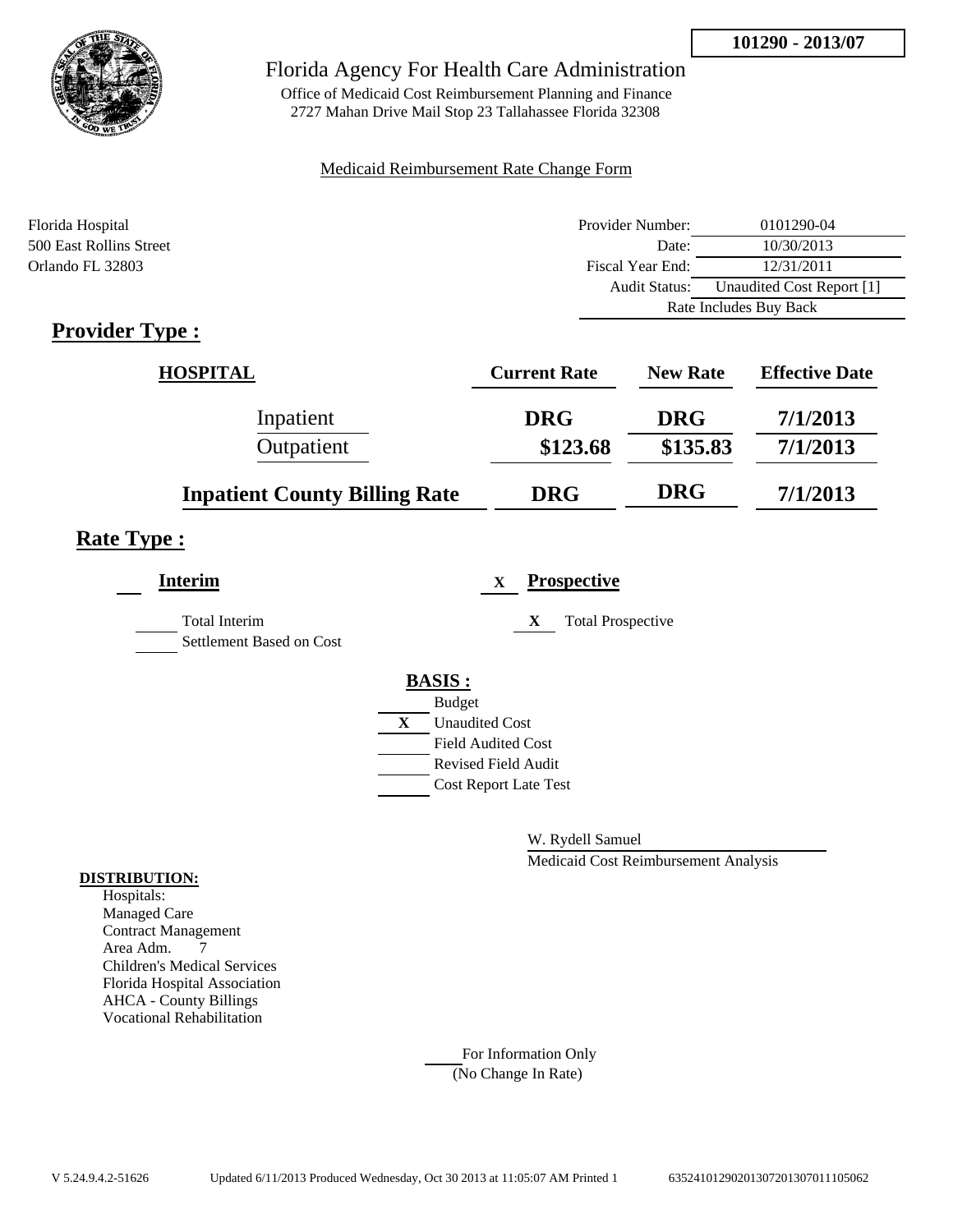**101290 - 2013/07**

# Florida Agency For Health Care Administration

Office of Medicaid Cost Reimbursement Planning and Finance
2727 Mahan Drive Mail Stop 23 Tallahassee Florida 32308

Medicaid Reimbursement Rate Change Form

Florida Hospital
500 East Rollins Street
Orlando FL 32803

| | |
|---|---|
| Provider Number: | 0101290-04 |
| Date: | 10/30/2013 |
| Fiscal Year End: | 12/31/2011 |
| Audit Status: | Unaudited Cost Report [1] |
| | Rate Includes Buy Back |

## Provider Type :

| HOSPITAL | Current Rate | New Rate | Effective Date |
|---|---|---|---|
| Inpatient | DRG | DRG | 7/1/2013 |
| Outpatient | $123.68 | $135.83 | 7/1/2013 |
| **Inpatient County Billing Rate** | DRG | DRG | 7/1/2013 |

## Rate Type :

___ **Interim**

___ Total Interim
___ Settlement Based on Cost

X **Prospective**

X Total Prospective

**BASIS :**

___ Budget
X Unaudited Cost
___ Field Audited Cost
___ Revised Field Audit
___ Cost Report Late Test

W. Rydell Samuel
Medicaid Cost Reimbursement Analysis

**DISTRIBUTION:**
Hospitals:
Managed Care
Contract Management
Area Adm. 7
Children's Medical Services
Florida Hospital Association
AHCA - County Billings
Vocational Rehabilitation

___ For Information Only
(No Change In Rate)

V 5.24.9.4.2-51626 Updated 6/11/2013 Produced Wednesday, Oct 30 2013 at 11:05:07 AM Printed 1 635241012902013072013070111105062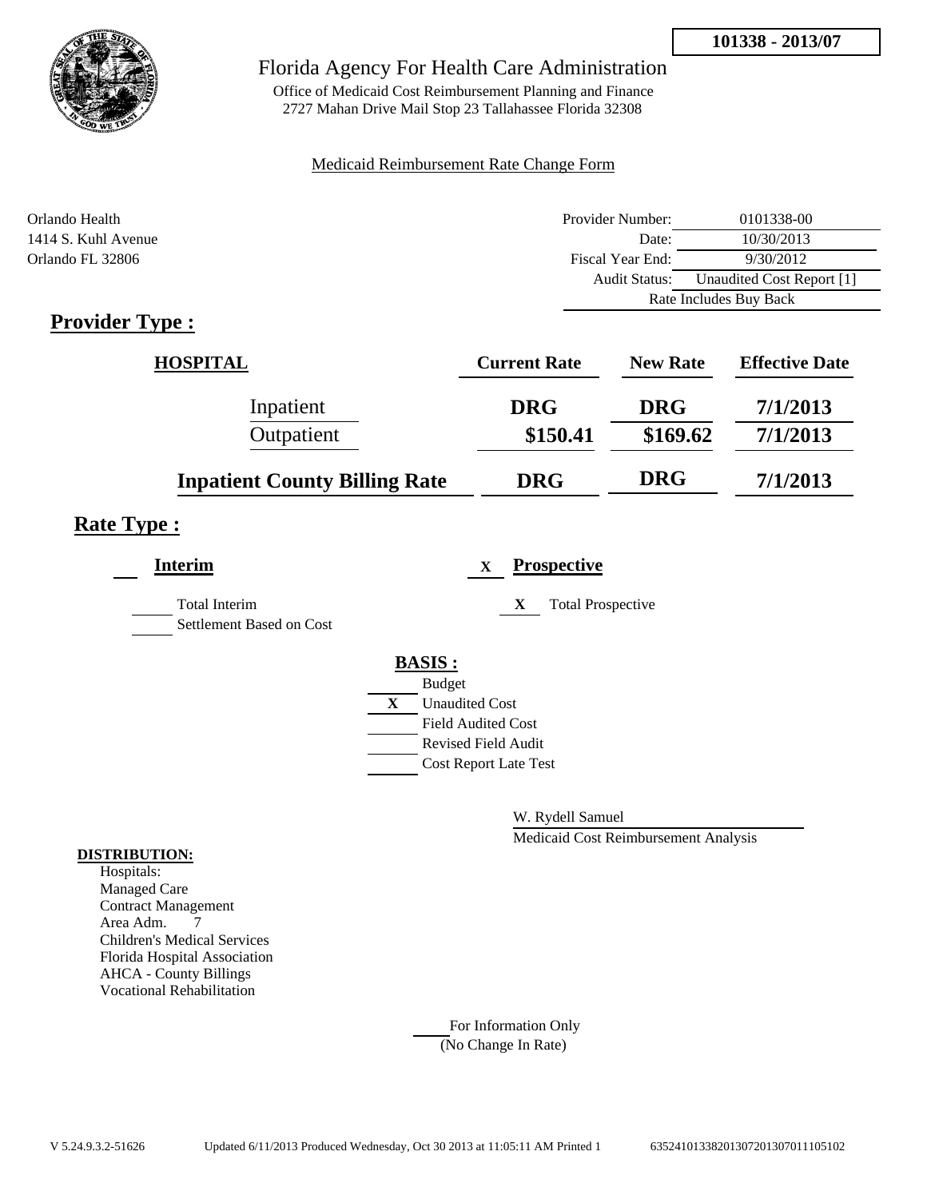**101338 - 2013/07**

# Florida Agency For Health Care Administration

Office of Medicaid Cost Reimbursement Planning and Finance
2727 Mahan Drive Mail Stop 23 Tallahassee Florida 32308

Medicaid Reimbursement Rate Change Form

Orlando Health
1414 S. Kuhl Avenue
Orlando FL 32806

| | |
|---|---|
| Provider Number: | 0101338-00 |
| Date: | 10/30/2013 |
| Fiscal Year End: | 9/30/2012 |
| Audit Status: | Unaudited Cost Report [1] |
| | Rate Includes Buy Back |

## Provider Type :

| HOSPITAL | Current Rate | New Rate | Effective Date |
|---|---|---|---|
| Inpatient | DRG | DRG | 7/1/2013 |
| Outpatient | $150.41 | $169.62 | 7/1/2013 |
| **Inpatient County Billing Rate** | DRG | DRG | 7/1/2013 |

## Rate Type :

**Interim**

- [ ] Total Interim
- [ ] Settlement Based on Cost

X **Prospective**

- X Total Prospective

**BASIS :**

- [ ] Budget
- X Unaudited Cost
- [ ] Field Audited Cost
- [ ] Revised Field Audit
- [ ] Cost Report Late Test

W. Rydell Samuel
Medicaid Cost Reimbursement Analysis

**DISTRIBUTION:**

Hospitals:
Managed Care
Contract Management
Area Adm. 7
Children's Medical Services
Florida Hospital Association
AHCA - County Billings
Vocational Rehabilitation

For Information Only
(No Change In Rate)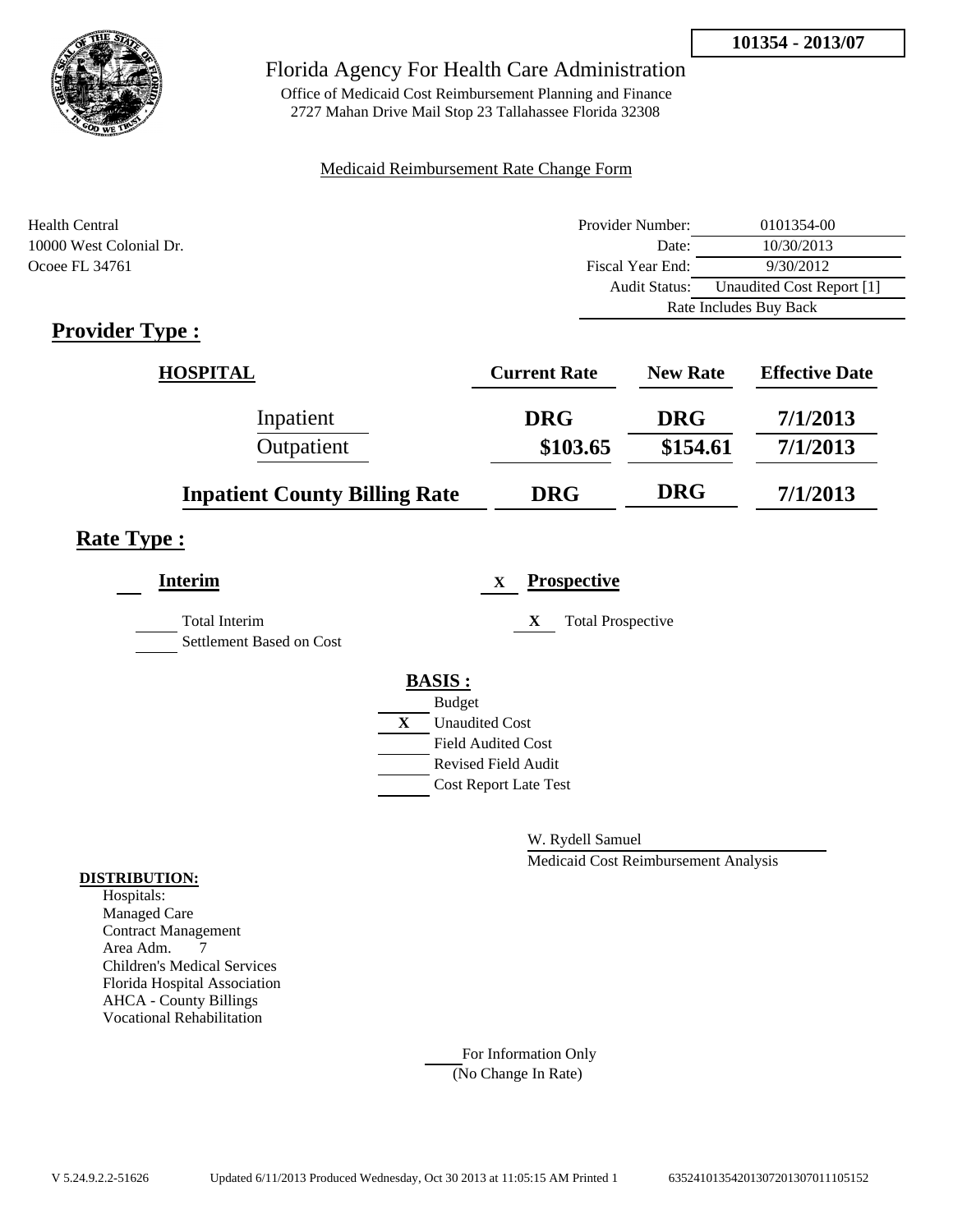**101354 - 2013/07**

Florida Agency For Health Care Administration

Office of Medicaid Cost Reimbursement Planning and Finance
2727 Mahan Drive Mail Stop 23 Tallahassee Florida 32308

Medicaid Reimbursement Rate Change Form

Health Central
10000 West Colonial Dr.
Ocoee FL 34761

| | |
|---|---|
| Provider Number: | 0101354-00 |
| Date: | 10/30/2013 |
| Fiscal Year End: | 9/30/2012 |
| Audit Status: | Unaudited Cost Report [1] |
| | Rate Includes Buy Back |

## Provider Type :

| HOSPITAL | Current Rate | New Rate | Effective Date |
|---|---|---|---|
| Inpatient | DRG | DRG | 7/1/2013 |
| Outpatient | $103.65 | $154.61 | 7/1/2013 |
| **Inpatient County Billing Rate** | DRG | DRG | 7/1/2013 |

## Rate Type :

**Interim**

Total Interim
Settlement Based on Cost

X **Prospective**

X Total Prospective

**BASIS :**

Budget
X Unaudited Cost
Field Audited Cost
Revised Field Audit
Cost Report Late Test

W. Rydell Samuel
Medicaid Cost Reimbursement Analysis

**DISTRIBUTION:**
Hospitals:
Managed Care
Contract Management
Area Adm. 7
Children's Medical Services
Florida Hospital Association
AHCA - County Billings
Vocational Rehabilitation

For Information Only
(No Change In Rate)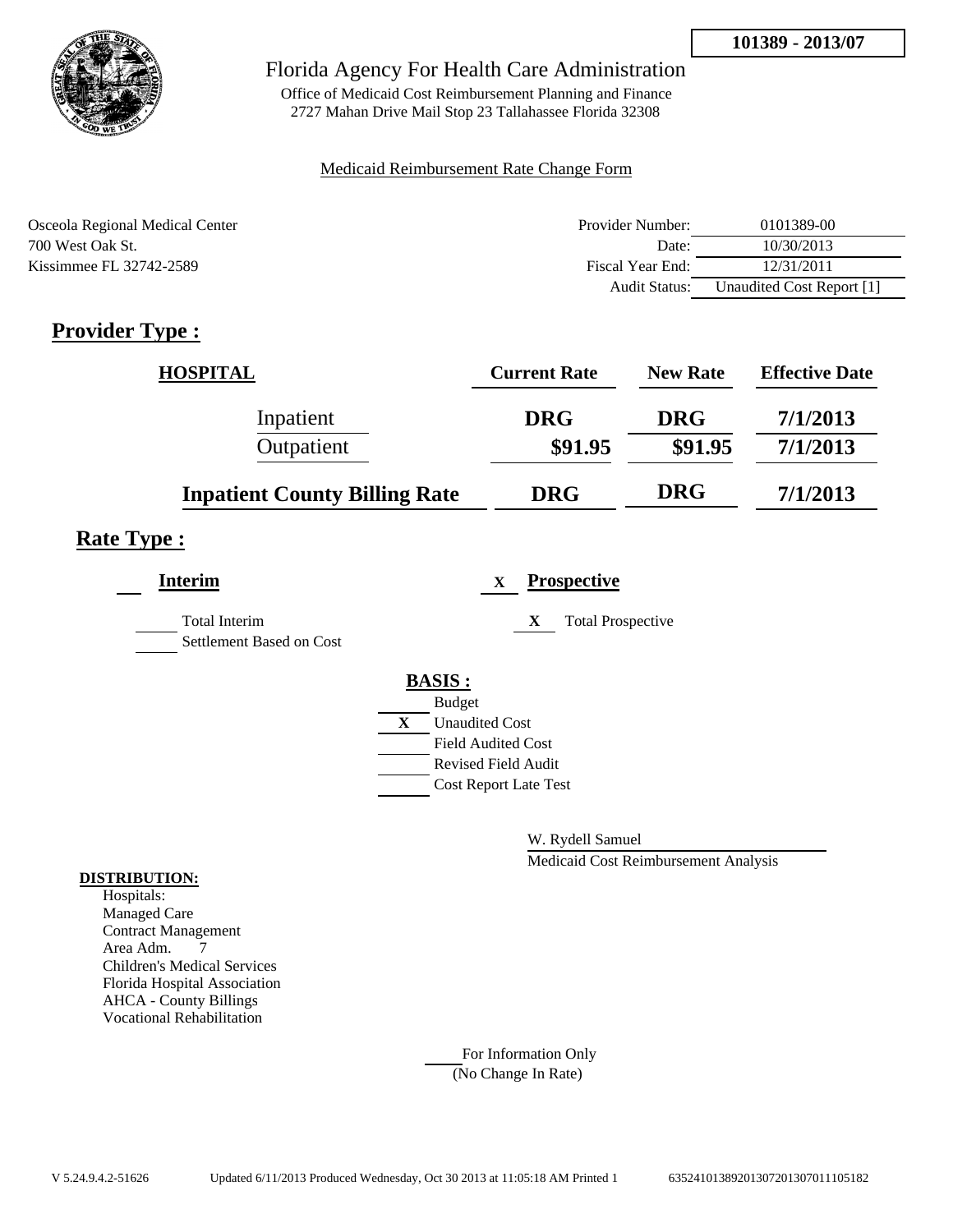**101389 - 2013/07**

# Florida Agency For Health Care Administration

Office of Medicaid Cost Reimbursement Planning and Finance
2727 Mahan Drive Mail Stop 23 Tallahassee Florida 32308

Medicaid Reimbursement Rate Change Form

Osceola Regional Medical Center
700 West Oak St.
Kissimmee FL 32742-2589

| | |
|---|---|
| Provider Number: | 0101389-00 |
| Date: | 10/30/2013 |
| Fiscal Year End: | 12/31/2011 |
| Audit Status: | Unaudited Cost Report [1] |

## Provider Type :

| HOSPITAL | Current Rate | New Rate | Effective Date |
|---|---|---|---|
| Inpatient | DRG | DRG | 7/1/2013 |
| Outpatient | $91.95 | $91.95 | 7/1/2013 |
| **Inpatient County Billing Rate** | **DRG** | **DRG** | **7/1/2013** |

## Rate Type :

**Interim**

- [ ] Total Interim
- [ ] Settlement Based on Cost

**Prospective** X

- [X] Total Prospective

**BASIS :**

- [ ] Budget
- [X] Unaudited Cost
- [ ] Field Audited Cost
- [ ] Revised Field Audit
- [ ] Cost Report Late Test

W. Rydell Samuel
Medicaid Cost Reimbursement Analysis

**DISTRIBUTION:**
Hospitals:
Managed Care
Contract Management
Area Adm. 7
Children's Medical Services
Florida Hospital Association
AHCA - County Billings
Vocational Rehabilitation

For Information Only
(No Change In Rate)

V 5.24.9.4.2-51626 Updated 6/11/2013 Produced Wednesday, Oct 30 2013 at 11:05:18 AM Printed 1 635241013892013072013070111105182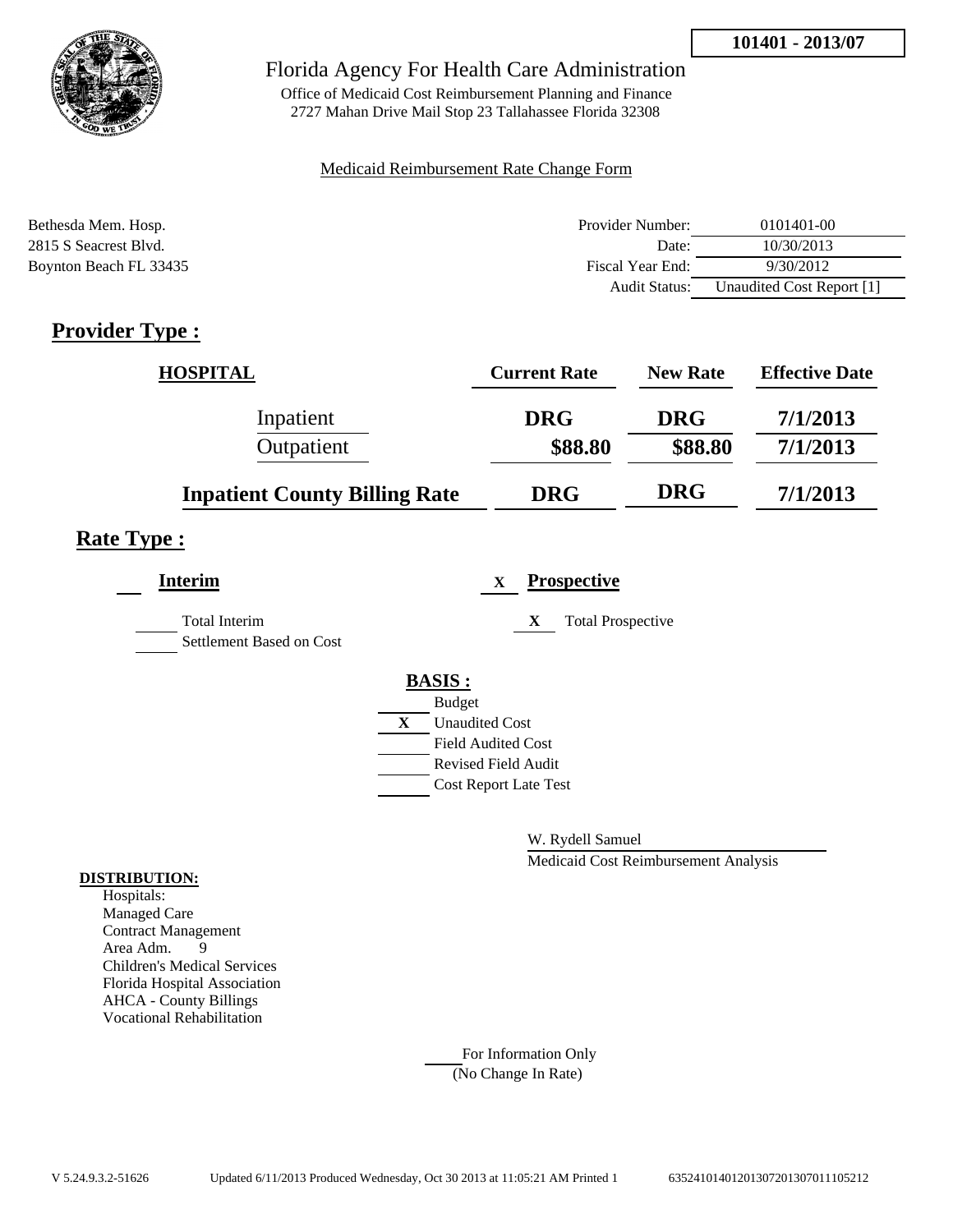**101401 - 2013/07**

Florida Agency For Health Care Administration

Office of Medicaid Cost Reimbursement Planning and Finance
2727 Mahan Drive Mail Stop 23 Tallahassee Florida 32308

Medicaid Reimbursement Rate Change Form

Bethesda Mem. Hosp.
2815 S Seacrest Blvd.
Boynton Beach FL 33435

| | |
|---|---|
| Provider Number: | 0101401-00 |
| Date: | 10/30/2013 |
| Fiscal Year End: | 9/30/2012 |
| Audit Status: | Unaudited Cost Report [1] |

## Provider Type :

| HOSPITAL | Current Rate | New Rate | Effective Date |
|---|---|---|---|
| Inpatient | DRG | DRG | 7/1/2013 |
| Outpatient | $88.80 | $88.80 | 7/1/2013 |
| **Inpatient County Billing Rate** | **DRG** | **DRG** | **7/1/2013** |

## Rate Type :

**Interim**

- Total Interim
- Settlement Based on Cost

X **Prospective**

- X Total Prospective

**BASIS :**

- Budget
- X Unaudited Cost
- Field Audited Cost
- Revised Field Audit
- Cost Report Late Test

W. Rydell Samuel
Medicaid Cost Reimbursement Analysis

**DISTRIBUTION:**

Hospitals:
Managed Care
Contract Management
Area Adm. 9
Children's Medical Services
Florida Hospital Association
AHCA - County Billings
Vocational Rehabilitation

For Information Only
(No Change In Rate)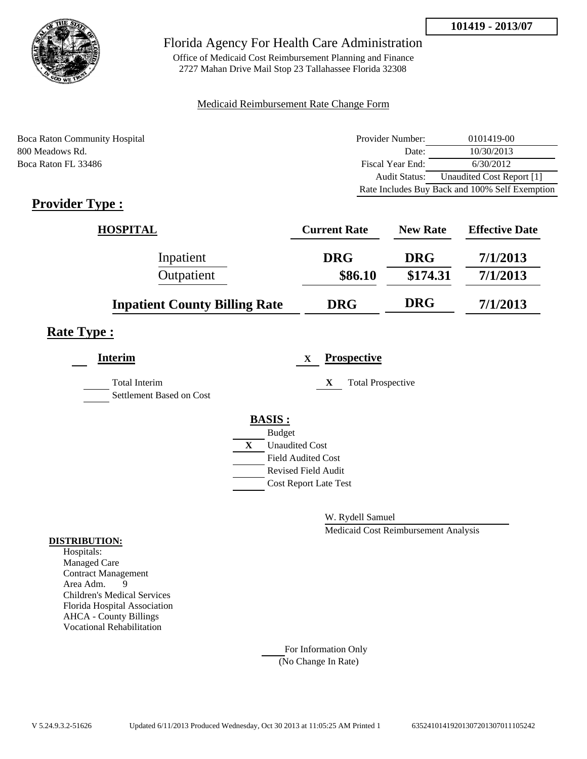**101419 - 2013/07**

# Florida Agency For Health Care Administration

Office of Medicaid Cost Reimbursement Planning and Finance
2727 Mahan Drive Mail Stop 23 Tallahassee Florida 32308

Medicaid Reimbursement Rate Change Form

Boca Raton Community Hospital
800 Meadows Rd.
Boca Raton FL 33486

| | |
|---|---|
| Provider Number: | 0101419-00 |
| Date: | 10/30/2013 |
| Fiscal Year End: | 6/30/2012 |
| Audit Status: | Unaudited Cost Report [1] |
| Rate Includes Buy Back and 100% Self Exemption | |

## Provider Type :

| HOSPITAL | Current Rate | New Rate | Effective Date |
|---|---|---|---|
| Inpatient | DRG | DRG | 7/1/2013 |
| Outpatient | $86.10 | $174.31 | 7/1/2013 |
| **Inpatient County Billing Rate** | **DRG** | **DRG** | **7/1/2013** |

## Rate Type :

**Interim**

Total Interim
Settlement Based on Cost

X **Prospective**

X Total Prospective

**BASIS :**

- Budget
- X Unaudited Cost
- Field Audited Cost
- Revised Field Audit
- Cost Report Late Test

W. Rydell Samuel
Medicaid Cost Reimbursement Analysis

**DISTRIBUTION:**

Hospitals:
Managed Care
Contract Management
Area Adm. 9
Children's Medical Services
Florida Hospital Association
AHCA - County Billings
Vocational Rehabilitation

For Information Only
(No Change In Rate)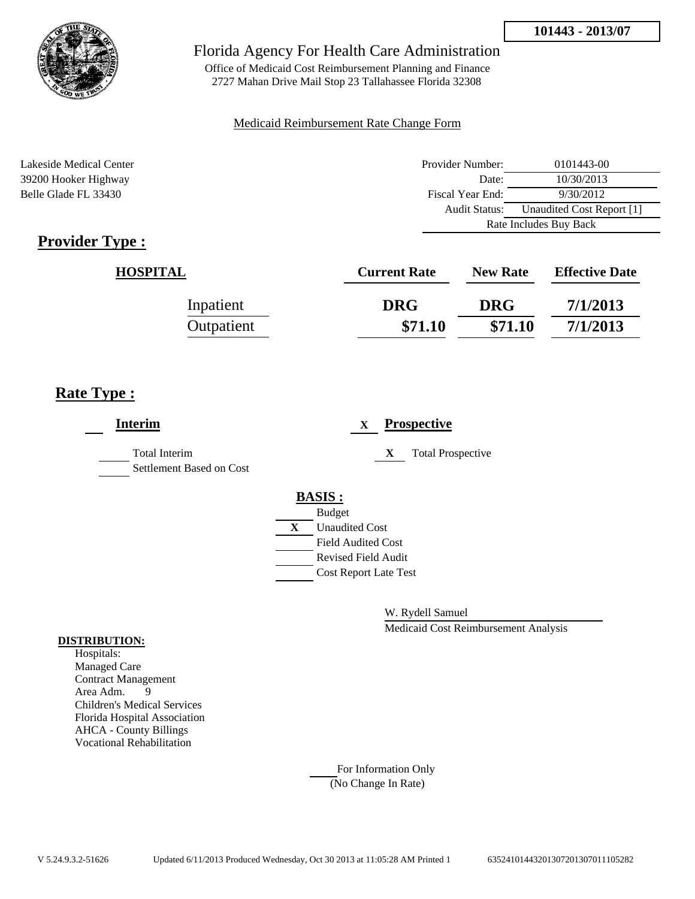**101443 - 2013/07**

# Florida Agency For Health Care Administration

Office of Medicaid Cost Reimbursement Planning and Finance
2727 Mahan Drive Mail Stop 23 Tallahassee Florida 32308

Medicaid Reimbursement Rate Change Form

Lakeside Medical Center
39200 Hooker Highway
Belle Glade FL 33430

| | |
|---|---|
| Provider Number: | 0101443-00 |
| Date: | 10/30/2013 |
| Fiscal Year End: | 9/30/2012 |
| Audit Status: | Unaudited Cost Report [1] |
| | Rate Includes Buy Back |

## Provider Type :

| HOSPITAL | Current Rate | New Rate | Effective Date |
|---|---|---|---|
| Inpatient | DRG | DRG | 7/1/2013 |
| Outpatient | $71.10 | $71.10 | 7/1/2013 |

## Rate Type :

**Interim**

___ Total Interim
___ Settlement Based on Cost

X **Prospective**

X Total Prospective

**BASIS :**

___ Budget
X Unaudited Cost
___ Field Audited Cost
___ Revised Field Audit
___ Cost Report Late Test

W. Rydell Samuel
Medicaid Cost Reimbursement Analysis

**DISTRIBUTION:**
Hospitals:
Managed Care
Contract Management
Area Adm. 9
Children's Medical Services
Florida Hospital Association
AHCA - County Billings
Vocational Rehabilitation

___ For Information Only
(No Change In Rate)

V 5.24.9.3.2-51626 Updated 6/11/2013 Produced Wednesday, Oct 30 2013 at 11:05:28 AM Printed 1 635241014432013072013070111052 82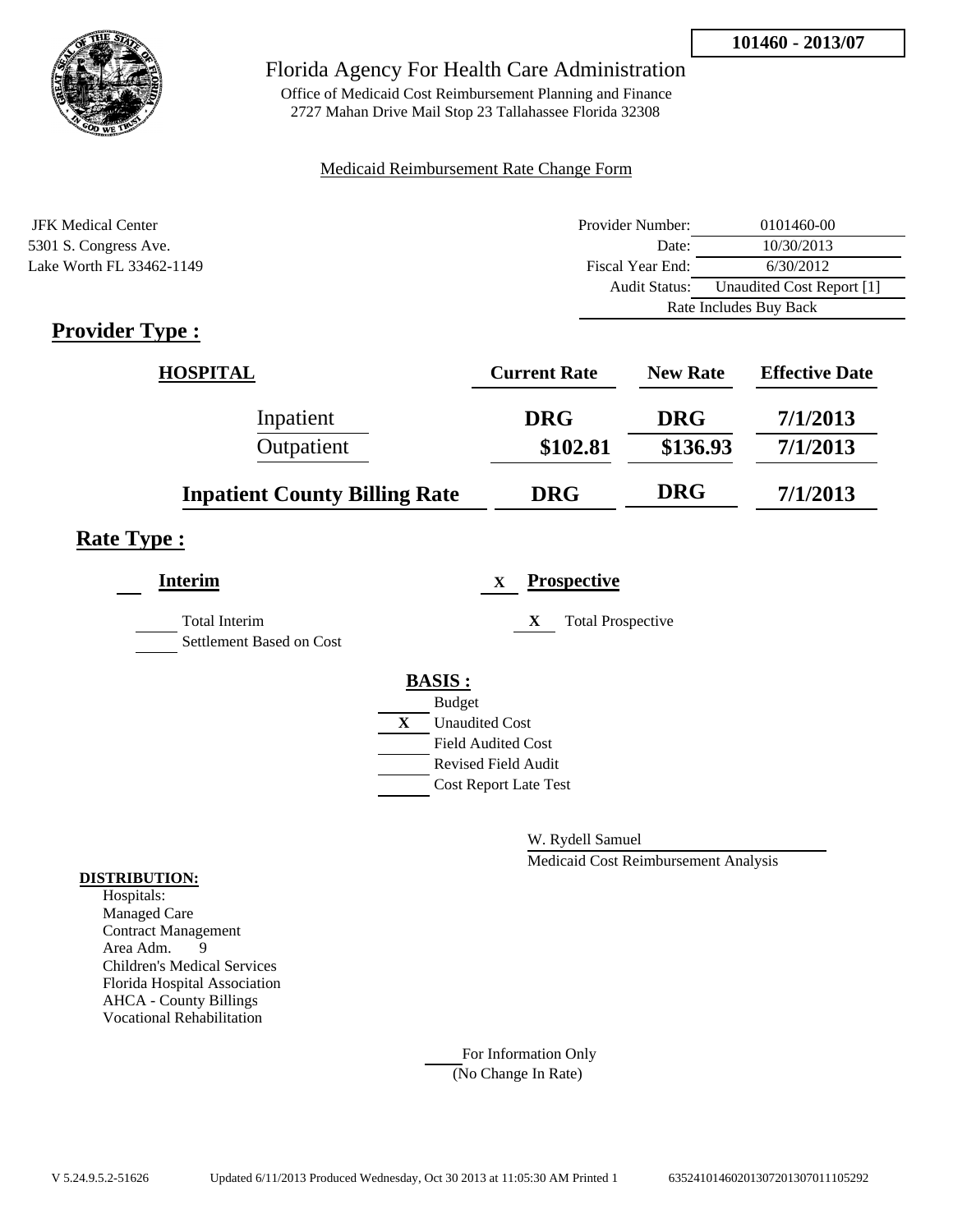**101460 - 2013/07**

# Florida Agency For Health Care Administration

Office of Medicaid Cost Reimbursement Planning and Finance
2727 Mahan Drive Mail Stop 23 Tallahassee Florida 32308

Medicaid Reimbursement Rate Change Form

JFK Medical Center
5301 S. Congress Ave.
Lake Worth FL 33462-1149

| | |
|---|---|
| Provider Number: | 0101460-00 |
| Date: | 10/30/2013 |
| Fiscal Year End: | 6/30/2012 |
| Audit Status: | Unaudited Cost Report [1] |
| Rate Includes Buy Back | |

## Provider Type :

| HOSPITAL | Current Rate | New Rate | Effective Date |
|---|---|---|---|
| Inpatient | DRG | DRG | 7/1/2013 |
| Outpatient | \$102.81 | \$136.93 | 7/1/2013 |
| **Inpatient County Billing Rate** | DRG | DRG | 7/1/2013 |

## Rate Type :

**Interim**

Total Interim

Settlement Based on Cost

X **Prospective**

X Total Prospective

**BASIS :**

Budget

X Unaudited Cost

Field Audited Cost

Revised Field Audit

Cost Report Late Test

W. Rydell Samuel

Medicaid Cost Reimbursement Analysis

**DISTRIBUTION:**

Hospitals:
Managed Care
Contract Management
Area Adm. 9
Children's Medical Services
Florida Hospital Association
AHCA - County Billings
Vocational Rehabilitation

For Information Only
(No Change In Rate)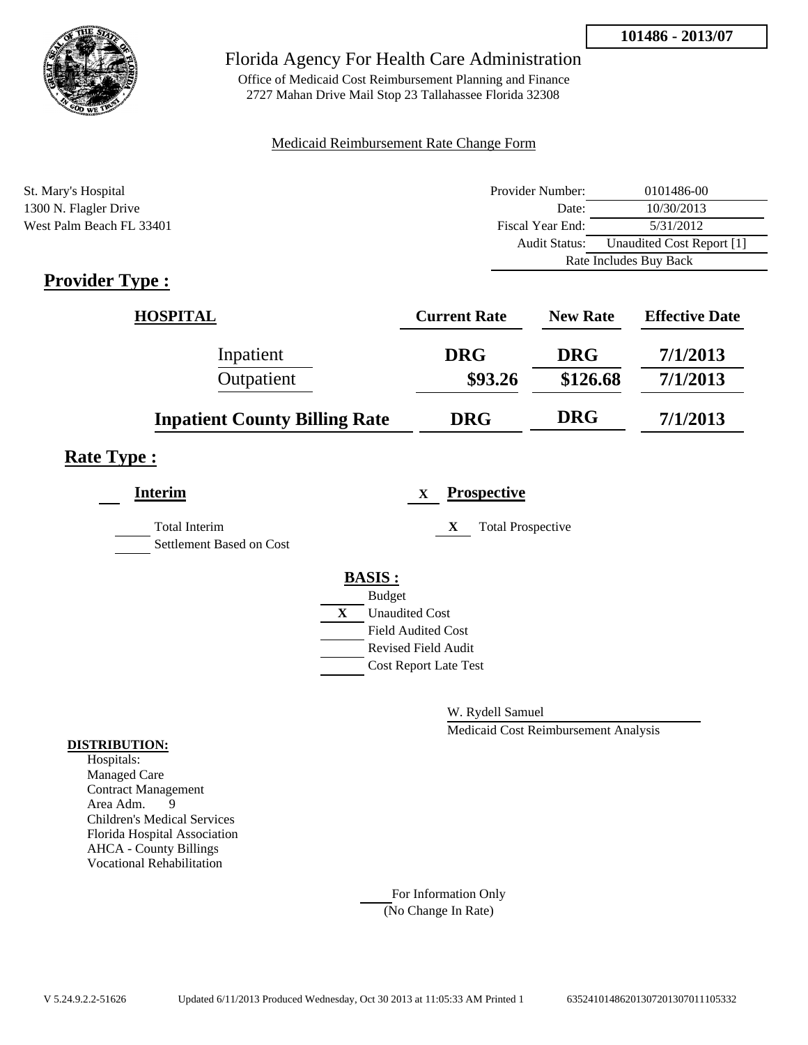101486 - 2013/07

# Florida Agency For Health Care Administration

Office of Medicaid Cost Reimbursement Planning and Finance
2727 Mahan Drive Mail Stop 23 Tallahassee Florida 32308

Medicaid Reimbursement Rate Change Form

St. Mary's Hospital
1300 N. Flagler Drive
West Palm Beach FL 33401

| | |
|---|---|
| Provider Number: | 0101486-00 |
| Date: | 10/30/2013 |
| Fiscal Year End: | 5/31/2012 |
| Audit Status: | Unaudited Cost Report [1] |
| Rate Includes Buy Back | |

## Provider Type :

| HOSPITAL | Current Rate | New Rate | Effective Date |
|---|---|---|---|
| Inpatient | DRG | DRG | 7/1/2013 |
| Outpatient | $93.26 | $126.68 | 7/1/2013 |
| **Inpatient County Billing Rate** | DRG | DRG | 7/1/2013 |

## Rate Type :

**Interim**

___ Total Interim
___ Settlement Based on Cost

X **Prospective**

X Total Prospective

**BASIS :**

___ Budget
X Unaudited Cost
___ Field Audited Cost
___ Revised Field Audit
___ Cost Report Late Test

W. Rydell Samuel
Medicaid Cost Reimbursement Analysis

**DISTRIBUTION:**
Hospitals:
Managed Care
Contract Management
Area Adm. 9
Children's Medical Services
Florida Hospital Association
AHCA - County Billings
Vocational Rehabilitation

___ For Information Only
(No Change In Rate)

V 5.24.9.2.2-51626 Updated 6/11/2013 Produced Wednesday, Oct 30 2013 at 11:05:33 AM Printed 1 635241014862013072013070111053332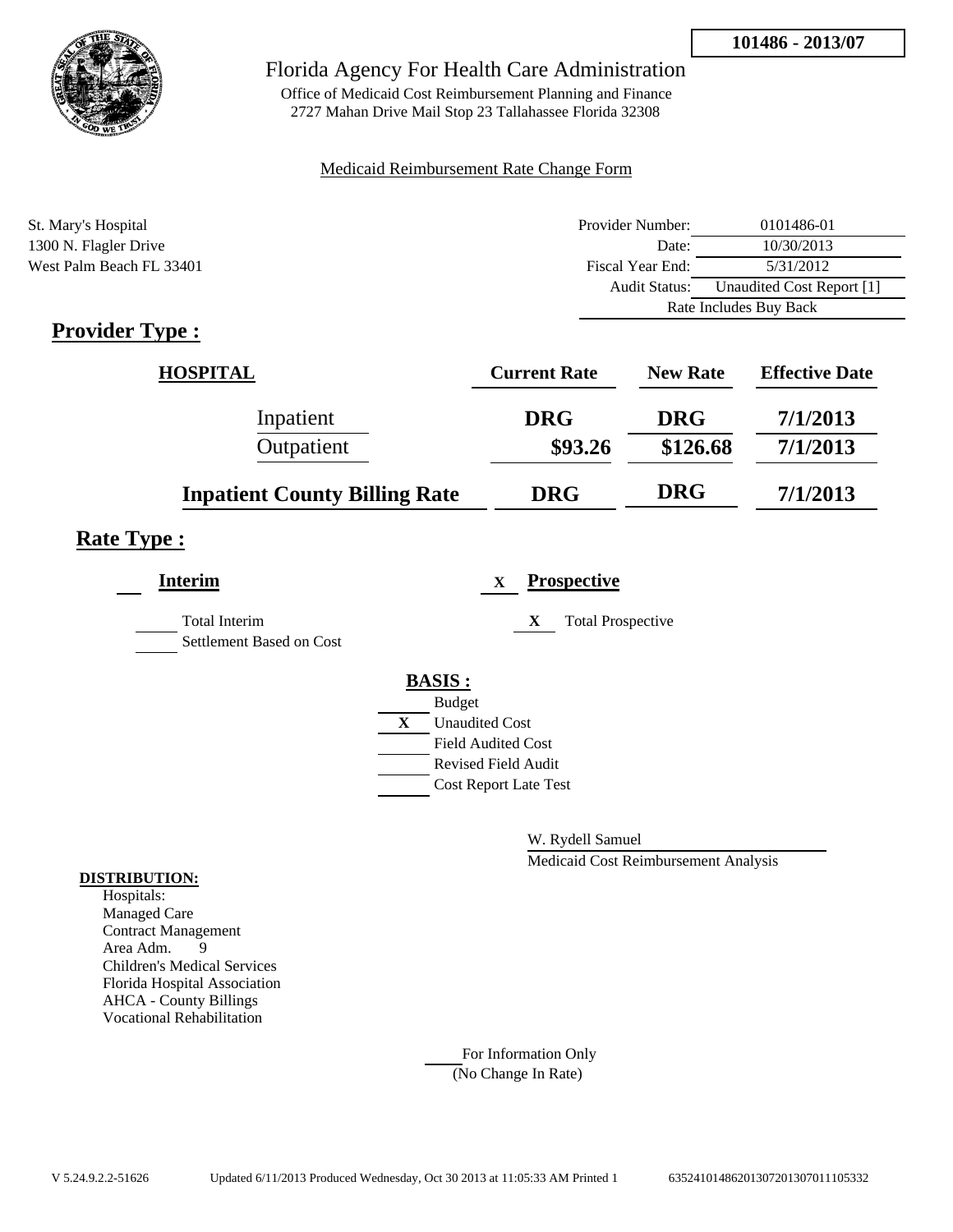**101486 - 2013/07**

# Florida Agency For Health Care Administration

Office of Medicaid Cost Reimbursement Planning and Finance
2727 Mahan Drive Mail Stop 23 Tallahassee Florida 32308

Medicaid Reimbursement Rate Change Form

St. Mary's Hospital
1300 N. Flagler Drive
West Palm Beach FL 33401

| | |
|---|---|
| Provider Number: | 0101486-01 |
| Date: | 10/30/2013 |
| Fiscal Year End: | 5/31/2012 |
| Audit Status: | Unaudited Cost Report [1] |
| Rate Includes Buy Back | |

## Provider Type :

| HOSPITAL | Current Rate | New Rate | Effective Date |
|---|---|---|---|
| Inpatient | DRG | DRG | 7/1/2013 |
| Outpatient | $93.26 | $126.68 | 7/1/2013 |
| **Inpatient County Billing Rate** | DRG | DRG | 7/1/2013 |

## Rate Type :

**Interim**

- ___ Total Interim
- ___ Settlement Based on Cost

X **Prospective**

- X Total Prospective

**BASIS :**

- ___ Budget
- X Unaudited Cost
- ___ Field Audited Cost
- ___ Revised Field Audit
- ___ Cost Report Late Test

W. Rydell Samuel
Medicaid Cost Reimbursement Analysis

**DISTRIBUTION:**

Hospitals:
Managed Care
Contract Management
Area Adm. 9
Children's Medical Services
Florida Hospital Association
AHCA - County Billings
Vocational Rehabilitation

___ For Information Only
(No Change In Rate)

V 5.24.9.2.2-51626 Updated 6/11/2013 Produced Wednesday, Oct 30 2013 at 11:05:33 AM Printed 1 635241014862013072013070111105332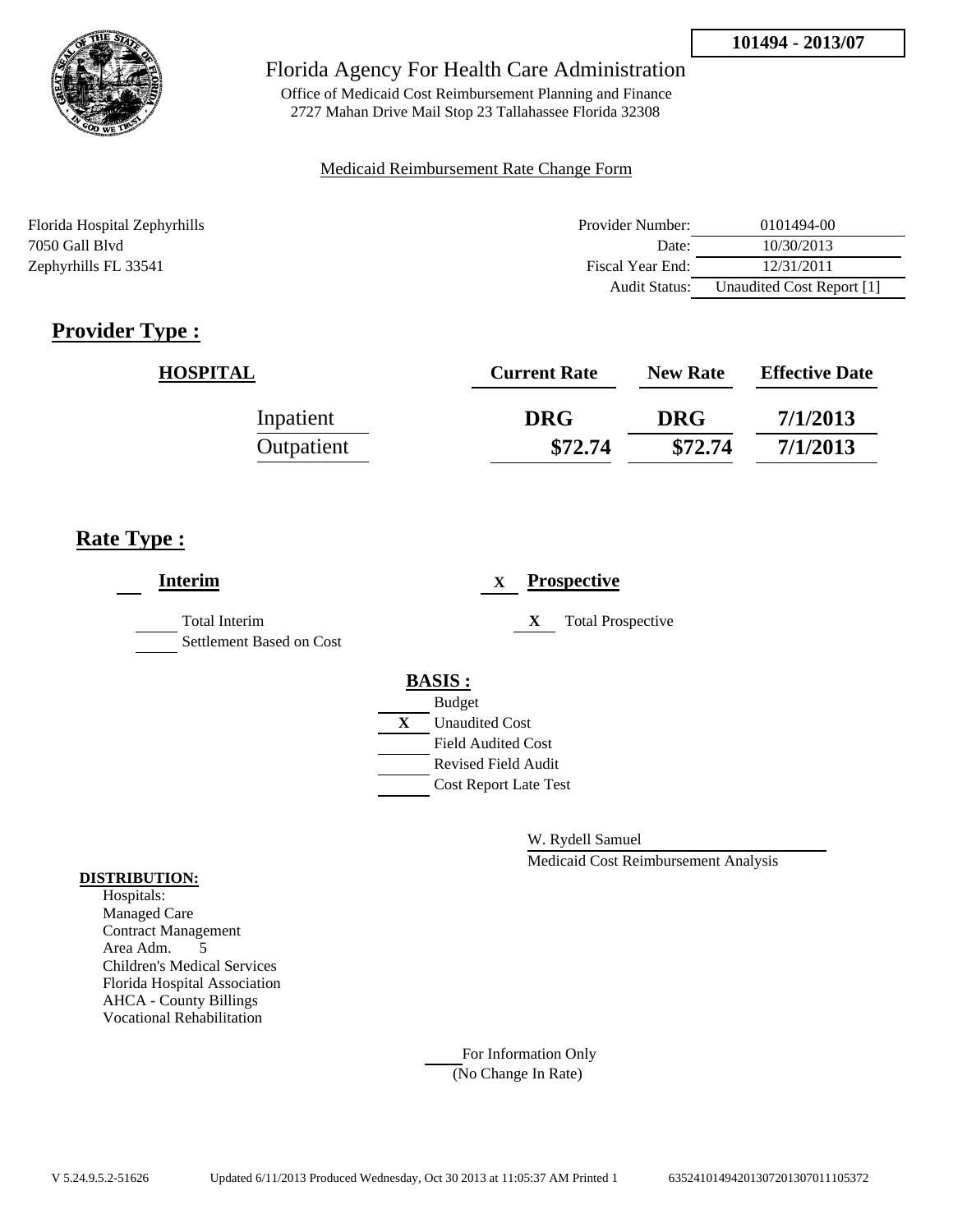101494 - 2013/07

Florida Agency For Health Care Administration

Office of Medicaid Cost Reimbursement Planning and Finance
2727 Mahan Drive Mail Stop 23 Tallahassee Florida 32308

Medicaid Reimbursement Rate Change Form

Florida Hospital Zephyrhills
7050 Gall Blvd
Zephyrhills FL 33541

| | |
|---|---|
| Provider Number: | 0101494-00 |
| Date: | 10/30/2013 |
| Fiscal Year End: | 12/31/2011 |
| Audit Status: | Unaudited Cost Report [1] |

## Provider Type :

| HOSPITAL | Current Rate | New Rate | Effective Date |
|---|---|---|---|
| Inpatient | DRG | DRG | 7/1/2013 |
| Outpatient | $72.74 | $72.74 | 7/1/2013 |

## Rate Type :

**Interim**

- ___ Total Interim
- ___ Settlement Based on Cost

X **Prospective**

- X Total Prospective

**BASIS :**

- ___ Budget
- X Unaudited Cost
- ___ Field Audited Cost
- ___ Revised Field Audit
- ___ Cost Report Late Test

W. Rydell Samuel
Medicaid Cost Reimbursement Analysis

**DISTRIBUTION:**

Hospitals:
Managed Care
Contract Management
Area Adm. 5
Children's Medical Services
Florida Hospital Association
AHCA - County Billings
Vocational Rehabilitation

___ For Information Only
(No Change In Rate)

V 5.24.9.5.2-51626 Updated 6/11/2013 Produced Wednesday, Oct 30 2013 at 11:05:37 AM Printed 1 6352410149420130720130701 1105372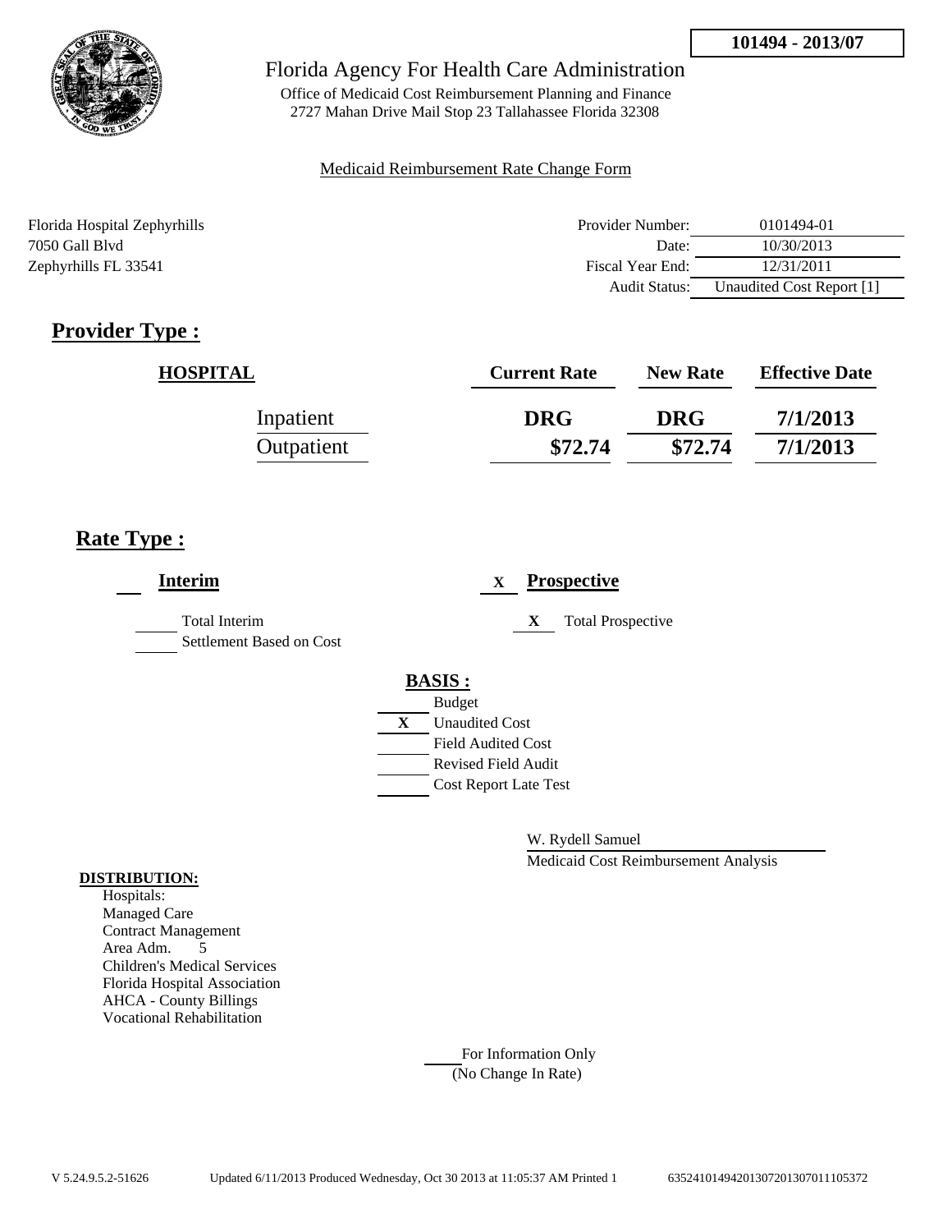**101494 - 2013/07**

Florida Agency For Health Care Administration

Office of Medicaid Cost Reimbursement Planning and Finance
2727 Mahan Drive Mail Stop 23 Tallahassee Florida 32308

Medicaid Reimbursement Rate Change Form

Florida Hospital Zephyrhills
7050 Gall Blvd
Zephyrhills FL 33541

| | |
|---|---|
| Provider Number: | 0101494-01 |
| Date: | 10/30/2013 |
| Fiscal Year End: | 12/31/2011 |
| Audit Status: | Unaudited Cost Report [1] |

# Provider Type :

| HOSPITAL | Current Rate | New Rate | Effective Date |
|---|---|---|---|
| Inpatient | DRG | DRG | 7/1/2013 |
| Outpatient | $72.74 | $72.74 | 7/1/2013 |

# Rate Type :

**Interim**

- Total Interim
- Settlement Based on Cost

X **Prospective**

- X Total Prospective

**BASIS :**

- Budget
- X Unaudited Cost
- Field Audited Cost
- Revised Field Audit
- Cost Report Late Test

W. Rydell Samuel

Medicaid Cost Reimbursement Analysis

**DISTRIBUTION:**

Hospitals:
Managed Care
Contract Management
Area Adm. 5
Children's Medical Services
Florida Hospital Association
AHCA - County Billings
Vocational Rehabilitation

For Information Only
(No Change In Rate)

V 5.24.9.5.2-51626 Updated 6/11/2013 Produced Wednesday, Oct 30 2013 at 11:05:37 AM Printed 1 635241014942013072013070111105372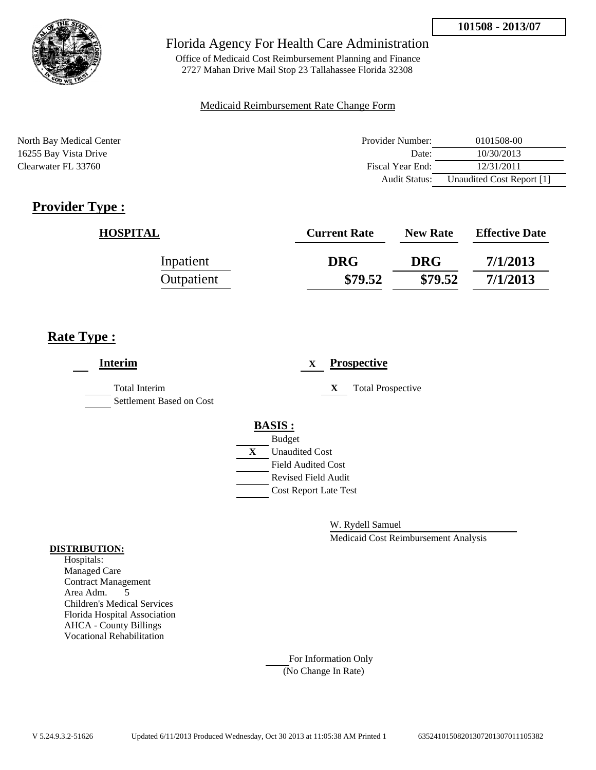**101508 - 2013/07**

Florida Agency For Health Care Administration

Office of Medicaid Cost Reimbursement Planning and Finance
2727 Mahan Drive Mail Stop 23 Tallahassee Florida 32308

Medicaid Reimbursement Rate Change Form

North Bay Medical Center
16255 Bay Vista Drive
Clearwater FL 33760

| | |
|---|---|
| Provider Number: | 0101508-00 |
| Date: | 10/30/2013 |
| Fiscal Year End: | 12/31/2011 |
| Audit Status: | Unaudited Cost Report [1] |

## Provider Type :

| HOSPITAL | Current Rate | New Rate | Effective Date |
|---|---|---|---|
| Inpatient | DRG | DRG | 7/1/2013 |
| Outpatient | $79.52 | $79.52 | 7/1/2013 |

## Rate Type :

**Interim**

- [ ] Total Interim
- [ ] Settlement Based on Cost

X **Prospective**

- X Total Prospective

**BASIS :**

- [ ] Budget
- X Unaudited Cost
- [ ] Field Audited Cost
- [ ] Revised Field Audit
- [ ] Cost Report Late Test

W. Rydell Samuel
Medicaid Cost Reimbursement Analysis

**DISTRIBUTION:**

Hospitals:
Managed Care
Contract Management
Area Adm. 5
Children's Medical Services
Florida Hospital Association
AHCA - County Billings
Vocational Rehabilitation

____ For Information Only
(No Change In Rate)

V 5.24.9.3.2-51626 Updated 6/11/2013 Produced Wednesday, Oct 30 2013 at 11:05:38 AM Printed 1 635241015082013072013070111105382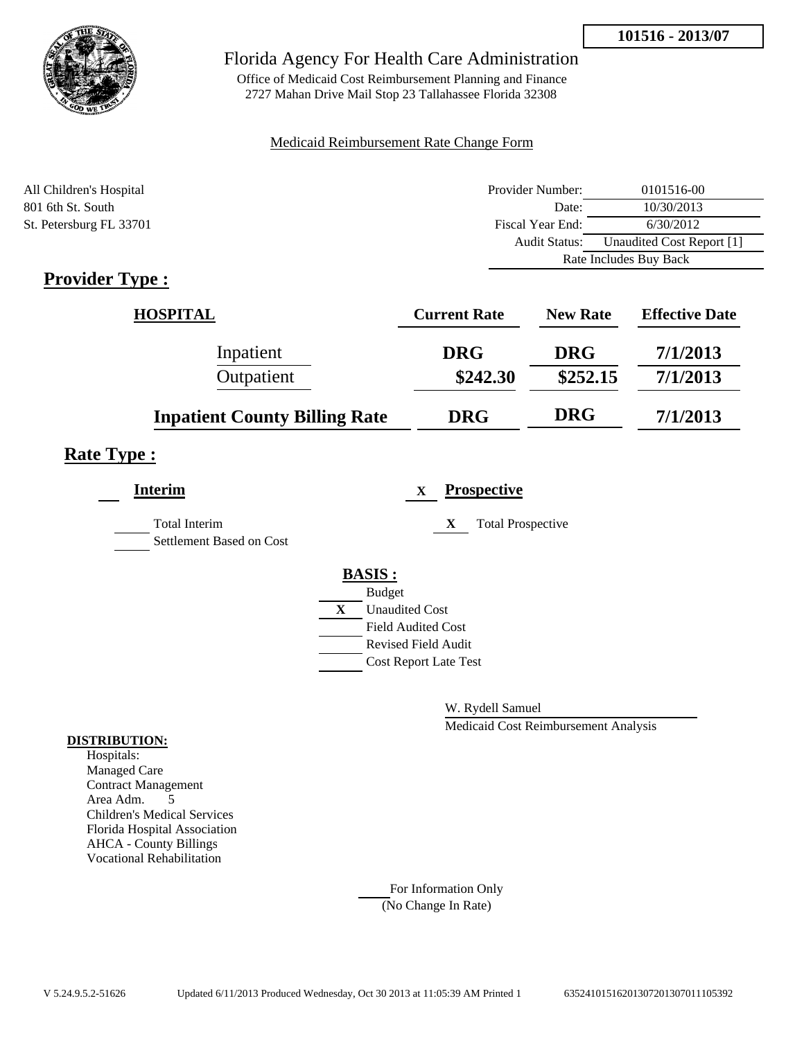**101516 - 2013/07**

# Florida Agency For Health Care Administration

Office of Medicaid Cost Reimbursement Planning and Finance
2727 Mahan Drive Mail Stop 23 Tallahassee Florida 32308

Medicaid Reimbursement Rate Change Form

All Children's Hospital
801 6th St. South
St. Petersburg FL 33701

| | |
|---|---|
| Provider Number: | 0101516-00 |
| Date: | 10/30/2013 |
| Fiscal Year End: | 6/30/2012 |
| Audit Status: | Unaudited Cost Report [1] |
| | Rate Includes Buy Back |

## Provider Type :

| HOSPITAL | Current Rate | New Rate | Effective Date |
|---|---|---|---|
| Inpatient | DRG | DRG | 7/1/2013 |
| Outpatient | $242.30 | $252.15 | 7/1/2013 |
| **Inpatient County Billing Rate** | DRG | DRG | 7/1/2013 |

## Rate Type :

**Interim**

___ Total Interim
___ Settlement Based on Cost

X **Prospective**

X Total Prospective

**BASIS :**

___ Budget
X Unaudited Cost
___ Field Audited Cost
___ Revised Field Audit
___ Cost Report Late Test

W. Rydell Samuel
Medicaid Cost Reimbursement Analysis

**DISTRIBUTION:**

Hospitals:
Managed Care
Contract Management
Area Adm. 5
Children's Medical Services
Florida Hospital Association
AHCA - County Billings
Vocational Rehabilitation

___ For Information Only
(No Change In Rate)

V 5.24.9.5.2-51626 Updated 6/11/2013 Produced Wednesday, Oct 30 2013 at 11:05:39 AM Printed 1 635241015162013072013070111105392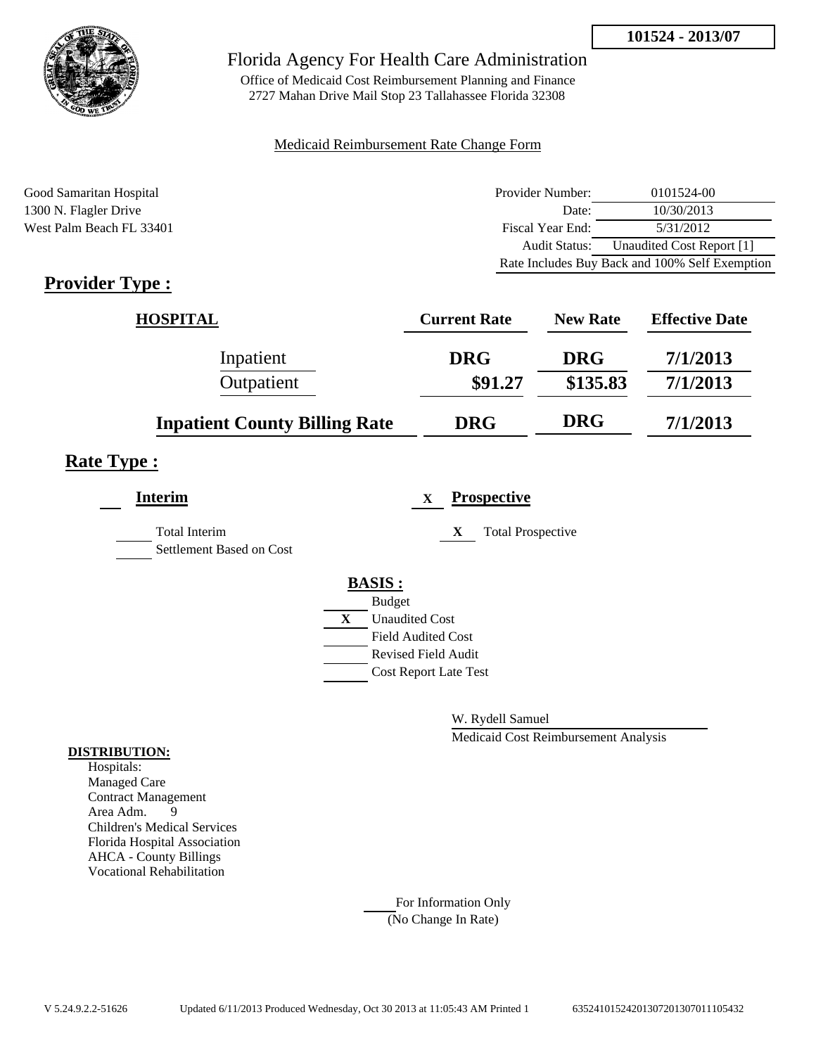**101524 - 2013/07**

# Florida Agency For Health Care Administration

Office of Medicaid Cost Reimbursement Planning and Finance
2727 Mahan Drive Mail Stop 23 Tallahassee Florida 32308

Medicaid Reimbursement Rate Change Form

Good Samaritan Hospital
1300 N. Flagler Drive
West Palm Beach FL 33401

| | |
|---|---|
| Provider Number: | 0101524-00 |
| Date: | 10/30/2013 |
| Fiscal Year End: | 5/31/2012 |
| Audit Status: | Unaudited Cost Report [1] |
| Rate Includes Buy Back and 100% Self Exemption | |

## Provider Type :

| HOSPITAL | Current Rate | New Rate | Effective Date |
|---|---|---|---|
| Inpatient | DRG | DRG | 7/1/2013 |
| Outpatient | $91.27 | $135.83 | 7/1/2013 |
| **Inpatient County Billing Rate** | **DRG** | **DRG** | **7/1/2013** |

## Rate Type :

**Interim**

- Total Interim
- Settlement Based on Cost

X **Prospective**

- X Total Prospective

**BASIS :**

- Budget
- X Unaudited Cost
- Field Audited Cost
- Revised Field Audit
- Cost Report Late Test

W. Rydell Samuel
Medicaid Cost Reimbursement Analysis

**DISTRIBUTION:**

Hospitals:
Managed Care
Contract Management
Area Adm. 9
Children's Medical Services
Florida Hospital Association
AHCA - County Billings
Vocational Rehabilitation

For Information Only
(No Change In Rate)

V 5.24.9.2.2-51626 Updated 6/11/2013 Produced Wednesday, Oct 30 2013 at 11:05:43 AM Printed 1 63524101524201307201307011105432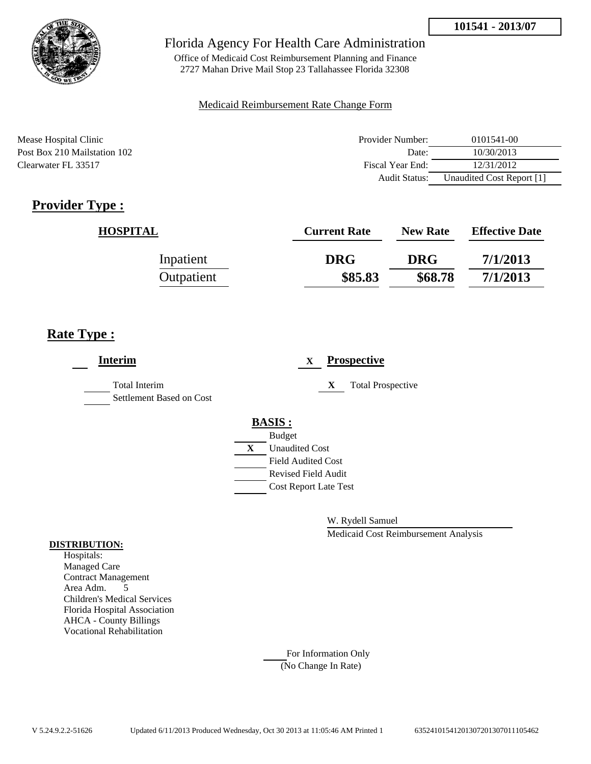**101541 - 2013/07**

Florida Agency For Health Care Administration

Office of Medicaid Cost Reimbursement Planning and Finance
2727 Mahan Drive Mail Stop 23 Tallahassee Florida 32308

Medicaid Reimbursement Rate Change Form

Mease Hospital Clinic
Post Box 210 Mailstation 102
Clearwater FL 33517

| | |
|---|---|
| Provider Number: | 0101541-00 |
| Date: | 10/30/2013 |
| Fiscal Year End: | 12/31/2012 |
| Audit Status: | Unaudited Cost Report [1] |

## Provider Type :

| HOSPITAL | Current Rate | New Rate | Effective Date |
|---|---|---|---|
| Inpatient | DRG | DRG | 7/1/2013 |
| Outpatient | $85.83 | $68.78 | 7/1/2013 |

## Rate Type :

**Interim**

- [ ] Total Interim
- [ ] Settlement Based on Cost

X **Prospective**

- [X] Total Prospective

**BASIS :**

- [ ] Budget
- [X] Unaudited Cost
- [ ] Field Audited Cost
- [ ] Revised Field Audit
- [ ] Cost Report Late Test

W. Rydell Samuel
Medicaid Cost Reimbursement Analysis

**DISTRIBUTION:**

Hospitals:
Managed Care
Contract Management
Area Adm. 5
Children's Medical Services
Florida Hospital Association
AHCA - County Billings
Vocational Rehabilitation

For Information Only
(No Change In Rate)

V 5.24.9.2.2-51626 Updated 6/11/2013 Produced Wednesday, Oct 30 2013 at 11:05:46 AM Printed 1 635241015412013072013070111054​62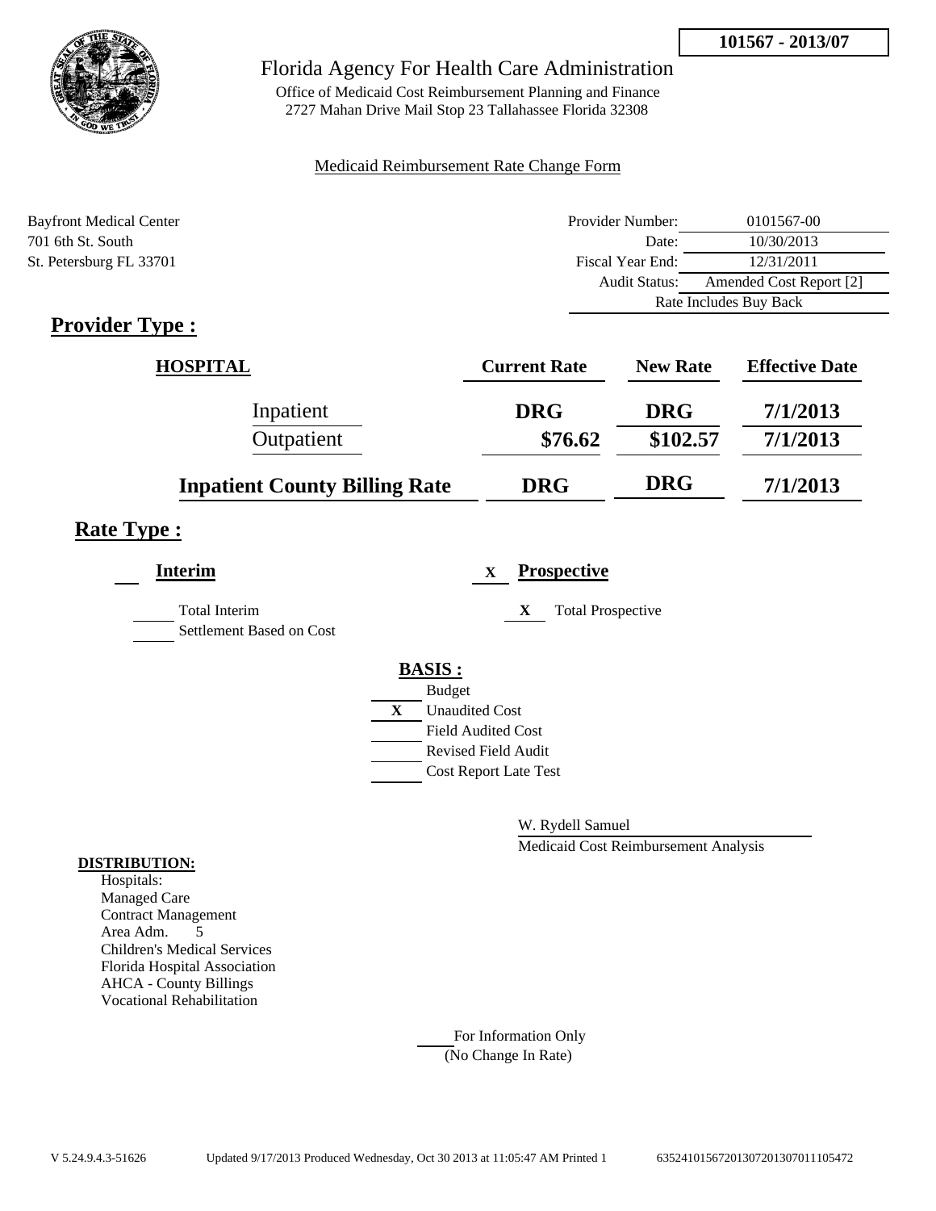**101567 - 2013/07**

# Florida Agency For Health Care Administration

Office of Medicaid Cost Reimbursement Planning and Finance
2727 Mahan Drive Mail Stop 23 Tallahassee Florida 32308

Medicaid Reimbursement Rate Change Form

Bayfront Medical Center
701 6th St. South
St. Petersburg FL 33701

| | |
|---|---|
| Provider Number: | 0101567-00 |
| Date: | 10/30/2013 |
| Fiscal Year End: | 12/31/2011 |
| Audit Status: | Amended Cost Report [2] |
| | Rate Includes Buy Back |

## Provider Type :

| HOSPITAL | Current Rate | New Rate | Effective Date |
|---|---|---|---|
| Inpatient | DRG | DRG | 7/1/2013 |
| Outpatient | \$76.62 | \$102.57 | 7/1/2013 |
| Inpatient County Billing Rate | DRG | DRG | 7/1/2013 |

## Rate Type :

**Interim**

___ Total Interim

___ Settlement Based on Cost

X **Prospective**

X Total Prospective

**BASIS :**

___ Budget
X Unaudited Cost
___ Field Audited Cost
___ Revised Field Audit
___ Cost Report Late Test

W. Rydell Samuel
Medicaid Cost Reimbursement Analysis

**DISTRIBUTION:**
Hospitals:
Managed Care
Contract Management
Area Adm. 5
Children's Medical Services
Florida Hospital Association
AHCA - County Billings
Vocational Rehabilitation

___ For Information Only
(No Change In Rate)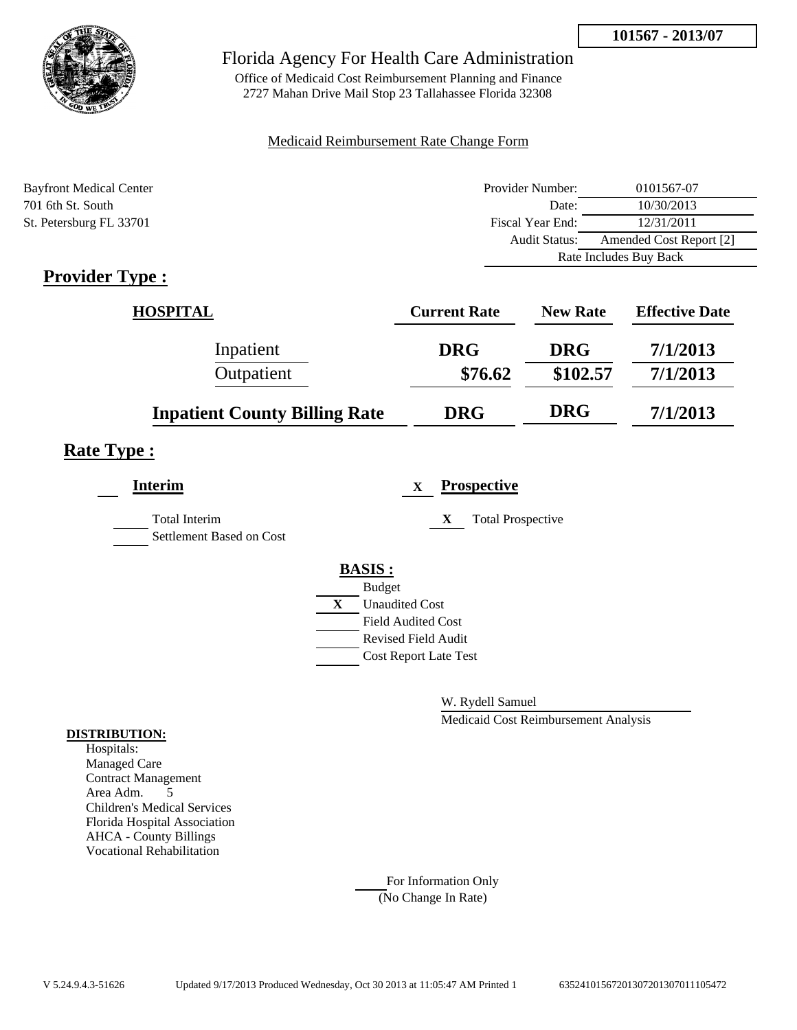**101567 - 2013/07**

# Florida Agency For Health Care Administration

Office of Medicaid Cost Reimbursement Planning and Finance
2727 Mahan Drive Mail Stop 23 Tallahassee Florida 32308

Medicaid Reimbursement Rate Change Form

Bayfront Medical Center
701 6th St. South
St. Petersburg FL 33701

| | |
|---|---|
| Provider Number: | 0101567-07 |
| Date: | 10/30/2013 |
| Fiscal Year End: | 12/31/2011 |
| Audit Status: | Amended Cost Report [2] |
| | Rate Includes Buy Back |

## Provider Type :

| HOSPITAL | Current Rate | New Rate | Effective Date |
|---|---|---|---|
| Inpatient | DRG | DRG | 7/1/2013 |
| Outpatient | $76.62 | $102.57 | 7/1/2013 |
| **Inpatient County Billing Rate** | **DRG** | **DRG** | **7/1/2013** |

## Rate Type :

**Interim**

___ Total Interim
___ Settlement Based on Cost

X **Prospective**

X Total Prospective

**BASIS :**

___ Budget
X Unaudited Cost
___ Field Audited Cost
___ Revised Field Audit
___ Cost Report Late Test

W. Rydell Samuel
Medicaid Cost Reimbursement Analysis

**DISTRIBUTION:**

Hospitals:
Managed Care
Contract Management
Area Adm. 5
Children's Medical Services
Florida Hospital Association
AHCA - County Billings
Vocational Rehabilitation

___ For Information Only
(No Change In Rate)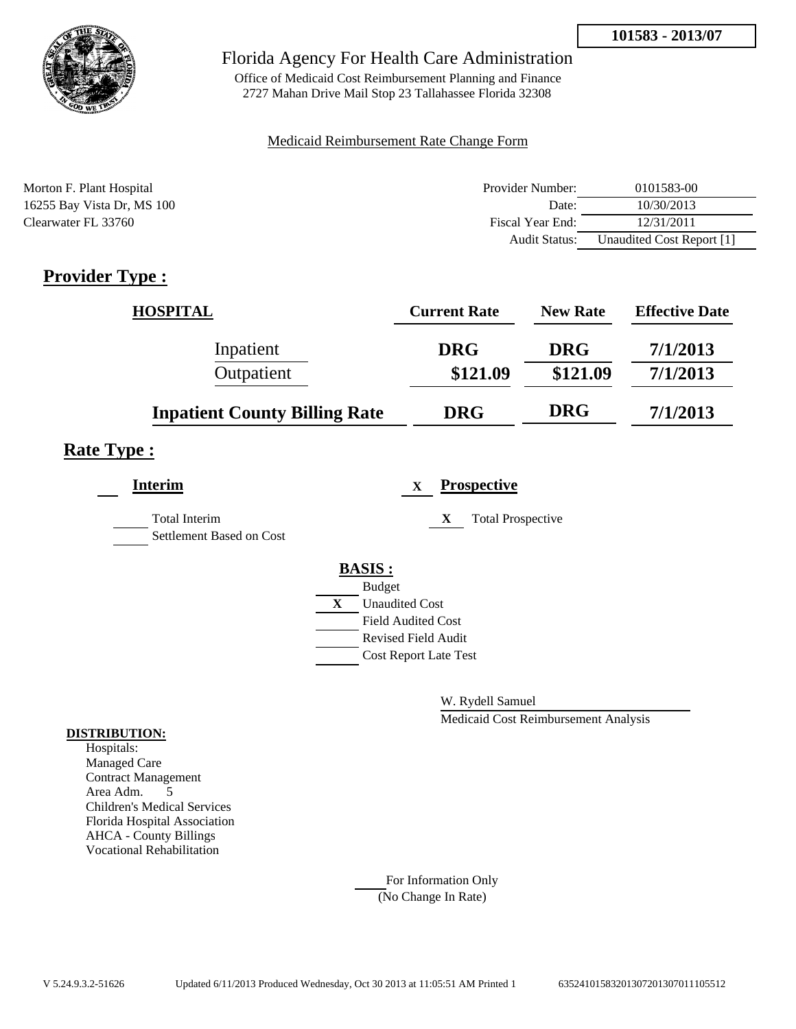**101583 - 2013/07**

Florida Agency For Health Care Administration

Office of Medicaid Cost Reimbursement Planning and Finance
2727 Mahan Drive Mail Stop 23 Tallahassee Florida 32308

Medicaid Reimbursement Rate Change Form

Morton F. Plant Hospital
16255 Bay Vista Dr, MS 100
Clearwater FL 33760

| | |
|---|---|
| Provider Number: | 0101583-00 |
| Date: | 10/30/2013 |
| Fiscal Year End: | 12/31/2011 |
| Audit Status: | Unaudited Cost Report [1] |

## Provider Type :

| HOSPITAL | Current Rate | New Rate | Effective Date |
|---|---|---|---|
| Inpatient | DRG | DRG | 7/1/2013 |
| Outpatient | \$121.09 | \$121.09 | 7/1/2013 |
| **Inpatient County Billing Rate** | DRG | DRG | 7/1/2013 |

## Rate Type :

**Interim**

___ Total Interim
___ Settlement Based on Cost

X **Prospective**

X Total Prospective

**BASIS :**

___ Budget
X Unaudited Cost
___ Field Audited Cost
___ Revised Field Audit
___ Cost Report Late Test

W. Rydell Samuel
Medicaid Cost Reimbursement Analysis

**DISTRIBUTION:**
Hospitals:
Managed Care
Contract Management
Area Adm. 5
Children's Medical Services
Florida Hospital Association
AHCA - County Billings
Vocational Rehabilitation

___ For Information Only
(No Change In Rate)

V 5.24.9.3.2-51626 Updated 6/11/2013 Produced Wednesday, Oct 30 2013 at 11:05:51 AM Printed 1 63524101583201307201307011105512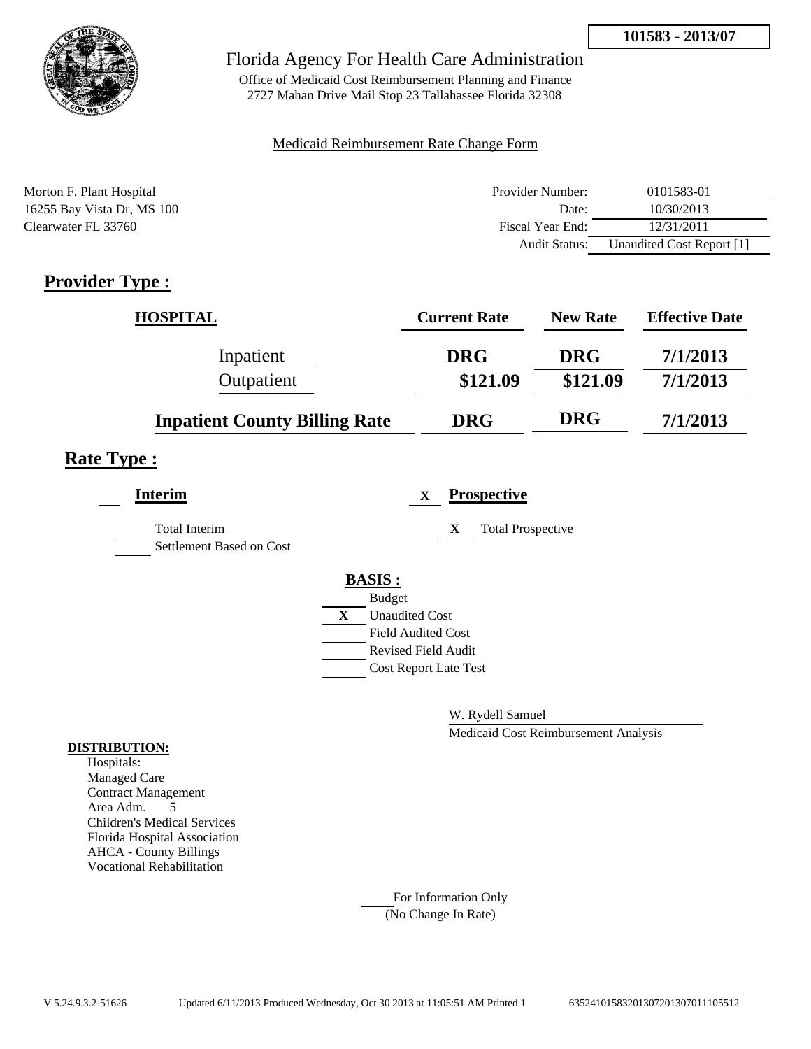**101583 - 2013/07**

Florida Agency For Health Care Administration

Office of Medicaid Cost Reimbursement Planning and Finance
2727 Mahan Drive Mail Stop 23 Tallahassee Florida 32308

Medicaid Reimbursement Rate Change Form

Morton F. Plant Hospital
16255 Bay Vista Dr, MS 100
Clearwater FL 33760

| | |
|---|---|
| Provider Number: | 0101583-01 |
| Date: | 10/30/2013 |
| Fiscal Year End: | 12/31/2011 |
| Audit Status: | Unaudited Cost Report [1] |

## Provider Type :

| HOSPITAL | Current Rate | New Rate | Effective Date |
|---|---|---|---|
| Inpatient | DRG | DRG | 7/1/2013 |
| Outpatient | $121.09 | $121.09 | 7/1/2013 |
| **Inpatient County Billing Rate** | **DRG** | **DRG** | **7/1/2013** |

## Rate Type :

**Interim**

\_\_ Total Interim
\_\_ Settlement Based on Cost

X **Prospective**

X Total Prospective

**BASIS :**

- \_\_ Budget
- X Unaudited Cost
- \_\_ Field Audited Cost
- \_\_ Revised Field Audit
- \_\_ Cost Report Late Test

W. Rydell Samuel
Medicaid Cost Reimbursement Analysis

**DISTRIBUTION:**

Hospitals:
Managed Care
Contract Management
Area Adm. 5
Children's Medical Services
Florida Hospital Association
AHCA - County Billings
Vocational Rehabilitation

\_\_ For Information Only
(No Change In Rate)

V 5.24.9.3.2-51626 Updated 6/11/2013 Produced Wednesday, Oct 30 2013 at 11:05:51 AM Printed 1 635241015832013072013070111055 12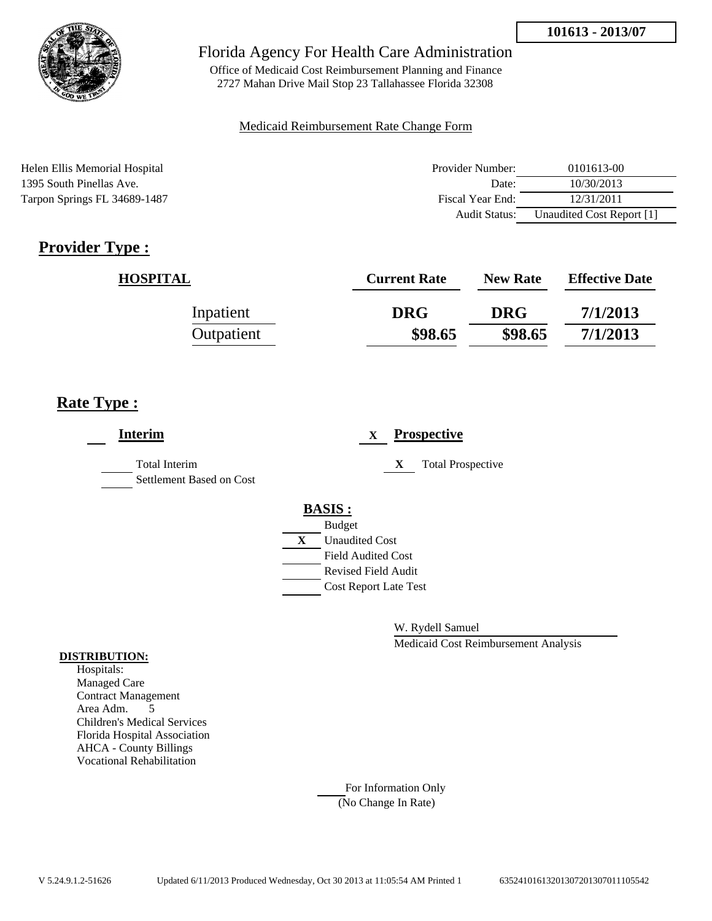**101613 - 2013/07**

Florida Agency For Health Care Administration

Office of Medicaid Cost Reimbursement Planning and Finance
2727 Mahan Drive Mail Stop 23 Tallahassee Florida 32308

Medicaid Reimbursement Rate Change Form

Helen Ellis Memorial Hospital
1395 South Pinellas Ave.
Tarpon Springs FL 34689-1487

| | |
|---|---|
| Provider Number: | 0101613-00 |
| Date: | 10/30/2013 |
| Fiscal Year End: | 12/31/2011 |
| Audit Status: | Unaudited Cost Report [1] |

## Provider Type :

| HOSPITAL | Current Rate | New Rate | Effective Date |
|---|---|---|---|
| Inpatient | DRG | DRG | 7/1/2013 |
| Outpatient | \$98.65 | \$98.65 | 7/1/2013 |

## Rate Type :

**Interim**

- ___ Total Interim
- ___ Settlement Based on Cost

X **Prospective**

- X Total Prospective

**BASIS :**

- ___ Budget
- X Unaudited Cost
- ___ Field Audited Cost
- ___ Revised Field Audit
- ___ Cost Report Late Test

W. Rydell Samuel
Medicaid Cost Reimbursement Analysis

**DISTRIBUTION:**
Hospitals:
Managed Care
Contract Management
Area Adm. 5
Children's Medical Services
Florida Hospital Association
AHCA - County Billings
Vocational Rehabilitation

___ For Information Only
(No Change In Rate)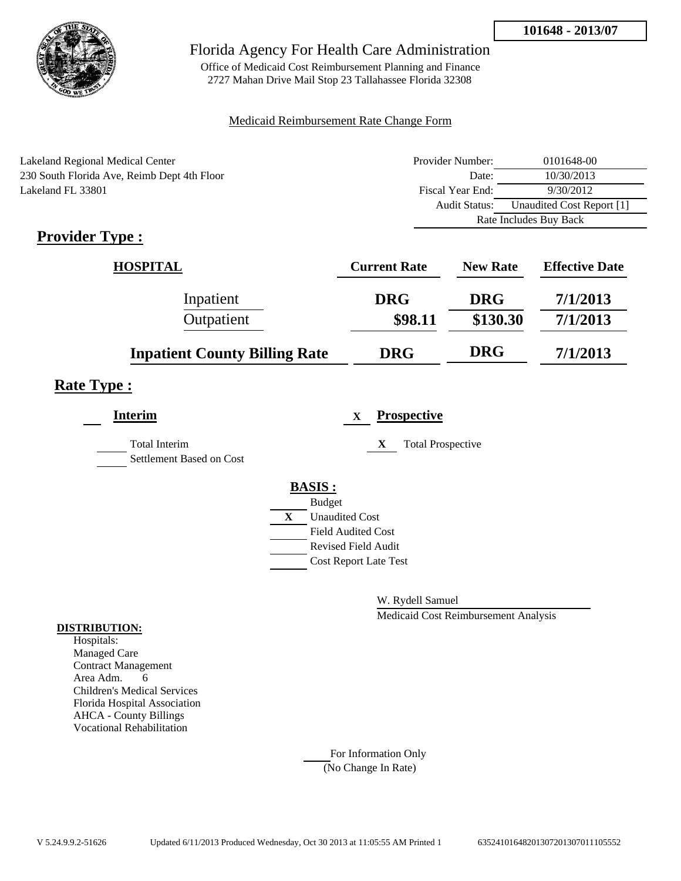**101648 - 2013/07**

# Florida Agency For Health Care Administration

Office of Medicaid Cost Reimbursement Planning and Finance
2727 Mahan Drive Mail Stop 23 Tallahassee Florida 32308

Medicaid Reimbursement Rate Change Form

Lakeland Regional Medical Center
230 South Florida Ave, Reimb Dept 4th Floor
Lakeland FL 33801

| | |
|---|---|
| Provider Number: | 0101648-00 |
| Date: | 10/30/2013 |
| Fiscal Year End: | 9/30/2012 |
| Audit Status: | Unaudited Cost Report [1] |
| Rate Includes Buy Back | |

## Provider Type :

| HOSPITAL | Current Rate | New Rate | Effective Date |
|---|---|---|---|
| Inpatient | DRG | DRG | 7/1/2013 |
| Outpatient | $98.11 | $130.30 | 7/1/2013 |
| **Inpatient County Billing Rate** | **DRG** | **DRG** | **7/1/2013** |

## Rate Type :

**Interim**

Total Interim
Settlement Based on Cost

X **Prospective**

X Total Prospective

**BASIS :**

- Budget
- X Unaudited Cost
- Field Audited Cost
- Revised Field Audit
- Cost Report Late Test

W. Rydell Samuel
Medicaid Cost Reimbursement Analysis

**DISTRIBUTION:**

Hospitals:
Managed Care
Contract Management
Area Adm. 6
Children's Medical Services
Florida Hospital Association
AHCA - County Billings
Vocational Rehabilitation

For Information Only
(No Change In Rate)

V 5.24.9.9.2-51626 Updated 6/11/2013 Produced Wednesday, Oct 30 2013 at 11:05:55 AM Printed 1 63524101648201307201307011105552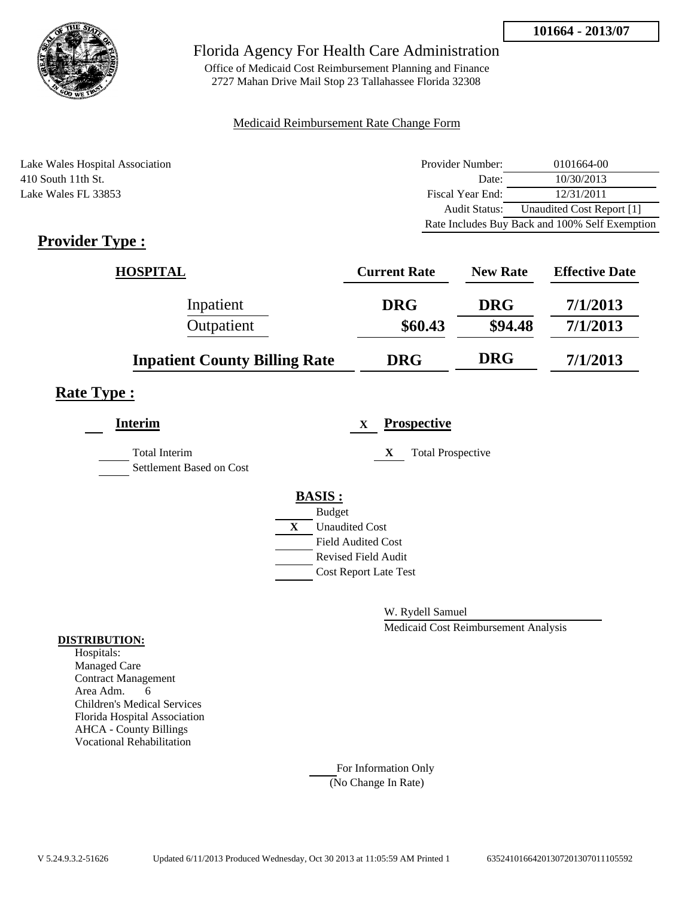**101664 - 2013/07**

# Florida Agency For Health Care Administration

Office of Medicaid Cost Reimbursement Planning and Finance
2727 Mahan Drive Mail Stop 23 Tallahassee Florida 32308

Medicaid Reimbursement Rate Change Form

Lake Wales Hospital Association
410 South 11th St.
Lake Wales FL 33853

| | |
|---|---|
| Provider Number: | 0101664-00 |
| Date: | 10/30/2013 |
| Fiscal Year End: | 12/31/2011 |
| Audit Status: | Unaudited Cost Report [1] |
| Rate Includes Buy Back and 100% Self Exemption | |

## Provider Type :

| HOSPITAL | Current Rate | New Rate | Effective Date |
|---|---|---|---|
| Inpatient | DRG | DRG | 7/1/2013 |
| Outpatient | $60.43 | $94.48 | 7/1/2013 |
| **Inpatient County Billing Rate** | DRG | DRG | 7/1/2013 |

## Rate Type :

**Interim**

___ Total Interim
___ Settlement Based on Cost

X **Prospective**

X Total Prospective

**BASIS :**

___ Budget
X Unaudited Cost
___ Field Audited Cost
___ Revised Field Audit
___ Cost Report Late Test

W. Rydell Samuel
Medicaid Cost Reimbursement Analysis

**DISTRIBUTION:**

Hospitals:
Managed Care
Contract Management
Area Adm. 6
Children's Medical Services
Florida Hospital Association
AHCA - County Billings
Vocational Rehabilitation

___ For Information Only
(No Change In Rate)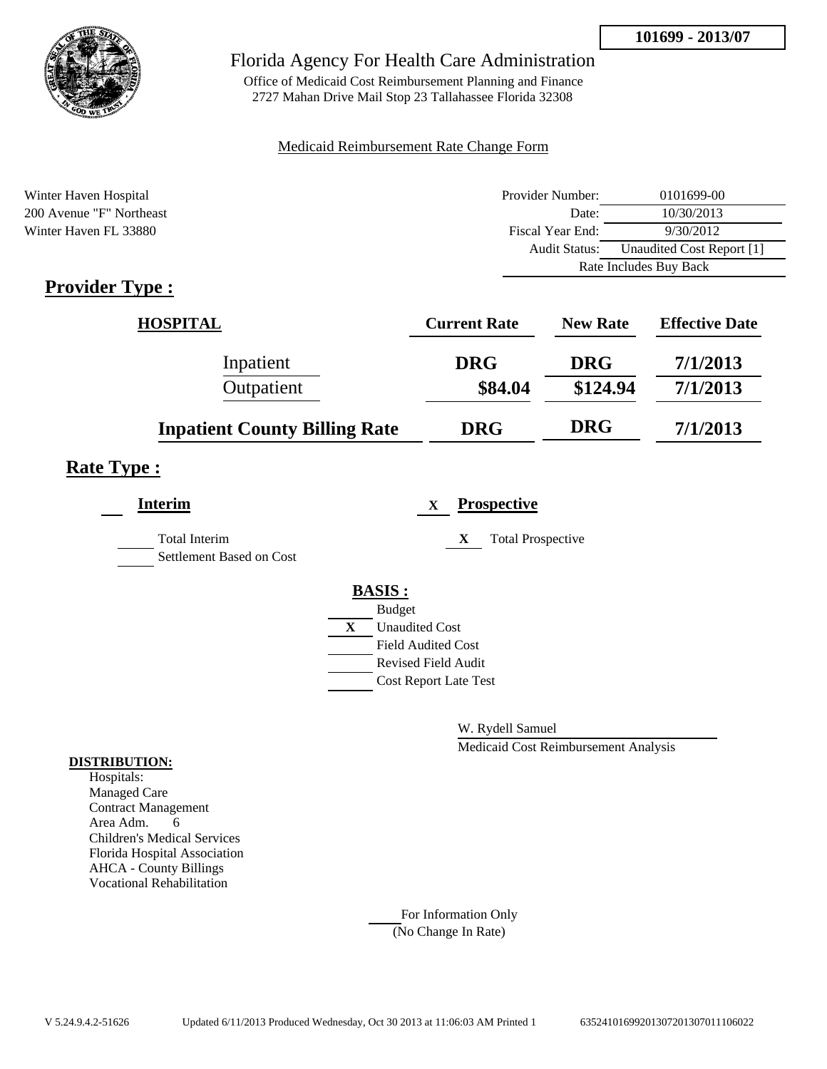**101699 - 2013/07**

# Florida Agency For Health Care Administration

Office of Medicaid Cost Reimbursement Planning and Finance
2727 Mahan Drive Mail Stop 23 Tallahassee Florida 32308

Medicaid Reimbursement Rate Change Form

Winter Haven Hospital
200 Avenue "F" Northeast
Winter Haven FL 33880

| | |
|---|---|
| Provider Number: | 0101699-00 |
| Date: | 10/30/2013 |
| Fiscal Year End: | 9/30/2012 |
| Audit Status: | Unaudited Cost Report [1] |
| | Rate Includes Buy Back |

## Provider Type :

| HOSPITAL | Current Rate | New Rate | Effective Date |
|---|---|---|---|
| Inpatient | DRG | DRG | 7/1/2013 |
| Outpatient | $84.04 | $124.94 | 7/1/2013 |
| **Inpatient County Billing Rate** | **DRG** | **DRG** | **7/1/2013** |

## Rate Type :

**Interim**

___ Total Interim
___ Settlement Based on Cost

X **Prospective**

X Total Prospective

**BASIS :**

___ Budget
X Unaudited Cost
___ Field Audited Cost
___ Revised Field Audit
___ Cost Report Late Test

W. Rydell Samuel
Medicaid Cost Reimbursement Analysis

**DISTRIBUTION:**

Hospitals:
Managed Care
Contract Management
Area Adm. 6
Children's Medical Services
Florida Hospital Association
AHCA - County Billings
Vocational Rehabilitation

___ For Information Only
(No Change In Rate)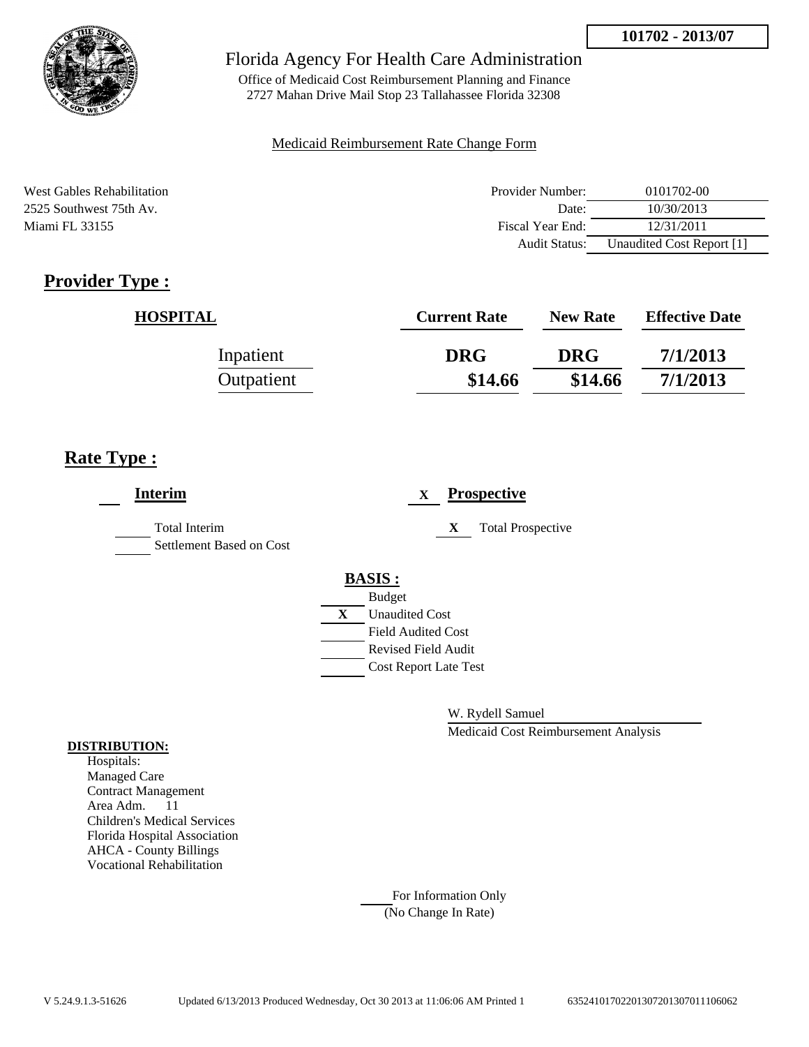101702 - 2013/07

Florida Agency For Health Care Administration

Office of Medicaid Cost Reimbursement Planning and Finance
2727 Mahan Drive Mail Stop 23 Tallahassee Florida 32308

Medicaid Reimbursement Rate Change Form

West Gables Rehabilitation
2525 Southwest 75th Av.
Miami FL 33155

| | |
|---|---|
| Provider Number: | 0101702-00 |
| Date: | 10/30/2013 |
| Fiscal Year End: | 12/31/2011 |
| Audit Status: | Unaudited Cost Report [1] |

## Provider Type :

| HOSPITAL | Current Rate | New Rate | Effective Date |
|---|---|---|---|
| Inpatient | DRG | DRG | 7/1/2013 |
| Outpatient | $14.66 | $14.66 | 7/1/2013 |

## Rate Type :

**Interim**

___ Total Interim

___ Settlement Based on Cost

X **Prospective**

X Total Prospective

**BASIS :**

___ Budget

X Unaudited Cost

___ Field Audited Cost

___ Revised Field Audit

___ Cost Report Late Test

W. Rydell Samuel

Medicaid Cost Reimbursement Analysis

**DISTRIBUTION:**

Hospitals:
Managed Care
Contract Management
Area Adm. 11
Children's Medical Services
Florida Hospital Association
AHCA - County Billings
Vocational Rehabilitation

___ For Information Only
(No Change In Rate)

V 5.24.9.1.3-51626 Updated 6/13/2013 Produced Wednesday, Oct 30 2013 at 11:06:06 AM Printed 1 6352410170220130720130701106062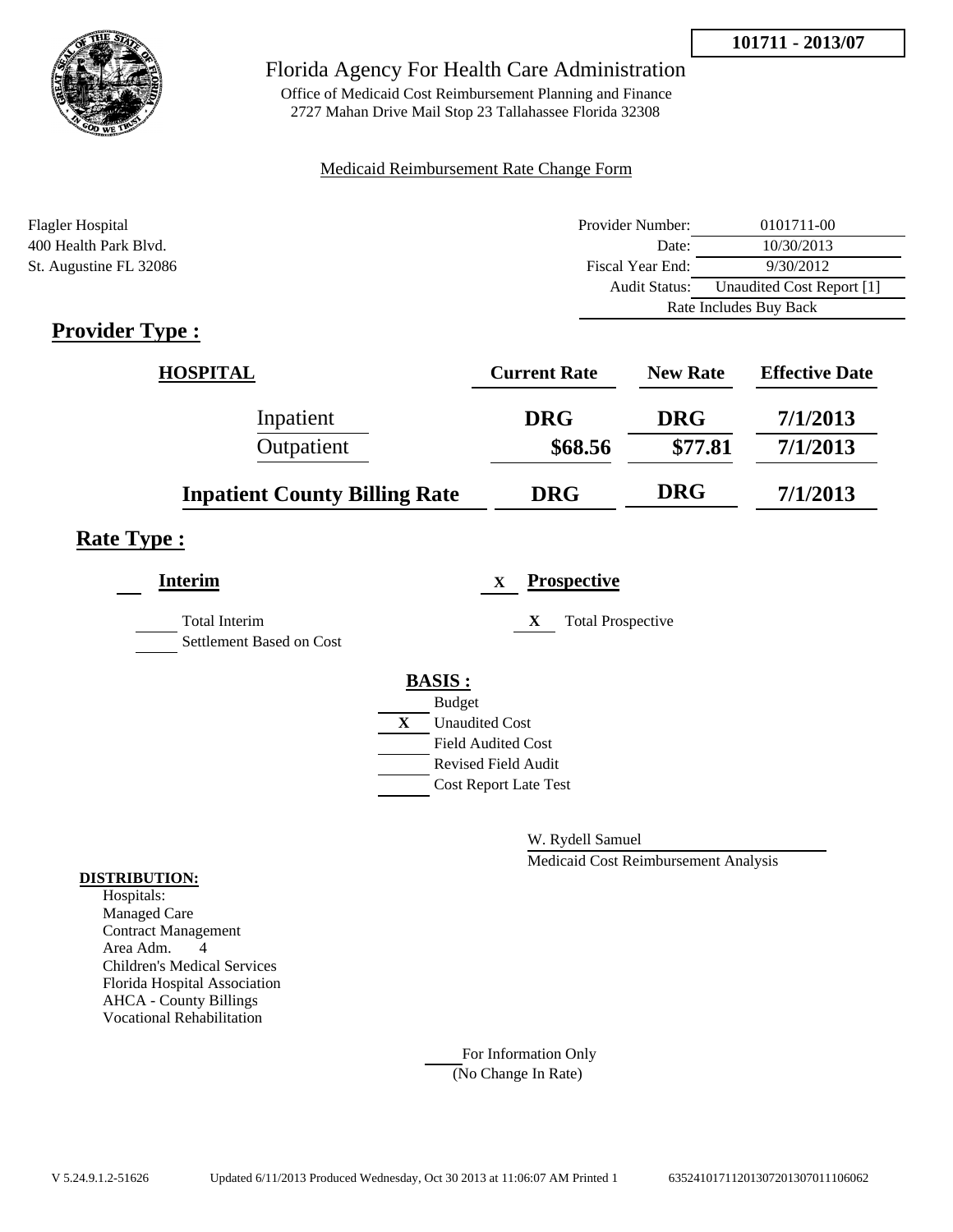**101711 - 2013/07**

# Florida Agency For Health Care Administration

Office of Medicaid Cost Reimbursement Planning and Finance
2727 Mahan Drive Mail Stop 23 Tallahassee Florida 32308

Medicaid Reimbursement Rate Change Form

Flagler Hospital
400 Health Park Blvd.
St. Augustine FL 32086

| | |
|---|---|
| Provider Number: | 0101711-00 |
| Date: | 10/30/2013 |
| Fiscal Year End: | 9/30/2012 |
| Audit Status: | Unaudited Cost Report [1] |
| Rate Includes Buy Back | |

## Provider Type :

| HOSPITAL | Current Rate | New Rate | Effective Date |
|---|---|---|---|
| Inpatient | DRG | DRG | 7/1/2013 |
| Outpatient | $68.56 | $77.81 | 7/1/2013 |
| **Inpatient County Billing Rate** | DRG | DRG | 7/1/2013 |

## Rate Type :

**Interim**

- ___ Total Interim
- ___ Settlement Based on Cost

X **Prospective**

- X Total Prospective

**BASIS :**

- ___ Budget
- X Unaudited Cost
- ___ Field Audited Cost
- ___ Revised Field Audit
- ___ Cost Report Late Test

W. Rydell Samuel
Medicaid Cost Reimbursement Analysis

**DISTRIBUTION:**

Hospitals:
Managed Care
Contract Management
Area Adm. 4
Children's Medical Services
Florida Hospital Association
AHCA - County Billings
Vocational Rehabilitation

___ For Information Only
(No Change In Rate)

V 5.24.9.1.2-51626 Updated 6/11/2013 Produced Wednesday, Oct 30 2013 at 11:06:07 AM Printed 1 635241017112013072013070111060​62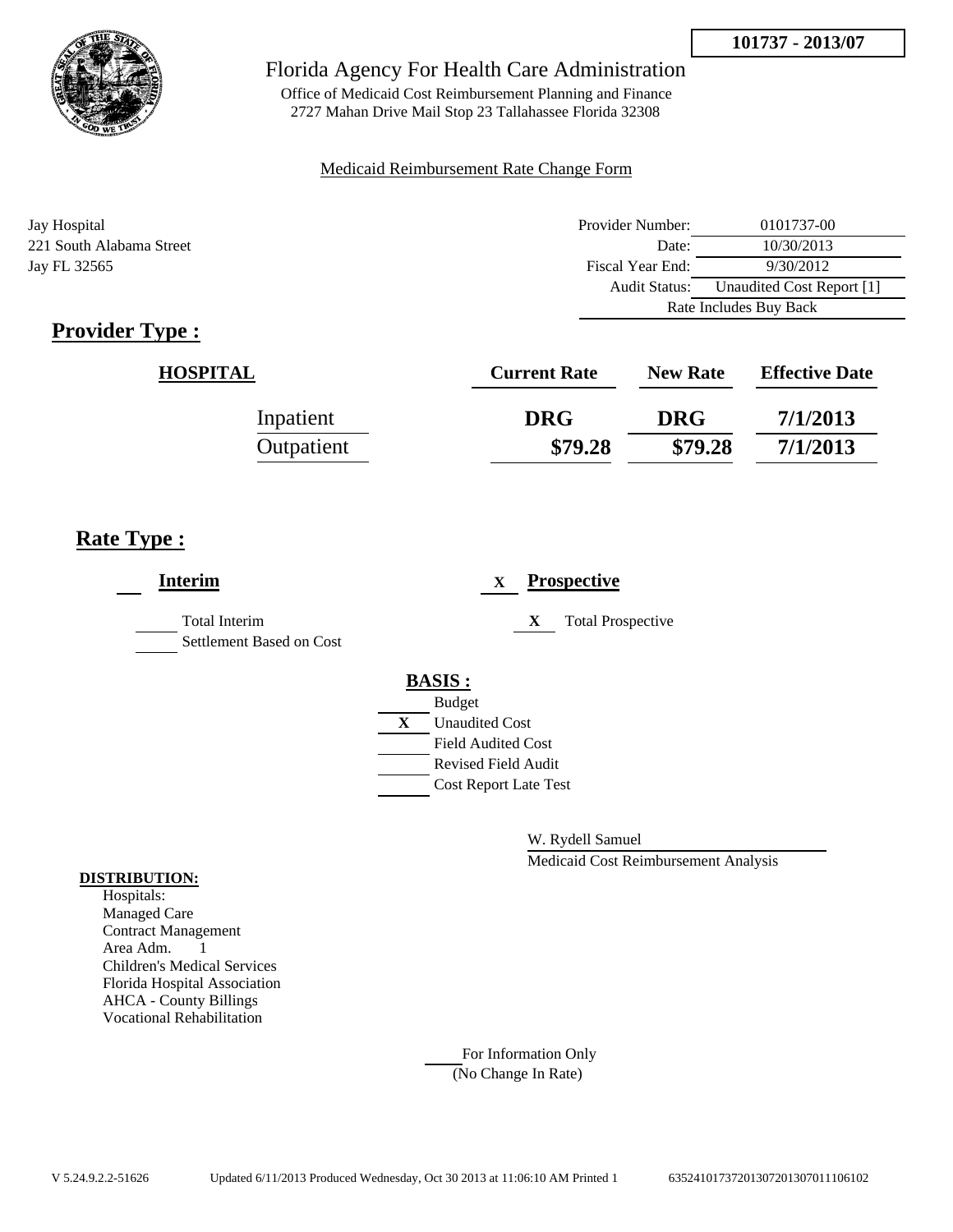**101737 - 2013/07**

# Florida Agency For Health Care Administration

Office of Medicaid Cost Reimbursement Planning and Finance
2727 Mahan Drive Mail Stop 23 Tallahassee Florida 32308

Medicaid Reimbursement Rate Change Form

Jay Hospital
221 South Alabama Street
Jay FL 32565

| | |
|---|---|
| Provider Number: | 0101737-00 |
| Date: | 10/30/2013 |
| Fiscal Year End: | 9/30/2012 |
| Audit Status: | Unaudited Cost Report [1] |
| Rate Includes Buy Back | |

## Provider Type :

| HOSPITAL | Current Rate | New Rate | Effective Date |
|---|---|---|---|
| Inpatient | DRG | DRG | 7/1/2013 |
| Outpatient | $79.28 | $79.28 | 7/1/2013 |

## Rate Type :

**Interim**

- ___ Total Interim
- ___ Settlement Based on Cost

**X Prospective**

- X Total Prospective

**BASIS :**

- ___ Budget
- X Unaudited Cost
- ___ Field Audited Cost
- ___ Revised Field Audit
- ___ Cost Report Late Test

W. Rydell Samuel
Medicaid Cost Reimbursement Analysis

**DISTRIBUTION:**

Hospitals:
Managed Care
Contract Management
Area Adm. 1
Children's Medical Services
Florida Hospital Association
AHCA - County Billings
Vocational Rehabilitation

___ For Information Only
(No Change In Rate)

V 5.24.9.2.2-51626 Updated 6/11/2013 Produced Wednesday, Oct 30 2013 at 11:06:10 AM Printed 1 635241017372013072013070111061​02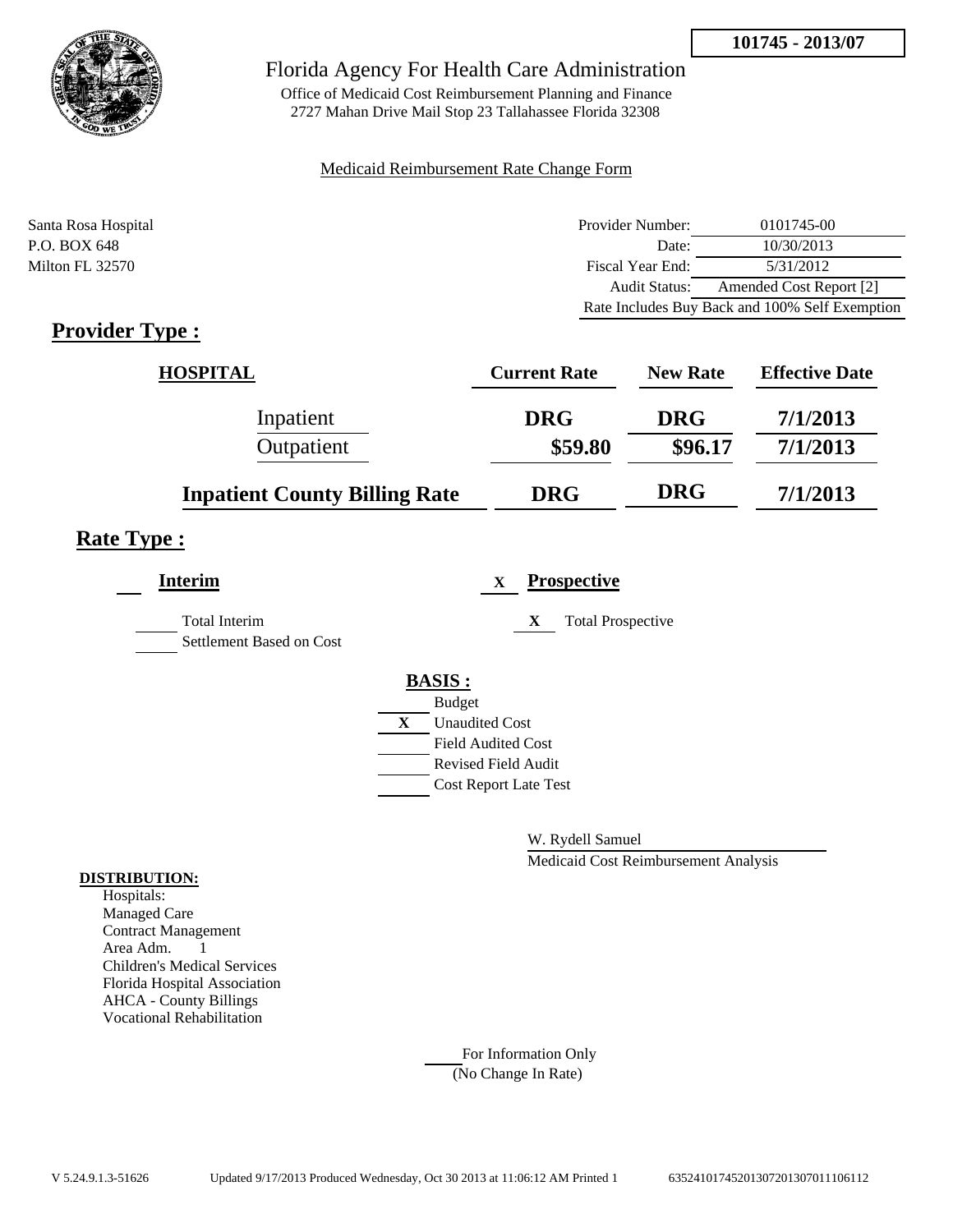101745 - 2013/07

# Florida Agency For Health Care Administration

Office of Medicaid Cost Reimbursement Planning and Finance
2727 Mahan Drive Mail Stop 23 Tallahassee Florida 32308

Medicaid Reimbursement Rate Change Form

Santa Rosa Hospital
P.O. BOX 648
Milton FL 32570

| | |
|---|---|
| Provider Number: | 0101745-00 |
| Date: | 10/30/2013 |
| Fiscal Year End: | 5/31/2012 |
| Audit Status: | Amended Cost Report [2] |
| Rate Includes Buy Back and 100% Self Exemption | |

## Provider Type :

| HOSPITAL | Current Rate | New Rate | Effective Date |
|---|---|---|---|
| Inpatient | DRG | DRG | 7/1/2013 |
| Outpatient | $59.80 | $96.17 | 7/1/2013 |
| **Inpatient County Billing Rate** | DRG | DRG | 7/1/2013 |

## Rate Type :

**Interim**

- [ ] Total Interim
- [ ] Settlement Based on Cost

X **Prospective**

- X Total Prospective

**BASIS :**

- [ ] Budget
- X Unaudited Cost
- [ ] Field Audited Cost
- [ ] Revised Field Audit
- [ ] Cost Report Late Test

W. Rydell Samuel
Medicaid Cost Reimbursement Analysis

**DISTRIBUTION:**

Hospitals:
Managed Care
Contract Management
Area Adm. 1
Children's Medical Services
Florida Hospital Association
AHCA - County Billings
Vocational Rehabilitation

For Information Only
(No Change In Rate)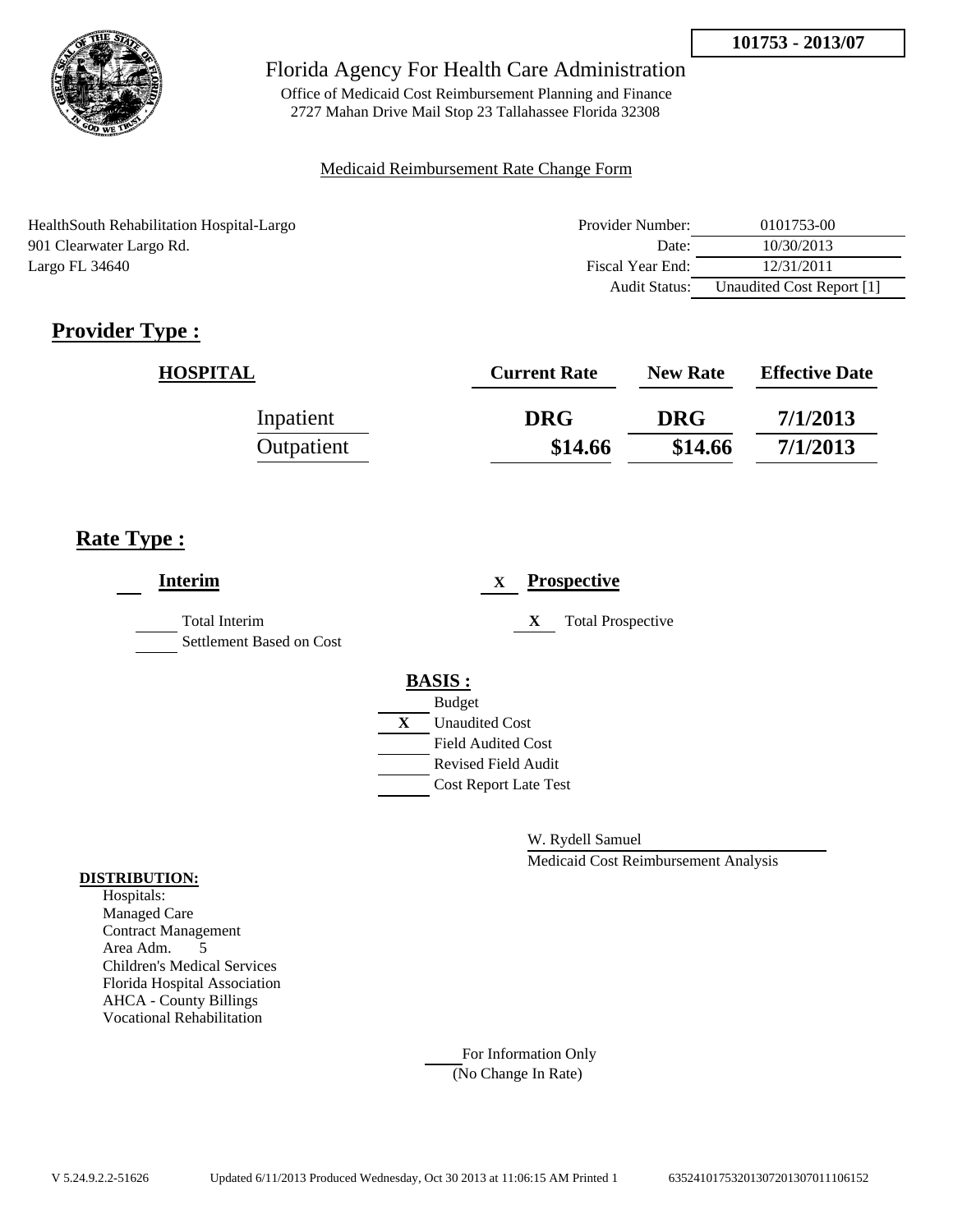101753 - 2013/07

Florida Agency For Health Care Administration

Office of Medicaid Cost Reimbursement Planning and Finance
2727 Mahan Drive Mail Stop 23 Tallahassee Florida 32308

Medicaid Reimbursement Rate Change Form

HealthSouth Rehabilitation Hospital-Largo
901 Clearwater Largo Rd.
Largo FL 34640

| | |
|---|---|
| Provider Number: | 0101753-00 |
| Date: | 10/30/2013 |
| Fiscal Year End: | 12/31/2011 |
| Audit Status: | Unaudited Cost Report [1] |

## Provider Type :

| HOSPITAL | Current Rate | New Rate | Effective Date |
|---|---|---|---|
| Inpatient | DRG | DRG | 7/1/2013 |
| Outpatient | $14.66 | $14.66 | 7/1/2013 |

## Rate Type :

**Interim**

- ___ Total Interim
- ___ Settlement Based on Cost

X **Prospective**

- X Total Prospective

**BASIS :**

- ___ Budget
- X Unaudited Cost
- ___ Field Audited Cost
- ___ Revised Field Audit
- ___ Cost Report Late Test

W. Rydell Samuel
Medicaid Cost Reimbursement Analysis

**DISTRIBUTION:**

Hospitals:
Managed Care
Contract Management
Area Adm. 5
Children's Medical Services
Florida Hospital Association
AHCA - County Billings
Vocational Rehabilitation

___ For Information Only
(No Change In Rate)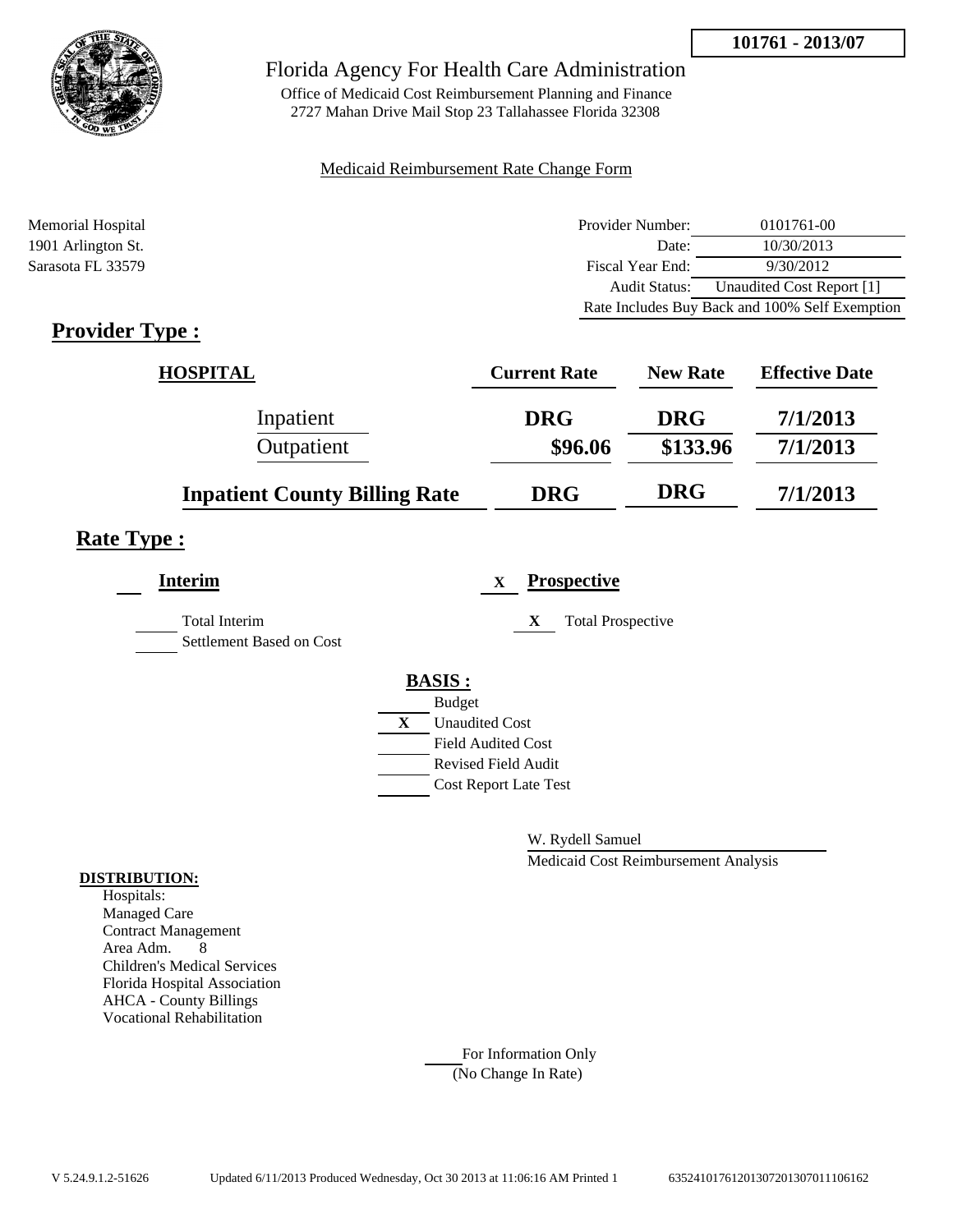**101761 - 2013/07**

# Florida Agency For Health Care Administration

Office of Medicaid Cost Reimbursement Planning and Finance
2727 Mahan Drive Mail Stop 23 Tallahassee Florida 32308

Medicaid Reimbursement Rate Change Form

Memorial Hospital
1901 Arlington St.
Sarasota FL 33579

| | |
|---|---|
| Provider Number: | 0101761-00 |
| Date: | 10/30/2013 |
| Fiscal Year End: | 9/30/2012 |
| Audit Status: | Unaudited Cost Report [1] |
| Rate Includes Buy Back and 100% Self Exemption | |

## Provider Type :

| HOSPITAL | Current Rate | New Rate | Effective Date |
|---|---|---|---|
| Inpatient | DRG | DRG | 7/1/2013 |
| Outpatient | $96.06 | $133.96 | 7/1/2013 |
| **Inpatient County Billing Rate** | **DRG** | **DRG** | **7/1/2013** |

## Rate Type :

**Interim**

___ Total Interim
___ Settlement Based on Cost

X **Prospective**

X Total Prospective

**BASIS :**

___ Budget
X Unaudited Cost
___ Field Audited Cost
___ Revised Field Audit
___ Cost Report Late Test

W. Rydell Samuel
Medicaid Cost Reimbursement Analysis

**DISTRIBUTION:**

Hospitals:
Managed Care
Contract Management
Area Adm. 8
Children's Medical Services
Florida Hospital Association
AHCA - County Billings
Vocational Rehabilitation

___ For Information Only
(No Change In Rate)

V 5.24.9.1.2-51626 Updated 6/11/2013 Produced Wednesday, Oct 30 2013 at 11:06:16 AM Printed 1 635241017612013072013070111O6162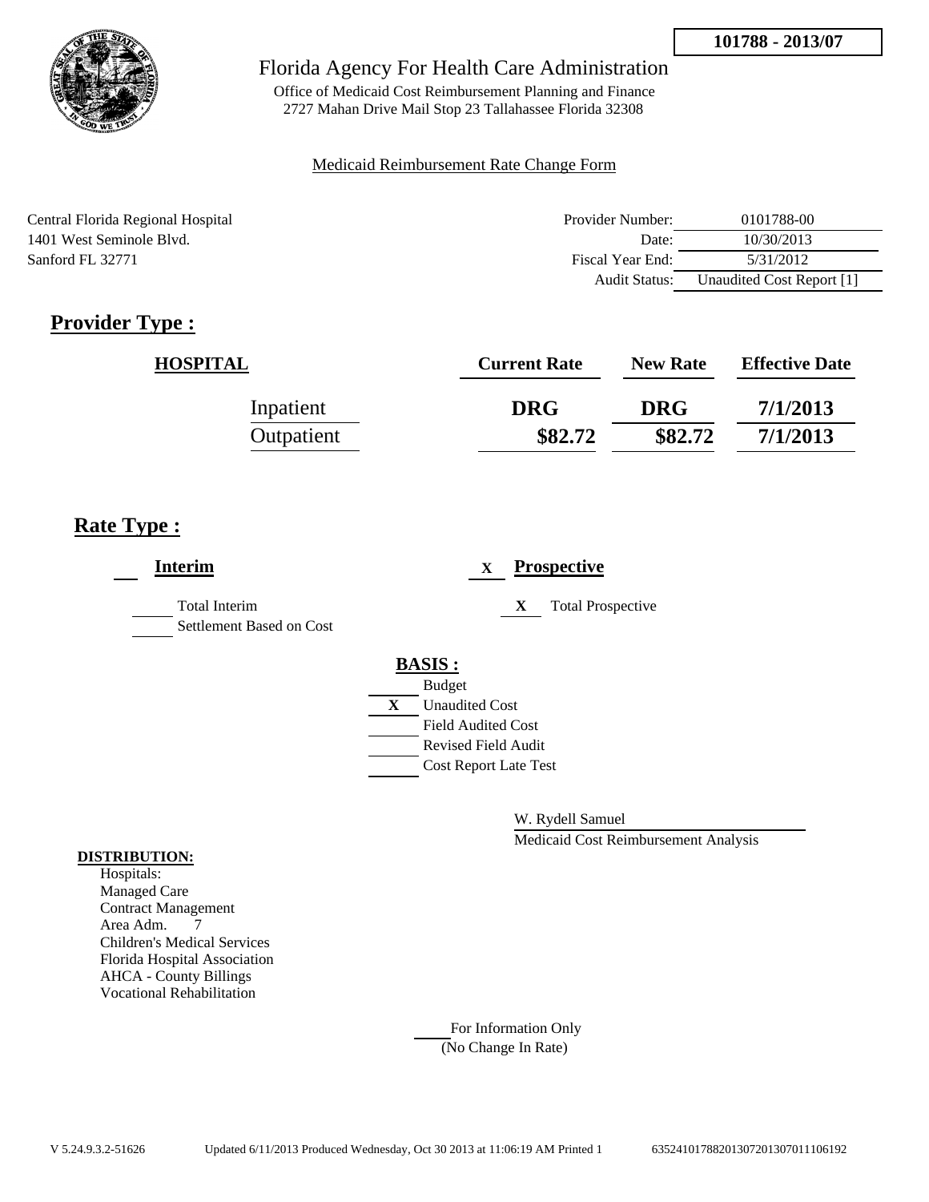**101788 - 2013/07**

Florida Agency For Health Care Administration

Office of Medicaid Cost Reimbursement Planning and Finance
2727 Mahan Drive Mail Stop 23 Tallahassee Florida 32308

Medicaid Reimbursement Rate Change Form

Central Florida Regional Hospital
1401 West Seminole Blvd.
Sanford FL 32771

| | |
|---|---|
| Provider Number: | 0101788-00 |
| Date: | 10/30/2013 |
| Fiscal Year End: | 5/31/2012 |
| Audit Status: | Unaudited Cost Report [1] |

## Provider Type :

| HOSPITAL | Current Rate | New Rate | Effective Date |
|---|---|---|---|
| Inpatient | DRG | DRG | 7/1/2013 |
| Outpatient | $82.72 | $82.72 | 7/1/2013 |

## Rate Type :

**Interim**

- ___ Total Interim
- ___ Settlement Based on Cost

X **Prospective**

- X Total Prospective

**BASIS :**

- ___ Budget
- X Unaudited Cost
- ___ Field Audited Cost
- ___ Revised Field Audit
- ___ Cost Report Late Test

W. Rydell Samuel
Medicaid Cost Reimbursement Analysis

**DISTRIBUTION:**
Hospitals:
Managed Care
Contract Management
Area Adm. 7
Children's Medical Services
Florida Hospital Association
AHCA - County Billings
Vocational Rehabilitation

___ For Information Only
(No Change In Rate)

V 5.24.9.3.2-51626 Updated 6/11/2013 Produced Wednesday, Oct 30 2013 at 11:06:19 AM Printed 1 635241017882013072013070111106192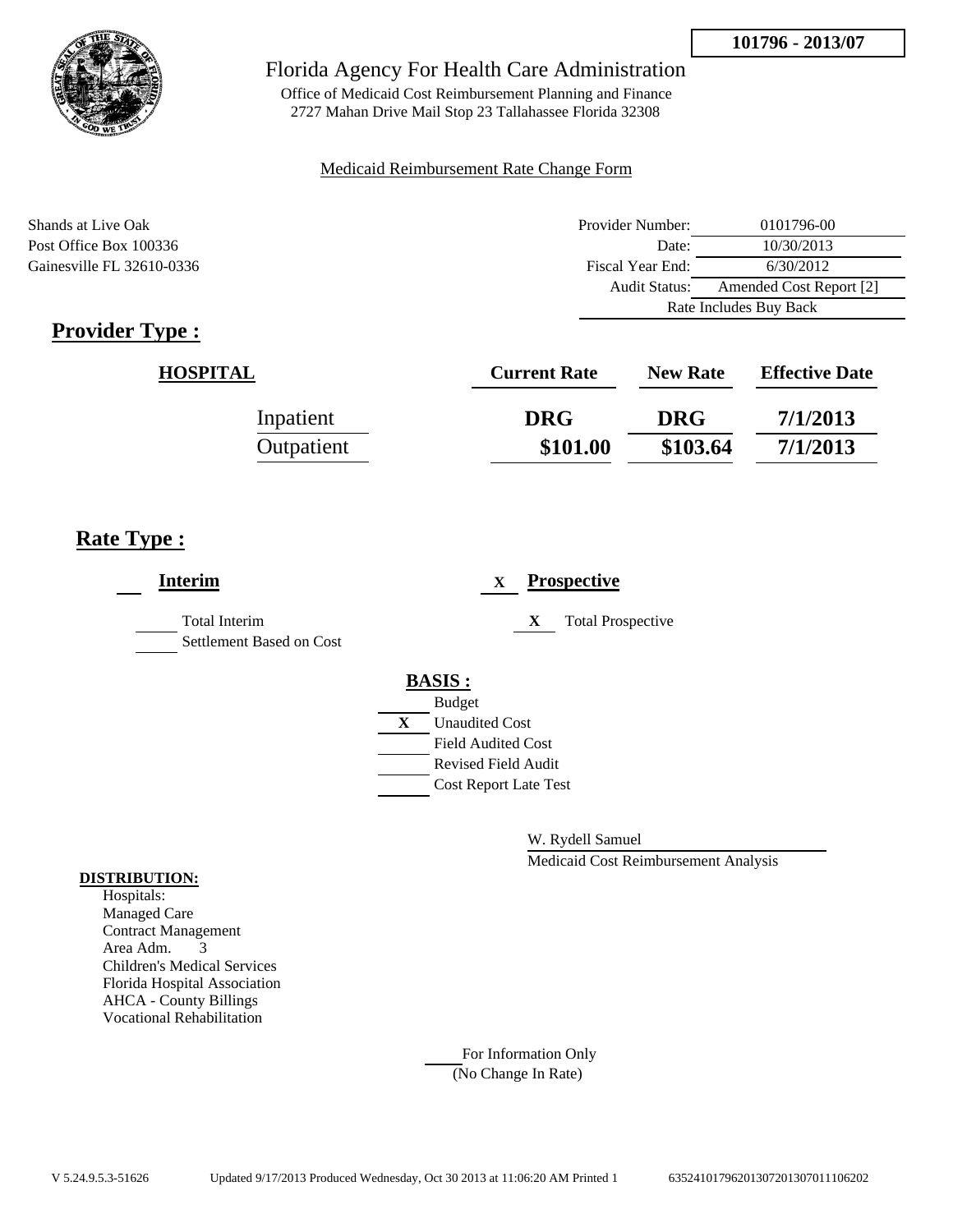**101796 - 2013/07**

# Florida Agency For Health Care Administration

Office of Medicaid Cost Reimbursement Planning and Finance
2727 Mahan Drive Mail Stop 23 Tallahassee Florida 32308

Medicaid Reimbursement Rate Change Form

Shands at Live Oak
Post Office Box 100336
Gainesville FL 32610-0336

| | |
|---|---|
| Provider Number: | 0101796-00 |
| Date: | 10/30/2013 |
| Fiscal Year End: | 6/30/2012 |
| Audit Status: | Amended Cost Report [2] |
| Rate Includes Buy Back | |

## Provider Type :

| HOSPITAL | Current Rate | New Rate | Effective Date |
|---|---|---|---|
| Inpatient | DRG | DRG | 7/1/2013 |
| Outpatient | $101.00 | $103.64 | 7/1/2013 |

## Rate Type :

**Interim**

___ Total Interim
___ Settlement Based on Cost

X **Prospective**

X Total Prospective

**BASIS :**

___ Budget
X Unaudited Cost
___ Field Audited Cost
___ Revised Field Audit
___ Cost Report Late Test

W. Rydell Samuel
Medicaid Cost Reimbursement Analysis

**DISTRIBUTION:**

Hospitals:
Managed Care
Contract Management
Area Adm. 3
Children's Medical Services
Florida Hospital Association
AHCA - County Billings
Vocational Rehabilitation

___ For Information Only
(No Change In Rate)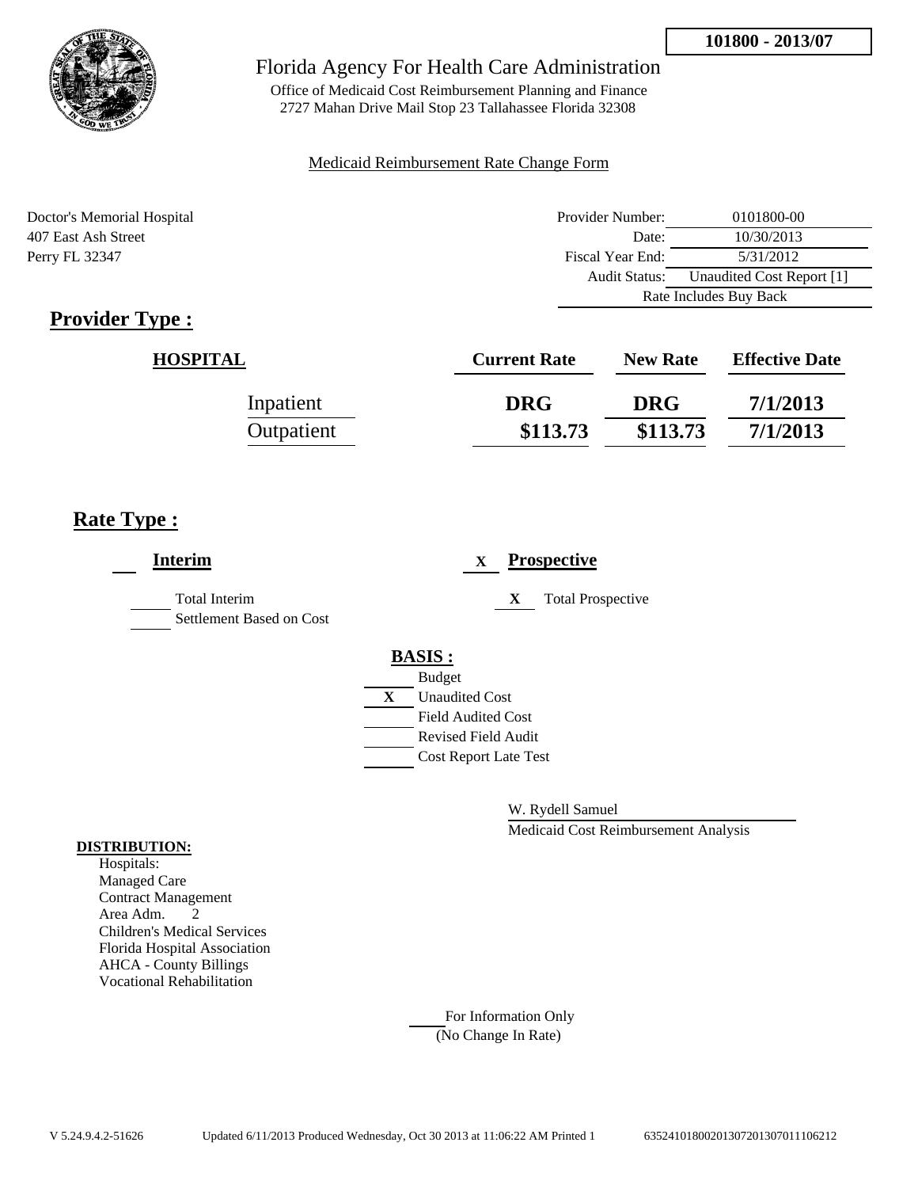**101800 - 2013/07**

Florida Agency For Health Care Administration

Office of Medicaid Cost Reimbursement Planning and Finance
2727 Mahan Drive Mail Stop 23 Tallahassee Florida 32308

Medicaid Reimbursement Rate Change Form

Doctor's Memorial Hospital
407 East Ash Street
Perry FL 32347

| | |
|---|---|
| Provider Number: | 0101800-00 |
| Date: | 10/30/2013 |
| Fiscal Year End: | 5/31/2012 |
| Audit Status: | Unaudited Cost Report [1] |
| Rate Includes Buy Back | |

## Provider Type :

| HOSPITAL | Current Rate | New Rate | Effective Date |
|---|---|---|---|
| Inpatient | DRG | DRG | 7/1/2013 |
| Outpatient | $113.73 | $113.73 | 7/1/2013 |

## Rate Type :

**Interim**

- Total Interim
- Settlement Based on Cost

X **Prospective**

- X Total Prospective

**BASIS :**

- Budget
- X Unaudited Cost
- Field Audited Cost
- Revised Field Audit
- Cost Report Late Test

W. Rydell Samuel
Medicaid Cost Reimbursement Analysis

**DISTRIBUTION:**
Hospitals:
Managed Care
Contract Management
Area Adm. 2
Children's Medical Services
Florida Hospital Association
AHCA - County Billings
Vocational Rehabilitation

For Information Only
(No Change In Rate)

V 5.24.9.4.2-51626 Updated 6/11/2013 Produced Wednesday, Oct 30 2013 at 11:06:22 AM Printed 1 635241018002013072013070111062​12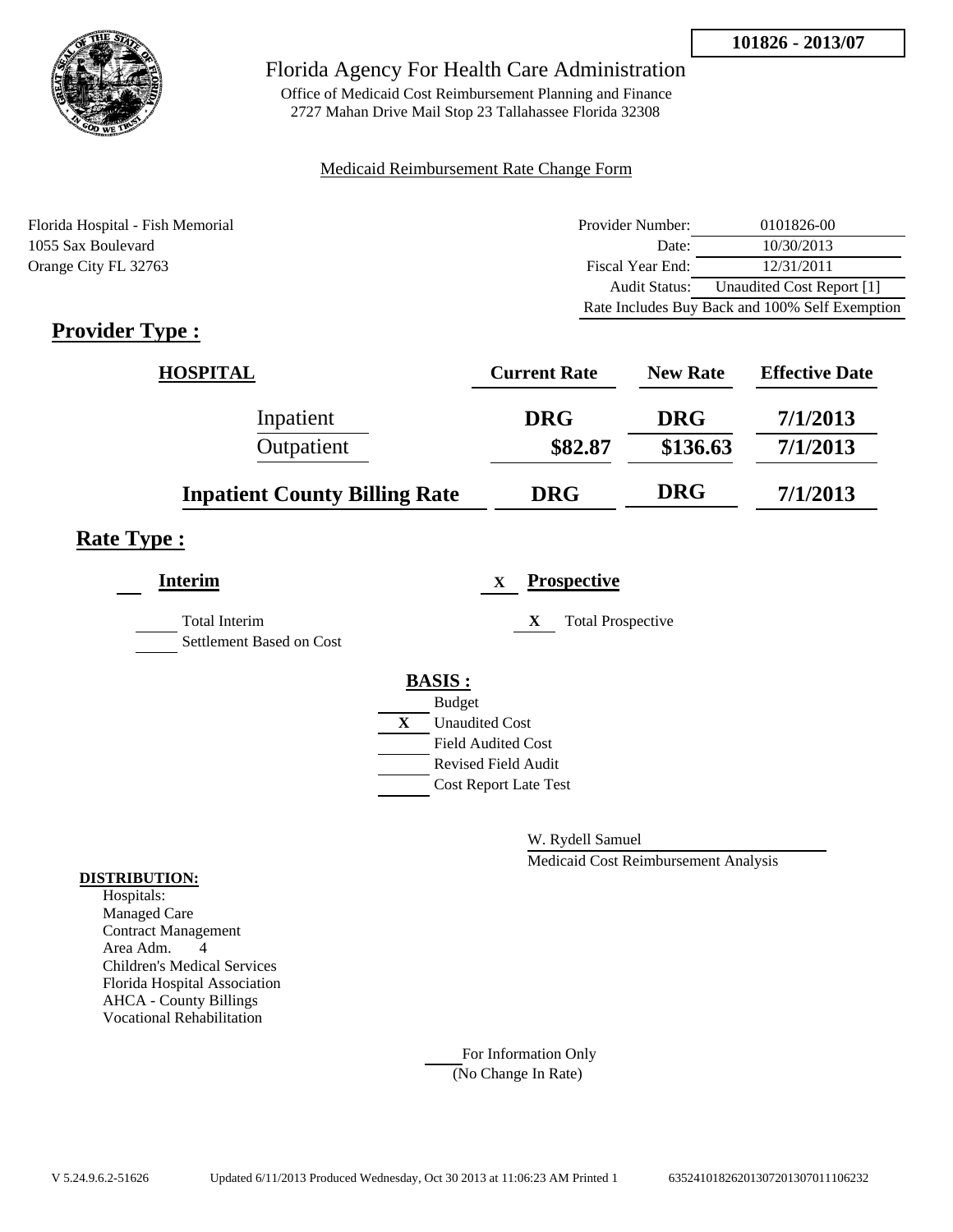**101826 - 2013/07**

# Florida Agency For Health Care Administration

Office of Medicaid Cost Reimbursement Planning and Finance
2727 Mahan Drive Mail Stop 23 Tallahassee Florida 32308

Medicaid Reimbursement Rate Change Form

Florida Hospital - Fish Memorial
1055 Sax Boulevard
Orange City FL 32763

| | |
|---|---|
| Provider Number: | 0101826-00 |
| Date: | 10/30/2013 |
| Fiscal Year End: | 12/31/2011 |
| Audit Status: | Unaudited Cost Report [1] |
| Rate Includes Buy Back and 100% Self Exemption | |

## Provider Type :

| HOSPITAL | Current Rate | New Rate | Effective Date |
|---|---|---|---|
| Inpatient | DRG | DRG | 7/1/2013 |
| Outpatient | $82.87 | $136.63 | 7/1/2013 |
| **Inpatient County Billing Rate** | **DRG** | **DRG** | **7/1/2013** |

## Rate Type :

**Interim**

Total Interim
Settlement Based on Cost

X **Prospective**

X Total Prospective

**BASIS :**

Budget
X Unaudited Cost
Field Audited Cost
Revised Field Audit
Cost Report Late Test

W. Rydell Samuel
Medicaid Cost Reimbursement Analysis

**DISTRIBUTION:**
Hospitals:
Managed Care
Contract Management
Area Adm. 4
Children's Medical Services
Florida Hospital Association
AHCA - County Billings
Vocational Rehabilitation

For Information Only
(No Change In Rate)

V 5.24.9.6.2-51626 Updated 6/11/2013 Produced Wednesday, Oct 30 2013 at 11:06:23 AM Printed 1 6352410182620130720130701106232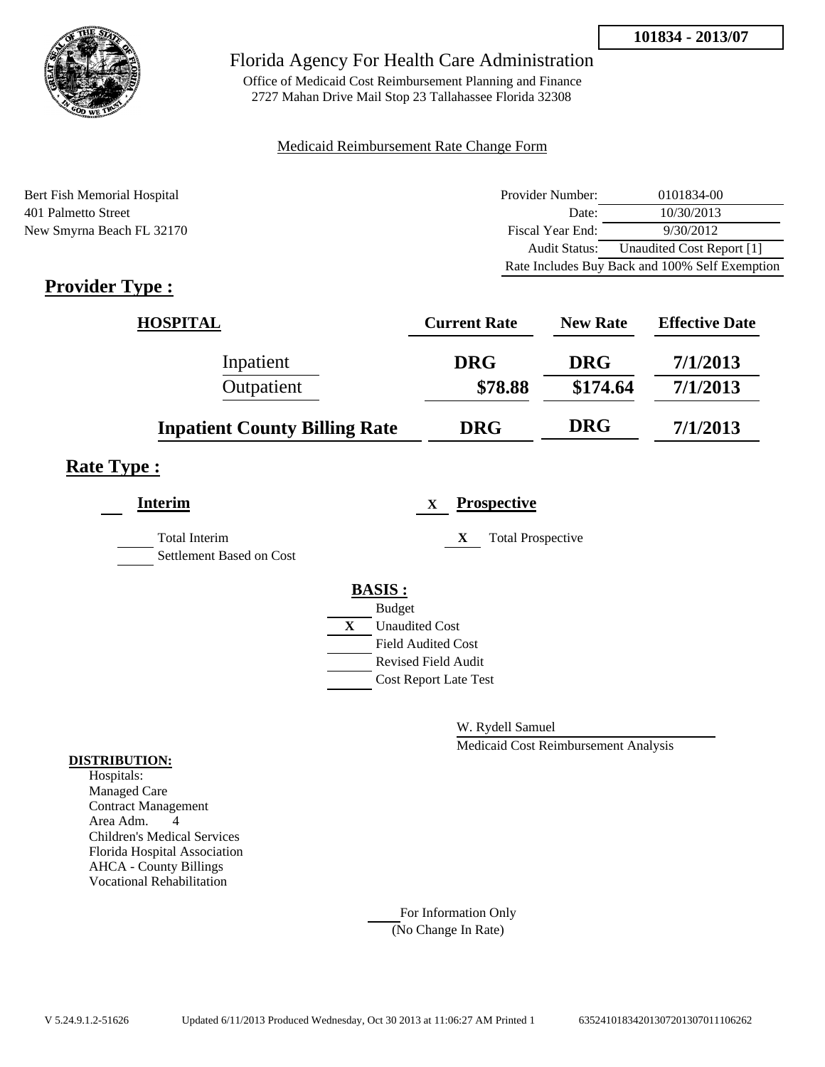**101834 - 2013/07**

# Florida Agency For Health Care Administration

Office of Medicaid Cost Reimbursement Planning and Finance
2727 Mahan Drive Mail Stop 23 Tallahassee Florida 32308

Medicaid Reimbursement Rate Change Form

Bert Fish Memorial Hospital
401 Palmetto Street
New Smyrna Beach FL 32170

| | |
|---|---|
| Provider Number: | 0101834-00 |
| Date: | 10/30/2013 |
| Fiscal Year End: | 9/30/2012 |
| Audit Status: | Unaudited Cost Report [1] |

Rate Includes Buy Back and 100% Self Exemption

## Provider Type :

| HOSPITAL | Current Rate | New Rate | Effective Date |
|---|---|---|---|
| Inpatient | DRG | DRG | 7/1/2013 |
| Outpatient | $78.88 | $174.64 | 7/1/2013 |
| **Inpatient County Billing Rate** | DRG | DRG | 7/1/2013 |

## Rate Type :

**Interim**

- [ ] Total Interim
- [ ] Settlement Based on Cost

X **Prospective**

- X Total Prospective

**BASIS :**

- [ ] Budget
- X Unaudited Cost
- [ ] Field Audited Cost
- [ ] Revised Field Audit
- [ ] Cost Report Late Test

W. Rydell Samuel
Medicaid Cost Reimbursement Analysis

**DISTRIBUTION:**

Hospitals:
Managed Care
Contract Management
Area Adm. 4
Children's Medical Services
Florida Hospital Association
AHCA - County Billings
Vocational Rehabilitation

For Information Only
(No Change In Rate)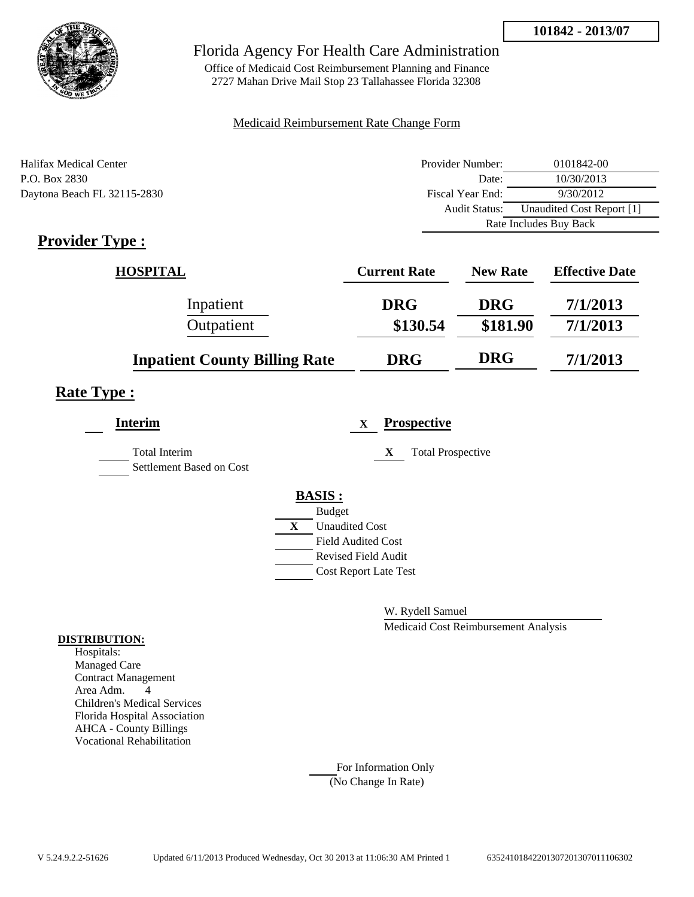**101842 - 2013/07**

Florida Agency For Health Care Administration

Office of Medicaid Cost Reimbursement Planning and Finance
2727 Mahan Drive Mail Stop 23 Tallahassee Florida 32308

Medicaid Reimbursement Rate Change Form

Halifax Medical Center
P.O. Box 2830
Daytona Beach FL 32115-2830

| | |
|---|---|
| Provider Number: | 0101842-00 |
| Date: | 10/30/2013 |
| Fiscal Year End: | 9/30/2012 |
| Audit Status: | Unaudited Cost Report [1] |
| Rate Includes Buy Back | |

## Provider Type :

| HOSPITAL | Current Rate | New Rate | Effective Date |
|---|---|---|---|
| Inpatient | DRG | DRG | 7/1/2013 |
| Outpatient | $130.54 | $181.90 | 7/1/2013 |
| **Inpatient County Billing Rate** | DRG | DRG | 7/1/2013 |

## Rate Type :

**Interim**

___ Total Interim
___ Settlement Based on Cost

X **Prospective**

X Total Prospective

**BASIS :**

___ Budget
X Unaudited Cost
___ Field Audited Cost
___ Revised Field Audit
___ Cost Report Late Test

W. Rydell Samuel
Medicaid Cost Reimbursement Analysis

**DISTRIBUTION:**
Hospitals:
Managed Care
Contract Management
Area Adm. 4
Children's Medical Services
Florida Hospital Association
AHCA - County Billings
Vocational Rehabilitation

___ For Information Only
(No Change In Rate)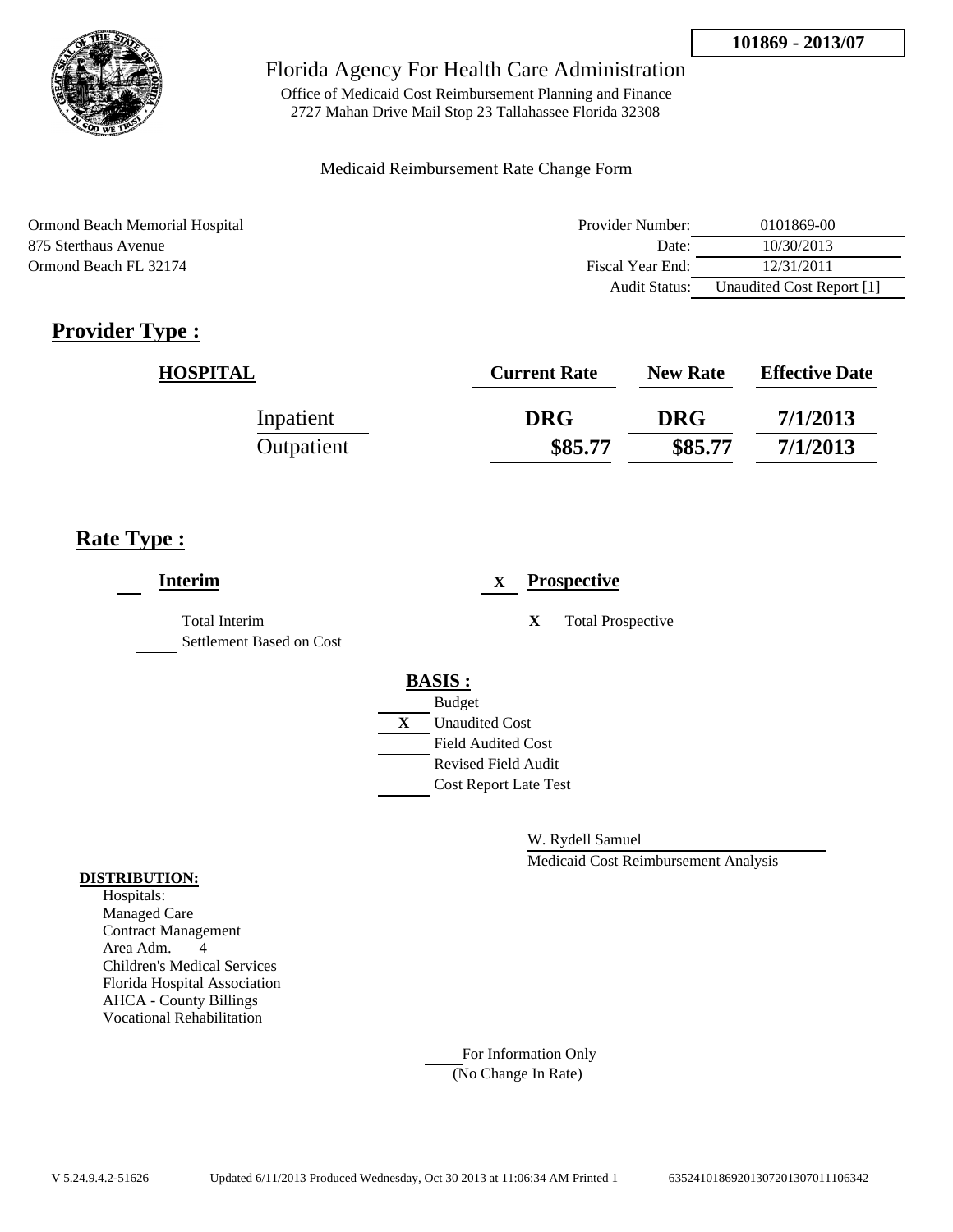**101869 - 2013/07**

Florida Agency For Health Care Administration

Office of Medicaid Cost Reimbursement Planning and Finance
2727 Mahan Drive Mail Stop 23 Tallahassee Florida 32308

Medicaid Reimbursement Rate Change Form

Ormond Beach Memorial Hospital
875 Sterthaus Avenue
Ormond Beach FL 32174

| | |
|---|---|
| Provider Number: | 0101869-00 |
| Date: | 10/30/2013 |
| Fiscal Year End: | 12/31/2011 |
| Audit Status: | Unaudited Cost Report [1] |

## Provider Type :

| HOSPITAL | Current Rate | New Rate | Effective Date |
|---|---|---|---|
| Inpatient | DRG | DRG | 7/1/2013 |
| Outpatient | \$85.77 | \$85.77 | 7/1/2013 |

## Rate Type :

**Interim**

- ___ Total Interim
- ___ Settlement Based on Cost

X **Prospective**

- X Total Prospective

**BASIS :**

- ___ Budget
- X Unaudited Cost
- ___ Field Audited Cost
- ___ Revised Field Audit
- ___ Cost Report Late Test

W. Rydell Samuel
Medicaid Cost Reimbursement Analysis

**DISTRIBUTION:**
Hospitals:
Managed Care
Contract Management
Area Adm. 4
Children's Medical Services
Florida Hospital Association
AHCA - County Billings
Vocational Rehabilitation

___ For Information Only
(No Change In Rate)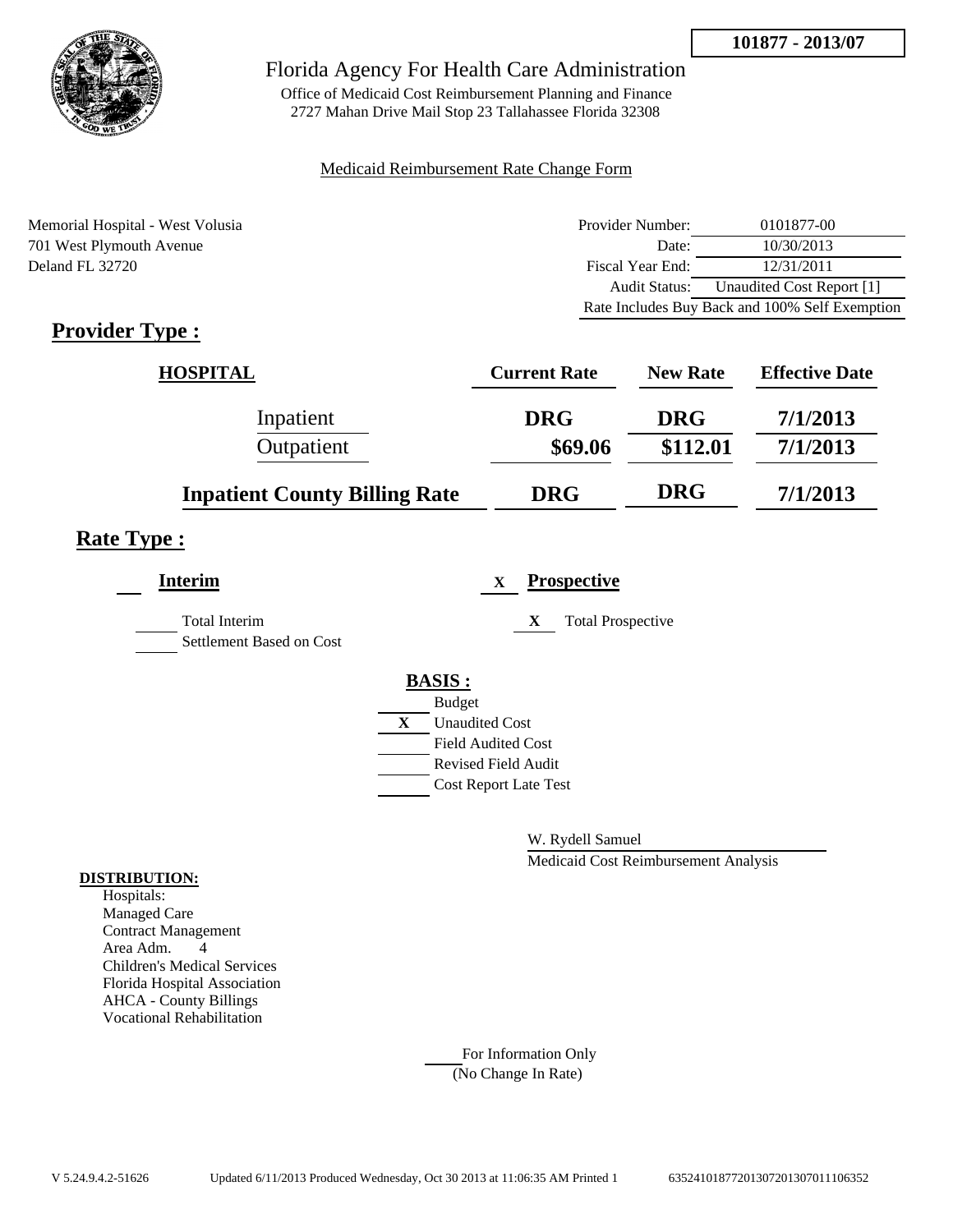**101877 - 2013/07**

# Florida Agency For Health Care Administration

Office of Medicaid Cost Reimbursement Planning and Finance
2727 Mahan Drive Mail Stop 23 Tallahassee Florida 32308

Medicaid Reimbursement Rate Change Form

Memorial Hospital - West Volusia
701 West Plymouth Avenue
Deland FL 32720

| | |
|---|---|
| Provider Number: | 0101877-00 |
| Date: | 10/30/2013 |
| Fiscal Year End: | 12/31/2011 |
| Audit Status: | Unaudited Cost Report [1] |
| Rate Includes Buy Back and 100% Self Exemption | |

## Provider Type :

| HOSPITAL | Current Rate | New Rate | Effective Date |
|---|---|---|---|
| Inpatient | DRG | DRG | 7/1/2013 |
| Outpatient | $69.06 | $112.01 | 7/1/2013 |
| **Inpatient County Billing Rate** | DRG | DRG | 7/1/2013 |

## Rate Type :

**Interim**

- Total Interim
- Settlement Based on Cost

X **Prospective**

- X Total Prospective

**BASIS :**

- Budget
- X Unaudited Cost
- Field Audited Cost
- Revised Field Audit
- Cost Report Late Test

W. Rydell Samuel
Medicaid Cost Reimbursement Analysis

**DISTRIBUTION:**

Hospitals:
Managed Care
Contract Management
Area Adm. 4
Children's Medical Services
Florida Hospital Association
AHCA - County Billings
Vocational Rehabilitation

For Information Only
(No Change In Rate)

V 5.24.9.4.2-51626 Updated 6/11/2013 Produced Wednesday, Oct 30 2013 at 11:06:35 AM Printed 1 635241018772013072013070111066352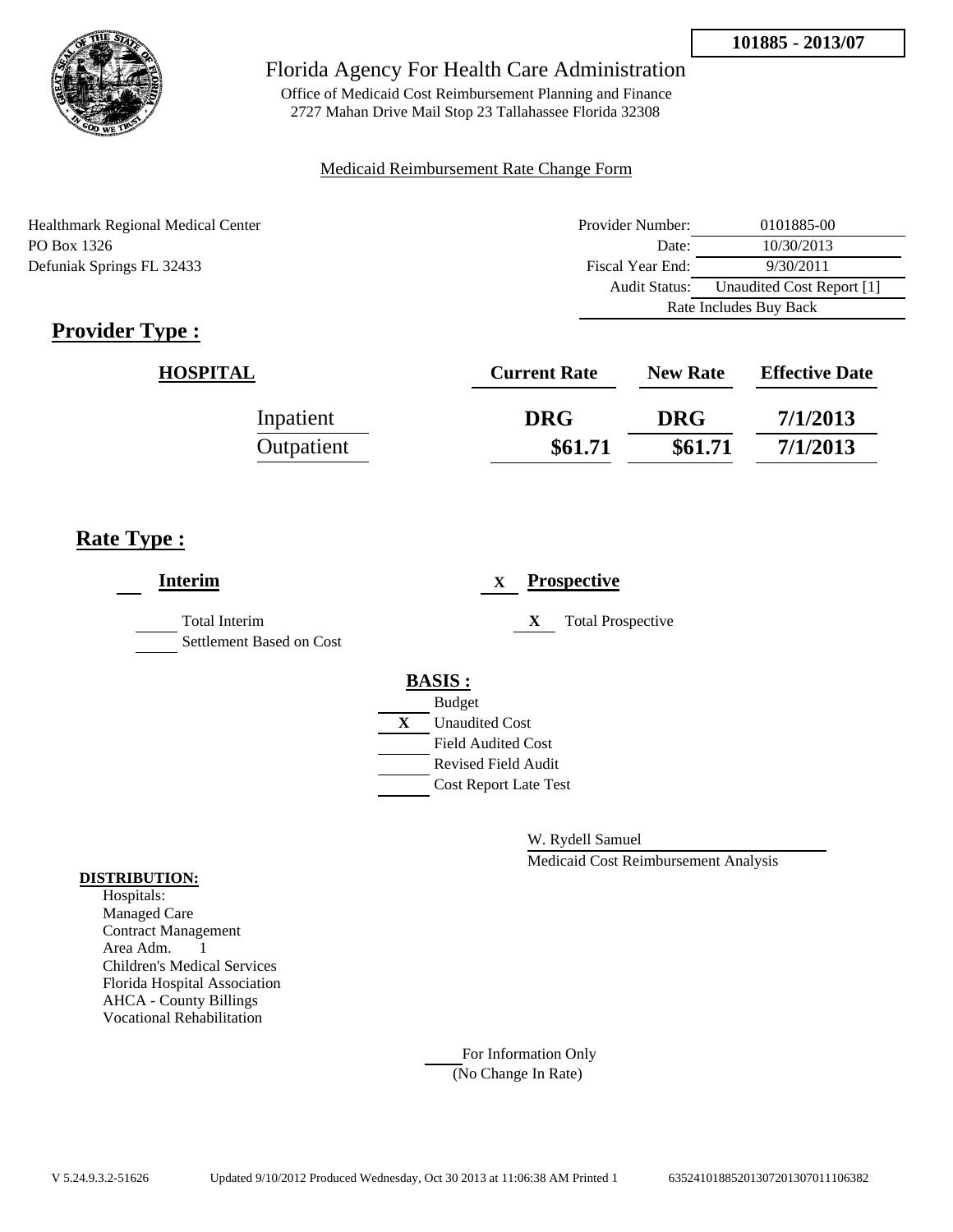**101885 - 2013/07**

# Florida Agency For Health Care Administration

Office of Medicaid Cost Reimbursement Planning and Finance
2727 Mahan Drive Mail Stop 23 Tallahassee Florida 32308

Medicaid Reimbursement Rate Change Form

Healthmark Regional Medical Center
PO Box 1326
Defuniak Springs FL 32433

| | |
|---|---|
| Provider Number: | 0101885-00 |
| Date: | 10/30/2013 |
| Fiscal Year End: | 9/30/2011 |
| Audit Status: | Unaudited Cost Report [1] |
| | Rate Includes Buy Back |

## Provider Type :

| HOSPITAL | Current Rate | New Rate | Effective Date |
|---|---|---|---|
| Inpatient | **DRG** | **DRG** | **7/1/2013** |
| Outpatient | **$61.71** | **$61.71** | **7/1/2013** |

## Rate Type :

**Interim**

- ___ Total Interim
- ___ Settlement Based on Cost

X **Prospective**

- X Total Prospective

**BASIS :**

- ___ Budget
- X Unaudited Cost
- ___ Field Audited Cost
- ___ Revised Field Audit
- ___ Cost Report Late Test

W. Rydell Samuel
Medicaid Cost Reimbursement Analysis

**DISTRIBUTION:**
Hospitals:
Managed Care
Contract Management
Area Adm. 1
Children's Medical Services
Florida Hospital Association
AHCA - County Billings
Vocational Rehabilitation

___ For Information Only
(No Change In Rate)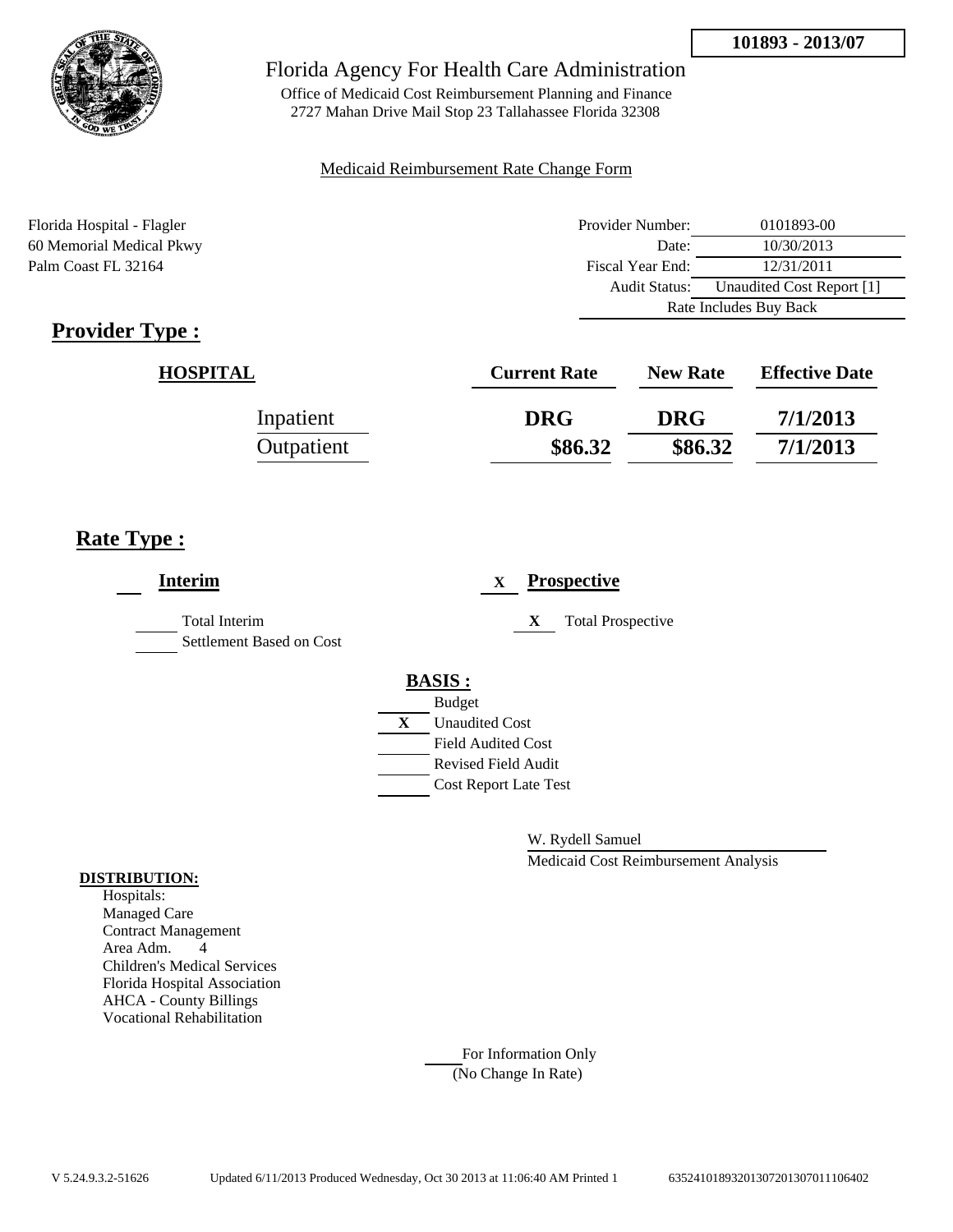**101893 - 2013/07**

Florida Agency For Health Care Administration

Office of Medicaid Cost Reimbursement Planning and Finance
2727 Mahan Drive Mail Stop 23 Tallahassee Florida 32308

Medicaid Reimbursement Rate Change Form

Florida Hospital - Flagler
60 Memorial Medical Pkwy
Palm Coast FL 32164

| | |
|---|---|
| Provider Number: | 0101893-00 |
| Date: | 10/30/2013 |
| Fiscal Year End: | 12/31/2011 |
| Audit Status: | Unaudited Cost Report [1] |
| Rate Includes Buy Back | |

## Provider Type :

| HOSPITAL | Current Rate | New Rate | Effective Date |
|---|---|---|---|
| Inpatient | DRG | DRG | 7/1/2013 |
| Outpatient | $86.32 | $86.32 | 7/1/2013 |

## Rate Type :

**Interim**

___ Total Interim
___ Settlement Based on Cost

X **Prospective**

X Total Prospective

**BASIS :**

___ Budget
X Unaudited Cost
___ Field Audited Cost
___ Revised Field Audit
___ Cost Report Late Test

W. Rydell Samuel
Medicaid Cost Reimbursement Analysis

**DISTRIBUTION:**

Hospitals:
Managed Care
Contract Management
Area Adm. 4
Children's Medical Services
Florida Hospital Association
AHCA - County Billings
Vocational Rehabilitation

___ For Information Only
(No Change In Rate)

V 5.24.9.3.2-51626 Updated 6/11/2013 Produced Wednesday, Oct 30 2013 at 11:06:40 AM Printed 1 6352410189320130720130701​1106402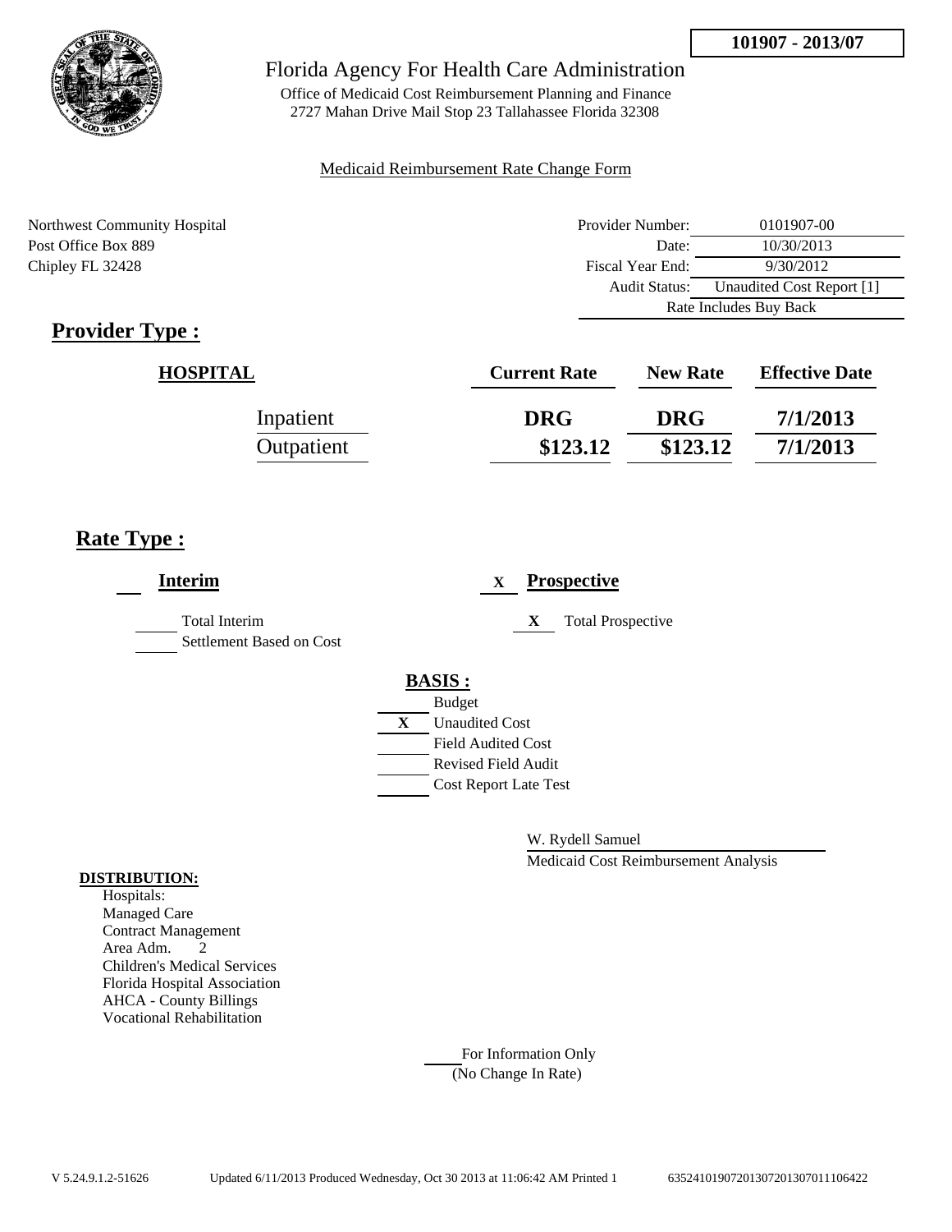**101907 - 2013/07**

# Florida Agency For Health Care Administration

Office of Medicaid Cost Reimbursement Planning and Finance
2727 Mahan Drive Mail Stop 23 Tallahassee Florida 32308

Medicaid Reimbursement Rate Change Form

Northwest Community Hospital
Post Office Box 889
Chipley FL 32428

| | |
|---|---|
| Provider Number: | 0101907-00 |
| Date: | 10/30/2013 |
| Fiscal Year End: | 9/30/2012 |
| Audit Status: | Unaudited Cost Report [1] |
| Rate Includes Buy Back | |

## Provider Type :

| HOSPITAL | Current Rate | New Rate | Effective Date |
|---|---|---|---|
| Inpatient | DRG | DRG | 7/1/2013 |
| Outpatient | $123.12 | $123.12 | 7/1/2013 |

## Rate Type :

**Interim**

- Total Interim
- Settlement Based on Cost

X **Prospective**

- X Total Prospective

**BASIS :**

- Budget
- X Unaudited Cost
- Field Audited Cost
- Revised Field Audit
- Cost Report Late Test

W. Rydell Samuel
Medicaid Cost Reimbursement Analysis

**DISTRIBUTION:**

Hospitals:
Managed Care
Contract Management
Area Adm. 2
Children's Medical Services
Florida Hospital Association
AHCA - County Billings
Vocational Rehabilitation

For Information Only
(No Change In Rate)

V 5.24.9.1.2-51626 Updated 6/11/2013 Produced Wednesday, Oct 30 2013 at 11:06:42 AM Printed 1 635241019072013072013070111106422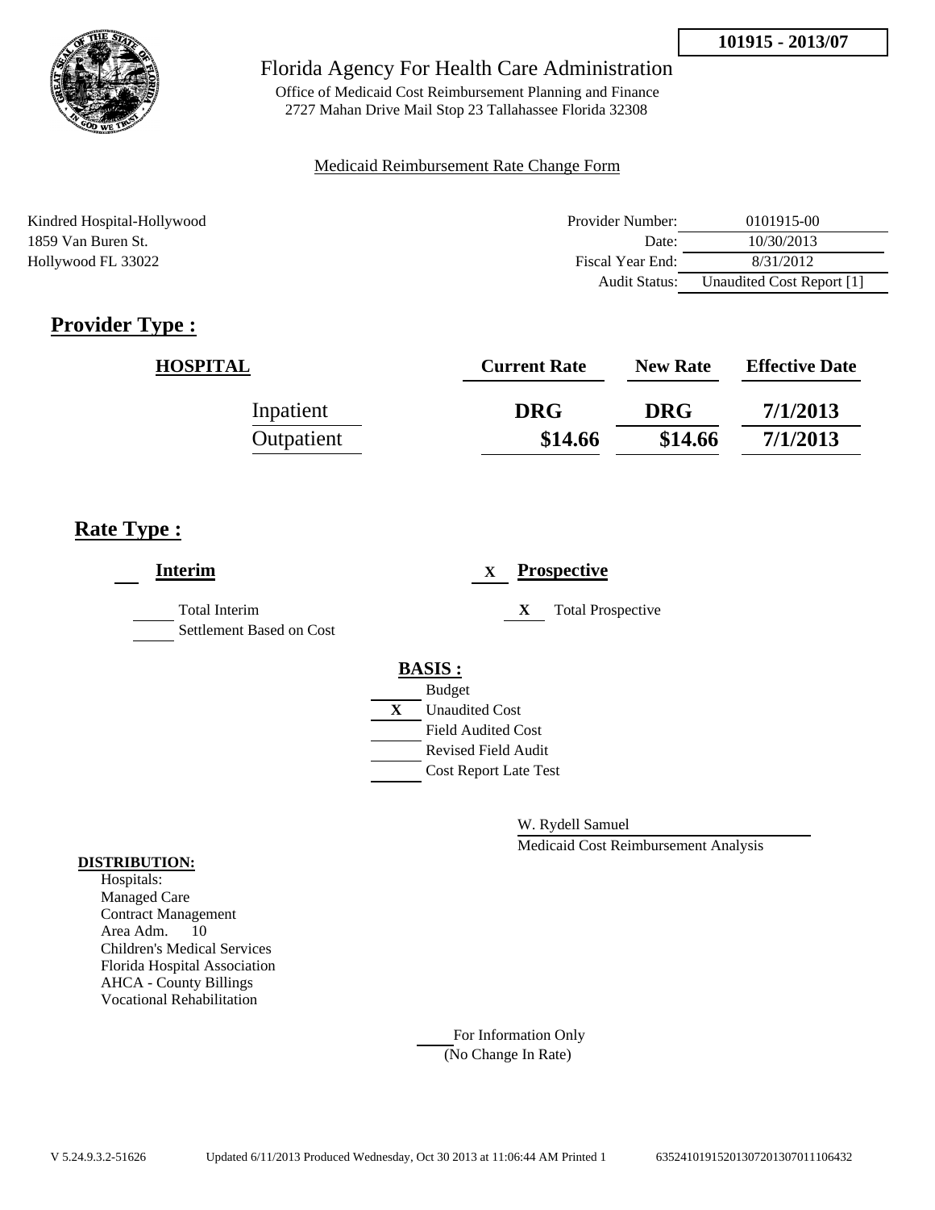**101915 - 2013/07**

Florida Agency For Health Care Administration

Office of Medicaid Cost Reimbursement Planning and Finance
2727 Mahan Drive Mail Stop 23 Tallahassee Florida 32308

Medicaid Reimbursement Rate Change Form

Kindred Hospital-Hollywood
1859 Van Buren St.
Hollywood FL 33022

| | |
|---|---|
| Provider Number: | 0101915-00 |
| Date: | 10/30/2013 |
| Fiscal Year End: | 8/31/2012 |
| Audit Status: | Unaudited Cost Report [1] |

## Provider Type :

| HOSPITAL | Current Rate | New Rate | Effective Date |
|---|---|---|---|
| Inpatient | DRG | DRG | 7/1/2013 |
| Outpatient | $14.66 | $14.66 | 7/1/2013 |

## Rate Type :

**Interim**

\_\_\_ Total Interim
\_\_\_ Settlement Based on Cost

X **Prospective**

X Total Prospective

**BASIS :**

\_\_\_ Budget
X Unaudited Cost
\_\_\_ Field Audited Cost
\_\_\_ Revised Field Audit
\_\_\_ Cost Report Late Test

W. Rydell Samuel
Medicaid Cost Reimbursement Analysis

**DISTRIBUTION:**
Hospitals:
Managed Care
Contract Management
Area Adm. 10
Children's Medical Services
Florida Hospital Association
AHCA - County Billings
Vocational Rehabilitation

\_\_\_ For Information Only
(No Change In Rate)

V 5.24.9.3.2-51626 Updated 6/11/2013 Produced Wednesday, Oct 30 2013 at 11:06:44 AM Printed 1 63524101915201307201307011106432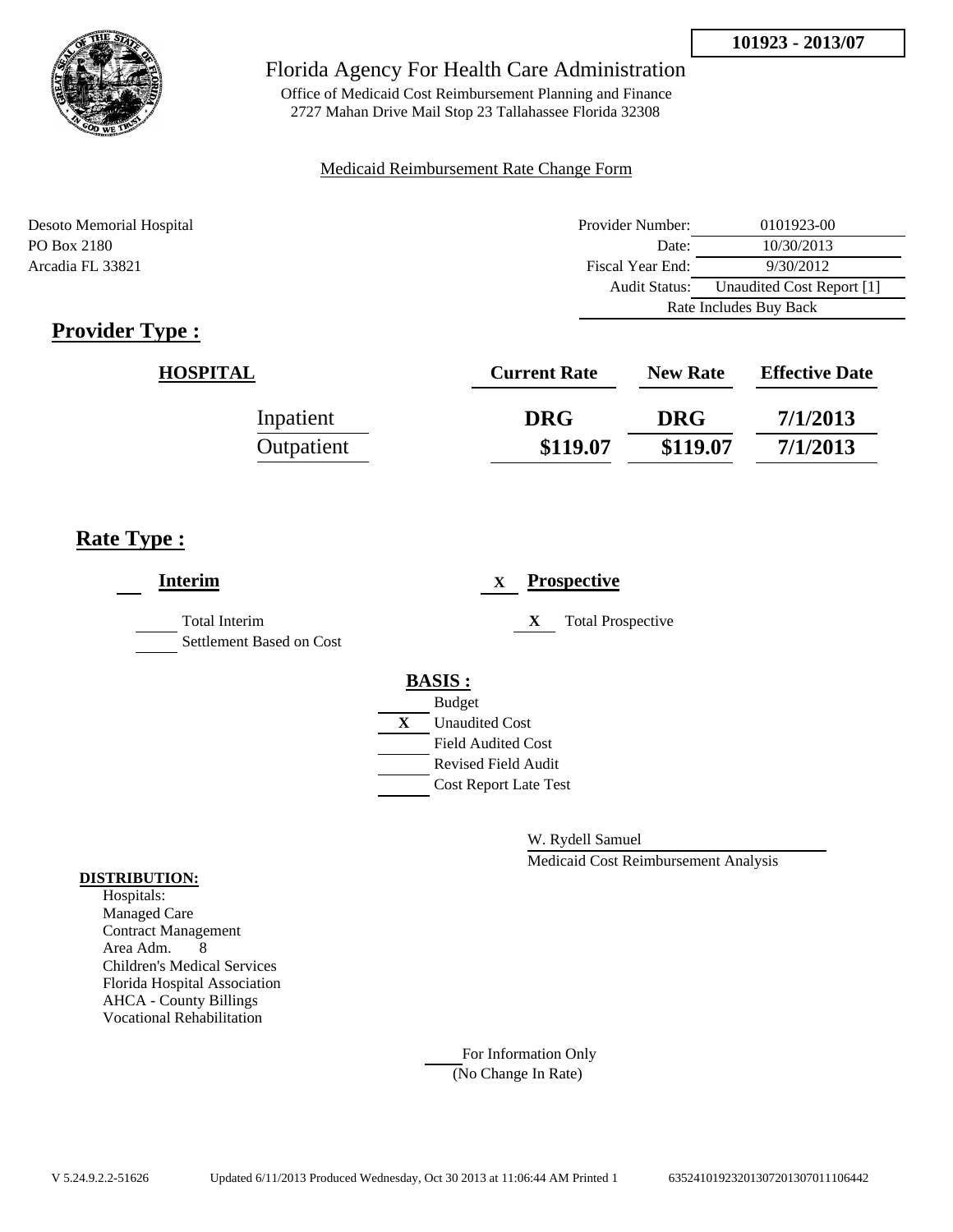**101923 - 2013/07**

Florida Agency For Health Care Administration

Office of Medicaid Cost Reimbursement Planning and Finance
2727 Mahan Drive Mail Stop 23 Tallahassee Florida 32308

Medicaid Reimbursement Rate Change Form

Desoto Memorial Hospital
PO Box 2180
Arcadia FL 33821

| | |
|---|---|
| Provider Number: | 0101923-00 |
| Date: | 10/30/2013 |
| Fiscal Year End: | 9/30/2012 |
| Audit Status: | Unaudited Cost Report [1] |
| Rate Includes Buy Back | |

## Provider Type :

| HOSPITAL | Current Rate | New Rate | Effective Date |
|---|---|---|---|
| Inpatient | DRG | DRG | 7/1/2013 |
| Outpatient | $119.07 | $119.07 | 7/1/2013 |

## Rate Type :

**Interim**

- ___ Total Interim
- ___ Settlement Based on Cost

X **Prospective**

- X Total Prospective

**BASIS :**

- ___ Budget
- X Unaudited Cost
- ___ Field Audited Cost
- ___ Revised Field Audit
- ___ Cost Report Late Test

W. Rydell Samuel
Medicaid Cost Reimbursement Analysis

**DISTRIBUTION:**

Hospitals:
Managed Care
Contract Management
Area Adm. 8
Children's Medical Services
Florida Hospital Association
AHCA - County Billings
Vocational Rehabilitation

___ For Information Only
(No Change In Rate)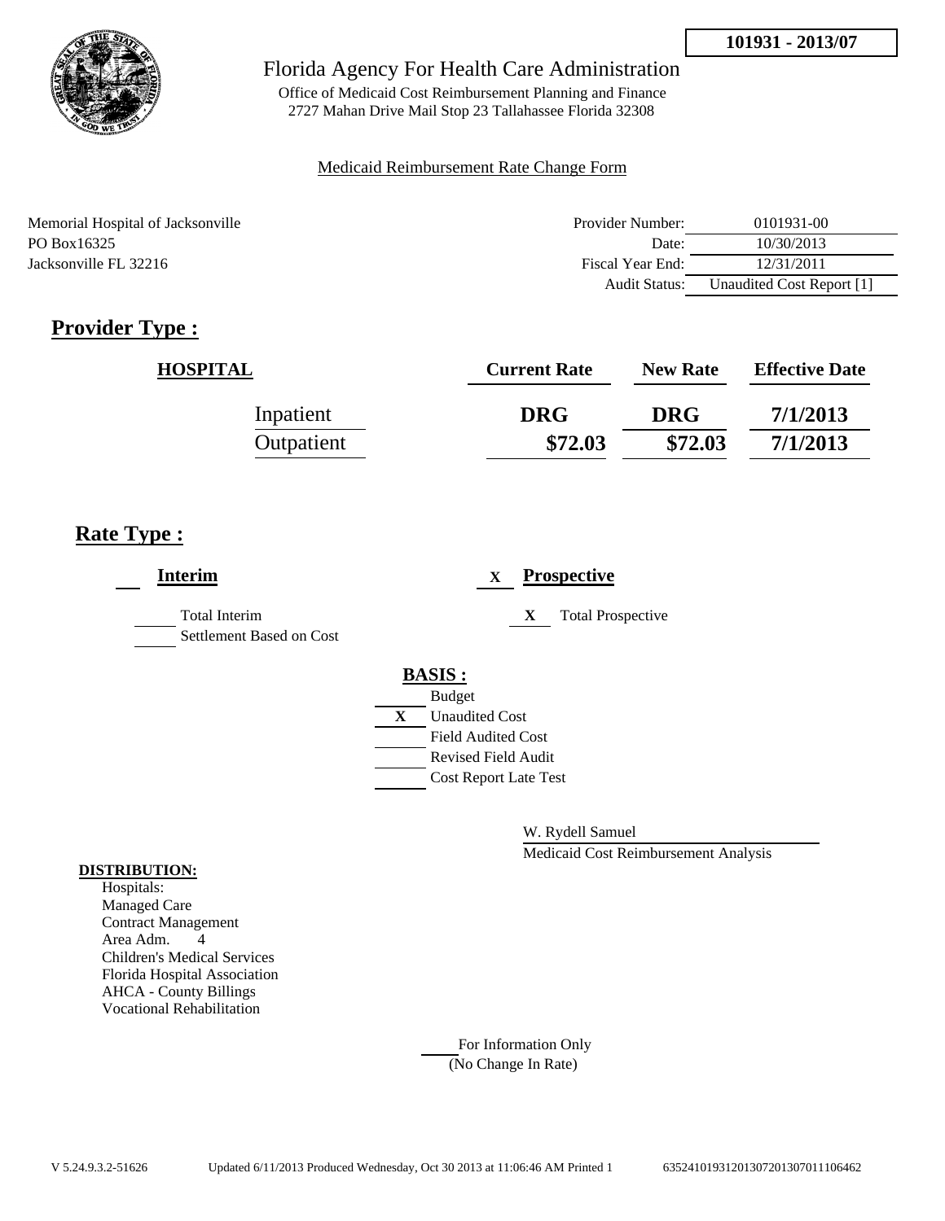101931 - 2013/07

# Florida Agency For Health Care Administration

Office of Medicaid Cost Reimbursement Planning and Finance
2727 Mahan Drive Mail Stop 23 Tallahassee Florida 32308

Medicaid Reimbursement Rate Change Form

Memorial Hospital of Jacksonville
PO Box16325
Jacksonville FL 32216

| | |
|---|---|
| Provider Number: | 0101931-00 |
| Date: | 10/30/2013 |
| Fiscal Year End: | 12/31/2011 |
| Audit Status: | Unaudited Cost Report [1] |

## Provider Type :

| HOSPITAL | Current Rate | New Rate | Effective Date |
|---|---|---|---|
| Inpatient | DRG | DRG | 7/1/2013 |
| Outpatient | $72.03 | $72.03 | 7/1/2013 |

## Rate Type :

___ **Interim**

___ Total Interim
___ Settlement Based on Cost

X **Prospective**

X Total Prospective

**BASIS :**

___ Budget
X Unaudited Cost
___ Field Audited Cost
___ Revised Field Audit
___ Cost Report Late Test

W. Rydell Samuel
Medicaid Cost Reimbursement Analysis

**DISTRIBUTION:**

Hospitals:
Managed Care
Contract Management
Area Adm. 4
Children's Medical Services
Florida Hospital Association
AHCA - County Billings
Vocational Rehabilitation

___ For Information Only
(No Change In Rate)

V 5.24.9.3.2-51626 Updated 6/11/2013 Produced Wednesday, Oct 30 2013 at 11:06:46 AM Printed 1 635241019312013072013070111066462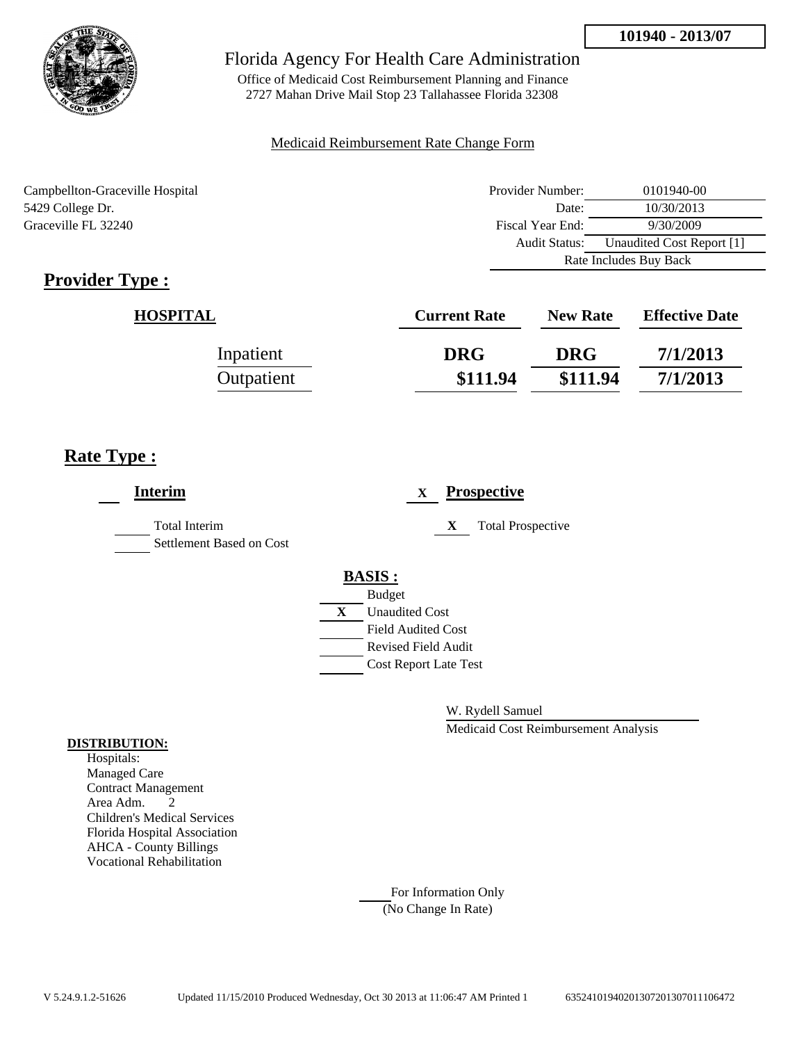101940 - 2013/07

Florida Agency For Health Care Administration

Office of Medicaid Cost Reimbursement Planning and Finance
2727 Mahan Drive Mail Stop 23 Tallahassee Florida 32308

Medicaid Reimbursement Rate Change Form

Campbellton-Graceville Hospital
5429 College Dr.
Graceville FL 32240

| | |
|---|---|
| Provider Number: | 0101940-00 |
| Date: | 10/30/2013 |
| Fiscal Year End: | 9/30/2009 |
| Audit Status: | Unaudited Cost Report [1] |
| Rate Includes Buy Back | |

## Provider Type :

| HOSPITAL | Current Rate | New Rate | Effective Date |
|---|---|---|---|
| Inpatient | DRG | DRG | 7/1/2013 |
| Outpatient | $111.94 | $111.94 | 7/1/2013 |

## Rate Type :

**Interim**

- ___ Total Interim
- ___ Settlement Based on Cost

X **Prospective**

- X Total Prospective

**BASIS :**

- ___ Budget
- X Unaudited Cost
- ___ Field Audited Cost
- ___ Revised Field Audit
- ___ Cost Report Late Test

W. Rydell Samuel
Medicaid Cost Reimbursement Analysis

**DISTRIBUTION:**

Hospitals:
Managed Care
Contract Management
Area Adm. 2
Children's Medical Services
Florida Hospital Association
AHCA - County Billings
Vocational Rehabilitation

___ For Information Only
(No Change In Rate)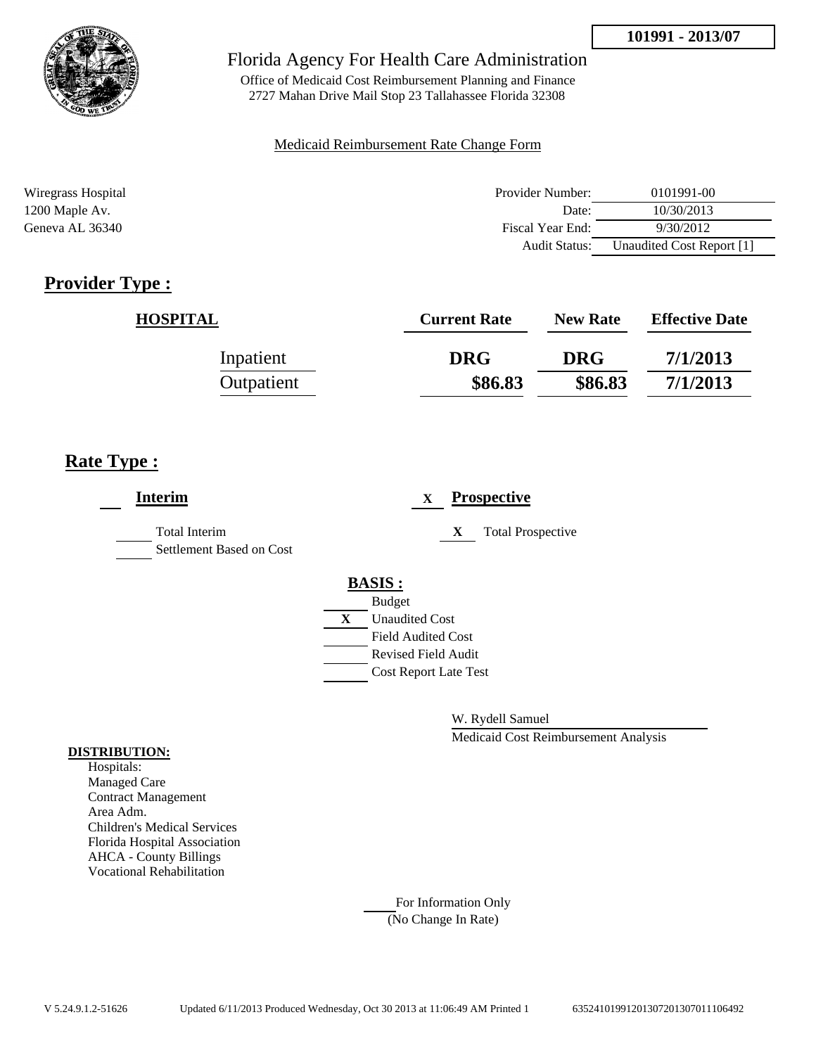**101991 - 2013/07**

Florida Agency For Health Care Administration

Office of Medicaid Cost Reimbursement Planning and Finance
2727 Mahan Drive Mail Stop 23 Tallahassee Florida 32308

Medicaid Reimbursement Rate Change Form

Wiregrass Hospital
1200 Maple Av.
Geneva AL 36340

| | |
|---|---|
| Provider Number: | 0101991-00 |
| Date: | 10/30/2013 |
| Fiscal Year End: | 9/30/2012 |
| Audit Status: | Unaudited Cost Report [1] |

## Provider Type :

| HOSPITAL | Current Rate | New Rate | Effective Date |
|---|---|---|---|
| Inpatient | DRG | DRG | 7/1/2013 |
| Outpatient | $86.83 | $86.83 | 7/1/2013 |

## Rate Type :

___ **Interim**

___ Total Interim
___ Settlement Based on Cost

X **Prospective**

X Total Prospective

**BASIS :**

___ Budget
X Unaudited Cost
___ Field Audited Cost
___ Revised Field Audit
___ Cost Report Late Test

W. Rydell Samuel
Medicaid Cost Reimbursement Analysis

**DISTRIBUTION:**

Hospitals:
Managed Care
Contract Management
Area Adm.
Children's Medical Services
Florida Hospital Association
AHCA - County Billings
Vocational Rehabilitation

___ For Information Only
(No Change In Rate)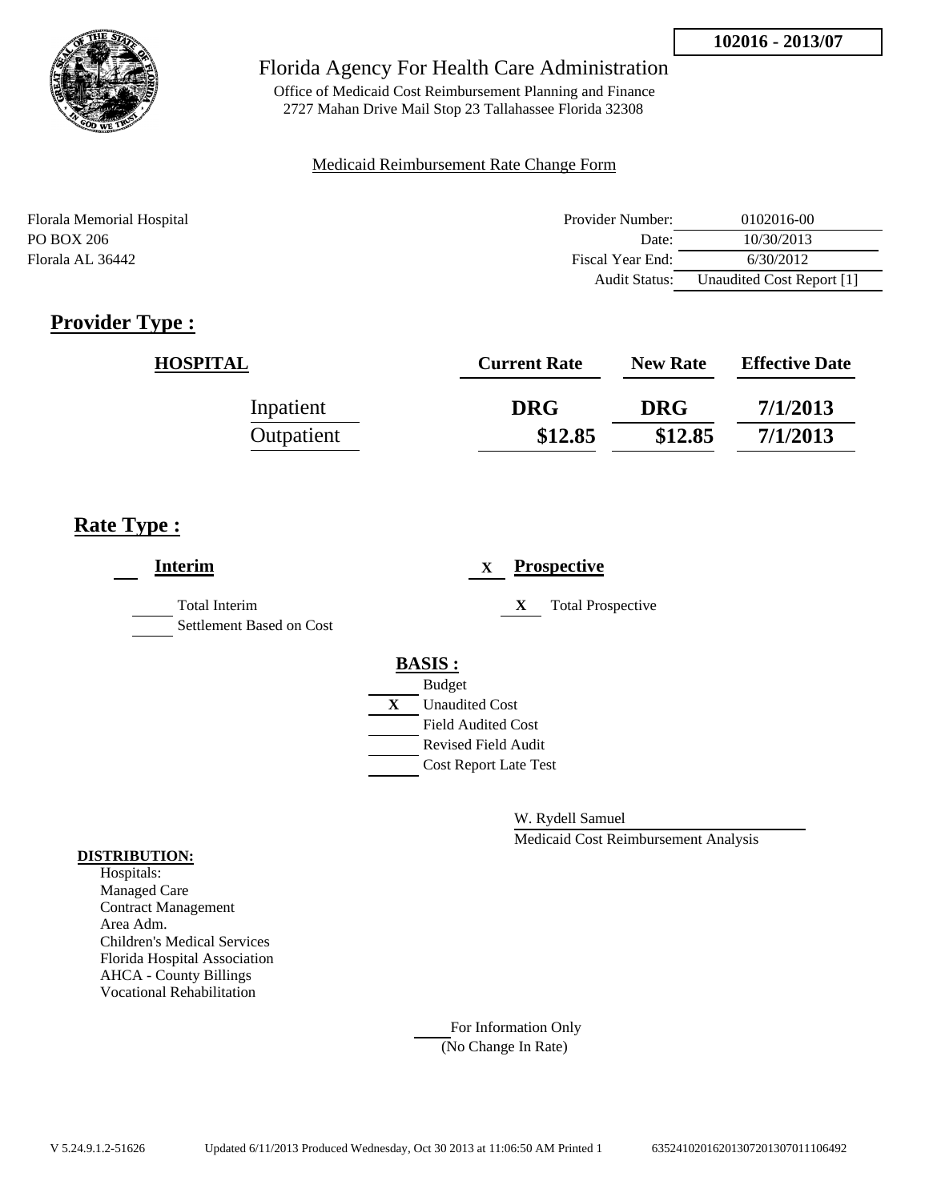**102016 - 2013/07**

Florida Agency For Health Care Administration

Office of Medicaid Cost Reimbursement Planning and Finance
2727 Mahan Drive Mail Stop 23 Tallahassee Florida 32308

Medicaid Reimbursement Rate Change Form

Florala Memorial Hospital
PO BOX 206
Florala AL 36442

| | |
|---|---|
| Provider Number: | 0102016-00 |
| Date: | 10/30/2013 |
| Fiscal Year End: | 6/30/2012 |
| Audit Status: | Unaudited Cost Report [1] |

## Provider Type :

| HOSPITAL | Current Rate | New Rate | Effective Date |
|---|---|---|---|
| Inpatient | DRG | DRG | 7/1/2013 |
| Outpatient | $12.85 | $12.85 | 7/1/2013 |

## Rate Type :

**Interim**

- ___ Total Interim
- ___ Settlement Based on Cost

X **Prospective**

- X Total Prospective

**BASIS :**

- ___ Budget
- X Unaudited Cost
- ___ Field Audited Cost
- ___ Revised Field Audit
- ___ Cost Report Late Test

W. Rydell Samuel
Medicaid Cost Reimbursement Analysis

**DISTRIBUTION:**

Hospitals:
Managed Care
Contract Management
Area Adm.
Children's Medical Services
Florida Hospital Association
AHCA - County Billings
Vocational Rehabilitation

___ For Information Only
(No Change In Rate)

V 5.24.9.1.2-51626 Updated 6/11/2013 Produced Wednesday, Oct 30 2013 at 11:06:50 AM Printed 1 63524102016201307201307011106492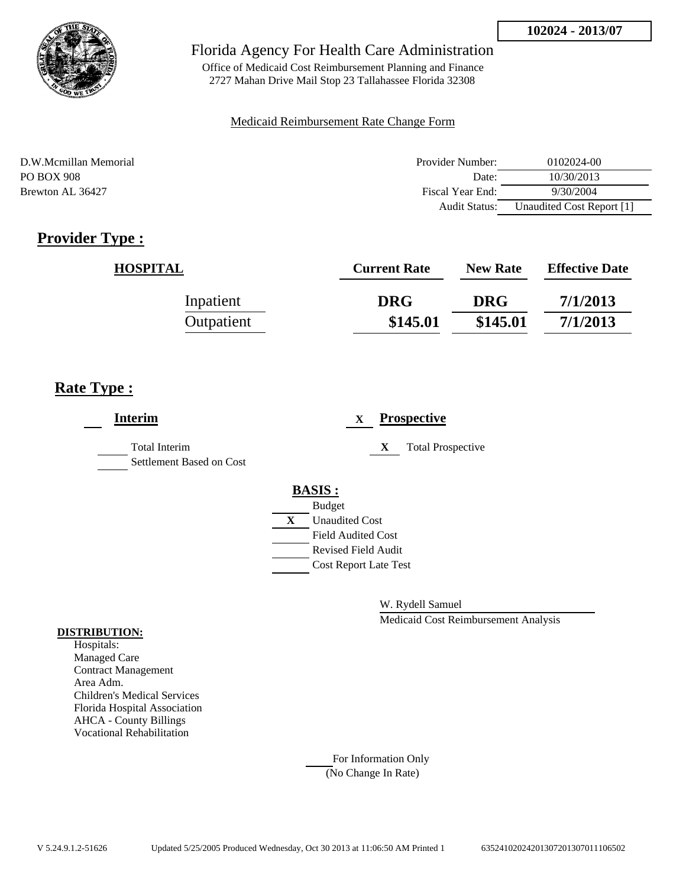**102024 - 2013/07**

Florida Agency For Health Care Administration

Office of Medicaid Cost Reimbursement Planning and Finance
2727 Mahan Drive Mail Stop 23 Tallahassee Florida 32308

Medicaid Reimbursement Rate Change Form

D.W.Mcmillan Memorial
PO BOX 908
Brewton AL 36427

| | |
|---|---|
| Provider Number: | 0102024-00 |
| Date: | 10/30/2013 |
| Fiscal Year End: | 9/30/2004 |
| Audit Status: | Unaudited Cost Report [1] |

## Provider Type :

| HOSPITAL | Current Rate | New Rate | Effective Date |
|---|---|---|---|
| Inpatient | DRG | DRG | 7/1/2013 |
| Outpatient | $145.01 | $145.01 | 7/1/2013 |

## Rate Type :

___ **Interim**

___ Total Interim

___ Settlement Based on Cost

X **Prospective**

X Total Prospective

**BASIS :**

___ Budget

X Unaudited Cost

___ Field Audited Cost

___ Revised Field Audit

___ Cost Report Late Test

W. Rydell Samuel

Medicaid Cost Reimbursement Analysis

**DISTRIBUTION:**

Hospitals:
Managed Care
Contract Management
Area Adm.
Children's Medical Services
Florida Hospital Association
AHCA - County Billings
Vocational Rehabilitation

___ For Information Only
(No Change In Rate)

V 5.24.9.1.2-51626 Updated 5/25/2005 Produced Wednesday, Oct 30 2013 at 11:06:50 AM Printed 1 635241020242013072013070111065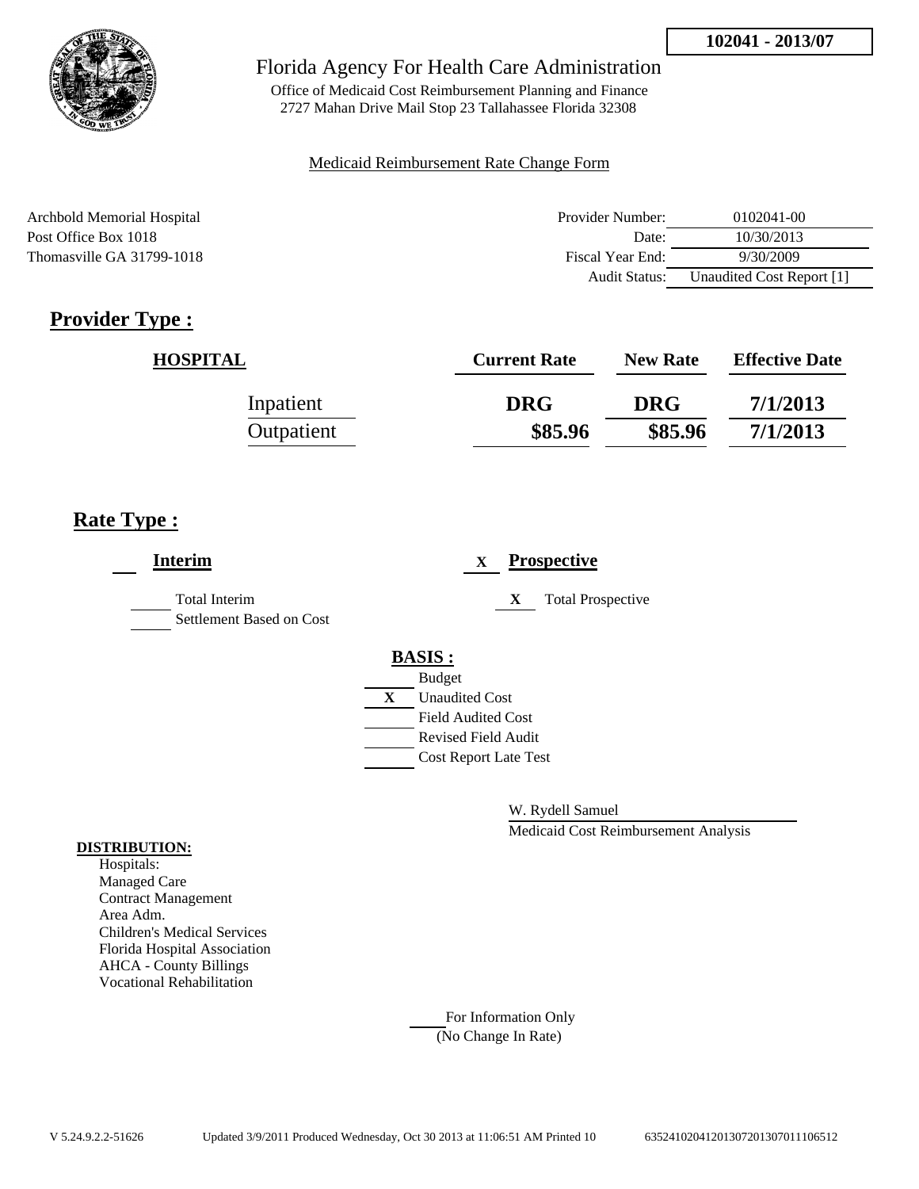**102041 - 2013/07**

Florida Agency For Health Care Administration

Office of Medicaid Cost Reimbursement Planning and Finance
2727 Mahan Drive Mail Stop 23 Tallahassee Florida 32308

Medicaid Reimbursement Rate Change Form

Archbold Memorial Hospital
Post Office Box 1018
Thomasville GA 31799-1018

| | |
|---|---|
| Provider Number: | 0102041-00 |
| Date: | 10/30/2013 |
| Fiscal Year End: | 9/30/2009 |
| Audit Status: | Unaudited Cost Report [1] |

## Provider Type :

| HOSPITAL | Current Rate | New Rate | Effective Date |
|---|---|---|---|
| Inpatient | DRG | DRG | 7/1/2013 |
| Outpatient | $85.96 | $85.96 | 7/1/2013 |

## Rate Type :

**Interim**

- ___ Total Interim
- ___ Settlement Based on Cost

X **Prospective**

- X Total Prospective

**BASIS :**

- ___ Budget
- X Unaudited Cost
- ___ Field Audited Cost
- ___ Revised Field Audit
- ___ Cost Report Late Test

W. Rydell Samuel
Medicaid Cost Reimbursement Analysis

**DISTRIBUTION:**

Hospitals:
Managed Care
Contract Management
Area Adm.
Children's Medical Services
Florida Hospital Association
AHCA - County Billings
Vocational Rehabilitation

___ For Information Only
(No Change In Rate)

V 5.24.9.2.2-51626 Updated 3/9/2011 Produced Wednesday, Oct 30 2013 at 11:06:51 AM Printed 10 6352410204120130720130701106512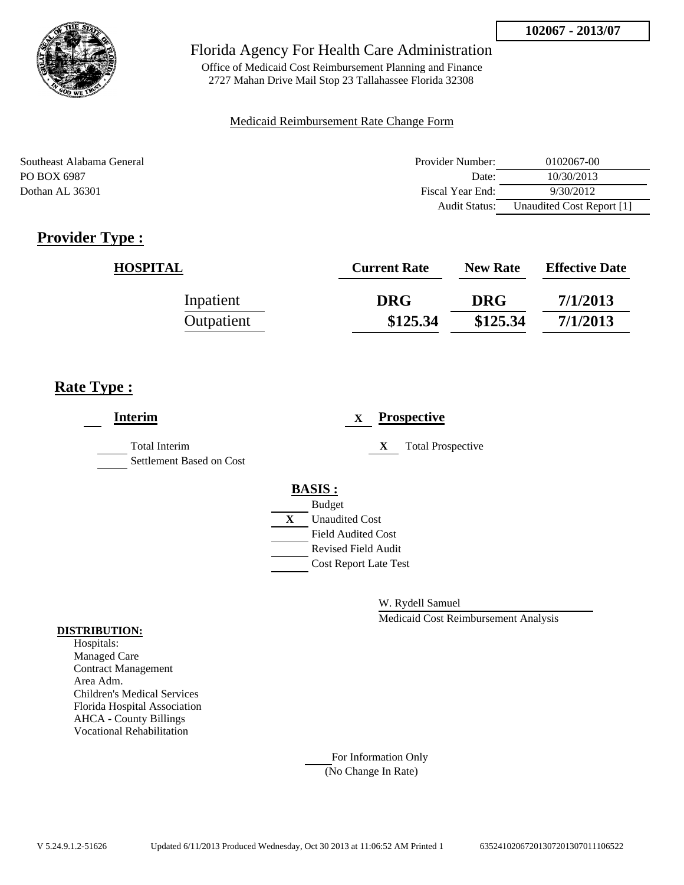**102067 - 2013/07**

Florida Agency For Health Care Administration

Office of Medicaid Cost Reimbursement Planning and Finance
2727 Mahan Drive Mail Stop 23 Tallahassee Florida 32308

Medicaid Reimbursement Rate Change Form

Southeast Alabama General
PO BOX 6987
Dothan AL 36301

| | |
|---|---|
| Provider Number: | 0102067-00 |
| Date: | 10/30/2013 |
| Fiscal Year End: | 9/30/2012 |
| Audit Status: | Unaudited Cost Report [1] |

## Provider Type :

| HOSPITAL | Current Rate | New Rate | Effective Date |
|---|---|---|---|
| Inpatient | DRG | DRG | 7/1/2013 |
| Outpatient | $125.34 | $125.34 | 7/1/2013 |

## Rate Type :

___ **Interim**

___ Total Interim

___ Settlement Based on Cost

X **Prospective**

X Total Prospective

**BASIS :**

___ Budget

X Unaudited Cost

___ Field Audited Cost

___ Revised Field Audit

___ Cost Report Late Test

W. Rydell Samuel

Medicaid Cost Reimbursement Analysis

**DISTRIBUTION:**

Hospitals:
Managed Care
Contract Management
Area Adm.
Children's Medical Services
Florida Hospital Association
AHCA - County Billings
Vocational Rehabilitation

___ For Information Only
(No Change In Rate)

V 5.24.9.1.2-51626 Updated 6/11/2013 Produced Wednesday, Oct 30 2013 at 11:06:52 AM Printed 1 63524102067201307201307011106522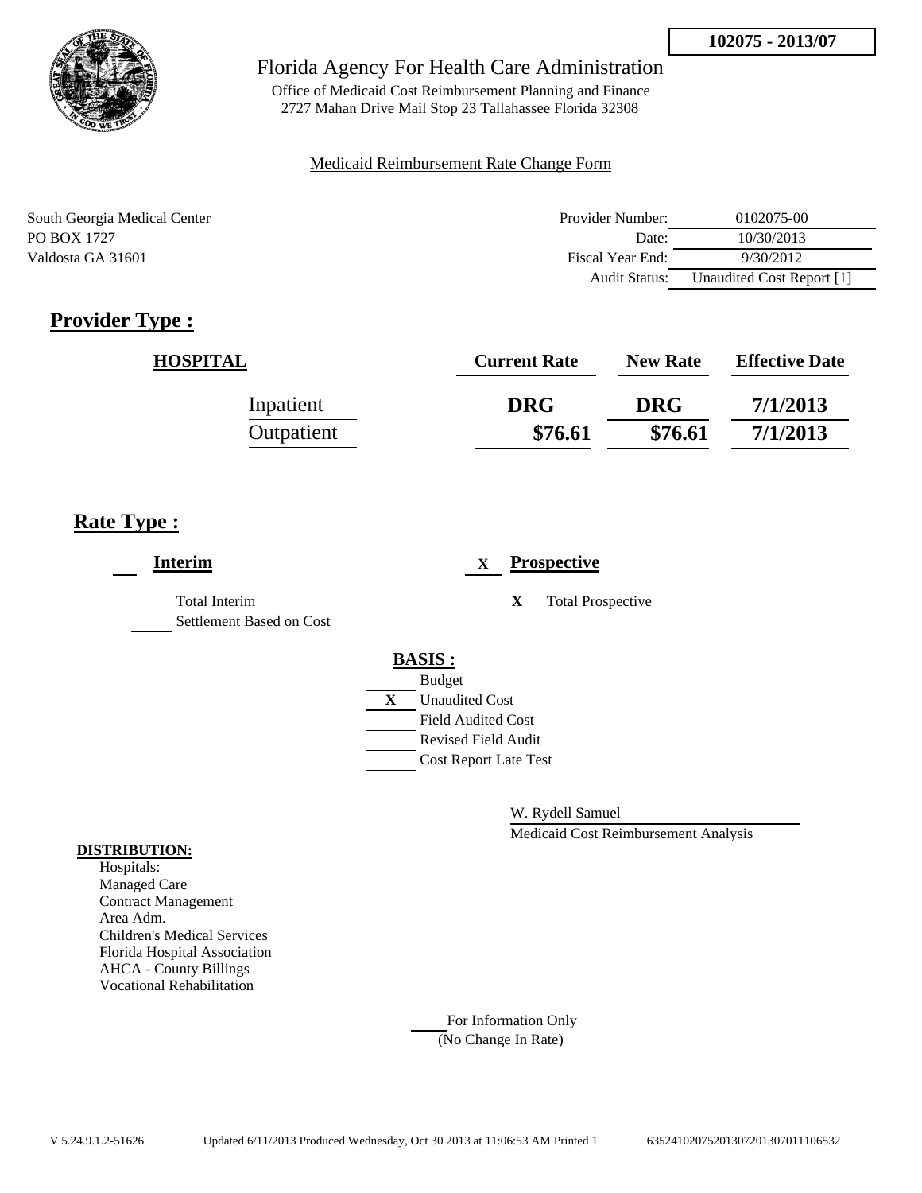**102075 - 2013/07**

Florida Agency For Health Care Administration

Office of Medicaid Cost Reimbursement Planning and Finance
2727 Mahan Drive Mail Stop 23 Tallahassee Florida 32308

Medicaid Reimbursement Rate Change Form

South Georgia Medical Center
PO BOX 1727
Valdosta GA 31601

| | |
|---|---|
| Provider Number: | 0102075-00 |
| Date: | 10/30/2013 |
| Fiscal Year End: | 9/30/2012 |
| Audit Status: | Unaudited Cost Report [1] |

## Provider Type :

| HOSPITAL | Current Rate | New Rate | Effective Date |
|---|---|---|---|
| Inpatient | DRG | DRG | 7/1/2013 |
| Outpatient | $76.61 | $76.61 | 7/1/2013 |

## Rate Type :

___ **Interim**

_____ Total Interim
_____ Settlement Based on Cost

X **Prospective**

X Total Prospective

**BASIS :**

_____ Budget
X Unaudited Cost
_____ Field Audited Cost
_____ Revised Field Audit
_____ Cost Report Late Test

W. Rydell Samuel
Medicaid Cost Reimbursement Analysis

**DISTRIBUTION:**
Hospitals:
Managed Care
Contract Management
Area Adm.
Children's Medical Services
Florida Hospital Association
AHCA - County Billings
Vocational Rehabilitation

_____ For Information Only
(No Change In Rate)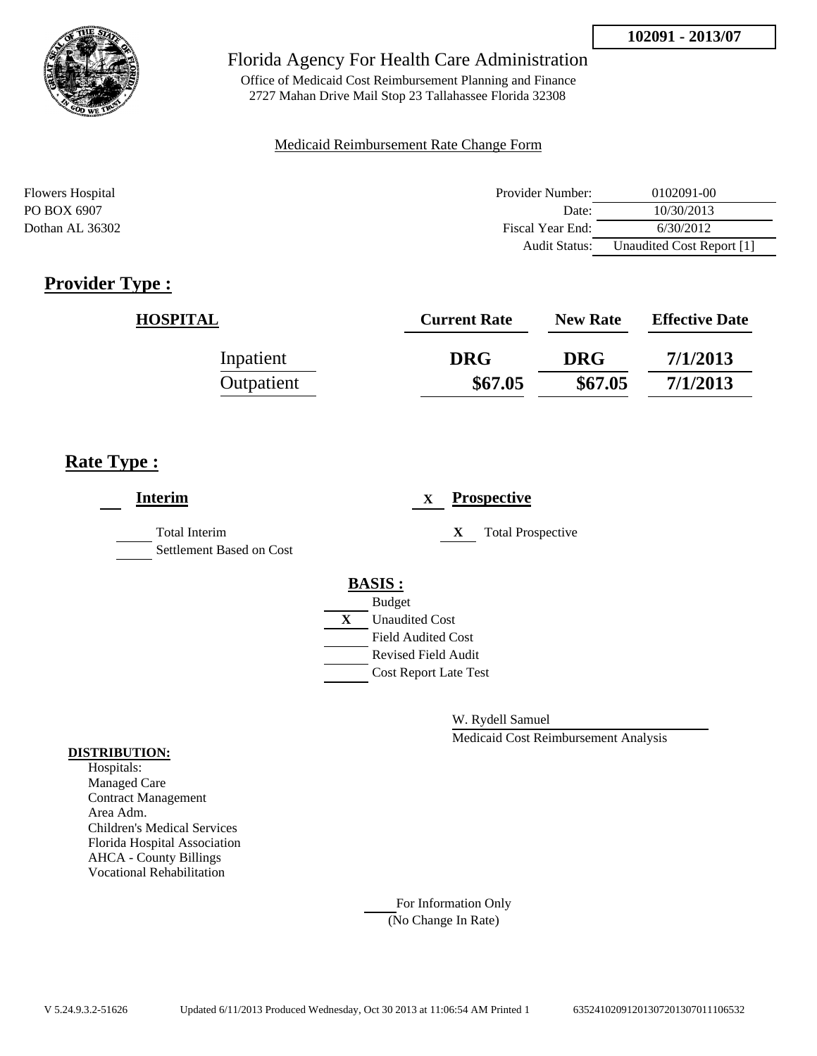**102091 - 2013/07**

Florida Agency For Health Care Administration

Office of Medicaid Cost Reimbursement Planning and Finance
2727 Mahan Drive Mail Stop 23 Tallahassee Florida 32308

Medicaid Reimbursement Rate Change Form

Flowers Hospital
PO BOX 6907
Dothan AL 36302

| | |
|---|---|
| Provider Number: | 0102091-00 |
| Date: | 10/30/2013 |
| Fiscal Year End: | 6/30/2012 |
| Audit Status: | Unaudited Cost Report [1] |

## Provider Type :

| HOSPITAL | Current Rate | New Rate | Effective Date |
|---|---|---|---|
| Inpatient | **DRG** | **DRG** | **7/1/2013** |
| Outpatient | **$67.05** | **$67.05** | **7/1/2013** |

## Rate Type :

___ **Interim**

___ Total Interim

___ Settlement Based on Cost

X **Prospective**

X Total Prospective

**BASIS :**

___ Budget
X Unaudited Cost
___ Field Audited Cost
___ Revised Field Audit
___ Cost Report Late Test

W. Rydell Samuel

Medicaid Cost Reimbursement Analysis

**DISTRIBUTION:**

Hospitals:
Managed Care
Contract Management
Area Adm.
Children's Medical Services
Florida Hospital Association
AHCA - County Billings
Vocational Rehabilitation

___ For Information Only
(No Change In Rate)

V 5.24.9.3.2-51626 Updated 6/11/2013 Produced Wednesday, Oct 30 2013 at 11:06:54 AM Printed 1 635241020912013072013070111065​32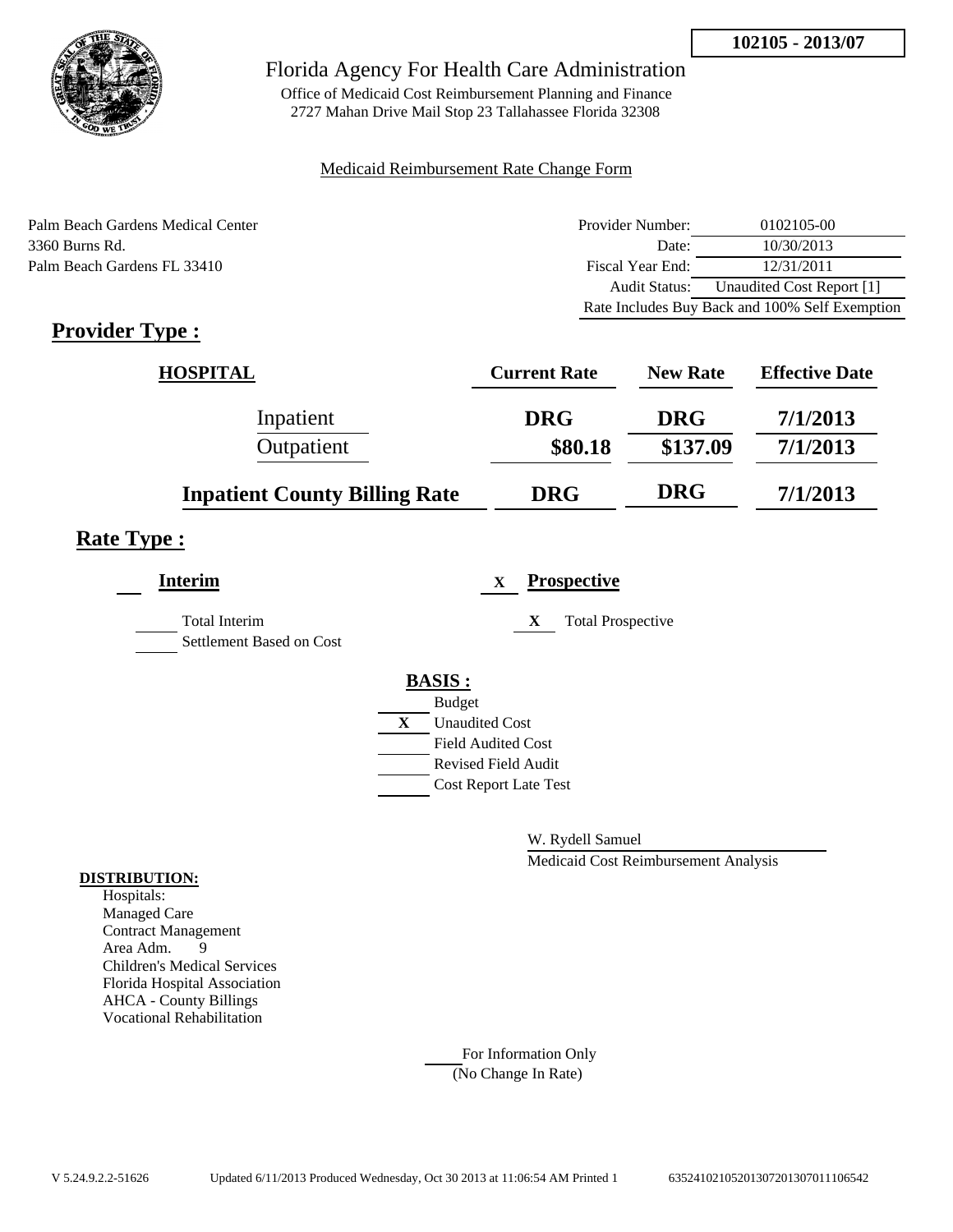**102105 - 2013/07**

# Florida Agency For Health Care Administration

Office of Medicaid Cost Reimbursement Planning and Finance
2727 Mahan Drive Mail Stop 23 Tallahassee Florida 32308

Medicaid Reimbursement Rate Change Form

Palm Beach Gardens Medical Center
3360 Burns Rd.
Palm Beach Gardens FL 33410

| | |
|---|---|
| Provider Number: | 0102105-00 |
| Date: | 10/30/2013 |
| Fiscal Year End: | 12/31/2011 |
| Audit Status: | Unaudited Cost Report [1] |
| Rate Includes Buy Back and 100% Self Exemption | |

## Provider Type :

| HOSPITAL | Current Rate | New Rate | Effective Date |
|---|---|---|---|
| Inpatient | DRG | DRG | 7/1/2013 |
| Outpatient | $80.18 | $137.09 | 7/1/2013 |
| **Inpatient County Billing Rate** | DRG | DRG | 7/1/2013 |

## Rate Type :

**Interim**

- Total Interim
- Settlement Based on Cost

X **Prospective**

- X Total Prospective

**BASIS :**

- Budget
- X Unaudited Cost
- Field Audited Cost
- Revised Field Audit
- Cost Report Late Test

W. Rydell Samuel
Medicaid Cost Reimbursement Analysis

**DISTRIBUTION:**

Hospitals:
Managed Care
Contract Management
Area Adm. 9
Children's Medical Services
Florida Hospital Association
AHCA - County Billings
Vocational Rehabilitation

For Information Only
(No Change In Rate)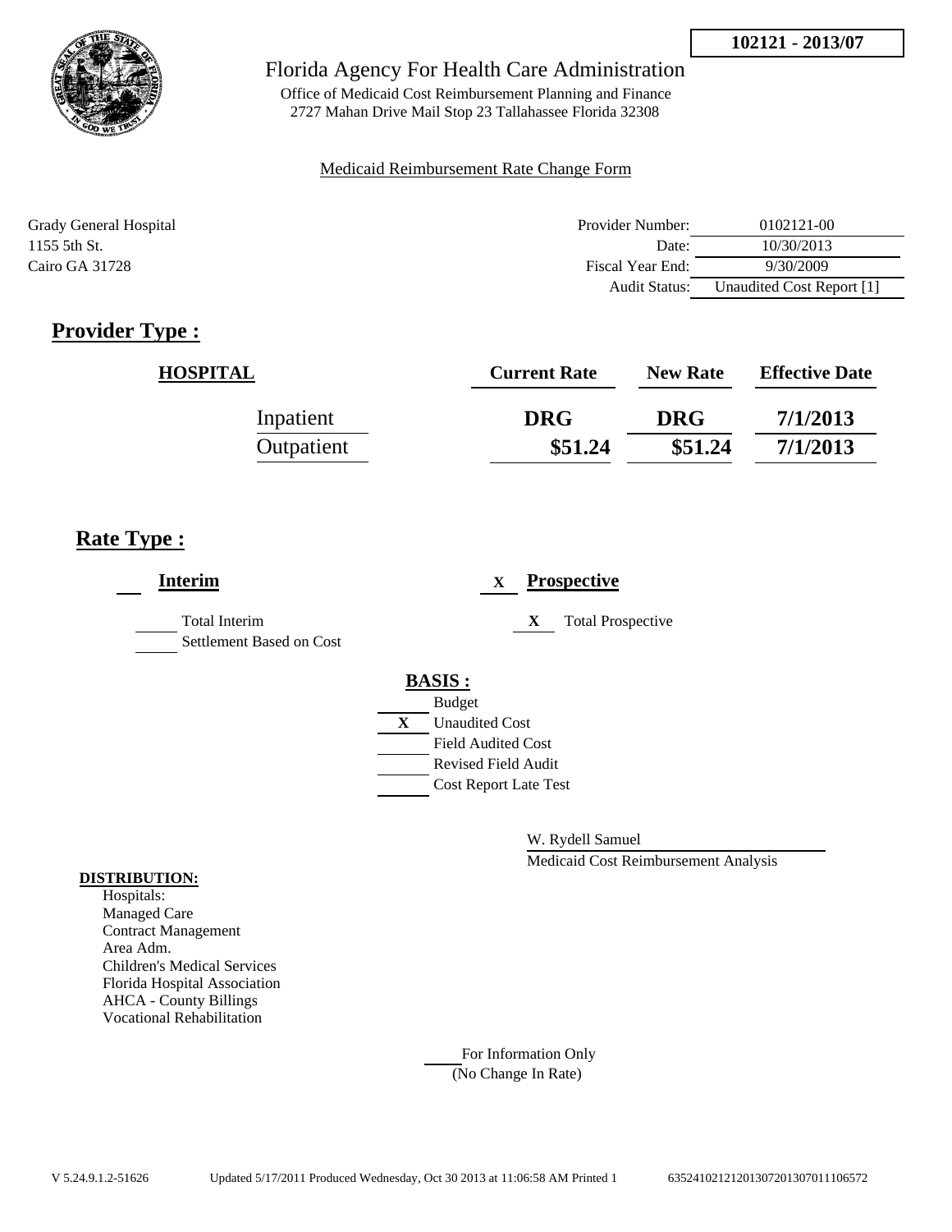**102121 - 2013/07**

Florida Agency For Health Care Administration

Office of Medicaid Cost Reimbursement Planning and Finance
2727 Mahan Drive Mail Stop 23 Tallahassee Florida 32308

Medicaid Reimbursement Rate Change Form

Grady General Hospital
1155 5th St.
Cairo GA 31728

| | |
|---|---|
| Provider Number: | 0102121-00 |
| Date: | 10/30/2013 |
| Fiscal Year End: | 9/30/2009 |
| Audit Status: | Unaudited Cost Report [1] |

# Provider Type :

| HOSPITAL | Current Rate | New Rate | Effective Date |
|---|---|---|---|
| Inpatient | DRG | DRG | 7/1/2013 |
| Outpatient | $51.24 | $51.24 | 7/1/2013 |

# Rate Type :

**Interim**

- ___ Total Interim
- ___ Settlement Based on Cost

X **Prospective**

- X Total Prospective

**BASIS :**

- ___ Budget
- X Unaudited Cost
- ___ Field Audited Cost
- ___ Revised Field Audit
- ___ Cost Report Late Test

W. Rydell Samuel
Medicaid Cost Reimbursement Analysis

**DISTRIBUTION:**

Hospitals:
Managed Care
Contract Management
Area Adm.
Children's Medical Services
Florida Hospital Association
AHCA - County Billings
Vocational Rehabilitation

___ For Information Only
(No Change In Rate)

V 5.24.9.1.2-51626 Updated 5/17/2011 Produced Wednesday, Oct 30 2013 at 11:06:58 AM Printed 1 63524102121201307201307011106572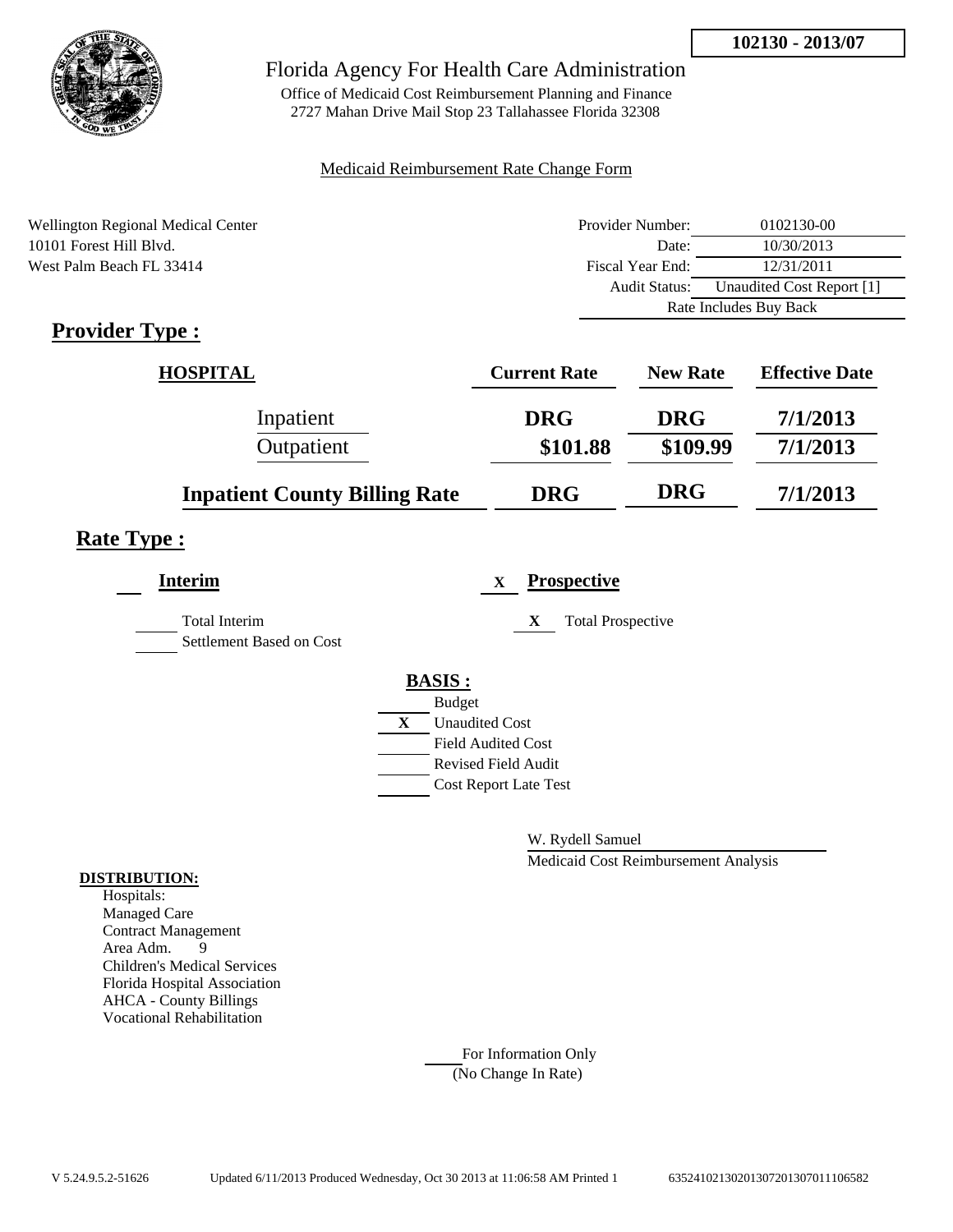**102130 - 2013/07**

# Florida Agency For Health Care Administration

Office of Medicaid Cost Reimbursement Planning and Finance
2727 Mahan Drive Mail Stop 23 Tallahassee Florida 32308

Medicaid Reimbursement Rate Change Form

Wellington Regional Medical Center
10101 Forest Hill Blvd.
West Palm Beach FL 33414

| | |
|---|---|
| Provider Number: | 0102130-00 |
| Date: | 10/30/2013 |
| Fiscal Year End: | 12/31/2011 |
| Audit Status: | Unaudited Cost Report [1] |
| | Rate Includes Buy Back |

## Provider Type :

| HOSPITAL | Current Rate | New Rate | Effective Date |
|---|---|---|---|
| Inpatient | DRG | DRG | 7/1/2013 |
| Outpatient | $101.88 | $109.99 | 7/1/2013 |
| **Inpatient County Billing Rate** | DRG | DRG | 7/1/2013 |

## Rate Type :

**Interim**

Total Interim
Settlement Based on Cost

X **Prospective**

X Total Prospective

**BASIS :**

Budget
X Unaudited Cost
Field Audited Cost
Revised Field Audit
Cost Report Late Test

W. Rydell Samuel
Medicaid Cost Reimbursement Analysis

**DISTRIBUTION:**
Hospitals:
Managed Care
Contract Management
Area Adm. 9
Children's Medical Services
Florida Hospital Association
AHCA - County Billings
Vocational Rehabilitation

For Information Only
(No Change In Rate)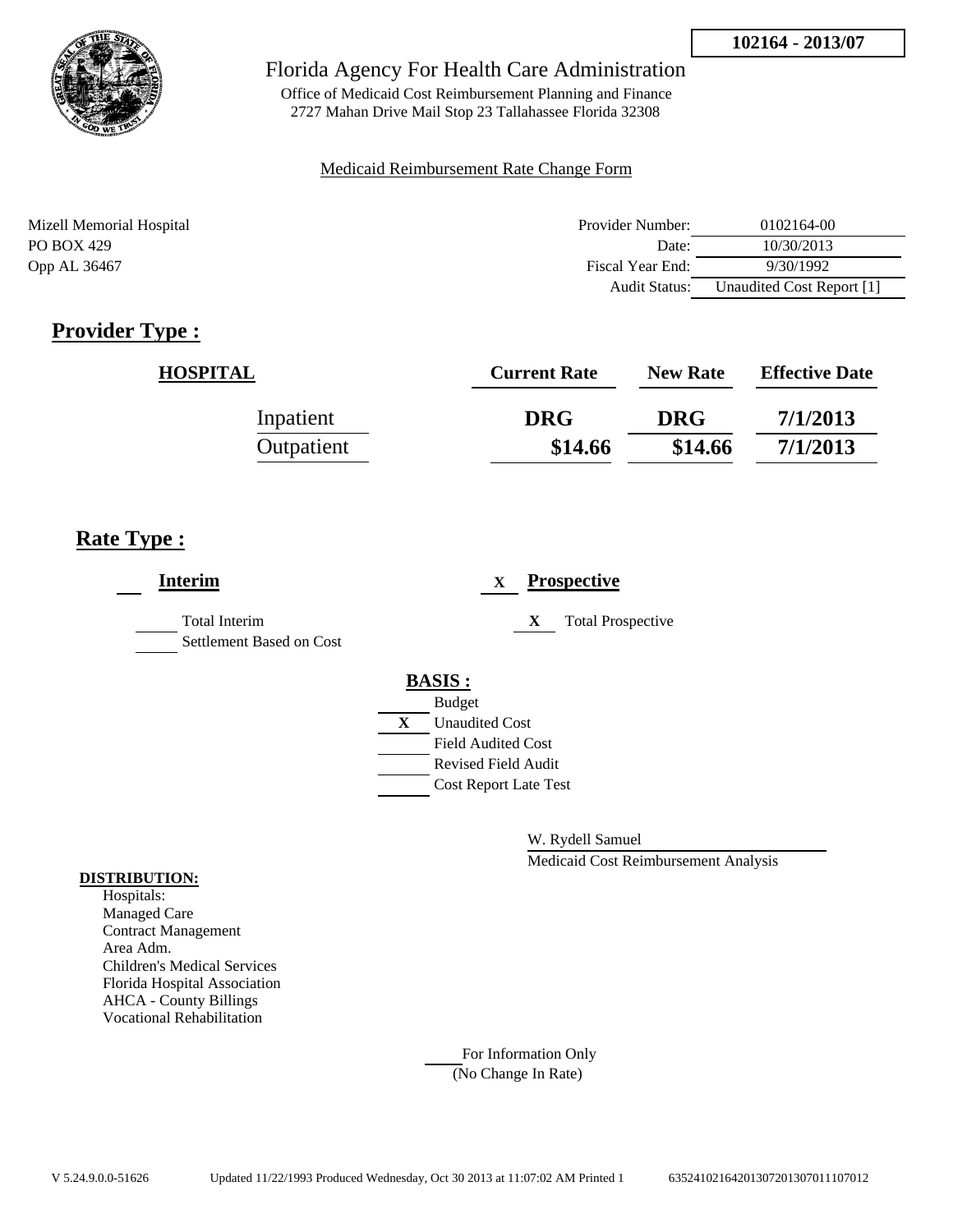**102164 - 2013/07**

Florida Agency For Health Care Administration

Office of Medicaid Cost Reimbursement Planning and Finance
2727 Mahan Drive Mail Stop 23 Tallahassee Florida 32308

Medicaid Reimbursement Rate Change Form

Mizell Memorial Hospital
PO BOX 429
Opp AL 36467

| | |
|---|---|
| Provider Number: | 0102164-00 |
| Date: | 10/30/2013 |
| Fiscal Year End: | 9/30/1992 |
| Audit Status: | Unaudited Cost Report [1] |

## Provider Type :

| HOSPITAL | Current Rate | New Rate | Effective Date |
|---|---|---|---|
| Inpatient | DRG | DRG | 7/1/2013 |
| Outpatient | $14.66 | $14.66 | 7/1/2013 |

## Rate Type :

**Interim**

- ___ Total Interim
- ___ Settlement Based on Cost

X **Prospective**

- X Total Prospective

**BASIS :**

- ___ Budget
- X Unaudited Cost
- ___ Field Audited Cost
- ___ Revised Field Audit
- ___ Cost Report Late Test

W. Rydell Samuel
Medicaid Cost Reimbursement Analysis

**DISTRIBUTION:**
Hospitals:
Managed Care
Contract Management
Area Adm.
Children's Medical Services
Florida Hospital Association
AHCA - County Billings
Vocational Rehabilitation

___ For Information Only
(No Change In Rate)

V 5.24.9.0.0-51626 Updated 11/22/1993 Produced Wednesday, Oct 30 2013 at 11:07:02 AM Printed 1 63524102164201307201307011107012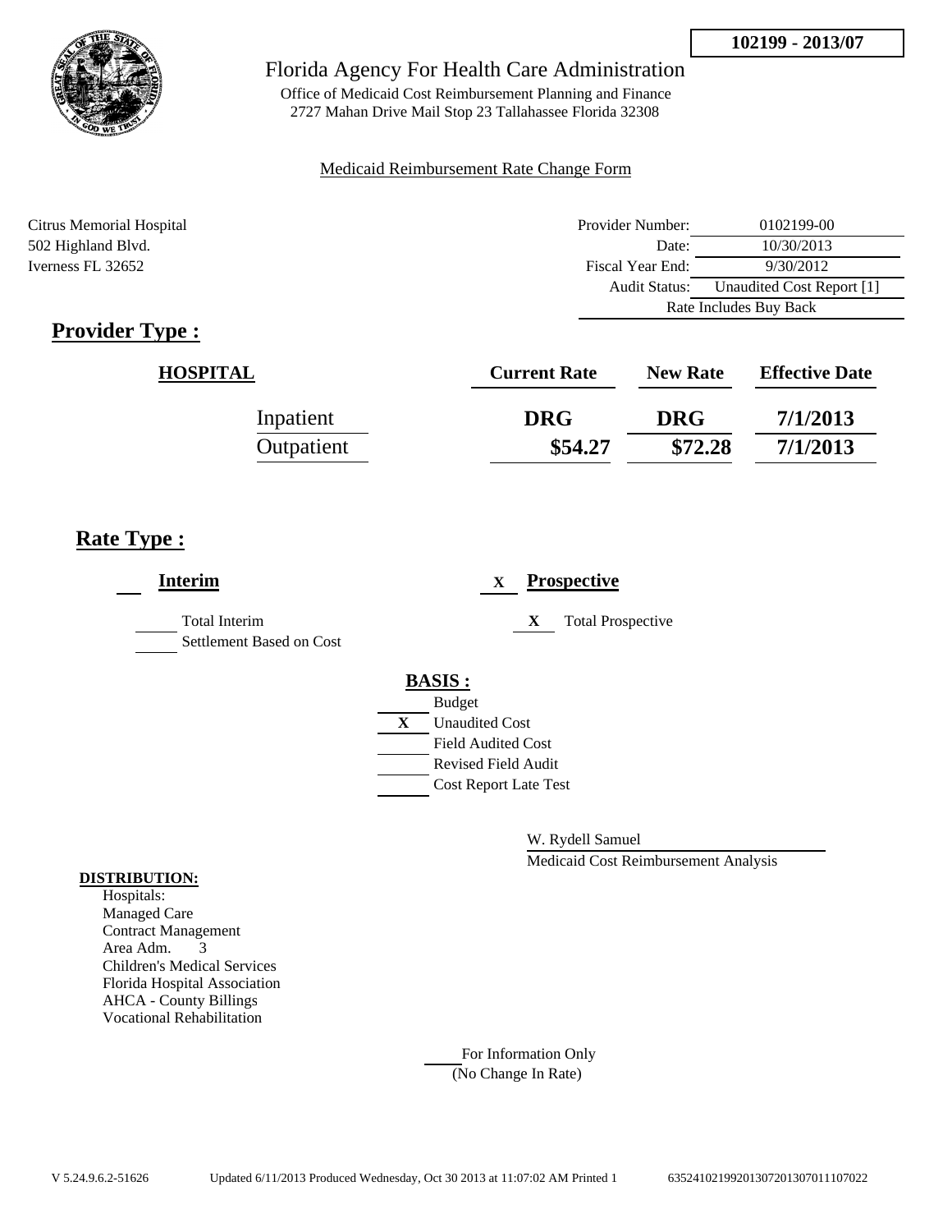**102199 - 2013/07**

# Florida Agency For Health Care Administration

Office of Medicaid Cost Reimbursement Planning and Finance
2727 Mahan Drive Mail Stop 23 Tallahassee Florida 32308

Medicaid Reimbursement Rate Change Form

Citrus Memorial Hospital
502 Highland Blvd.
Iverness FL 32652

| | |
|---|---|
| Provider Number: | 0102199-00 |
| Date: | 10/30/2013 |
| Fiscal Year End: | 9/30/2012 |
| Audit Status: | Unaudited Cost Report [1] |
| Rate Includes Buy Back | |

## Provider Type :

| HOSPITAL | Current Rate | New Rate | Effective Date |
|---|---|---|---|
| Inpatient | DRG | DRG | 7/1/2013 |
| Outpatient | $54.27 | $72.28 | 7/1/2013 |

## Rate Type :

___ **Interim**

_____ Total Interim
_____ Settlement Based on Cost

X **Prospective**

X Total Prospective

**BASIS :**

_____ Budget
X Unaudited Cost
_____ Field Audited Cost
_____ Revised Field Audit
_____ Cost Report Late Test

W. Rydell Samuel
Medicaid Cost Reimbursement Analysis

**DISTRIBUTION:**

Hospitals:
Managed Care
Contract Management
Area Adm. 3
Children's Medical Services
Florida Hospital Association
AHCA - County Billings
Vocational Rehabilitation

_____ For Information Only
(No Change In Rate)

V 5.24.9.6.2-51626 Updated 6/11/2013 Produced Wednesday, Oct 30 2013 at 11:07:02 AM Printed 1 635241021992013072013070111107022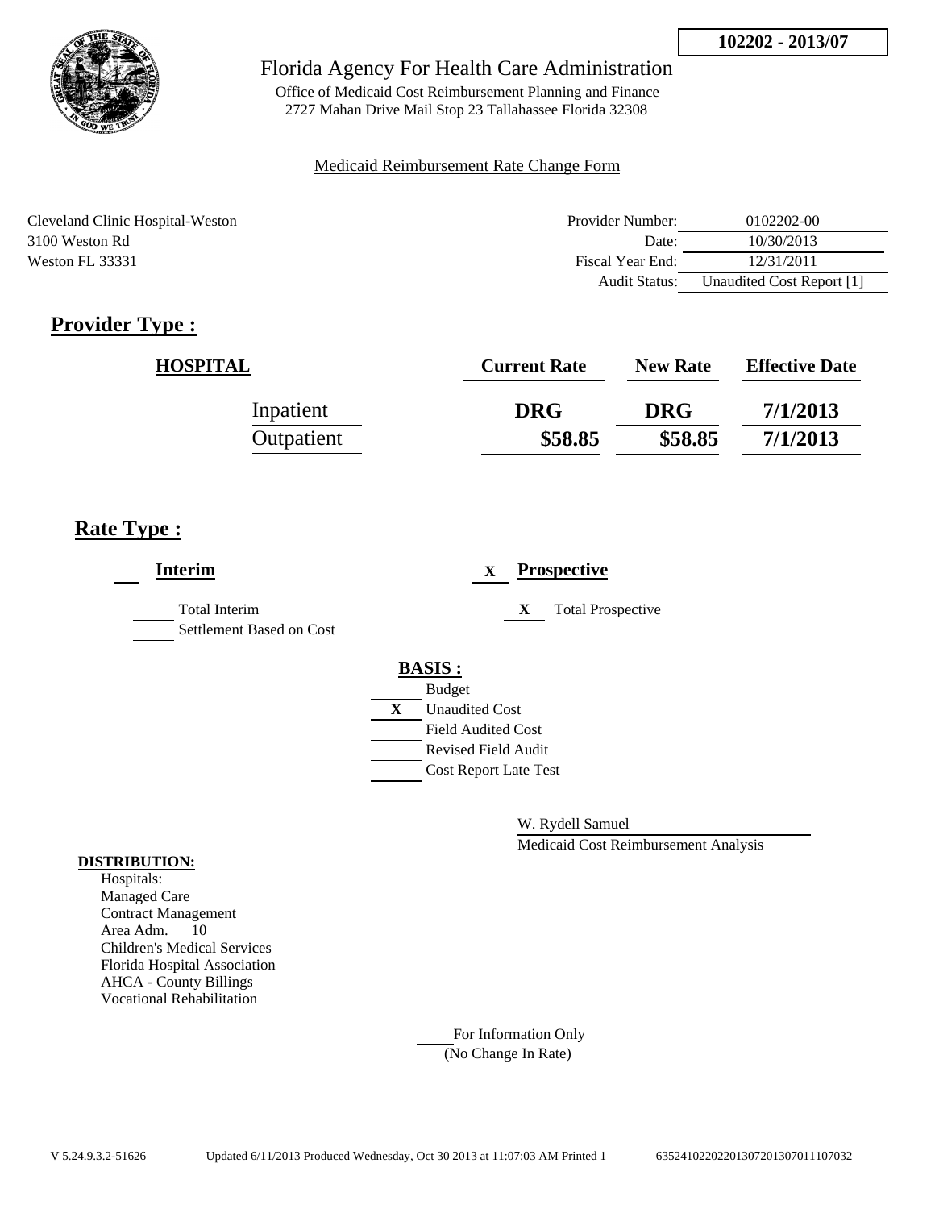102202 - 2013/07

Florida Agency For Health Care Administration

Office of Medicaid Cost Reimbursement Planning and Finance
2727 Mahan Drive Mail Stop 23 Tallahassee Florida 32308

Medicaid Reimbursement Rate Change Form

Cleveland Clinic Hospital-Weston
3100 Weston Rd
Weston FL 33331

| | |
|---|---|
| Provider Number: | 0102202-00 |
| Date: | 10/30/2013 |
| Fiscal Year End: | 12/31/2011 |
| Audit Status: | Unaudited Cost Report [1] |

## Provider Type :

| HOSPITAL | Current Rate | New Rate | Effective Date |
|---|---|---|---|
| Inpatient | DRG | DRG | 7/1/2013 |
| Outpatient | $58.85 | $58.85 | 7/1/2013 |

## Rate Type :

___ **Interim**

___ Total Interim

___ Settlement Based on Cost

X **Prospective**

X Total Prospective

**BASIS :**

___ Budget

X Unaudited Cost

___ Field Audited Cost

___ Revised Field Audit

___ Cost Report Late Test

W. Rydell Samuel

Medicaid Cost Reimbursement Analysis

**DISTRIBUTION:**

Hospitals:
Managed Care
Contract Management
Area Adm. 10
Children's Medical Services
Florida Hospital Association
AHCA - County Billings
Vocational Rehabilitation

___ For Information Only
(No Change In Rate)

V 5.24.9.3.2-51626 Updated 6/11/2013 Produced Wednesday, Oct 30 2013 at 11:07:03 AM Printed 1 635241022022013072013070111070322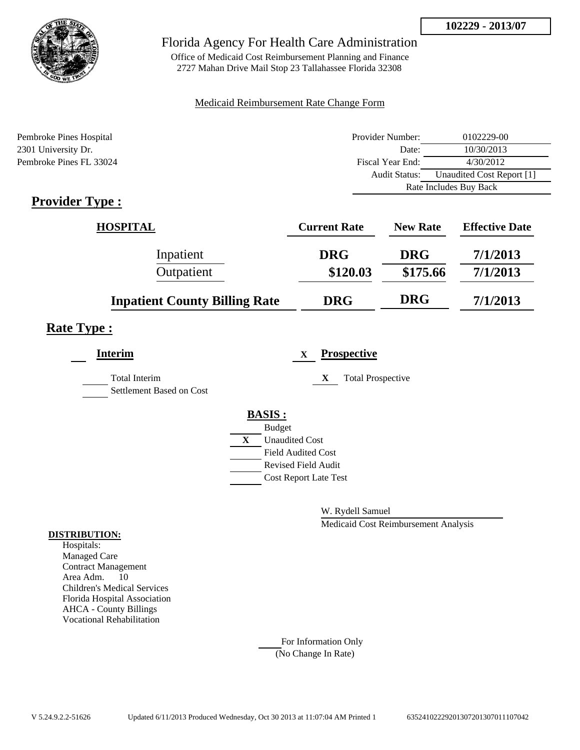102229 - 2013/07

# Florida Agency For Health Care Administration

Office of Medicaid Cost Reimbursement Planning and Finance
2727 Mahan Drive Mail Stop 23 Tallahassee Florida 32308

Medicaid Reimbursement Rate Change Form

Pembroke Pines Hospital
2301 University Dr.
Pembroke Pines FL 33024

| | |
|---|---|
| Provider Number: | 0102229-00 |
| Date: | 10/30/2013 |
| Fiscal Year End: | 4/30/2012 |
| Audit Status: | Unaudited Cost Report [1] |
| Rate Includes Buy Back | |

## Provider Type :

| HOSPITAL | Current Rate | New Rate | Effective Date |
|---|---|---|---|
| Inpatient | DRG | DRG | 7/1/2013 |
| Outpatient | $120.03 | $175.66 | 7/1/2013 |
| **Inpatient County Billing Rate** | DRG | DRG | 7/1/2013 |

## Rate Type :

**Interim**

- ___ Total Interim
- ___ Settlement Based on Cost

X **Prospective**

- X Total Prospective

**BASIS :**

- ___ Budget
- X Unaudited Cost
- ___ Field Audited Cost
- ___ Revised Field Audit
- ___ Cost Report Late Test

W. Rydell Samuel
Medicaid Cost Reimbursement Analysis

**DISTRIBUTION:**

Hospitals:
Managed Care
Contract Management
Area Adm. 10
Children's Medical Services
Florida Hospital Association
AHCA - County Billings
Vocational Rehabilitation

___ For Information Only
(No Change In Rate)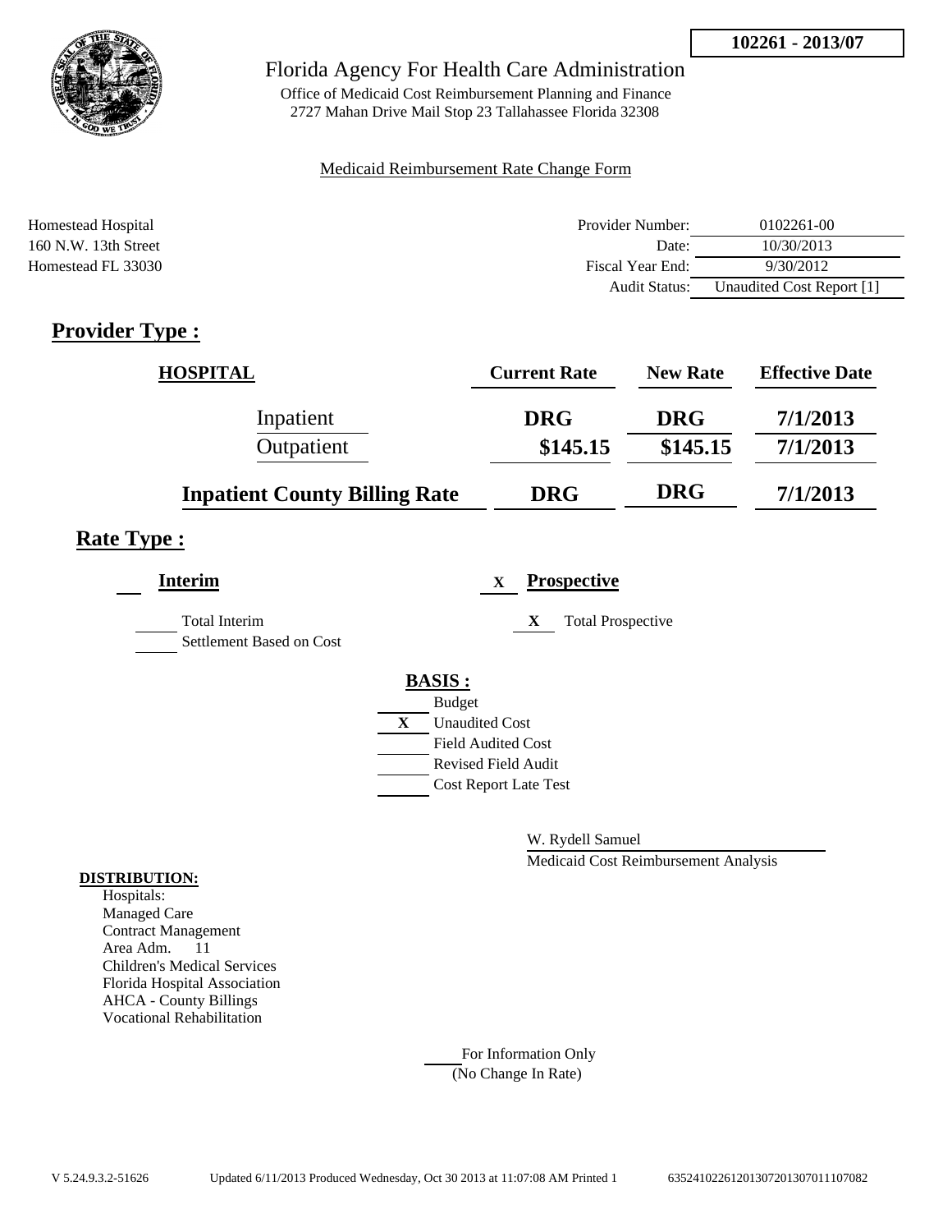**102261 - 2013/07**

Florida Agency For Health Care Administration

Office of Medicaid Cost Reimbursement Planning and Finance
2727 Mahan Drive Mail Stop 23 Tallahassee Florida 32308

Medicaid Reimbursement Rate Change Form

Homestead Hospital
160 N.W. 13th Street
Homestead FL 33030

| | |
|---|---|
| Provider Number: | 0102261-00 |
| Date: | 10/30/2013 |
| Fiscal Year End: | 9/30/2012 |
| Audit Status: | Unaudited Cost Report [1] |

## Provider Type :

| HOSPITAL | Current Rate | New Rate | Effective Date |
|---|---|---|---|
| Inpatient | DRG | DRG | 7/1/2013 |
| Outpatient | $145.15 | $145.15 | 7/1/2013 |
| **Inpatient County Billing Rate** | DRG | DRG | 7/1/2013 |

## Rate Type :

___ **Interim**

___ Total Interim

___ Settlement Based on Cost

X **Prospective**

X Total Prospective

**BASIS :**

___ Budget

X Unaudited Cost

___ Field Audited Cost

___ Revised Field Audit

___ Cost Report Late Test

W. Rydell Samuel

Medicaid Cost Reimbursement Analysis

**DISTRIBUTION:**

Hospitals:
Managed Care
Contract Management
Area Adm. 11
Children's Medical Services
Florida Hospital Association
AHCA - County Billings
Vocational Rehabilitation

___ For Information Only
(No Change In Rate)

V 5.24.9.3.2-51626 Updated 6/11/2013 Produced Wednesday, Oct 30 2013 at 11:07:08 AM Printed 1 635241022612013072013070111070 82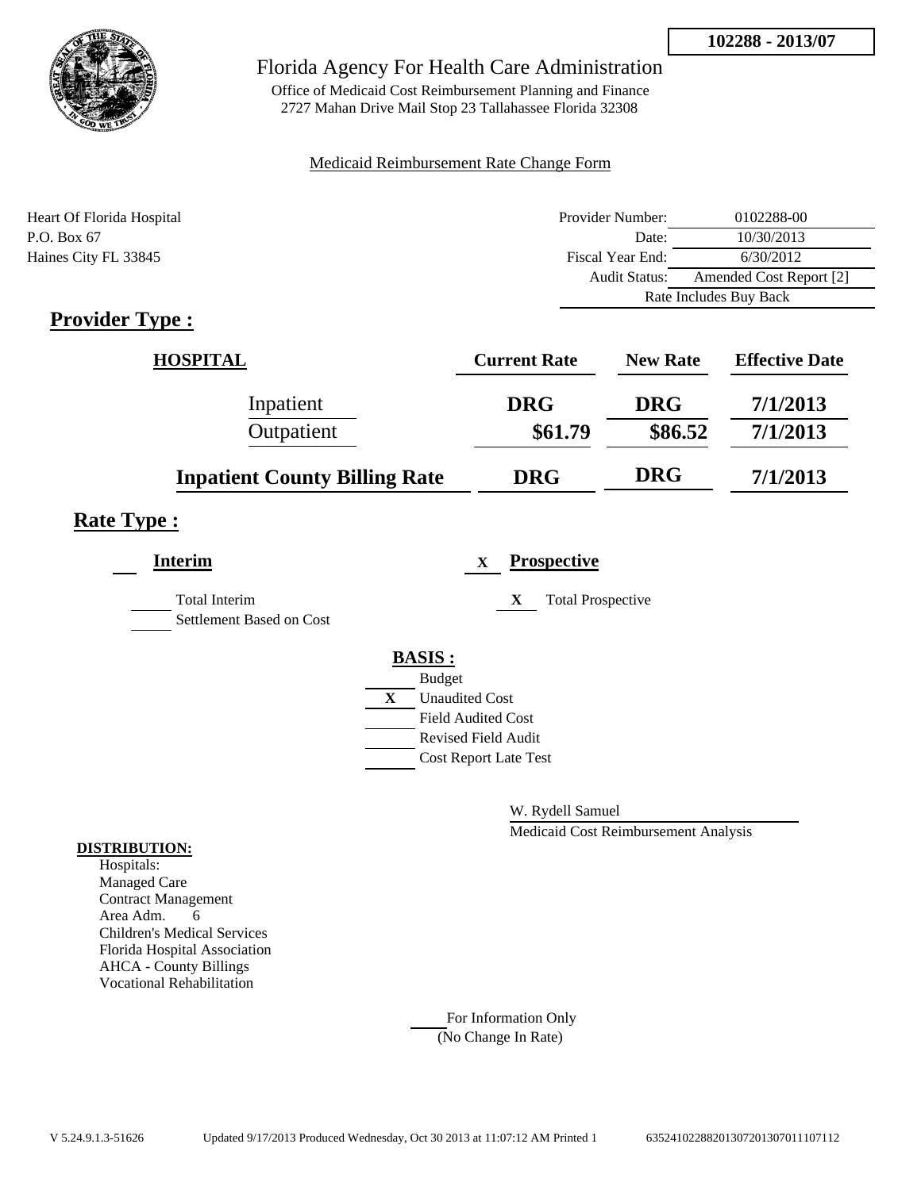**102288 - 2013/07**

# Florida Agency For Health Care Administration

Office of Medicaid Cost Reimbursement Planning and Finance
2727 Mahan Drive Mail Stop 23 Tallahassee Florida 32308

Medicaid Reimbursement Rate Change Form

Heart Of Florida Hospital
P.O. Box 67
Haines City FL 33845

| | |
|---|---|
| Provider Number: | 0102288-00 |
| Date: | 10/30/2013 |
| Fiscal Year End: | 6/30/2012 |
| Audit Status: | Amended Cost Report [2] |
| | Rate Includes Buy Back |

## Provider Type :

| HOSPITAL | Current Rate | New Rate | Effective Date |
|---|---|---|---|
| Inpatient | DRG | DRG | 7/1/2013 |
| Outpatient | $61.79 | $86.52 | 7/1/2013 |
| Inpatient County Billing Rate | DRG | DRG | 7/1/2013 |

## Rate Type :

**Interim**

- ___ Total Interim
- ___ Settlement Based on Cost

X **Prospective**

- X Total Prospective

**BASIS :**

- ___ Budget
- X Unaudited Cost
- ___ Field Audited Cost
- ___ Revised Field Audit
- ___ Cost Report Late Test

W. Rydell Samuel
Medicaid Cost Reimbursement Analysis

**DISTRIBUTION:**
Hospitals:
Managed Care
Contract Management
Area Adm. 6
Children's Medical Services
Florida Hospital Association
AHCA - County Billings
Vocational Rehabilitation

___ For Information Only
(No Change In Rate)

V 5.24.9.1.3-51626 Updated 9/17/2013 Produced Wednesday, Oct 30 2013 at 11:07:12 AM Printed 1 63524102288201307201307011107112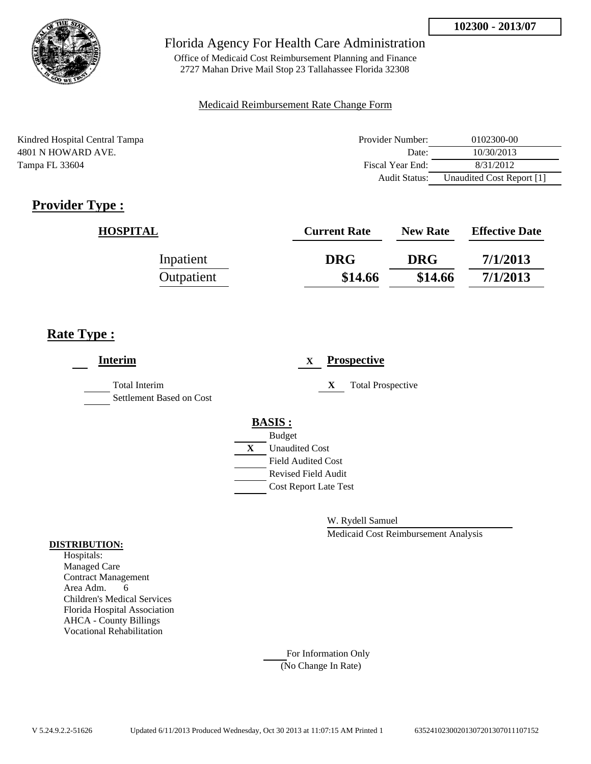**102300 - 2013/07**

Florida Agency For Health Care Administration

Office of Medicaid Cost Reimbursement Planning and Finance
2727 Mahan Drive Mail Stop 23 Tallahassee Florida 32308

Medicaid Reimbursement Rate Change Form

Kindred Hospital Central Tampa
4801 N HOWARD AVE.
Tampa FL 33604

| | |
|---|---|
| Provider Number: | 0102300-00 |
| Date: | 10/30/2013 |
| Fiscal Year End: | 8/31/2012 |
| Audit Status: | Unaudited Cost Report [1] |

## Provider Type :

| HOSPITAL | Current Rate | New Rate | Effective Date |
|---|---|---|---|
| Inpatient | DRG | DRG | 7/1/2013 |
| Outpatient | $14.66 | $14.66 | 7/1/2013 |

## Rate Type :

**Interim**

___ Total Interim
___ Settlement Based on Cost

X **Prospective**

X Total Prospective

**BASIS :**

___ Budget
X Unaudited Cost
___ Field Audited Cost
___ Revised Field Audit
___ Cost Report Late Test

W. Rydell Samuel
Medicaid Cost Reimbursement Analysis

**DISTRIBUTION:**

Hospitals:
Managed Care
Contract Management
Area Adm. 6
Children's Medical Services
Florida Hospital Association
AHCA - County Billings
Vocational Rehabilitation

___ For Information Only
(No Change In Rate)

V 5.24.9.2.2-51626 Updated 6/11/2013 Produced Wednesday, Oct 30 2013 at 11:07:15 AM Printed 1 635241023002013072013070111071​52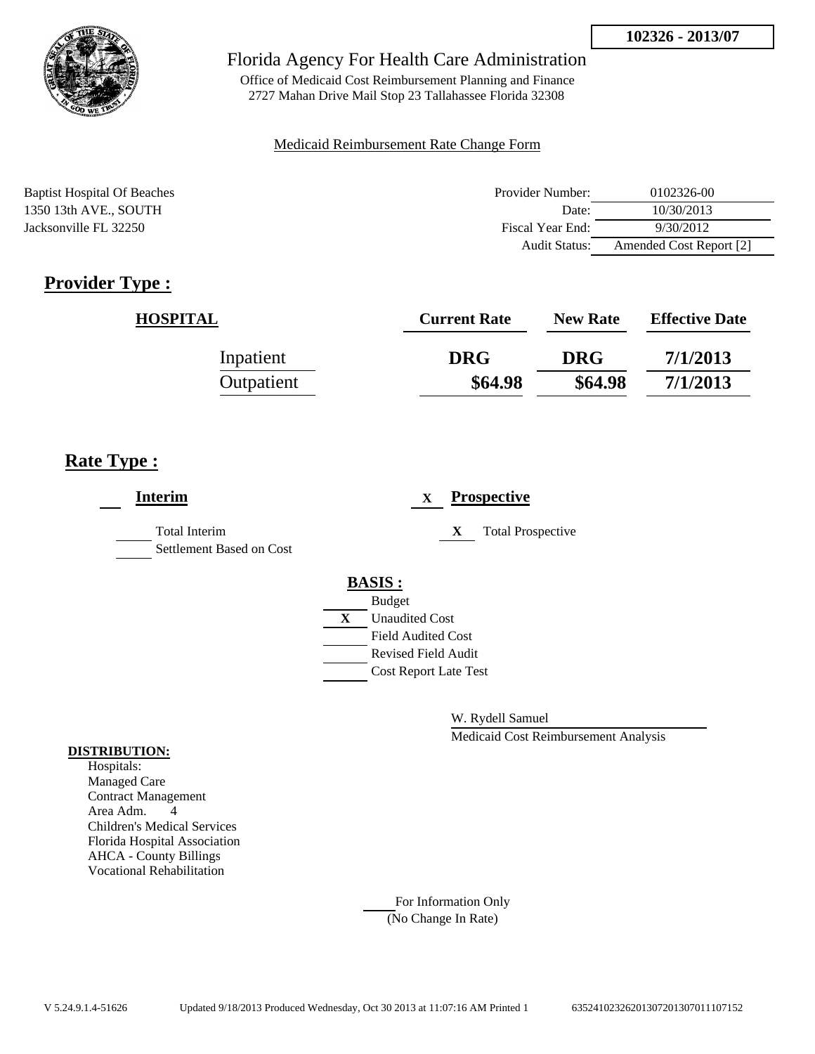102326 - 2013/07

Florida Agency For Health Care Administration

Office of Medicaid Cost Reimbursement Planning and Finance
2727 Mahan Drive Mail Stop 23 Tallahassee Florida 32308

Medicaid Reimbursement Rate Change Form

Baptist Hospital Of Beaches
1350 13th AVE., SOUTH
Jacksonville FL 32250

| | |
|---|---|
| Provider Number: | 0102326-00 |
| Date: | 10/30/2013 |
| Fiscal Year End: | 9/30/2012 |
| Audit Status: | Amended Cost Report [2] |

## Provider Type :

| HOSPITAL | Current Rate | New Rate | Effective Date |
|---|---|---|---|
| Inpatient | DRG | DRG | 7/1/2013 |
| Outpatient | $64.98 | $64.98 | 7/1/2013 |

## Rate Type :

**Interim**

- [ ] Total Interim
- [ ] Settlement Based on Cost

X **Prospective**

- [X] Total Prospective

**BASIS :**

- [ ] Budget
- [X] Unaudited Cost
- [ ] Field Audited Cost
- [ ] Revised Field Audit
- [ ] Cost Report Late Test

W. Rydell Samuel
Medicaid Cost Reimbursement Analysis

**DISTRIBUTION:**
Hospitals:
Managed Care
Contract Management
Area Adm. 4
Children's Medical Services
Florida Hospital Association
AHCA - County Billings
Vocational Rehabilitation

For Information Only
(No Change In Rate)

V 5.24.9.1.4-51626 Updated 9/18/2013 Produced Wednesday, Oct 30 2013 at 11:07:16 AM Printed 1 6352410232620130720130701107152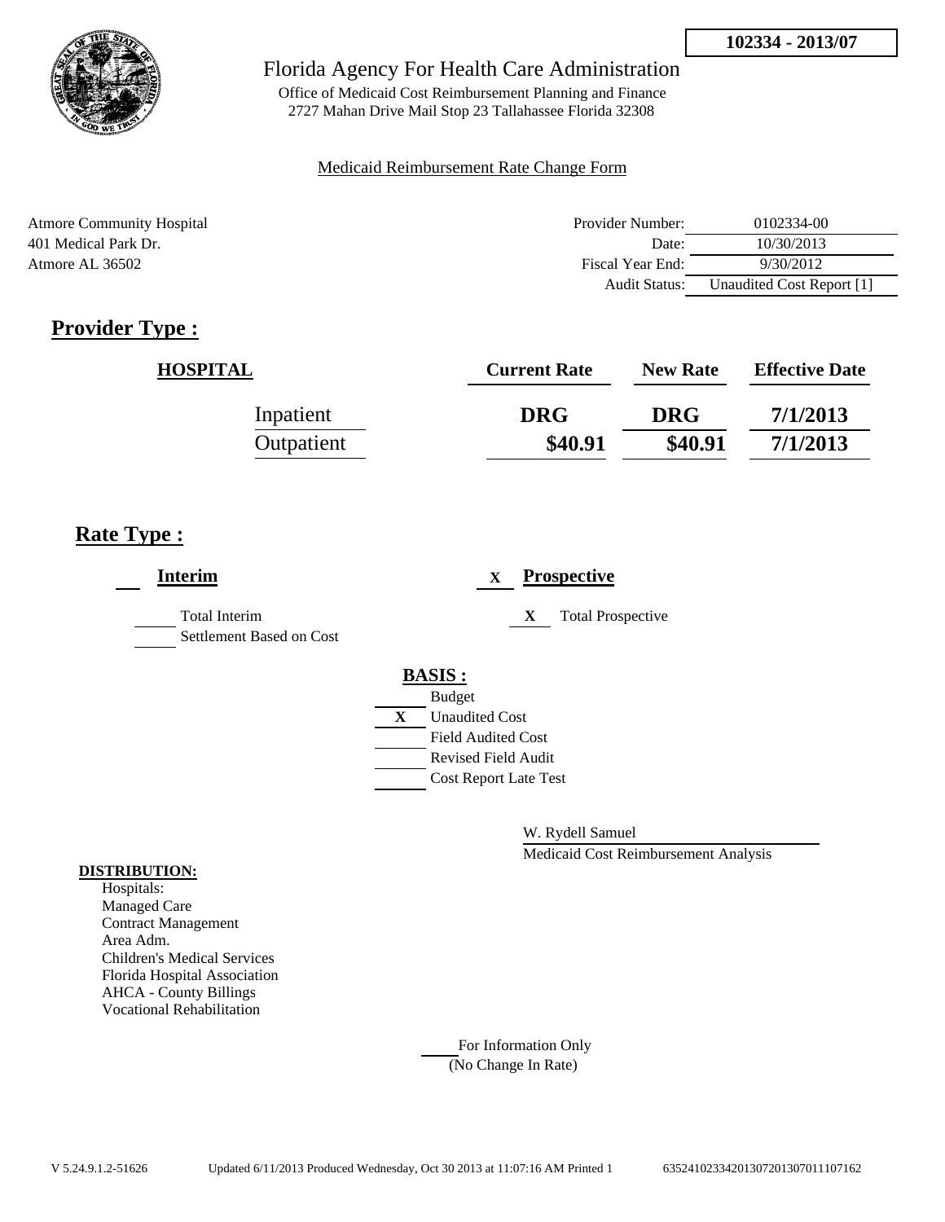**102334 - 2013/07**

Florida Agency For Health Care Administration

Office of Medicaid Cost Reimbursement Planning and Finance
2727 Mahan Drive Mail Stop 23 Tallahassee Florida 32308

Medicaid Reimbursement Rate Change Form

Atmore Community Hospital
401 Medical Park Dr.
Atmore AL 36502

| | |
|---|---|
| Provider Number: | 0102334-00 |
| Date: | 10/30/2013 |
| Fiscal Year End: | 9/30/2012 |
| Audit Status: | Unaudited Cost Report [1] |

# Provider Type :

| HOSPITAL | Current Rate | New Rate | Effective Date |
|---|---|---|---|
| Inpatient | DRG | DRG | 7/1/2013 |
| Outpatient | $40.91 | $40.91 | 7/1/2013 |

# Rate Type :

___ **Interim**

___ Total Interim
___ Settlement Based on Cost

X **Prospective**

X Total Prospective

**BASIS :**

___ Budget
X Unaudited Cost
___ Field Audited Cost
___ Revised Field Audit
___ Cost Report Late Test

W. Rydell Samuel
Medicaid Cost Reimbursement Analysis

**DISTRIBUTION:**

Hospitals:
Managed Care
Contract Management
Area Adm.
Children's Medical Services
Florida Hospital Association
AHCA - County Billings
Vocational Rehabilitation

___ For Information Only
(No Change In Rate)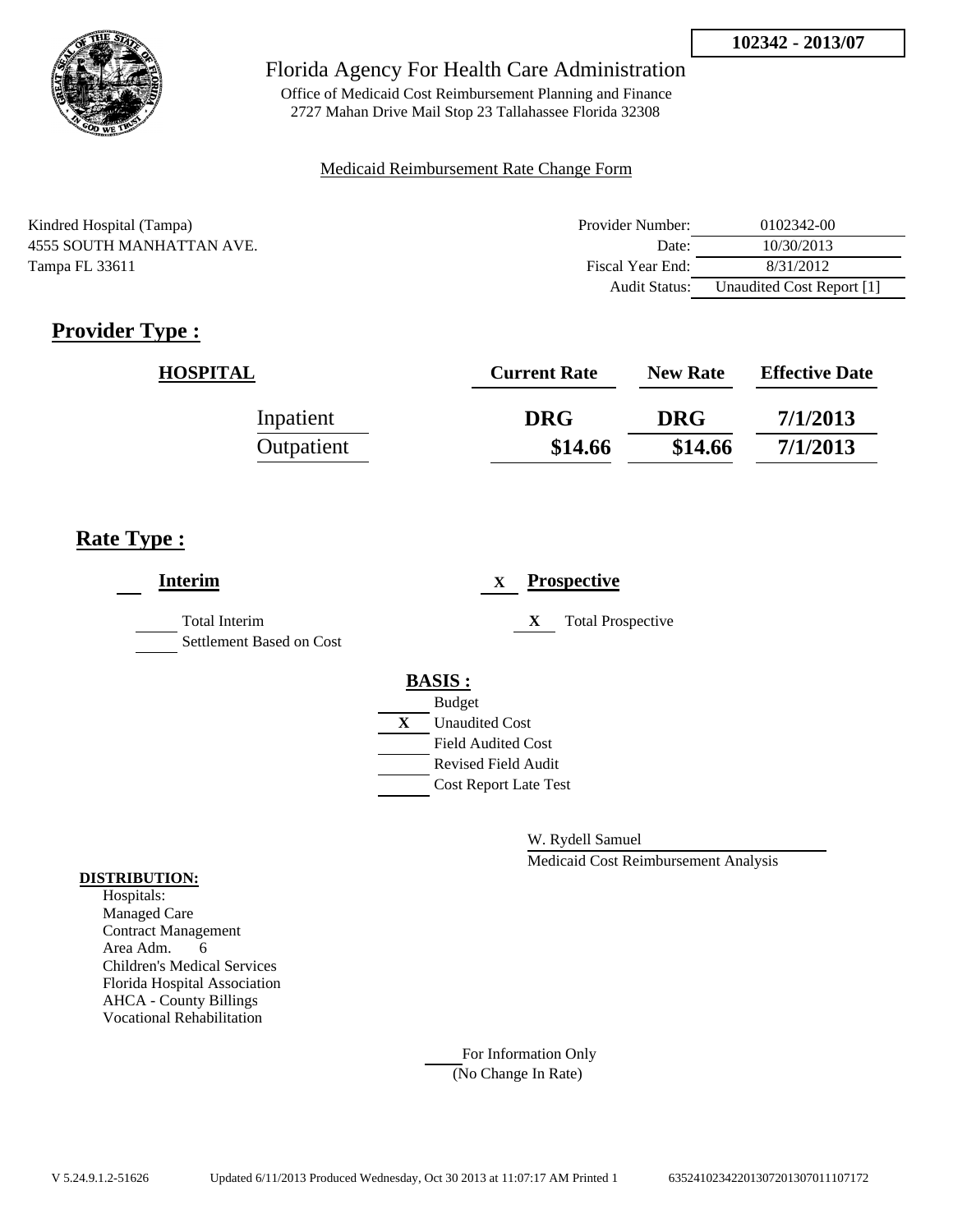**102342 - 2013/07**

Florida Agency For Health Care Administration

Office of Medicaid Cost Reimbursement Planning and Finance
2727 Mahan Drive Mail Stop 23 Tallahassee Florida 32308

Medicaid Reimbursement Rate Change Form

Kindred Hospital (Tampa)
4555 SOUTH MANHATTAN AVE.
Tampa FL 33611

| | |
|---|---|
| Provider Number: | 0102342-00 |
| Date: | 10/30/2013 |
| Fiscal Year End: | 8/31/2012 |
| Audit Status: | Unaudited Cost Report [1] |

## Provider Type :

| HOSPITAL | Current Rate | New Rate | Effective Date |
|---|---|---|---|
| Inpatient | DRG | DRG | 7/1/2013 |
| Outpatient | $14.66 | $14.66 | 7/1/2013 |

## Rate Type :

___ **Interim**

___ Total Interim
___ Settlement Based on Cost

X **Prospective**

X Total Prospective

**BASIS :**

___ Budget
X Unaudited Cost
___ Field Audited Cost
___ Revised Field Audit
___ Cost Report Late Test

W. Rydell Samuel
Medicaid Cost Reimbursement Analysis

**DISTRIBUTION:**
Hospitals:
Managed Care
Contract Management
Area Adm. 6
Children's Medical Services
Florida Hospital Association
AHCA - County Billings
Vocational Rehabilitation

___ For Information Only
(No Change In Rate)

V 5.24.9.1.2-51626 Updated 6/11/2013 Produced Wednesday, Oct 30 2013 at 11:07:17 AM Printed 1 635241023422013072013070111107172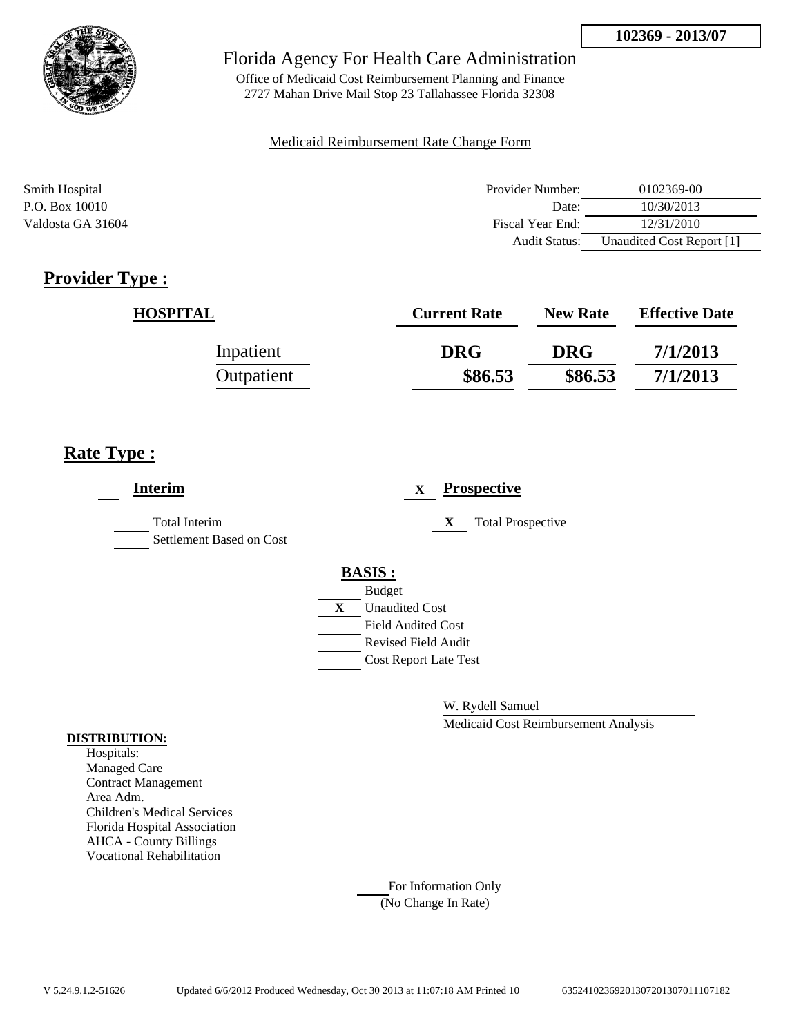**102369 - 2013/07**

Florida Agency For Health Care Administration

Office of Medicaid Cost Reimbursement Planning and Finance
2727 Mahan Drive Mail Stop 23 Tallahassee Florida 32308

Medicaid Reimbursement Rate Change Form

Smith Hospital
P.O. Box 10010
Valdosta GA 31604

| | |
|---|---|
| Provider Number: | 0102369-00 |
| Date: | 10/30/2013 |
| Fiscal Year End: | 12/31/2010 |
| Audit Status: | Unaudited Cost Report [1] |

## Provider Type :

| HOSPITAL | Current Rate | New Rate | Effective Date |
|---|---|---|---|
| Inpatient | DRG | DRG | 7/1/2013 |
| Outpatient | $86.53 | $86.53 | 7/1/2013 |

## Rate Type :

**Interim**

- ___ Total Interim
- ___ Settlement Based on Cost

X **Prospective**

- X Total Prospective

**BASIS :**

- ___ Budget
- X Unaudited Cost
- ___ Field Audited Cost
- ___ Revised Field Audit
- ___ Cost Report Late Test

W. Rydell Samuel
Medicaid Cost Reimbursement Analysis

**DISTRIBUTION:**

Hospitals:
Managed Care
Contract Management
Area Adm.
Children's Medical Services
Florida Hospital Association
AHCA - County Billings
Vocational Rehabilitation

___ For Information Only
(No Change In Rate)

V 5.24.9.1.2-51626 Updated 6/6/2012 Produced Wednesday, Oct 30 2013 at 11:07:18 AM Printed 10 635241023692013072013070111071​82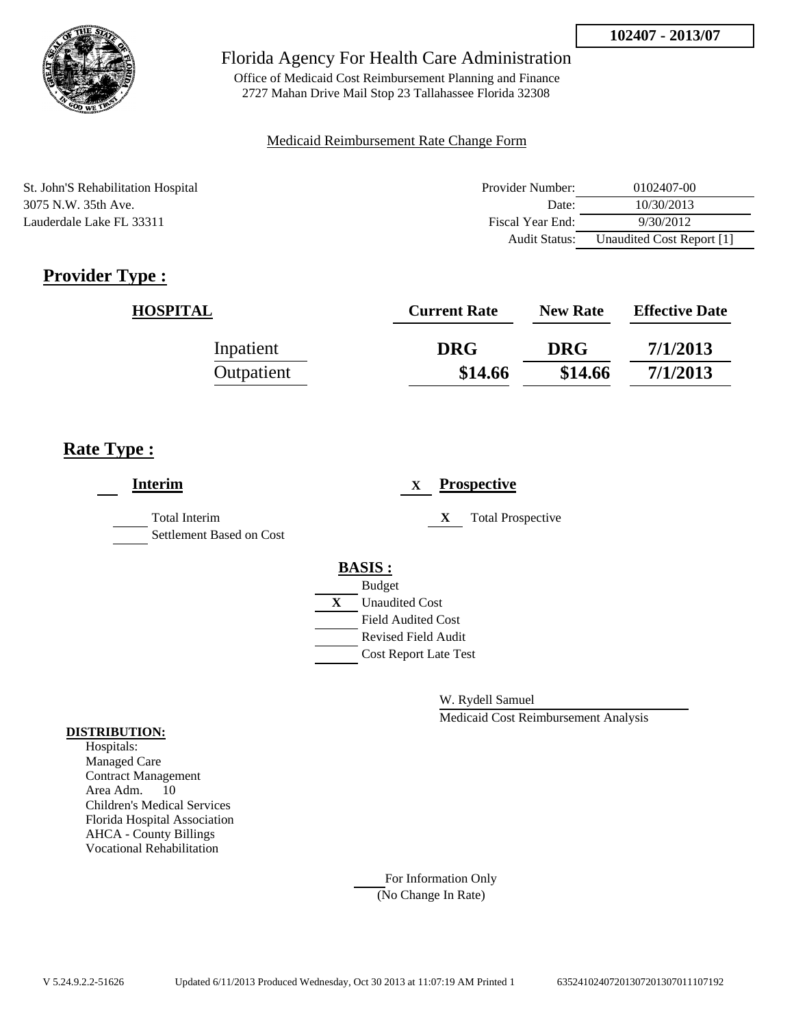**102407 - 2013/07**

# Florida Agency For Health Care Administration

Office of Medicaid Cost Reimbursement Planning and Finance
2727 Mahan Drive Mail Stop 23 Tallahassee Florida 32308

Medicaid Reimbursement Rate Change Form

St. John'S Rehabilitation Hospital
3075 N.W. 35th Ave.
Lauderdale Lake FL 33311

| | |
|---|---|
| Provider Number: | 0102407-00 |
| Date: | 10/30/2013 |
| Fiscal Year End: | 9/30/2012 |
| Audit Status: | Unaudited Cost Report [1] |

## Provider Type :

| HOSPITAL | Current Rate | New Rate | Effective Date |
|---|---|---|---|
| Inpatient | DRG | DRG | 7/1/2013 |
| Outpatient | $14.66 | $14.66 | 7/1/2013 |

## Rate Type :

___ **Interim**

___ Total Interim
___ Settlement Based on Cost

X **Prospective**

X Total Prospective

**BASIS :**

___ Budget
X Unaudited Cost
___ Field Audited Cost
___ Revised Field Audit
___ Cost Report Late Test

W. Rydell Samuel
Medicaid Cost Reimbursement Analysis

**DISTRIBUTION:**

Hospitals:
Managed Care
Contract Management
Area Adm. 10
Children's Medical Services
Florida Hospital Association
AHCA - County Billings
Vocational Rehabilitation

___ For Information Only
(No Change In Rate)

V 5.24.9.2.2-51626 Updated 6/11/2013 Produced Wednesday, Oct 30 2013 at 11:07:19 AM Printed 1 635241024072013072013070111071 92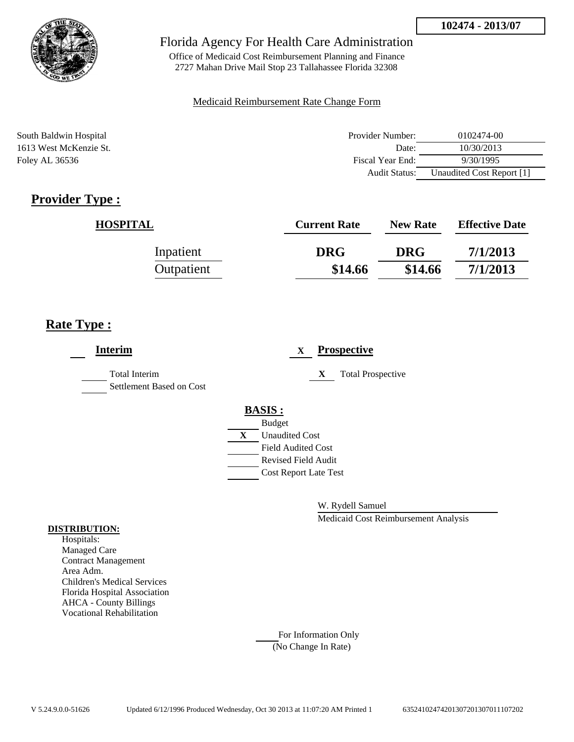**102474 - 2013/07**

Florida Agency For Health Care Administration

Office of Medicaid Cost Reimbursement Planning and Finance
2727 Mahan Drive Mail Stop 23 Tallahassee Florida 32308

Medicaid Reimbursement Rate Change Form

South Baldwin Hospital
1613 West McKenzie St.
Foley AL 36536

| | |
|---|---|
| Provider Number: | 0102474-00 |
| Date: | 10/30/2013 |
| Fiscal Year End: | 9/30/1995 |
| Audit Status: | Unaudited Cost Report [1] |

## Provider Type :

| HOSPITAL | Current Rate | New Rate | Effective Date |
|---|---|---|---|
| Inpatient | DRG | DRG | 7/1/2013 |
| Outpatient | $14.66 | $14.66 | 7/1/2013 |

## Rate Type :

**Interim**

- ___ Total Interim
- ___ Settlement Based on Cost

X **Prospective**

- X Total Prospective

**BASIS :**

- ___ Budget
- X Unaudited Cost
- ___ Field Audited Cost
- ___ Revised Field Audit
- ___ Cost Report Late Test

W. Rydell Samuel

Medicaid Cost Reimbursement Analysis

**DISTRIBUTION:**

Hospitals:
Managed Care
Contract Management
Area Adm.
Children's Medical Services
Florida Hospital Association
AHCA - County Billings
Vocational Rehabilitation

___ For Information Only
(No Change In Rate)

V 5.24.9.0.0-51626 Updated 6/12/1996 Produced Wednesday, Oct 30 2013 at 11:07:20 AM Printed 1 63524102474201307201307011107202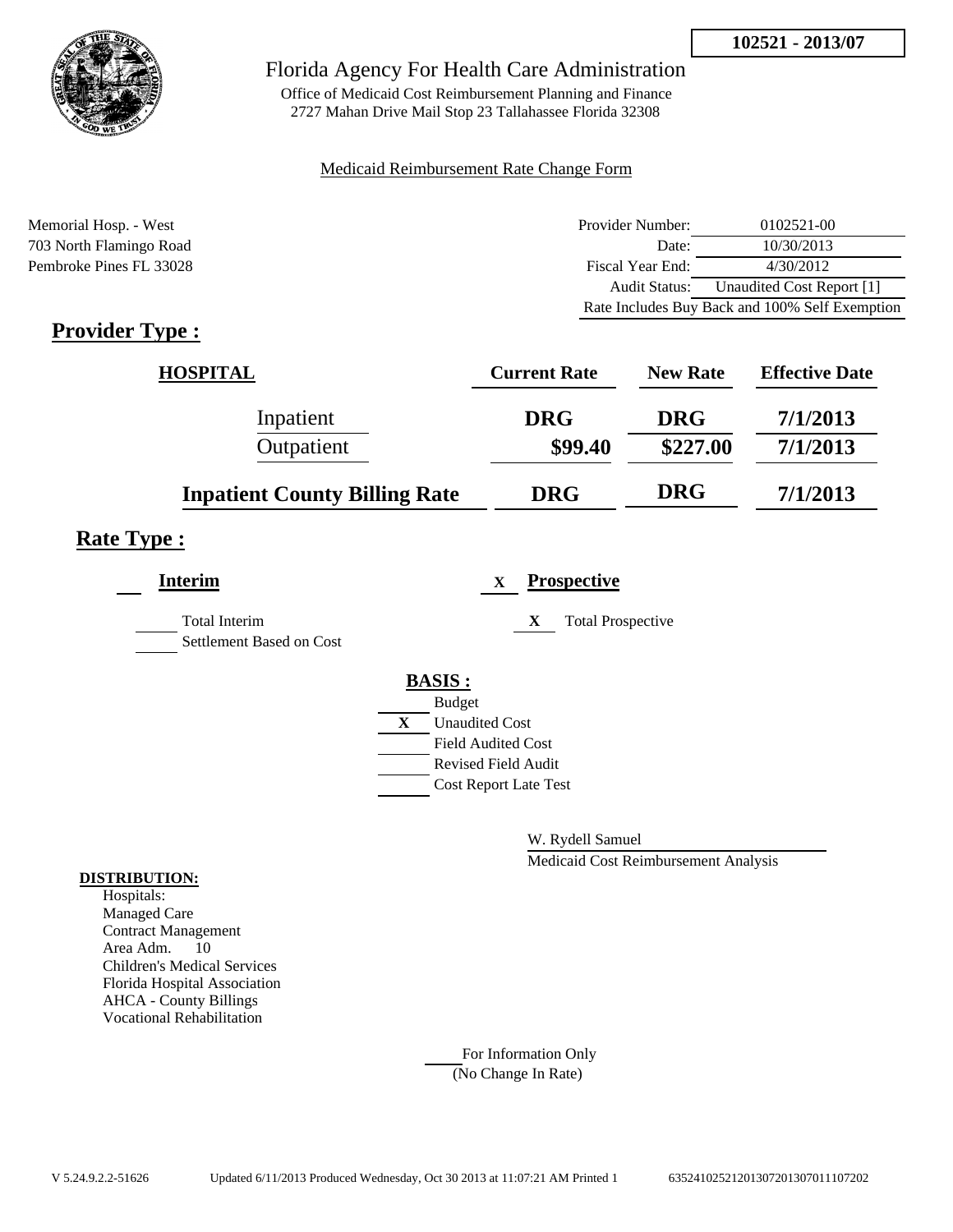102521 - 2013/07

# Florida Agency For Health Care Administration

Office of Medicaid Cost Reimbursement Planning and Finance
2727 Mahan Drive Mail Stop 23 Tallahassee Florida 32308

Medicaid Reimbursement Rate Change Form

Memorial Hosp. - West
703 North Flamingo Road
Pembroke Pines FL 33028

| | |
|---|---|
| Provider Number: | 0102521-00 |
| Date: | 10/30/2013 |
| Fiscal Year End: | 4/30/2012 |
| Audit Status: | Unaudited Cost Report [1] |
| Rate Includes Buy Back and 100% Self Exemption | |

## Provider Type :

| HOSPITAL | Current Rate | New Rate | Effective Date |
|---|---|---|---|
| Inpatient | DRG | DRG | 7/1/2013 |
| Outpatient | $99.40 | $227.00 | 7/1/2013 |
| **Inpatient County Billing Rate** | DRG | DRG | 7/1/2013 |

## Rate Type :

___ **Interim**

___ Total Interim

___ Settlement Based on Cost

X **Prospective**

X Total Prospective

**BASIS :**

___ Budget

X Unaudited Cost

___ Field Audited Cost

___ Revised Field Audit

___ Cost Report Late Test

W. Rydell Samuel

Medicaid Cost Reimbursement Analysis

**DISTRIBUTION:**

Hospitals:
Managed Care
Contract Management
Area Adm. 10
Children's Medical Services
Florida Hospital Association
AHCA - County Billings
Vocational Rehabilitation

___ For Information Only
(No Change In Rate)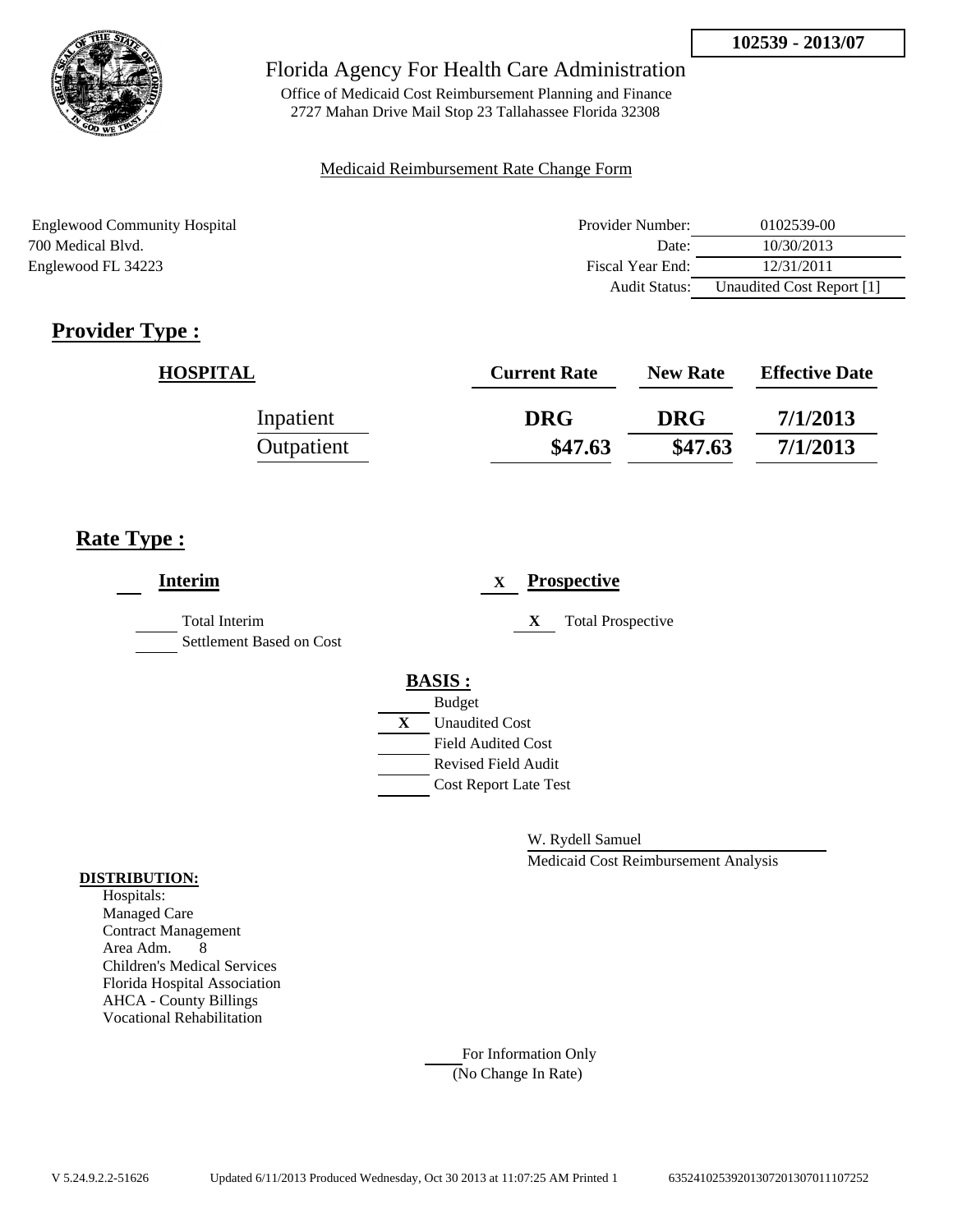**102539 - 2013/07**

# Florida Agency For Health Care Administration

Office of Medicaid Cost Reimbursement Planning and Finance
2727 Mahan Drive Mail Stop 23 Tallahassee Florida 32308

Medicaid Reimbursement Rate Change Form

Englewood Community Hospital
700 Medical Blvd.
Englewood FL 34223

| | |
|---|---|
| Provider Number: | 0102539-00 |
| Date: | 10/30/2013 |
| Fiscal Year End: | 12/31/2011 |
| Audit Status: | Unaudited Cost Report [1] |

## Provider Type :

| HOSPITAL | Current Rate | New Rate | Effective Date |
|---|---|---|---|
| Inpatient | DRG | DRG | 7/1/2013 |
| Outpatient | $47.63 | $47.63 | 7/1/2013 |

## Rate Type :

**Interim**
- ___ Total Interim
- ___ Settlement Based on Cost

X **Prospective**
- X Total Prospective

**BASIS :**
- ___ Budget
- X Unaudited Cost
- ___ Field Audited Cost
- ___ Revised Field Audit
- ___ Cost Report Late Test

W. Rydell Samuel
Medicaid Cost Reimbursement Analysis

**DISTRIBUTION:**
Hospitals:
Managed Care
Contract Management
Area Adm. 8
Children's Medical Services
Florida Hospital Association
AHCA - County Billings
Vocational Rehabilitation

___ For Information Only
(No Change In Rate)

V 5.24.9.2.2-51626 Updated 6/11/2013 Produced Wednesday, Oct 30 2013 at 11:07:25 AM Printed 1 635241025392013072013070111107252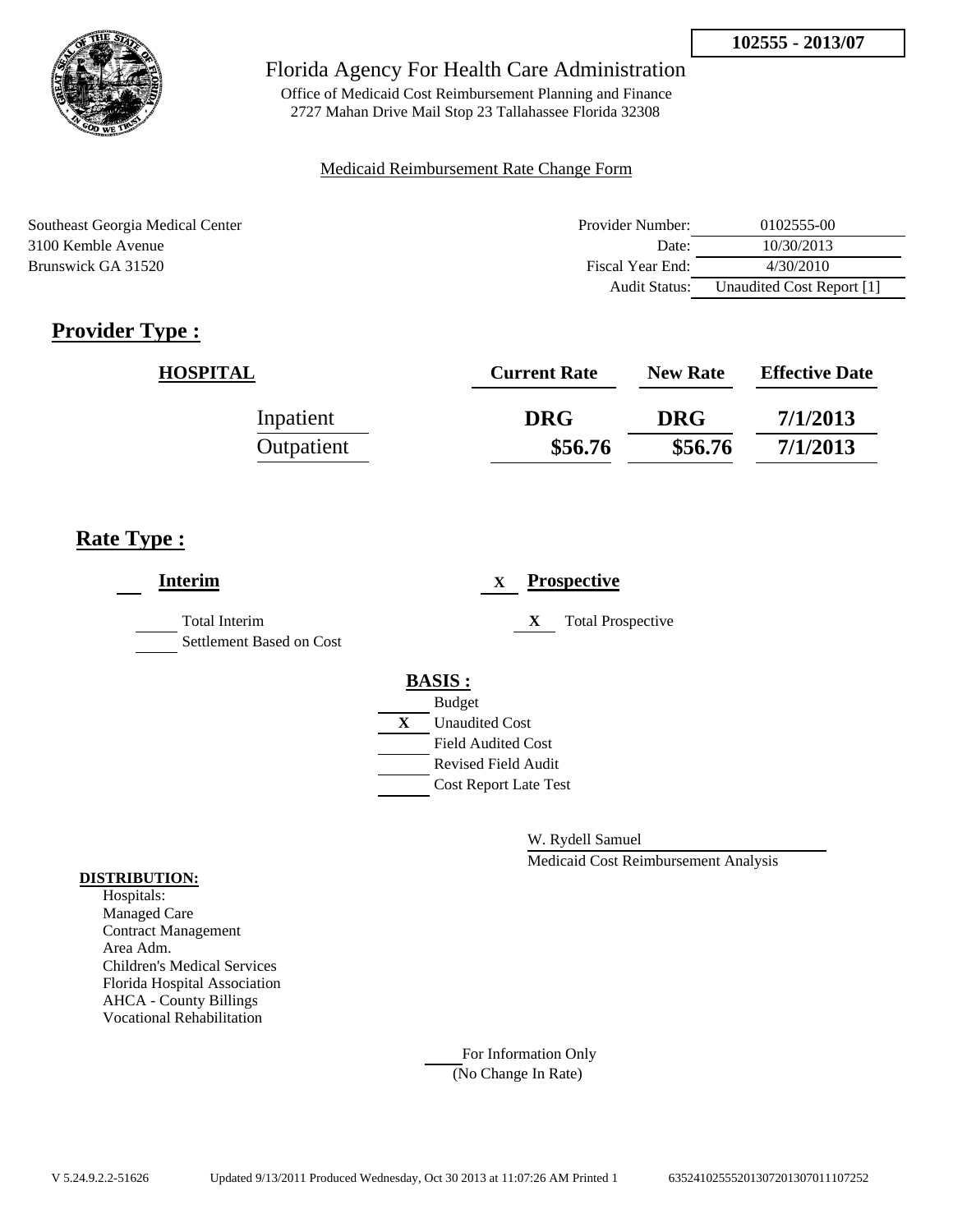**102555 - 2013/07**

Florida Agency For Health Care Administration

Office of Medicaid Cost Reimbursement Planning and Finance
2727 Mahan Drive Mail Stop 23 Tallahassee Florida 32308

Medicaid Reimbursement Rate Change Form

Southeast Georgia Medical Center
3100 Kemble Avenue
Brunswick GA 31520

| | |
|---|---|
| Provider Number: | 0102555-00 |
| Date: | 10/30/2013 |
| Fiscal Year End: | 4/30/2010 |
| Audit Status: | Unaudited Cost Report [1] |

## Provider Type :

| HOSPITAL | Current Rate | New Rate | Effective Date |
|---|---|---|---|
| Inpatient | **DRG** | **DRG** | **7/1/2013** |
| Outpatient | **$56.76** | **$56.76** | **7/1/2013** |

## Rate Type :

**Interim**

- ___ Total Interim
- ___ Settlement Based on Cost

X **Prospective**

- X Total Prospective

**BASIS :**

- ___ Budget
- X Unaudited Cost
- ___ Field Audited Cost
- ___ Revised Field Audit
- ___ Cost Report Late Test

W. Rydell Samuel

Medicaid Cost Reimbursement Analysis

**DISTRIBUTION:**

Hospitals:
Managed Care
Contract Management
Area Adm.
Children's Medical Services
Florida Hospital Association
AHCA - County Billings
Vocational Rehabilitation

___ For Information Only
(No Change In Rate)

V 5.24.9.2.2-51626 Updated 9/13/2011 Produced Wednesday, Oct 30 2013 at 11:07:26 AM Printed 1 63524102555201307201307011107252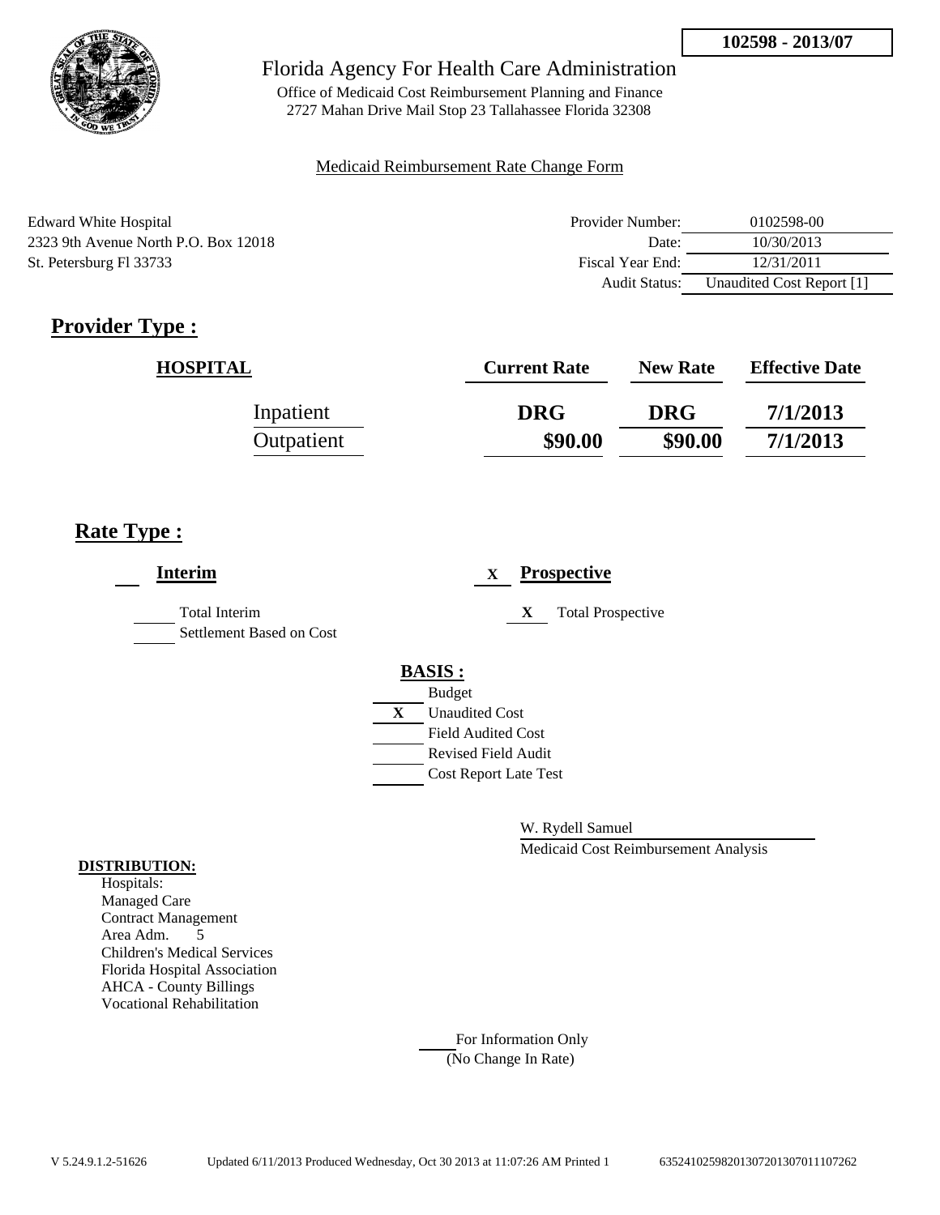**102598 - 2013/07**

Florida Agency For Health Care Administration

Office of Medicaid Cost Reimbursement Planning and Finance
2727 Mahan Drive Mail Stop 23 Tallahassee Florida 32308

Medicaid Reimbursement Rate Change Form

Edward White Hospital
2323 9th Avenue North P.O. Box 12018
St. Petersburg Fl 33733

| | |
|---|---|
| Provider Number: | 0102598-00 |
| Date: | 10/30/2013 |
| Fiscal Year End: | 12/31/2011 |
| Audit Status: | Unaudited Cost Report [1] |

## Provider Type :

| HOSPITAL | Current Rate | New Rate | Effective Date |
|---|---|---|---|
| Inpatient | DRG | DRG | 7/1/2013 |
| Outpatient | $90.00 | $90.00 | 7/1/2013 |

## Rate Type :

**Interim**

___ Total Interim

___ Settlement Based on Cost

X **Prospective**

X Total Prospective

**BASIS :**

___ Budget

X Unaudited Cost

___ Field Audited Cost

___ Revised Field Audit

___ Cost Report Late Test

W. Rydell Samuel

Medicaid Cost Reimbursement Analysis

**DISTRIBUTION:**

Hospitals:
Managed Care
Contract Management
Area Adm. 5
Children's Medical Services
Florida Hospital Association
AHCA - County Billings
Vocational Rehabilitation

___ For Information Only
(No Change In Rate)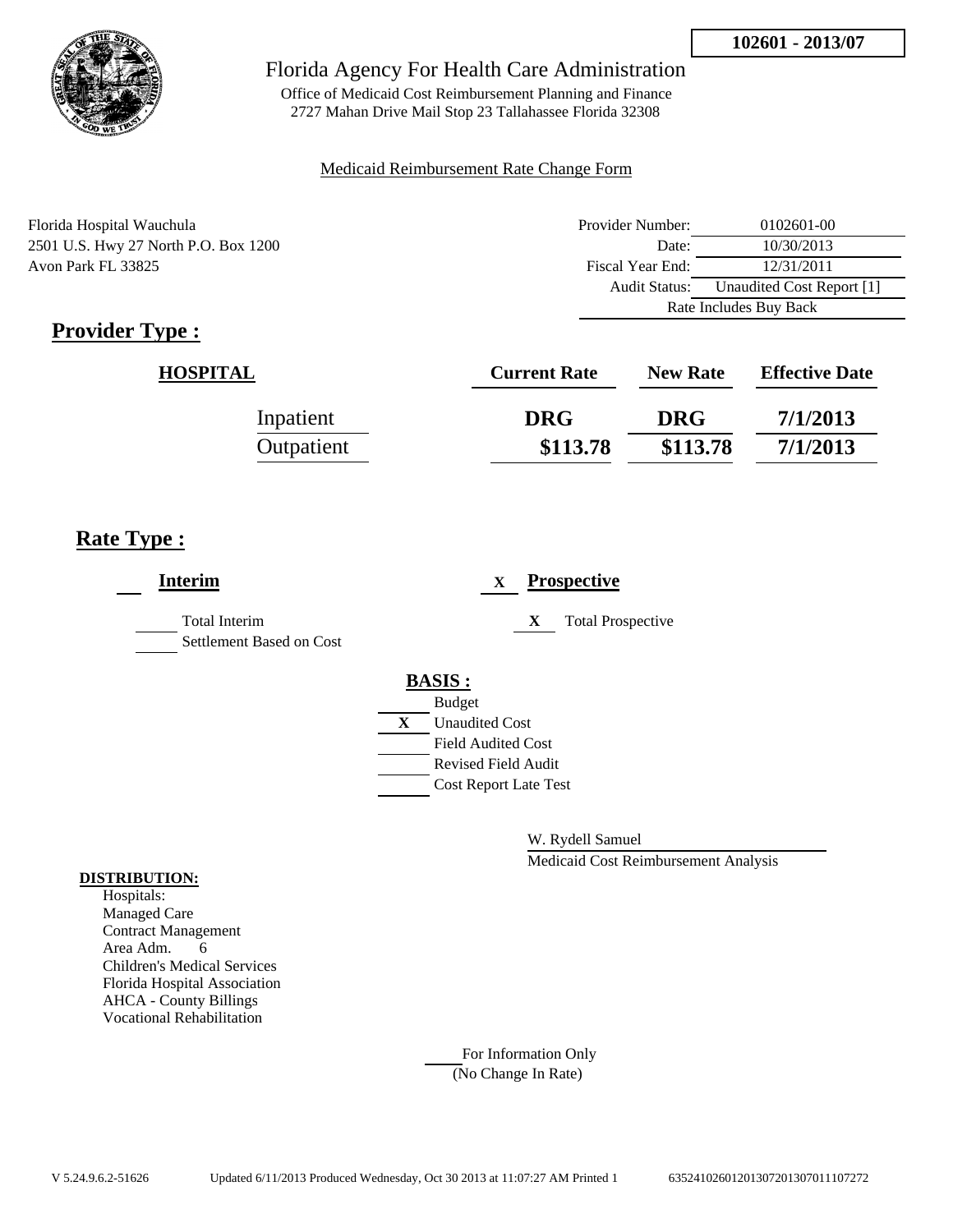**102601 - 2013/07**

# Florida Agency For Health Care Administration

Office of Medicaid Cost Reimbursement Planning and Finance
2727 Mahan Drive Mail Stop 23 Tallahassee Florida 32308

Medicaid Reimbursement Rate Change Form

Florida Hospital Wauchula
2501 U.S. Hwy 27 North P.O. Box 1200
Avon Park FL 33825

| | |
|---|---|
| Provider Number: | 0102601-00 |
| Date: | 10/30/2013 |
| Fiscal Year End: | 12/31/2011 |
| Audit Status: | Unaudited Cost Report [1] |
| Rate Includes Buy Back | |

## Provider Type :

| HOSPITAL | Current Rate | New Rate | Effective Date |
|---|---|---|---|
| Inpatient | DRG | DRG | 7/1/2013 |
| Outpatient | $113.78 | $113.78 | 7/1/2013 |

## Rate Type :

___ **Interim**

_____ Total Interim
_____ Settlement Based on Cost

X **Prospective**

X Total Prospective

**BASIS :**

_____ Budget
X Unaudited Cost
_____ Field Audited Cost
_____ Revised Field Audit
_____ Cost Report Late Test

W. Rydell Samuel
Medicaid Cost Reimbursement Analysis

**DISTRIBUTION:**
Hospitals:
Managed Care
Contract Management
Area Adm. 6
Children's Medical Services
Florida Hospital Association
AHCA - County Billings
Vocational Rehabilitation

_____ For Information Only
(No Change In Rate)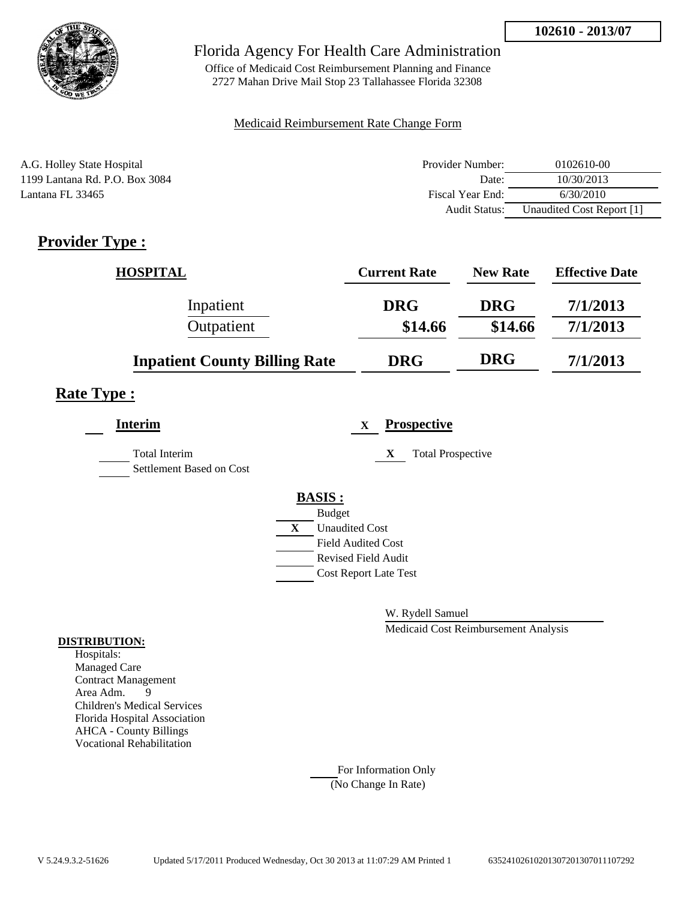**102610 - 2013/07**

Florida Agency For Health Care Administration

Office of Medicaid Cost Reimbursement Planning and Finance
2727 Mahan Drive Mail Stop 23 Tallahassee Florida 32308

Medicaid Reimbursement Rate Change Form

A.G. Holley State Hospital
1199 Lantana Rd. P.O. Box 3084
Lantana FL 33465

| | |
|---|---|
| Provider Number: | 0102610-00 |
| Date: | 10/30/2013 |
| Fiscal Year End: | 6/30/2010 |
| Audit Status: | Unaudited Cost Report [1] |

## Provider Type :

| HOSPITAL | Current Rate | New Rate | Effective Date |
|---|---|---|---|
| Inpatient | DRG | DRG | 7/1/2013 |
| Outpatient | $14.66 | $14.66 | 7/1/2013 |
| **Inpatient County Billing Rate** | **DRG** | **DRG** | **7/1/2013** |

## Rate Type :

___ **Interim**

___ Total Interim

___ Settlement Based on Cost

X **Prospective**

X Total Prospective

**BASIS :**

___ Budget

X Unaudited Cost

___ Field Audited Cost

___ Revised Field Audit

___ Cost Report Late Test

W. Rydell Samuel

Medicaid Cost Reimbursement Analysis

**DISTRIBUTION:**

Hospitals:
Managed Care
Contract Management
Area Adm. 9
Children's Medical Services
Florida Hospital Association
AHCA - County Billings
Vocational Rehabilitation

___ For Information Only
(No Change In Rate)

V 5.24.9.3.2-51626 Updated 5/17/2011 Produced Wednesday, Oct 30 2013 at 11:07:29 AM Printed 1 635241026102013072013070111107292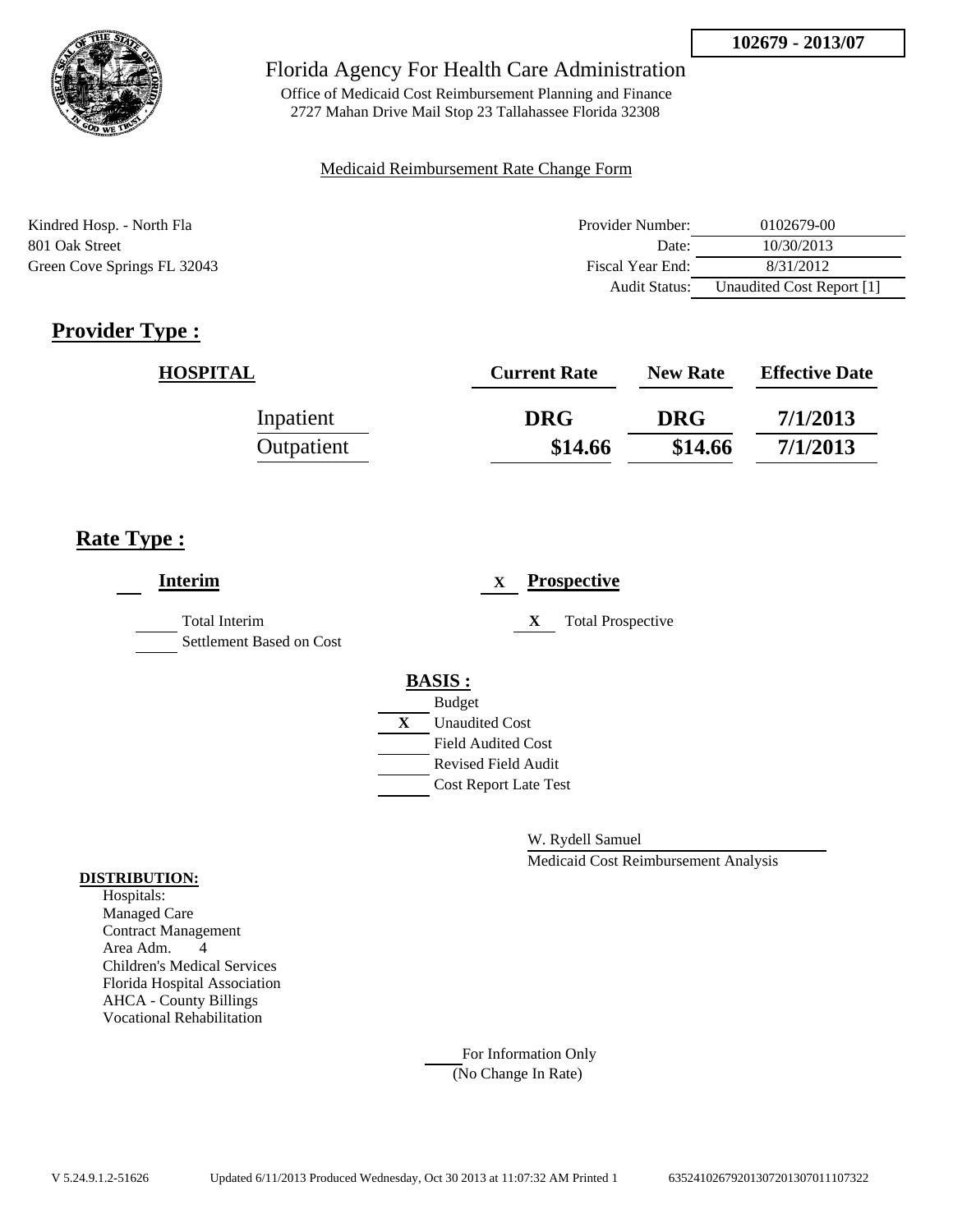**102679 - 2013/07**

Florida Agency For Health Care Administration

Office of Medicaid Cost Reimbursement Planning and Finance
2727 Mahan Drive Mail Stop 23 Tallahassee Florida 32308

Medicaid Reimbursement Rate Change Form

Kindred Hosp. - North Fla
801 Oak Street
Green Cove Springs FL 32043

| | |
|---|---|
| Provider Number: | 0102679-00 |
| Date: | 10/30/2013 |
| Fiscal Year End: | 8/31/2012 |
| Audit Status: | Unaudited Cost Report [1] |

## Provider Type :

| HOSPITAL | Current Rate | New Rate | Effective Date |
|---|---|---|---|
| Inpatient | DRG | DRG | 7/1/2013 |
| Outpatient | $14.66 | $14.66 | 7/1/2013 |

## Rate Type :

___ **Interim**

___ Total Interim

___ Settlement Based on Cost

X **Prospective**

X Total Prospective

**BASIS :**

___ Budget
X Unaudited Cost
___ Field Audited Cost
___ Revised Field Audit
___ Cost Report Late Test

W. Rydell Samuel
Medicaid Cost Reimbursement Analysis

**DISTRIBUTION:**
Hospitals:
Managed Care
Contract Management
Area Adm. 4
Children's Medical Services
Florida Hospital Association
AHCA - County Billings
Vocational Rehabilitation

___ For Information Only
(No Change In Rate)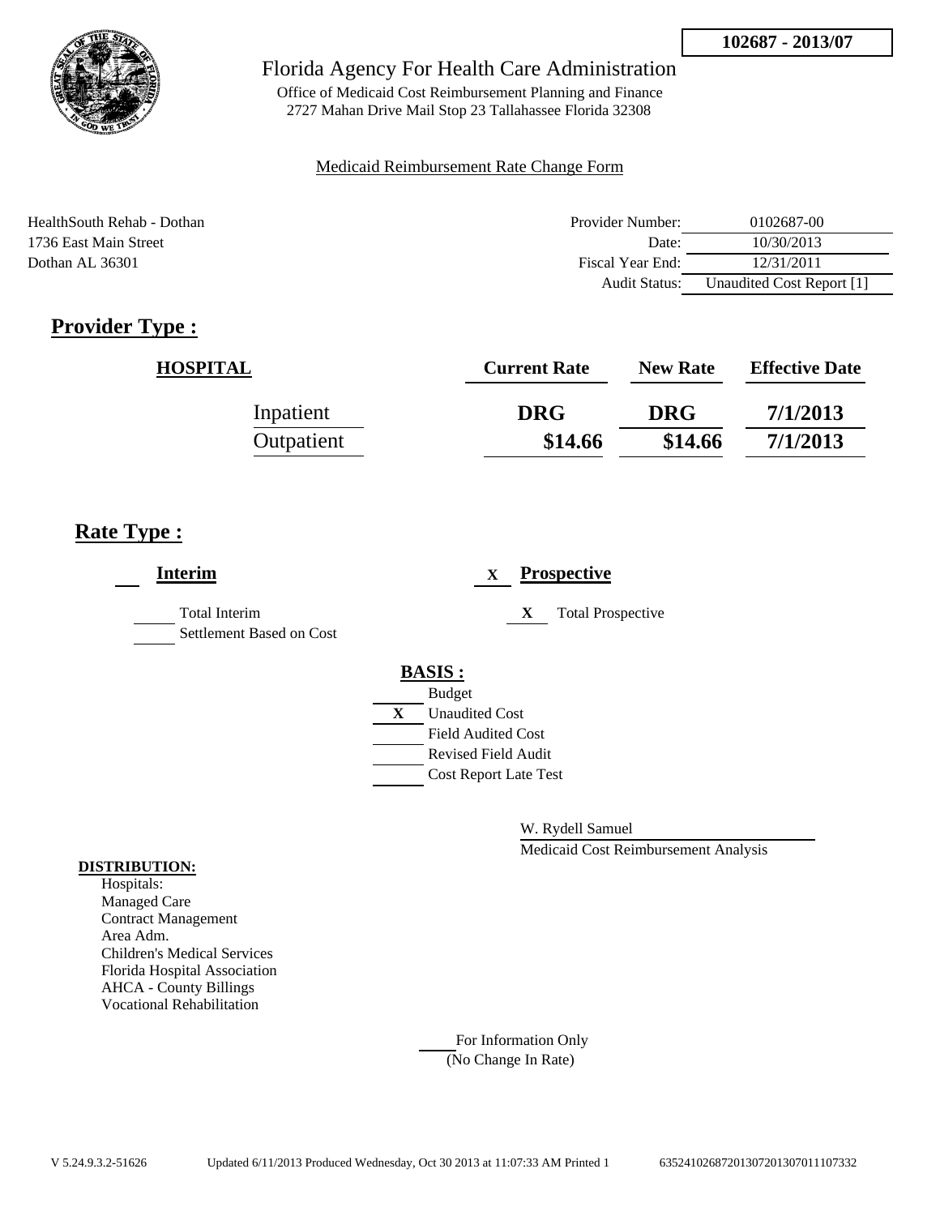**102687 - 2013/07**

Florida Agency For Health Care Administration

Office of Medicaid Cost Reimbursement Planning and Finance
2727 Mahan Drive Mail Stop 23 Tallahassee Florida 32308

Medicaid Reimbursement Rate Change Form

HealthSouth Rehab - Dothan
1736 East Main Street
Dothan AL 36301

| | |
|---|---|
| Provider Number: | 0102687-00 |
| Date: | 10/30/2013 |
| Fiscal Year End: | 12/31/2011 |
| Audit Status: | Unaudited Cost Report [1] |

## Provider Type :

| HOSPITAL | Current Rate | New Rate | Effective Date |
|---|---|---|---|
| Inpatient | DRG | DRG | 7/1/2013 |
| Outpatient | $14.66 | $14.66 | 7/1/2013 |

## Rate Type :

**Interim**

___ Total Interim

___ Settlement Based on Cost

X **Prospective**

X Total Prospective

**BASIS :**

___ Budget

X Unaudited Cost

___ Field Audited Cost

___ Revised Field Audit

___ Cost Report Late Test

W. Rydell Samuel

Medicaid Cost Reimbursement Analysis

**DISTRIBUTION:**

Hospitals:
Managed Care
Contract Management
Area Adm.
Children's Medical Services
Florida Hospital Association
AHCA - County Billings
Vocational Rehabilitation

___ For Information Only
(No Change In Rate)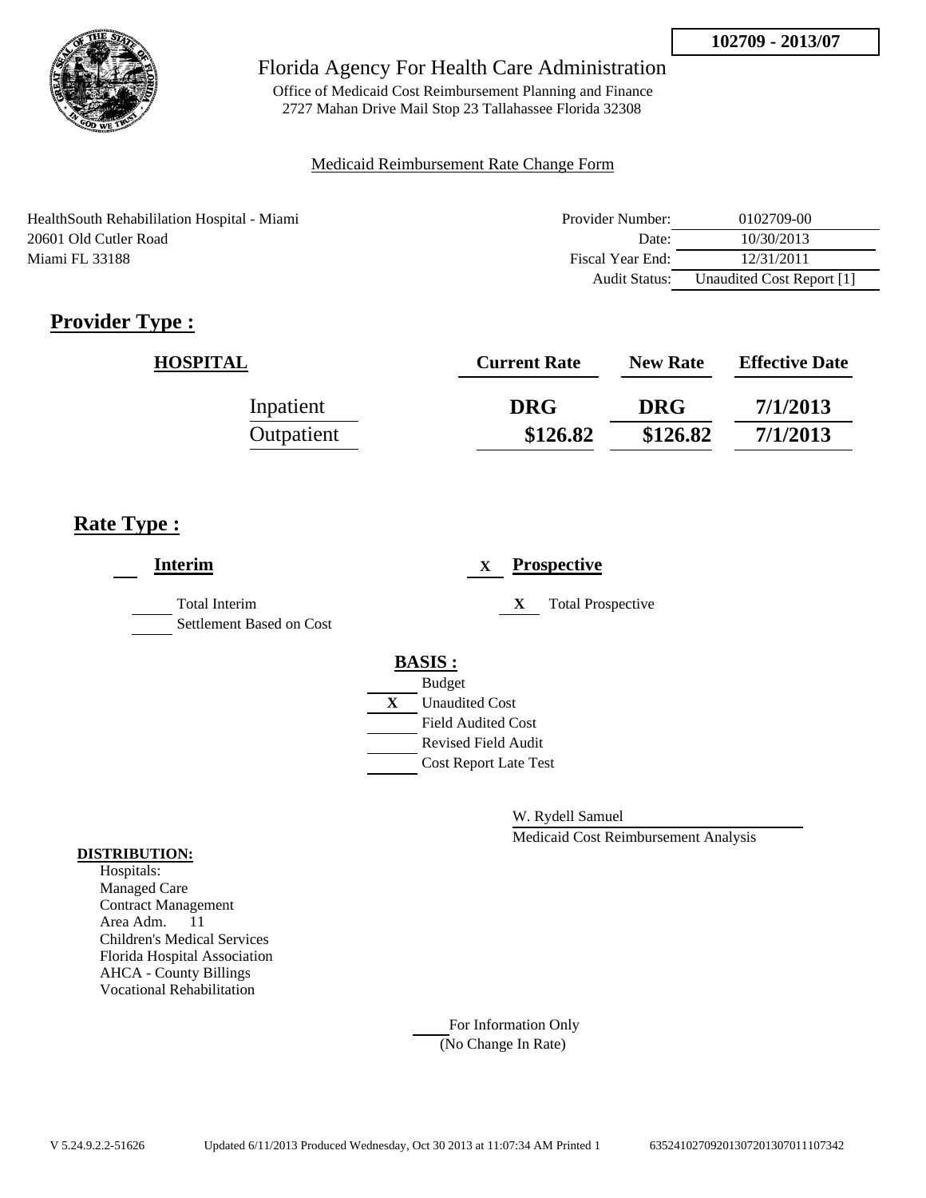102709 - 2013/07

Florida Agency For Health Care Administration

Office of Medicaid Cost Reimbursement Planning and Finance
2727 Mahan Drive Mail Stop 23 Tallahassee Florida 32308

Medicaid Reimbursement Rate Change Form

HealthSouth Rehabililation Hospital - Miami
20601 Old Cutler Road
Miami FL 33188

| | |
|---|---|
| Provider Number: | 0102709-00 |
| Date: | 10/30/2013 |
| Fiscal Year End: | 12/31/2011 |
| Audit Status: | Unaudited Cost Report [1] |

## Provider Type :

| HOSPITAL | Current Rate | New Rate | Effective Date |
|---|---|---|---|
| Inpatient | DRG | DRG | 7/1/2013 |
| Outpatient | $126.82 | $126.82 | 7/1/2013 |

## Rate Type :

**Interim**

___ Total Interim
___ Settlement Based on Cost

X **Prospective**

X Total Prospective

**BASIS :**

___ Budget
X Unaudited Cost
___ Field Audited Cost
___ Revised Field Audit
___ Cost Report Late Test

W. Rydell Samuel
Medicaid Cost Reimbursement Analysis

**DISTRIBUTION:**

Hospitals:
Managed Care
Contract Management
Area Adm. 11
Children's Medical Services
Florida Hospital Association
AHCA - County Billings
Vocational Rehabilitation

___ For Information Only
(No Change In Rate)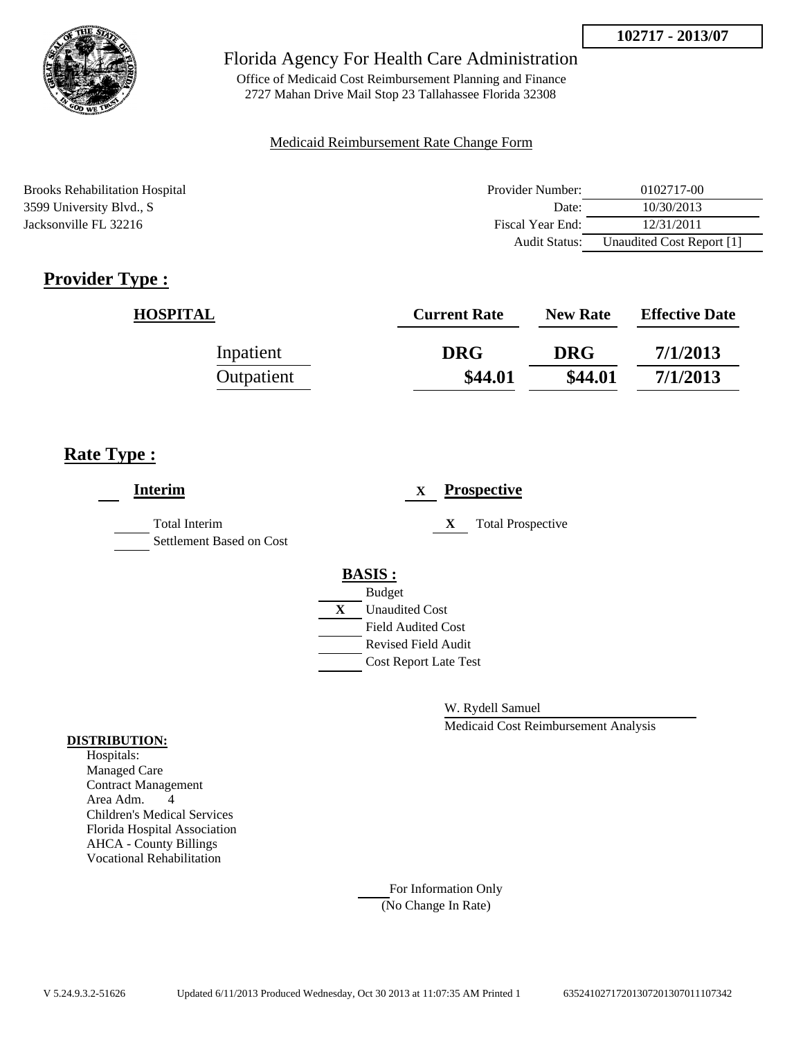102717 - 2013/07

Florida Agency For Health Care Administration

Office of Medicaid Cost Reimbursement Planning and Finance
2727 Mahan Drive Mail Stop 23 Tallahassee Florida 32308

Medicaid Reimbursement Rate Change Form

Brooks Rehabilitation Hospital
3599 University Blvd., S
Jacksonville FL 32216

| | |
|---|---|
| Provider Number: | 0102717-00 |
| Date: | 10/30/2013 |
| Fiscal Year End: | 12/31/2011 |
| Audit Status: | Unaudited Cost Report [1] |

## Provider Type :

| HOSPITAL | Current Rate | New Rate | Effective Date |
|---|---|---|---|
| Inpatient | DRG | DRG | 7/1/2013 |
| Outpatient | $44.01 | $44.01 | 7/1/2013 |

## Rate Type :

___ **Interim**

_____ Total Interim
_____ Settlement Based on Cost

X **Prospective**

X Total Prospective

**BASIS :**

_____ Budget
X Unaudited Cost
_____ Field Audited Cost
_____ Revised Field Audit
_____ Cost Report Late Test

W. Rydell Samuel
Medicaid Cost Reimbursement Analysis

**DISTRIBUTION:**
Hospitals:
Managed Care
Contract Management
Area Adm. 4
Children's Medical Services
Florida Hospital Association
AHCA - County Billings
Vocational Rehabilitation

_____ For Information Only
(No Change In Rate)

V 5.24.9.3.2-51626 Updated 6/11/2013 Produced Wednesday, Oct 30 2013 at 11:07:35 AM Printed 1 635241027172013072013070111107342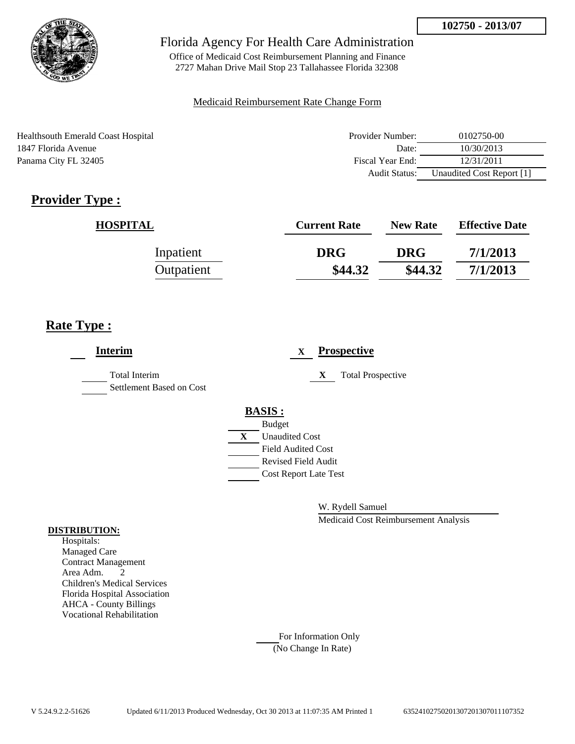**102750 - 2013/07**

Florida Agency For Health Care Administration

Office of Medicaid Cost Reimbursement Planning and Finance
2727 Mahan Drive Mail Stop 23 Tallahassee Florida 32308

Medicaid Reimbursement Rate Change Form

Healthsouth Emerald Coast Hospital
1847 Florida Avenue
Panama City FL 32405

| | |
|---|---|
| Provider Number: | 0102750-00 |
| Date: | 10/30/2013 |
| Fiscal Year End: | 12/31/2011 |
| Audit Status: | Unaudited Cost Report [1] |

## Provider Type :

| HOSPITAL | Current Rate | New Rate | Effective Date |
|---|---|---|---|
| Inpatient | DRG | DRG | 7/1/2013 |
| Outpatient | $44.32 | $44.32 | 7/1/2013 |

## Rate Type :

**Interim**

- ___ Total Interim
- ___ Settlement Based on Cost

X **Prospective**

- X Total Prospective

**BASIS :**

- ___ Budget
- X Unaudited Cost
- ___ Field Audited Cost
- ___ Revised Field Audit
- ___ Cost Report Late Test

W. Rydell Samuel

Medicaid Cost Reimbursement Analysis

**DISTRIBUTION:**

Hospitals:
Managed Care
Contract Management
Area Adm. 2
Children's Medical Services
Florida Hospital Association
AHCA - County Billings
Vocational Rehabilitation

___ For Information Only
(No Change In Rate)

V 5.24.9.2.2-51626 Updated 6/11/2013 Produced Wednesday, Oct 30 2013 at 11:07:35 AM Printed 1 635241027502013072013070111107352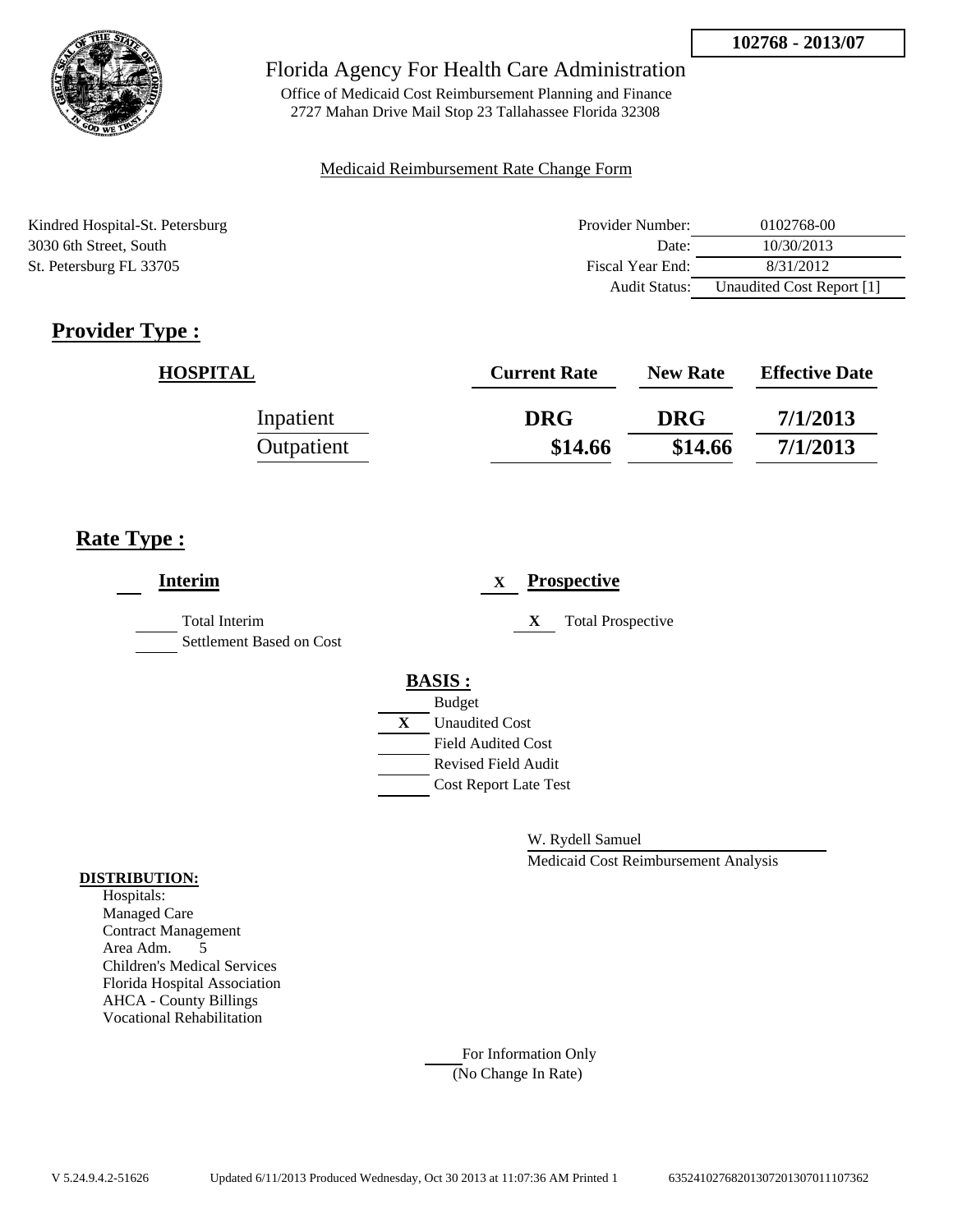**102768 - 2013/07**

Florida Agency For Health Care Administration

Office of Medicaid Cost Reimbursement Planning and Finance
2727 Mahan Drive Mail Stop 23 Tallahassee Florida 32308

Medicaid Reimbursement Rate Change Form

Kindred Hospital-St. Petersburg
3030 6th Street, South
St. Petersburg FL 33705

| | |
|---|---|
| Provider Number: | 0102768-00 |
| Date: | 10/30/2013 |
| Fiscal Year End: | 8/31/2012 |
| Audit Status: | Unaudited Cost Report [1] |

## Provider Type :

| HOSPITAL | Current Rate | New Rate | Effective Date |
|---|---|---|---|
| Inpatient | DRG | DRG | 7/1/2013 |
| Outpatient | $14.66 | $14.66 | 7/1/2013 |

## Rate Type :

**Interim**

- ___ Total Interim
- ___ Settlement Based on Cost

X **Prospective**

- X Total Prospective

**BASIS :**

- ___ Budget
- X Unaudited Cost
- ___ Field Audited Cost
- ___ Revised Field Audit
- ___ Cost Report Late Test

W. Rydell Samuel
Medicaid Cost Reimbursement Analysis

**DISTRIBUTION:**

Hospitals:
Managed Care
Contract Management
Area Adm. 5
Children's Medical Services
Florida Hospital Association
AHCA - County Billings
Vocational Rehabilitation

___ For Information Only
(No Change In Rate)

V 5.24.9.4.2-51626 Updated 6/11/2013 Produced Wednesday, Oct 30 2013 at 11:07:36 AM Printed 1 635241027682013072013070111107362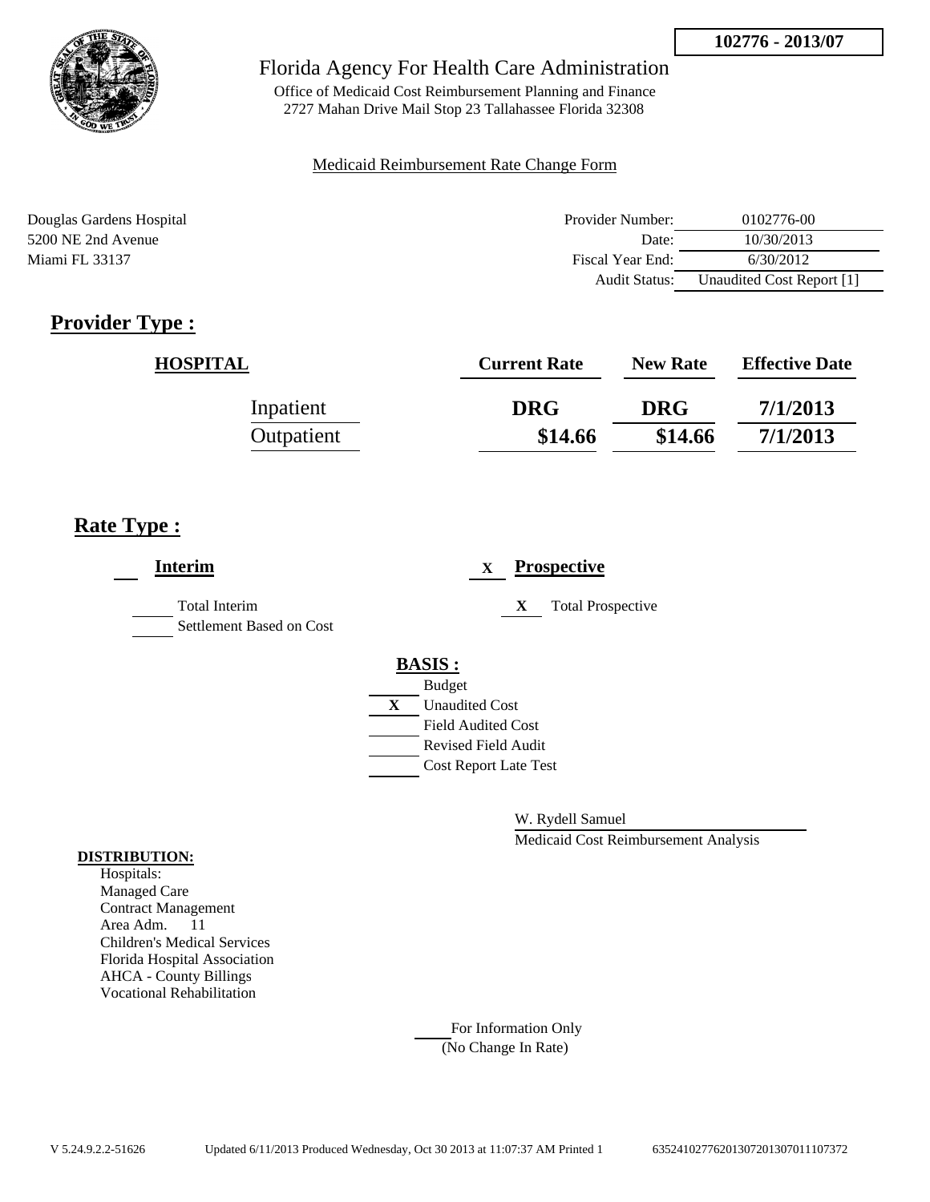102776 - 2013/07

Florida Agency For Health Care Administration

Office of Medicaid Cost Reimbursement Planning and Finance
2727 Mahan Drive Mail Stop 23 Tallahassee Florida 32308

Medicaid Reimbursement Rate Change Form

Douglas Gardens Hospital
5200 NE 2nd Avenue
Miami FL 33137

| | |
|---|---|
| Provider Number: | 0102776-00 |
| Date: | 10/30/2013 |
| Fiscal Year End: | 6/30/2012 |
| Audit Status: | Unaudited Cost Report [1] |

## Provider Type :

| HOSPITAL | Current Rate | New Rate | Effective Date |
|---|---|---|---|
| Inpatient | DRG | DRG | 7/1/2013 |
| Outpatient | $14.66 | $14.66 | 7/1/2013 |

## Rate Type :

**Interim**

- Total Interim
- Settlement Based on Cost

X **Prospective**

- X Total Prospective

**BASIS :**

- Budget
- X Unaudited Cost
- Field Audited Cost
- Revised Field Audit
- Cost Report Late Test

W. Rydell Samuel
Medicaid Cost Reimbursement Analysis

**DISTRIBUTION:**
Hospitals:
Managed Care
Contract Management
Area Adm. 11
Children's Medical Services
Florida Hospital Association
AHCA - County Billings
Vocational Rehabilitation

For Information Only
(No Change In Rate)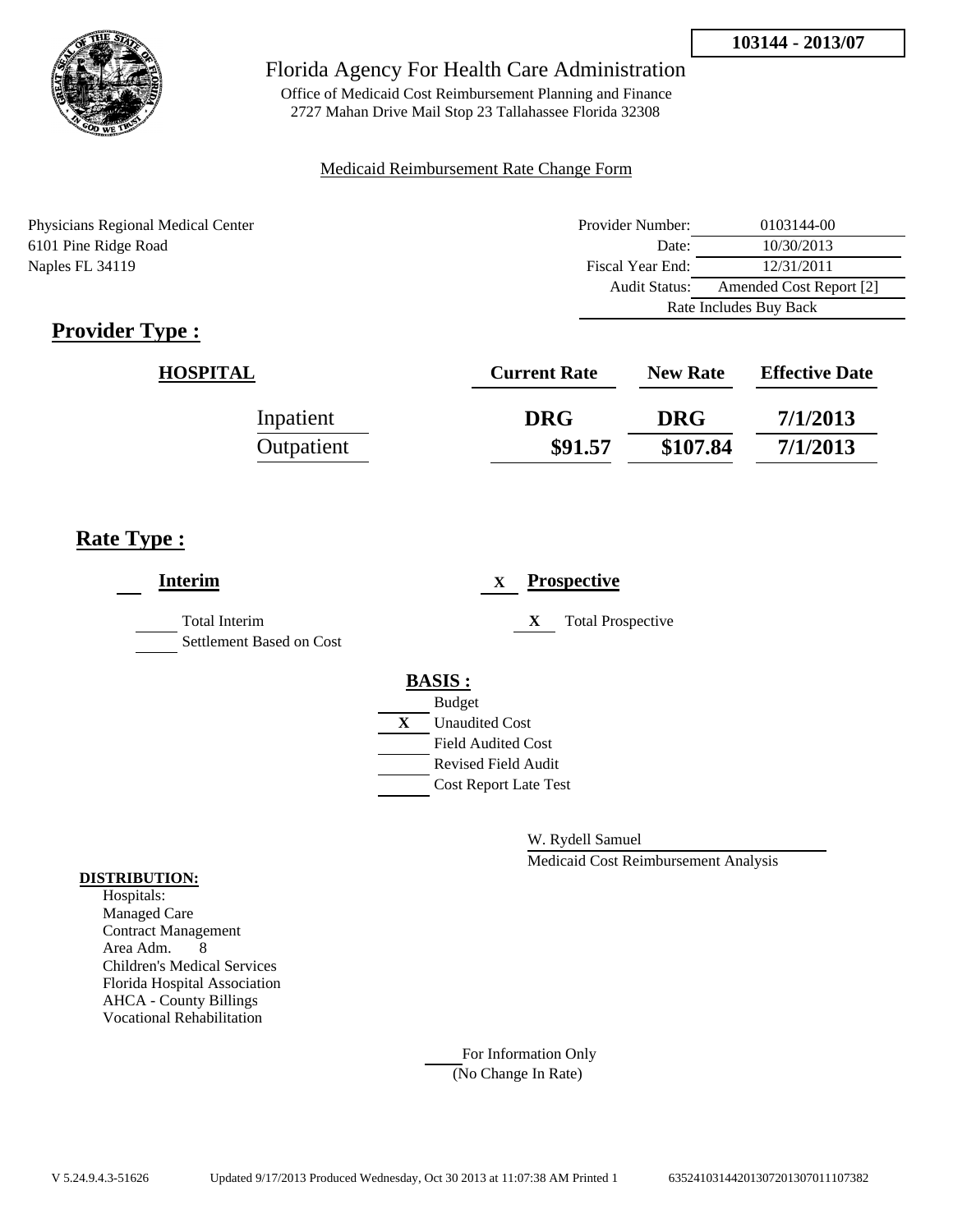**103144 - 2013/07**

# Florida Agency For Health Care Administration

Office of Medicaid Cost Reimbursement Planning and Finance
2727 Mahan Drive Mail Stop 23 Tallahassee Florida 32308

Medicaid Reimbursement Rate Change Form

Physicians Regional Medical Center
6101 Pine Ridge Road
Naples FL 34119

| | |
|---|---|
| Provider Number: | 0103144-00 |
| Date: | 10/30/2013 |
| Fiscal Year End: | 12/31/2011 |
| Audit Status: | Amended Cost Report [2] |
| | Rate Includes Buy Back |

## Provider Type :

| HOSPITAL | Current Rate | New Rate | Effective Date |
|---|---|---|---|
| Inpatient | DRG | DRG | 7/1/2013 |
| Outpatient | $91.57 | $107.84 | 7/1/2013 |

## Rate Type :

**Interim**

- [ ] Total Interim
- [ ] Settlement Based on Cost

X **Prospective**

- [X] Total Prospective

**BASIS :**

- [ ] Budget
- [X] Unaudited Cost
- [ ] Field Audited Cost
- [ ] Revised Field Audit
- [ ] Cost Report Late Test

W. Rydell Samuel
Medicaid Cost Reimbursement Analysis

**DISTRIBUTION:**

Hospitals:
Managed Care
Contract Management
Area Adm. 8
Children's Medical Services
Florida Hospital Association
AHCA - County Billings
Vocational Rehabilitation

For Information Only
(No Change In Rate)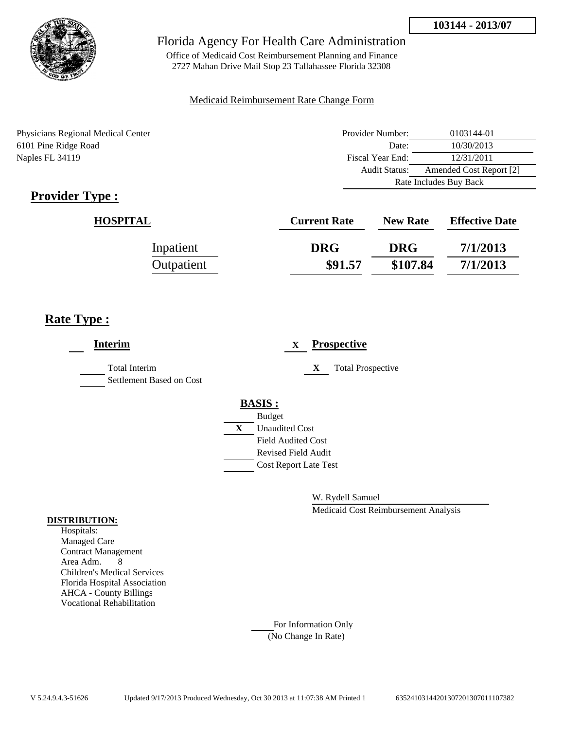**103144 - 2013/07**

Florida Agency For Health Care Administration

Office of Medicaid Cost Reimbursement Planning and Finance
2727 Mahan Drive Mail Stop 23 Tallahassee Florida 32308

Medicaid Reimbursement Rate Change Form

Physicians Regional Medical Center
6101 Pine Ridge Road
Naples FL 34119

| | |
|---|---|
| Provider Number: | 0103144-01 |
| Date: | 10/30/2013 |
| Fiscal Year End: | 12/31/2011 |
| Audit Status: | Amended Cost Report [2] |
| | Rate Includes Buy Back |

## Provider Type :

| HOSPITAL | Current Rate | New Rate | Effective Date |
|---|---|---|---|
| Inpatient | DRG | DRG | 7/1/2013 |
| Outpatient | $91.57 | $107.84 | 7/1/2013 |

## Rate Type :

**Interim**

- [ ] Total Interim
- [ ] Settlement Based on Cost

X **Prospective**

- X Total Prospective

**BASIS :**

- [ ] Budget
- X Unaudited Cost
- [ ] Field Audited Cost
- [ ] Revised Field Audit
- [ ] Cost Report Late Test

W. Rydell Samuel
Medicaid Cost Reimbursement Analysis

**DISTRIBUTION:**

Hospitals:
Managed Care
Contract Management
Area Adm. 8
Children's Medical Services
Florida Hospital Association
AHCA - County Billings
Vocational Rehabilitation

\_\_\_ For Information Only
(No Change In Rate)

V 5.24.9.4.3-51626 Updated 9/17/2013 Produced Wednesday, Oct 30 2013 at 11:07:38 AM Printed 1 635241031442013072013070111073​82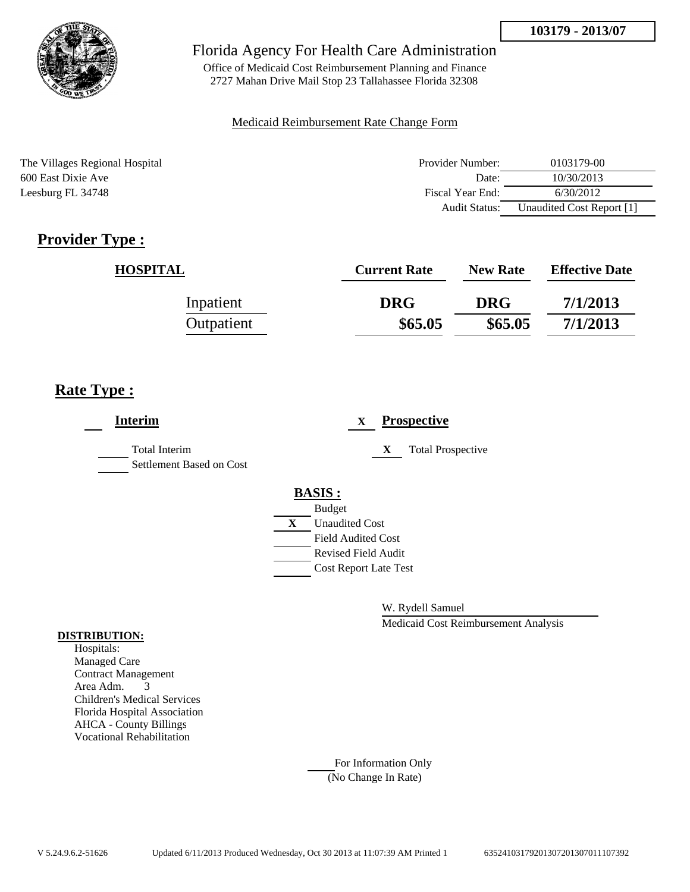103179 - 2013/07

Florida Agency For Health Care Administration

Office of Medicaid Cost Reimbursement Planning and Finance
2727 Mahan Drive Mail Stop 23 Tallahassee Florida 32308

Medicaid Reimbursement Rate Change Form

The Villages Regional Hospital
600 East Dixie Ave
Leesburg FL 34748

| | |
|---|---|
| Provider Number: | 0103179-00 |
| Date: | 10/30/2013 |
| Fiscal Year End: | 6/30/2012 |
| Audit Status: | Unaudited Cost Report [1] |

## Provider Type :

| HOSPITAL | Current Rate | New Rate | Effective Date |
|---|---|---|---|
| Inpatient | DRG | DRG | 7/1/2013 |
| Outpatient | $65.05 | $65.05 | 7/1/2013 |

## Rate Type :

**Interim**

- Total Interim
- Settlement Based on Cost

X **Prospective**

- X Total Prospective

**BASIS :**

- Budget
- X Unaudited Cost
- Field Audited Cost
- Revised Field Audit
- Cost Report Late Test

W. Rydell Samuel
Medicaid Cost Reimbursement Analysis

**DISTRIBUTION:**
Hospitals:
Managed Care
Contract Management
Area Adm. 3
Children's Medical Services
Florida Hospital Association
AHCA - County Billings
Vocational Rehabilitation

For Information Only
(No Change In Rate)

V 5.24.9.6.2-51626 Updated 6/11/2013 Produced Wednesday, Oct 30 2013 at 11:07:39 AM Printed 1 63524103179201307201307011107392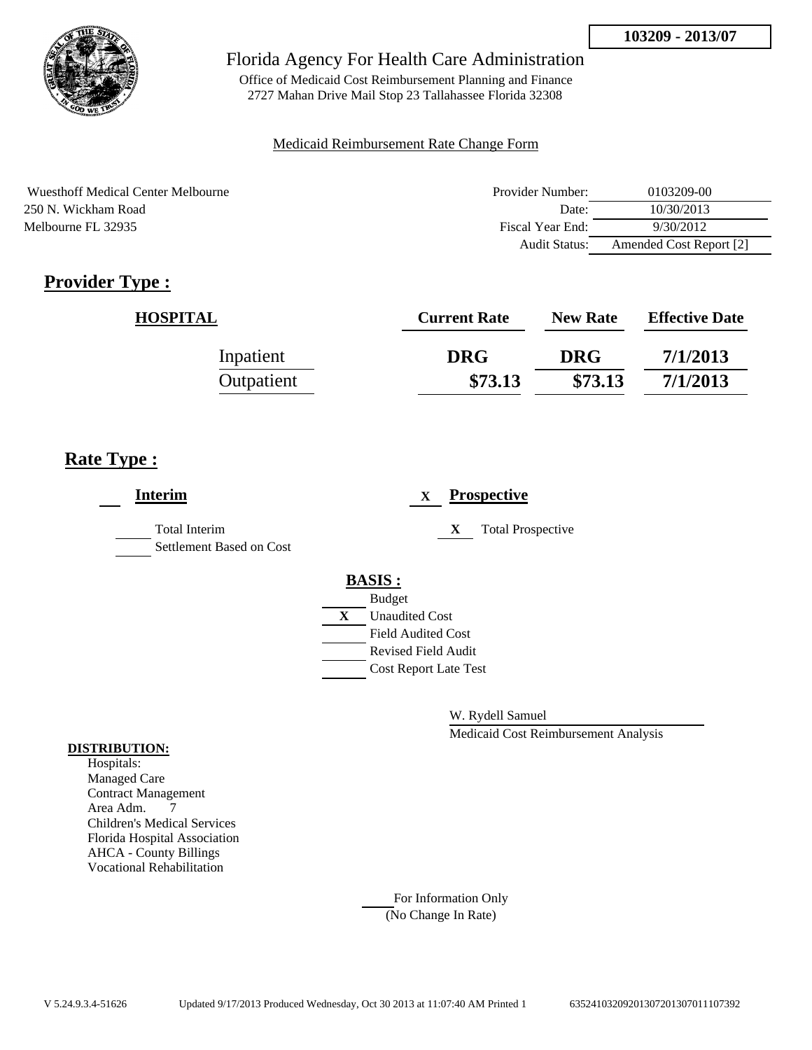**103209 - 2013/07**

Florida Agency For Health Care Administration

Office of Medicaid Cost Reimbursement Planning and Finance
2727 Mahan Drive Mail Stop 23 Tallahassee Florida 32308

Medicaid Reimbursement Rate Change Form

Wuesthoff Medical Center Melbourne
250 N. Wickham Road
Melbourne FL 32935

| | |
|---|---|
| Provider Number: | 0103209-00 |
| Date: | 10/30/2013 |
| Fiscal Year End: | 9/30/2012 |
| Audit Status: | Amended Cost Report [2] |

## Provider Type :

| HOSPITAL | Current Rate | New Rate | Effective Date |
|---|---|---|---|
| Inpatient | DRG | DRG | 7/1/2013 |
| Outpatient | $73.13 | $73.13 | 7/1/2013 |

## Rate Type :

**Interim**

- [ ] Total Interim
- [ ] Settlement Based on Cost

X **Prospective**

- X Total Prospective

**BASIS :**

- [ ] Budget
- X Unaudited Cost
- [ ] Field Audited Cost
- [ ] Revised Field Audit
- [ ] Cost Report Late Test

W. Rydell Samuel
Medicaid Cost Reimbursement Analysis

**DISTRIBUTION:**

Hospitals:
Managed Care
Contract Management
Area Adm. 7
Children's Medical Services
Florida Hospital Association
AHCA - County Billings
Vocational Rehabilitation

For Information Only
(No Change In Rate)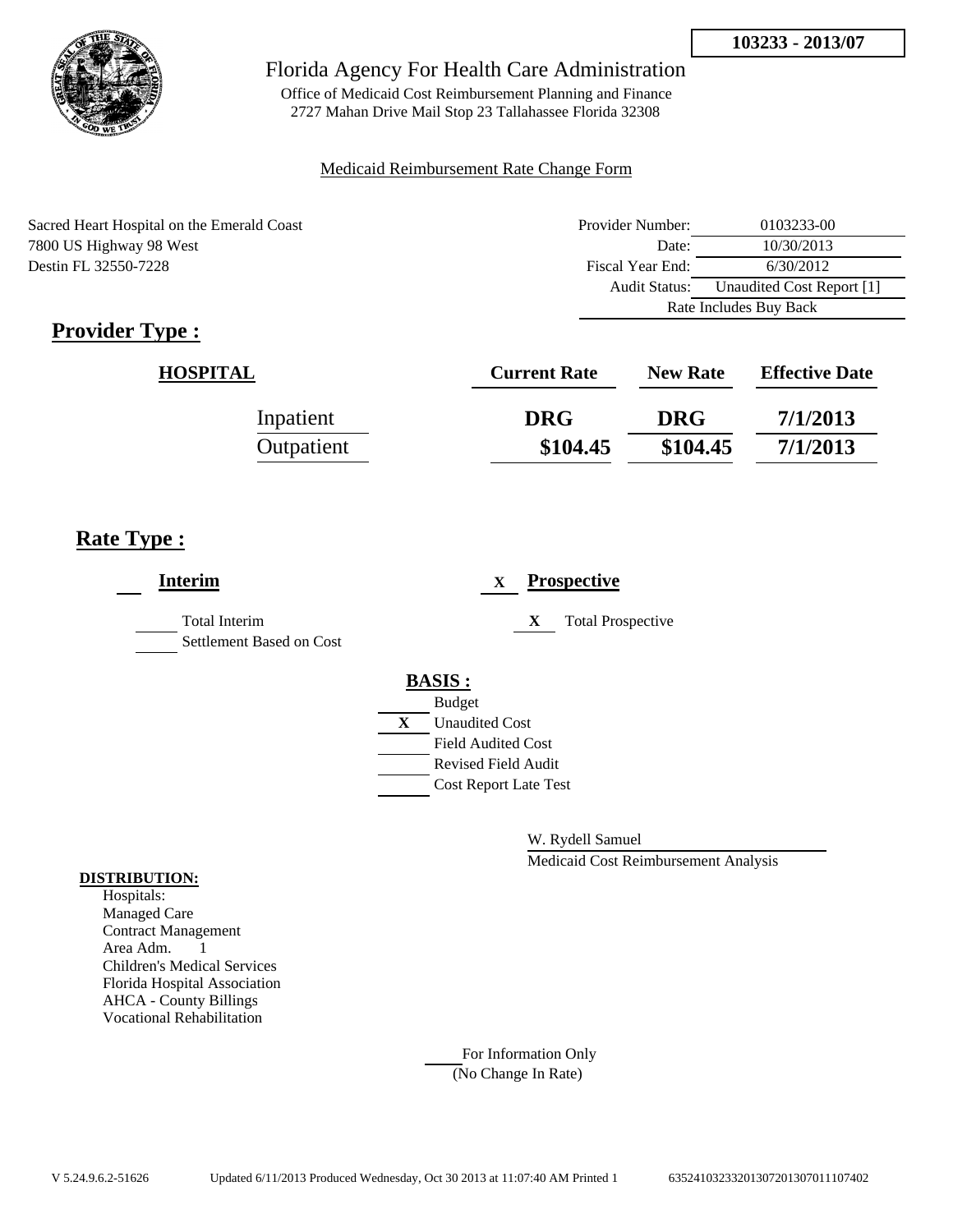**103233 - 2013/07**

Florida Agency For Health Care Administration

Office of Medicaid Cost Reimbursement Planning and Finance
2727 Mahan Drive Mail Stop 23 Tallahassee Florida 32308

Medicaid Reimbursement Rate Change Form

Sacred Heart Hospital on the Emerald Coast
7800 US Highway 98 West
Destin FL 32550-7228

| | |
|---|---|
| Provider Number: | 0103233-00 |
| Date: | 10/30/2013 |
| Fiscal Year End: | 6/30/2012 |
| Audit Status: | Unaudited Cost Report [1] |
| Rate Includes Buy Back | |

## Provider Type :

| HOSPITAL | Current Rate | New Rate | Effective Date |
|---|---|---|---|
| Inpatient | DRG | DRG | 7/1/2013 |
| Outpatient | $104.45 | $104.45 | 7/1/2013 |

## Rate Type :

**Interim**

- ___ Total Interim
- ___ Settlement Based on Cost

X **Prospective**

- X Total Prospective

**BASIS :**

- ___ Budget
- X Unaudited Cost
- ___ Field Audited Cost
- ___ Revised Field Audit
- ___ Cost Report Late Test

W. Rydell Samuel
Medicaid Cost Reimbursement Analysis

**DISTRIBUTION:**

Hospitals:
Managed Care
Contract Management
Area Adm. 1
Children's Medical Services
Florida Hospital Association
AHCA - County Billings
Vocational Rehabilitation

___ For Information Only
(No Change In Rate)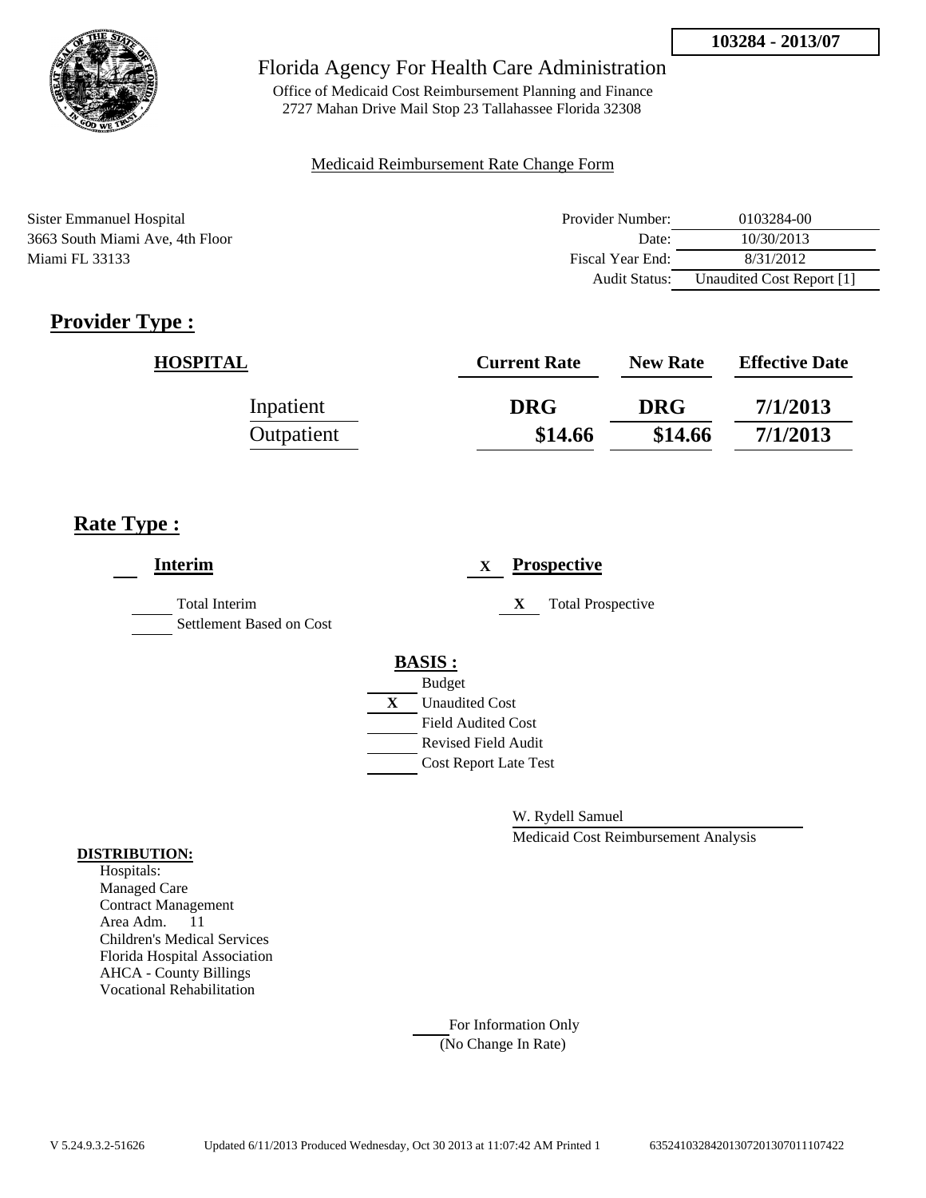**103284 - 2013/07**

Florida Agency For Health Care Administration

Office of Medicaid Cost Reimbursement Planning and Finance
2727 Mahan Drive Mail Stop 23 Tallahassee Florida 32308

Medicaid Reimbursement Rate Change Form

Sister Emmanuel Hospital
3663 South Miami Ave, 4th Floor
Miami FL 33133

| | |
|---|---|
| Provider Number: | 0103284-00 |
| Date: | 10/30/2013 |
| Fiscal Year End: | 8/31/2012 |
| Audit Status: | Unaudited Cost Report [1] |

## Provider Type :

| HOSPITAL | Current Rate | New Rate | Effective Date |
|---|---|---|---|
| Inpatient | DRG | DRG | 7/1/2013 |
| Outpatient | $14.66 | $14.66 | 7/1/2013 |

## Rate Type :

___ **Interim**

___ Total Interim

___ Settlement Based on Cost

X **Prospective**

X Total Prospective

**BASIS :**

___ Budget

X Unaudited Cost

___ Field Audited Cost

___ Revised Field Audit

___ Cost Report Late Test

W. Rydell Samuel

Medicaid Cost Reimbursement Analysis

**DISTRIBUTION:**

Hospitals:
Managed Care
Contract Management
Area Adm. 11
Children's Medical Services
Florida Hospital Association
AHCA - County Billings
Vocational Rehabilitation

___ For Information Only
(No Change In Rate)

V 5.24.9.3.2-51626 Updated 6/11/2013 Produced Wednesday, Oct 30 2013 at 11:07:42 AM Printed 1 635241032842013072013070111107422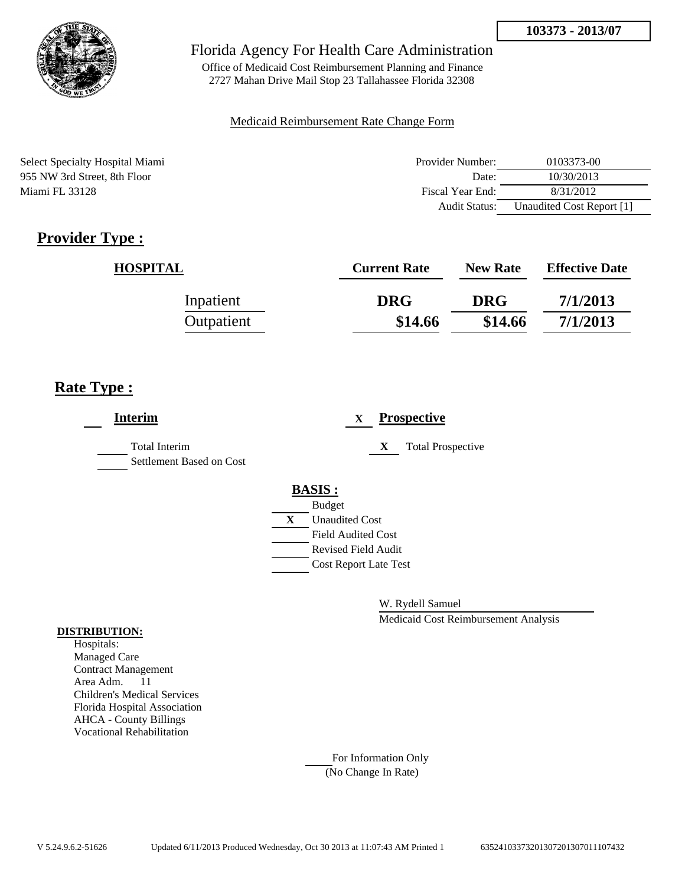103373 - 2013/07

Florida Agency For Health Care Administration

Office of Medicaid Cost Reimbursement Planning and Finance
2727 Mahan Drive Mail Stop 23 Tallahassee Florida 32308

Medicaid Reimbursement Rate Change Form

Select Specialty Hospital Miami
955 NW 3rd Street, 8th Floor
Miami FL 33128

| | |
|---|---|
| Provider Number: | 0103373-00 |
| Date: | 10/30/2013 |
| Fiscal Year End: | 8/31/2012 |
| Audit Status: | Unaudited Cost Report [1] |

## Provider Type :

| HOSPITAL | Current Rate | New Rate | Effective Date |
|---|---|---|---|
| Inpatient | DRG | DRG | 7/1/2013 |
| Outpatient | $14.66 | $14.66 | 7/1/2013 |

## Rate Type :

___ **Interim**

___ Total Interim
___ Settlement Based on Cost

X **Prospective**

X Total Prospective

**BASIS :**

___ Budget
X Unaudited Cost
___ Field Audited Cost
___ Revised Field Audit
___ Cost Report Late Test

W. Rydell Samuel
Medicaid Cost Reimbursement Analysis

**DISTRIBUTION:**

Hospitals:
Managed Care
Contract Management
Area Adm. 11
Children's Medical Services
Florida Hospital Association
AHCA - County Billings
Vocational Rehabilitation

___ For Information Only
(No Change In Rate)

V 5.24.9.6.2-51626 Updated 6/11/2013 Produced Wednesday, Oct 30 2013 at 11:07:43 AM Printed 1 635241033732013072013070111107432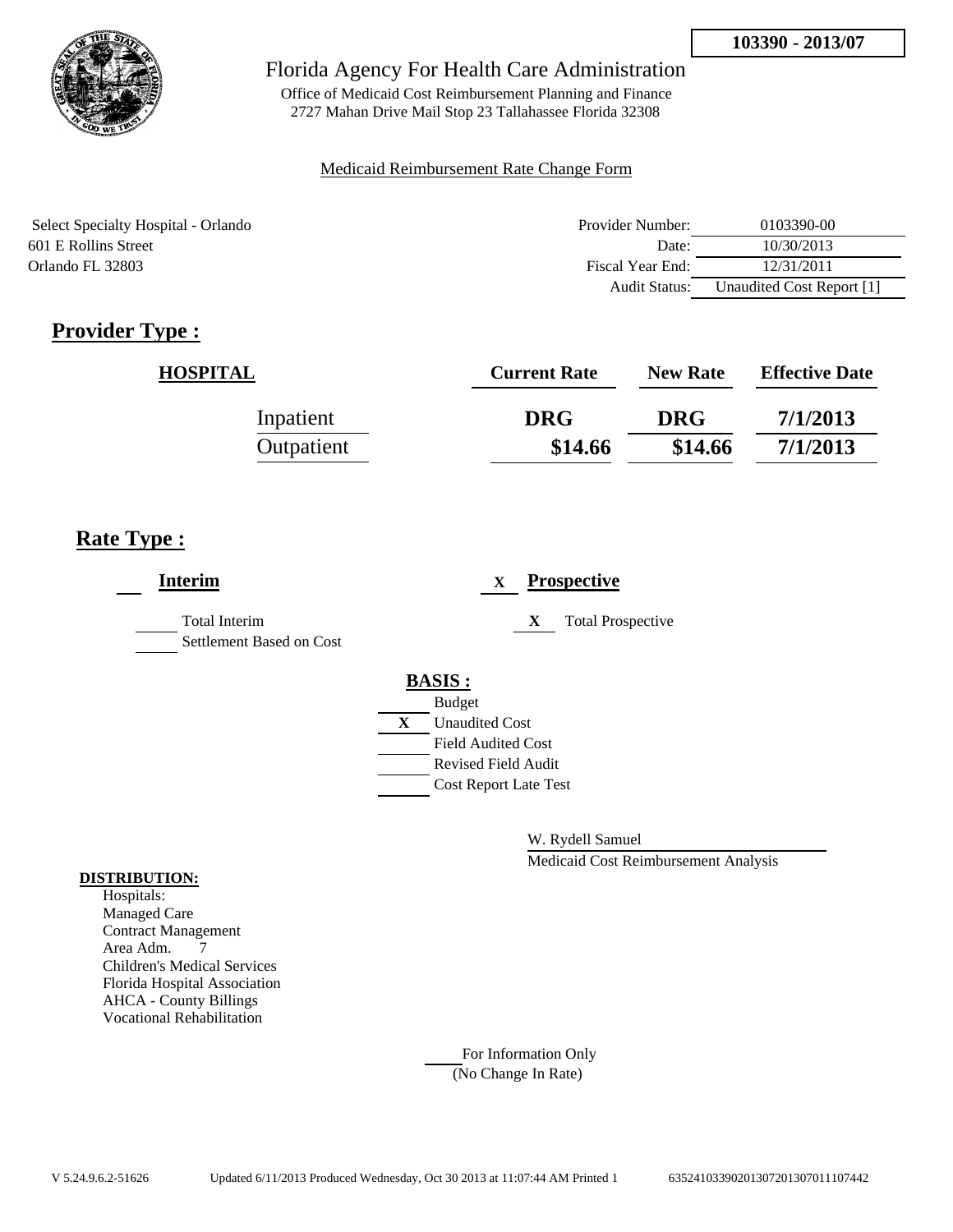**103390 - 2013/07**

Florida Agency For Health Care Administration

Office of Medicaid Cost Reimbursement Planning and Finance
2727 Mahan Drive Mail Stop 23 Tallahassee Florida 32308

Medicaid Reimbursement Rate Change Form

Select Specialty Hospital - Orlando
601 E Rollins Street
Orlando FL 32803

| | |
|---|---|
| Provider Number: | 0103390-00 |
| Date: | 10/30/2013 |
| Fiscal Year End: | 12/31/2011 |
| Audit Status: | Unaudited Cost Report [1] |

## Provider Type :

| HOSPITAL | Current Rate | New Rate | Effective Date |
|---|---|---|---|
| Inpatient | DRG | DRG | 7/1/2013 |
| Outpatient | $14.66 | $14.66 | 7/1/2013 |

## Rate Type :

___ **Interim**

___ Total Interim
___ Settlement Based on Cost

X **Prospective**

X Total Prospective

**BASIS :**

___ Budget
X Unaudited Cost
___ Field Audited Cost
___ Revised Field Audit
___ Cost Report Late Test

W. Rydell Samuel
Medicaid Cost Reimbursement Analysis

**DISTRIBUTION:**

Hospitals:
Managed Care
Contract Management
Area Adm. 7
Children's Medical Services
Florida Hospital Association
AHCA - County Billings
Vocational Rehabilitation

___ For Information Only
(No Change In Rate)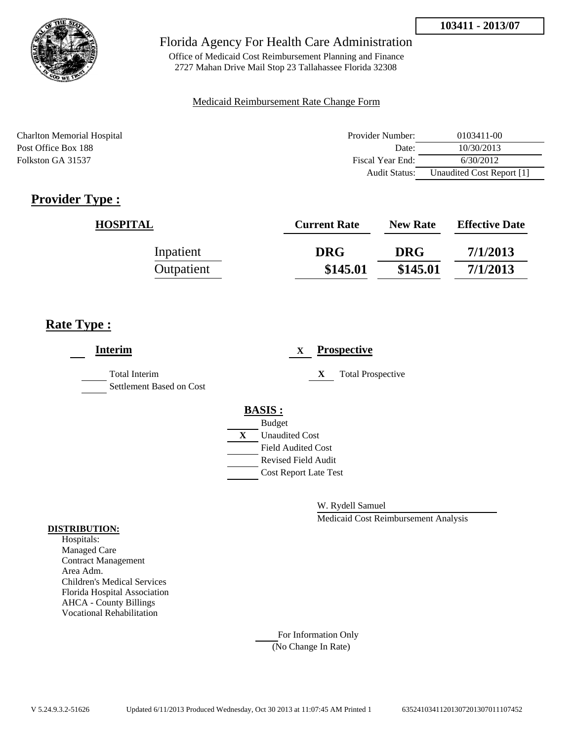**103411 - 2013/07**

Florida Agency For Health Care Administration

Office of Medicaid Cost Reimbursement Planning and Finance
2727 Mahan Drive Mail Stop 23 Tallahassee Florida 32308

Medicaid Reimbursement Rate Change Form

Charlton Memorial Hospital
Post Office Box 188
Folkston GA 31537

| | |
|---|---|
| Provider Number: | 0103411-00 |
| Date: | 10/30/2013 |
| Fiscal Year End: | 6/30/2012 |
| Audit Status: | Unaudited Cost Report [1] |

## Provider Type :

| HOSPITAL | Current Rate | New Rate | Effective Date |
|---|---|---|---|
| Inpatient | DRG | DRG | 7/1/2013 |
| Outpatient | $145.01 | $145.01 | 7/1/2013 |

## Rate Type :

**Interim**

- ___ Total Interim
- ___ Settlement Based on Cost

X **Prospective**

- X Total Prospective

**BASIS :**

- ___ Budget
- X Unaudited Cost
- ___ Field Audited Cost
- ___ Revised Field Audit
- ___ Cost Report Late Test

W. Rydell Samuel
Medicaid Cost Reimbursement Analysis

**DISTRIBUTION:**
Hospitals:
Managed Care
Contract Management
Area Adm.
Children's Medical Services
Florida Hospital Association
AHCA - County Billings
Vocational Rehabilitation

___ For Information Only
(No Change In Rate)

V 5.24.9.3.2-51626 Updated 6/11/2013 Produced Wednesday, Oct 30 2013 at 11:07:45 AM Printed 1 635241034112013072013070111107452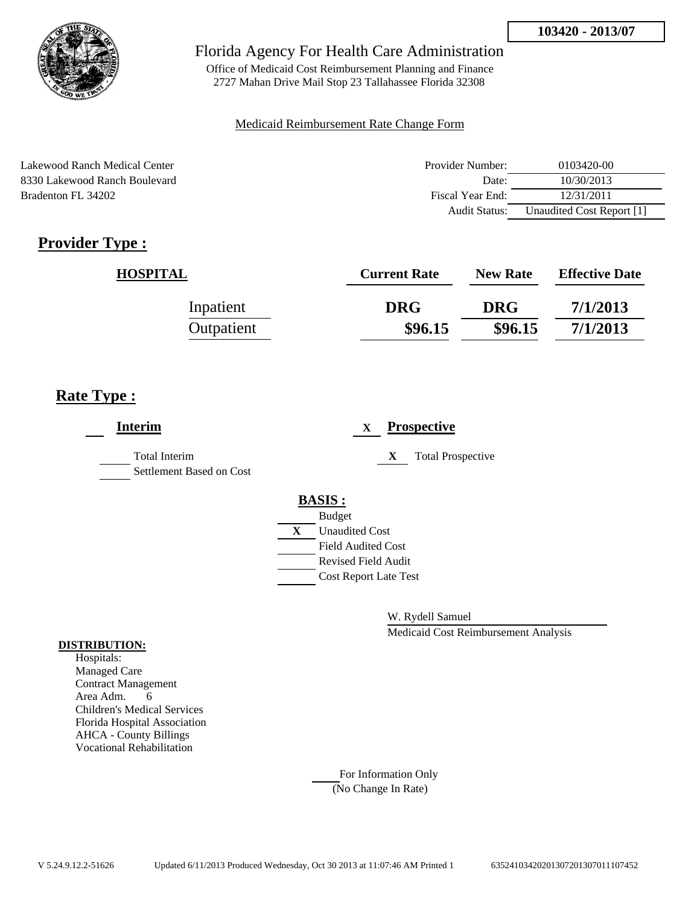103420 - 2013/07

Florida Agency For Health Care Administration

Office of Medicaid Cost Reimbursement Planning and Finance
2727 Mahan Drive Mail Stop 23 Tallahassee Florida 32308

Medicaid Reimbursement Rate Change Form

Lakewood Ranch Medical Center
8330 Lakewood Ranch Boulevard
Bradenton FL 34202

| | |
|---|---|
| Provider Number: | 0103420-00 |
| Date: | 10/30/2013 |
| Fiscal Year End: | 12/31/2011 |
| Audit Status: | Unaudited Cost Report [1] |

## Provider Type :

| HOSPITAL | Current Rate | New Rate | Effective Date |
|---|---|---|---|
| Inpatient | DRG | DRG | 7/1/2013 |
| Outpatient | $96.15 | $96.15 | 7/1/2013 |

## Rate Type :

___ **Interim**

___ Total Interim

___ Settlement Based on Cost

X **Prospective**

X Total Prospective

**BASIS :**

___ Budget

X Unaudited Cost

___ Field Audited Cost

___ Revised Field Audit

___ Cost Report Late Test

W. Rydell Samuel

Medicaid Cost Reimbursement Analysis

**DISTRIBUTION:**

Hospitals:
Managed Care
Contract Management
Area Adm. 6
Children's Medical Services
Florida Hospital Association
AHCA - County Billings
Vocational Rehabilitation

___ For Information Only
(No Change In Rate)

V 5.24.9.12.2-51626 Updated 6/11/2013 Produced Wednesday, Oct 30 2013 at 11:07:46 AM Printed 1 635241034202013072013070111107452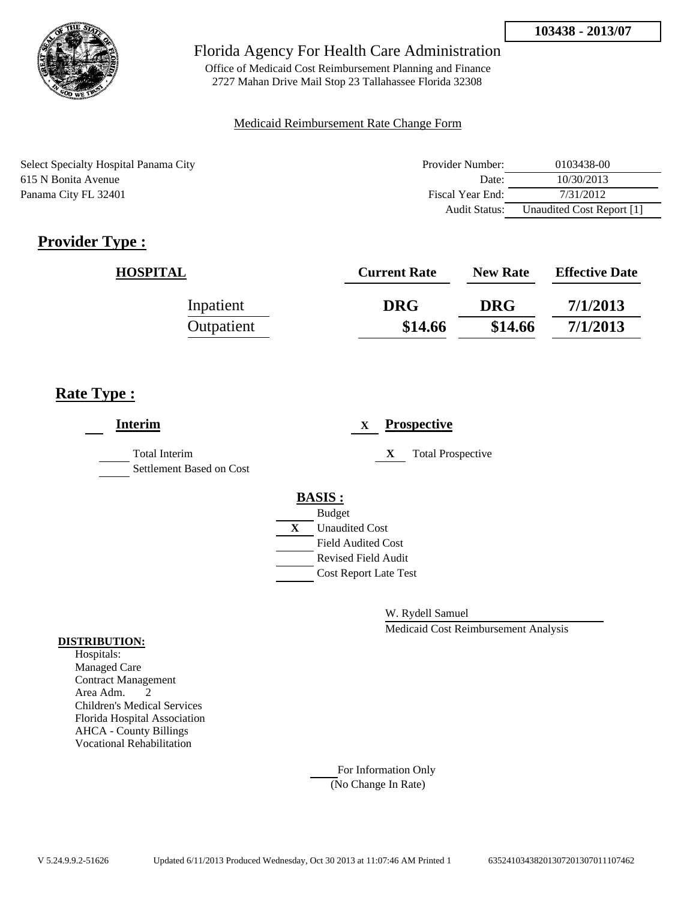**103438 - 2013/07**

Florida Agency For Health Care Administration

Office of Medicaid Cost Reimbursement Planning and Finance
2727 Mahan Drive Mail Stop 23 Tallahassee Florida 32308

Medicaid Reimbursement Rate Change Form

Select Specialty Hospital Panama City
615 N Bonita Avenue
Panama City FL 32401

| | |
|---|---|
| Provider Number: | 0103438-00 |
| Date: | 10/30/2013 |
| Fiscal Year End: | 7/31/2012 |
| Audit Status: | Unaudited Cost Report [1] |

## Provider Type :

| HOSPITAL | Current Rate | New Rate | Effective Date |
|---|---|---|---|
| Inpatient | DRG | DRG | 7/1/2013 |
| Outpatient | $14.66 | $14.66 | 7/1/2013 |

## Rate Type :

**Interim**

- ___ Total Interim
- ___ Settlement Based on Cost

X **Prospective**

- X Total Prospective

**BASIS :**

- ___ Budget
- X Unaudited Cost
- ___ Field Audited Cost
- ___ Revised Field Audit
- ___ Cost Report Late Test

W. Rydell Samuel
Medicaid Cost Reimbursement Analysis

**DISTRIBUTION:**

Hospitals:
Managed Care
Contract Management
Area Adm. 2
Children's Medical Services
Florida Hospital Association
AHCA - County Billings
Vocational Rehabilitation

___ For Information Only
(No Change In Rate)

V 5.24.9.9.2-51626 Updated 6/11/2013 Produced Wednesday, Oct 30 2013 at 11:07:46 AM Printed 1 635241034382013072013070111074​62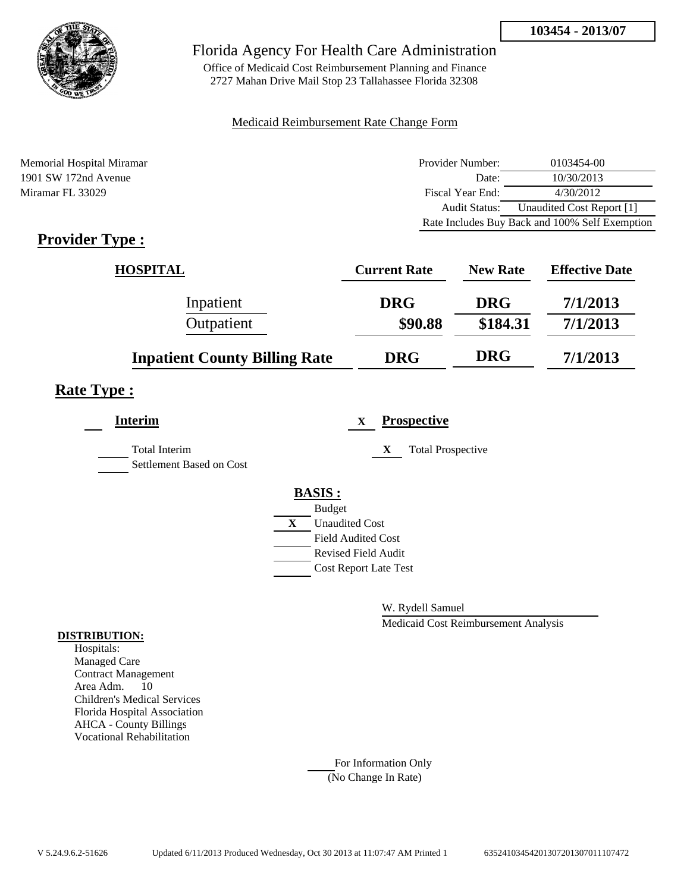**103454 - 2013/07**

# Florida Agency For Health Care Administration

Office of Medicaid Cost Reimbursement Planning and Finance
2727 Mahan Drive Mail Stop 23 Tallahassee Florida 32308

Medicaid Reimbursement Rate Change Form

Memorial Hospital Miramar
1901 SW 172nd Avenue
Miramar FL 33029

| | |
|---|---|
| Provider Number: | 0103454-00 |
| Date: | 10/30/2013 |
| Fiscal Year End: | 4/30/2012 |
| Audit Status: | Unaudited Cost Report [1] |
| Rate Includes Buy Back and 100% Self Exemption | |

## Provider Type :

| HOSPITAL | Current Rate | New Rate | Effective Date |
|---|---|---|---|
| Inpatient | DRG | DRG | 7/1/2013 |
| Outpatient | $90.88 | $184.31 | 7/1/2013 |
| **Inpatient County Billing Rate** | **DRG** | **DRG** | **7/1/2013** |

## Rate Type :

**Interim**

___ Total Interim
___ Settlement Based on Cost

X **Prospective**

X Total Prospective

**BASIS :**

___ Budget
X Unaudited Cost
___ Field Audited Cost
___ Revised Field Audit
___ Cost Report Late Test

W. Rydell Samuel
Medicaid Cost Reimbursement Analysis

**DISTRIBUTION:**

Hospitals:
Managed Care
Contract Management
Area Adm. 10
Children's Medical Services
Florida Hospital Association
AHCA - County Billings
Vocational Rehabilitation

___ For Information Only
(No Change In Rate)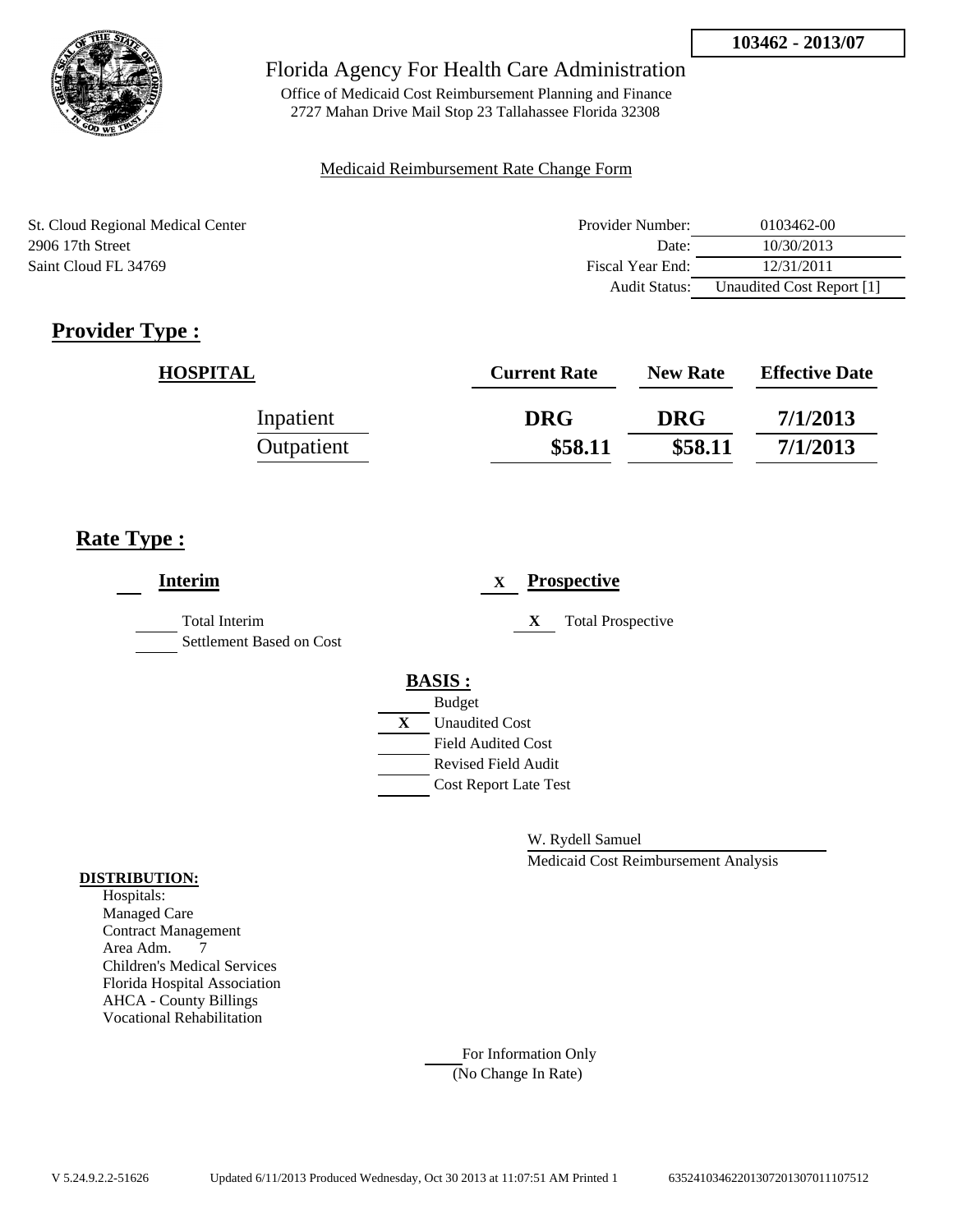**103462 - 2013/07**

Florida Agency For Health Care Administration

Office of Medicaid Cost Reimbursement Planning and Finance
2727 Mahan Drive Mail Stop 23 Tallahassee Florida 32308

Medicaid Reimbursement Rate Change Form

St. Cloud Regional Medical Center
2906 17th Street
Saint Cloud FL 34769

| | |
|---|---|
| Provider Number: | 0103462-00 |
| Date: | 10/30/2013 |
| Fiscal Year End: | 12/31/2011 |
| Audit Status: | Unaudited Cost Report [1] |

## Provider Type :

| HOSPITAL | Current Rate | New Rate | Effective Date |
|---|---|---|---|
| Inpatient | DRG | DRG | 7/1/2013 |
| Outpatient | $58.11 | $58.11 | 7/1/2013 |

## Rate Type :

**Interim**

- Total Interim
- Settlement Based on Cost

X **Prospective**

- X Total Prospective

**BASIS :**

- Budget
- X Unaudited Cost
- Field Audited Cost
- Revised Field Audit
- Cost Report Late Test

W. Rydell Samuel
Medicaid Cost Reimbursement Analysis

**DISTRIBUTION:**
Hospitals:
Managed Care
Contract Management
Area Adm. 7
Children's Medical Services
Florida Hospital Association
AHCA - County Billings
Vocational Rehabilitation

For Information Only
(No Change In Rate)

V 5.24.9.2.2-51626 Updated 6/11/2013 Produced Wednesday, Oct 30 2013 at 11:07:51 AM Printed 1 635241034622013072013070111107512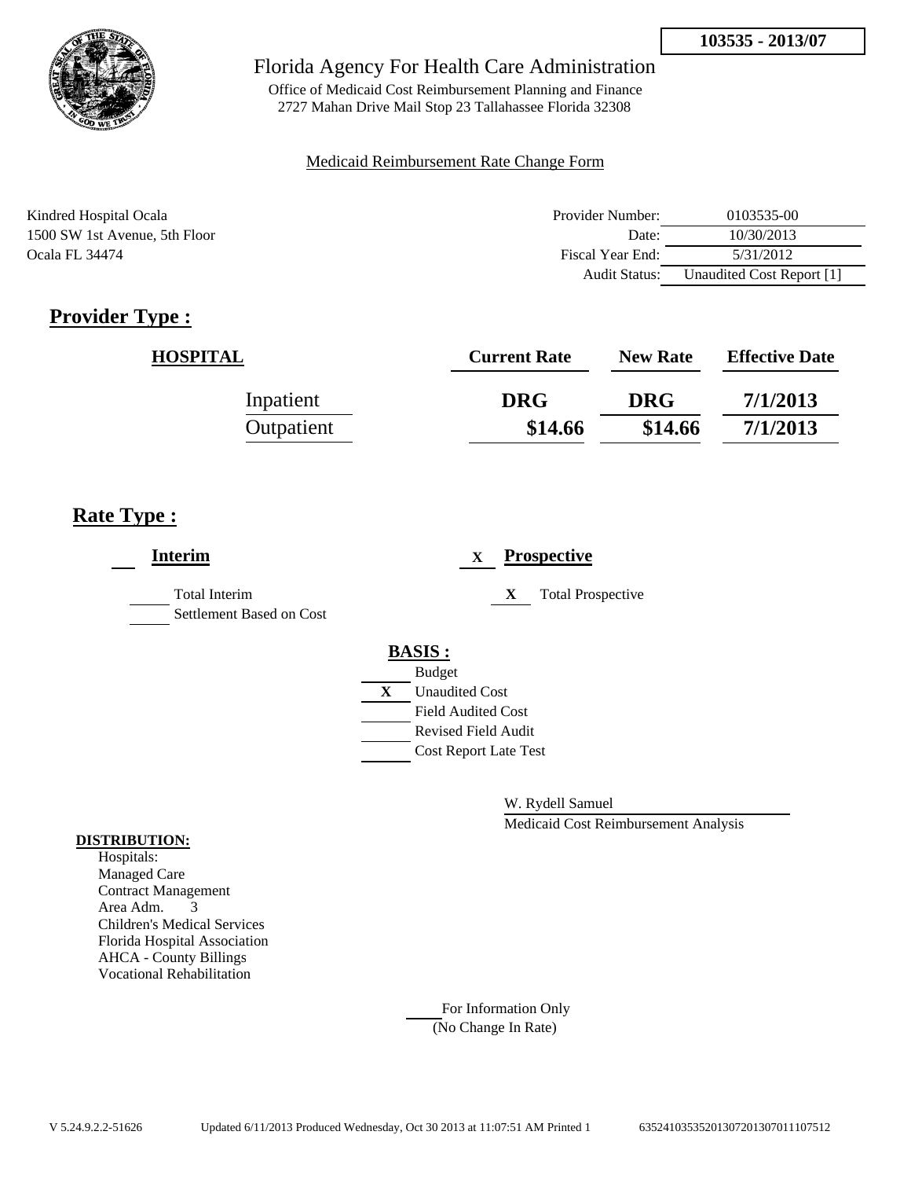**103535 - 2013/07**

Florida Agency For Health Care Administration

Office of Medicaid Cost Reimbursement Planning and Finance
2727 Mahan Drive Mail Stop 23 Tallahassee Florida 32308

Medicaid Reimbursement Rate Change Form

Kindred Hospital Ocala
1500 SW 1st Avenue, 5th Floor
Ocala FL 34474

| | |
|---|---|
| Provider Number: | 0103535-00 |
| Date: | 10/30/2013 |
| Fiscal Year End: | 5/31/2012 |
| Audit Status: | Unaudited Cost Report [1] |

## Provider Type :

| HOSPITAL | Current Rate | New Rate | Effective Date |
|---|---|---|---|
| Inpatient | DRG | DRG | 7/1/2013 |
| Outpatient | $14.66 | $14.66 | 7/1/2013 |

## Rate Type :

**Interim**

___ Total Interim
___ Settlement Based on Cost

X **Prospective**

X Total Prospective

**BASIS :**

___ Budget
X Unaudited Cost
___ Field Audited Cost
___ Revised Field Audit
___ Cost Report Late Test

W. Rydell Samuel
Medicaid Cost Reimbursement Analysis

**DISTRIBUTION:**

Hospitals:
Managed Care
Contract Management
Area Adm. 3
Children's Medical Services
Florida Hospital Association
AHCA - County Billings
Vocational Rehabilitation

___ For Information Only
(No Change In Rate)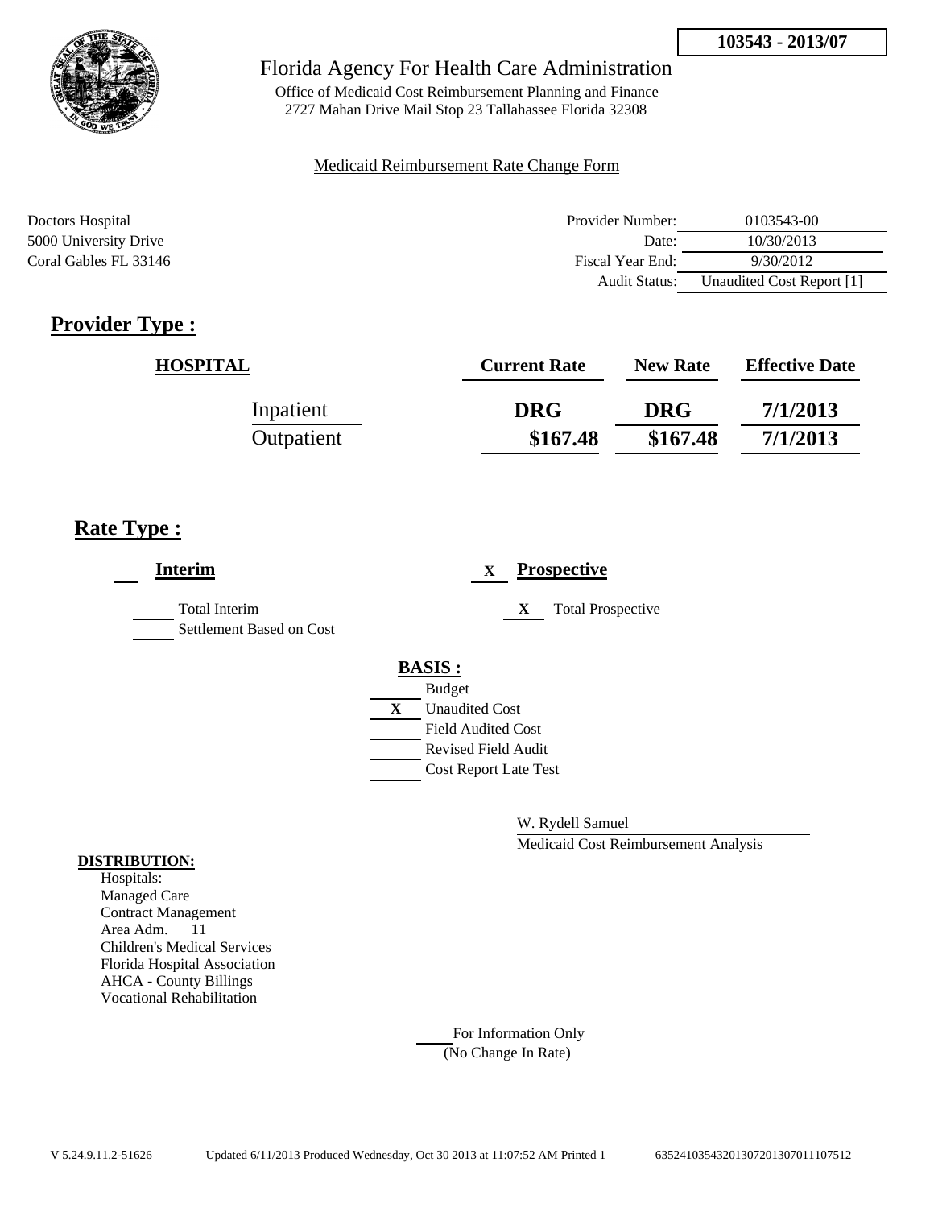**103543 - 2013/07**

Florida Agency For Health Care Administration

Office of Medicaid Cost Reimbursement Planning and Finance
2727 Mahan Drive Mail Stop 23 Tallahassee Florida 32308

Medicaid Reimbursement Rate Change Form

Doctors Hospital
5000 University Drive
Coral Gables FL 33146

| | |
|---|---|
| Provider Number: | 0103543-00 |
| Date: | 10/30/2013 |
| Fiscal Year End: | 9/30/2012 |
| Audit Status: | Unaudited Cost Report [1] |

## Provider Type :

| HOSPITAL | Current Rate | New Rate | Effective Date |
|---|---|---|---|
| Inpatient | DRG | DRG | 7/1/2013 |
| Outpatient | $167.48 | $167.48 | 7/1/2013 |

## Rate Type :

___ **Interim**

___ Total Interim

___ Settlement Based on Cost

X **Prospective**

X Total Prospective

**BASIS :**

___ Budget

X Unaudited Cost

___ Field Audited Cost

___ Revised Field Audit

___ Cost Report Late Test

W. Rydell Samuel

Medicaid Cost Reimbursement Analysis

**DISTRIBUTION:**

Hospitals:
Managed Care
Contract Management
Area Adm. 11
Children's Medical Services
Florida Hospital Association
AHCA - County Billings
Vocational Rehabilitation

___ For Information Only
(No Change In Rate)

V 5.24.9.11.2-51626 Updated 6/11/2013 Produced Wednesday, Oct 30 2013 at 11:07:52 AM Printed 1 635241035432013072013070111107512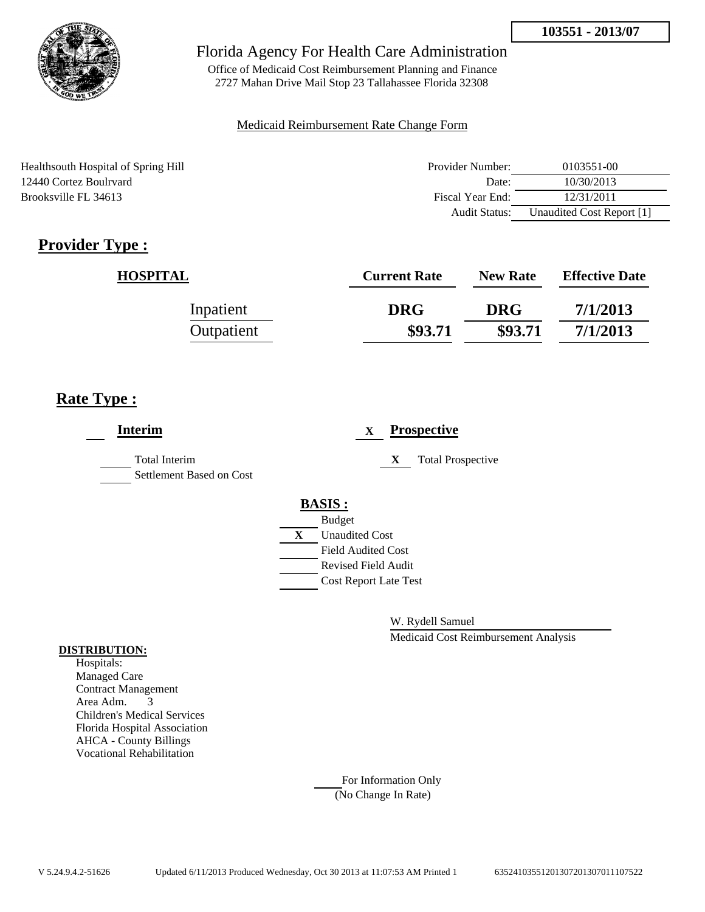**103551 - 2013/07**

Florida Agency For Health Care Administration

Office of Medicaid Cost Reimbursement Planning and Finance
2727 Mahan Drive Mail Stop 23 Tallahassee Florida 32308

Medicaid Reimbursement Rate Change Form

Healthsouth Hospital of Spring Hill
12440 Cortez Boulrvard
Brooksville FL 34613

| | |
|---|---|
| Provider Number: | 0103551-00 |
| Date: | 10/30/2013 |
| Fiscal Year End: | 12/31/2011 |
| Audit Status: | Unaudited Cost Report [1] |

## Provider Type :

| HOSPITAL | Current Rate | New Rate | Effective Date |
|---|---|---|---|
| Inpatient | DRG | DRG | 7/1/2013 |
| Outpatient | $93.71 | $93.71 | 7/1/2013 |

## Rate Type :

**Interim**

- Total Interim
- Settlement Based on Cost

X **Prospective**

- X Total Prospective

**BASIS :**

- Budget
- X Unaudited Cost
- Field Audited Cost
- Revised Field Audit
- Cost Report Late Test

W. Rydell Samuel

Medicaid Cost Reimbursement Analysis

**DISTRIBUTION:**

Hospitals:
Managed Care
Contract Management
Area Adm. 3
Children's Medical Services
Florida Hospital Association
AHCA - County Billings
Vocational Rehabilitation

For Information Only
(No Change In Rate)

V 5.24.9.4.2-51626 Updated 6/11/2013 Produced Wednesday, Oct 30 2013 at 11:07:53 AM Printed 1 635241035512013072013070111107522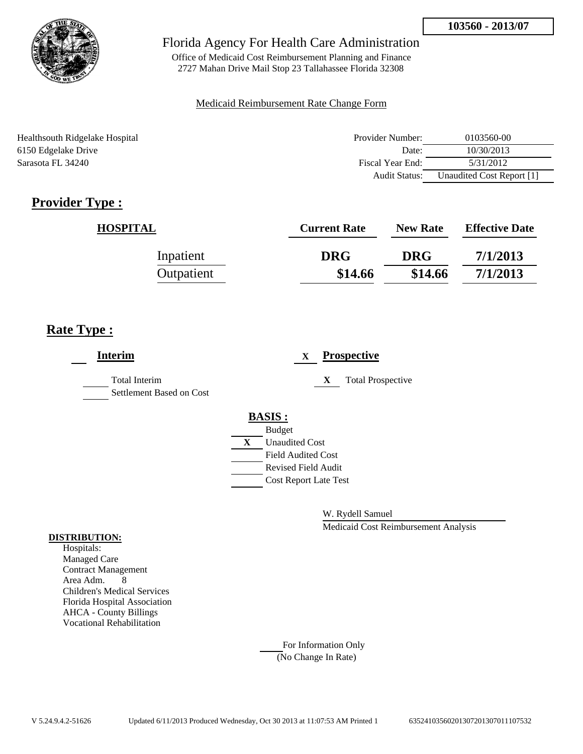**103560 - 2013/07**

Florida Agency For Health Care Administration

Office of Medicaid Cost Reimbursement Planning and Finance
2727 Mahan Drive Mail Stop 23 Tallahassee Florida 32308

Medicaid Reimbursement Rate Change Form

Healthsouth Ridgelake Hospital
6150 Edgelake Drive
Sarasota FL 34240

| | |
|---|---|
| Provider Number: | 0103560-00 |
| Date: | 10/30/2013 |
| Fiscal Year End: | 5/31/2012 |
| Audit Status: | Unaudited Cost Report [1] |

## Provider Type :

| HOSPITAL | Current Rate | New Rate | Effective Date |
|---|---|---|---|
| Inpatient | DRG | DRG | 7/1/2013 |
| Outpatient | $14.66 | $14.66 | 7/1/2013 |

## Rate Type :

**Interim**

- [ ] Total Interim
- [ ] Settlement Based on Cost

X **Prospective**

- X Total Prospective

**BASIS :**

- [ ] Budget
- X Unaudited Cost
- [ ] Field Audited Cost
- [ ] Revised Field Audit
- [ ] Cost Report Late Test

W. Rydell Samuel
Medicaid Cost Reimbursement Analysis

**DISTRIBUTION:**

Hospitals:
Managed Care
Contract Management
Area Adm. 8
Children's Medical Services
Florida Hospital Association
AHCA - County Billings
Vocational Rehabilitation

For Information Only
(No Change In Rate)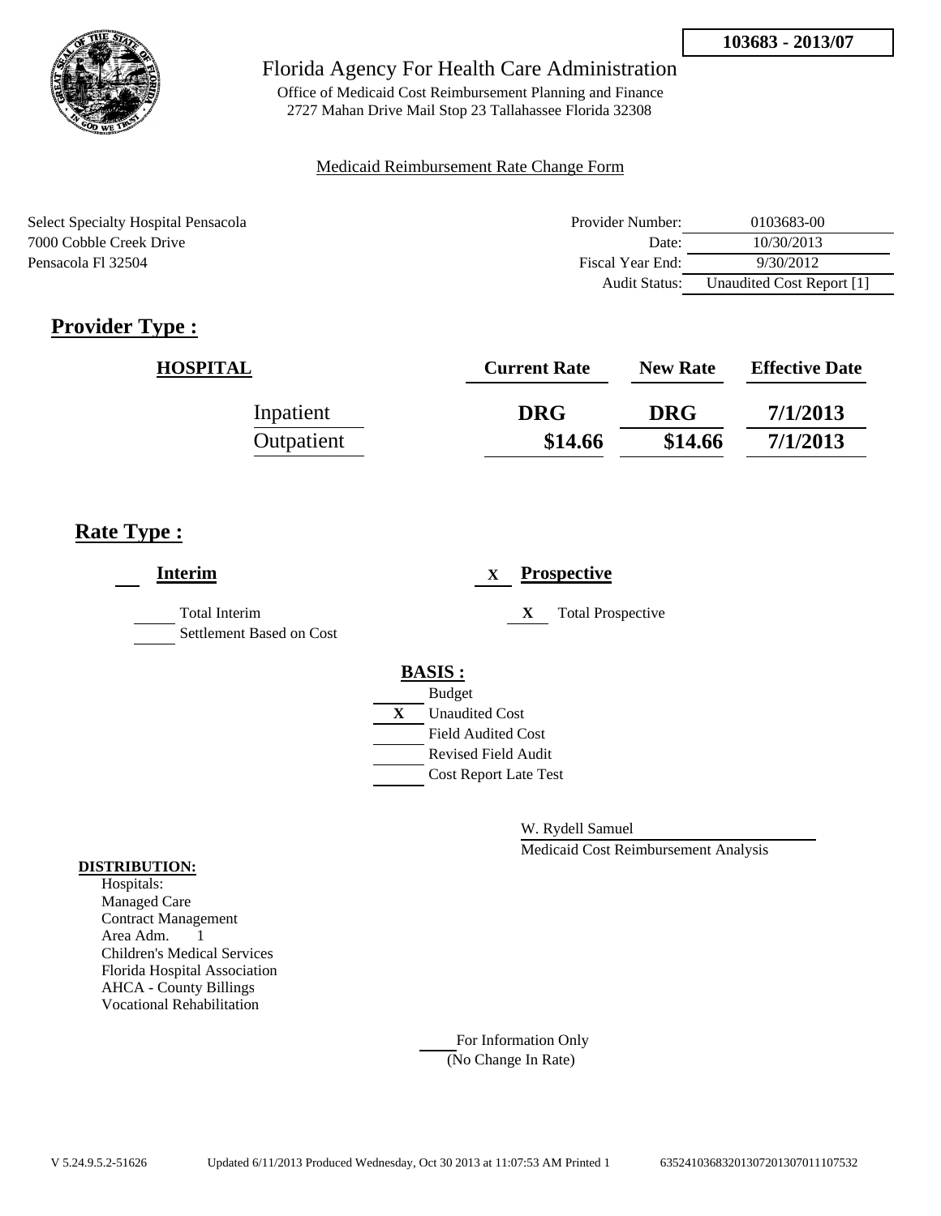**103683 - 2013/07**

Florida Agency For Health Care Administration

Office of Medicaid Cost Reimbursement Planning and Finance
2727 Mahan Drive Mail Stop 23 Tallahassee Florida 32308

Medicaid Reimbursement Rate Change Form

Select Specialty Hospital Pensacola
7000 Cobble Creek Drive
Pensacola Fl 32504

| | |
|---|---|
| Provider Number: | 0103683-00 |
| Date: | 10/30/2013 |
| Fiscal Year End: | 9/30/2012 |
| Audit Status: | Unaudited Cost Report [1] |

## Provider Type :

| HOSPITAL | Current Rate | New Rate | Effective Date |
|---|---|---|---|
| Inpatient | DRG | DRG | 7/1/2013 |
| Outpatient | $14.66 | $14.66 | 7/1/2013 |

## Rate Type :

**Interim**

Total Interim
Settlement Based on Cost

X **Prospective**

X Total Prospective

**BASIS :**

Budget
X Unaudited Cost
Field Audited Cost
Revised Field Audit
Cost Report Late Test

W. Rydell Samuel
Medicaid Cost Reimbursement Analysis

**DISTRIBUTION:**
Hospitals:
Managed Care
Contract Management
Area Adm. 1
Children's Medical Services
Florida Hospital Association
AHCA - County Billings
Vocational Rehabilitation

For Information Only
(No Change In Rate)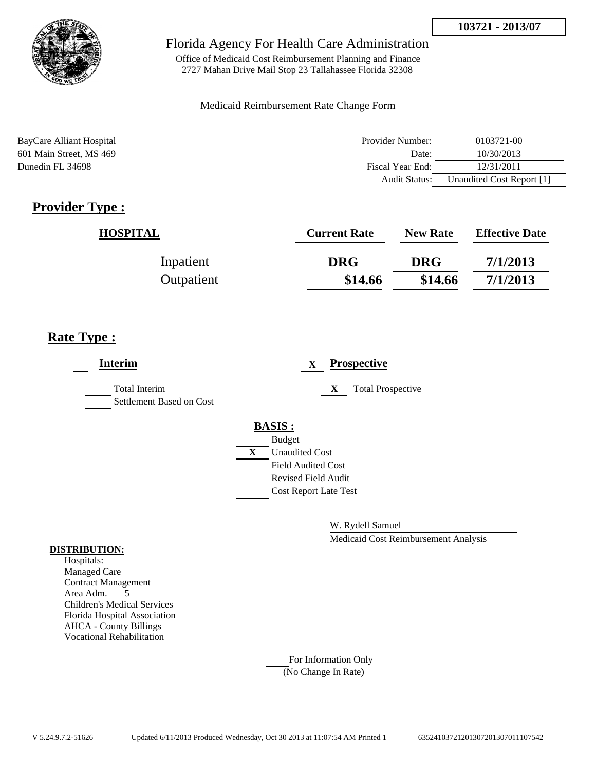**103721 - 2013/07**

Florida Agency For Health Care Administration

Office of Medicaid Cost Reimbursement Planning and Finance
2727 Mahan Drive Mail Stop 23 Tallahassee Florida 32308

Medicaid Reimbursement Rate Change Form

BayCare Alliant Hospital
601 Main Street, MS 469
Dunedin FL 34698

| | |
|---|---|
| Provider Number: | 0103721-00 |
| Date: | 10/30/2013 |
| Fiscal Year End: | 12/31/2011 |
| Audit Status: | Unaudited Cost Report [1] |

## Provider Type :

| HOSPITAL | Current Rate | New Rate | Effective Date |
|---|---|---|---|
| Inpatient | DRG | DRG | 7/1/2013 |
| Outpatient | $14.66 | $14.66 | 7/1/2013 |

## Rate Type :

**Interim**

___ Total Interim

___ Settlement Based on Cost

X **Prospective**

X Total Prospective

**BASIS :**

___ Budget

X Unaudited Cost

___ Field Audited Cost

___ Revised Field Audit

___ Cost Report Late Test

W. Rydell Samuel

Medicaid Cost Reimbursement Analysis

**DISTRIBUTION:**

Hospitals:
Managed Care
Contract Management
Area Adm. 5
Children's Medical Services
Florida Hospital Association
AHCA - County Billings
Vocational Rehabilitation

___ For Information Only
(No Change In Rate)

V 5.24.9.7.2-51626 Updated 6/11/2013 Produced Wednesday, Oct 30 2013 at 11:07:54 AM Printed 1 635241037212013072013070111107542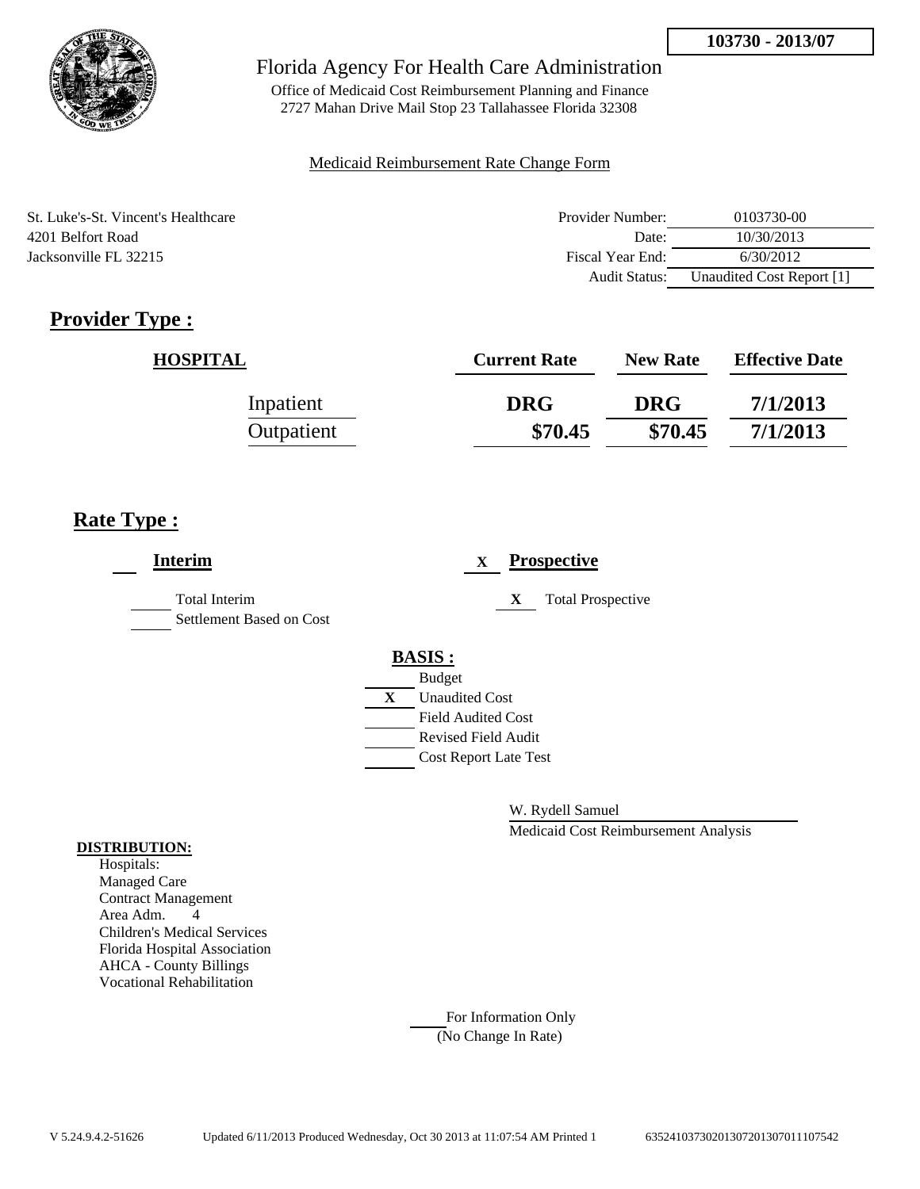**103730 - 2013/07**

Florida Agency For Health Care Administration

Office of Medicaid Cost Reimbursement Planning and Finance
2727 Mahan Drive Mail Stop 23 Tallahassee Florida 32308

Medicaid Reimbursement Rate Change Form

St. Luke's-St. Vincent's Healthcare
4201 Belfort Road
Jacksonville FL 32215

| | |
|---|---|
| Provider Number: | 0103730-00 |
| Date: | 10/30/2013 |
| Fiscal Year End: | 6/30/2012 |
| Audit Status: | Unaudited Cost Report [1] |

## Provider Type :

| HOSPITAL | Current Rate | New Rate | Effective Date |
|---|---|---|---|
| Inpatient | DRG | DRG | 7/1/2013 |
| Outpatient | $70.45 | $70.45 | 7/1/2013 |

## Rate Type :

**Interim**

___ Total Interim
___ Settlement Based on Cost

X **Prospective**

X Total Prospective

**BASIS :**

___ Budget
X Unaudited Cost
___ Field Audited Cost
___ Revised Field Audit
___ Cost Report Late Test

W. Rydell Samuel
Medicaid Cost Reimbursement Analysis

**DISTRIBUTION:**

Hospitals:
Managed Care
Contract Management
Area Adm. 4
Children's Medical Services
Florida Hospital Association
AHCA - County Billings
Vocational Rehabilitation

___ For Information Only
(No Change In Rate)

V 5.24.9.4.2-51626 Updated 6/11/2013 Produced Wednesday, Oct 30 2013 at 11:07:54 AM Printed 1 635241037302013072013070111107542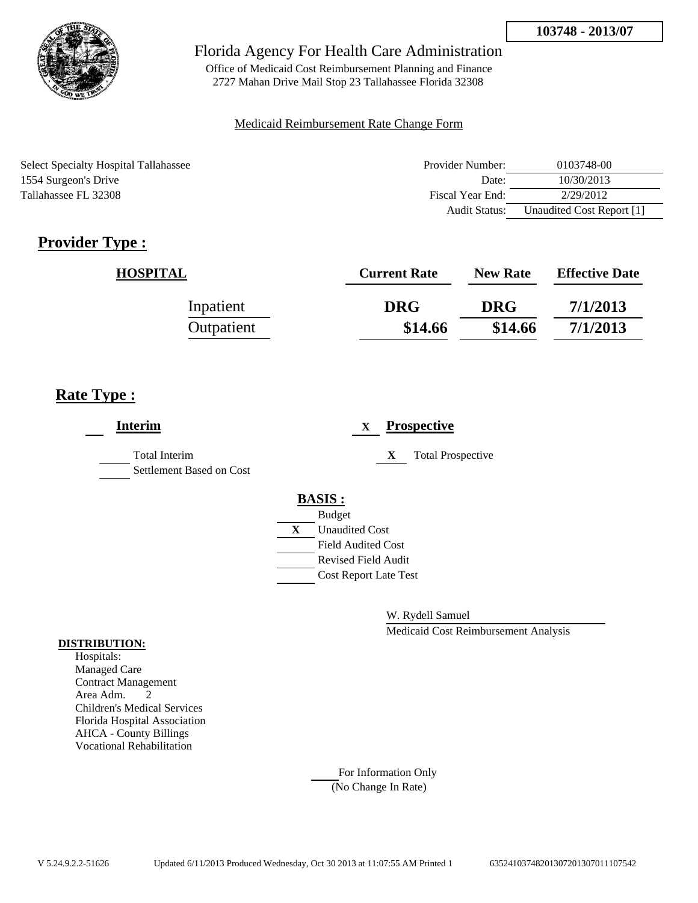**103748 - 2013/07**

Florida Agency For Health Care Administration

Office of Medicaid Cost Reimbursement Planning and Finance
2727 Mahan Drive Mail Stop 23 Tallahassee Florida 32308

Medicaid Reimbursement Rate Change Form

Select Specialty Hospital Tallahassee
1554 Surgeon's Drive
Tallahassee FL 32308

| | |
|---|---|
| Provider Number: | 0103748-00 |
| Date: | 10/30/2013 |
| Fiscal Year End: | 2/29/2012 |
| Audit Status: | Unaudited Cost Report [1] |

## Provider Type :

| HOSPITAL | Current Rate | New Rate | Effective Date |
|---|---|---|---|
| Inpatient | DRG | DRG | 7/1/2013 |
| Outpatient | $14.66 | $14.66 | 7/1/2013 |

## Rate Type :

**Interim**

- Total Interim
- Settlement Based on Cost

X **Prospective**

- X Total Prospective

**BASIS :**

- Budget
- X Unaudited Cost
- Field Audited Cost
- Revised Field Audit
- Cost Report Late Test

W. Rydell Samuel
Medicaid Cost Reimbursement Analysis

**DISTRIBUTION:**

Hospitals:
Managed Care
Contract Management
Area Adm. 2
Children's Medical Services
Florida Hospital Association
AHCA - County Billings
Vocational Rehabilitation

For Information Only
(No Change In Rate)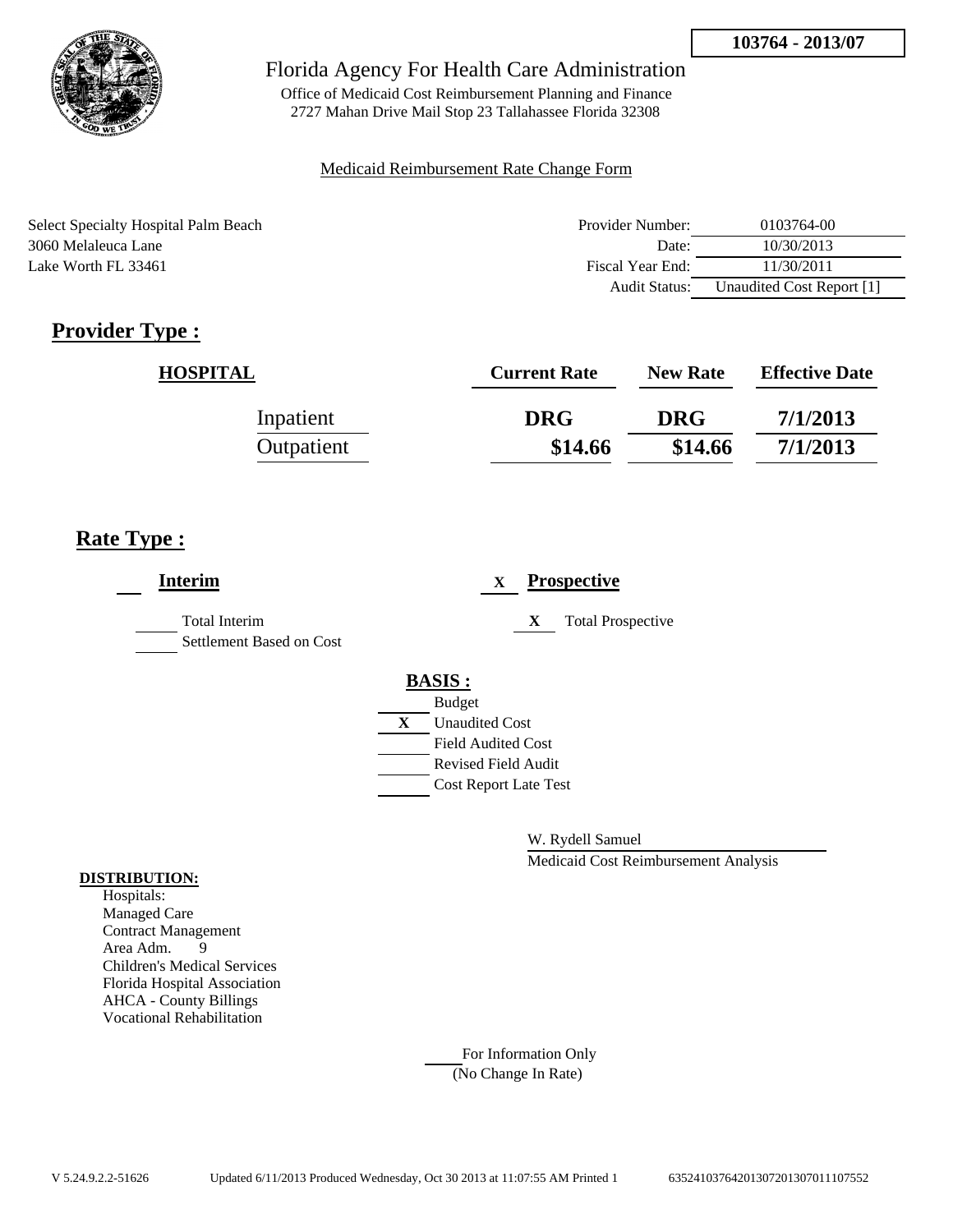**103764 - 2013/07**

# Florida Agency For Health Care Administration

Office of Medicaid Cost Reimbursement Planning and Finance
2727 Mahan Drive Mail Stop 23 Tallahassee Florida 32308

Medicaid Reimbursement Rate Change Form

Select Specialty Hospital Palm Beach
3060 Melaleuca Lane
Lake Worth FL 33461

| | |
|---|---|
| Provider Number: | 0103764-00 |
| Date: | 10/30/2013 |
| Fiscal Year End: | 11/30/2011 |
| Audit Status: | Unaudited Cost Report [1] |

## Provider Type :

| HOSPITAL | Current Rate | New Rate | Effective Date |
|---|---|---|---|
| Inpatient | DRG | DRG | 7/1/2013 |
| Outpatient | $14.66 | $14.66 | 7/1/2013 |

## Rate Type :

___ **Interim**

___ Total Interim
___ Settlement Based on Cost

X **Prospective**

X Total Prospective

**BASIS :**

___ Budget
X Unaudited Cost
___ Field Audited Cost
___ Revised Field Audit
___ Cost Report Late Test

W. Rydell Samuel
Medicaid Cost Reimbursement Analysis

**DISTRIBUTION:**

Hospitals:
Managed Care
Contract Management
Area Adm. 9
Children's Medical Services
Florida Hospital Association
AHCA - County Billings
Vocational Rehabilitation

___ For Information Only
(No Change In Rate)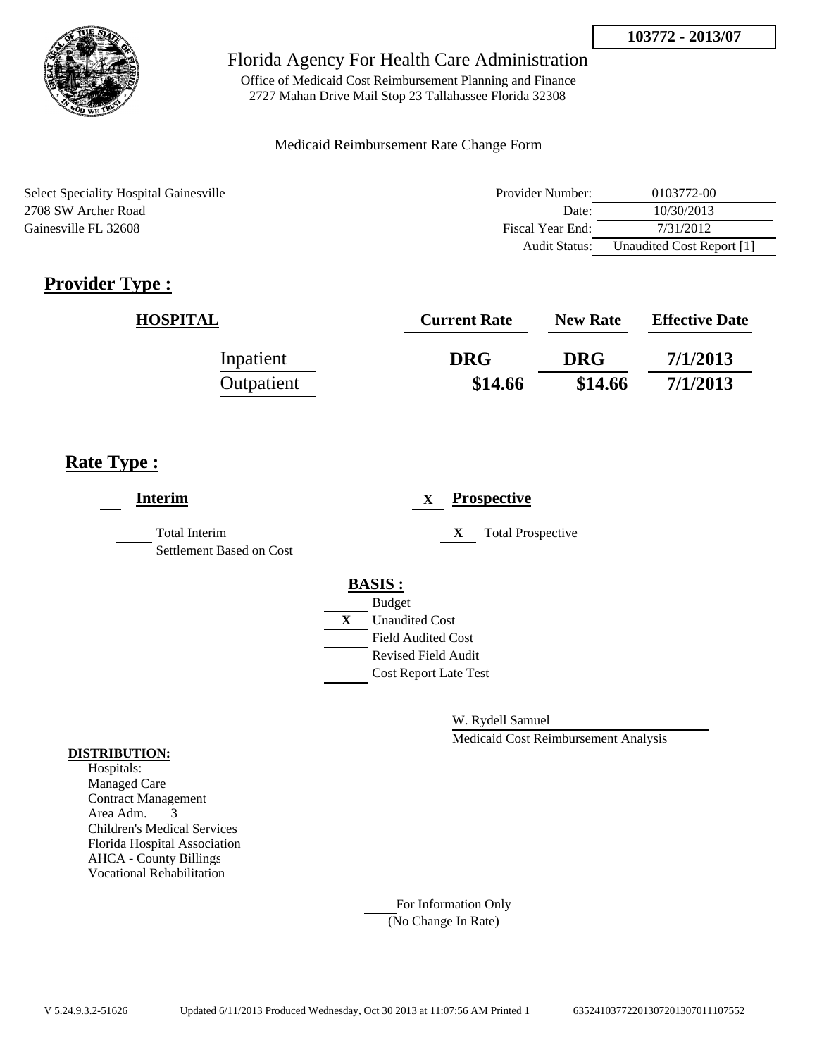**103772 - 2013/07**

Florida Agency For Health Care Administration

Office of Medicaid Cost Reimbursement Planning and Finance
2727 Mahan Drive Mail Stop 23 Tallahassee Florida 32308

Medicaid Reimbursement Rate Change Form

Select Speciality Hospital Gainesville
2708 SW Archer Road
Gainesville FL 32608

| | |
|---|---|
| Provider Number: | 0103772-00 |
| Date: | 10/30/2013 |
| Fiscal Year End: | 7/31/2012 |
| Audit Status: | Unaudited Cost Report [1] |

## Provider Type :

| HOSPITAL | Current Rate | New Rate | Effective Date |
|---|---|---|---|
| Inpatient | DRG | DRG | 7/1/2013 |
| Outpatient | $14.66 | $14.66 | 7/1/2013 |

## Rate Type :

___ **Interim**

_____ Total Interim

_____ Settlement Based on Cost

X **Prospective**

X Total Prospective

**BASIS :**

_____ Budget

X Unaudited Cost

_____ Field Audited Cost

_____ Revised Field Audit

_____ Cost Report Late Test

W. Rydell Samuel

Medicaid Cost Reimbursement Analysis

**DISTRIBUTION:**

Hospitals:
Managed Care
Contract Management
Area Adm. 3
Children's Medical Services
Florida Hospital Association
AHCA - County Billings
Vocational Rehabilitation

_____ For Information Only
(No Change In Rate)

V 5.24.9.3.2-51626 Updated 6/11/2013 Produced Wednesday, Oct 30 2013 at 11:07:56 AM Printed 1 635241037722013072013070111107552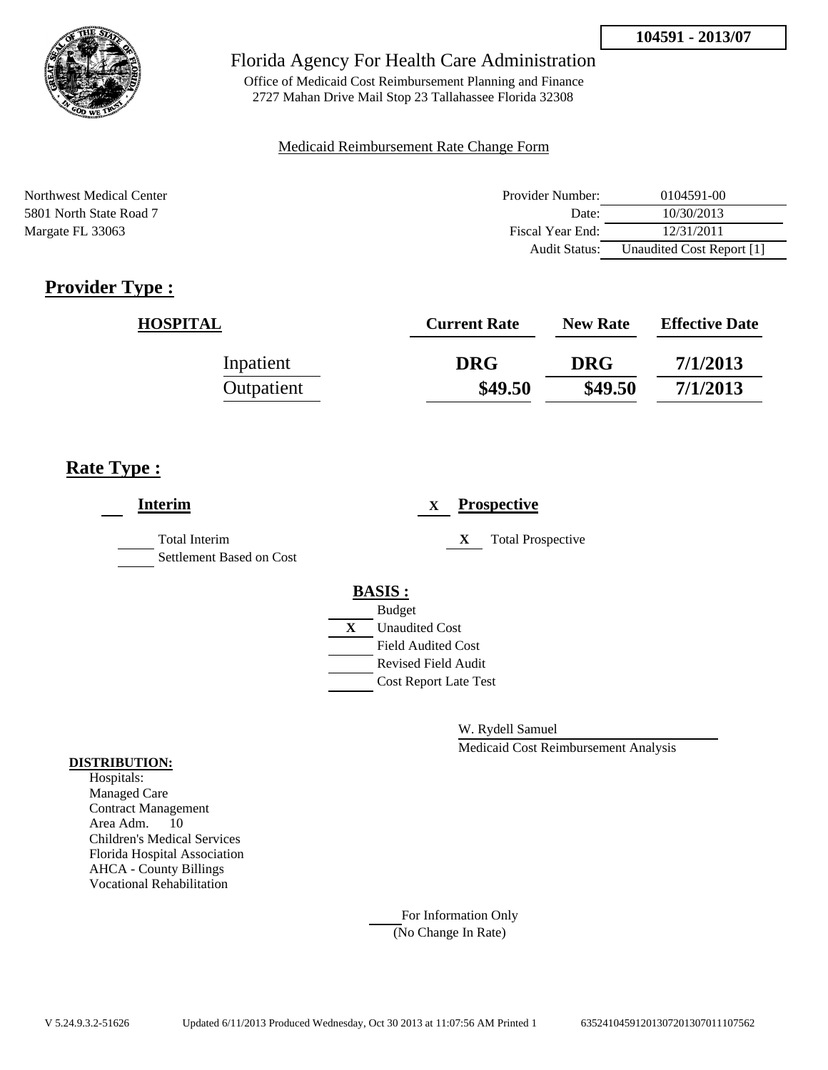**104591 - 2013/07**

# Florida Agency For Health Care Administration

Office of Medicaid Cost Reimbursement Planning and Finance
2727 Mahan Drive Mail Stop 23 Tallahassee Florida 32308

Medicaid Reimbursement Rate Change Form

Northwest Medical Center
5801 North State Road 7
Margate FL 33063

| | |
|---|---|
| Provider Number: | 0104591-00 |
| Date: | 10/30/2013 |
| Fiscal Year End: | 12/31/2011 |
| Audit Status: | Unaudited Cost Report [1] |

## Provider Type :

| HOSPITAL | Current Rate | New Rate | Effective Date |
|---|---|---|---|
| Inpatient | DRG | DRG | 7/1/2013 |
| Outpatient | $49.50 | $49.50 | 7/1/2013 |

## Rate Type :

**Interim**

- ___ Total Interim
- ___ Settlement Based on Cost

X **Prospective**

- X Total Prospective

**BASIS :**

- ___ Budget
- X Unaudited Cost
- ___ Field Audited Cost
- ___ Revised Field Audit
- ___ Cost Report Late Test

W. Rydell Samuel
Medicaid Cost Reimbursement Analysis

**DISTRIBUTION:**
Hospitals:
Managed Care
Contract Management
Area Adm. 10
Children's Medical Services
Florida Hospital Association
AHCA - County Billings
Vocational Rehabilitation

___ For Information Only
(No Change In Rate)

V 5.24.9.3.2-51626 Updated 6/11/2013 Produced Wednesday, Oct 30 2013 at 11:07:56 AM Printed 1 635241045912013072013070111107562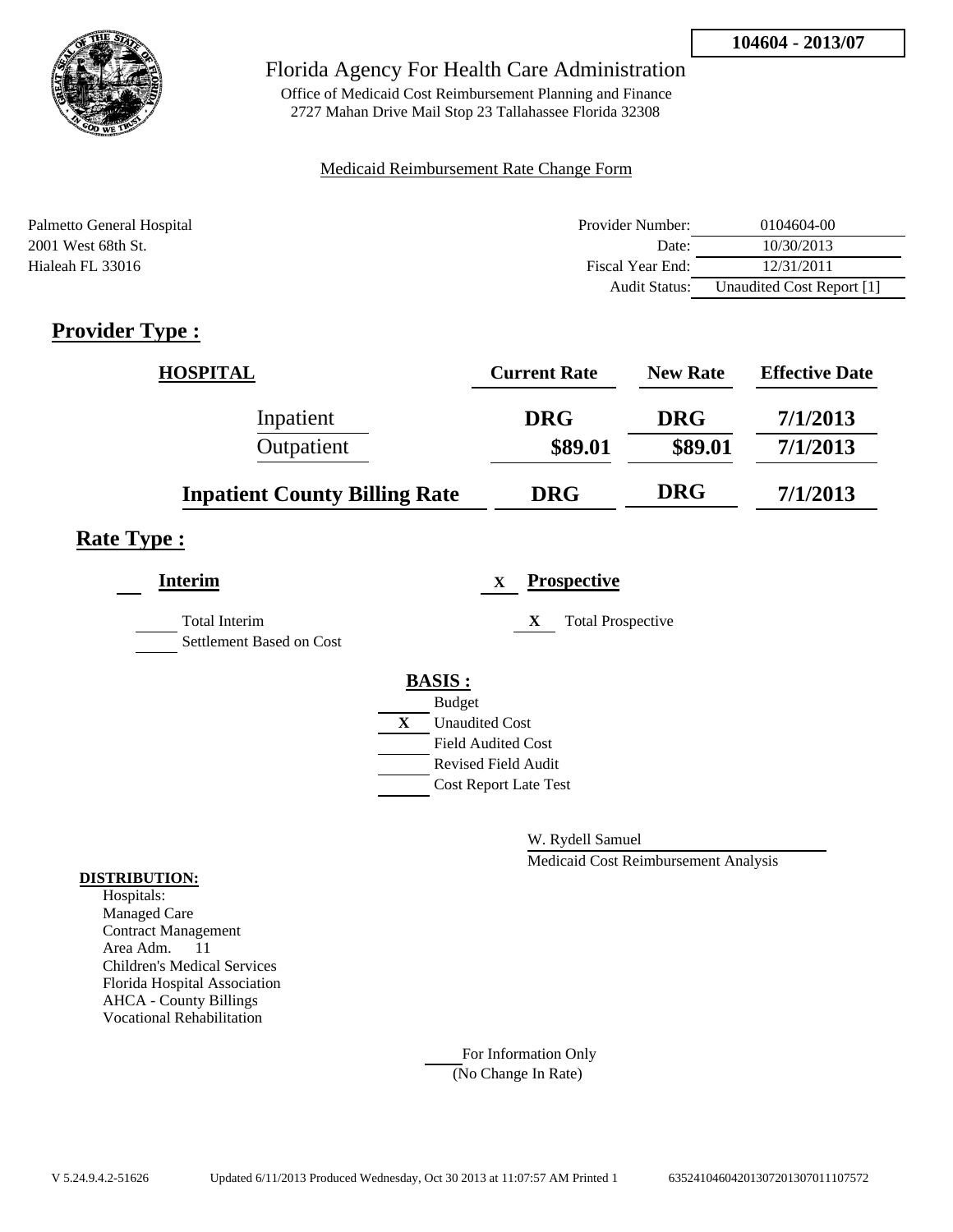**104604 - 2013/07**

# Florida Agency For Health Care Administration

Office of Medicaid Cost Reimbursement Planning and Finance
2727 Mahan Drive Mail Stop 23 Tallahassee Florida 32308

Medicaid Reimbursement Rate Change Form

Palmetto General Hospital
2001 West 68th St.
Hialeah FL 33016

| | |
|---|---|
| Provider Number: | 0104604-00 |
| Date: | 10/30/2013 |
| Fiscal Year End: | 12/31/2011 |
| Audit Status: | Unaudited Cost Report [1] |

## Provider Type :

| HOSPITAL | Current Rate | New Rate | Effective Date |
|---|---|---|---|
| Inpatient | DRG | DRG | 7/1/2013 |
| Outpatient | $89.01 | $89.01 | 7/1/2013 |
| **Inpatient County Billing Rate** | **DRG** | **DRG** | **7/1/2013** |

## Rate Type :

**Interim**

- [ ] Total Interim
- [ ] Settlement Based on Cost

**X Prospective**

- [x] Total Prospective

**BASIS :**

- [ ] Budget
- [x] Unaudited Cost
- [ ] Field Audited Cost
- [ ] Revised Field Audit
- [ ] Cost Report Late Test

W. Rydell Samuel
Medicaid Cost Reimbursement Analysis

**DISTRIBUTION:**

Hospitals:
Managed Care
Contract Management
Area Adm. 11
Children's Medical Services
Florida Hospital Association
AHCA - County Billings
Vocational Rehabilitation

___ For Information Only
(No Change In Rate)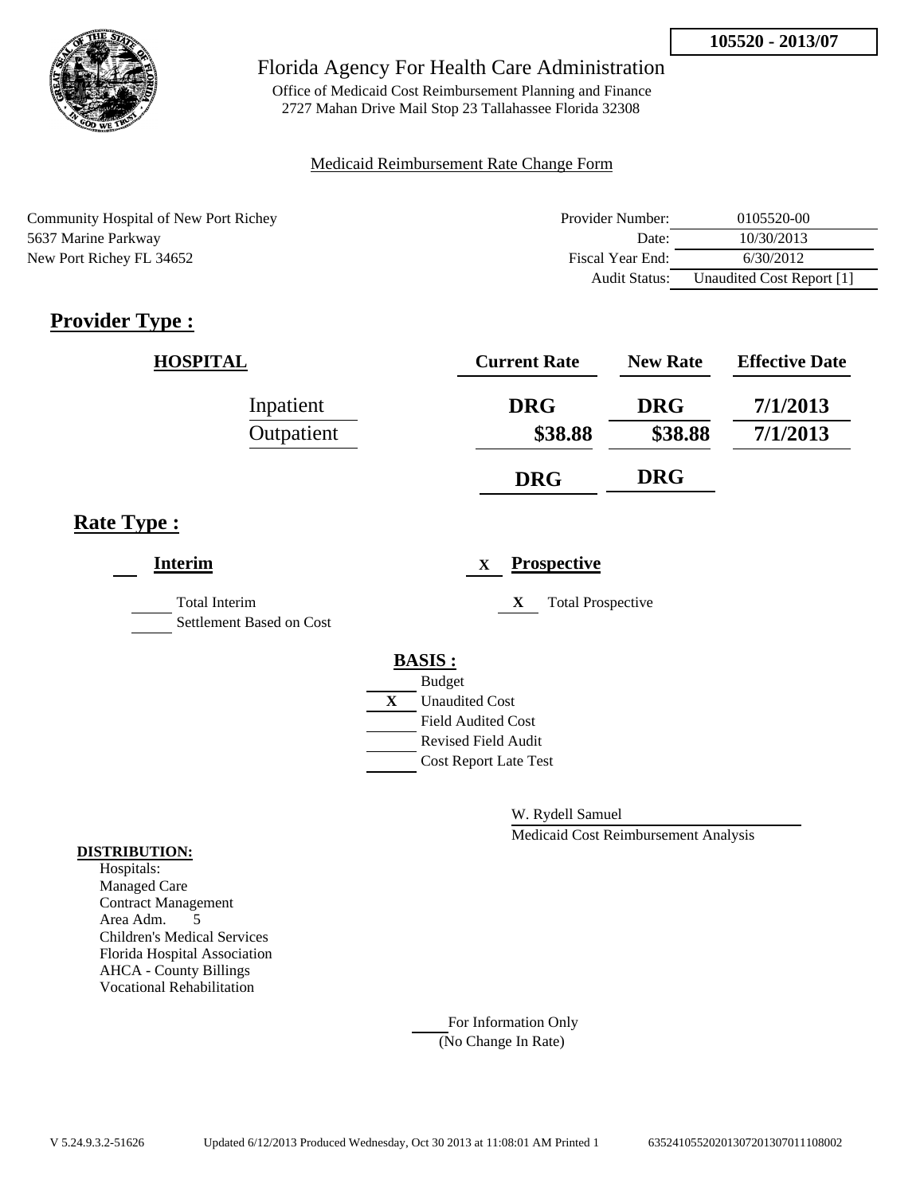**105520 - 2013/07**

# Florida Agency For Health Care Administration

Office of Medicaid Cost Reimbursement Planning and Finance
2727 Mahan Drive Mail Stop 23 Tallahassee Florida 32308

Medicaid Reimbursement Rate Change Form

Community Hospital of New Port Richey
5637 Marine Parkway
New Port Richey FL 34652

| | |
|---|---|
| Provider Number: | 0105520-00 |
| Date: | 10/30/2013 |
| Fiscal Year End: | 6/30/2012 |
| Audit Status: | Unaudited Cost Report [1] |

## Provider Type :

| HOSPITAL | Current Rate | New Rate | Effective Date |
|---|---|---|---|
| Inpatient | DRG | DRG | 7/1/2013 |
| Outpatient | $38.88 | $38.88 | 7/1/2013 |
| | DRG | DRG | |

## Rate Type :

**Interim**

- ___ Total Interim
- ___ Settlement Based on Cost

X **Prospective**

- X Total Prospective

**BASIS :**

- ___ Budget
- X Unaudited Cost
- ___ Field Audited Cost
- ___ Revised Field Audit
- ___ Cost Report Late Test

W. Rydell Samuel
Medicaid Cost Reimbursement Analysis

**DISTRIBUTION:**

Hospitals:
Managed Care
Contract Management
Area Adm. 5
Children's Medical Services
Florida Hospital Association
AHCA - County Billings
Vocational Rehabilitation

___ For Information Only
(No Change In Rate)

V 5.24.9.3.2-51626 Updated 6/12/2013 Produced Wednesday, Oct 30 2013 at 11:08:01 AM Printed 1 63524105520201307201307011108002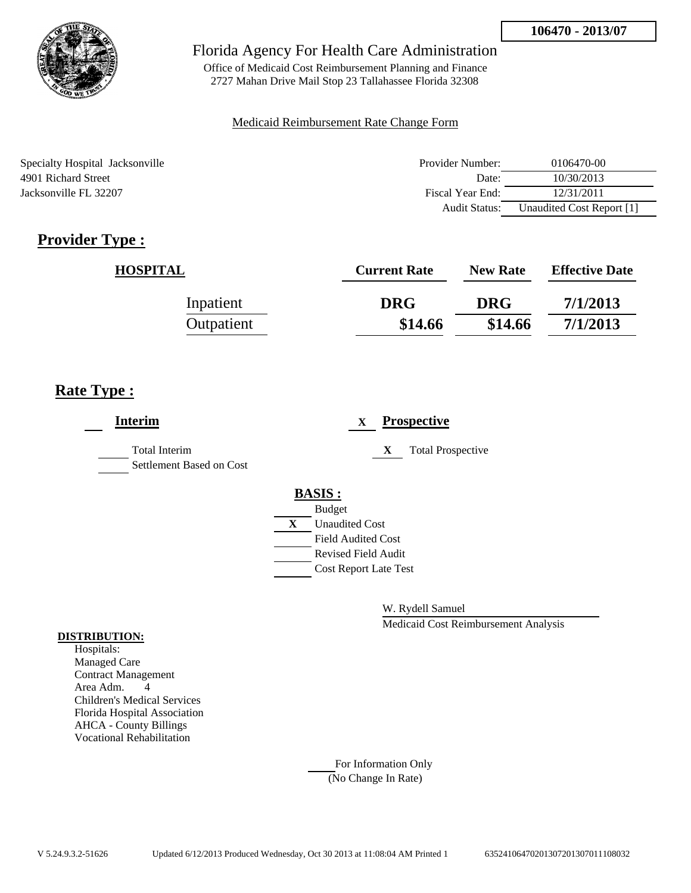106470 - 2013/07

Florida Agency For Health Care Administration

Office of Medicaid Cost Reimbursement Planning and Finance
2727 Mahan Drive Mail Stop 23 Tallahassee Florida 32308

Medicaid Reimbursement Rate Change Form

Specialty Hospital Jacksonville
4901 Richard Street
Jacksonville FL 32207

| | |
|---|---|
| Provider Number: | 0106470-00 |
| Date: | 10/30/2013 |
| Fiscal Year End: | 12/31/2011 |
| Audit Status: | Unaudited Cost Report [1] |

## Provider Type :

| HOSPITAL | Current Rate | New Rate | Effective Date |
|---|---|---|---|
| Inpatient | DRG | DRG | 7/1/2013 |
| Outpatient | $14.66 | $14.66 | 7/1/2013 |

## Rate Type :

**Interim**

___ Total Interim
___ Settlement Based on Cost

X **Prospective**

X Total Prospective

**BASIS :**

___ Budget
X Unaudited Cost
___ Field Audited Cost
___ Revised Field Audit
___ Cost Report Late Test

W. Rydell Samuel
Medicaid Cost Reimbursement Analysis

**DISTRIBUTION:**

Hospitals:
Managed Care
Contract Management
Area Adm. 4
Children's Medical Services
Florida Hospital Association
AHCA - County Billings
Vocational Rehabilitation

___ For Information Only
(No Change In Rate)

V 5.24.9.3.2-51626 Updated 6/12/2013 Produced Wednesday, Oct 30 2013 at 11:08:04 AM Printed 1 635241064702013072013070111080032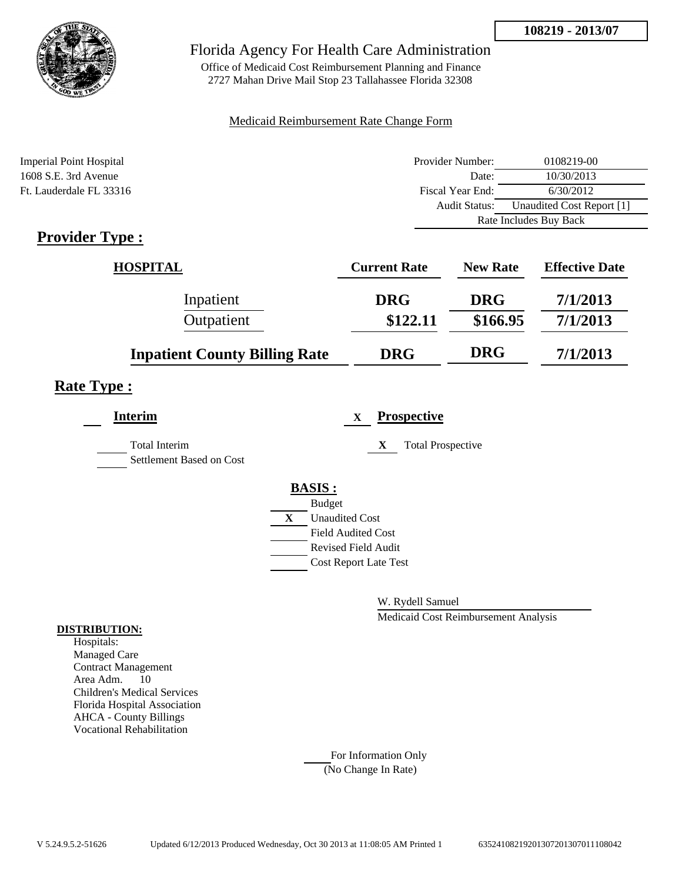**108219 - 2013/07**

# Florida Agency For Health Care Administration

Office of Medicaid Cost Reimbursement Planning and Finance
2727 Mahan Drive Mail Stop 23 Tallahassee Florida 32308

Medicaid Reimbursement Rate Change Form

Imperial Point Hospital
1608 S.E. 3rd Avenue
Ft. Lauderdale FL 33316

| | |
|---|---|
| Provider Number: | 0108219-00 |
| Date: | 10/30/2013 |
| Fiscal Year End: | 6/30/2012 |
| Audit Status: | Unaudited Cost Report [1] |
| Rate Includes Buy Back | |

## Provider Type :

| HOSPITAL | Current Rate | New Rate | Effective Date |
|---|---|---|---|
| Inpatient | DRG | DRG | 7/1/2013 |
| Outpatient | $122.11 | $166.95 | 7/1/2013 |
| **Inpatient County Billing Rate** | **DRG** | **DRG** | **7/1/2013** |

## Rate Type :

**Interim**

___ Total Interim
___ Settlement Based on Cost

X **Prospective**

X Total Prospective

**BASIS :**

___ Budget
X Unaudited Cost
___ Field Audited Cost
___ Revised Field Audit
___ Cost Report Late Test

W. Rydell Samuel
Medicaid Cost Reimbursement Analysis

**DISTRIBUTION:**

Hospitals:
Managed Care
Contract Management
Area Adm. 10
Children's Medical Services
Florida Hospital Association
AHCA - County Billings
Vocational Rehabilitation

___ For Information Only
(No Change In Rate)

V 5.24.9.5.2-51626 Updated 6/12/2013 Produced Wednesday, Oct 30 2013 at 11:08:05 AM Printed 1 635241082192013072013070111080​42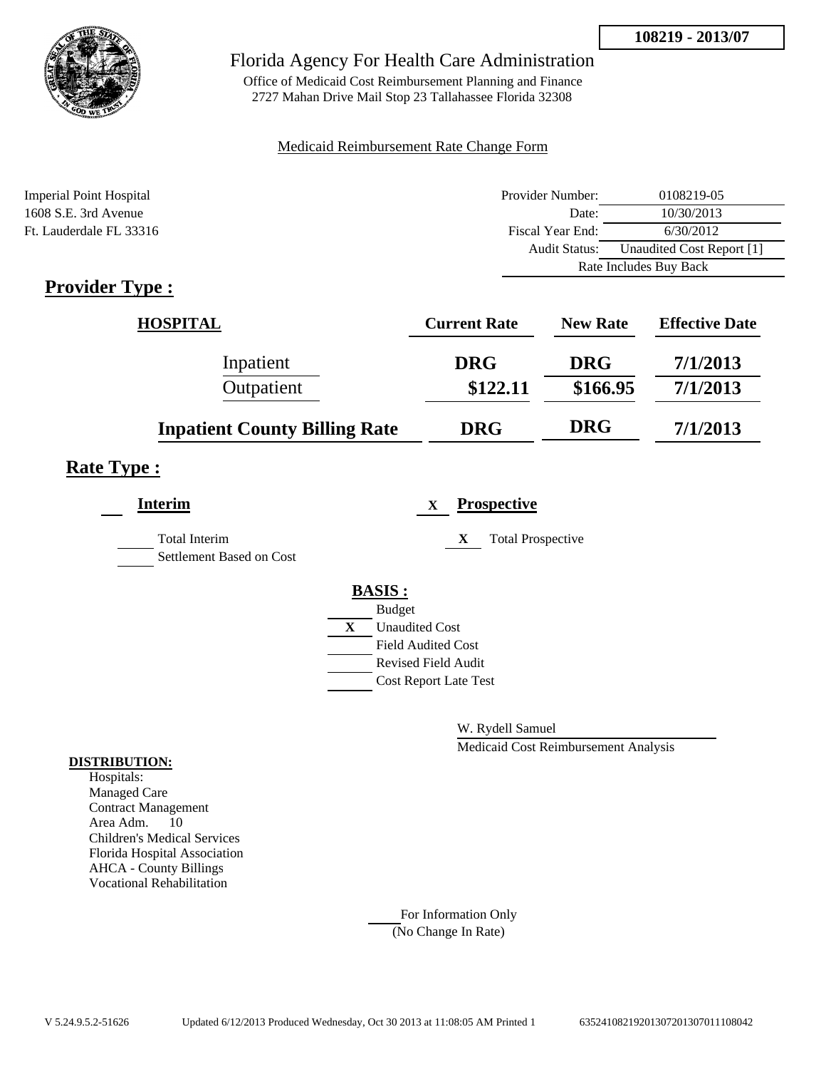**108219 - 2013/07**

# Florida Agency For Health Care Administration

Office of Medicaid Cost Reimbursement Planning and Finance
2727 Mahan Drive Mail Stop 23 Tallahassee Florida 32308

Medicaid Reimbursement Rate Change Form

Imperial Point Hospital
1608 S.E. 3rd Avenue
Ft. Lauderdale FL 33316

| | |
|---|---|
| Provider Number: | 0108219-05 |
| Date: | 10/30/2013 |
| Fiscal Year End: | 6/30/2012 |
| Audit Status: | Unaudited Cost Report [1] |
| Rate Includes Buy Back | |

## Provider Type :

| HOSPITAL | Current Rate | New Rate | Effective Date |
|---|---|---|---|
| Inpatient | DRG | DRG | 7/1/2013 |
| Outpatient | $122.11 | $166.95 | 7/1/2013 |
| **Inpatient County Billing Rate** | DRG | DRG | 7/1/2013 |

## Rate Type :

**Interim**

___ Total Interim
___ Settlement Based on Cost

X **Prospective**

X Total Prospective

**BASIS :**

___ Budget
X Unaudited Cost
___ Field Audited Cost
___ Revised Field Audit
___ Cost Report Late Test

W. Rydell Samuel
Medicaid Cost Reimbursement Analysis

**DISTRIBUTION:**
Hospitals:
Managed Care
Contract Management
Area Adm. 10
Children's Medical Services
Florida Hospital Association
AHCA - County Billings
Vocational Rehabilitation

___ For Information Only
(No Change In Rate)

V 5.24.9.5.2-51626 Updated 6/12/2013 Produced Wednesday, Oct 30 2013 at 11:08:05 AM Printed 1 635241082192013072013070111080042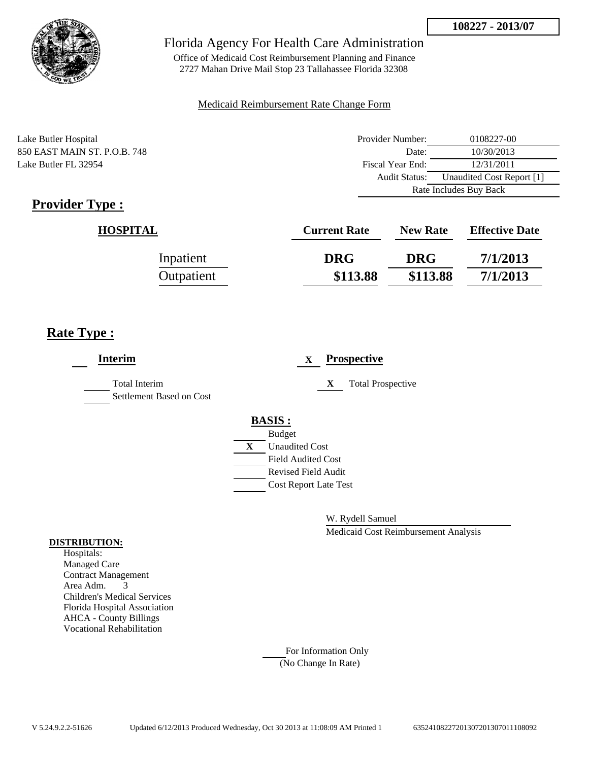**108227 - 2013/07**

Florida Agency For Health Care Administration

Office of Medicaid Cost Reimbursement Planning and Finance
2727 Mahan Drive Mail Stop 23 Tallahassee Florida 32308

Medicaid Reimbursement Rate Change Form

Lake Butler Hospital
850 EAST MAIN ST. P.O.B. 748
Lake Butler FL 32954

| | |
|---|---|
| Provider Number: | 0108227-00 |
| Date: | 10/30/2013 |
| Fiscal Year End: | 12/31/2011 |
| Audit Status: | Unaudited Cost Report [1] |
| Rate Includes Buy Back | |

## Provider Type :

| HOSPITAL | Current Rate | New Rate | Effective Date |
|---|---|---|---|
| Inpatient | DRG | DRG | 7/1/2013 |
| Outpatient | $113.88 | $113.88 | 7/1/2013 |

## Rate Type :

___ **Interim**

_____ Total Interim
_____ Settlement Based on Cost

X **Prospective**

X Total Prospective

**BASIS :**

_____ Budget
X Unaudited Cost
_____ Field Audited Cost
_____ Revised Field Audit
_____ Cost Report Late Test

W. Rydell Samuel
Medicaid Cost Reimbursement Analysis

**DISTRIBUTION:**
Hospitals:
Managed Care
Contract Management
Area Adm. 3
Children's Medical Services
Florida Hospital Association
AHCA - County Billings
Vocational Rehabilitation

_____ For Information Only
(No Change In Rate)

V 5.24.9.2.2-51626 Updated 6/12/2013 Produced Wednesday, Oct 30 2013 at 11:08:09 AM Printed 1 635241082272013072013070111080​92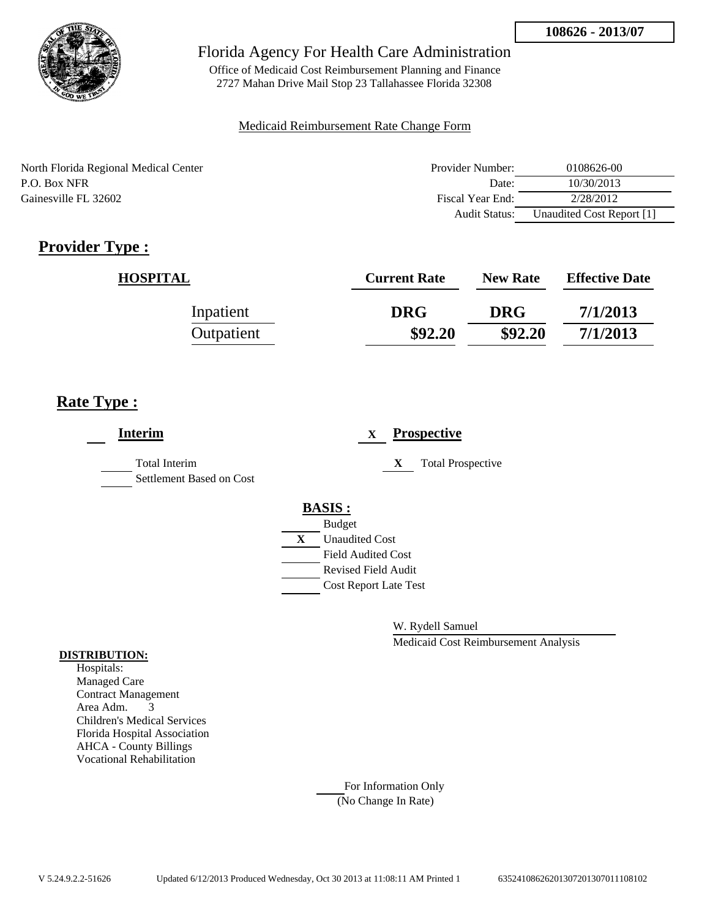**108626 - 2013/07**

Florida Agency For Health Care Administration

Office of Medicaid Cost Reimbursement Planning and Finance
2727 Mahan Drive Mail Stop 23 Tallahassee Florida 32308

Medicaid Reimbursement Rate Change Form

North Florida Regional Medical Center
P.O. Box NFR
Gainesville FL 32602

| | |
|---|---|
| Provider Number: | 0108626-00 |
| Date: | 10/30/2013 |
| Fiscal Year End: | 2/28/2012 |
| Audit Status: | Unaudited Cost Report [1] |

## Provider Type :

| HOSPITAL | Current Rate | New Rate | Effective Date |
|---|---|---|---|
| Inpatient | DRG | DRG | 7/1/2013 |
| Outpatient | $92.20 | $92.20 | 7/1/2013 |

## Rate Type :

___ **Interim**

___ Total Interim
___ Settlement Based on Cost

X **Prospective**

X Total Prospective

**BASIS :**

___ Budget
X Unaudited Cost
___ Field Audited Cost
___ Revised Field Audit
___ Cost Report Late Test

W. Rydell Samuel
Medicaid Cost Reimbursement Analysis

**DISTRIBUTION:**
Hospitals:
Managed Care
Contract Management
Area Adm. 3
Children's Medical Services
Florida Hospital Association
AHCA - County Billings
Vocational Rehabilitation

___ For Information Only
(No Change In Rate)

V 5.24.9.2.2-51626 Updated 6/12/2013 Produced Wednesday, Oct 30 2013 at 11:08:11 AM Printed 1 635241086262013072013070111108102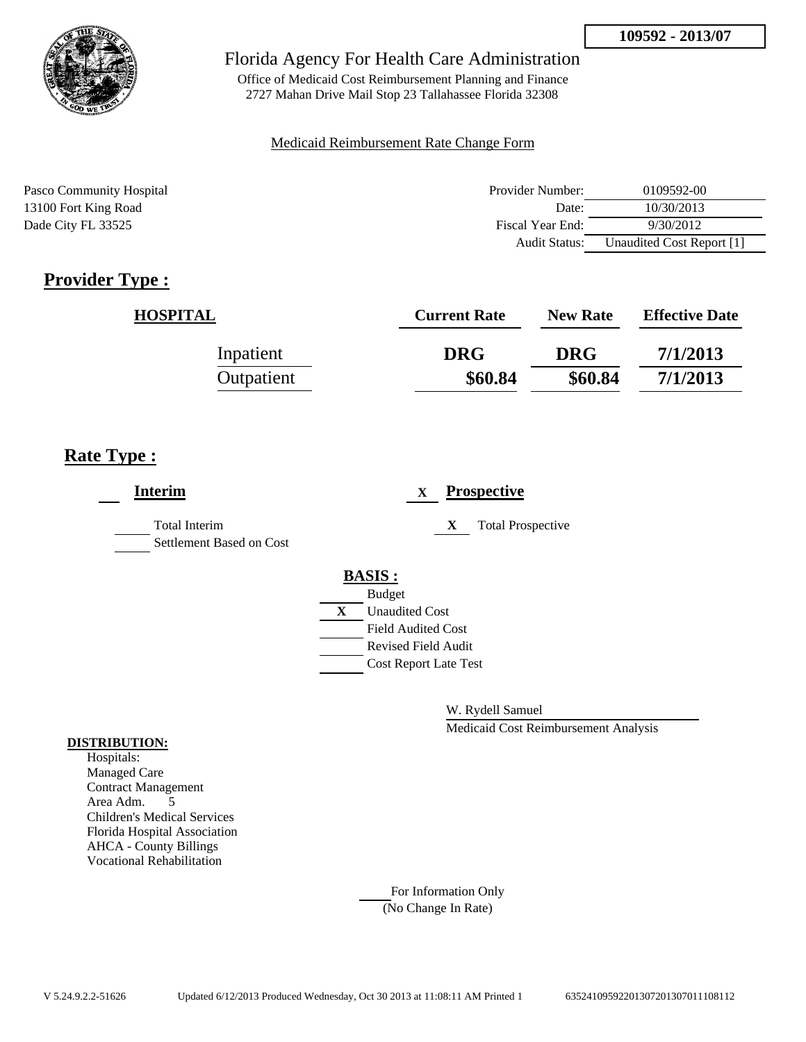**109592 - 2013/07**

# Florida Agency For Health Care Administration

Office of Medicaid Cost Reimbursement Planning and Finance
2727 Mahan Drive Mail Stop 23 Tallahassee Florida 32308

Medicaid Reimbursement Rate Change Form

Pasco Community Hospital
13100 Fort King Road
Dade City FL 33525

| | |
|---|---|
| Provider Number: | 0109592-00 |
| Date: | 10/30/2013 |
| Fiscal Year End: | 9/30/2012 |
| Audit Status: | Unaudited Cost Report [1] |

## Provider Type :

| HOSPITAL | Current Rate | New Rate | Effective Date |
|---|---|---|---|
| Inpatient | DRG | DRG | 7/1/2013 |
| Outpatient | $60.84 | $60.84 | 7/1/2013 |

## Rate Type :

**Interim**

- ___ Total Interim
- ___ Settlement Based on Cost

X **Prospective**

- X Total Prospective

**BASIS :**

- ___ Budget
- X Unaudited Cost
- ___ Field Audited Cost
- ___ Revised Field Audit
- ___ Cost Report Late Test

W. Rydell Samuel
Medicaid Cost Reimbursement Analysis

**DISTRIBUTION:**
Hospitals:
Managed Care
Contract Management
Area Adm. 5
Children's Medical Services
Florida Hospital Association
AHCA - County Billings
Vocational Rehabilitation

___ For Information Only
(No Change In Rate)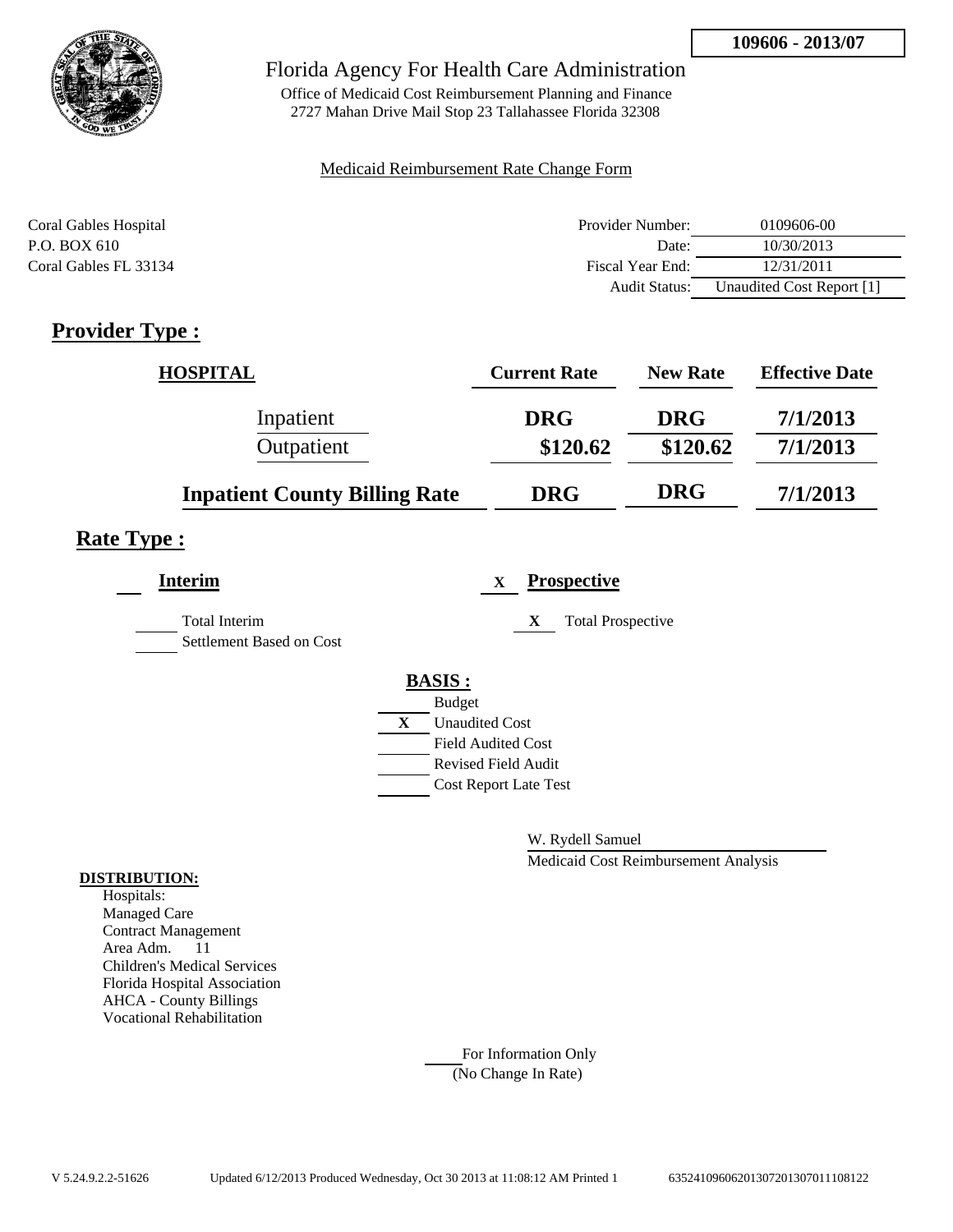**109606 - 2013/07**

Florida Agency For Health Care Administration

Office of Medicaid Cost Reimbursement Planning and Finance
2727 Mahan Drive Mail Stop 23 Tallahassee Florida 32308

Medicaid Reimbursement Rate Change Form

Coral Gables Hospital
P.O. BOX 610
Coral Gables FL 33134

| | |
|---|---|
| Provider Number: | 0109606-00 |
| Date: | 10/30/2013 |
| Fiscal Year End: | 12/31/2011 |
| Audit Status: | Unaudited Cost Report [1] |

# Provider Type :

| HOSPITAL | Current Rate | New Rate | Effective Date |
|---|---|---|---|
| Inpatient | DRG | DRG | 7/1/2013 |
| Outpatient | $120.62 | $120.62 | 7/1/2013 |
| **Inpatient County Billing Rate** | **DRG** | **DRG** | **7/1/2013** |

## Rate Type :

**Interim**

- ___ Total Interim
- ___ Settlement Based on Cost

X **Prospective**

- X Total Prospective

**BASIS :**

- ___ Budget
- X Unaudited Cost
- ___ Field Audited Cost
- ___ Revised Field Audit
- ___ Cost Report Late Test

W. Rydell Samuel
Medicaid Cost Reimbursement Analysis

**DISTRIBUTION:**

Hospitals:
Managed Care
Contract Management
Area Adm. 11
Children's Medical Services
Florida Hospital Association
AHCA - County Billings
Vocational Rehabilitation

___ For Information Only
(No Change In Rate)

V 5.24.9.2.2-51626 Updated 6/12/2013 Produced Wednesday, Oct 30 2013 at 11:08:12 AM Printed 1 635241096062013072013070111108122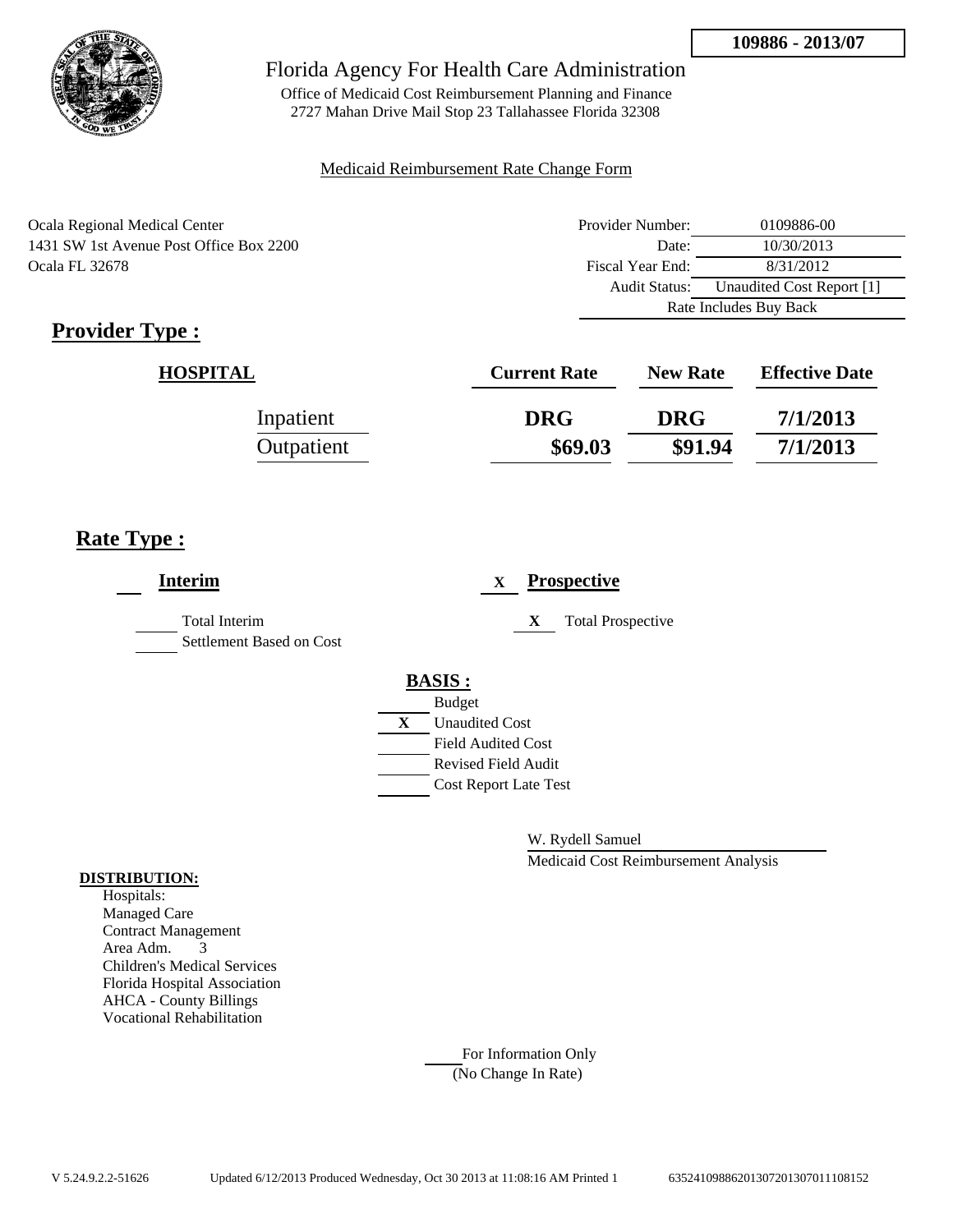**109886 - 2013/07**

Florida Agency For Health Care Administration

Office of Medicaid Cost Reimbursement Planning and Finance
2727 Mahan Drive Mail Stop 23 Tallahassee Florida 32308

Medicaid Reimbursement Rate Change Form

Ocala Regional Medical Center
1431 SW 1st Avenue Post Office Box 2200
Ocala FL 32678

| | |
|---|---|
| Provider Number: | 0109886-00 |
| Date: | 10/30/2013 |
| Fiscal Year End: | 8/31/2012 |
| Audit Status: | Unaudited Cost Report [1] |
| Rate Includes Buy Back | |

## Provider Type :

| HOSPITAL | Current Rate | New Rate | Effective Date |
|---|---|---|---|
| Inpatient | DRG | DRG | 7/1/2013 |
| Outpatient | $69.03 | $91.94 | 7/1/2013 |

## Rate Type :

**Interim**

- Total Interim
- Settlement Based on Cost

X **Prospective**

- X Total Prospective

**BASIS :**

- Budget
- X Unaudited Cost
- Field Audited Cost
- Revised Field Audit
- Cost Report Late Test

W. Rydell Samuel
Medicaid Cost Reimbursement Analysis

**DISTRIBUTION:**
Hospitals:
Managed Care
Contract Management
Area Adm. 3
Children's Medical Services
Florida Hospital Association
AHCA - County Billings
Vocational Rehabilitation

For Information Only
(No Change In Rate)

V 5.24.9.2.2-51626 Updated 6/12/2013 Produced Wednesday, Oct 30 2013 at 11:08:16 AM Printed 1 635241098862013072013070111081 52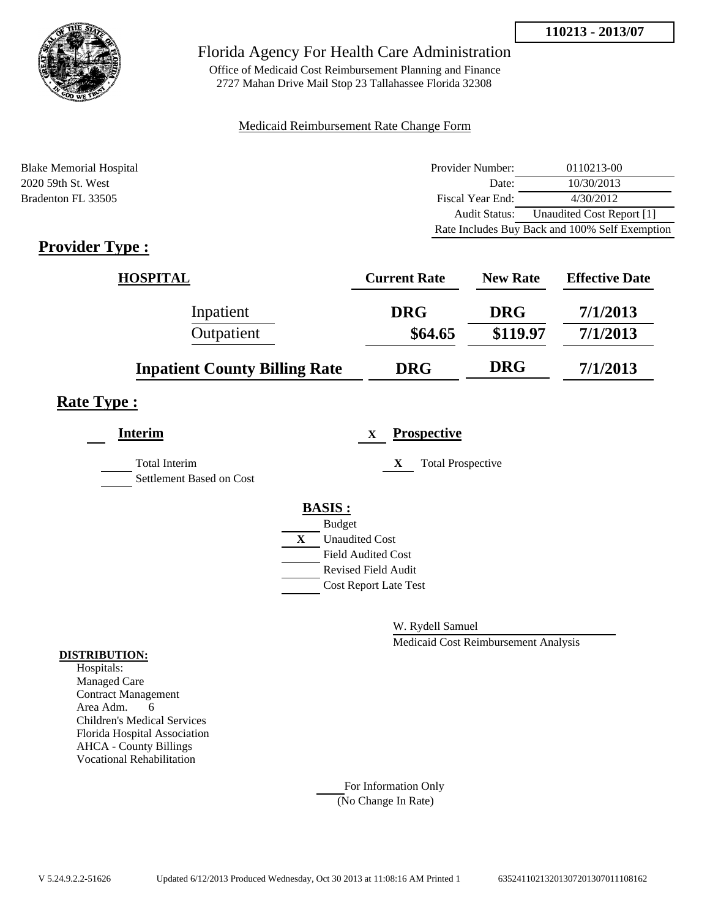**110213 - 2013/07**

# Florida Agency For Health Care Administration

Office of Medicaid Cost Reimbursement Planning and Finance
2727 Mahan Drive Mail Stop 23 Tallahassee Florida 32308

Medicaid Reimbursement Rate Change Form

Blake Memorial Hospital
2020 59th St. West
Bradenton FL 33505

| | |
|---|---|
| Provider Number: | 0110213-00 |
| Date: | 10/30/2013 |
| Fiscal Year End: | 4/30/2012 |
| Audit Status: | Unaudited Cost Report [1] |
| Rate Includes Buy Back and 100% Self Exemption | |

## Provider Type :

| HOSPITAL | Current Rate | New Rate | Effective Date |
|---|---|---|---|
| Inpatient | DRG | DRG | 7/1/2013 |
| Outpatient | $64.65 | $119.97 | 7/1/2013 |
| **Inpatient County Billing Rate** | **DRG** | **DRG** | **7/1/2013** |

## Rate Type :

**Interim**

Total Interim
Settlement Based on Cost

X **Prospective**

X Total Prospective

**BASIS :**

- Budget
- X Unaudited Cost
- Field Audited Cost
- Revised Field Audit
- Cost Report Late Test

W. Rydell Samuel
Medicaid Cost Reimbursement Analysis

**DISTRIBUTION:**
Hospitals:
Managed Care
Contract Management
Area Adm. 6
Children's Medical Services
Florida Hospital Association
AHCA - County Billings
Vocational Rehabilitation

For Information Only
(No Change In Rate)

V 5.24.9.2.2-51626 Updated 6/12/2013 Produced Wednesday, Oct 30 2013 at 11:08:16 AM Printed 1 63524110213201307201307011108162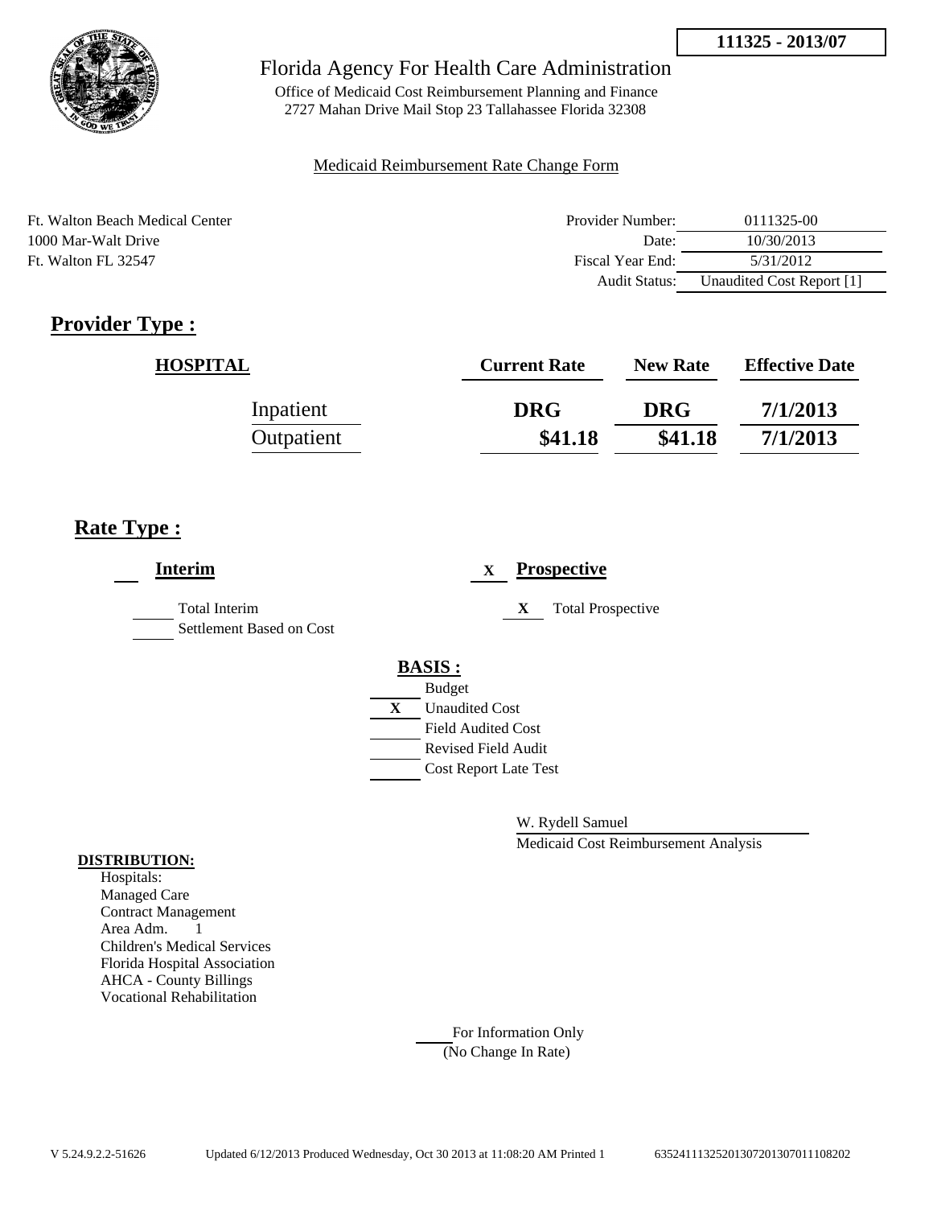**111325 - 2013/07**

Florida Agency For Health Care Administration

Office of Medicaid Cost Reimbursement Planning and Finance
2727 Mahan Drive Mail Stop 23 Tallahassee Florida 32308

Medicaid Reimbursement Rate Change Form

Ft. Walton Beach Medical Center
1000 Mar-Walt Drive
Ft. Walton FL 32547

| | |
|---|---|
| Provider Number: | 0111325-00 |
| Date: | 10/30/2013 |
| Fiscal Year End: | 5/31/2012 |
| Audit Status: | Unaudited Cost Report [1] |

## Provider Type :

| HOSPITAL | Current Rate | New Rate | Effective Date |
|---|---|---|---|
| Inpatient | DRG | DRG | 7/1/2013 |
| Outpatient | $41.18 | $41.18 | 7/1/2013 |

## Rate Type :

**Interim**

- ___ Total Interim
- ___ Settlement Based on Cost

X **Prospective**

- X Total Prospective

**BASIS :**

- ___ Budget
- X Unaudited Cost
- ___ Field Audited Cost
- ___ Revised Field Audit
- ___ Cost Report Late Test

W. Rydell Samuel
Medicaid Cost Reimbursement Analysis

**DISTRIBUTION:**

Hospitals:
Managed Care
Contract Management
Area Adm. 1
Children's Medical Services
Florida Hospital Association
AHCA - County Billings
Vocational Rehabilitation

___ For Information Only
(No Change In Rate)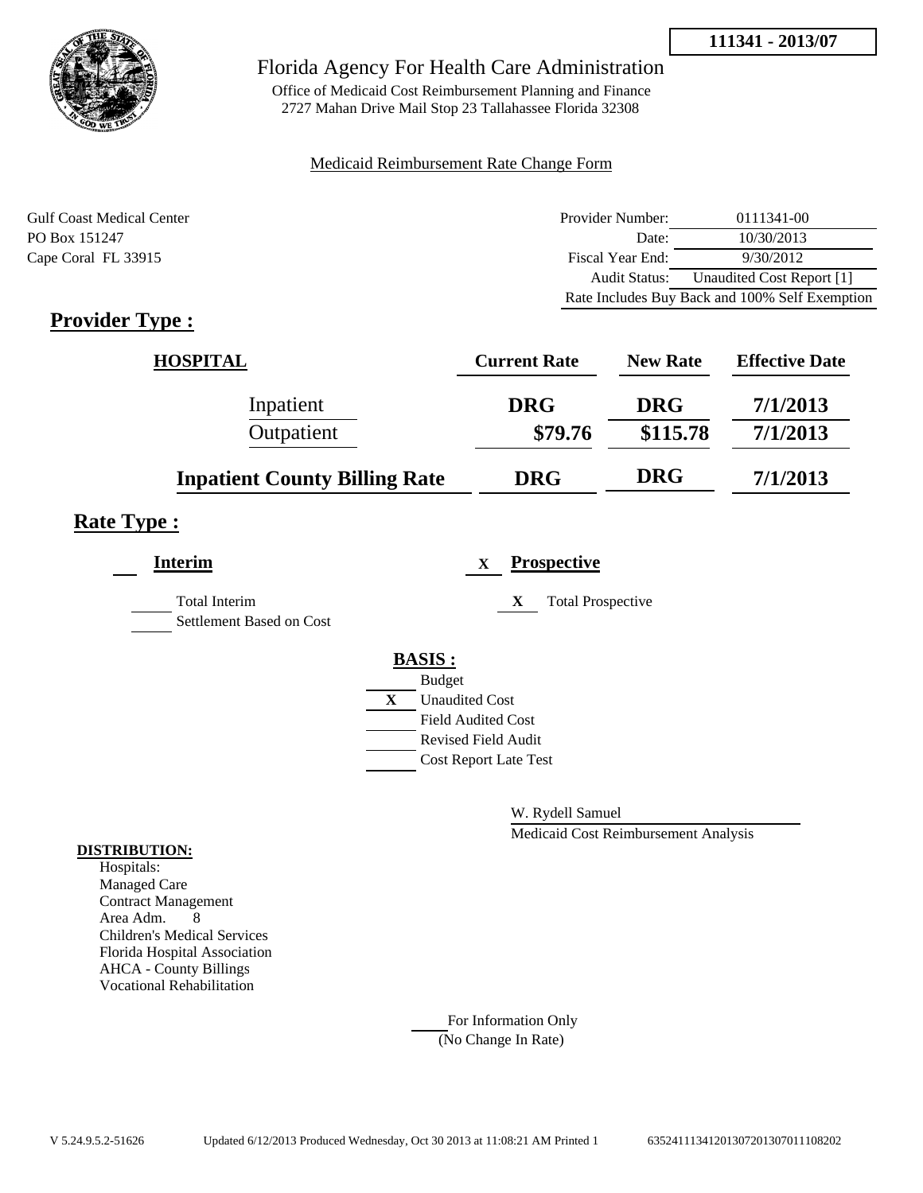**111341 - 2013/07**

Florida Agency For Health Care Administration

Office of Medicaid Cost Reimbursement Planning and Finance
2727 Mahan Drive Mail Stop 23 Tallahassee Florida 32308

Medicaid Reimbursement Rate Change Form

Gulf Coast Medical Center
PO Box 151247
Cape Coral FL 33915

| | |
|---|---|
| Provider Number: | 0111341-00 |
| Date: | 10/30/2013 |
| Fiscal Year End: | 9/30/2012 |
| Audit Status: | Unaudited Cost Report [1] |
| Rate Includes Buy Back and 100% Self Exemption | |

## Provider Type :

| HOSPITAL | Current Rate | New Rate | Effective Date |
|---|---|---|---|
| Inpatient | DRG | DRG | 7/1/2013 |
| Outpatient | $79.76 | $115.78 | 7/1/2013 |
| **Inpatient County Billing Rate** | **DRG** | **DRG** | **7/1/2013** |

## Rate Type :

**Interim**

Total Interim

Settlement Based on Cost

X **Prospective**

X Total Prospective

**BASIS :**

Budget

X Unaudited Cost

Field Audited Cost

Revised Field Audit

Cost Report Late Test

W. Rydell Samuel

Medicaid Cost Reimbursement Analysis

**DISTRIBUTION:**

Hospitals:
Managed Care
Contract Management
Area Adm. 8
Children's Medical Services
Florida Hospital Association
AHCA - County Billings
Vocational Rehabilitation

For Information Only
(No Change In Rate)

V 5.24.9.5.2-51626 Updated 6/12/2013 Produced Wednesday, Oct 30 2013 at 11:08:21 AM Printed 1 635241113412013072013070111082O2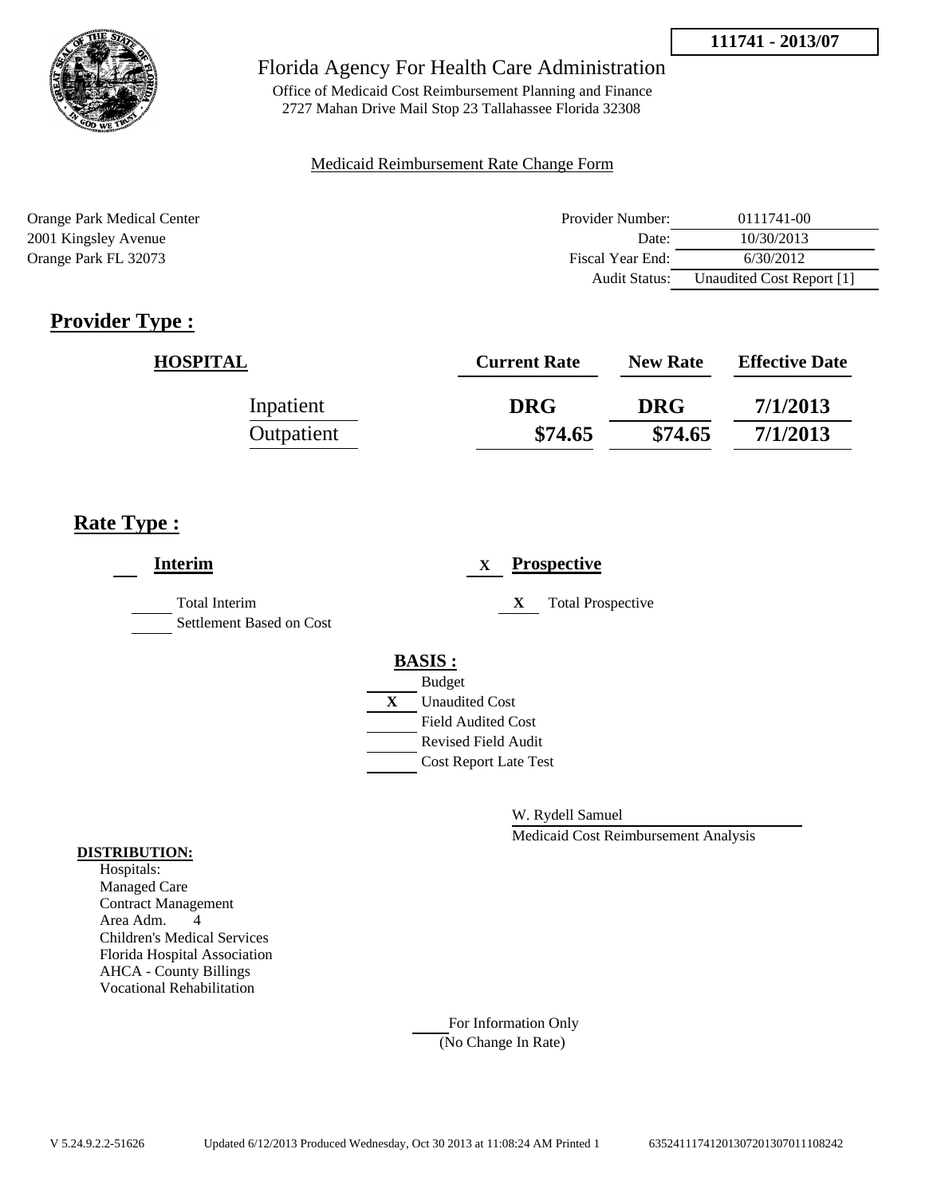**111741 - 2013/07**

Florida Agency For Health Care Administration

Office of Medicaid Cost Reimbursement Planning and Finance
2727 Mahan Drive Mail Stop 23 Tallahassee Florida 32308

Medicaid Reimbursement Rate Change Form

Orange Park Medical Center
2001 Kingsley Avenue
Orange Park FL 32073

| | |
|---|---|
| Provider Number: | 0111741-00 |
| Date: | 10/30/2013 |
| Fiscal Year End: | 6/30/2012 |
| Audit Status: | Unaudited Cost Report [1] |

## Provider Type :

| HOSPITAL | Current Rate | New Rate | Effective Date |
|---|---|---|---|
| Inpatient | DRG | DRG | 7/1/2013 |
| Outpatient | $74.65 | $74.65 | 7/1/2013 |

## Rate Type :

**Interim**

- Total Interim
- Settlement Based on Cost

X **Prospective**

- X Total Prospective

**BASIS :**

- Budget
- X Unaudited Cost
- Field Audited Cost
- Revised Field Audit
- Cost Report Late Test

W. Rydell Samuel
Medicaid Cost Reimbursement Analysis

**DISTRIBUTION:**
Hospitals:
Managed Care
Contract Management
Area Adm. 4
Children's Medical Services
Florida Hospital Association
AHCA - County Billings
Vocational Rehabilitation

For Information Only
(No Change In Rate)

V 5.24.9.2.2-51626 Updated 6/12/2013 Produced Wednesday, Oct 30 2013 at 11:08:24 AM Printed 1 635241117412013072013070111108242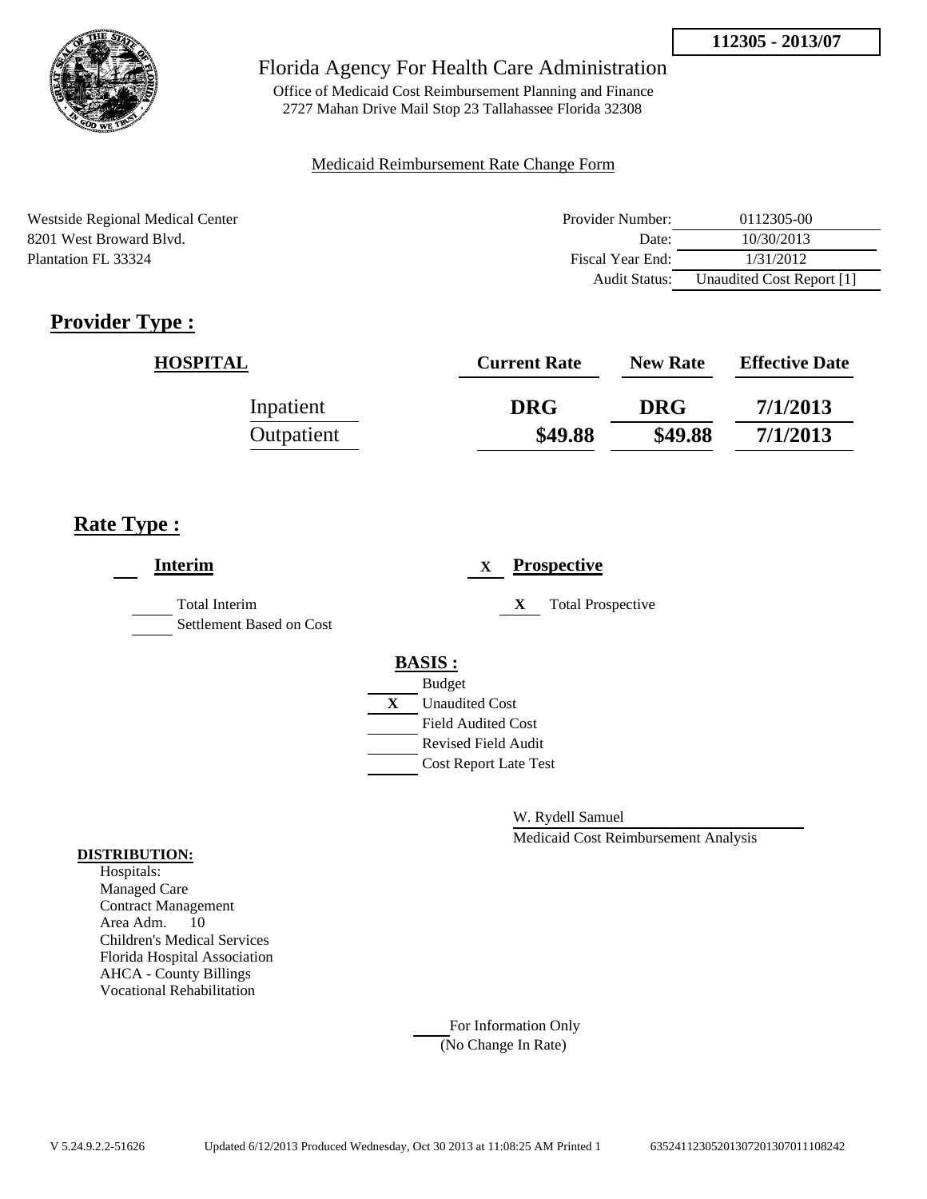**112305 - 2013/07**

Florida Agency For Health Care Administration

Office of Medicaid Cost Reimbursement Planning and Finance
2727 Mahan Drive Mail Stop 23 Tallahassee Florida 32308

Medicaid Reimbursement Rate Change Form

Westside Regional Medical Center
8201 West Broward Blvd.
Plantation FL 33324

| | |
|---|---|
| Provider Number: | 0112305-00 |
| Date: | 10/30/2013 |
| Fiscal Year End: | 1/31/2012 |
| Audit Status: | Unaudited Cost Report [1] |

## Provider Type :

| HOSPITAL | Current Rate | New Rate | Effective Date |
|---|---|---|---|
| Inpatient | DRG | DRG | 7/1/2013 |
| Outpatient | $49.88 | $49.88 | 7/1/2013 |

## Rate Type :

**Interim**

- ___ Total Interim
- ___ Settlement Based on Cost

X **Prospective**

- X Total Prospective

**BASIS :**

- ___ Budget
- X Unaudited Cost
- ___ Field Audited Cost
- ___ Revised Field Audit
- ___ Cost Report Late Test

W. Rydell Samuel
Medicaid Cost Reimbursement Analysis

**DISTRIBUTION:**
Hospitals:
Managed Care
Contract Management
Area Adm. 10
Children's Medical Services
Florida Hospital Association
AHCA - County Billings
Vocational Rehabilitation

___ For Information Only
(No Change In Rate)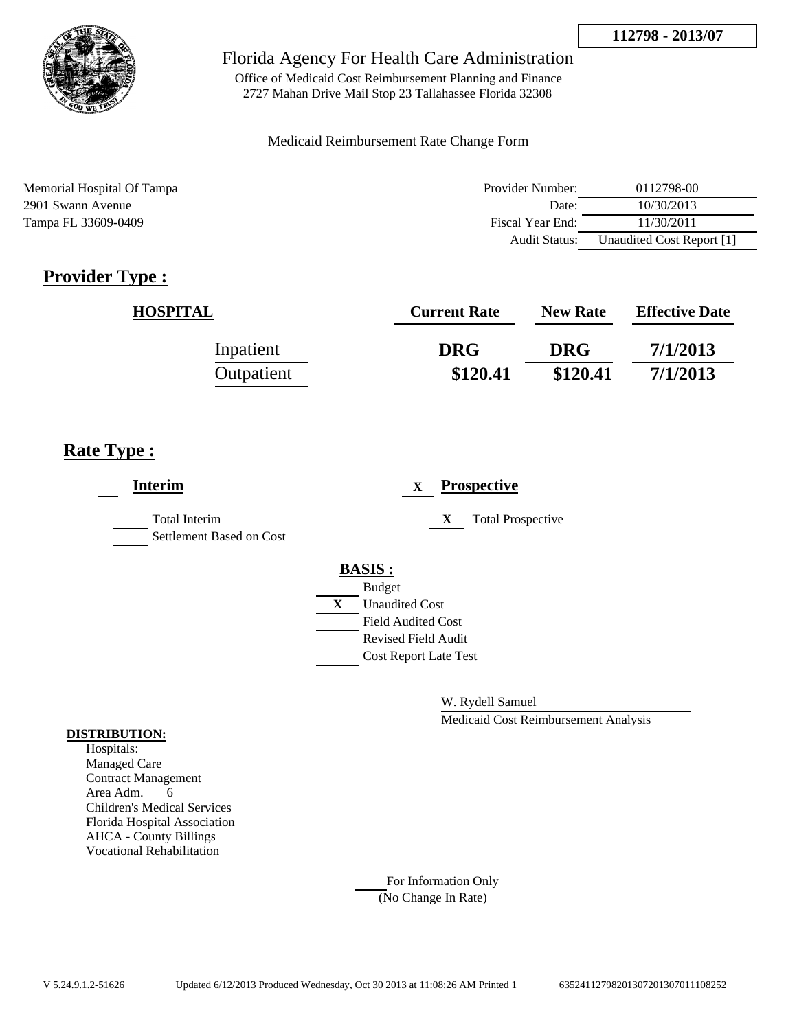**112798 - 2013/07**

Florida Agency For Health Care Administration

Office of Medicaid Cost Reimbursement Planning and Finance
2727 Mahan Drive Mail Stop 23 Tallahassee Florida 32308

Medicaid Reimbursement Rate Change Form

Memorial Hospital Of Tampa
2901 Swann Avenue
Tampa FL 33609-0409

| | |
|---|---|
| Provider Number: | 0112798-00 |
| Date: | 10/30/2013 |
| Fiscal Year End: | 11/30/2011 |
| Audit Status: | Unaudited Cost Report [1] |

## Provider Type :

| HOSPITAL | Current Rate | New Rate | Effective Date |
|---|---|---|---|
| Inpatient | DRG | DRG | 7/1/2013 |
| Outpatient | $120.41 | $120.41 | 7/1/2013 |

## Rate Type :

___ **Interim**

___ Total Interim

___ Settlement Based on Cost

X **Prospective**

X Total Prospective

**BASIS :**

___ Budget

X Unaudited Cost

___ Field Audited Cost

___ Revised Field Audit

___ Cost Report Late Test

W. Rydell Samuel

Medicaid Cost Reimbursement Analysis

**DISTRIBUTION:**

Hospitals:
Managed Care
Contract Management
Area Adm. 6
Children's Medical Services
Florida Hospital Association
AHCA - County Billings
Vocational Rehabilitation

___ For Information Only
(No Change In Rate)

V 5.24.9.1.2-51626 Updated 6/12/2013 Produced Wednesday, Oct 30 2013 at 11:08:26 AM Printed 1 635241127982013072013070111O8252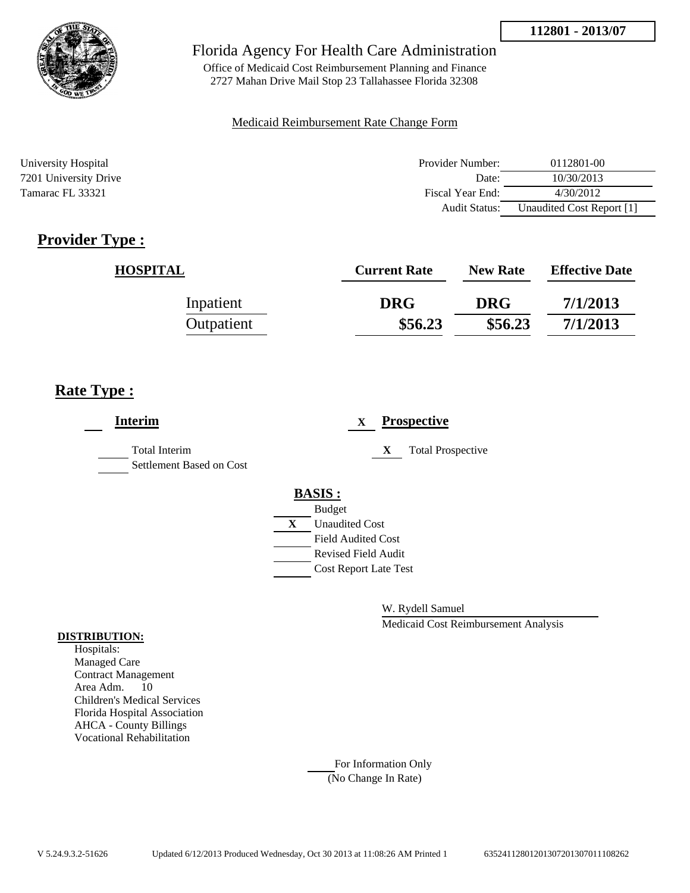**112801 - 2013/07**

Florida Agency For Health Care Administration

Office of Medicaid Cost Reimbursement Planning and Finance
2727 Mahan Drive Mail Stop 23 Tallahassee Florida 32308

Medicaid Reimbursement Rate Change Form

University Hospital
7201 University Drive
Tamarac FL 33321

| | |
|---|---|
| Provider Number: | 0112801-00 |
| Date: | 10/30/2013 |
| Fiscal Year End: | 4/30/2012 |
| Audit Status: | Unaudited Cost Report [1] |

## Provider Type :

| HOSPITAL | Current Rate | New Rate | Effective Date |
|---|---|---|---|
| Inpatient | DRG | DRG | 7/1/2013 |
| Outpatient | $56.23 | $56.23 | 7/1/2013 |

## Rate Type :

**Interim**

- ___ Total Interim
- ___ Settlement Based on Cost

X **Prospective**

- X Total Prospective

**BASIS :**

- ___ Budget
- X Unaudited Cost
- ___ Field Audited Cost
- ___ Revised Field Audit
- ___ Cost Report Late Test

W. Rydell Samuel

Medicaid Cost Reimbursement Analysis

**DISTRIBUTION:**

Hospitals:
Managed Care
Contract Management
Area Adm. 10
Children's Medical Services
Florida Hospital Association
AHCA - County Billings
Vocational Rehabilitation

___ For Information Only
(No Change In Rate)

V 5.24.9.3.2-51626 Updated 6/12/2013 Produced Wednesday, Oct 30 2013 at 11:08:26 AM Printed 1 63524112801201307201307011108262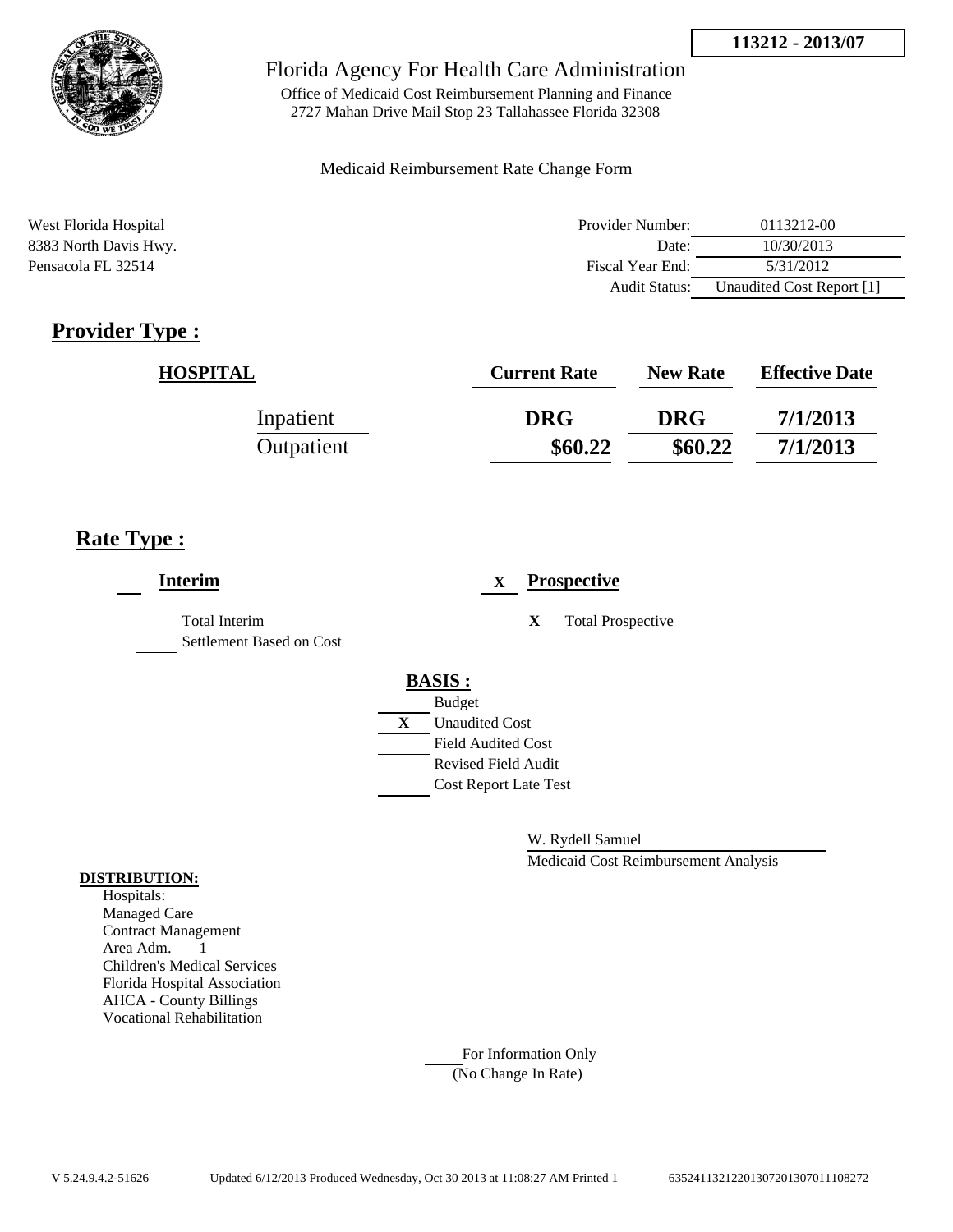113212 - 2013/07

Florida Agency For Health Care Administration

Office of Medicaid Cost Reimbursement Planning and Finance
2727 Mahan Drive Mail Stop 23 Tallahassee Florida 32308

Medicaid Reimbursement Rate Change Form

West Florida Hospital
8383 North Davis Hwy.
Pensacola FL 32514

| | |
|---|---|
| Provider Number: | 0113212-00 |
| Date: | 10/30/2013 |
| Fiscal Year End: | 5/31/2012 |
| Audit Status: | Unaudited Cost Report [1] |

## Provider Type :

| HOSPITAL | Current Rate | New Rate | Effective Date |
|---|---|---|---|
| Inpatient | DRG | DRG | 7/1/2013 |
| Outpatient | $60.22 | $60.22 | 7/1/2013 |

## Rate Type :

___ **Interim**

___ Total Interim

___ Settlement Based on Cost

X **Prospective**

X Total Prospective

**BASIS :**

___ Budget

X Unaudited Cost

___ Field Audited Cost

___ Revised Field Audit

___ Cost Report Late Test

W. Rydell Samuel

Medicaid Cost Reimbursement Analysis

**DISTRIBUTION:**

Hospitals:
Managed Care
Contract Management
Area Adm. 1
Children's Medical Services
Florida Hospital Association
AHCA - County Billings
Vocational Rehabilitation

___ For Information Only
(No Change In Rate)

V 5.24.9.4.2-51626 Updated 6/12/2013 Produced Wednesday, Oct 30 2013 at 11:08:27 AM Printed 1 6352411321220130720130701108272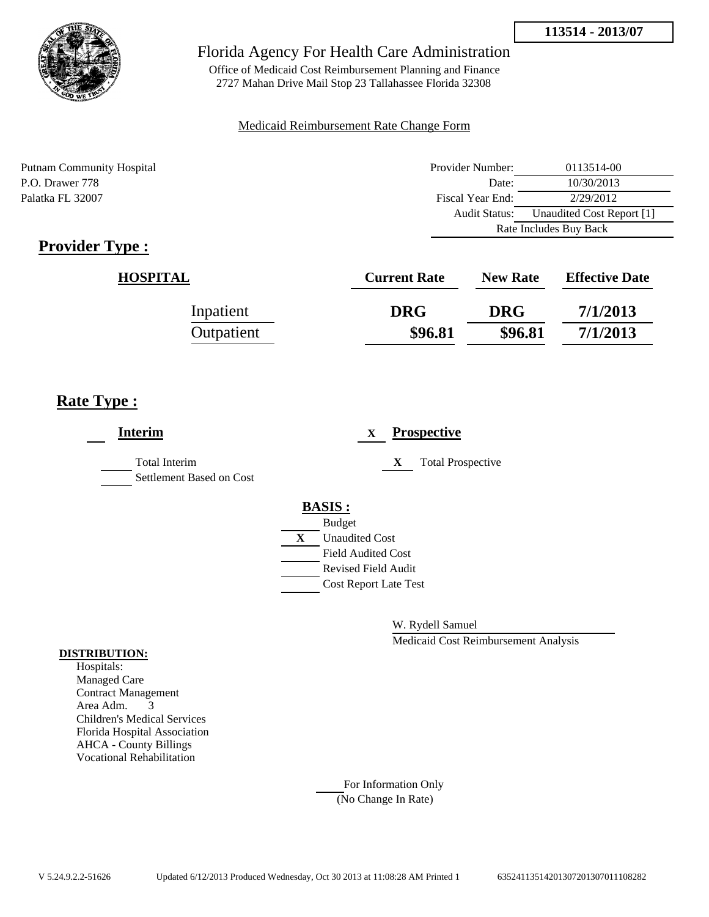**113514 - 2013/07**

# Florida Agency For Health Care Administration

Office of Medicaid Cost Reimbursement Planning and Finance
2727 Mahan Drive Mail Stop 23 Tallahassee Florida 32308

Medicaid Reimbursement Rate Change Form

Putnam Community Hospital
P.O. Drawer 778
Palatka FL 32007

| | |
|---|---|
| Provider Number: | 0113514-00 |
| Date: | 10/30/2013 |
| Fiscal Year End: | 2/29/2012 |
| Audit Status: | Unaudited Cost Report [1] |
| Rate Includes Buy Back | |

## Provider Type :

| HOSPITAL | Current Rate | New Rate | Effective Date |
|---|---|---|---|
| Inpatient | DRG | DRG | 7/1/2013 |
| Outpatient | $96.81 | $96.81 | 7/1/2013 |

## Rate Type :

**Interim**

- ___ Total Interim
- ___ Settlement Based on Cost

X **Prospective**

- X Total Prospective

**BASIS :**

- ___ Budget
- X Unaudited Cost
- ___ Field Audited Cost
- ___ Revised Field Audit
- ___ Cost Report Late Test

W. Rydell Samuel
Medicaid Cost Reimbursement Analysis

**DISTRIBUTION:**
Hospitals:
Managed Care
Contract Management
Area Adm. 3
Children's Medical Services
Florida Hospital Association
AHCA - County Billings
Vocational Rehabilitation

___ For Information Only
(No Change In Rate)

V 5.24.9.2.2-51626 Updated 6/12/2013 Produced Wednesday, Oct 30 2013 at 11:08:28 AM Printed 1 63524113514201307201307011108282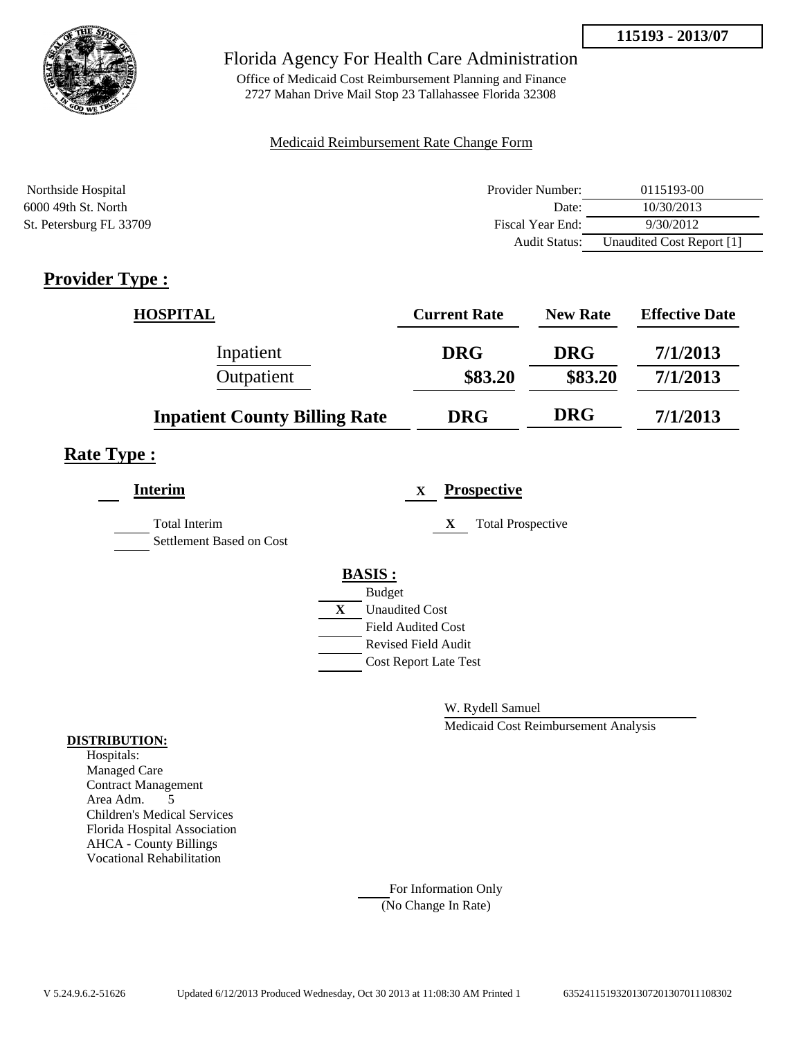**115193 - 2013/07**

# Florida Agency For Health Care Administration

Office of Medicaid Cost Reimbursement Planning and Finance
2727 Mahan Drive Mail Stop 23 Tallahassee Florida 32308

Medicaid Reimbursement Rate Change Form

Northside Hospital
6000 49th St. North
St. Petersburg FL 33709

| | |
|---|---|
| Provider Number: | 0115193-00 |
| Date: | 10/30/2013 |
| Fiscal Year End: | 9/30/2012 |
| Audit Status: | Unaudited Cost Report [1] |

## Provider Type :

| HOSPITAL | Current Rate | New Rate | Effective Date |
|---|---|---|---|
| Inpatient | DRG | DRG | 7/1/2013 |
| Outpatient | $83.20 | $83.20 | 7/1/2013 |
| **Inpatient County Billing Rate** | DRG | DRG | 7/1/2013 |

## Rate Type :

**Interim**

Total Interim
Settlement Based on Cost

X **Prospective**

X Total Prospective

**BASIS :**

- Budget
- X Unaudited Cost
- Field Audited Cost
- Revised Field Audit
- Cost Report Late Test

W. Rydell Samuel
Medicaid Cost Reimbursement Analysis

**DISTRIBUTION:**

Hospitals:
Managed Care
Contract Management
Area Adm. 5
Children's Medical Services
Florida Hospital Association
AHCA - County Billings
Vocational Rehabilitation

For Information Only
(No Change In Rate)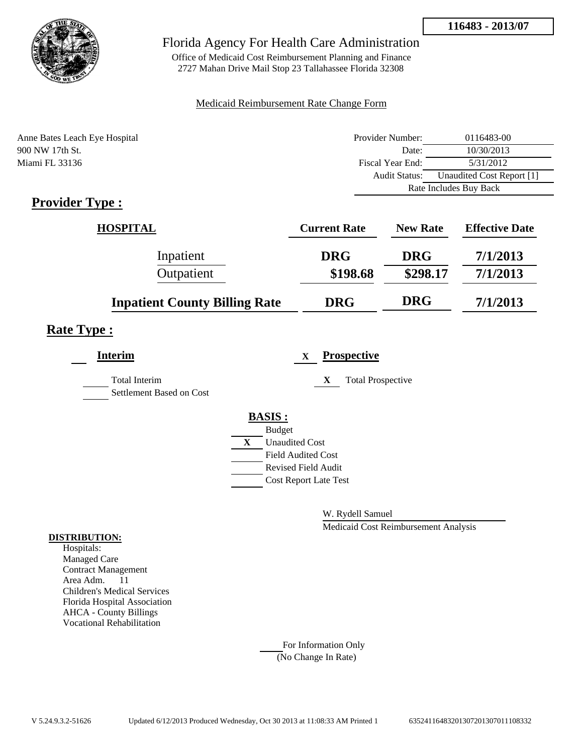116483 - 2013/07

# Florida Agency For Health Care Administration

Office of Medicaid Cost Reimbursement Planning and Finance
2727 Mahan Drive Mail Stop 23 Tallahassee Florida 32308

Medicaid Reimbursement Rate Change Form

Anne Bates Leach Eye Hospital
900 NW 17th St.
Miami FL 33136

| | |
|---|---|
| Provider Number: | 0116483-00 |
| Date: | 10/30/2013 |
| Fiscal Year End: | 5/31/2012 |
| Audit Status: | Unaudited Cost Report [1] |
| | Rate Includes Buy Back |

## Provider Type :

| HOSPITAL | Current Rate | New Rate | Effective Date |
|---|---|---|---|
| Inpatient | DRG | DRG | 7/1/2013 |
| Outpatient | $198.68 | $298.17 | 7/1/2013 |
| **Inpatient County Billing Rate** | **DRG** | **DRG** | **7/1/2013** |

## Rate Type :

**Interim**

___ Total Interim

___ Settlement Based on Cost

X **Prospective**

X Total Prospective

**BASIS :**

___ Budget

X Unaudited Cost

___ Field Audited Cost

___ Revised Field Audit

___ Cost Report Late Test

W. Rydell Samuel

Medicaid Cost Reimbursement Analysis

**DISTRIBUTION:**

Hospitals:
Managed Care
Contract Management
Area Adm. 11
Children's Medical Services
Florida Hospital Association
AHCA - County Billings
Vocational Rehabilitation

___ For Information Only
(No Change In Rate)

V 5.24.9.3.2-51626 Updated 6/12/2013 Produced Wednesday, Oct 30 2013 at 11:08:33 AM Printed 1 63524116483201307201307011108332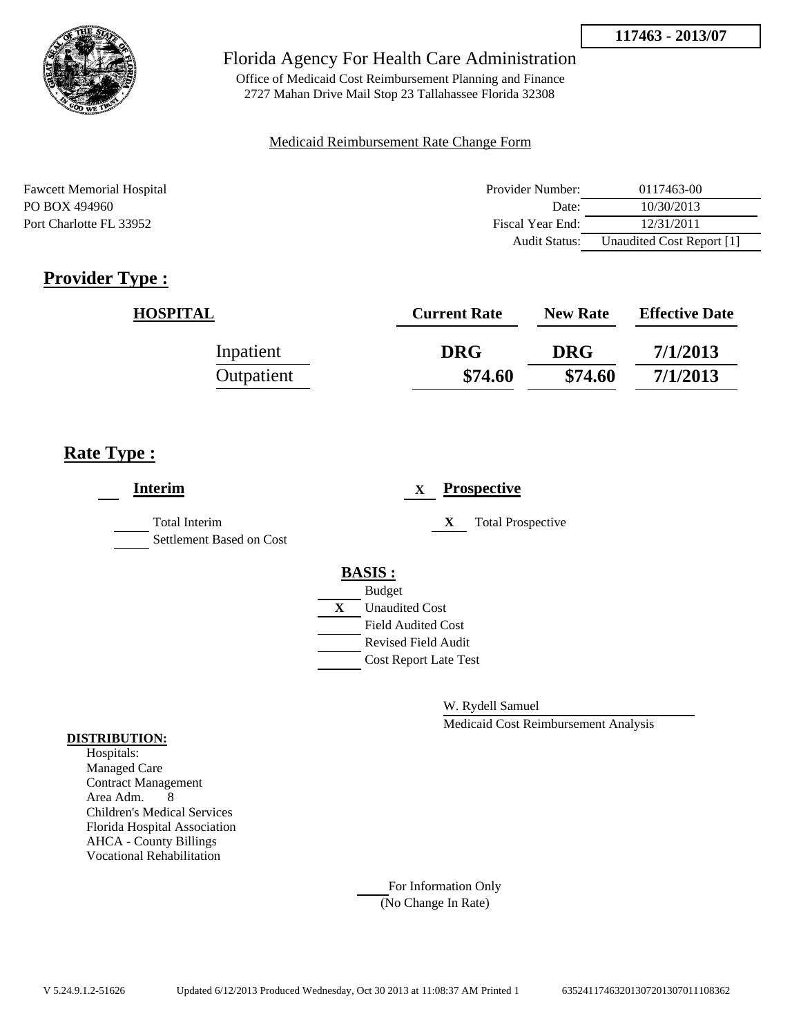**117463 - 2013/07**

# Florida Agency For Health Care Administration

Office of Medicaid Cost Reimbursement Planning and Finance
2727 Mahan Drive Mail Stop 23 Tallahassee Florida 32308

Medicaid Reimbursement Rate Change Form

Fawcett Memorial Hospital
PO BOX 494960
Port Charlotte FL 33952

| | |
|---|---|
| Provider Number: | 0117463-00 |
| Date: | 10/30/2013 |
| Fiscal Year End: | 12/31/2011 |
| Audit Status: | Unaudited Cost Report [1] |

## Provider Type :

| HOSPITAL | Current Rate | New Rate | Effective Date |
|---|---|---|---|
| Inpatient | DRG | DRG | 7/1/2013 |
| Outpatient | $74.60 | $74.60 | 7/1/2013 |

## Rate Type :

___ **Interim**

___ Total Interim

___ Settlement Based on Cost

X **Prospective**

X Total Prospective

**BASIS :**

___ Budget
X Unaudited Cost
___ Field Audited Cost
___ Revised Field Audit
___ Cost Report Late Test

W. Rydell Samuel
Medicaid Cost Reimbursement Analysis

**DISTRIBUTION:**
Hospitals:
Managed Care
Contract Management
Area Adm. 8
Children's Medical Services
Florida Hospital Association
AHCA - County Billings
Vocational Rehabilitation

___ For Information Only
(No Change In Rate)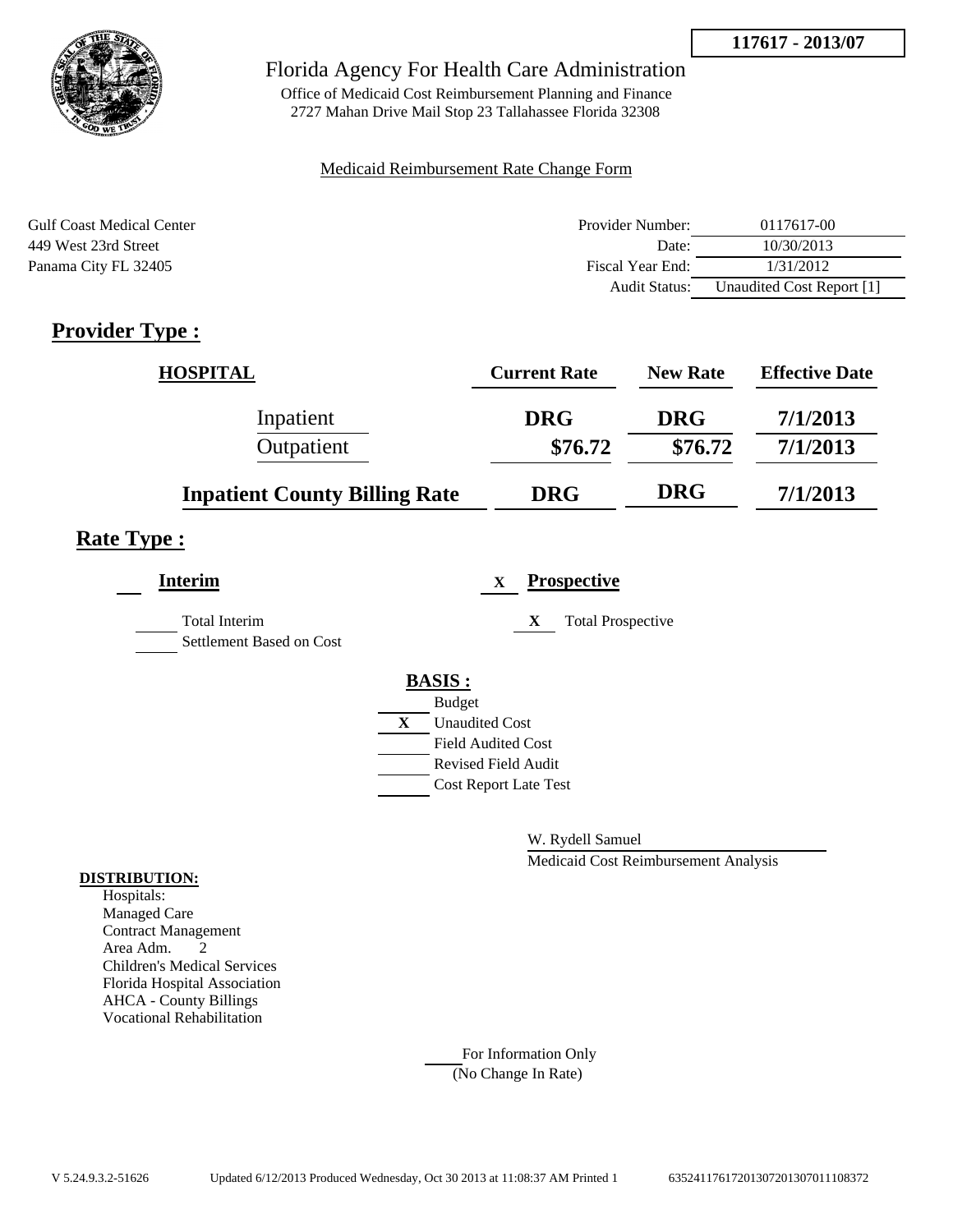**117617 - 2013/07**

# Florida Agency For Health Care Administration

Office of Medicaid Cost Reimbursement Planning and Finance
2727 Mahan Drive Mail Stop 23 Tallahassee Florida 32308

Medicaid Reimbursement Rate Change Form

Gulf Coast Medical Center
449 West 23rd Street
Panama City FL 32405

| | |
|---|---|
| Provider Number: | 0117617-00 |
| Date: | 10/30/2013 |
| Fiscal Year End: | 1/31/2012 |
| Audit Status: | Unaudited Cost Report [1] |

## Provider Type :

| HOSPITAL | Current Rate | New Rate | Effective Date |
|---|---|---|---|
| Inpatient | DRG | DRG | 7/1/2013 |
| Outpatient | $76.72 | $76.72 | 7/1/2013 |
| **Inpatient County Billing Rate** | DRG | DRG | 7/1/2013 |

## Rate Type :

**Interim**

Total Interim
Settlement Based on Cost

X **Prospective**

X Total Prospective

**BASIS :**

Budget
X Unaudited Cost
Field Audited Cost
Revised Field Audit
Cost Report Late Test

W. Rydell Samuel
Medicaid Cost Reimbursement Analysis

**DISTRIBUTION:**
Hospitals:
Managed Care
Contract Management
Area Adm. 2
Children's Medical Services
Florida Hospital Association
AHCA - County Billings
Vocational Rehabilitation

For Information Only
(No Change In Rate)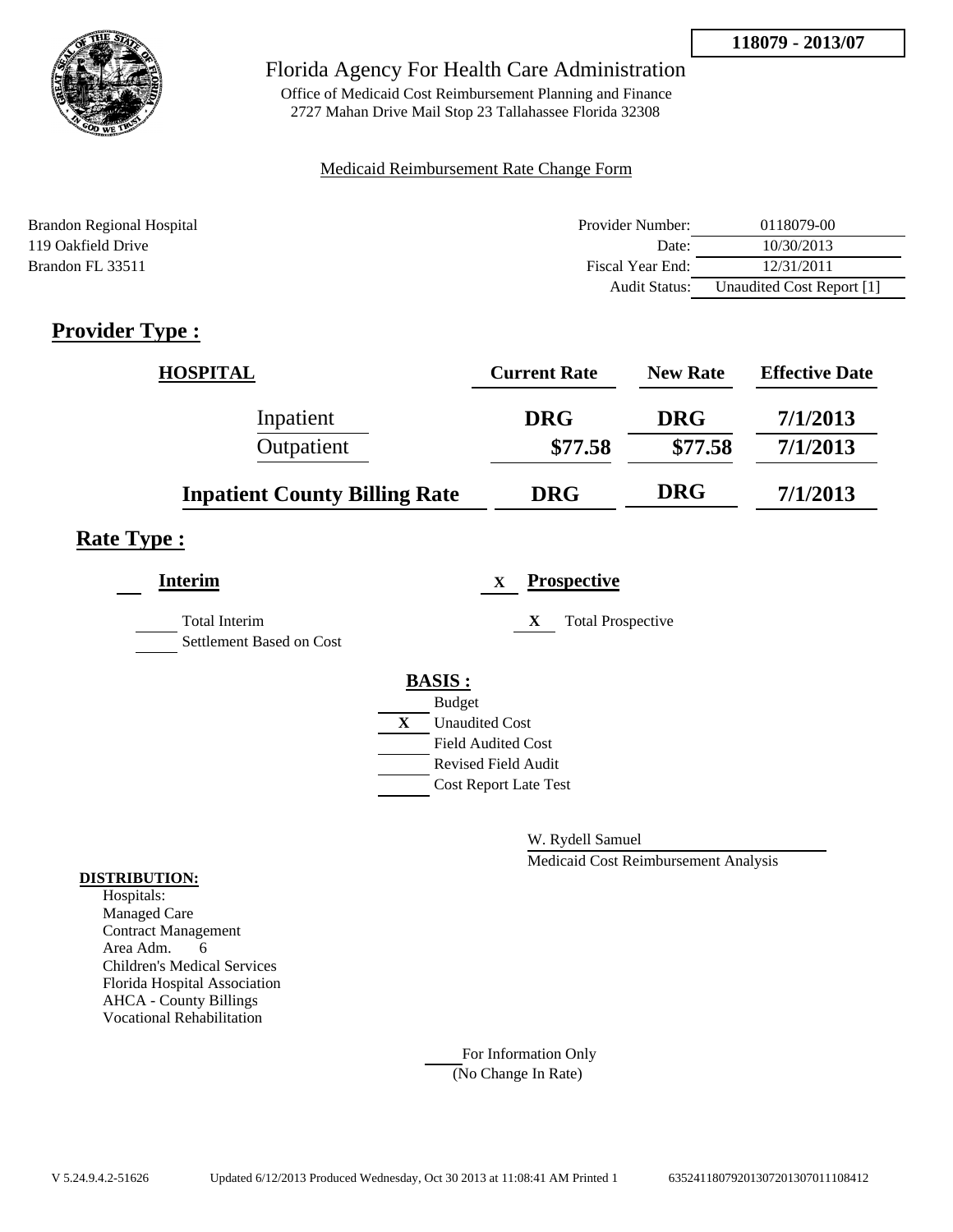**118079 - 2013/07**

Florida Agency For Health Care Administration

Office of Medicaid Cost Reimbursement Planning and Finance
2727 Mahan Drive Mail Stop 23 Tallahassee Florida 32308

Medicaid Reimbursement Rate Change Form

Brandon Regional Hospital
119 Oakfield Drive
Brandon FL 33511

| | |
|---|---|
| Provider Number: | 0118079-00 |
| Date: | 10/30/2013 |
| Fiscal Year End: | 12/31/2011 |
| Audit Status: | Unaudited Cost Report [1] |

## Provider Type :

| HOSPITAL | Current Rate | New Rate | Effective Date |
|---|---|---|---|
| Inpatient | DRG | DRG | 7/1/2013 |
| Outpatient | $77.58 | $77.58 | 7/1/2013 |
| **Inpatient County Billing Rate** | **DRG** | **DRG** | **7/1/2013** |

## Rate Type :

**Interim**

- Total Interim
- Settlement Based on Cost

X **Prospective**

- X Total Prospective

**BASIS :**

- Budget
- X Unaudited Cost
- Field Audited Cost
- Revised Field Audit
- Cost Report Late Test

W. Rydell Samuel

Medicaid Cost Reimbursement Analysis

**DISTRIBUTION:**

Hospitals:
Managed Care
Contract Management
Area Adm. 6
Children's Medical Services
Florida Hospital Association
AHCA - County Billings
Vocational Rehabilitation

For Information Only
(No Change In Rate)

V 5.24.9.4.2-51626 Updated 6/12/2013 Produced Wednesday, Oct 30 2013 at 11:08:41 AM Printed 1 635241180792013072013070111108412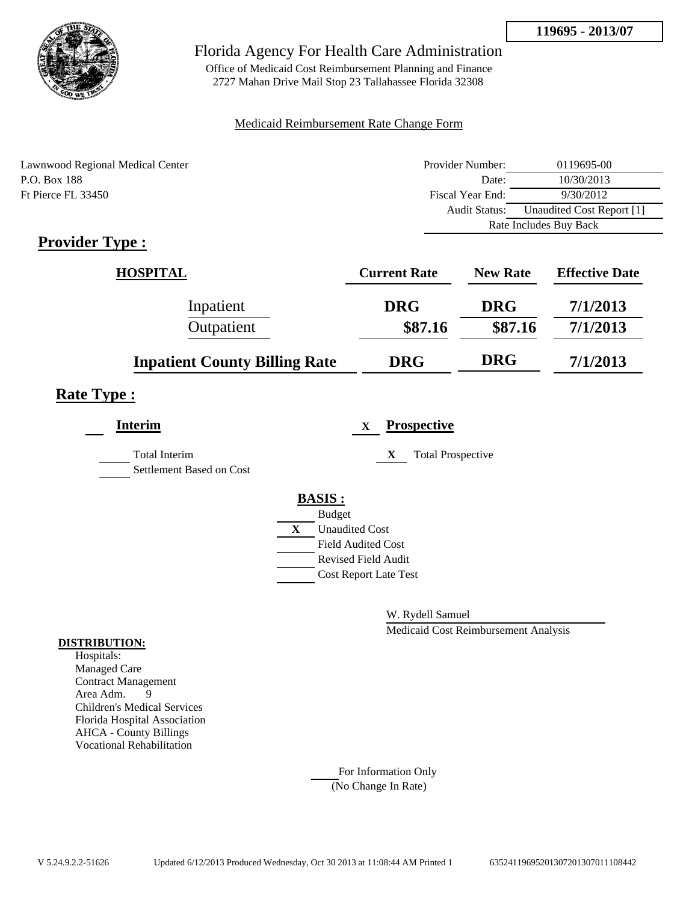**119695 - 2013/07**

Florida Agency For Health Care Administration

Office of Medicaid Cost Reimbursement Planning and Finance
2727 Mahan Drive Mail Stop 23 Tallahassee Florida 32308

Medicaid Reimbursement Rate Change Form

Lawnwood Regional Medical Center
P.O. Box 188
Ft Pierce FL 33450

| | |
|---|---|
| Provider Number: | 0119695-00 |
| Date: | 10/30/2013 |
| Fiscal Year End: | 9/30/2012 |
| Audit Status: | Unaudited Cost Report [1] |
| | Rate Includes Buy Back |

## Provider Type :

| HOSPITAL | Current Rate | New Rate | Effective Date |
|---|---|---|---|
| Inpatient | DRG | DRG | 7/1/2013 |
| Outpatient | $87.16 | $87.16 | 7/1/2013 |
| **Inpatient County Billing Rate** | DRG | DRG | 7/1/2013 |

## Rate Type :

**Interim**

___ Total Interim

___ Settlement Based on Cost

X **Prospective**

X Total Prospective

**BASIS :**

___ Budget

X Unaudited Cost

___ Field Audited Cost

___ Revised Field Audit

___ Cost Report Late Test

W. Rydell Samuel

Medicaid Cost Reimbursement Analysis

**DISTRIBUTION:**

Hospitals:
Managed Care
Contract Management
Area Adm. 9
Children's Medical Services
Florida Hospital Association
AHCA - County Billings
Vocational Rehabilitation

___ For Information Only
(No Change In Rate)

V 5.24.9.2.2-51626 Updated 6/12/2013 Produced Wednesday, Oct 30 2013 at 11:08:44 AM Printed 1 635241196952013072013070111108442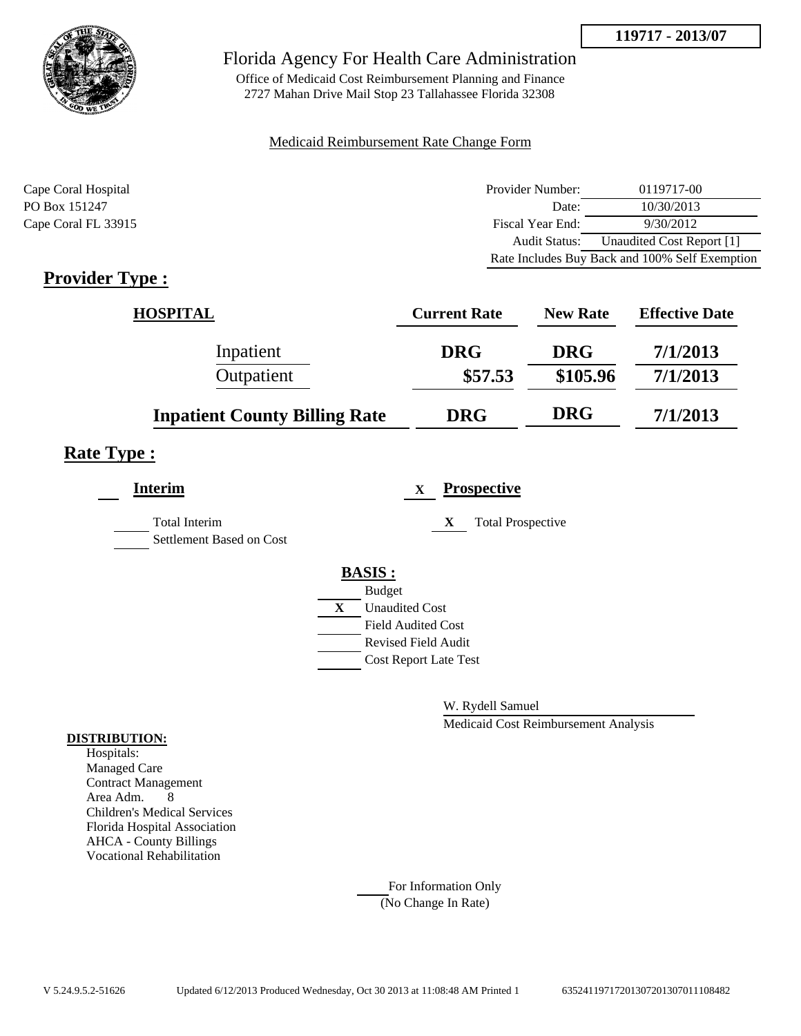**119717 - 2013/07**

# Florida Agency For Health Care Administration

Office of Medicaid Cost Reimbursement Planning and Finance
2727 Mahan Drive Mail Stop 23 Tallahassee Florida 32308

Medicaid Reimbursement Rate Change Form

Cape Coral Hospital
PO Box 151247
Cape Coral FL 33915

| | |
|---|---|
| Provider Number: | 0119717-00 |
| Date: | 10/30/2013 |
| Fiscal Year End: | 9/30/2012 |
| Audit Status: | Unaudited Cost Report [1] |
| Rate Includes Buy Back and 100% Self Exemption | |

## Provider Type :

| HOSPITAL | Current Rate | New Rate | Effective Date |
|---|---|---|---|
| Inpatient | DRG | DRG | 7/1/2013 |
| Outpatient | $57.53 | $105.96 | 7/1/2013 |
| **Inpatient County Billing Rate** | DRG | DRG | 7/1/2013 |

## Rate Type :

**Interim**

- [ ] Total Interim
- [ ] Settlement Based on Cost

X **Prospective**

- X Total Prospective

**BASIS :**

- [ ] Budget
- X Unaudited Cost
- [ ] Field Audited Cost
- [ ] Revised Field Audit
- [ ] Cost Report Late Test

W. Rydell Samuel
Medicaid Cost Reimbursement Analysis

**DISTRIBUTION:**
Hospitals:
Managed Care
Contract Management
Area Adm. 8
Children's Medical Services
Florida Hospital Association
AHCA - County Billings
Vocational Rehabilitation

For Information Only
(No Change In Rate)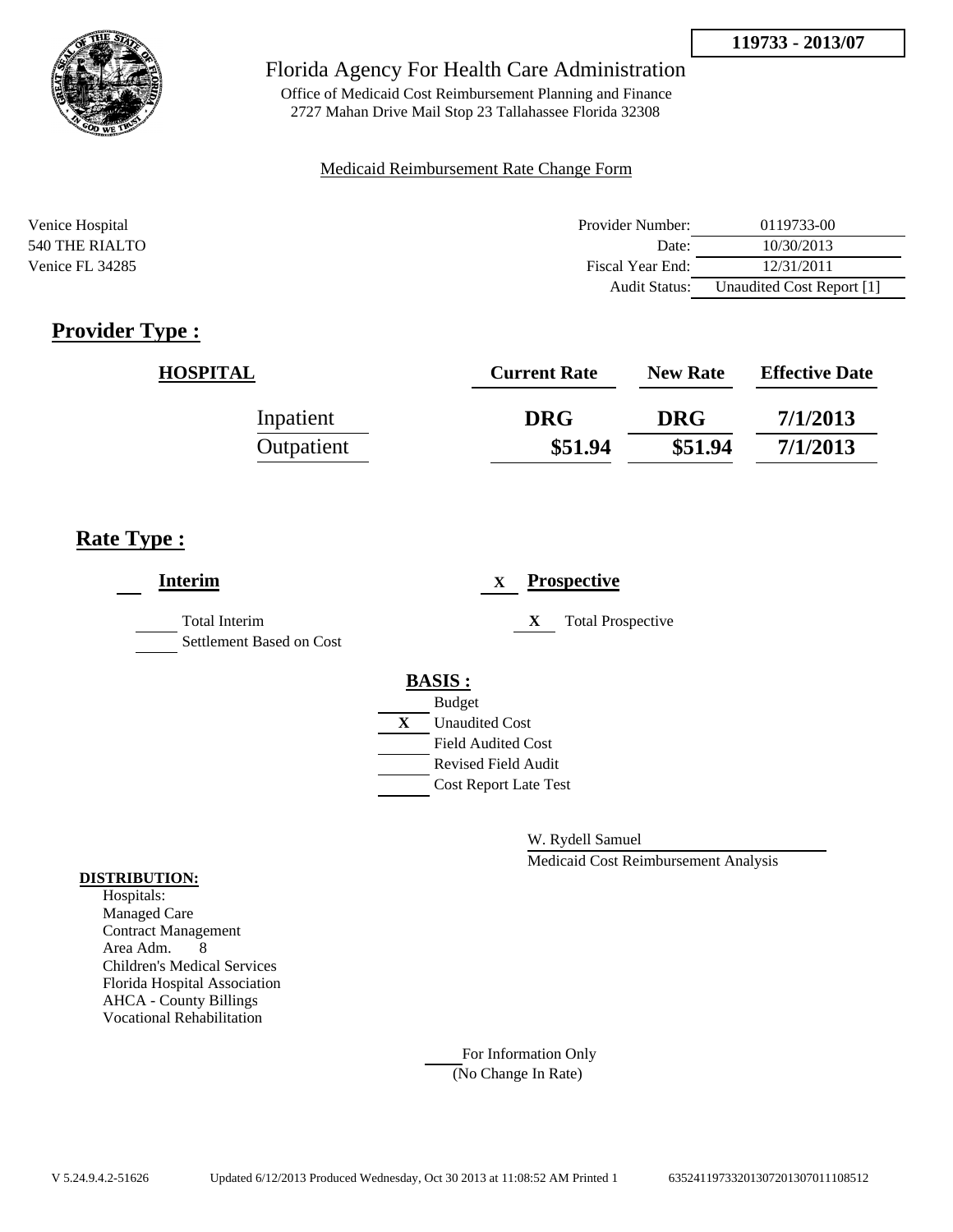**119733 - 2013/07**

Florida Agency For Health Care Administration

Office of Medicaid Cost Reimbursement Planning and Finance
2727 Mahan Drive Mail Stop 23 Tallahassee Florida 32308

Medicaid Reimbursement Rate Change Form

Venice Hospital
540 THE RIALTO
Venice FL 34285

| | |
|---|---|
| Provider Number: | 0119733-00 |
| Date: | 10/30/2013 |
| Fiscal Year End: | 12/31/2011 |
| Audit Status: | Unaudited Cost Report [1] |

## Provider Type :

| HOSPITAL | Current Rate | New Rate | Effective Date |
|---|---|---|---|
| Inpatient | DRG | DRG | 7/1/2013 |
| Outpatient | $51.94 | $51.94 | 7/1/2013 |

## Rate Type :

**Interim**

___ Total Interim
___ Settlement Based on Cost

X **Prospective**

X Total Prospective

**BASIS :**

___ Budget
X Unaudited Cost
___ Field Audited Cost
___ Revised Field Audit
___ Cost Report Late Test

W. Rydell Samuel
Medicaid Cost Reimbursement Analysis

**DISTRIBUTION:**

Hospitals:
Managed Care
Contract Management
Area Adm. 8
Children's Medical Services
Florida Hospital Association
AHCA - County Billings
Vocational Rehabilitation

___ For Information Only
(No Change In Rate)

V 5.24.9.4.2-51626 Updated 6/12/2013 Produced Wednesday, Oct 30 2013 at 11:08:52 AM Printed 1 635241197332013072013070111085​12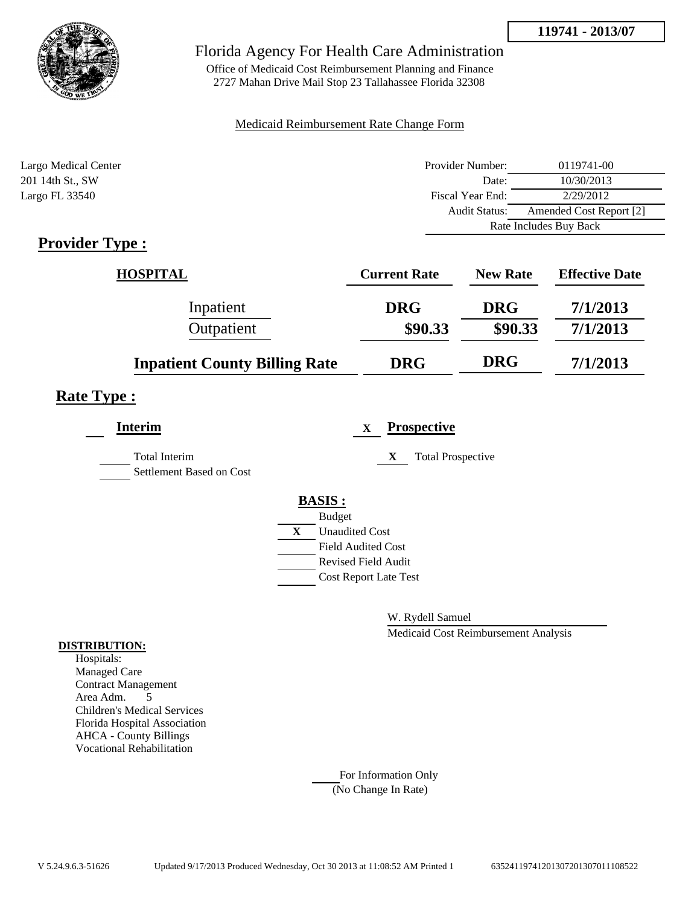**119741 - 2013/07**

Florida Agency For Health Care Administration

Office of Medicaid Cost Reimbursement Planning and Finance
2727 Mahan Drive Mail Stop 23 Tallahassee Florida 32308

Medicaid Reimbursement Rate Change Form

Largo Medical Center
201 14th St., SW
Largo FL 33540

| | |
|---|---|
| Provider Number: | 0119741-00 |
| Date: | 10/30/2013 |
| Fiscal Year End: | 2/29/2012 |
| Audit Status: | Amended Cost Report [2] |
| Rate Includes Buy Back | |

## Provider Type :

| HOSPITAL | Current Rate | New Rate | Effective Date |
|---|---|---|---|
| Inpatient | DRG | DRG | 7/1/2013 |
| Outpatient | $90.33 | $90.33 | 7/1/2013 |
| Inpatient County Billing Rate | DRG | DRG | 7/1/2013 |

## Rate Type :

**Interim**

Total Interim

Settlement Based on Cost

X **Prospective**

X Total Prospective

**BASIS :**

Budget

X Unaudited Cost

Field Audited Cost

Revised Field Audit

Cost Report Late Test

W. Rydell Samuel

Medicaid Cost Reimbursement Analysis

**DISTRIBUTION:**

Hospitals:
Managed Care
Contract Management
Area Adm. 5
Children's Medical Services
Florida Hospital Association
AHCA - County Billings
Vocational Rehabilitation

For Information Only
(No Change In Rate)

V 5.24.9.6.3-51626 Updated 9/17/2013 Produced Wednesday, Oct 30 2013 at 11:08:52 AM Printed 1 635241197412013072013070111085 22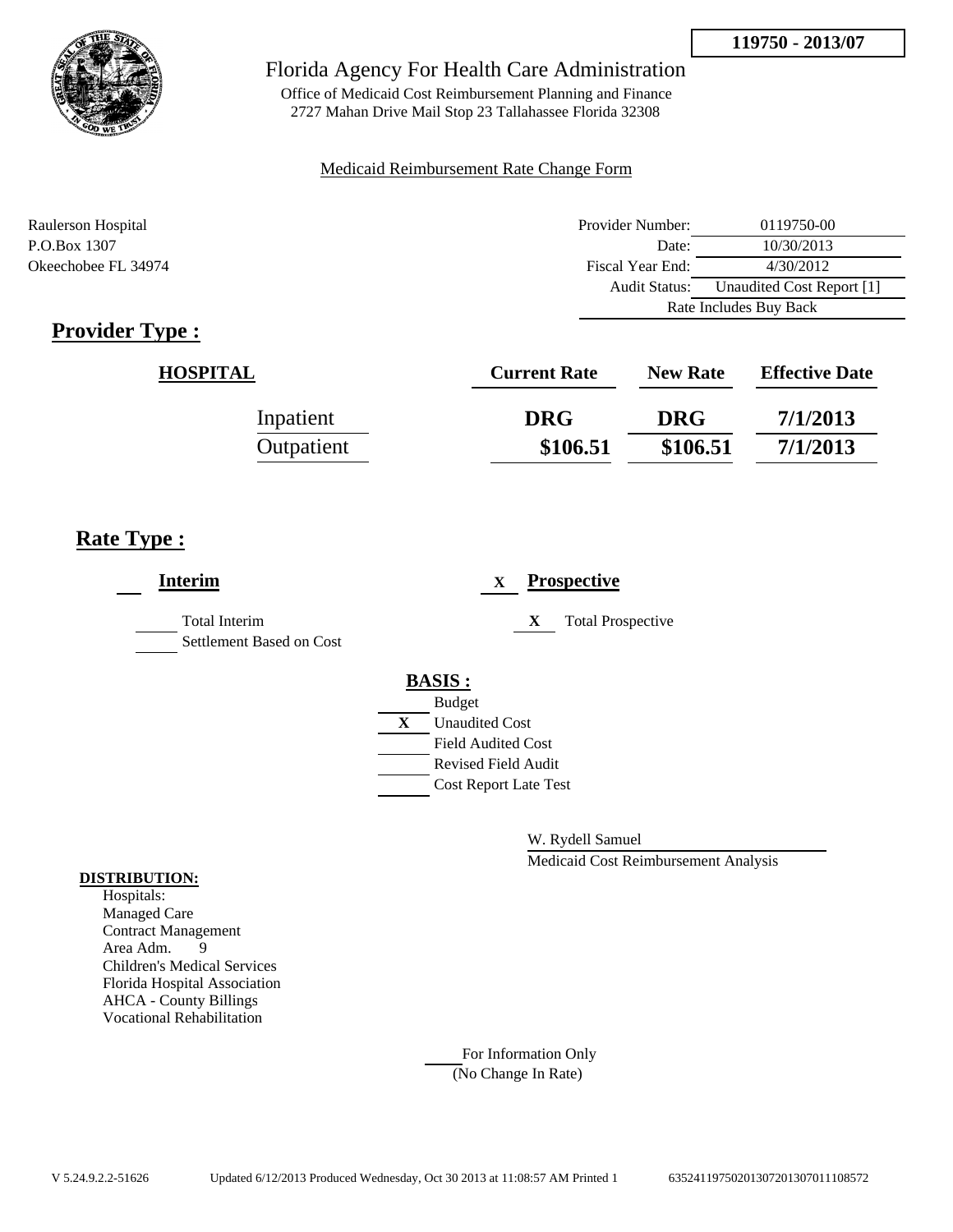**119750 - 2013/07**

Florida Agency For Health Care Administration

Office of Medicaid Cost Reimbursement Planning and Finance
2727 Mahan Drive Mail Stop 23 Tallahassee Florida 32308

Medicaid Reimbursement Rate Change Form

Raulerson Hospital
P.O.Box 1307
Okeechobee FL 34974

| | |
|---|---|
| Provider Number: | 0119750-00 |
| Date: | 10/30/2013 |
| Fiscal Year End: | 4/30/2012 |
| Audit Status: | Unaudited Cost Report [1] |
| | Rate Includes Buy Back |

## Provider Type :

| HOSPITAL | Current Rate | New Rate | Effective Date |
|---|---|---|---|
| Inpatient | DRG | DRG | 7/1/2013 |
| Outpatient | $106.51 | $106.51 | 7/1/2013 |

## Rate Type :

**Interim**

- ___ Total Interim
- ___ Settlement Based on Cost

X **Prospective**

- X Total Prospective

**BASIS :**

- ___ Budget
- X Unaudited Cost
- ___ Field Audited Cost
- ___ Revised Field Audit
- ___ Cost Report Late Test

W. Rydell Samuel
Medicaid Cost Reimbursement Analysis

**DISTRIBUTION:**

Hospitals:
Managed Care
Contract Management
Area Adm. 9
Children's Medical Services
Florida Hospital Association
AHCA - County Billings
Vocational Rehabilitation

___ For Information Only
(No Change In Rate)

V 5.24.9.2.2-51626 Updated 6/12/2013 Produced Wednesday, Oct 30 2013 at 11:08:57 AM Printed 1 63524119750201307201307011108572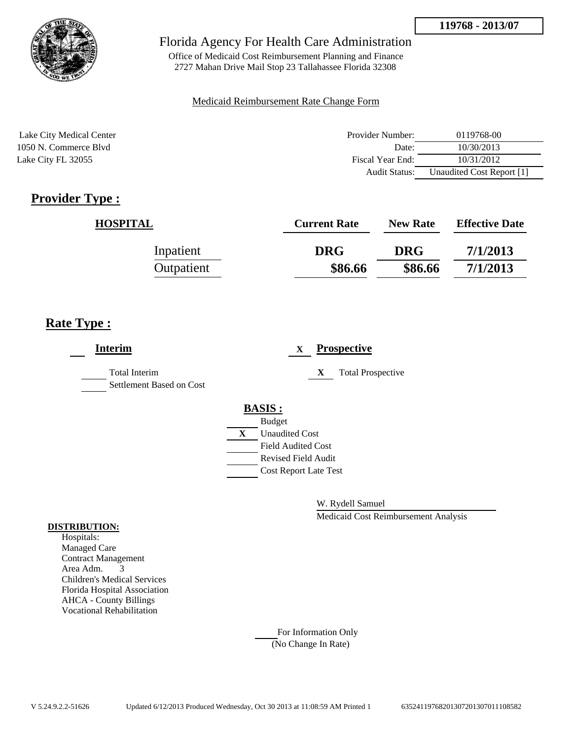**119768 - 2013/07**

# Florida Agency For Health Care Administration

Office of Medicaid Cost Reimbursement Planning and Finance
2727 Mahan Drive Mail Stop 23 Tallahassee Florida 32308

Medicaid Reimbursement Rate Change Form

Lake City Medical Center
1050 N. Commerce Blvd
Lake City FL 32055

| | |
|---|---|
| Provider Number: | 0119768-00 |
| Date: | 10/30/2013 |
| Fiscal Year End: | 10/31/2012 |
| Audit Status: | Unaudited Cost Report [1] |

## Provider Type :

| HOSPITAL | Current Rate | New Rate | Effective Date |
|---|---|---|---|
| Inpatient | DRG | DRG | 7/1/2013 |
| Outpatient | $86.66 | $86.66 | 7/1/2013 |

## Rate Type :

**Interim**

- Total Interim
- Settlement Based on Cost

X **Prospective**

- X Total Prospective

**BASIS :**

- Budget
- X Unaudited Cost
- Field Audited Cost
- Revised Field Audit
- Cost Report Late Test

W. Rydell Samuel
Medicaid Cost Reimbursement Analysis

**DISTRIBUTION:**
Hospitals:
Managed Care
Contract Management
Area Adm. 3
Children's Medical Services
Florida Hospital Association
AHCA - County Billings
Vocational Rehabilitation

For Information Only
(No Change In Rate)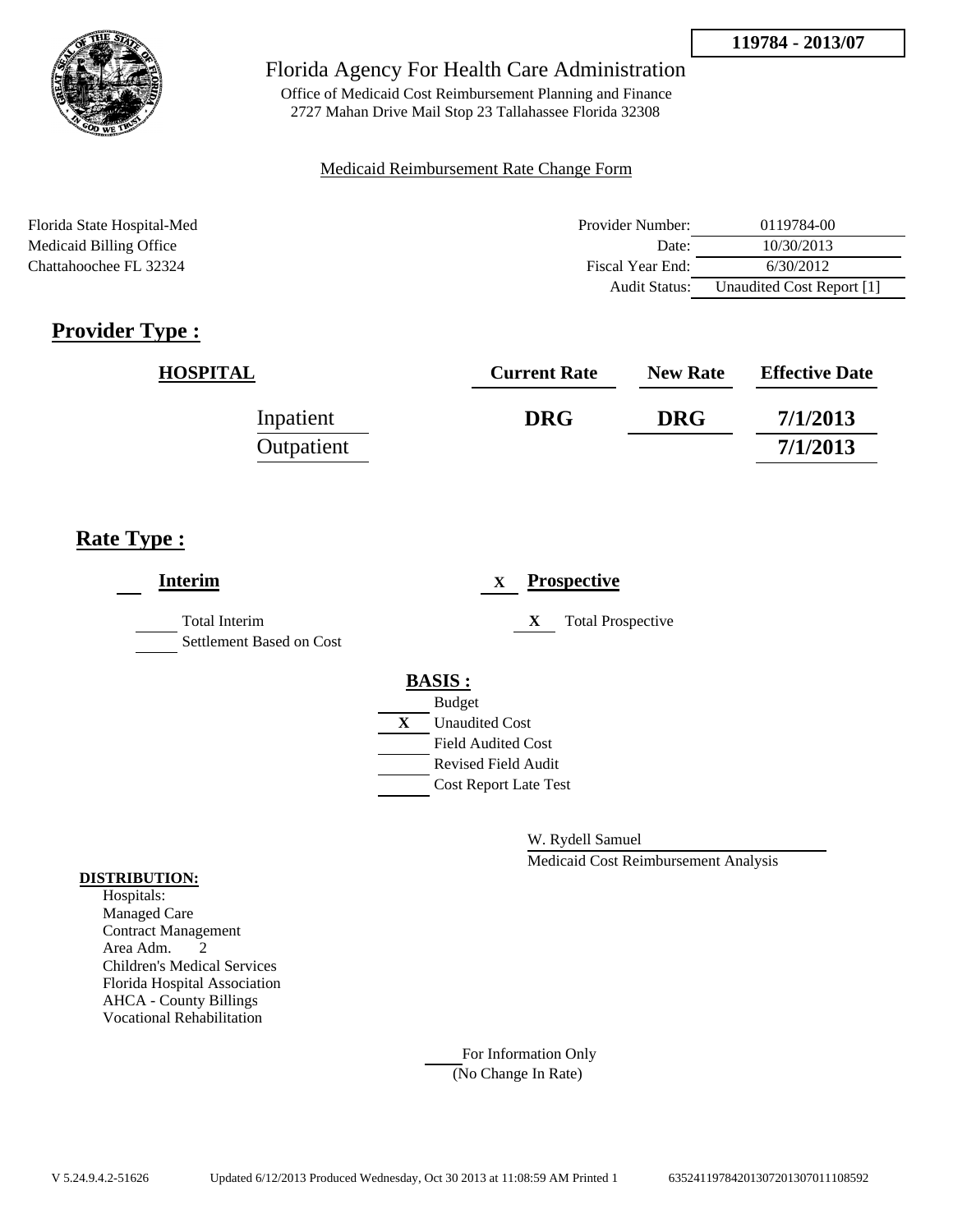**119784 - 2013/07**

Florida Agency For Health Care Administration

Office of Medicaid Cost Reimbursement Planning and Finance
2727 Mahan Drive Mail Stop 23 Tallahassee Florida 32308

Medicaid Reimbursement Rate Change Form

Florida State Hospital-Med
Medicaid Billing Office
Chattahoochee FL 32324

| | |
|---|---|
| Provider Number: | 0119784-00 |
| Date: | 10/30/2013 |
| Fiscal Year End: | 6/30/2012 |
| Audit Status: | Unaudited Cost Report [1] |

## Provider Type :

| HOSPITAL | Current Rate | New Rate | Effective Date |
|---|---|---|---|
| Inpatient | DRG | DRG | 7/1/2013 |
| Outpatient | | | 7/1/2013 |

## Rate Type :

**Interim**

- ___ Total Interim
- ___ Settlement Based on Cost

X **Prospective**

- X Total Prospective

**BASIS :**

- ___ Budget
- X Unaudited Cost
- ___ Field Audited Cost
- ___ Revised Field Audit
- ___ Cost Report Late Test

W. Rydell Samuel
Medicaid Cost Reimbursement Analysis

**DISTRIBUTION:**

Hospitals:
Managed Care
Contract Management
Area Adm. 2
Children's Medical Services
Florida Hospital Association
AHCA - County Billings
Vocational Rehabilitation

___ For Information Only
(No Change In Rate)

V 5.24.9.4.2-51626 Updated 6/12/2013 Produced Wednesday, Oct 30 2013 at 11:08:59 AM Printed 1 635241197842013072013070111085​92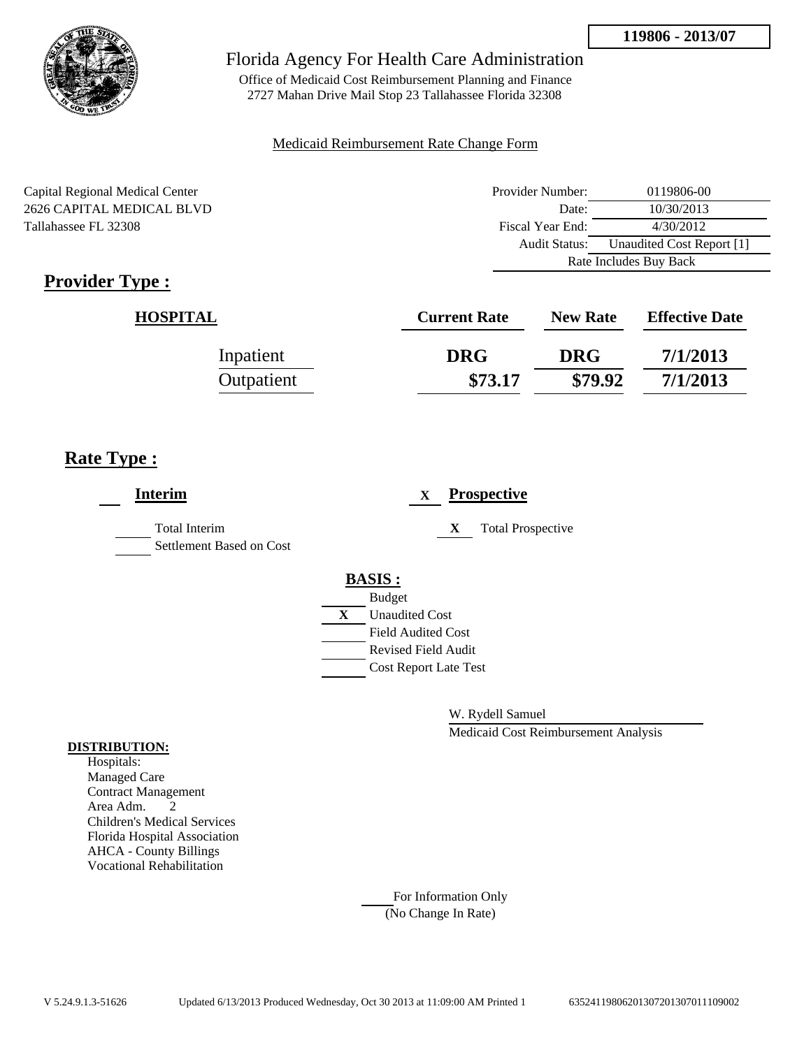119806 - 2013/07

# Florida Agency For Health Care Administration

Office of Medicaid Cost Reimbursement Planning and Finance
2727 Mahan Drive Mail Stop 23 Tallahassee Florida 32308

Medicaid Reimbursement Rate Change Form

Capital Regional Medical Center
2626 CAPITAL MEDICAL BLVD
Tallahassee FL 32308

| | |
|---|---|
| Provider Number: | 0119806-00 |
| Date: | 10/30/2013 |
| Fiscal Year End: | 4/30/2012 |
| Audit Status: | Unaudited Cost Report [1] |
| Rate Includes Buy Back | |

## Provider Type :

| HOSPITAL | Current Rate | New Rate | Effective Date |
|---|---|---|---|
| Inpatient | DRG | DRG | 7/1/2013 |
| Outpatient | $73.17 | $79.92 | 7/1/2013 |

## Rate Type :

**Interim**

- ___ Total Interim
- ___ Settlement Based on Cost

X **Prospective**

- X Total Prospective

**BASIS :**

- ___ Budget
- X Unaudited Cost
- ___ Field Audited Cost
- ___ Revised Field Audit
- ___ Cost Report Late Test

W. Rydell Samuel
Medicaid Cost Reimbursement Analysis

**DISTRIBUTION:**

Hospitals:
Managed Care
Contract Management
Area Adm. 2
Children's Medical Services
Florida Hospital Association
AHCA - County Billings
Vocational Rehabilitation

___ For Information Only
(No Change In Rate)

V 5.24.9.1.3-51626 Updated 6/13/2013 Produced Wednesday, Oct 30 2013 at 11:09:00 AM Printed 1 6352411980620130720130701110900​2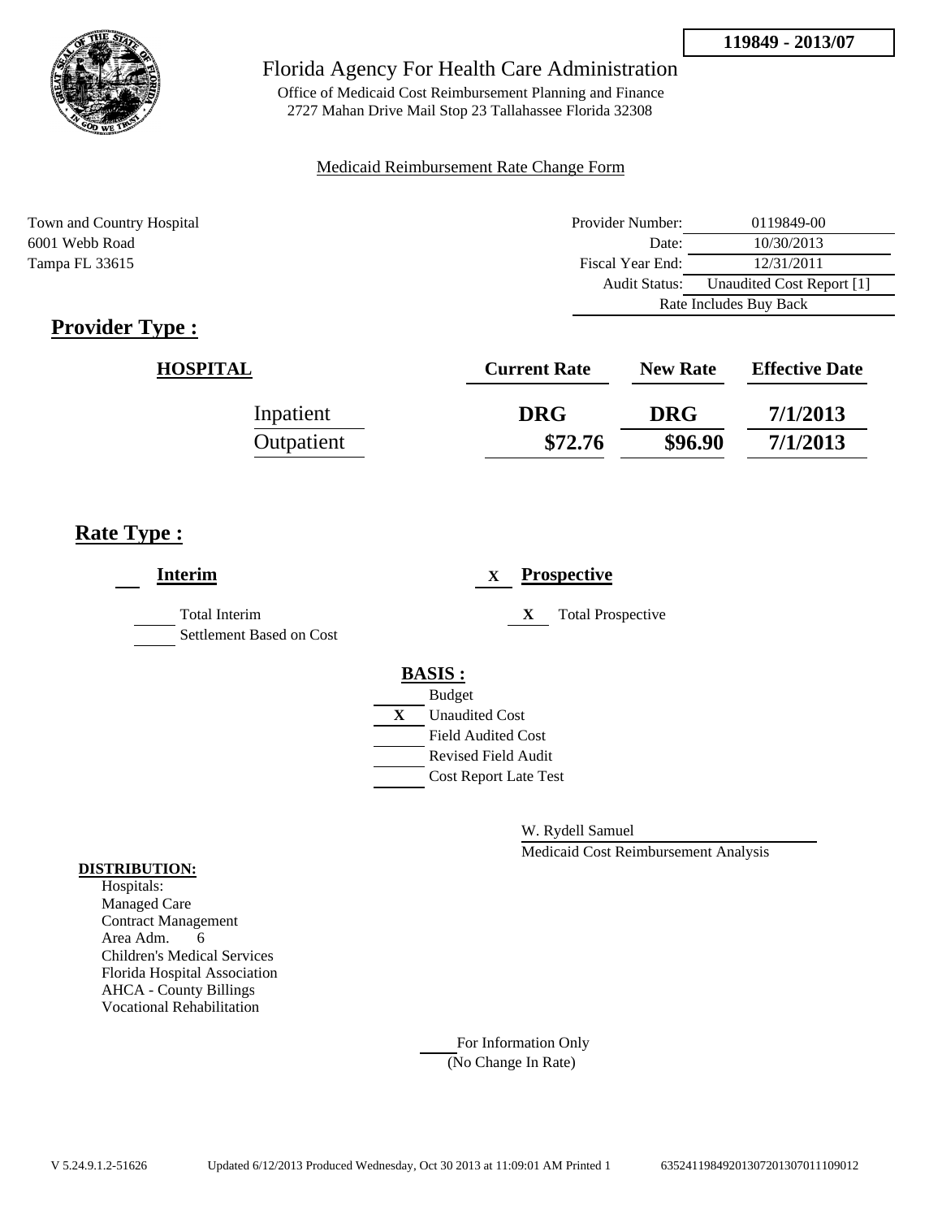**119849 - 2013/07**

# Florida Agency For Health Care Administration

Office of Medicaid Cost Reimbursement Planning and Finance
2727 Mahan Drive Mail Stop 23 Tallahassee Florida 32308

Medicaid Reimbursement Rate Change Form

Town and Country Hospital
6001 Webb Road
Tampa FL 33615

| | |
|---|---|
| Provider Number: | 0119849-00 |
| Date: | 10/30/2013 |
| Fiscal Year End: | 12/31/2011 |
| Audit Status: | Unaudited Cost Report [1] |
| Rate Includes Buy Back | |

## Provider Type :

| HOSPITAL | Current Rate | New Rate | Effective Date |
|---|---|---|---|
| Inpatient | DRG | DRG | 7/1/2013 |
| Outpatient | $72.76 | $96.90 | 7/1/2013 |

## Rate Type :

**Interim**

- [ ] Total Interim
- [ ] Settlement Based on Cost

X **Prospective**

- [X] Total Prospective

**BASIS :**

- [ ] Budget
- [X] Unaudited Cost
- [ ] Field Audited Cost
- [ ] Revised Field Audit
- [ ] Cost Report Late Test

W. Rydell Samuel
Medicaid Cost Reimbursement Analysis

**DISTRIBUTION:**

Hospitals:
Managed Care
Contract Management
Area Adm. 6
Children's Medical Services
Florida Hospital Association
AHCA - County Billings
Vocational Rehabilitation

For Information Only
(No Change In Rate)

V 5.24.9.1.2-51626 Updated 6/12/2013 Produced Wednesday, Oct 30 2013 at 11:09:01 AM Printed 1 635241198492013072013070111090​12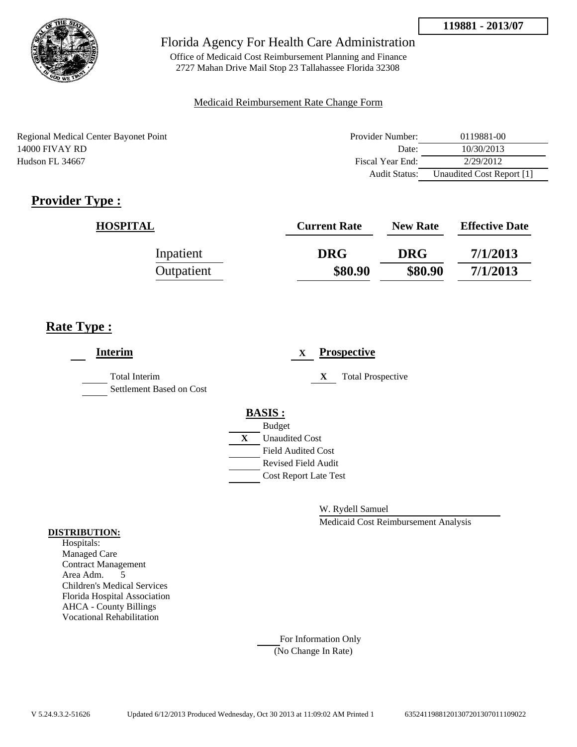**119881 - 2013/07**

Florida Agency For Health Care Administration

Office of Medicaid Cost Reimbursement Planning and Finance
2727 Mahan Drive Mail Stop 23 Tallahassee Florida 32308

Medicaid Reimbursement Rate Change Form

Regional Medical Center Bayonet Point
14000 FIVAY RD
Hudson FL 34667

| | |
|---|---|
| Provider Number: | 0119881-00 |
| Date: | 10/30/2013 |
| Fiscal Year End: | 2/29/2012 |
| Audit Status: | Unaudited Cost Report [1] |

## Provider Type :

| HOSPITAL | Current Rate | New Rate | Effective Date |
|---|---|---|---|
| Inpatient | DRG | DRG | 7/1/2013 |
| Outpatient | $80.90 | $80.90 | 7/1/2013 |

## Rate Type :

**Interim**

- Total Interim
- Settlement Based on Cost

X **Prospective**

- X Total Prospective

**BASIS :**

- Budget
- X Unaudited Cost
- Field Audited Cost
- Revised Field Audit
- Cost Report Late Test

W. Rydell Samuel

Medicaid Cost Reimbursement Analysis

**DISTRIBUTION:**

Hospitals:
Managed Care
Contract Management
Area Adm. 5
Children's Medical Services
Florida Hospital Association
AHCA - County Billings
Vocational Rehabilitation

For Information Only
(No Change In Rate)

V 5.24.9.3.2-51626 Updated 6/12/2013 Produced Wednesday, Oct 30 2013 at 11:09:02 AM Printed 1 635241198812013072013070111090022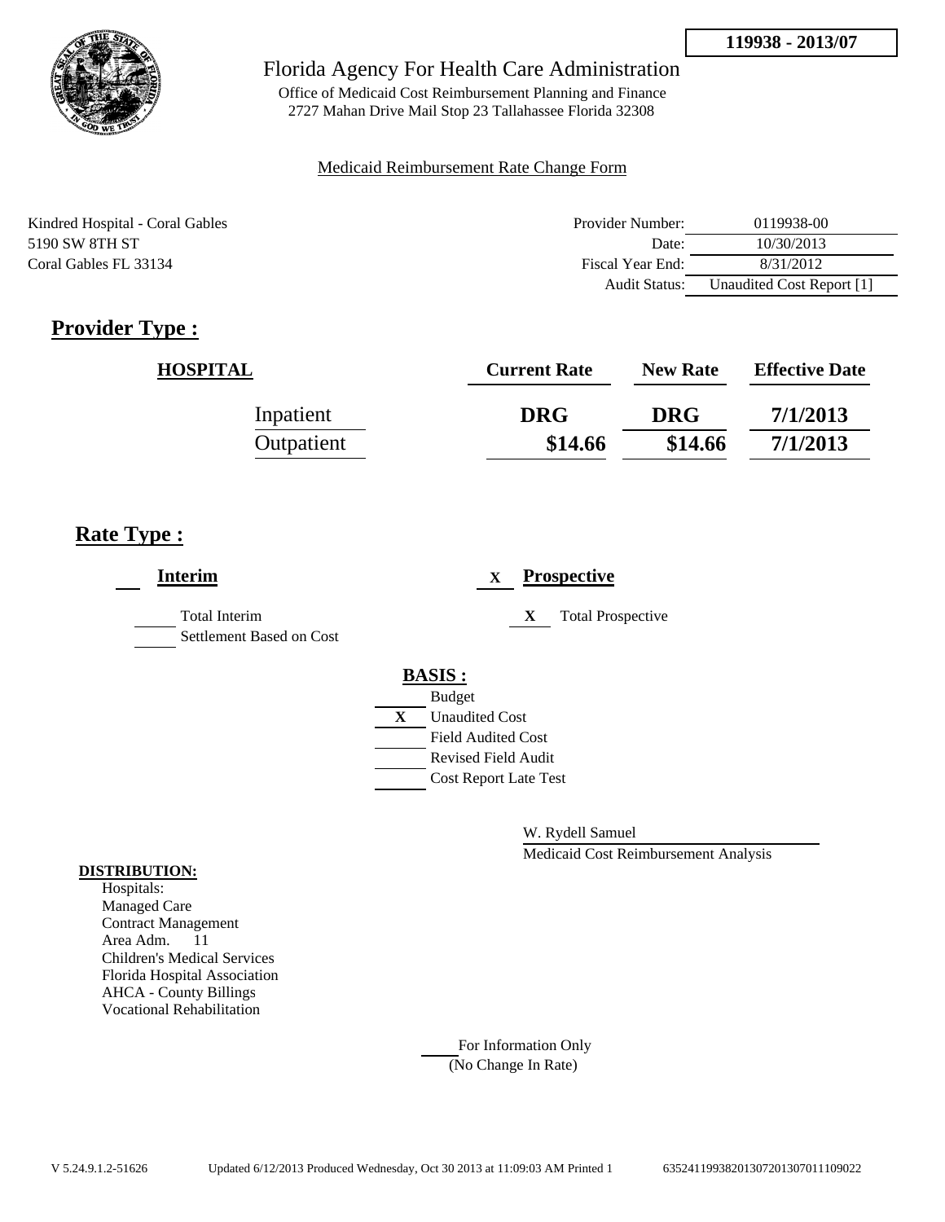**119938 - 2013/07**

Florida Agency For Health Care Administration

Office of Medicaid Cost Reimbursement Planning and Finance
2727 Mahan Drive Mail Stop 23 Tallahassee Florida 32308

Medicaid Reimbursement Rate Change Form

Kindred Hospital - Coral Gables
5190 SW 8TH ST
Coral Gables FL 33134

| | |
|---|---|
| Provider Number: | 0119938-00 |
| Date: | 10/30/2013 |
| Fiscal Year End: | 8/31/2012 |
| Audit Status: | Unaudited Cost Report [1] |

## Provider Type :

| HOSPITAL | Current Rate | New Rate | Effective Date |
|---|---|---|---|
| Inpatient | DRG | DRG | 7/1/2013 |
| Outpatient | $14.66 | $14.66 | 7/1/2013 |

## Rate Type :

___ **Interim**

___ Total Interim

___ Settlement Based on Cost

X **Prospective**

X Total Prospective

**BASIS :**

___ Budget

X Unaudited Cost

___ Field Audited Cost

___ Revised Field Audit

___ Cost Report Late Test

W. Rydell Samuel

Medicaid Cost Reimbursement Analysis

**DISTRIBUTION:**

Hospitals:
Managed Care
Contract Management
Area Adm. 11
Children's Medical Services
Florida Hospital Association
AHCA - County Billings
Vocational Rehabilitation

___ For Information Only
(No Change In Rate)

V 5.24.9.1.2-51626 Updated 6/12/2013 Produced Wednesday, Oct 30 2013 at 11:09:03 AM Printed 1 6352411993820130720130701110902​2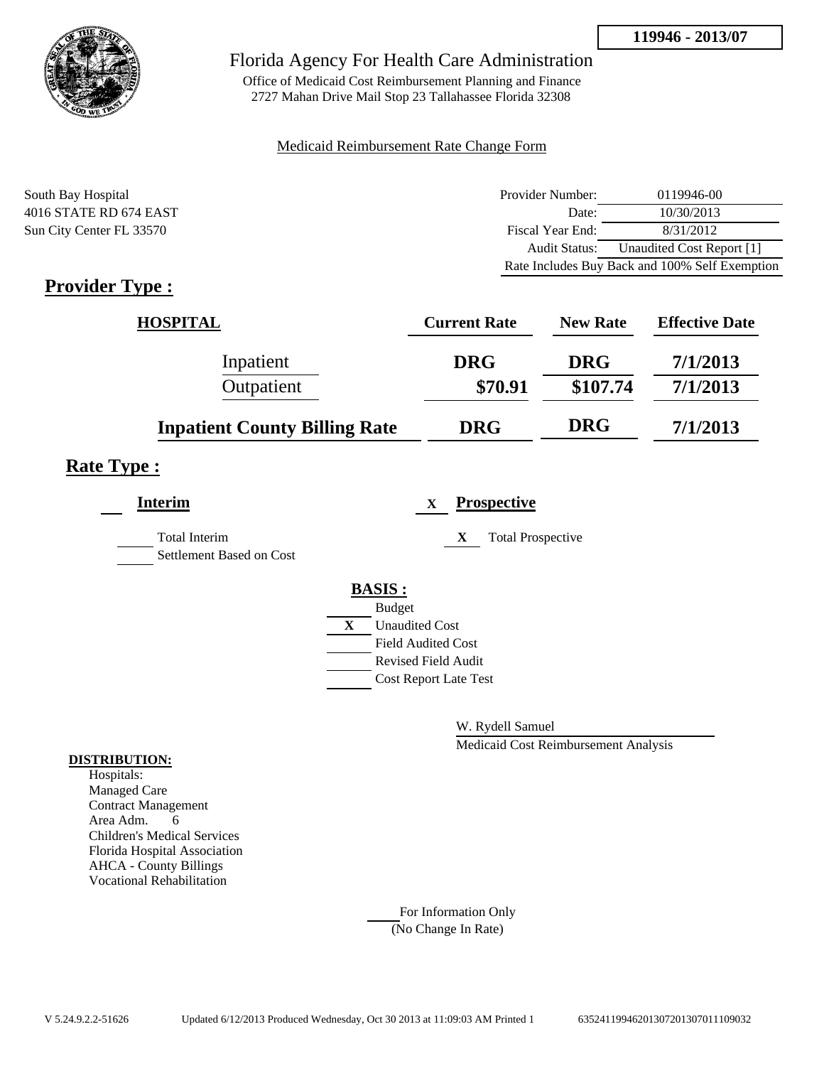**119946 - 2013/07**

Florida Agency For Health Care Administration

Office of Medicaid Cost Reimbursement Planning and Finance
2727 Mahan Drive Mail Stop 23 Tallahassee Florida 32308

Medicaid Reimbursement Rate Change Form

South Bay Hospital
4016 STATE RD 674 EAST
Sun City Center FL 33570

| | |
|---|---|
| Provider Number: | 0119946-00 |
| Date: | 10/30/2013 |
| Fiscal Year End: | 8/31/2012 |
| Audit Status: | Unaudited Cost Report [1] |

Rate Includes Buy Back and 100% Self Exemption

## Provider Type :

| HOSPITAL | Current Rate | New Rate | Effective Date |
|---|---|---|---|
| Inpatient | DRG | DRG | 7/1/2013 |
| Outpatient | $70.91 | $107.74 | 7/1/2013 |
| **Inpatient County Billing Rate** | **DRG** | **DRG** | **7/1/2013** |

## Rate Type :

**Interim**

Total Interim
Settlement Based on Cost

X **Prospective**

X Total Prospective

**BASIS :**

- Budget
- X Unaudited Cost
- Field Audited Cost
- Revised Field Audit
- Cost Report Late Test

W. Rydell Samuel
Medicaid Cost Reimbursement Analysis

**DISTRIBUTION:**

Hospitals:
Managed Care
Contract Management
Area Adm. 6
Children's Medical Services
Florida Hospital Association
AHCA - County Billings
Vocational Rehabilitation

For Information Only
(No Change In Rate)

V 5.24.9.2.2-51626 Updated 6/12/2013 Produced Wednesday, Oct 30 2013 at 11:09:03 AM Printed 1 635241199462013072013070111090032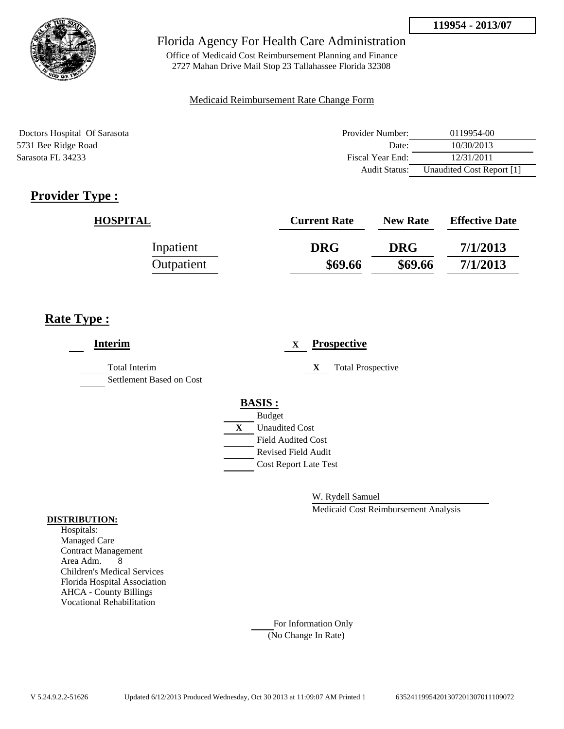119954 - 2013/07

Florida Agency For Health Care Administration

Office of Medicaid Cost Reimbursement Planning and Finance
2727 Mahan Drive Mail Stop 23 Tallahassee Florida 32308

Medicaid Reimbursement Rate Change Form

Doctors Hospital Of Sarasota
5731 Bee Ridge Road
Sarasota FL 34233

| | |
|---|---|
| Provider Number: | 0119954-00 |
| Date: | 10/30/2013 |
| Fiscal Year End: | 12/31/2011 |
| Audit Status: | Unaudited Cost Report [1] |

## Provider Type :

| HOSPITAL | Current Rate | New Rate | Effective Date |
|---|---|---|---|
| Inpatient | DRG | DRG | 7/1/2013 |
| Outpatient | $69.66 | $69.66 | 7/1/2013 |

## Rate Type :

___ **Interim**

___ Total Interim
___ Settlement Based on Cost

X **Prospective**

X Total Prospective

**BASIS :**

___ Budget
X Unaudited Cost
___ Field Audited Cost
___ Revised Field Audit
___ Cost Report Late Test

W. Rydell Samuel
Medicaid Cost Reimbursement Analysis

**DISTRIBUTION:**
Hospitals:
Managed Care
Contract Management
Area Adm. 8
Children's Medical Services
Florida Hospital Association
AHCA - County Billings
Vocational Rehabilitation

___ For Information Only
(No Change In Rate)

V 5.24.9.2.2-51626 Updated 6/12/2013 Produced Wednesday, Oct 30 2013 at 11:09:07 AM Printed 1 635241199542013072013070111090072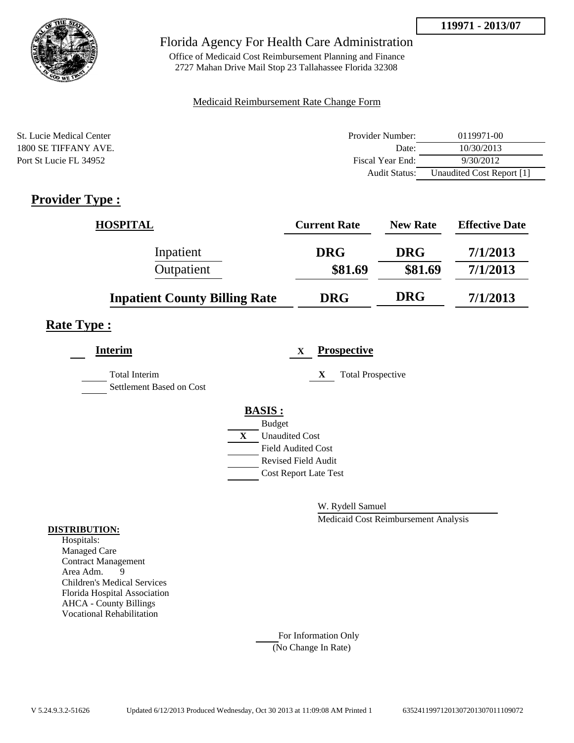**119971 - 2013/07**

# Florida Agency For Health Care Administration

Office of Medicaid Cost Reimbursement Planning and Finance
2727 Mahan Drive Mail Stop 23 Tallahassee Florida 32308

Medicaid Reimbursement Rate Change Form

St. Lucie Medical Center
1800 SE TIFFANY AVE.
Port St Lucie FL 34952

| | |
|---|---|
| Provider Number: | 0119971-00 |
| Date: | 10/30/2013 |
| Fiscal Year End: | 9/30/2012 |
| Audit Status: | Unaudited Cost Report [1] |

## Provider Type :

| HOSPITAL | Current Rate | New Rate | Effective Date |
|---|---|---|---|
| Inpatient | DRG | DRG | 7/1/2013 |
| Outpatient | $81.69 | $81.69 | 7/1/2013 |
| **Inpatient County Billing Rate** | **DRG** | **DRG** | **7/1/2013** |

## Rate Type :

___ **Interim**

___ Total Interim

___ Settlement Based on Cost

X **Prospective**

X Total Prospective

**BASIS :**

___ Budget

X Unaudited Cost

___ Field Audited Cost

___ Revised Field Audit

___ Cost Report Late Test

W. Rydell Samuel
Medicaid Cost Reimbursement Analysis

**DISTRIBUTION:**

Hospitals:
Managed Care
Contract Management
Area Adm. 9
Children's Medical Services
Florida Hospital Association
AHCA - County Billings
Vocational Rehabilitation

___ For Information Only
(No Change In Rate)

V 5.24.9.3.2-51626 Updated 6/12/2013 Produced Wednesday, Oct 30 2013 at 11:09:08 AM Printed 1 635241199712013072013070111090​72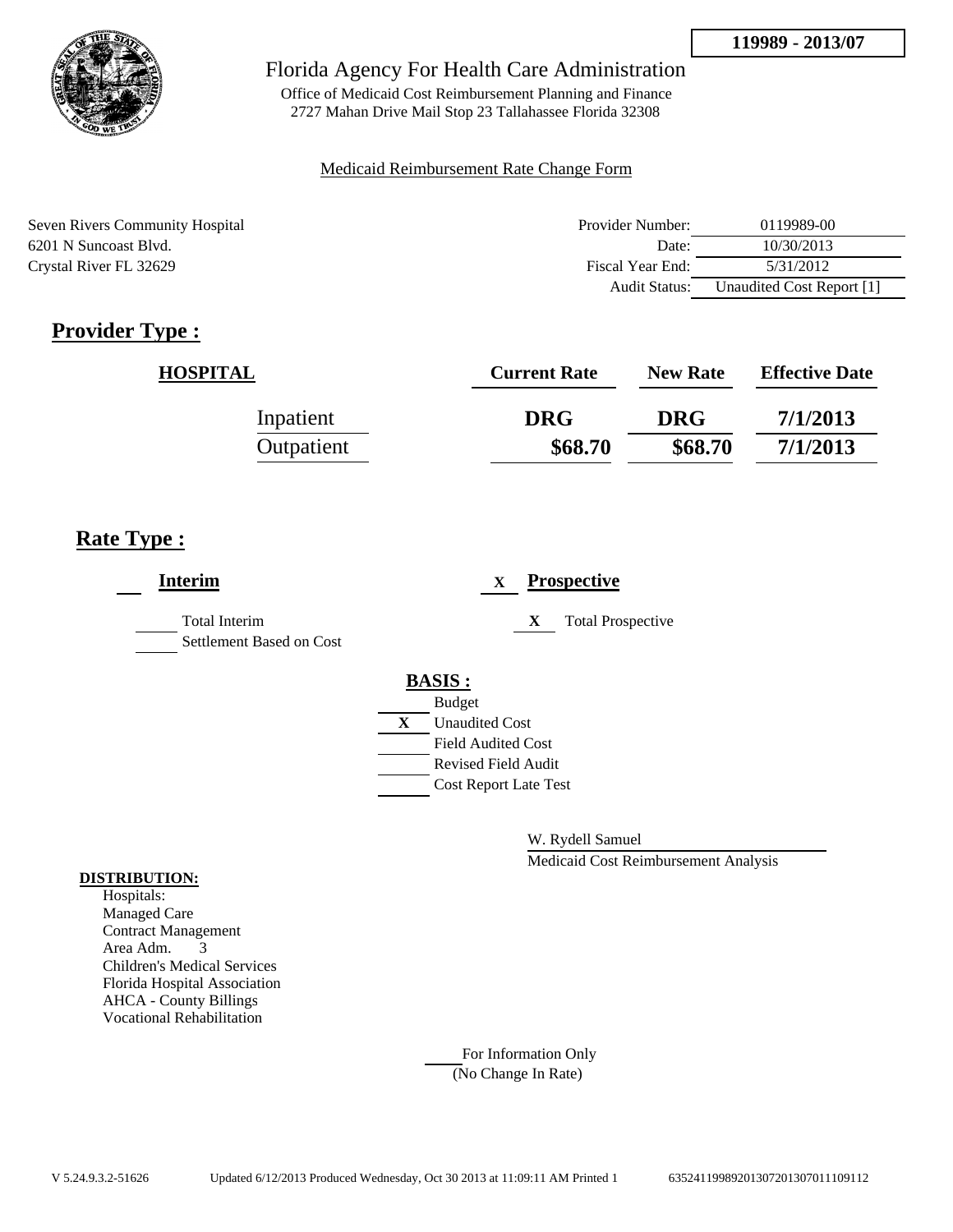**119989 - 2013/07**

Florida Agency For Health Care Administration

Office of Medicaid Cost Reimbursement Planning and Finance
2727 Mahan Drive Mail Stop 23 Tallahassee Florida 32308

Medicaid Reimbursement Rate Change Form

Seven Rivers Community Hospital
6201 N Suncoast Blvd.
Crystal River FL 32629

| | |
|---|---|
| Provider Number: | 0119989-00 |
| Date: | 10/30/2013 |
| Fiscal Year End: | 5/31/2012 |
| Audit Status: | Unaudited Cost Report [1] |

## Provider Type :

| HOSPITAL | Current Rate | New Rate | Effective Date |
|---|---|---|---|
| Inpatient | DRG | DRG | 7/1/2013 |
| Outpatient | $68.70 | $68.70 | 7/1/2013 |

## Rate Type :

**Interim**

- ___ Total Interim
- ___ Settlement Based on Cost

X **Prospective**

- X Total Prospective

**BASIS :**

- ___ Budget
- X Unaudited Cost
- ___ Field Audited Cost
- ___ Revised Field Audit
- ___ Cost Report Late Test

W. Rydell Samuel
Medicaid Cost Reimbursement Analysis

**DISTRIBUTION:**

Hospitals:
Managed Care
Contract Management
Area Adm. 3
Children's Medical Services
Florida Hospital Association
AHCA - County Billings
Vocational Rehabilitation

___ For Information Only
(No Change In Rate)

V 5.24.9.3.2-51626 Updated 6/12/2013 Produced Wednesday, Oct 30 2013 at 11:09:11 AM Printed 1 635241199892013072013070111109112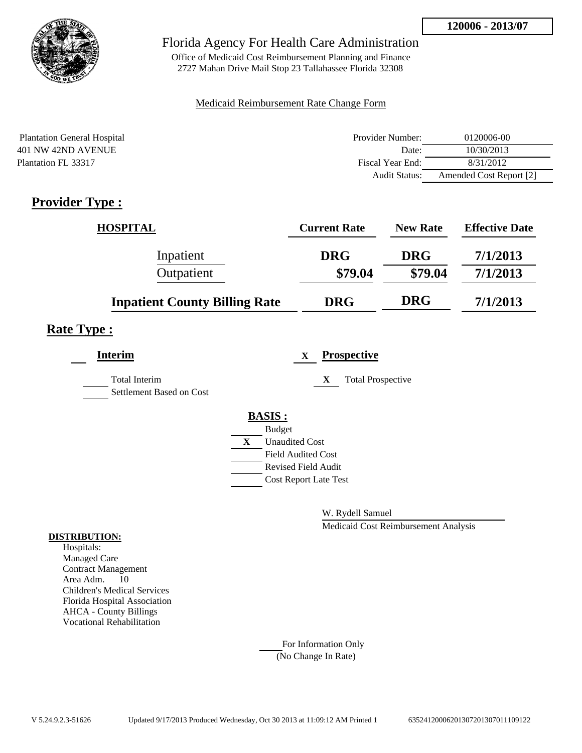**120006 - 2013/07**

Florida Agency For Health Care Administration

Office of Medicaid Cost Reimbursement Planning and Finance
2727 Mahan Drive Mail Stop 23 Tallahassee Florida 32308

Medicaid Reimbursement Rate Change Form

Plantation General Hospital
401 NW 42ND AVENUE
Plantation FL 33317

| | |
|---|---|
| Provider Number: | 0120006-00 |
| Date: | 10/30/2013 |
| Fiscal Year End: | 8/31/2012 |
| Audit Status: | Amended Cost Report [2] |

## Provider Type :

| HOSPITAL | Current Rate | New Rate | Effective Date |
|---|---|---|---|
| Inpatient | DRG | DRG | 7/1/2013 |
| Outpatient | $79.04 | $79.04 | 7/1/2013 |
| **Inpatient County Billing Rate** | DRG | DRG | 7/1/2013 |

## Rate Type :

___ **Interim**

___ Total Interim
___ Settlement Based on Cost

X **Prospective**

X Total Prospective

**BASIS :**

___ Budget
X Unaudited Cost
___ Field Audited Cost
___ Revised Field Audit
___ Cost Report Late Test

W. Rydell Samuel
Medicaid Cost Reimbursement Analysis

**DISTRIBUTION:**
Hospitals:
Managed Care
Contract Management
Area Adm. 10
Children's Medical Services
Florida Hospital Association
AHCA - County Billings
Vocational Rehabilitation

___ For Information Only
(No Change In Rate)

V 5.24.9.2.3-51626 Updated 9/17/2013 Produced Wednesday, Oct 30 2013 at 11:09:12 AM Printed 1 635241200062013072013070111091 22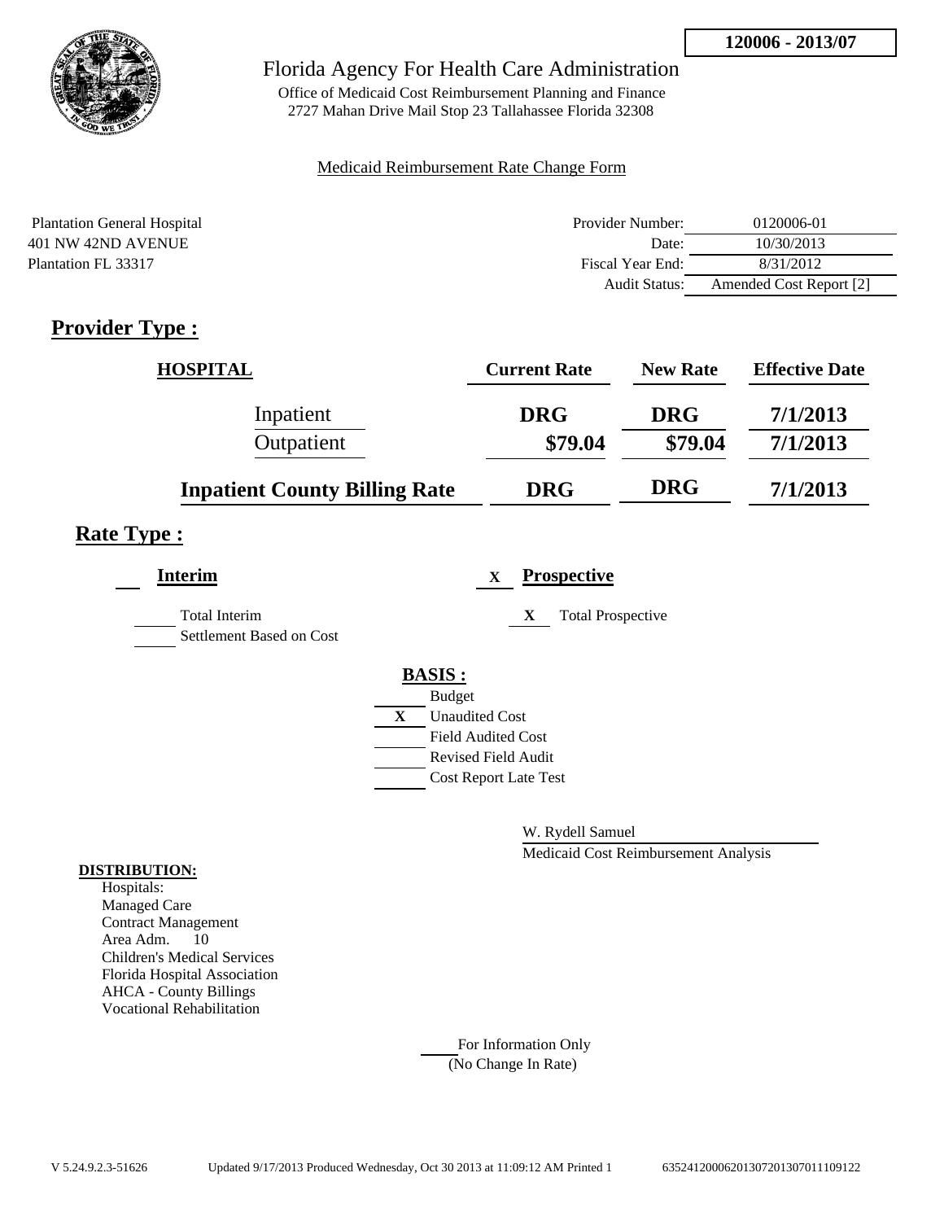**120006 - 2013/07**

Florida Agency For Health Care Administration

Office of Medicaid Cost Reimbursement Planning and Finance
2727 Mahan Drive Mail Stop 23 Tallahassee Florida 32308

Medicaid Reimbursement Rate Change Form

Plantation General Hospital
401 NW 42ND AVENUE
Plantation FL 33317

| | |
|---|---|
| Provider Number: | 0120006-01 |
| Date: | 10/30/2013 |
| Fiscal Year End: | 8/31/2012 |
| Audit Status: | Amended Cost Report [2] |

## Provider Type :

| HOSPITAL | Current Rate | New Rate | Effective Date |
|---|---|---|---|
| Inpatient | DRG | DRG | 7/1/2013 |
| Outpatient | $79.04 | $79.04 | 7/1/2013 |
| **Inpatient County Billing Rate** | DRG | DRG | 7/1/2013 |

## Rate Type :

**Interim**

___ Total Interim
___ Settlement Based on Cost

X **Prospective**

X Total Prospective

**BASIS :**

___ Budget
X Unaudited Cost
___ Field Audited Cost
___ Revised Field Audit
___ Cost Report Late Test

W. Rydell Samuel
Medicaid Cost Reimbursement Analysis

**DISTRIBUTION:**

Hospitals:
Managed Care
Contract Management
Area Adm. 10
Children's Medical Services
Florida Hospital Association
AHCA - County Billings
Vocational Rehabilitation

___ For Information Only
(No Change In Rate)

V 5.24.9.2.3-51626 Updated 9/17/2013 Produced Wednesday, Oct 30 2013 at 11:09:12 AM Printed 1 635241200062013072013070111 09122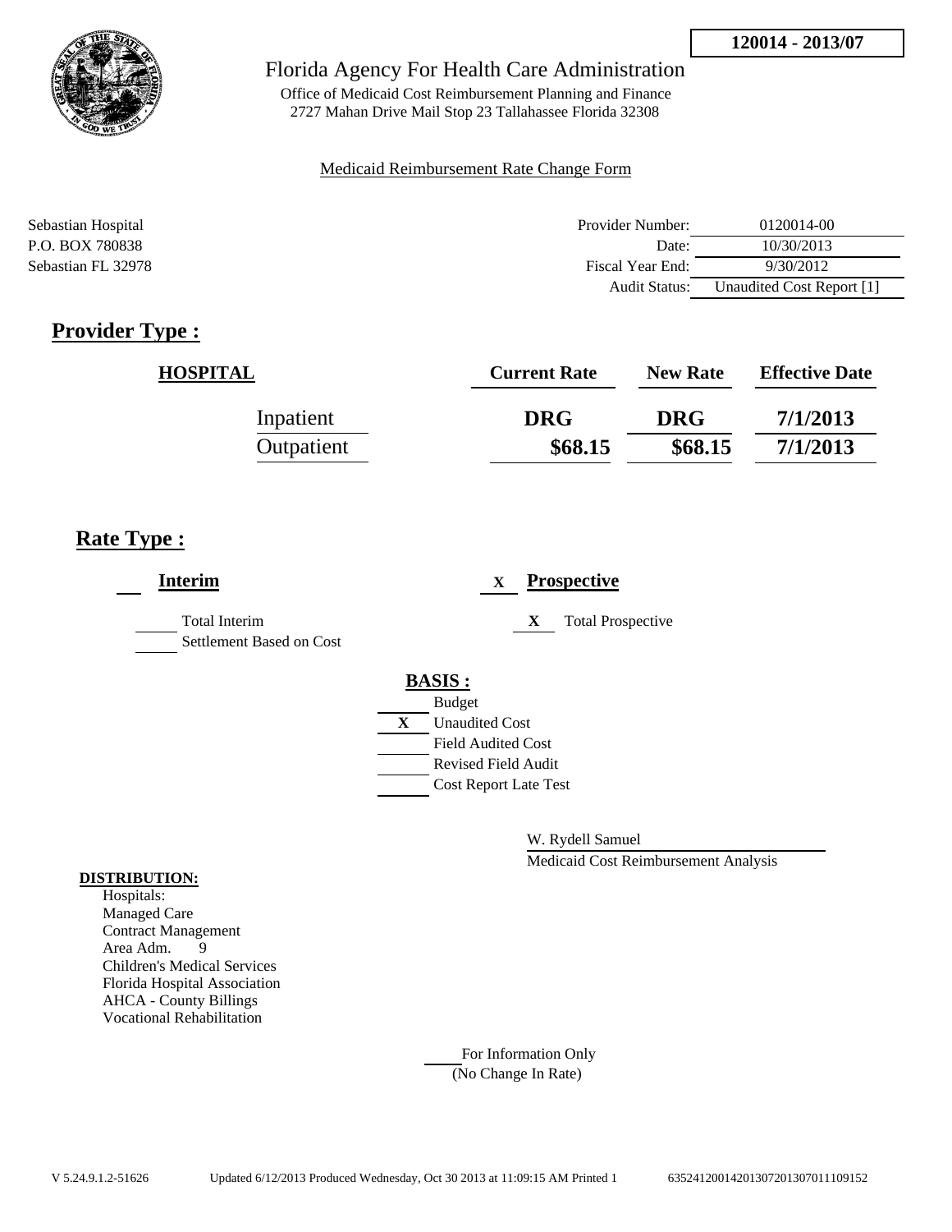**120014 - 2013/07**

Florida Agency For Health Care Administration

Office of Medicaid Cost Reimbursement Planning and Finance
2727 Mahan Drive Mail Stop 23 Tallahassee Florida 32308

Medicaid Reimbursement Rate Change Form

Sebastian Hospital
P.O. BOX 780838
Sebastian FL 32978

| | |
|---|---|
| Provider Number: | 0120014-00 |
| Date: | 10/30/2013 |
| Fiscal Year End: | 9/30/2012 |
| Audit Status: | Unaudited Cost Report [1] |

## Provider Type :

| HOSPITAL | Current Rate | New Rate | Effective Date |
|---|---|---|---|
| Inpatient | DRG | DRG | 7/1/2013 |
| Outpatient | $68.15 | $68.15 | 7/1/2013 |

## Rate Type :

___ **Interim**

___ Total Interim

___ Settlement Based on Cost

X **Prospective**

X Total Prospective

**BASIS :**

___ Budget

X Unaudited Cost

___ Field Audited Cost

___ Revised Field Audit

___ Cost Report Late Test

W. Rydell Samuel

Medicaid Cost Reimbursement Analysis

**DISTRIBUTION:**

Hospitals:
Managed Care
Contract Management
Area Adm. 9
Children's Medical Services
Florida Hospital Association
AHCA - County Billings
Vocational Rehabilitation

___ For Information Only
(No Change In Rate)

V 5.24.9.1.2-51626 Updated 6/12/2013 Produced Wednesday, Oct 30 2013 at 11:09:15 AM Printed 1 6352412001420130720130701109152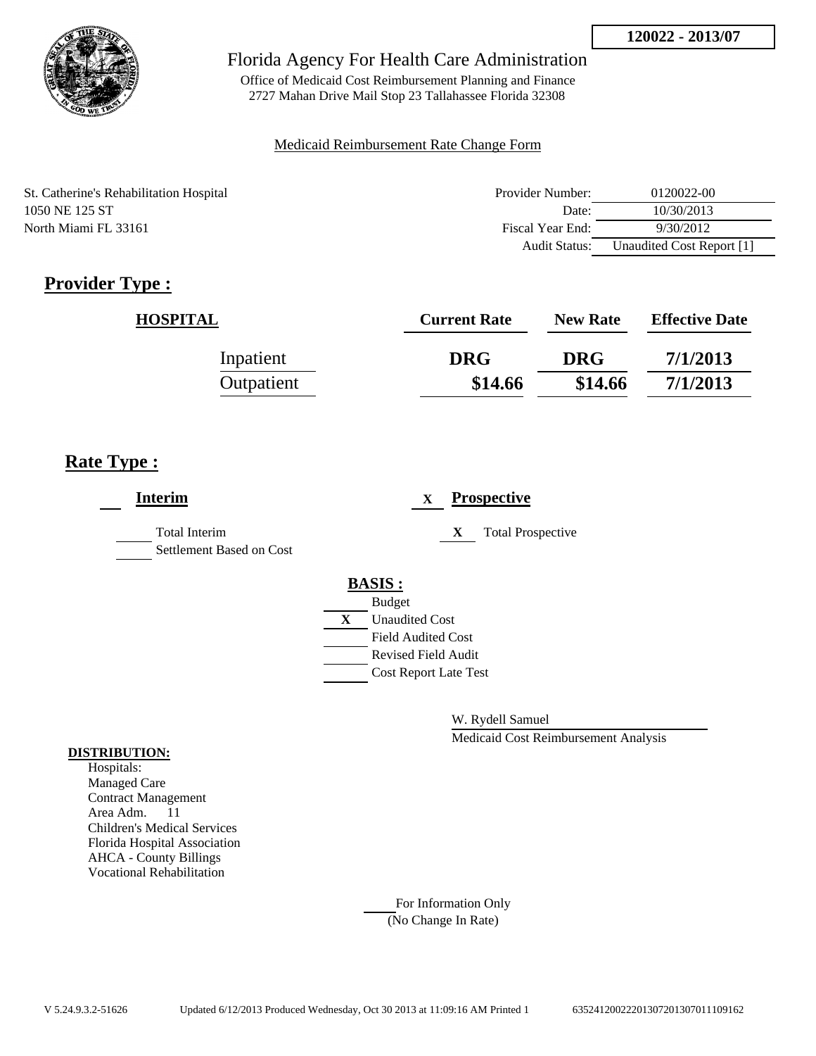**120022 - 2013/07**

Florida Agency For Health Care Administration

Office of Medicaid Cost Reimbursement Planning and Finance
2727 Mahan Drive Mail Stop 23 Tallahassee Florida 32308

Medicaid Reimbursement Rate Change Form

St. Catherine's Rehabilitation Hospital
1050 NE 125 ST
North Miami FL 33161

| | |
|---|---|
| Provider Number: | 0120022-00 |
| Date: | 10/30/2013 |
| Fiscal Year End: | 9/30/2012 |
| Audit Status: | Unaudited Cost Report [1] |

## Provider Type :

| HOSPITAL | Current Rate | New Rate | Effective Date |
|---|---|---|---|
| Inpatient | DRG | DRG | 7/1/2013 |
| Outpatient | $14.66 | $14.66 | 7/1/2013 |

## Rate Type :

___ **Interim**

___ Total Interim
___ Settlement Based on Cost

X **Prospective**

X Total Prospective

**BASIS :**

___ Budget
X Unaudited Cost
___ Field Audited Cost
___ Revised Field Audit
___ Cost Report Late Test

W. Rydell Samuel
Medicaid Cost Reimbursement Analysis

**DISTRIBUTION:**
Hospitals:
Managed Care
Contract Management
Area Adm. 11
Children's Medical Services
Florida Hospital Association
AHCA - County Billings
Vocational Rehabilitation

___ For Information Only
(No Change In Rate)

V 5.24.9.3.2-51626 Updated 6/12/2013 Produced Wednesday, Oct 30 2013 at 11:09:16 AM Printed 1 635241200222013072013070111091​62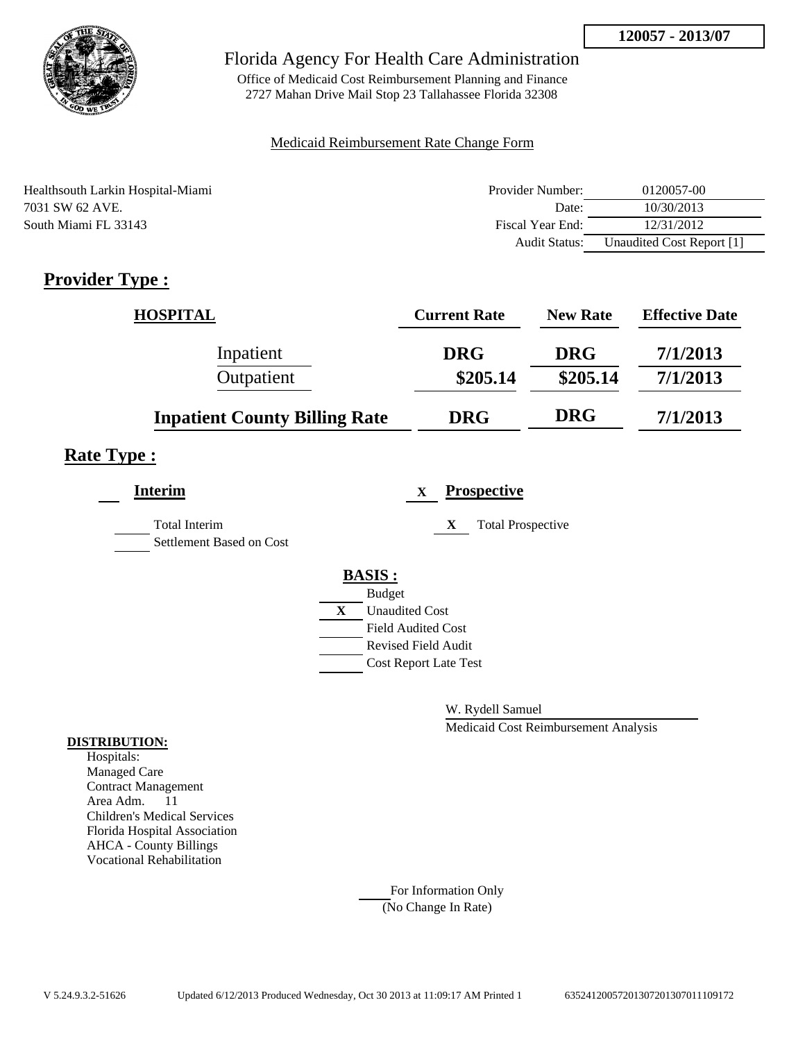**120057 - 2013/07**

# Florida Agency For Health Care Administration

Office of Medicaid Cost Reimbursement Planning and Finance
2727 Mahan Drive Mail Stop 23 Tallahassee Florida 32308

Medicaid Reimbursement Rate Change Form

Healthsouth Larkin Hospital-Miami
7031 SW 62 AVE.
South Miami FL 33143

| | |
|---|---|
| Provider Number: | 0120057-00 |
| Date: | 10/30/2013 |
| Fiscal Year End: | 12/31/2012 |
| Audit Status: | Unaudited Cost Report [1] |

## Provider Type :

| HOSPITAL | Current Rate | New Rate | Effective Date |
|---|---|---|---|
| Inpatient | DRG | DRG | 7/1/2013 |
| Outpatient | $205.14 | $205.14 | 7/1/2013 |
| **Inpatient County Billing Rate** | **DRG** | **DRG** | **7/1/2013** |

## Rate Type :

**Interim**

___ Total Interim
___ Settlement Based on Cost

X **Prospective**

X Total Prospective

**BASIS :**

___ Budget
X Unaudited Cost
___ Field Audited Cost
___ Revised Field Audit
___ Cost Report Late Test

W. Rydell Samuel
Medicaid Cost Reimbursement Analysis

**DISTRIBUTION:**

Hospitals:
Managed Care
Contract Management
Area Adm. 11
Children's Medical Services
Florida Hospital Association
AHCA - County Billings
Vocational Rehabilitation

___ For Information Only
(No Change In Rate)

V 5.24.9.3.2-51626 Updated 6/12/2013 Produced Wednesday, Oct 30 2013 at 11:09:17 AM Printed 1 63524120057201307201307011109172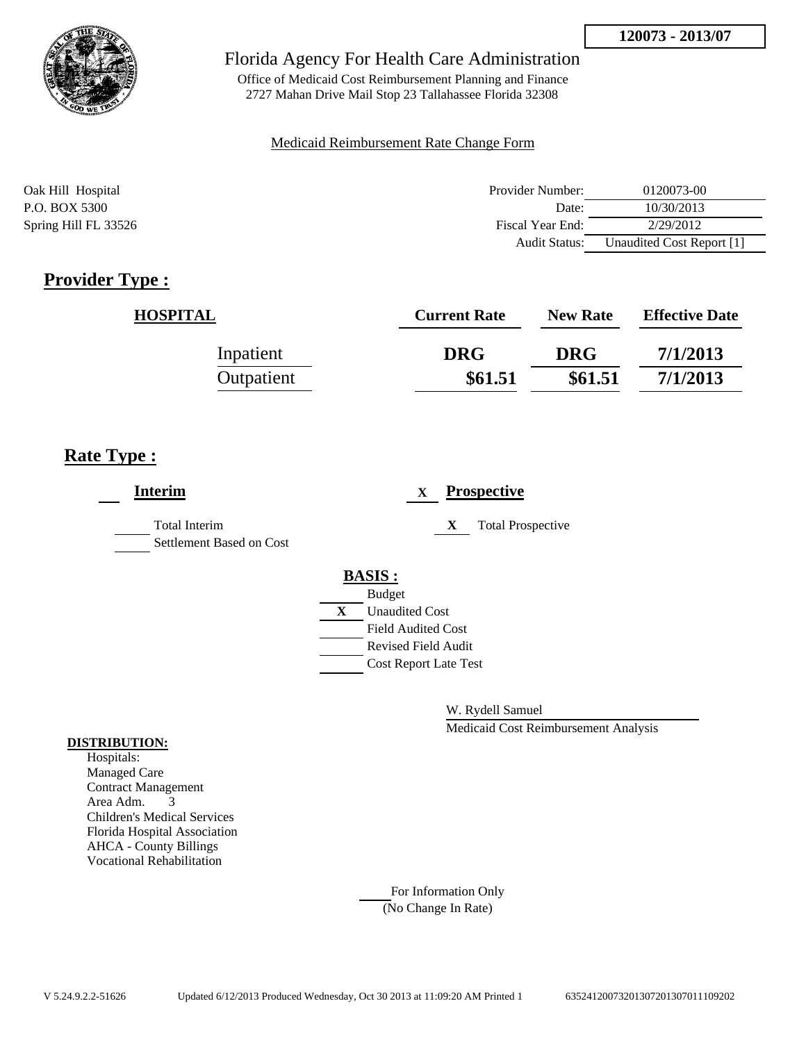**120073 - 2013/07**

# Florida Agency For Health Care Administration

Office of Medicaid Cost Reimbursement Planning and Finance
2727 Mahan Drive Mail Stop 23 Tallahassee Florida 32308

Medicaid Reimbursement Rate Change Form

Oak Hill Hospital
P.O. BOX 5300
Spring Hill FL 33526

| | |
|---|---|
| Provider Number: | 0120073-00 |
| Date: | 10/30/2013 |
| Fiscal Year End: | 2/29/2012 |
| Audit Status: | Unaudited Cost Report [1] |

## Provider Type :

| HOSPITAL | Current Rate | New Rate | Effective Date |
|---|---|---|---|
| Inpatient | DRG | DRG | 7/1/2013 |
| Outpatient | $61.51 | $61.51 | 7/1/2013 |

## Rate Type :

**Interim**

___ Total Interim
___ Settlement Based on Cost

X **Prospective**

X Total Prospective

**BASIS :**

___ Budget
X Unaudited Cost
___ Field Audited Cost
___ Revised Field Audit
___ Cost Report Late Test

W. Rydell Samuel
Medicaid Cost Reimbursement Analysis

**DISTRIBUTION:**
Hospitals:
Managed Care
Contract Management
Area Adm. 3
Children's Medical Services
Florida Hospital Association
AHCA - County Billings
Vocational Rehabilitation

___ For Information Only
(No Change In Rate)

V 5.24.9.2.2-51626 Updated 6/12/2013 Produced Wednesday, Oct 30 2013 at 11:09:20 AM Printed 1 6352412007320130720130701110920​2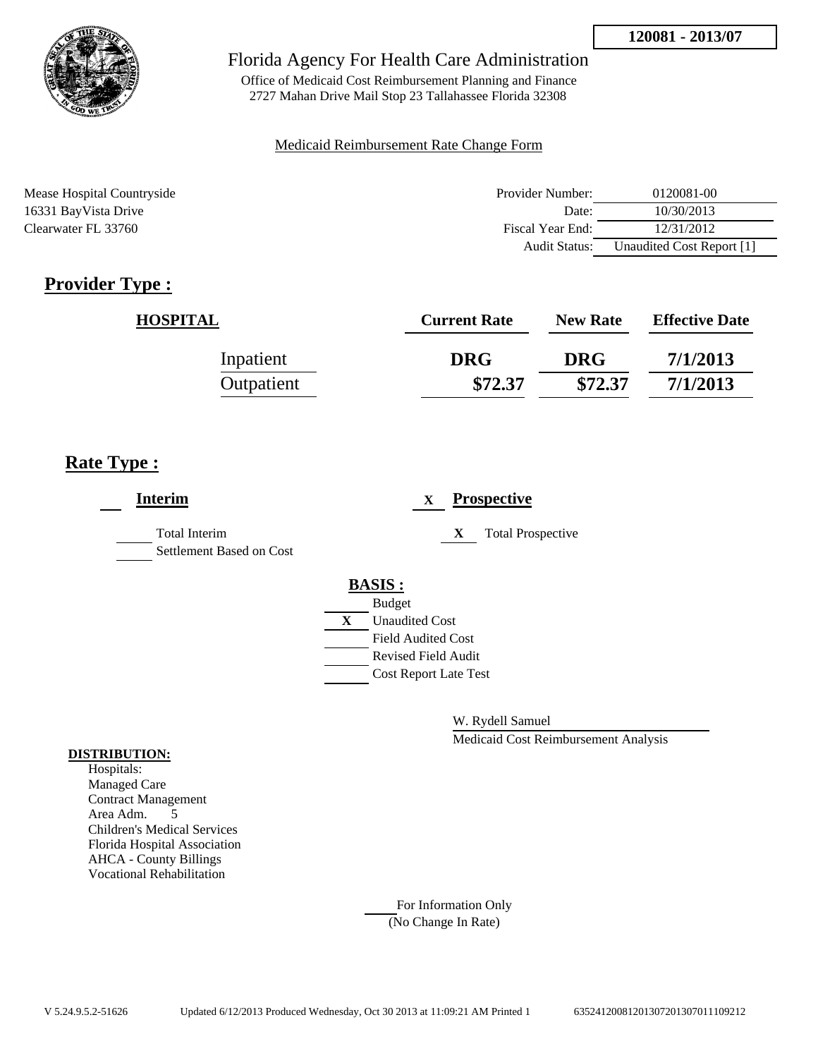**120081 - 2013/07**

Florida Agency For Health Care Administration

Office of Medicaid Cost Reimbursement Planning and Finance
2727 Mahan Drive Mail Stop 23 Tallahassee Florida 32308

Medicaid Reimbursement Rate Change Form

Mease Hospital Countryside
16331 BayVista Drive
Clearwater FL 33760

| | |
|---|---|
| Provider Number: | 0120081-00 |
| Date: | 10/30/2013 |
| Fiscal Year End: | 12/31/2012 |
| Audit Status: | Unaudited Cost Report [1] |

## Provider Type :

| HOSPITAL | Current Rate | New Rate | Effective Date |
|---|---|---|---|
| Inpatient | DRG | DRG | 7/1/2013 |
| Outpatient | $72.37 | $72.37 | 7/1/2013 |

## Rate Type :

**Interim**

____ Total Interim
____ Settlement Based on Cost

X **Prospective**

X Total Prospective

**BASIS :**

____ Budget
X Unaudited Cost
____ Field Audited Cost
____ Revised Field Audit
____ Cost Report Late Test

W. Rydell Samuel
Medicaid Cost Reimbursement Analysis

**DISTRIBUTION:**
Hospitals:
Managed Care
Contract Management
Area Adm. 5
Children's Medical Services
Florida Hospital Association
AHCA - County Billings
Vocational Rehabilitation

____ For Information Only
(No Change In Rate)

V 5.24.9.5.2-51626 Updated 6/12/2013 Produced Wednesday, Oct 30 2013 at 11:09:21 AM Printed 1 6352412008120130720130701109212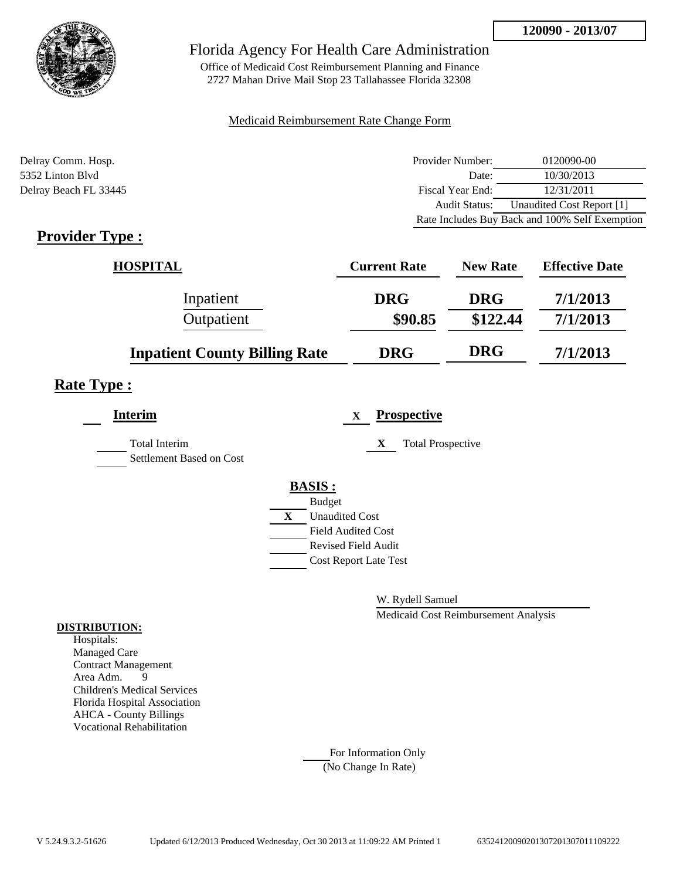120090 - 2013/07

# Florida Agency For Health Care Administration

Office of Medicaid Cost Reimbursement Planning and Finance
2727 Mahan Drive Mail Stop 23 Tallahassee Florida 32308

Medicaid Reimbursement Rate Change Form

Delray Comm. Hosp.
5352 Linton Blvd
Delray Beach FL 33445

| | |
|---|---|
| Provider Number: | 0120090-00 |
| Date: | 10/30/2013 |
| Fiscal Year End: | 12/31/2011 |
| Audit Status: | Unaudited Cost Report [1] |
| | Rate Includes Buy Back and 100% Self Exemption |

## Provider Type :

| HOSPITAL | Current Rate | New Rate | Effective Date |
|---|---|---|---|
| Inpatient | DRG | DRG | 7/1/2013 |
| Outpatient | $90.85 | $122.44 | 7/1/2013 |
| **Inpatient County Billing Rate** | DRG | DRG | 7/1/2013 |

## Rate Type :

**Interim**

- [ ] Total Interim
- [ ] Settlement Based on Cost

X **Prospective**

- X Total Prospective

**BASIS :**

- [ ] Budget
- X Unaudited Cost
- [ ] Field Audited Cost
- [ ] Revised Field Audit
- [ ] Cost Report Late Test

W. Rydell Samuel
Medicaid Cost Reimbursement Analysis

**DISTRIBUTION:**
Hospitals:
Managed Care
Contract Management
Area Adm. 9
Children's Medical Services
Florida Hospital Association
AHCA - County Billings
Vocational Rehabilitation

For Information Only
(No Change In Rate)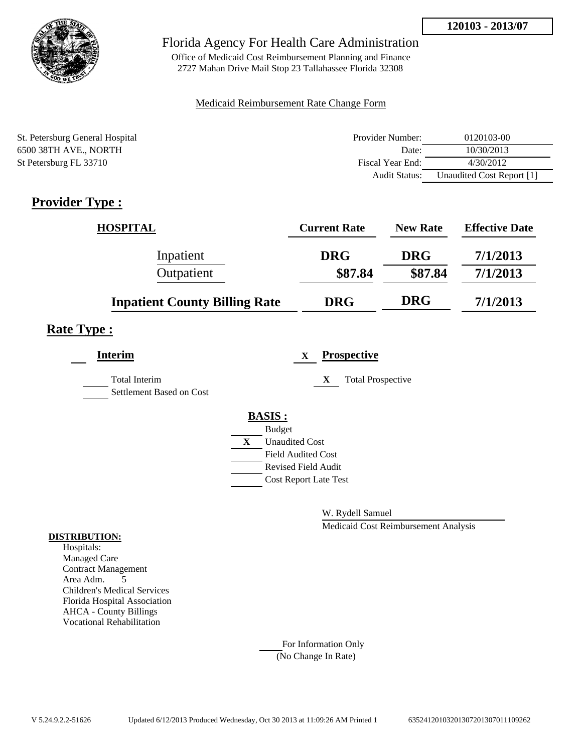**120103 - 2013/07**

Florida Agency For Health Care Administration

Office of Medicaid Cost Reimbursement Planning and Finance
2727 Mahan Drive Mail Stop 23 Tallahassee Florida 32308

Medicaid Reimbursement Rate Change Form

St. Petersburg General Hospital
6500 38TH AVE., NORTH
St Petersburg FL 33710

| | |
|---|---|
| Provider Number: | 0120103-00 |
| Date: | 10/30/2013 |
| Fiscal Year End: | 4/30/2012 |
| Audit Status: | Unaudited Cost Report [1] |

## Provider Type :

| HOSPITAL | Current Rate | New Rate | Effective Date |
|---|---|---|---|
| Inpatient | DRG | DRG | 7/1/2013 |
| Outpatient | $87.84 | $87.84 | 7/1/2013 |
| **Inpatient County Billing Rate** | **DRG** | **DRG** | **7/1/2013** |

## Rate Type :

___ **Interim**

___ Total Interim

___ Settlement Based on Cost

X **Prospective**

X Total Prospective

**BASIS :**

___ Budget

X Unaudited Cost

___ Field Audited Cost

___ Revised Field Audit

___ Cost Report Late Test

W. Rydell Samuel

Medicaid Cost Reimbursement Analysis

**DISTRIBUTION:**

Hospitals:
Managed Care
Contract Management
Area Adm. 5
Children's Medical Services
Florida Hospital Association
AHCA - County Billings
Vocational Rehabilitation

___ For Information Only
(No Change In Rate)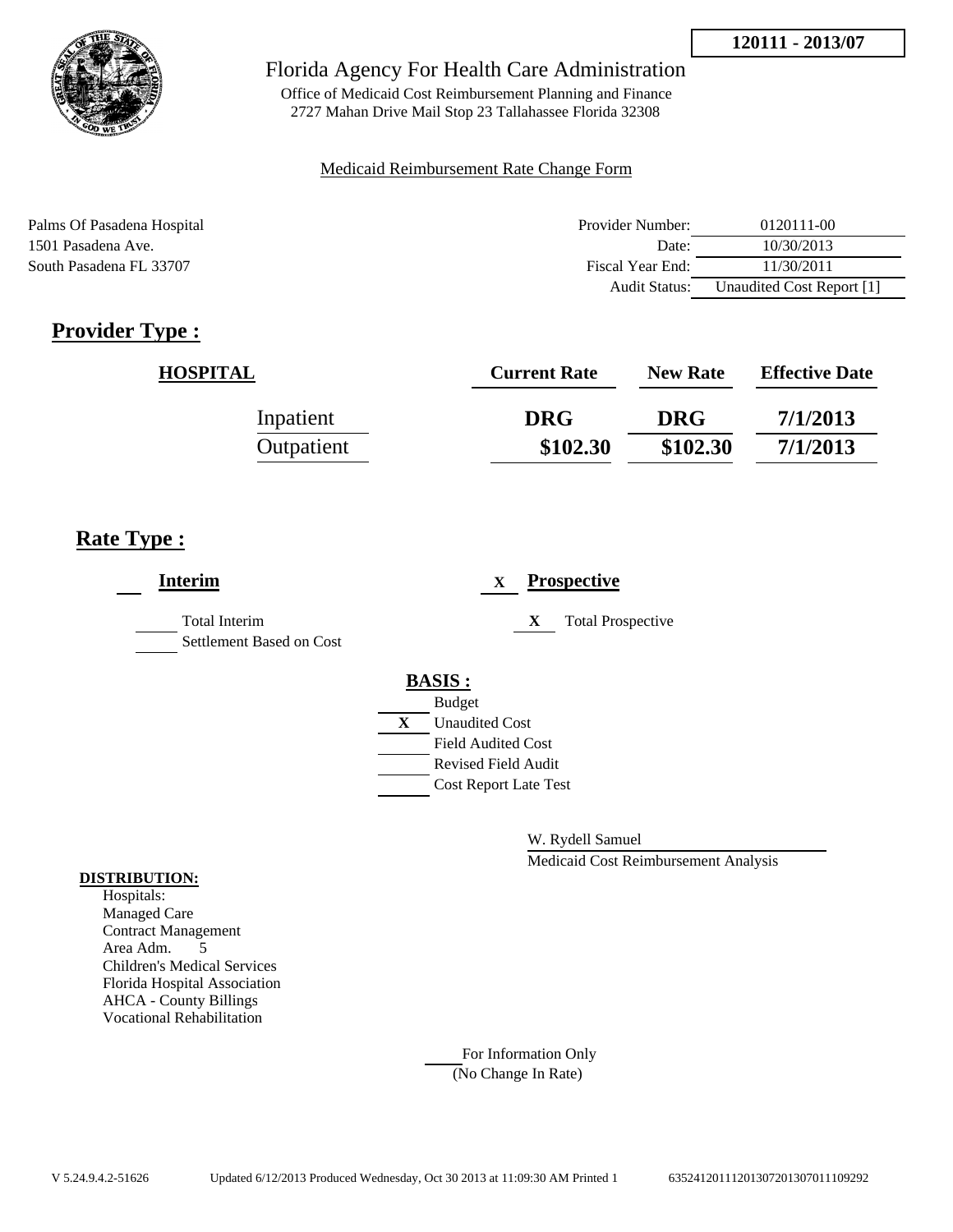**120111 - 2013/07**

# Florida Agency For Health Care Administration

Office of Medicaid Cost Reimbursement Planning and Finance
2727 Mahan Drive Mail Stop 23 Tallahassee Florida 32308

Medicaid Reimbursement Rate Change Form

Palms Of Pasadena Hospital
1501 Pasadena Ave.
South Pasadena FL 33707

| | |
|---|---|
| Provider Number: | 0120111-00 |
| Date: | 10/30/2013 |
| Fiscal Year End: | 11/30/2011 |
| Audit Status: | Unaudited Cost Report [1] |

## Provider Type :

| HOSPITAL | Current Rate | New Rate | Effective Date |
|---|---|---|---|
| Inpatient | DRG | DRG | 7/1/2013 |
| Outpatient | $102.30 | $102.30 | 7/1/2013 |

## Rate Type :

**Interim**

- ___ Total Interim
- ___ Settlement Based on Cost

X **Prospective**

- X Total Prospective

**BASIS :**

- ___ Budget
- X Unaudited Cost
- ___ Field Audited Cost
- ___ Revised Field Audit
- ___ Cost Report Late Test

W. Rydell Samuel
Medicaid Cost Reimbursement Analysis

**DISTRIBUTION:**

Hospitals:
Managed Care
Contract Management
Area Adm. 5
Children's Medical Services
Florida Hospital Association
AHCA - County Billings
Vocational Rehabilitation

___ For Information Only
(No Change In Rate)

V 5.24.9.4.2-51626 Updated 6/12/2013 Produced Wednesday, Oct 30 2013 at 11:09:30 AM Printed 1 635241201112013072013070111092 92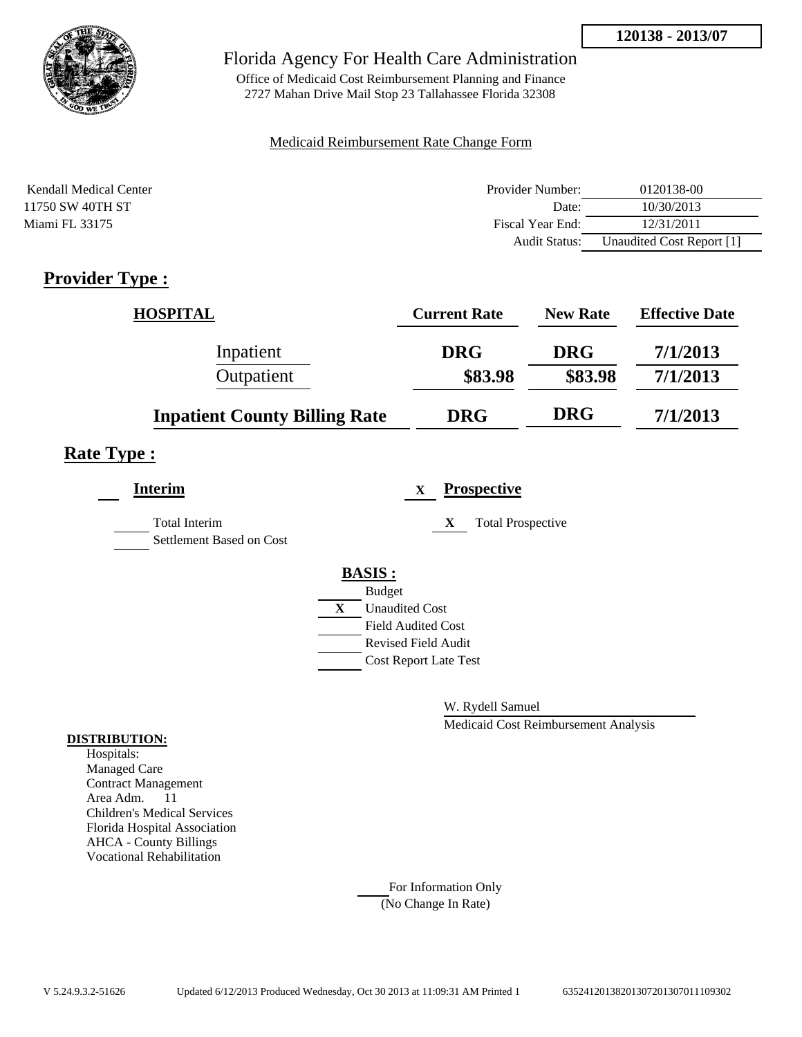**120138 - 2013/07**

# Florida Agency For Health Care Administration

Office of Medicaid Cost Reimbursement Planning and Finance
2727 Mahan Drive Mail Stop 23 Tallahassee Florida 32308

Medicaid Reimbursement Rate Change Form

Kendall Medical Center
11750 SW 40TH ST
Miami FL 33175

| | |
|---|---|
| Provider Number: | 0120138-00 |
| Date: | 10/30/2013 |
| Fiscal Year End: | 12/31/2011 |
| Audit Status: | Unaudited Cost Report [1] |

## Provider Type :

| HOSPITAL | Current Rate | New Rate | Effective Date |
|---|---|---|---|
| Inpatient | DRG | DRG | 7/1/2013 |
| Outpatient | $83.98 | $83.98 | 7/1/2013 |
| **Inpatient County Billing Rate** | **DRG** | **DRG** | **7/1/2013** |

## Rate Type :

**Interim**

___ Total Interim
___ Settlement Based on Cost

X **Prospective**

X Total Prospective

**BASIS :**

___ Budget
X Unaudited Cost
___ Field Audited Cost
___ Revised Field Audit
___ Cost Report Late Test

W. Rydell Samuel
Medicaid Cost Reimbursement Analysis

**DISTRIBUTION:**

Hospitals:
Managed Care
Contract Management
Area Adm. 11
Children's Medical Services
Florida Hospital Association
AHCA - County Billings
Vocational Rehabilitation

___ For Information Only
(No Change In Rate)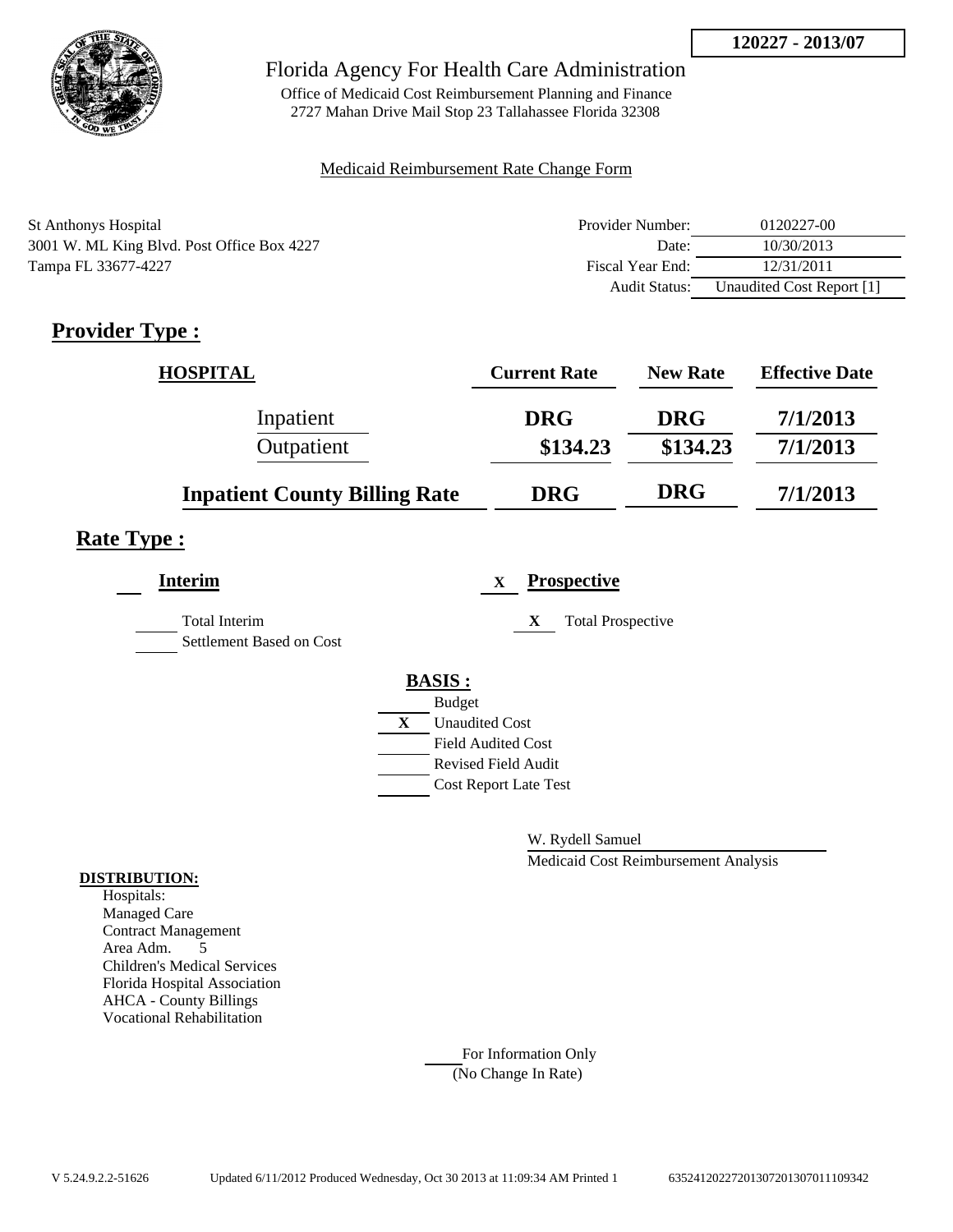**120227 - 2013/07**

Florida Agency For Health Care Administration

Office of Medicaid Cost Reimbursement Planning and Finance
2727 Mahan Drive Mail Stop 23 Tallahassee Florida 32308

Medicaid Reimbursement Rate Change Form

St Anthonys Hospital
3001 W. ML King Blvd. Post Office Box 4227
Tampa FL 33677-4227

| | |
|---|---|
| Provider Number: | 0120227-00 |
| Date: | 10/30/2013 |
| Fiscal Year End: | 12/31/2011 |
| Audit Status: | Unaudited Cost Report [1] |

## Provider Type :

| HOSPITAL | Current Rate | New Rate | Effective Date |
|---|---|---|---|
| Inpatient | DRG | DRG | 7/1/2013 |
| Outpatient | $134.23 | $134.23 | 7/1/2013 |
| **Inpatient County Billing Rate** | DRG | DRG | 7/1/2013 |

## Rate Type :

**Interim**

- Total Interim
- Settlement Based on Cost

X **Prospective**

- X Total Prospective

**BASIS :**

- Budget
- X Unaudited Cost
- Field Audited Cost
- Revised Field Audit
- Cost Report Late Test

W. Rydell Samuel
Medicaid Cost Reimbursement Analysis

**DISTRIBUTION:**

Hospitals:
Managed Care
Contract Management
Area Adm. 5
Children's Medical Services
Florida Hospital Association
AHCA - County Billings
Vocational Rehabilitation

For Information Only
(No Change In Rate)

V 5.24.9.2.2-51626 Updated 6/11/2012 Produced Wednesday, Oct 30 2013 at 11:09:34 AM Printed 1 635241202272013072013070111093​42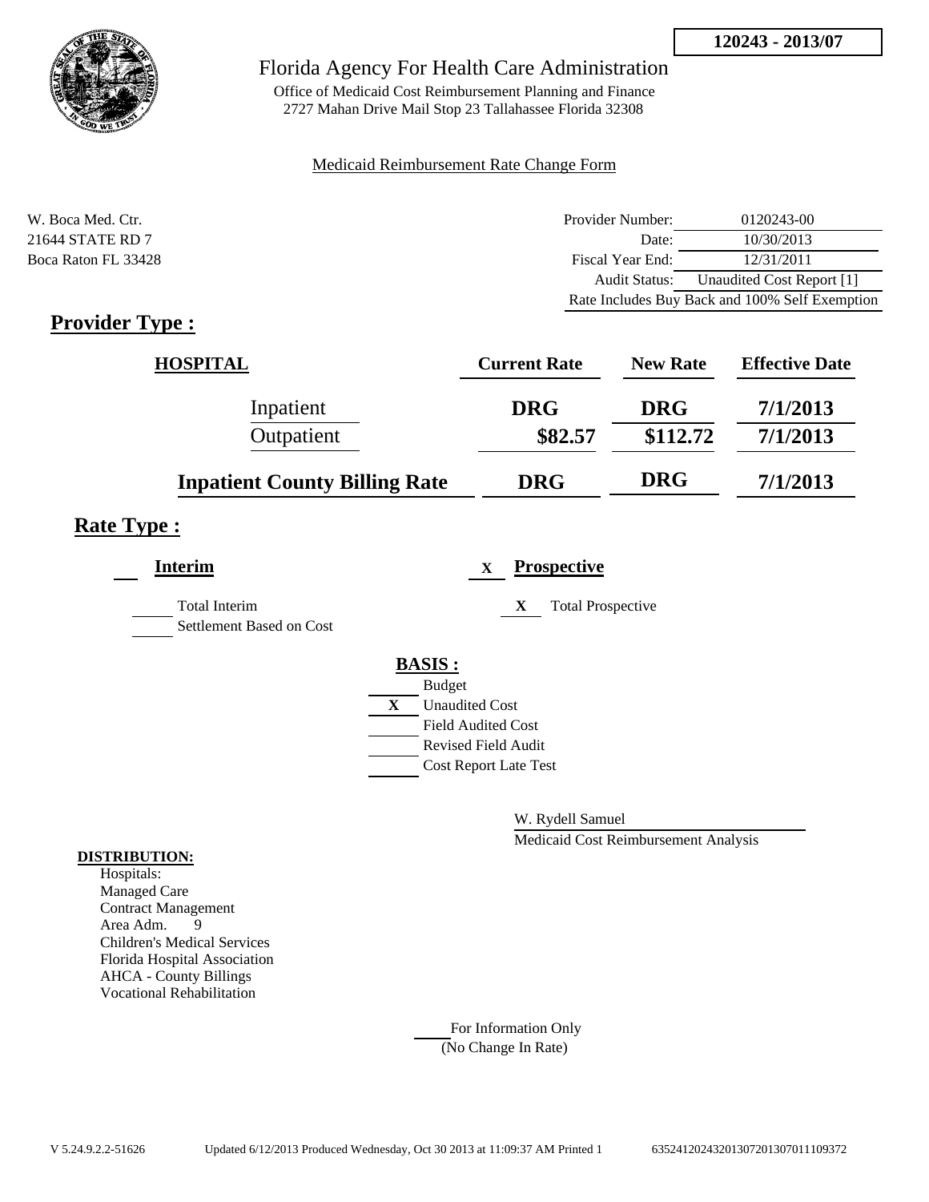120243 - 2013/07

# Florida Agency For Health Care Administration

Office of Medicaid Cost Reimbursement Planning and Finance
2727 Mahan Drive Mail Stop 23 Tallahassee Florida 32308

Medicaid Reimbursement Rate Change Form

W. Boca Med. Ctr.
21644 STATE RD 7
Boca Raton FL 33428

| | |
|---|---|
| Provider Number: | 0120243-00 |
| Date: | 10/30/2013 |
| Fiscal Year End: | 12/31/2011 |
| Audit Status: | Unaudited Cost Report [1] |
| Rate Includes Buy Back and 100% Self Exemption | |

## Provider Type :

| HOSPITAL | Current Rate | New Rate | Effective Date |
|---|---|---|---|
| Inpatient | DRG | DRG | 7/1/2013 |
| Outpatient | $82.57 | $112.72 | 7/1/2013 |
| **Inpatient County Billing Rate** | **DRG** | **DRG** | **7/1/2013** |

## Rate Type :

**Interim**

Total Interim
Settlement Based on Cost

X **Prospective**

X Total Prospective

**BASIS :**

- Budget
- X Unaudited Cost
- Field Audited Cost
- Revised Field Audit
- Cost Report Late Test

W. Rydell Samuel
Medicaid Cost Reimbursement Analysis

**DISTRIBUTION:**

Hospitals:
Managed Care
Contract Management
Area Adm. 9
Children's Medical Services
Florida Hospital Association
AHCA - County Billings
Vocational Rehabilitation

For Information Only
(No Change In Rate)

V 5.24.9.2.2-51626 Updated 6/12/2013 Produced Wednesday, Oct 30 2013 at 11:09:37 AM Printed 1 635241202432013072013070111109372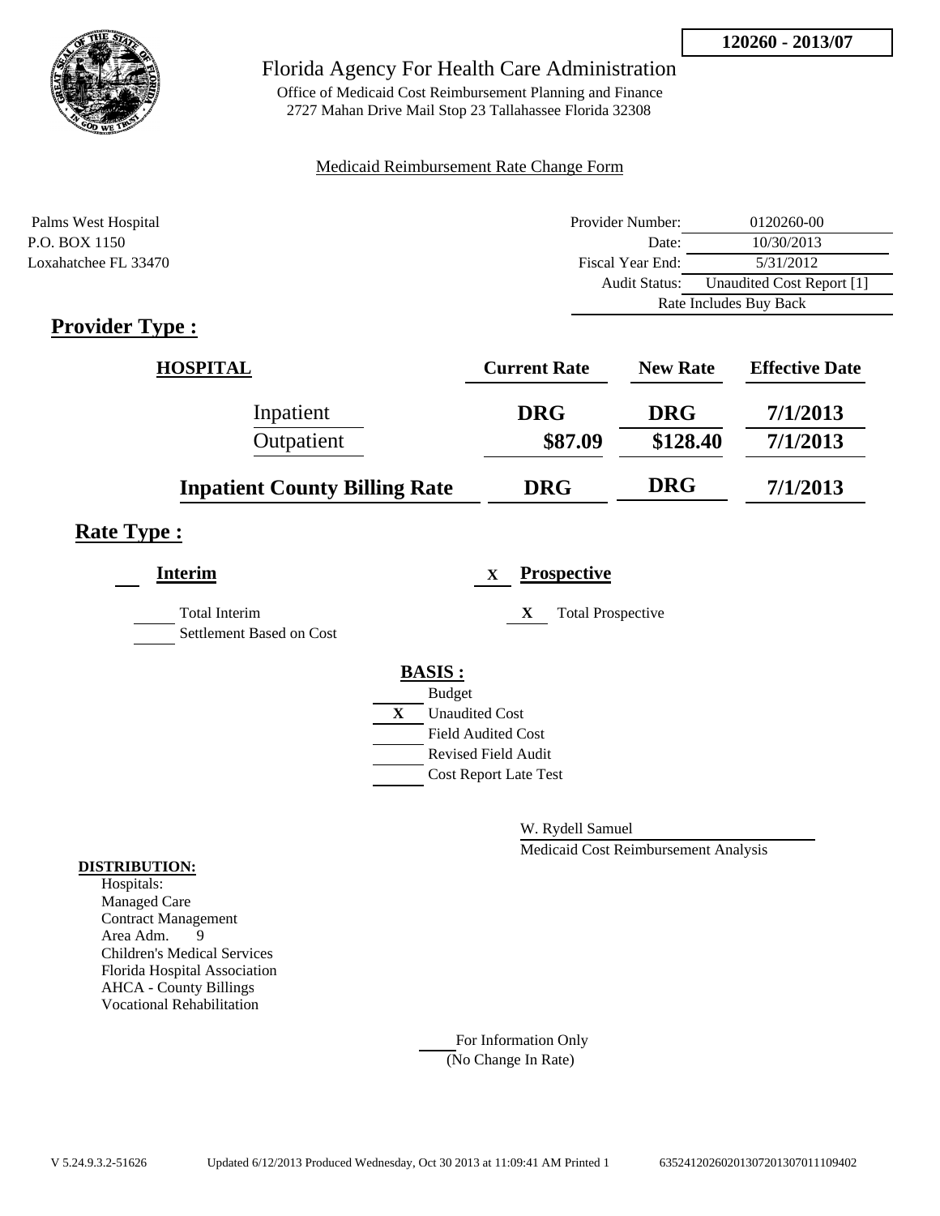**120260 - 2013/07**

Florida Agency For Health Care Administration

Office of Medicaid Cost Reimbursement Planning and Finance
2727 Mahan Drive Mail Stop 23 Tallahassee Florida 32308

Medicaid Reimbursement Rate Change Form

Palms West Hospital
P.O. BOX 1150
Loxahatchee FL 33470

| | |
|---|---|
| Provider Number: | 0120260-00 |
| Date: | 10/30/2013 |
| Fiscal Year End: | 5/31/2012 |
| Audit Status: | Unaudited Cost Report [1] |
| Rate Includes Buy Back | |

## Provider Type :

| HOSPITAL | Current Rate | New Rate | Effective Date |
|---|---|---|---|
| Inpatient | DRG | DRG | 7/1/2013 |
| Outpatient | $87.09 | $128.40 | 7/1/2013 |
| **Inpatient County Billing Rate** | DRG | DRG | 7/1/2013 |

## Rate Type :

**Interim**

Total Interim
Settlement Based on Cost

X **Prospective**

X Total Prospective

**BASIS :**

Budget
X Unaudited Cost
Field Audited Cost
Revised Field Audit
Cost Report Late Test

W. Rydell Samuel
Medicaid Cost Reimbursement Analysis

**DISTRIBUTION:**
Hospitals:
Managed Care
Contract Management
Area Adm. 9
Children's Medical Services
Florida Hospital Association
AHCA - County Billings
Vocational Rehabilitation

For Information Only
(No Change In Rate)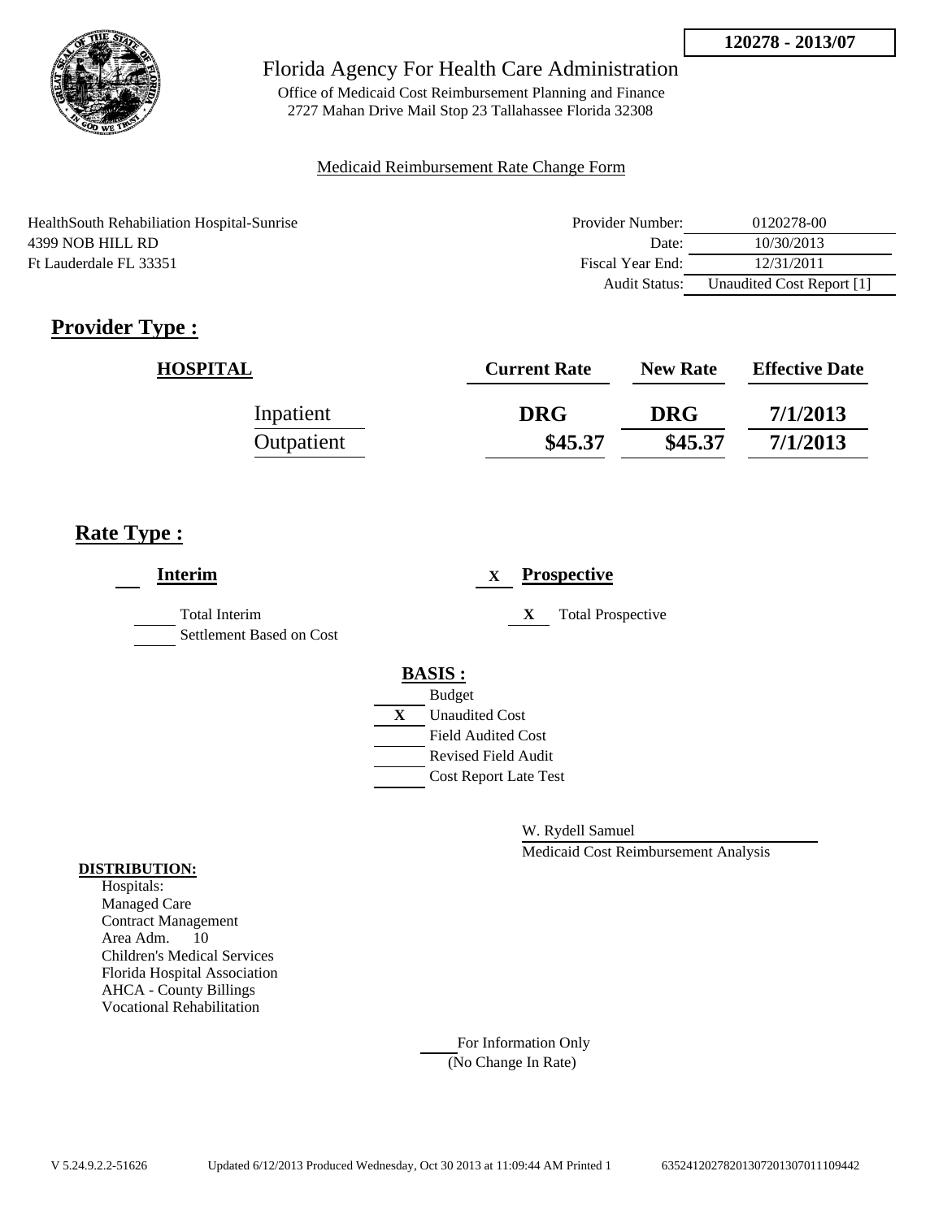**120278 - 2013/07**

# Florida Agency For Health Care Administration

Office of Medicaid Cost Reimbursement Planning and Finance
2727 Mahan Drive Mail Stop 23 Tallahassee Florida 32308

Medicaid Reimbursement Rate Change Form

HealthSouth Rehabiliation Hospital-Sunrise
4399 NOB HILL RD
Ft Lauderdale FL 33351

| | |
|---|---|
| Provider Number: | 0120278-00 |
| Date: | 10/30/2013 |
| Fiscal Year End: | 12/31/2011 |
| Audit Status: | Unaudited Cost Report [1] |

## Provider Type :

| HOSPITAL | Current Rate | New Rate | Effective Date |
|---|---|---|---|
| Inpatient | DRG | DRG | 7/1/2013 |
| Outpatient | $45.37 | $45.37 | 7/1/2013 |

## Rate Type :

**Interim**

___ Total Interim
___ Settlement Based on Cost

X **Prospective**

X Total Prospective

**BASIS :**

___ Budget
X Unaudited Cost
___ Field Audited Cost
___ Revised Field Audit
___ Cost Report Late Test

W. Rydell Samuel
Medicaid Cost Reimbursement Analysis

**DISTRIBUTION:**

Hospitals:
Managed Care
Contract Management
Area Adm. 10
Children's Medical Services
Florida Hospital Association
AHCA - County Billings
Vocational Rehabilitation

___ For Information Only
(No Change In Rate)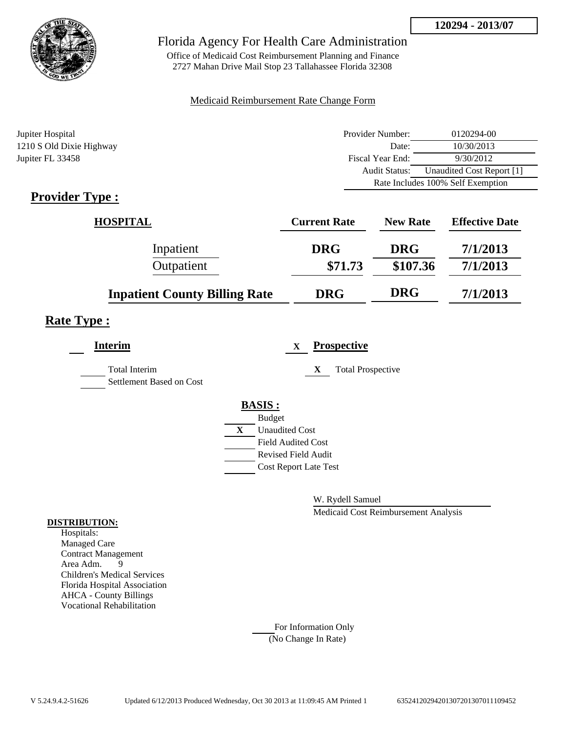**120294 - 2013/07**

Florida Agency For Health Care Administration

Office of Medicaid Cost Reimbursement Planning and Finance
2727 Mahan Drive Mail Stop 23 Tallahassee Florida 32308

Medicaid Reimbursement Rate Change Form

Jupiter Hospital
1210 S Old Dixie Highway
Jupiter FL 33458

| | |
|---|---|
| Provider Number: | 0120294-00 |
| Date: | 10/30/2013 |
| Fiscal Year End: | 9/30/2012 |
| Audit Status: | Unaudited Cost Report [1] |
| Rate Includes 100% Self Exemption | |

## Provider Type :

| HOSPITAL | Current Rate | New Rate | Effective Date |
|---|---|---|---|
| Inpatient | DRG | DRG | 7/1/2013 |
| Outpatient | $71.73 | $107.36 | 7/1/2013 |
| **Inpatient County Billing Rate** | DRG | DRG | 7/1/2013 |

## Rate Type :

**Interim**

___ Total Interim
___ Settlement Based on Cost

X **Prospective**

X Total Prospective

**BASIS :**

___ Budget
X Unaudited Cost
___ Field Audited Cost
___ Revised Field Audit
___ Cost Report Late Test

W. Rydell Samuel
Medicaid Cost Reimbursement Analysis

**DISTRIBUTION:**

Hospitals:
Managed Care
Contract Management
Area Adm. 9
Children's Medical Services
Florida Hospital Association
AHCA - County Billings
Vocational Rehabilitation

___ For Information Only
(No Change In Rate)

V 5.24.9.4.2-51626 Updated 6/12/2013 Produced Wednesday, Oct 30 2013 at 11:09:45 AM Printed 1 635241202942013072013070111109452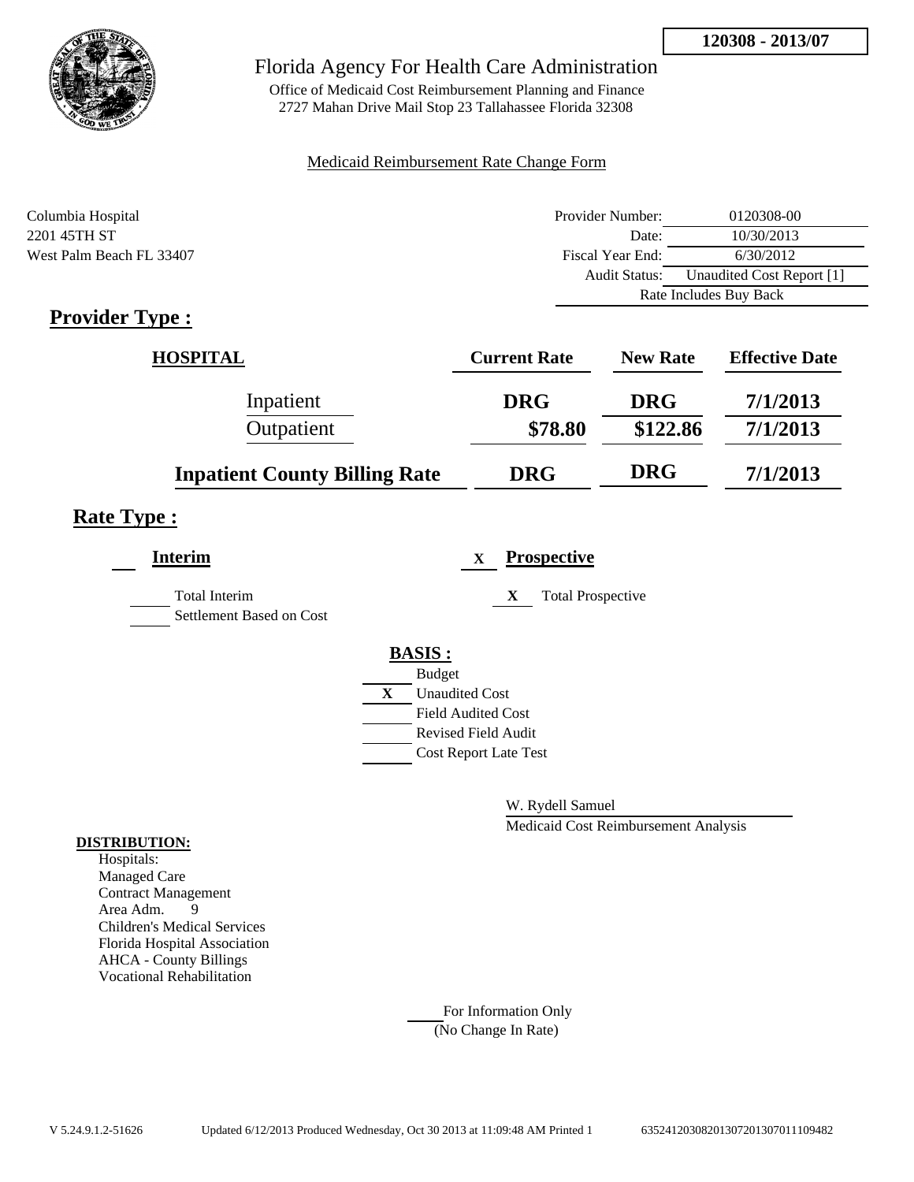**120308 - 2013/07**

# Florida Agency For Health Care Administration

Office of Medicaid Cost Reimbursement Planning and Finance
2727 Mahan Drive Mail Stop 23 Tallahassee Florida 32308

Medicaid Reimbursement Rate Change Form

Columbia Hospital
2201 45TH ST
West Palm Beach FL 33407

| | |
|---|---|
| Provider Number: | 0120308-00 |
| Date: | 10/30/2013 |
| Fiscal Year End: | 6/30/2012 |
| Audit Status: | Unaudited Cost Report [1] |
| Rate Includes Buy Back | |

## Provider Type :

| HOSPITAL | Current Rate | New Rate | Effective Date |
|---|---|---|---|
| Inpatient | DRG | DRG | 7/1/2013 |
| Outpatient | $78.80 | $122.86 | 7/1/2013 |
| **Inpatient County Billing Rate** | **DRG** | **DRG** | **7/1/2013** |

## Rate Type :

**Interim**

- Total Interim
- Settlement Based on Cost

X **Prospective**

- X Total Prospective

**BASIS :**

- Budget
- X Unaudited Cost
- Field Audited Cost
- Revised Field Audit
- Cost Report Late Test

W. Rydell Samuel
Medicaid Cost Reimbursement Analysis

**DISTRIBUTION:**
Hospitals:
Managed Care
Contract Management
Area Adm. 9
Children's Medical Services
Florida Hospital Association
AHCA - County Billings
Vocational Rehabilitation

For Information Only
(No Change In Rate)

V 5.24.9.1.2-51626 Updated 6/12/2013 Produced Wednesday, Oct 30 2013 at 11:09:48 AM Printed 1 635241203082013072013070111109482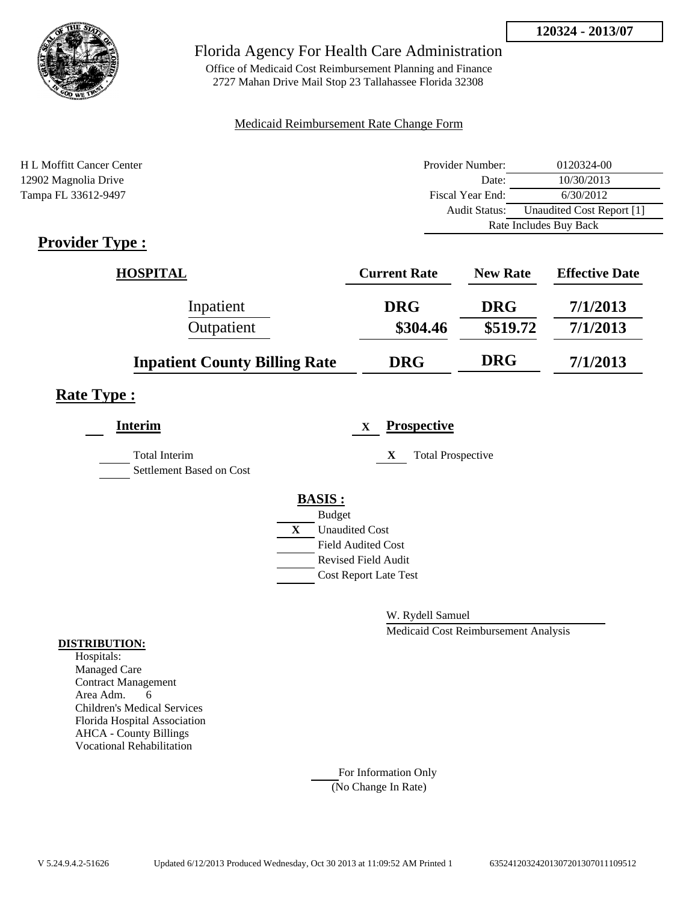120324 - 2013/07

# Florida Agency For Health Care Administration

Office of Medicaid Cost Reimbursement Planning and Finance
2727 Mahan Drive Mail Stop 23 Tallahassee Florida 32308

Medicaid Reimbursement Rate Change Form

H L Moffitt Cancer Center
12902 Magnolia Drive
Tampa FL 33612-9497

| | |
|---|---|
| Provider Number: | 0120324-00 |
| Date: | 10/30/2013 |
| Fiscal Year End: | 6/30/2012 |
| Audit Status: | Unaudited Cost Report [1] |
| Rate Includes Buy Back | |

## Provider Type :

| HOSPITAL | Current Rate | New Rate | Effective Date |
|---|---|---|---|
| Inpatient | DRG | DRG | 7/1/2013 |
| Outpatient | \$304.46 | \$519.72 | 7/1/2013 |
| **Inpatient County Billing Rate** | DRG | DRG | 7/1/2013 |

## Rate Type :

**Interim**

____ Total Interim
____ Settlement Based on Cost

X **Prospective**

X Total Prospective

**BASIS :**

____ Budget
X Unaudited Cost
____ Field Audited Cost
____ Revised Field Audit
____ Cost Report Late Test

W. Rydell Samuel
Medicaid Cost Reimbursement Analysis

**DISTRIBUTION:**

Hospitals:
Managed Care
Contract Management
Area Adm. 6
Children's Medical Services
Florida Hospital Association
AHCA - County Billings
Vocational Rehabilitation

____ For Information Only
(No Change In Rate)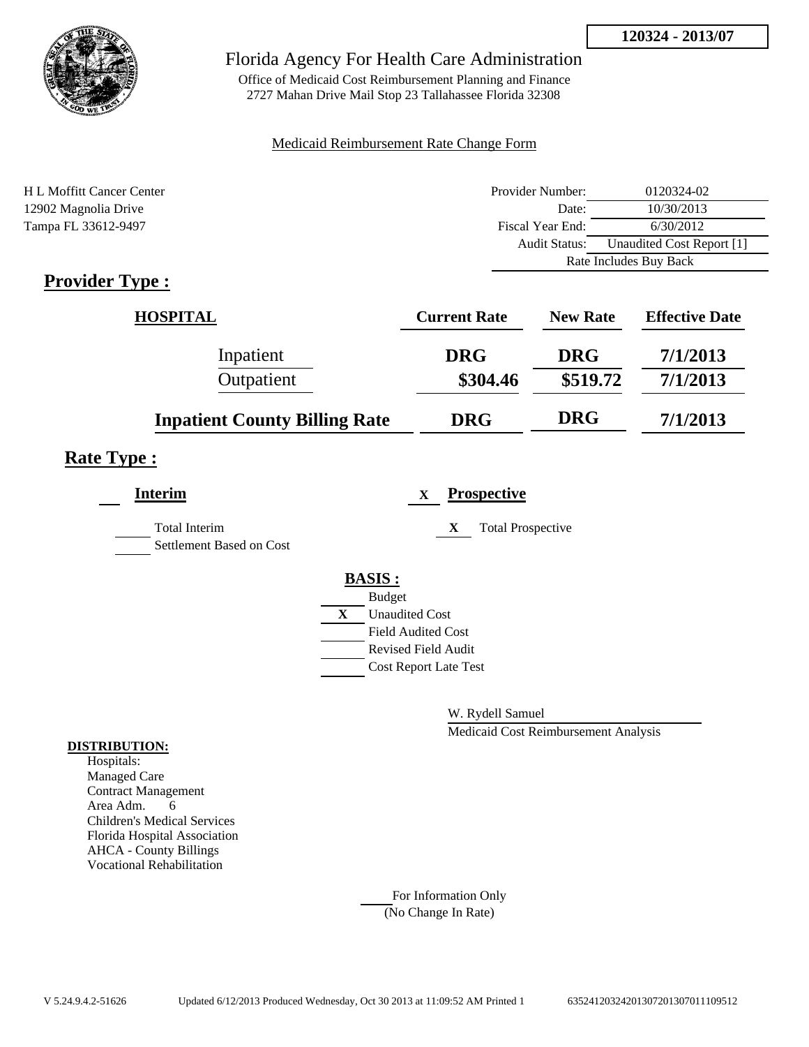**120324 - 2013/07**

# Florida Agency For Health Care Administration

Office of Medicaid Cost Reimbursement Planning and Finance
2727 Mahan Drive Mail Stop 23 Tallahassee Florida 32308

Medicaid Reimbursement Rate Change Form

H L Moffitt Cancer Center
12902 Magnolia Drive
Tampa FL 33612-9497

| | |
|---|---|
| Provider Number: | 0120324-02 |
| Date: | 10/30/2013 |
| Fiscal Year End: | 6/30/2012 |
| Audit Status: | Unaudited Cost Report [1] |
| | Rate Includes Buy Back |

## Provider Type :

| HOSPITAL | Current Rate | New Rate | Effective Date |
|---|---|---|---|
| Inpatient | DRG | DRG | 7/1/2013 |
| Outpatient | $304.46 | $519.72 | 7/1/2013 |
| **Inpatient County Billing Rate** | DRG | DRG | 7/1/2013 |

## Rate Type :

**Interim**

___ Total Interim

___ Settlement Based on Cost

X **Prospective**

X Total Prospective

**BASIS :**

___ Budget
X Unaudited Cost
___ Field Audited Cost
___ Revised Field Audit
___ Cost Report Late Test

W. Rydell Samuel
Medicaid Cost Reimbursement Analysis

**DISTRIBUTION:**
Hospitals:
Managed Care
Contract Management
Area Adm. 6
Children's Medical Services
Florida Hospital Association
AHCA - County Billings
Vocational Rehabilitation

___ For Information Only
(No Change In Rate)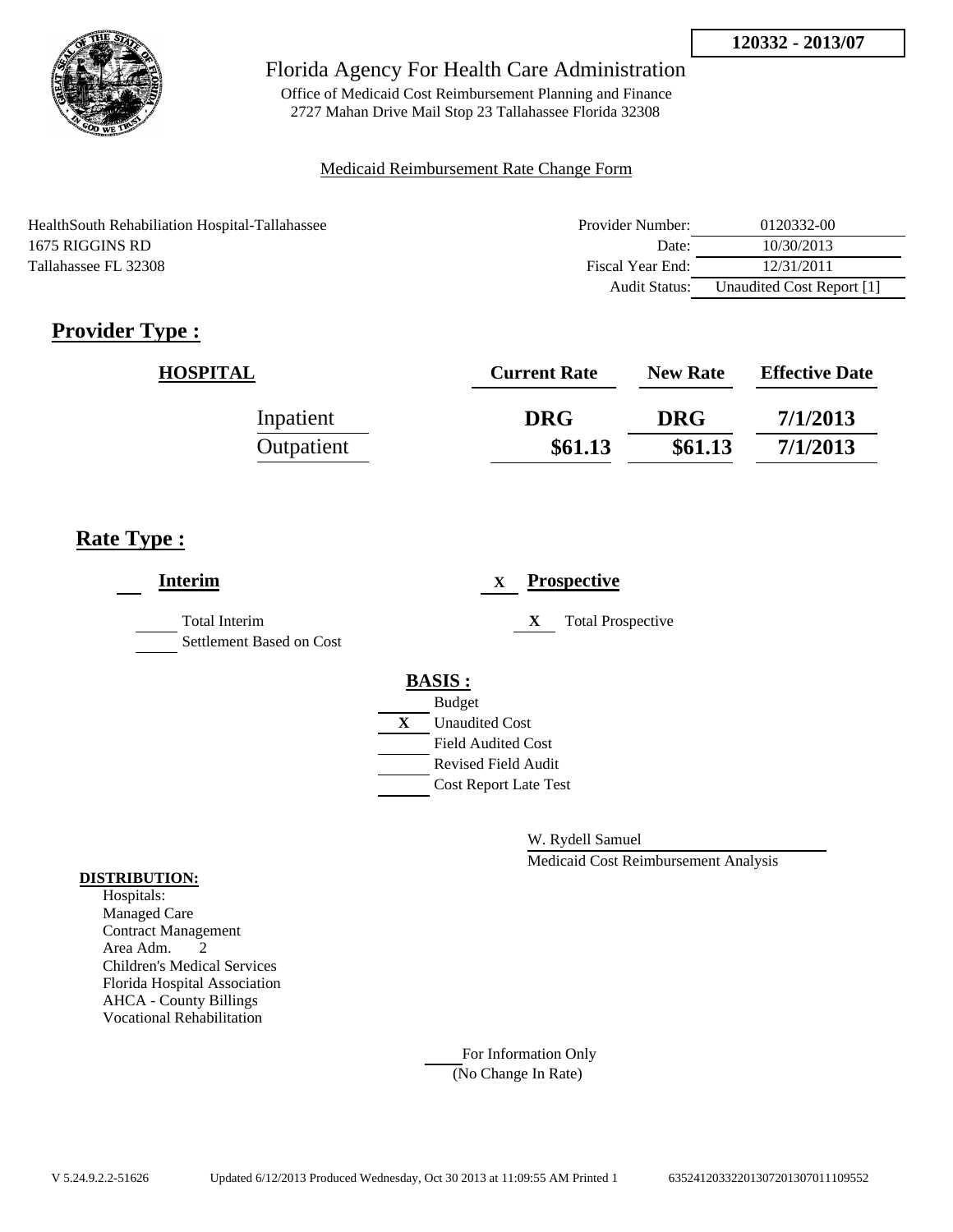**120332 - 2013/07**

Florida Agency For Health Care Administration

Office of Medicaid Cost Reimbursement Planning and Finance
2727 Mahan Drive Mail Stop 23 Tallahassee Florida 32308

Medicaid Reimbursement Rate Change Form

HealthSouth Rehabiliation Hospital-Tallahassee
1675 RIGGINS RD
Tallahassee FL 32308

| | |
|---|---|
| Provider Number: | 0120332-00 |
| Date: | 10/30/2013 |
| Fiscal Year End: | 12/31/2011 |
| Audit Status: | Unaudited Cost Report [1] |

## Provider Type :

| HOSPITAL | Current Rate | New Rate | Effective Date |
|---|---|---|---|
| Inpatient | DRG | DRG | 7/1/2013 |
| Outpatient | $61.13 | $61.13 | 7/1/2013 |

## Rate Type :

**Interim**

- [ ] Total Interim
- [ ] Settlement Based on Cost

X **Prospective**

- X Total Prospective

**BASIS :**

- [ ] Budget
- X Unaudited Cost
- [ ] Field Audited Cost
- [ ] Revised Field Audit
- [ ] Cost Report Late Test

W. Rydell Samuel

Medicaid Cost Reimbursement Analysis

**DISTRIBUTION:**

Hospitals:
Managed Care
Contract Management
Area Adm. 2
Children's Medical Services
Florida Hospital Association
AHCA - County Billings
Vocational Rehabilitation

____ For Information Only
(No Change In Rate)

V 5.24.9.2.2-51626 Updated 6/12/2013 Produced Wednesday, Oct 30 2013 at 11:09:55 AM Printed 1 63524120332201307201307011109552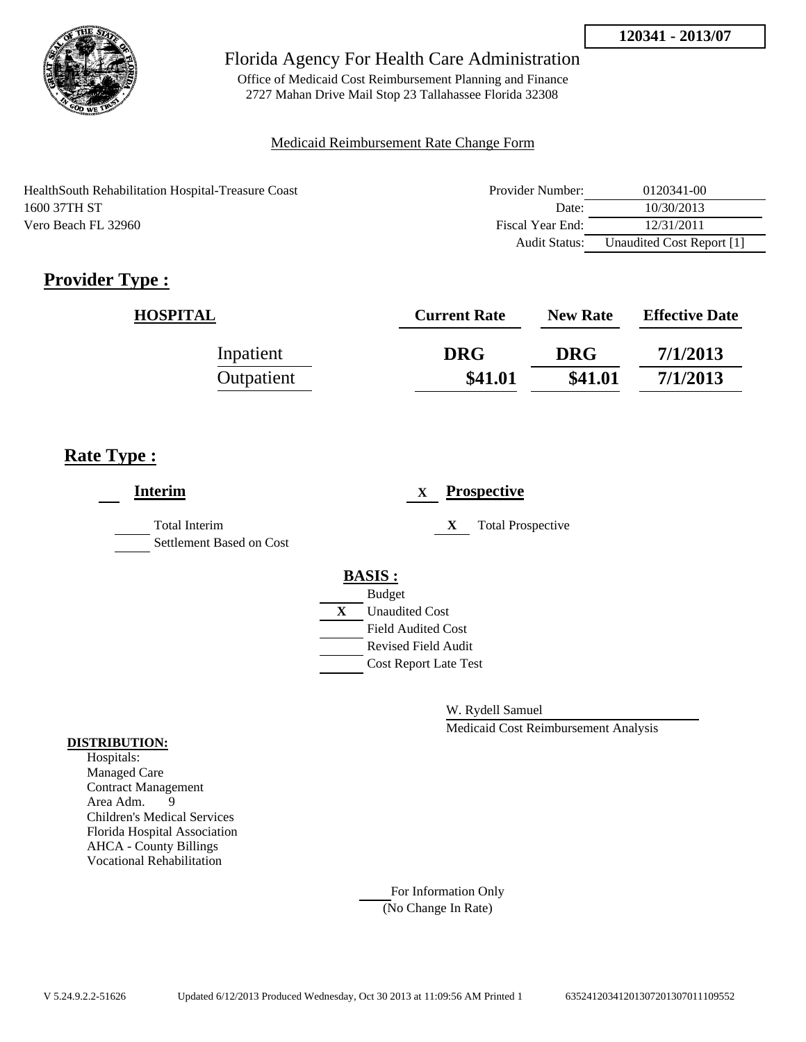**120341 - 2013/07**

Florida Agency For Health Care Administration

Office of Medicaid Cost Reimbursement Planning and Finance
2727 Mahan Drive Mail Stop 23 Tallahassee Florida 32308

Medicaid Reimbursement Rate Change Form

HealthSouth Rehabilitation Hospital-Treasure Coast
1600 37TH ST
Vero Beach FL 32960

| | |
|---|---|
| Provider Number: | 0120341-00 |
| Date: | 10/30/2013 |
| Fiscal Year End: | 12/31/2011 |
| Audit Status: | Unaudited Cost Report [1] |

## Provider Type :

| HOSPITAL | Current Rate | New Rate | Effective Date |
|---|---|---|---|
| Inpatient | DRG | DRG | 7/1/2013 |
| Outpatient | $41.01 | $41.01 | 7/1/2013 |

## Rate Type :

**Interim**

- ___ Total Interim
- ___ Settlement Based on Cost

X **Prospective**

- X Total Prospective

**BASIS :**

- ___ Budget
- X Unaudited Cost
- ___ Field Audited Cost
- ___ Revised Field Audit
- ___ Cost Report Late Test

W. Rydell Samuel
Medicaid Cost Reimbursement Analysis

**DISTRIBUTION:**
Hospitals:
Managed Care
Contract Management
Area Adm. 9
Children's Medical Services
Florida Hospital Association
AHCA - County Billings
Vocational Rehabilitation

___ For Information Only
(No Change In Rate)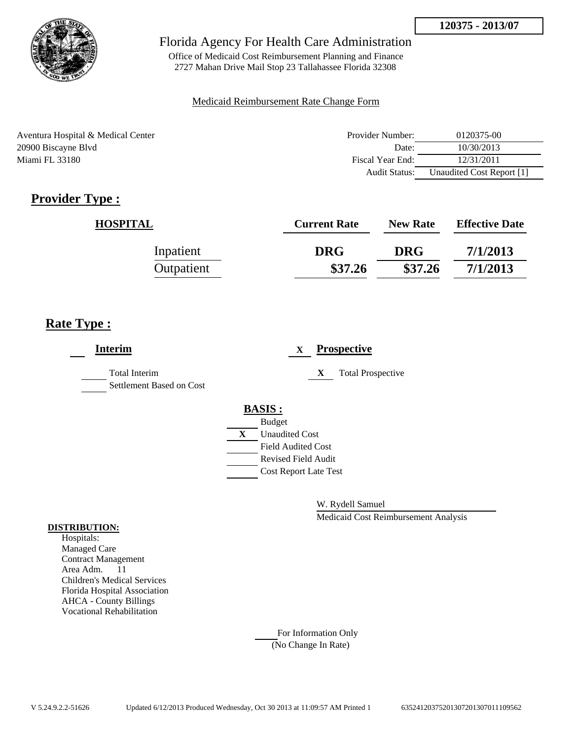**120375 - 2013/07**

# Florida Agency For Health Care Administration

Office of Medicaid Cost Reimbursement Planning and Finance
2727 Mahan Drive Mail Stop 23 Tallahassee Florida 32308

Medicaid Reimbursement Rate Change Form

Aventura Hospital & Medical Center
20900 Biscayne Blvd
Miami FL 33180

| | |
|---|---|
| Provider Number: | 0120375-00 |
| Date: | 10/30/2013 |
| Fiscal Year End: | 12/31/2011 |
| Audit Status: | Unaudited Cost Report [1] |

## Provider Type :

| HOSPITAL | Current Rate | New Rate | Effective Date |
|---|---|---|---|
| Inpatient | DRG | DRG | 7/1/2013 |
| Outpatient | $37.26 | $37.26 | 7/1/2013 |

## Rate Type :

**Interim**

- ___ Total Interim
- ___ Settlement Based on Cost

X **Prospective**

- X Total Prospective

**BASIS :**

- ___ Budget
- X Unaudited Cost
- ___ Field Audited Cost
- ___ Revised Field Audit
- ___ Cost Report Late Test

W. Rydell Samuel
Medicaid Cost Reimbursement Analysis

**DISTRIBUTION:**

Hospitals:
Managed Care
Contract Management
Area Adm. 11
Children's Medical Services
Florida Hospital Association
AHCA - County Billings
Vocational Rehabilitation

___ For Information Only
(No Change In Rate)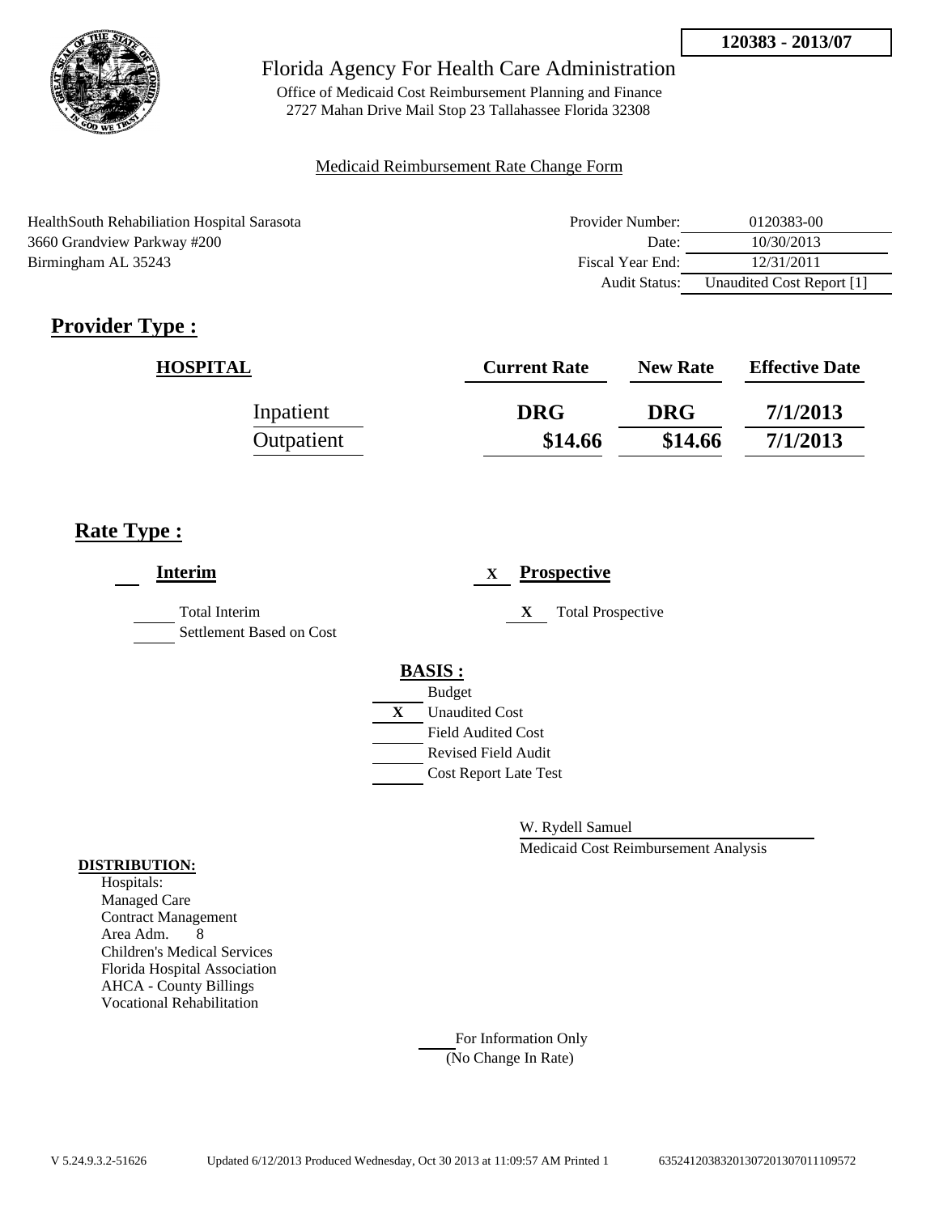**120383 - 2013/07**

# Florida Agency For Health Care Administration

Office of Medicaid Cost Reimbursement Planning and Finance
2727 Mahan Drive Mail Stop 23 Tallahassee Florida 32308

Medicaid Reimbursement Rate Change Form

HealthSouth Rehabiliation Hospital Sarasota
3660 Grandview Parkway #200
Birmingham AL 35243

| | |
|---|---|
| Provider Number: | 0120383-00 |
| Date: | 10/30/2013 |
| Fiscal Year End: | 12/31/2011 |
| Audit Status: | Unaudited Cost Report [1] |

## Provider Type :

| HOSPITAL | Current Rate | New Rate | Effective Date |
|---|---|---|---|
| Inpatient | DRG | DRG | 7/1/2013 |
| Outpatient | $14.66 | $14.66 | 7/1/2013 |

## Rate Type :

**Interim**

- ___ Total Interim
- ___ Settlement Based on Cost

X **Prospective**

- X Total Prospective

**BASIS :**

- ___ Budget
- X Unaudited Cost
- ___ Field Audited Cost
- ___ Revised Field Audit
- ___ Cost Report Late Test

W. Rydell Samuel
Medicaid Cost Reimbursement Analysis

**DISTRIBUTION:**

Hospitals:
Managed Care
Contract Management
Area Adm. 8
Children's Medical Services
Florida Hospital Association
AHCA - County Billings
Vocational Rehabilitation

___ For Information Only
(No Change In Rate)

V 5.24.9.3.2-51626 Updated 6/12/2013 Produced Wednesday, Oct 30 2013 at 11:09:57 AM Printed 1 635241203832013072013070111095​72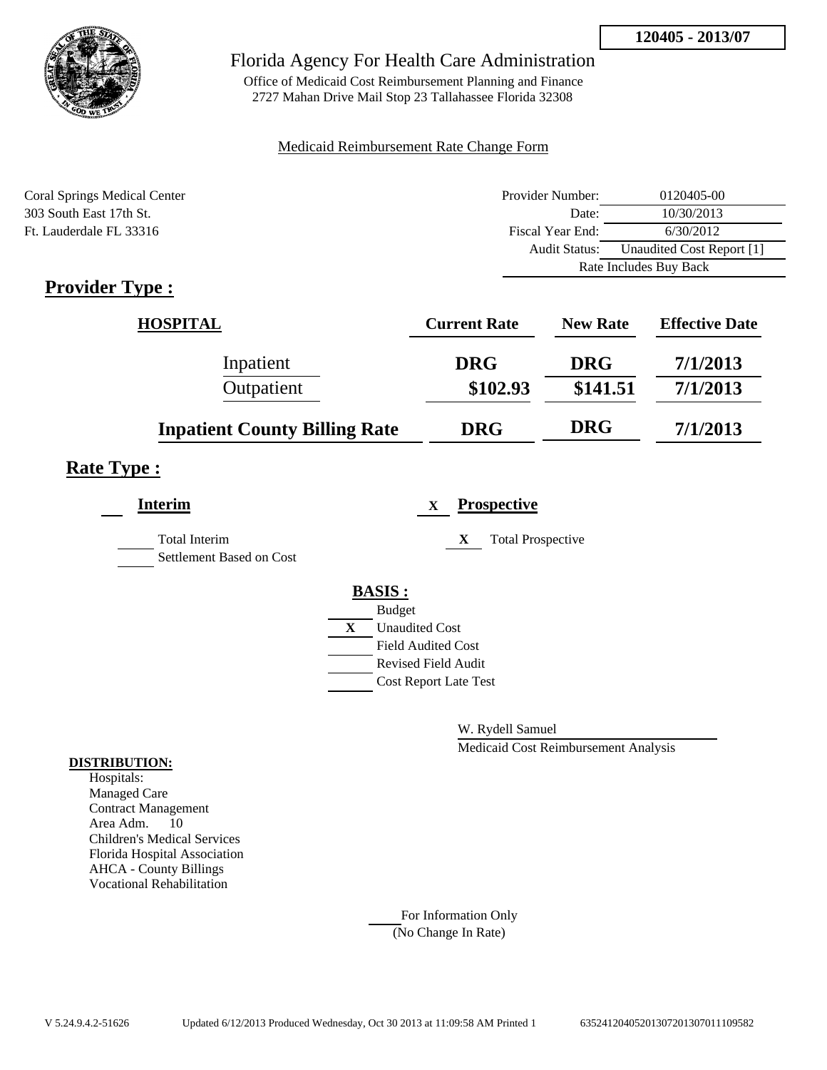**120405 - 2013/07**

# Florida Agency For Health Care Administration

Office of Medicaid Cost Reimbursement Planning and Finance
2727 Mahan Drive Mail Stop 23 Tallahassee Florida 32308

Medicaid Reimbursement Rate Change Form

Coral Springs Medical Center
303 South East 17th St.
Ft. Lauderdale FL 33316

| | |
|---|---|
| Provider Number: | 0120405-00 |
| Date: | 10/30/2013 |
| Fiscal Year End: | 6/30/2012 |
| Audit Status: | Unaudited Cost Report [1] |
| | Rate Includes Buy Back |

## Provider Type :

| HOSPITAL | Current Rate | New Rate | Effective Date |
|---|---|---|---|
| Inpatient | DRG | DRG | 7/1/2013 |
| Outpatient | $102.93 | $141.51 | 7/1/2013 |
| **Inpatient County Billing Rate** | **DRG** | **DRG** | **7/1/2013** |

## Rate Type :

**Interim**

___ Total Interim
___ Settlement Based on Cost

X **Prospective**

X Total Prospective

**BASIS :**

___ Budget
X Unaudited Cost
___ Field Audited Cost
___ Revised Field Audit
___ Cost Report Late Test

W. Rydell Samuel
Medicaid Cost Reimbursement Analysis

**DISTRIBUTION:**

Hospitals:
Managed Care
Contract Management
Area Adm. 10
Children's Medical Services
Florida Hospital Association
AHCA - County Billings
Vocational Rehabilitation

___ For Information Only
(No Change In Rate)

V 5.24.9.4.2-51626 Updated 6/12/2013 Produced Wednesday, Oct 30 2013 at 11:09:58 AM Printed 1 635241204052013072013070111095 82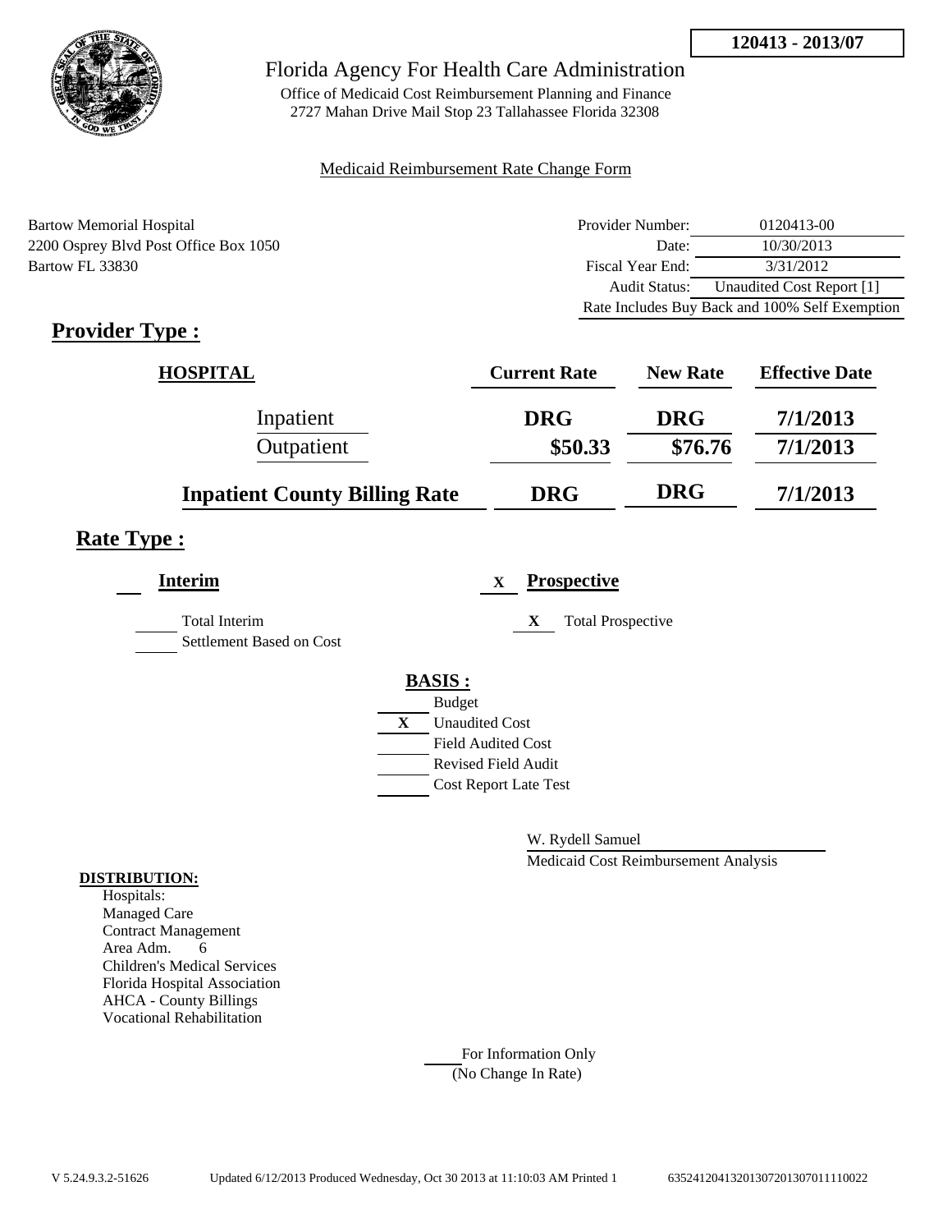**120413 - 2013/07**

Florida Agency For Health Care Administration

Office of Medicaid Cost Reimbursement Planning and Finance
2727 Mahan Drive Mail Stop 23 Tallahassee Florida 32308

Medicaid Reimbursement Rate Change Form

Bartow Memorial Hospital
2200 Osprey Blvd Post Office Box 1050
Bartow FL 33830

| | |
|---|---|
| Provider Number: | 0120413-00 |
| Date: | 10/30/2013 |
| Fiscal Year End: | 3/31/2012 |
| Audit Status: | Unaudited Cost Report [1] |
| Rate Includes Buy Back and 100% Self Exemption | |

## Provider Type :

| HOSPITAL | Current Rate | New Rate | Effective Date |
|---|---|---|---|
| Inpatient | DRG | DRG | 7/1/2013 |
| Outpatient | $50.33 | $76.76 | 7/1/2013 |
| **Inpatient County Billing Rate** | **DRG** | **DRG** | **7/1/2013** |

## Rate Type :

**Interim**

___ Total Interim
___ Settlement Based on Cost

X **Prospective**

X Total Prospective

**BASIS :**

___ Budget
X Unaudited Cost
___ Field Audited Cost
___ Revised Field Audit
___ Cost Report Late Test

W. Rydell Samuel
Medicaid Cost Reimbursement Analysis

**DISTRIBUTION:**

Hospitals:
Managed Care
Contract Management
Area Adm. 6
Children's Medical Services
Florida Hospital Association
AHCA - County Billings
Vocational Rehabilitation

___ For Information Only
(No Change In Rate)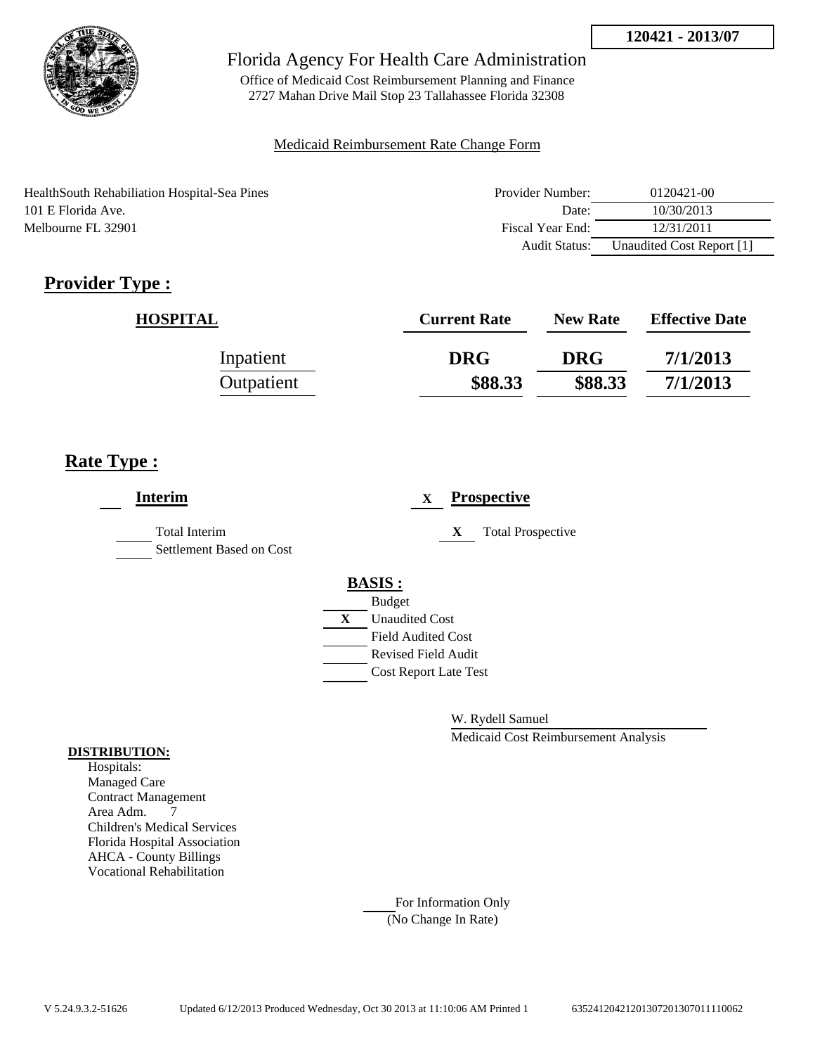120421 - 2013/07

Florida Agency For Health Care Administration

Office of Medicaid Cost Reimbursement Planning and Finance
2727 Mahan Drive Mail Stop 23 Tallahassee Florida 32308

Medicaid Reimbursement Rate Change Form

HealthSouth Rehabiliation Hospital-Sea Pines
101 E Florida Ave.
Melbourne FL 32901

| | |
|---|---|
| Provider Number: | 0120421-00 |
| Date: | 10/30/2013 |
| Fiscal Year End: | 12/31/2011 |
| Audit Status: | Unaudited Cost Report [1] |

## Provider Type :

| HOSPITAL | Current Rate | New Rate | Effective Date |
|---|---|---|---|
| Inpatient | DRG | DRG | 7/1/2013 |
| Outpatient | $88.33 | $88.33 | 7/1/2013 |

## Rate Type :

___ **Interim**

___ Total Interim
___ Settlement Based on Cost

X **Prospective**

X Total Prospective

**BASIS :**

___ Budget
X Unaudited Cost
___ Field Audited Cost
___ Revised Field Audit
___ Cost Report Late Test

W. Rydell Samuel
Medicaid Cost Reimbursement Analysis

**DISTRIBUTION:**
Hospitals:
Managed Care
Contract Management
Area Adm. 7
Children's Medical Services
Florida Hospital Association
AHCA - County Billings
Vocational Rehabilitation

___ For Information Only
(No Change In Rate)

V 5.24.9.3.2-51626 Updated 6/12/2013 Produced Wednesday, Oct 30 2013 at 11:10:06 AM Printed 1 635241204212013072013070111100062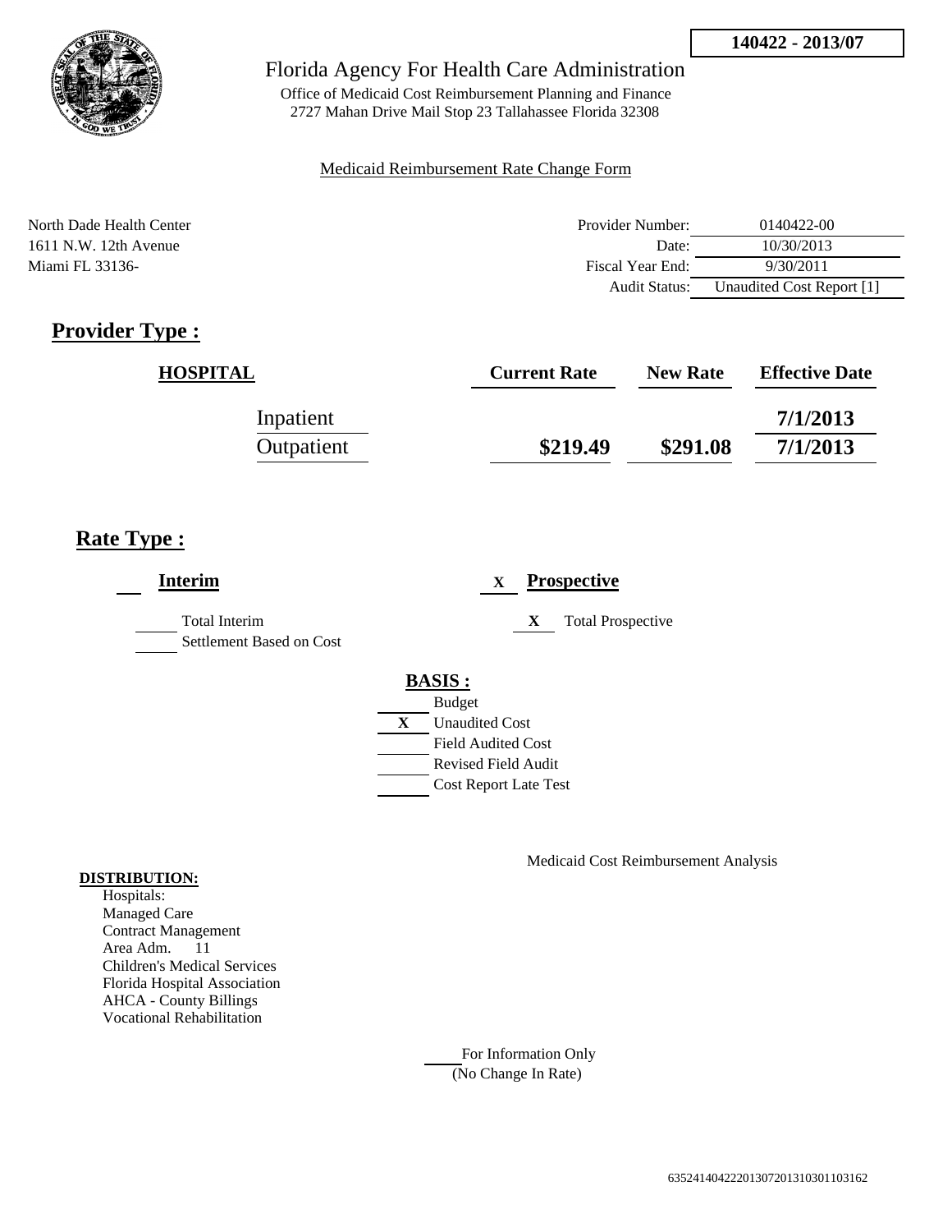**140422 - 2013/07**

# Florida Agency For Health Care Administration

Office of Medicaid Cost Reimbursement Planning and Finance
2727 Mahan Drive Mail Stop 23 Tallahassee Florida 32308

Medicaid Reimbursement Rate Change Form

North Dade Health Center
1611 N.W. 12th Avenue
Miami FL 33136-

| | |
|---|---|
| Provider Number: | 0140422-00 |
| Date: | 10/30/2013 |
| Fiscal Year End: | 9/30/2011 |
| Audit Status: | Unaudited Cost Report [1] |

## Provider Type :

| HOSPITAL | Current Rate | New Rate | Effective Date |
|---|---|---|---|
| Inpatient | | | 7/1/2013 |
| Outpatient | $219.49 | $291.08 | 7/1/2013 |

## Rate Type :

___ **Interim**

___ Total Interim
___ Settlement Based on Cost

X **Prospective**

X Total Prospective

**BASIS :**

___ Budget
X Unaudited Cost
___ Field Audited Cost
___ Revised Field Audit
___ Cost Report Late Test

Medicaid Cost Reimbursement Analysis

**DISTRIBUTION:**

Hospitals:
Managed Care
Contract Management
Area Adm. 11
Children's Medical Services
Florida Hospital Association
AHCA - County Billings
Vocational Rehabilitation

___ For Information Only
(No Change In Rate)

635241404222013072013103011031​62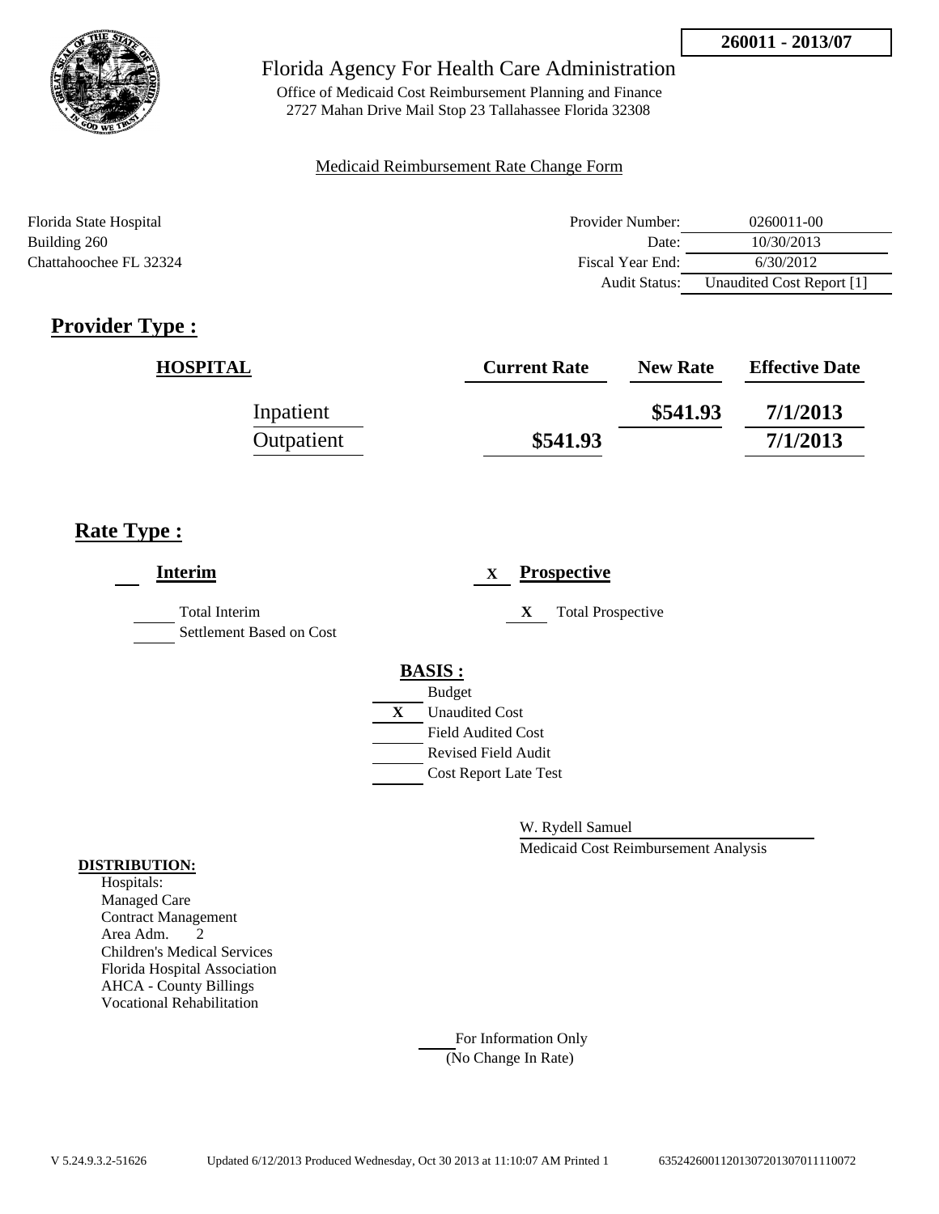**260011 - 2013/07**

# Florida Agency For Health Care Administration

Office of Medicaid Cost Reimbursement Planning and Finance
2727 Mahan Drive Mail Stop 23 Tallahassee Florida 32308

Medicaid Reimbursement Rate Change Form

Florida State Hospital
Building 260
Chattahoochee FL 32324

| | |
|---|---|
| Provider Number: | 0260011-00 |
| Date: | 10/30/2013 |
| Fiscal Year End: | 6/30/2012 |
| Audit Status: | Unaudited Cost Report [1] |

## Provider Type :

| HOSPITAL | Current Rate | New Rate | Effective Date |
|---|---|---|---|
| Inpatient | | \$541.93 | 7/1/2013 |
| Outpatient | \$541.93 | | 7/1/2013 |

## Rate Type :

**Interim**

- ___ Total Interim
- ___ Settlement Based on Cost

X **Prospective**

- X Total Prospective

**BASIS :**

- ___ Budget
- X Unaudited Cost
- ___ Field Audited Cost
- ___ Revised Field Audit
- ___ Cost Report Late Test

W. Rydell Samuel
Medicaid Cost Reimbursement Analysis

**DISTRIBUTION:**

Hospitals:
Managed Care
Contract Management
Area Adm. 2
Children's Medical Services
Florida Hospital Association
AHCA - County Billings
Vocational Rehabilitation

___ For Information Only
(No Change In Rate)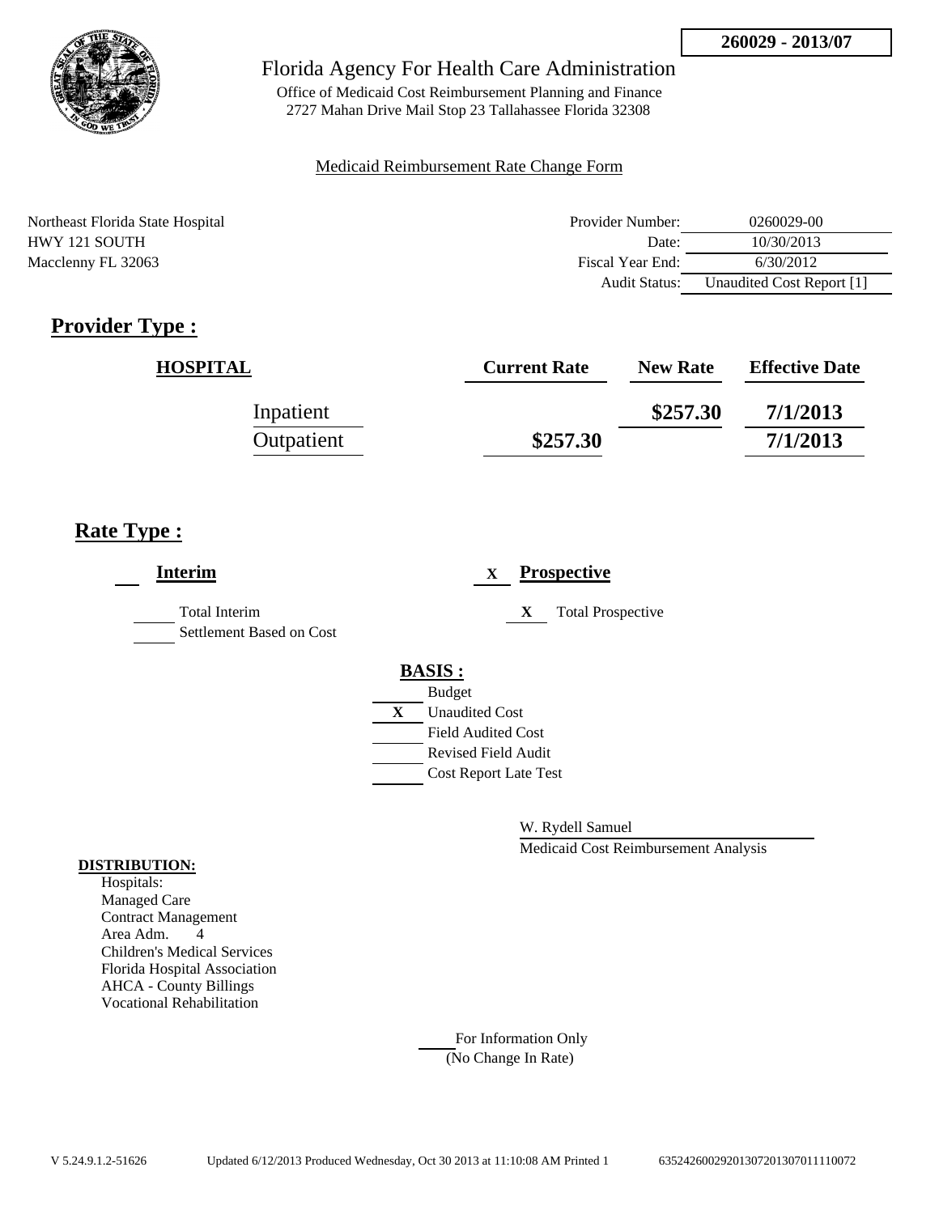260029 - 2013/07

Florida Agency For Health Care Administration

Office of Medicaid Cost Reimbursement Planning and Finance
2727 Mahan Drive Mail Stop 23 Tallahassee Florida 32308

Medicaid Reimbursement Rate Change Form

Northeast Florida State Hospital
HWY 121 SOUTH
Macclenny FL 32063

| | |
|---|---|
| Provider Number: | 0260029-00 |
| Date: | 10/30/2013 |
| Fiscal Year End: | 6/30/2012 |
| Audit Status: | Unaudited Cost Report [1] |

## Provider Type :

| HOSPITAL | Current Rate | New Rate | Effective Date |
|---|---|---|---|
| Inpatient | | $257.30 | 7/1/2013 |
| Outpatient | $257.30 | | 7/1/2013 |

## Rate Type :

**Interim**

Total Interim
Settlement Based on Cost

X **Prospective**

X Total Prospective

**BASIS :**

Budget
X Unaudited Cost
Field Audited Cost
Revised Field Audit
Cost Report Late Test

W. Rydell Samuel
Medicaid Cost Reimbursement Analysis

**DISTRIBUTION:**

Hospitals:
Managed Care
Contract Management
Area Adm. 4
Children's Medical Services
Florida Hospital Association
AHCA - County Billings
Vocational Rehabilitation

For Information Only
(No Change In Rate)

V 5.24.9.1.2-51626 Updated 6/12/2013 Produced Wednesday, Oct 30 2013 at 11:10:08 AM Printed 1 635242600292013072013070111110072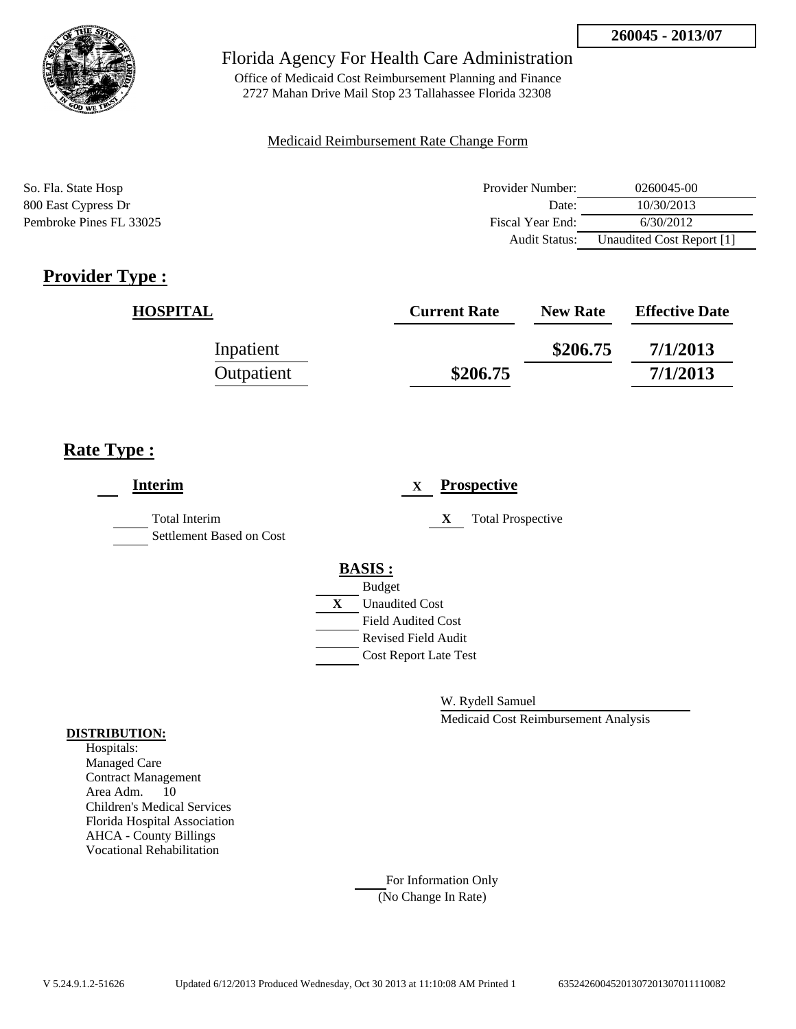**260045 - 2013/07**

Florida Agency For Health Care Administration

Office of Medicaid Cost Reimbursement Planning and Finance
2727 Mahan Drive Mail Stop 23 Tallahassee Florida 32308

Medicaid Reimbursement Rate Change Form

So. Fla. State Hosp
800 East Cypress Dr
Pembroke Pines FL 33025

| | |
|---|---|
| Provider Number: | 0260045-00 |
| Date: | 10/30/2013 |
| Fiscal Year End: | 6/30/2012 |
| Audit Status: | Unaudited Cost Report [1] |

## Provider Type :

| HOSPITAL | Current Rate | New Rate | Effective Date |
|---|---|---|---|
| Inpatient | | **$206.75** | **7/1/2013** |
| Outpatient | **$206.75** | | **7/1/2013** |

## Rate Type :

**Interim**

- ___ Total Interim
- ___ Settlement Based on Cost

X **Prospective**

- X Total Prospective

**BASIS :**

- ___ Budget
- X Unaudited Cost
- ___ Field Audited Cost
- ___ Revised Field Audit
- ___ Cost Report Late Test

W. Rydell Samuel
Medicaid Cost Reimbursement Analysis

**DISTRIBUTION:**

Hospitals:
Managed Care
Contract Management
Area Adm. 10
Children's Medical Services
Florida Hospital Association
AHCA - County Billings
Vocational Rehabilitation

___ For Information Only
(No Change In Rate)

V 5.24.9.1.2-51626 Updated 6/12/2013 Produced Wednesday, Oct 30 2013 at 11:10:08 AM Printed 1 635242600452013072013070111110082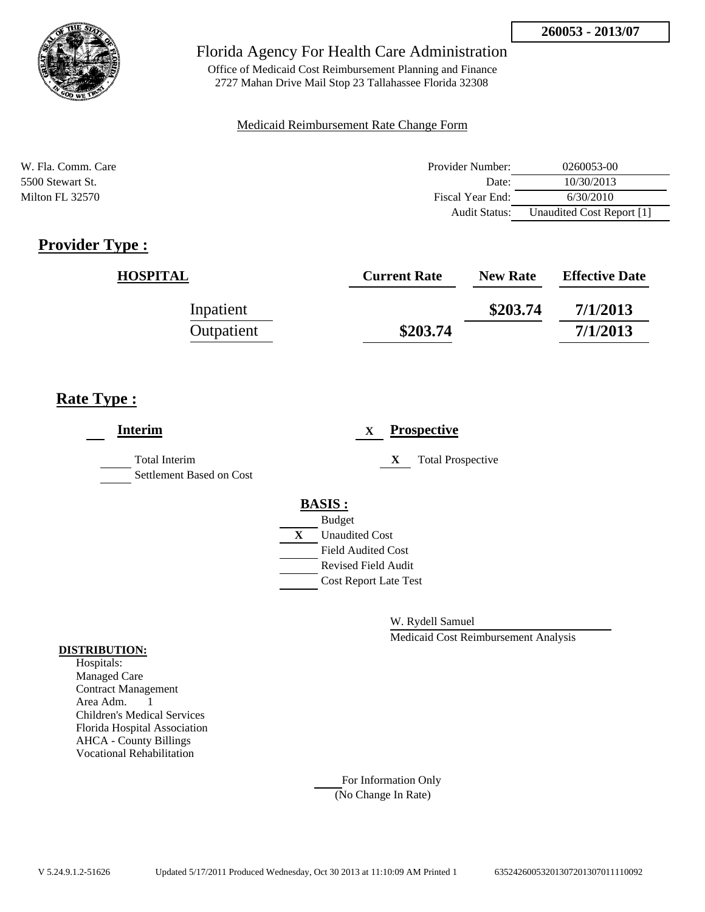**260053 - 2013/07**

Florida Agency For Health Care Administration

Office of Medicaid Cost Reimbursement Planning and Finance
2727 Mahan Drive Mail Stop 23 Tallahassee Florida 32308

Medicaid Reimbursement Rate Change Form

W. Fla. Comm. Care
5500 Stewart St.
Milton FL 32570

| | |
|---|---|
| Provider Number: | 0260053-00 |
| Date: | 10/30/2013 |
| Fiscal Year End: | 6/30/2010 |
| Audit Status: | Unaudited Cost Report [1] |

## Provider Type :

| HOSPITAL | Current Rate | New Rate | Effective Date |
|---|---|---|---|
| Inpatient | | $203.74 | 7/1/2013 |
| Outpatient | $203.74 | | 7/1/2013 |

## Rate Type :

___ **Interim**

___ Total Interim
___ Settlement Based on Cost

X **Prospective**

X Total Prospective

**BASIS :**

___ Budget
X Unaudited Cost
___ Field Audited Cost
___ Revised Field Audit
___ Cost Report Late Test

W. Rydell Samuel
Medicaid Cost Reimbursement Analysis

**DISTRIBUTION:**
Hospitals:
Managed Care
Contract Management
Area Adm. 1
Children's Medical Services
Florida Hospital Association
AHCA - County Billings
Vocational Rehabilitation

___ For Information Only
(No Change In Rate)

V 5.24.9.1.2-51626 Updated 5/17/2011 Produced Wednesday, Oct 30 2013 at 11:10:09 AM Printed 1 635242600532013072013070111110092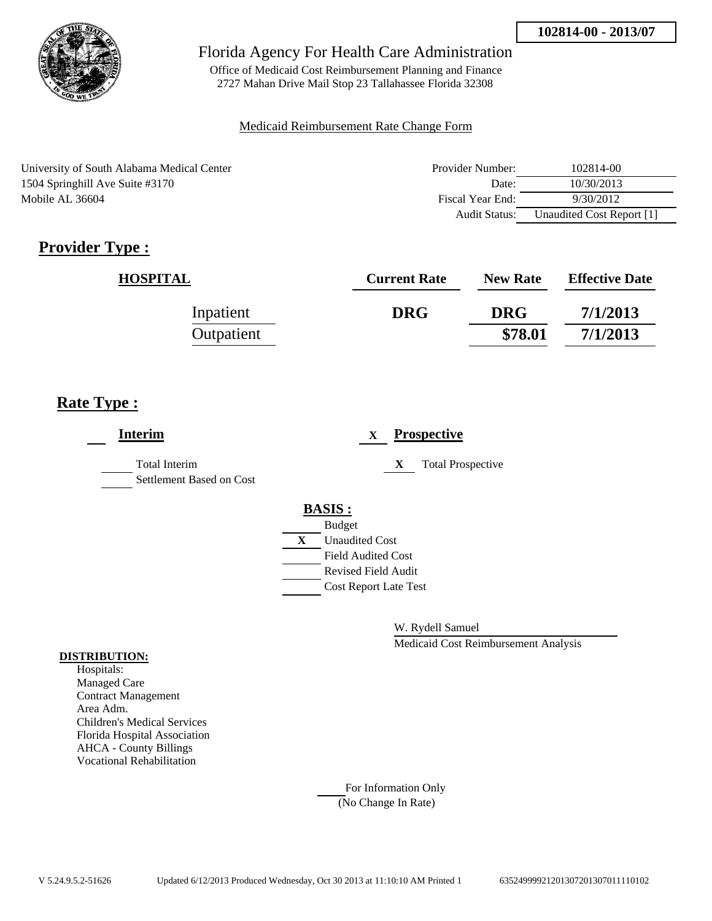102814-00 - 2013/07

# Florida Agency For Health Care Administration

Office of Medicaid Cost Reimbursement Planning and Finance
2727 Mahan Drive Mail Stop 23 Tallahassee Florida 32308

Medicaid Reimbursement Rate Change Form

University of South Alabama Medical Center
1504 Springhill Ave Suite #3170
Mobile AL 36604

| | |
|---|---|
| Provider Number: | 102814-00 |
| Date: | 10/30/2013 |
| Fiscal Year End: | 9/30/2012 |
| Audit Status: | Unaudited Cost Report [1] |

## Provider Type :

| HOSPITAL | Current Rate | New Rate | Effective Date |
|---|---|---|---|
| Inpatient | DRG | DRG | 7/1/2013 |
| Outpatient | | $78.01 | 7/1/2013 |

## Rate Type :

___ **Interim**

___ Total Interim
___ Settlement Based on Cost

X **Prospective**

X Total Prospective

**BASIS :**

___ Budget
X Unaudited Cost
___ Field Audited Cost
___ Revised Field Audit
___ Cost Report Late Test

W. Rydell Samuel
Medicaid Cost Reimbursement Analysis

**DISTRIBUTION:**
Hospitals:
Managed Care
Contract Management
Area Adm.
Children's Medical Services
Florida Hospital Association
AHCA - County Billings
Vocational Rehabilitation

___ For Information Only
(No Change In Rate)

V 5.24.9.5.2-51626 Updated 6/12/2013 Produced Wednesday, Oct 30 2013 at 11:10:10 AM Printed 1 635249999212013072013070111110102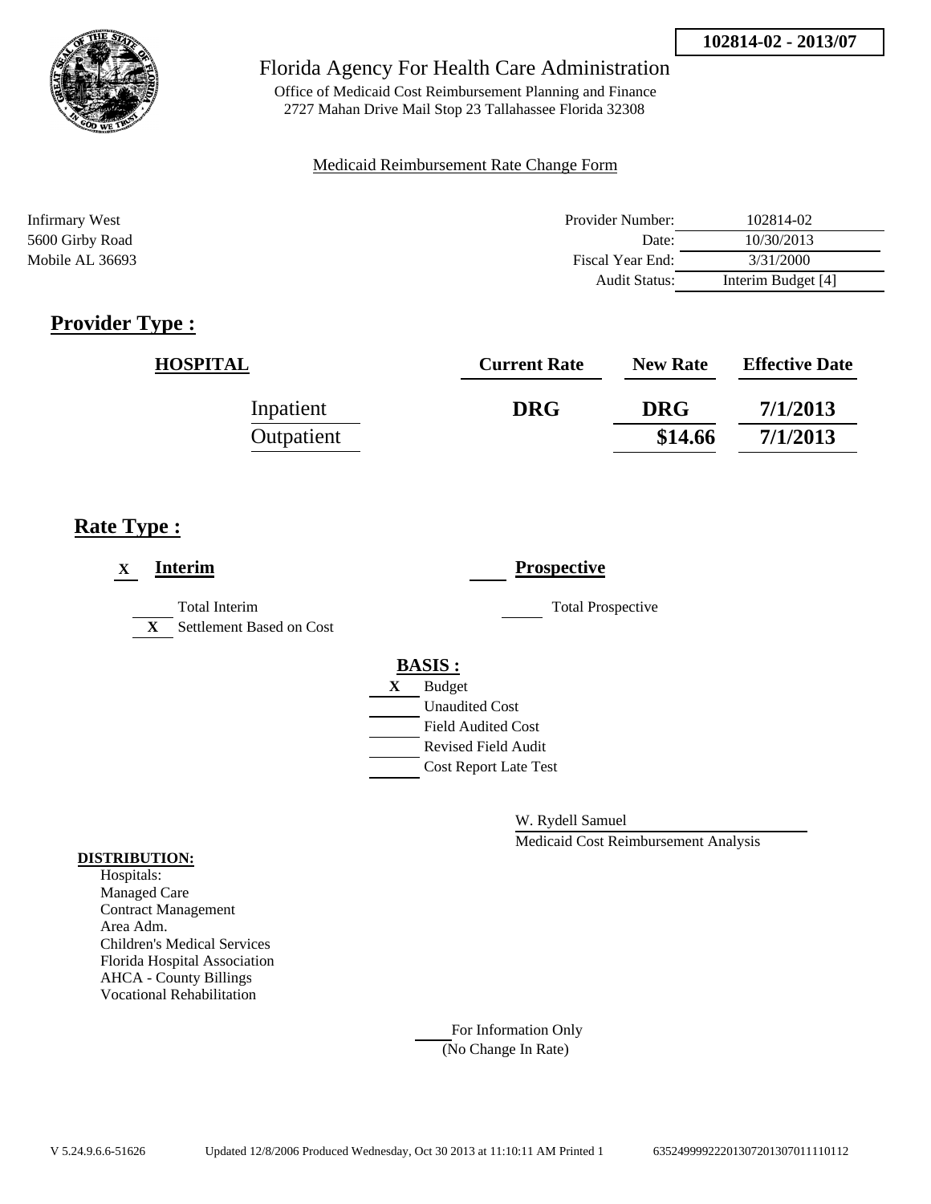102814-02 - 2013/07

Florida Agency For Health Care Administration

Office of Medicaid Cost Reimbursement Planning and Finance
2727 Mahan Drive Mail Stop 23 Tallahassee Florida 32308

Medicaid Reimbursement Rate Change Form

Infirmary West
5600 Girby Road
Mobile AL 36693

| | |
|---|---|
| Provider Number: | 102814-02 |
| Date: | 10/30/2013 |
| Fiscal Year End: | 3/31/2000 |
| Audit Status: | Interim Budget [4] |

## Provider Type :

| HOSPITAL | Current Rate | New Rate | Effective Date |
|---|---|---|---|
| Inpatient | DRG | DRG | 7/1/2013 |
| Outpatient | | $14.66 | 7/1/2013 |

## Rate Type :

X **Interim**

___ Total Interim

X Settlement Based on Cost

___ **Prospective**

___ Total Prospective

**BASIS :**

X Budget

___ Unaudited Cost

___ Field Audited Cost

___ Revised Field Audit

___ Cost Report Late Test

W. Rydell Samuel

Medicaid Cost Reimbursement Analysis

**DISTRIBUTION:**

Hospitals:
Managed Care
Contract Management
Area Adm.
Children's Medical Services
Florida Hospital Association
AHCA - County Billings
Vocational Rehabilitation

___ For Information Only
(No Change In Rate)

V 5.24.9.6.6-51626 Updated 12/8/2006 Produced Wednesday, Oct 30 2013 at 11:10:11 AM Printed 1 635249999222013072013070111110112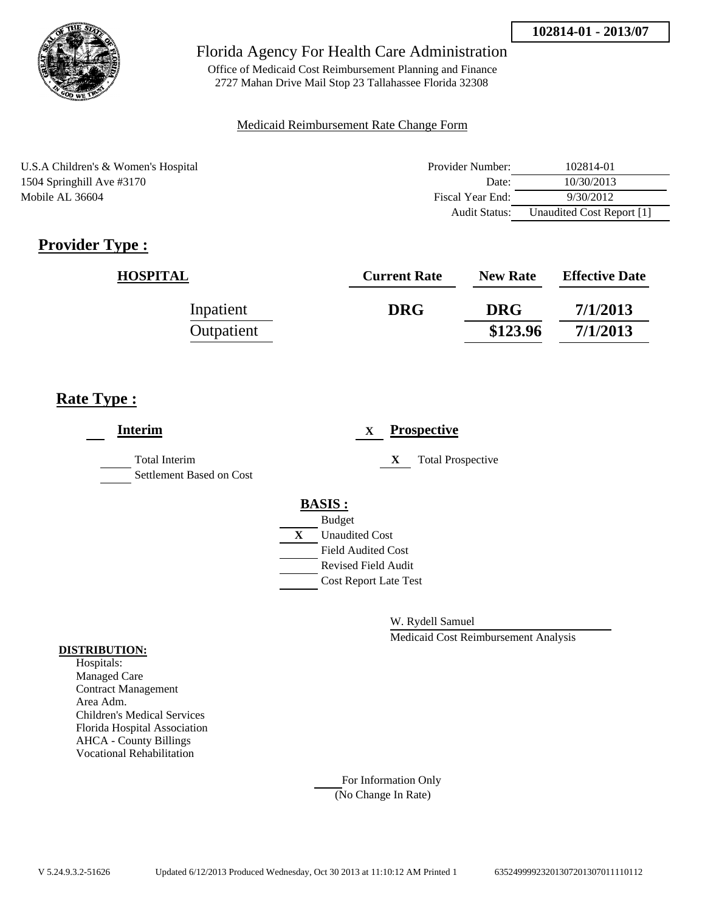102814-01 - 2013/07

Florida Agency For Health Care Administration

Office of Medicaid Cost Reimbursement Planning and Finance
2727 Mahan Drive Mail Stop 23 Tallahassee Florida 32308

Medicaid Reimbursement Rate Change Form

U.S.A Children's & Women's Hospital
1504 Springhill Ave #3170
Mobile AL 36604

| | |
|---|---|
| Provider Number: | 102814-01 |
| Date: | 10/30/2013 |
| Fiscal Year End: | 9/30/2012 |
| Audit Status: | Unaudited Cost Report [1] |

# Provider Type :

| HOSPITAL | Current Rate | New Rate | Effective Date |
|---|---|---|---|
| Inpatient | DRG | DRG | 7/1/2013 |
| Outpatient | | $123.96 | 7/1/2013 |

## Rate Type :

___ **Interim**

___ Total Interim

___ Settlement Based on Cost

X **Prospective**

X Total Prospective

**BASIS :**

___ Budget

X Unaudited Cost

___ Field Audited Cost

___ Revised Field Audit

___ Cost Report Late Test

W. Rydell Samuel

Medicaid Cost Reimbursement Analysis

**DISTRIBUTION:**

Hospitals:
Managed Care
Contract Management
Area Adm.
Children's Medical Services
Florida Hospital Association
AHCA - County Billings
Vocational Rehabilitation

___ For Information Only
(No Change In Rate)

V 5.24.9.3.2-51626 Updated 6/12/2013 Produced Wednesday, Oct 30 2013 at 11:10:12 AM Printed 1 635249999232013072013070111110112